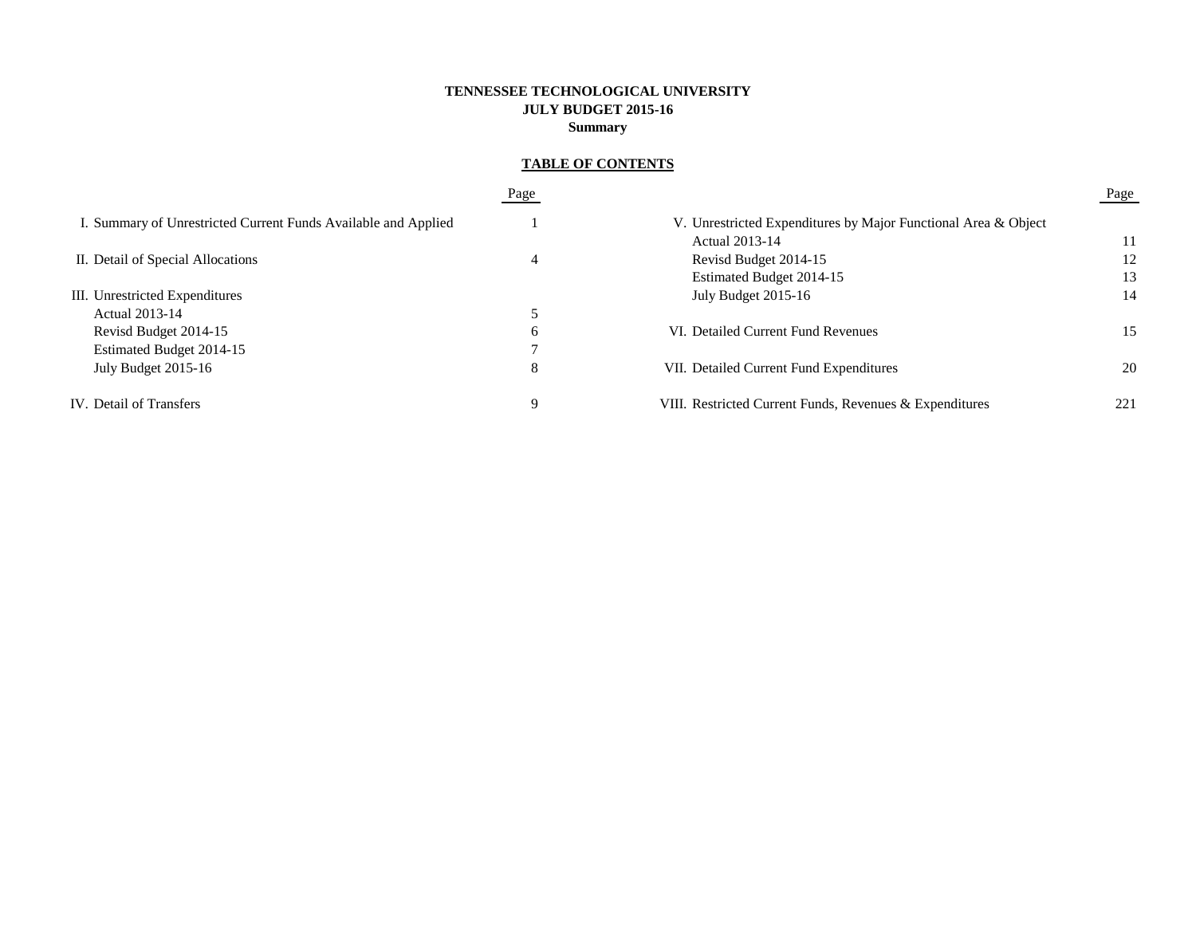**TENNESSEE TECHNOLOGICAL UNIVERSITY**
**JULY BUDGET 2015-16**
**Summary**

**TABLE OF CONTENTS**

| | Page |
|---|---|
| I. Summary of Unrestricted Current Funds Available and Applied | 1 |
| II. Detail of Special Allocations | 4 |
| III. Unrestricted Expenditures | |
| Actual 2013-14 | 5 |
| Revisd Budget 2014-15 | 6 |
| Estimated Budget 2014-15 | 7 |
| July Budget 2015-16 | 8 |
| IV. Detail of Transfers | 9 |
| V. Unrestricted Expenditures by Major Functional Area & Object | |
| Actual 2013-14 | 11 |
| Revisd Budget 2014-15 | 12 |
| Estimated Budget 2014-15 | 13 |
| July Budget 2015-16 | 14 |
| VI. Detailed Current Fund Revenues | 15 |
| VII. Detailed Current Fund Expenditures | 20 |
| VIII. Restricted Current Funds, Revenues & Expenditures | 221 |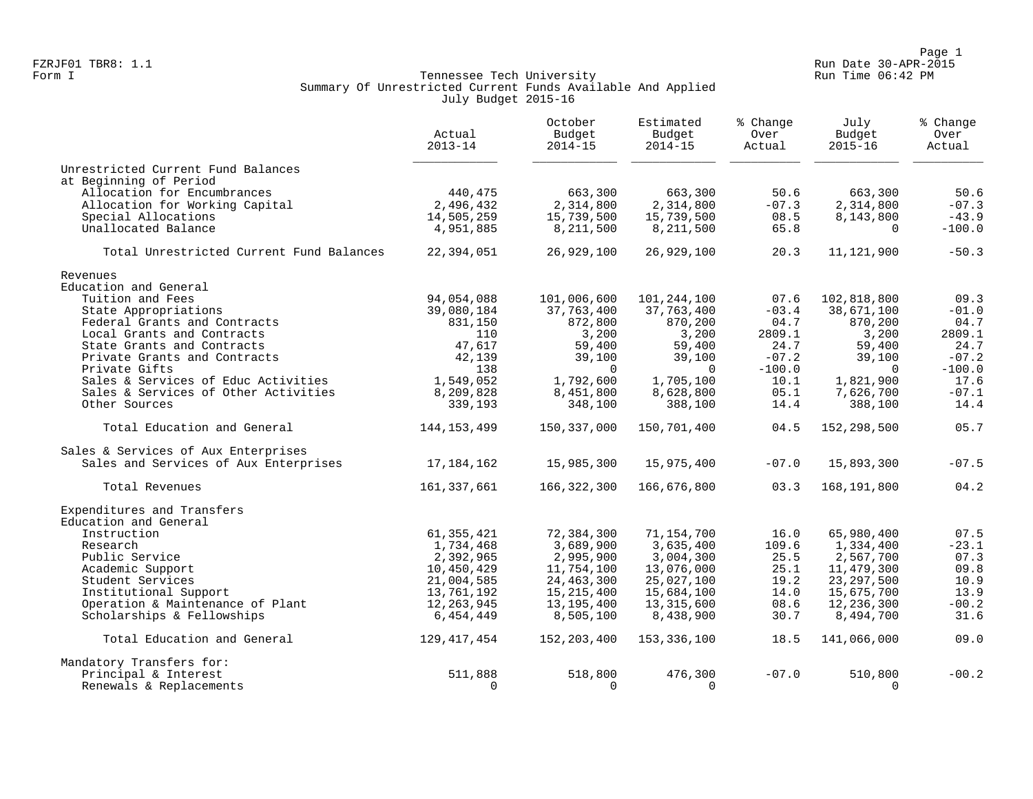FZRJF01 TBR8: 1.1
Form I

Run Date 30-APR-2015
Run Time 06:42 PM

# Tennessee Tech University
## Summary Of Unrestricted Current Funds Available And Applied
### July Budget 2015-16

| | Actual 2013-14 | October Budget 2014-15 | Estimated Budget 2014-15 | % Change Over Actual | July Budget 2015-16 | % Change Over Actual |
|---|---|---|---|---|---|---|
| **Unrestricted Current Fund Balances at Beginning of Period** | | | | | | |
| Allocation for Encumbrances | 440,475 | 663,300 | 663,300 | 50.6 | 663,300 | 50.6 |
| Allocation for Working Capital | 2,496,432 | 2,314,800 | 2,314,800 | -07.3 | 2,314,800 | -07.3 |
| Special Allocations | 14,505,259 | 15,739,500 | 15,739,500 | 08.5 | 8,143,800 | -43.9 |
| Unallocated Balance | 4,951,885 | 8,211,500 | 8,211,500 | 65.8 | 0 | -100.0 |
| Total Unrestricted Current Fund Balances | 22,394,051 | 26,929,100 | 26,929,100 | 20.3 | 11,121,900 | -50.3 |
| **Revenues** | | | | | | |
| **Education and General** | | | | | | |
| Tuition and Fees | 94,054,088 | 101,006,600 | 101,244,100 | 07.6 | 102,818,800 | 09.3 |
| State Appropriations | 39,080,184 | 37,763,400 | 37,763,400 | -03.4 | 38,671,100 | -01.0 |
| Federal Grants and Contracts | 831,150 | 872,800 | 870,200 | 04.7 | 870,200 | 04.7 |
| Local Grants and Contracts | 110 | 3,200 | 3,200 | 2809.1 | 3,200 | 2809.1 |
| State Grants and Contracts | 47,617 | 59,400 | 59,400 | 24.7 | 59,400 | 24.7 |
| Private Grants and Contracts | 42,139 | 39,100 | 39,100 | -07.2 | 39,100 | -07.2 |
| Private Gifts | 138 | 0 | 0 | -100.0 | 0 | -100.0 |
| Sales & Services of Educ Activities | 1,549,052 | 1,792,600 | 1,705,100 | 10.1 | 1,821,900 | 17.6 |
| Sales & Services of Other Activities | 8,209,828 | 8,451,800 | 8,628,800 | 05.1 | 7,626,700 | -07.1 |
| Other Sources | 339,193 | 348,100 | 388,100 | 14.4 | 388,100 | 14.4 |
| Total Education and General | 144,153,499 | 150,337,000 | 150,701,400 | 04.5 | 152,298,500 | 05.7 |
| **Sales & Services of Aux Enterprises** | | | | | | |
| Sales and Services of Aux Enterprises | 17,184,162 | 15,985,300 | 15,975,400 | -07.0 | 15,893,300 | -07.5 |
| Total Revenues | 161,337,661 | 166,322,300 | 166,676,800 | 03.3 | 168,191,800 | 04.2 |
| **Expenditures and Transfers** | | | | | | |
| **Education and General** | | | | | | |
| Instruction | 61,355,421 | 72,384,300 | 71,154,700 | 16.0 | 65,980,400 | 07.5 |
| Research | 1,734,468 | 3,689,900 | 3,635,400 | 109.6 | 1,334,400 | -23.1 |
| Public Service | 2,392,965 | 2,995,900 | 3,004,300 | 25.5 | 2,567,700 | 07.3 |
| Academic Support | 10,450,429 | 11,754,100 | 13,076,000 | 25.1 | 11,479,300 | 09.8 |
| Student Services | 21,004,585 | 24,463,300 | 25,027,100 | 19.2 | 23,297,500 | 10.9 |
| Institutional Support | 13,761,192 | 15,215,400 | 15,684,100 | 14.0 | 15,675,700 | 13.9 |
| Operation & Maintenance of Plant | 12,263,945 | 13,195,400 | 13,315,600 | 08.6 | 12,236,300 | -00.2 |
| Scholarships & Fellowships | 6,454,449 | 8,505,100 | 8,438,900 | 30.7 | 8,494,700 | 31.6 |
| Total Education and General | 129,417,454 | 152,203,400 | 153,336,100 | 18.5 | 141,066,000 | 09.0 |
| **Mandatory Transfers for:** | | | | | | |
| Principal & Interest | 511,888 | 518,800 | 476,300 | -07.0 | 510,800 | -00.2 |
| Renewals & Replacements | 0 | 0 | 0 | | 0 | |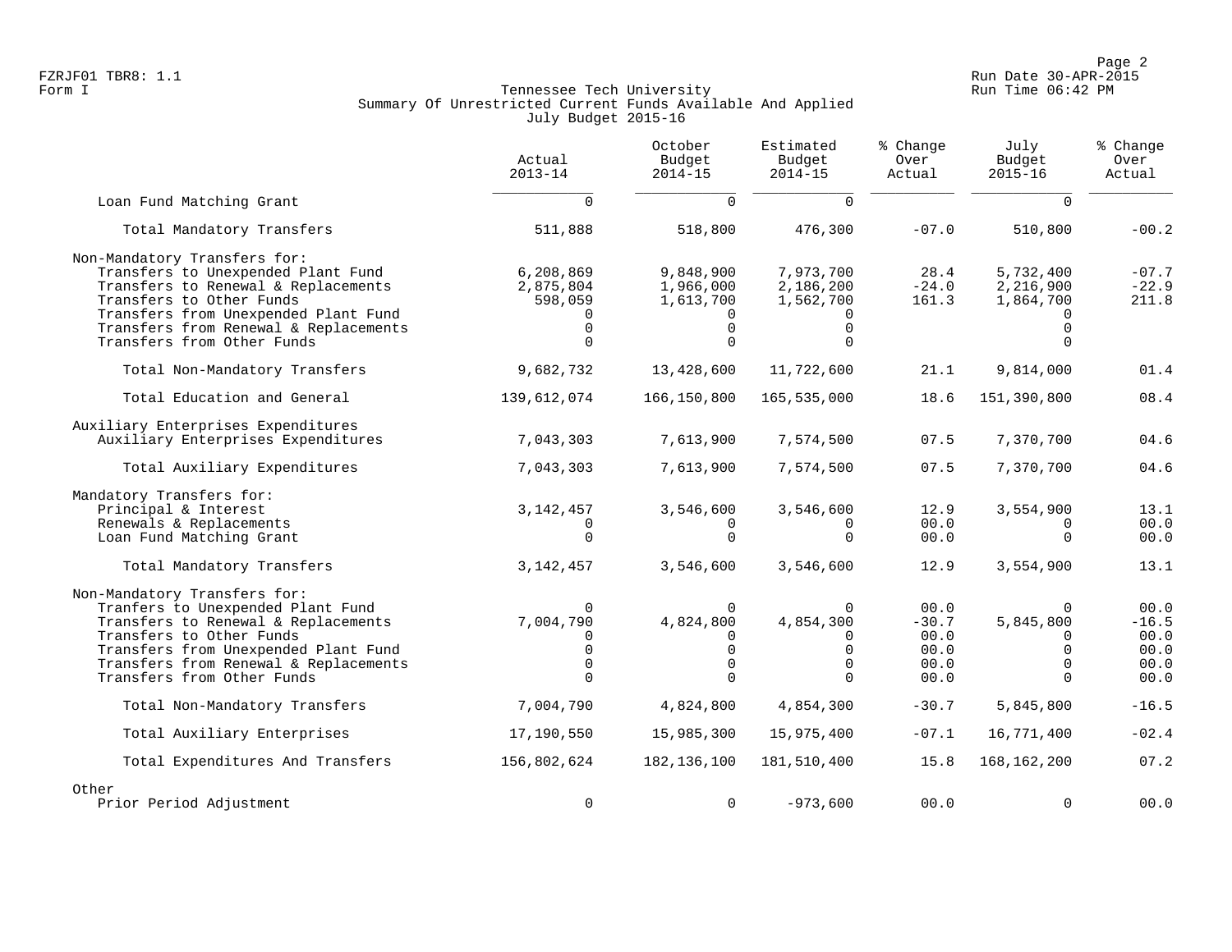Tennessee Tech University
Summary Of Unrestricted Current Funds Available And Applied
July Budget 2015-16

| | Actual 2013-14 | October Budget 2014-15 | Estimated Budget 2014-15 | % Change Over Actual | July Budget 2015-16 | % Change Over Actual |
|---|---|---|---|---|---|---|
| Loan Fund Matching Grant | 0 | 0 | 0 | | 0 | |
| Total Mandatory Transfers | 511,888 | 518,800 | 476,300 | -07.0 | 510,800 | -00.2 |
| Non-Mandatory Transfers for: | | | | | | |
| Transfers to Unexpended Plant Fund | 6,208,869 | 9,848,900 | 7,973,700 | 28.4 | 5,732,400 | -07.7 |
| Transfers to Renewal & Replacements | 2,875,804 | 1,966,000 | 2,186,200 | -24.0 | 2,216,900 | -22.9 |
| Transfers to Other Funds | 598,059 | 1,613,700 | 1,562,700 | 161.3 | 1,864,700 | 211.8 |
| Transfers from Unexpended Plant Fund | 0 | 0 | 0 | | 0 | |
| Transfers from Renewal & Replacements | 0 | 0 | 0 | | 0 | |
| Transfers from Other Funds | 0 | 0 | 0 | | 0 | |
| Total Non-Mandatory Transfers | 9,682,732 | 13,428,600 | 11,722,600 | 21.1 | 9,814,000 | 01.4 |
| Total Education and General | 139,612,074 | 166,150,800 | 165,535,000 | 18.6 | 151,390,800 | 08.4 |
| Auxiliary Enterprises Expenditures | | | | | | |
| Auxiliary Enterprises Expenditures | 7,043,303 | 7,613,900 | 7,574,500 | 07.5 | 7,370,700 | 04.6 |
| Total Auxiliary Expenditures | 7,043,303 | 7,613,900 | 7,574,500 | 07.5 | 7,370,700 | 04.6 |
| Mandatory Transfers for: | | | | | | |
| Principal & Interest | 3,142,457 | 3,546,600 | 3,546,600 | 12.9 | 3,554,900 | 13.1 |
| Renewals & Replacements | 0 | 0 | 0 | 00.0 | 0 | 00.0 |
| Loan Fund Matching Grant | 0 | 0 | 0 | 00.0 | 0 | 00.0 |
| Total Mandatory Transfers | 3,142,457 | 3,546,600 | 3,546,600 | 12.9 | 3,554,900 | 13.1 |
| Non-Mandatory Transfers for: | | | | | | |
| Tranfers to Unexpended Plant Fund | 0 | 0 | 0 | 00.0 | 0 | 00.0 |
| Transfers to Renewal & Replacements | 7,004,790 | 4,824,800 | 4,854,300 | -30.7 | 5,845,800 | -16.5 |
| Transfers to Other Funds | 0 | 0 | 0 | 00.0 | 0 | 00.0 |
| Transfers from Unexpended Plant Fund | 0 | 0 | 0 | 00.0 | 0 | 00.0 |
| Transfers from Renewal & Replacements | 0 | 0 | 0 | 00.0 | 0 | 00.0 |
| Transfers from Other Funds | 0 | 0 | 0 | 00.0 | 0 | 00.0 |
| Total Non-Mandatory Transfers | 7,004,790 | 4,824,800 | 4,854,300 | -30.7 | 5,845,800 | -16.5 |
| Total Auxiliary Enterprises | 17,190,550 | 15,985,300 | 15,975,400 | -07.1 | 16,771,400 | -02.4 |
| Total Expenditures And Transfers | 156,802,624 | 182,136,100 | 181,510,400 | 15.8 | 168,162,200 | 07.2 |
| Other | | | | | | |
| Prior Period Adjustment | 0 | 0 | -973,600 | 00.0 | 0 | 00.0 |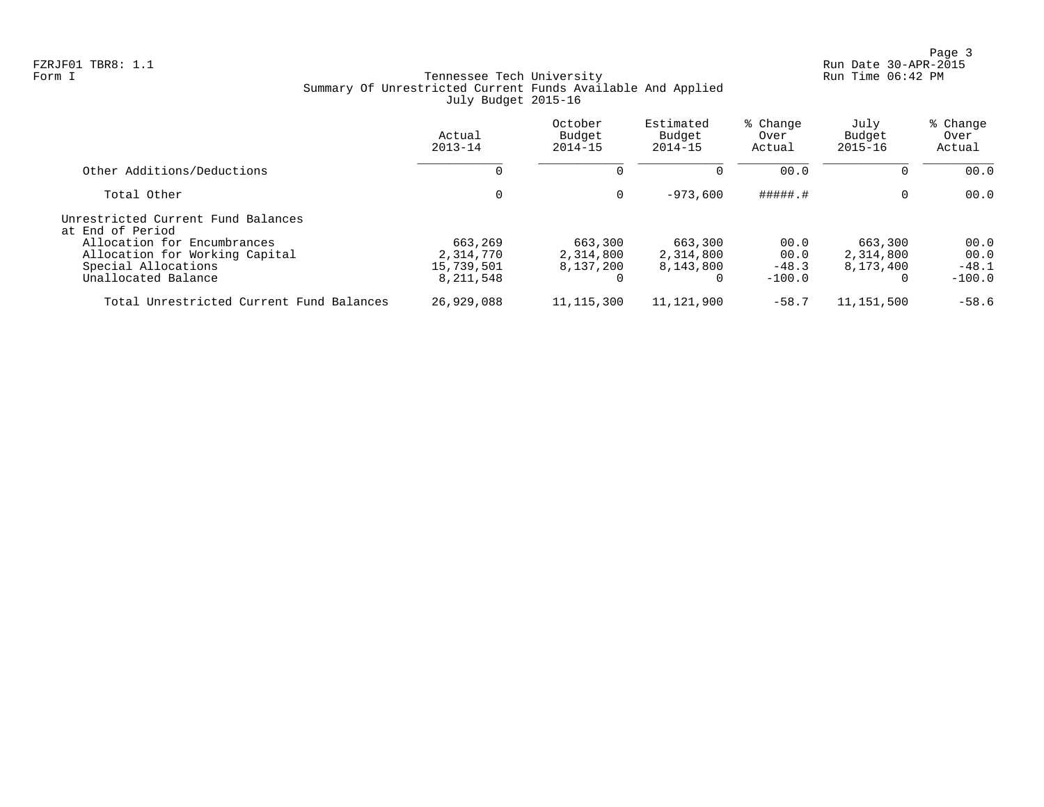FZRJF01 TBR8: 1.1
Form I

Tennessee Tech University
Summary Of Unrestricted Current Funds Available And Applied
July Budget 2015-16

Run Date 30-APR-2015
Run Time 06:42 PM

| | Actual 2013-14 | October Budget 2014-15 | Estimated Budget 2014-15 | % Change Over Actual | July Budget 2015-16 | % Change Over Actual |
|---|---|---|---|---|---|---|
| Other Additions/Deductions | 0 | 0 | 0 | 00.0 | 0 | 00.0 |
| Total Other | 0 | 0 | -973,600 | #####.# | 0 | 00.0 |
| Unrestricted Current Fund Balances at End of Period | | | | | | |
| Allocation for Encumbrances | 663,269 | 663,300 | 663,300 | 00.0 | 663,300 | 00.0 |
| Allocation for Working Capital | 2,314,770 | 2,314,800 | 2,314,800 | 00.0 | 2,314,800 | 00.0 |
| Special Allocations | 15,739,501 | 8,137,200 | 8,143,800 | -48.3 | 8,173,400 | -48.1 |
| Unallocated Balance | 8,211,548 | 0 | 0 | -100.0 | 0 | -100.0 |
| Total Unrestricted Current Fund Balances | 26,929,088 | 11,115,300 | 11,121,900 | -58.7 | 11,151,500 | -58.6 |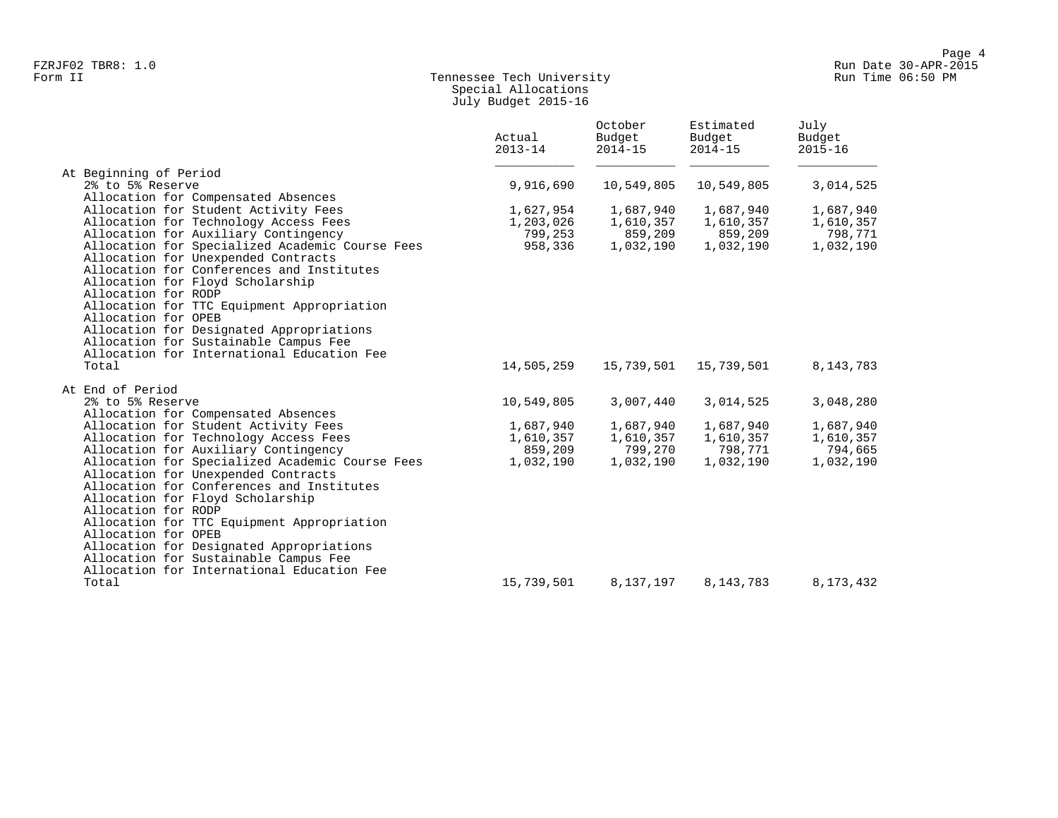FZRJF02 TBR8: 1.0
Form II

Run Date 30-APR-2015
Run Time 06:50 PM

# Tennessee Tech University
## Special Allocations
## July Budget 2015-16

| | Actual 2013-14 | October Budget 2014-15 | Estimated Budget 2014-15 | July Budget 2015-16 |
|---|---|---|---|---|
| **At Beginning of Period** | | | | |
| 2% to 5% Reserve | 9,916,690 | 10,549,805 | 10,549,805 | 3,014,525 |
| Allocation for Compensated Absences | | | | |
| Allocation for Student Activity Fees | 1,627,954 | 1,687,940 | 1,687,940 | 1,687,940 |
| Allocation for Technology Access Fees | 1,203,026 | 1,610,357 | 1,610,357 | 1,610,357 |
| Allocation for Auxiliary Contingency | 799,253 | 859,209 | 859,209 | 798,771 |
| Allocation for Specialized Academic Course Fees | 958,336 | 1,032,190 | 1,032,190 | 1,032,190 |
| Allocation for Unexpended Contracts | | | | |
| Allocation for Conferences and Institutes | | | | |
| Allocation for Floyd Scholarship | | | | |
| Allocation for RODP | | | | |
| Allocation for TTC Equipment Appropriation | | | | |
| Allocation for OPEB | | | | |
| Allocation for Designated Appropriations | | | | |
| Allocation for Sustainable Campus Fee | | | | |
| Allocation for International Education Fee | | | | |
| Total | 14,505,259 | 15,739,501 | 15,739,501 | 8,143,783 |
| **At End of Period** | | | | |
| 2% to 5% Reserve | 10,549,805 | 3,007,440 | 3,014,525 | 3,048,280 |
| Allocation for Compensated Absences | | | | |
| Allocation for Student Activity Fees | 1,687,940 | 1,687,940 | 1,687,940 | 1,687,940 |
| Allocation for Technology Access Fees | 1,610,357 | 1,610,357 | 1,610,357 | 1,610,357 |
| Allocation for Auxiliary Contingency | 859,209 | 799,270 | 798,771 | 794,665 |
| Allocation for Specialized Academic Course Fees | 1,032,190 | 1,032,190 | 1,032,190 | 1,032,190 |
| Allocation for Unexpended Contracts | | | | |
| Allocation for Conferences and Institutes | | | | |
| Allocation for Floyd Scholarship | | | | |
| Allocation for RODP | | | | |
| Allocation for TTC Equipment Appropriation | | | | |
| Allocation for OPEB | | | | |
| Allocation for Designated Appropriations | | | | |
| Allocation for Sustainable Campus Fee | | | | |
| Allocation for International Education Fee | | | | |
| Total | 15,739,501 | 8,137,197 | 8,143,783 | 8,173,432 |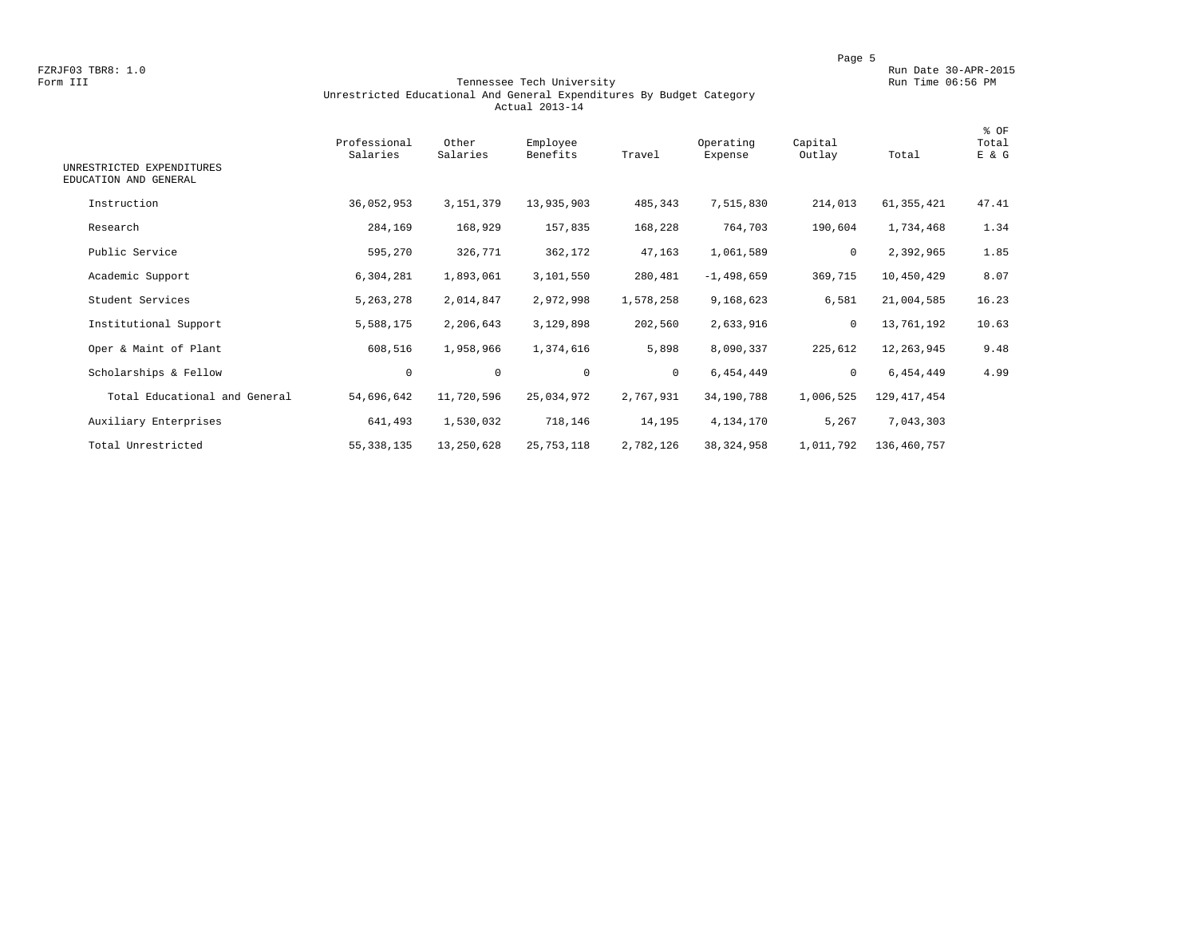FZRJF03 TBR8: 1.0
Form III

Run Date 30-APR-2015
Run Time 06:56 PM

## Tennessee Tech University
### Unrestricted Educational And General Expenditures By Budget Category
### Actual 2013-14

| UNRESTRICTED EXPENDITURES EDUCATION AND GENERAL | Professional Salaries | Other Salaries | Employee Benefits | Travel | Operating Expense | Capital Outlay | Total | % OF Total E & G |
|---|---|---|---|---|---|---|---|---|
| Instruction | 36,052,953 | 3,151,379 | 13,935,903 | 485,343 | 7,515,830 | 214,013 | 61,355,421 | 47.41 |
| Research | 284,169 | 168,929 | 157,835 | 168,228 | 764,703 | 190,604 | 1,734,468 | 1.34 |
| Public Service | 595,270 | 326,771 | 362,172 | 47,163 | 1,061,589 | 0 | 2,392,965 | 1.85 |
| Academic Support | 6,304,281 | 1,893,061 | 3,101,550 | 280,481 | -1,498,659 | 369,715 | 10,450,429 | 8.07 |
| Student Services | 5,263,278 | 2,014,847 | 2,972,998 | 1,578,258 | 9,168,623 | 6,581 | 21,004,585 | 16.23 |
| Institutional Support | 5,588,175 | 2,206,643 | 3,129,898 | 202,560 | 2,633,916 | 0 | 13,761,192 | 10.63 |
| Oper & Maint of Plant | 608,516 | 1,958,966 | 1,374,616 | 5,898 | 8,090,337 | 225,612 | 12,263,945 | 9.48 |
| Scholarships & Fellow | 0 | 0 | 0 | 0 | 6,454,449 | 0 | 6,454,449 | 4.99 |
| Total Educational and General | 54,696,642 | 11,720,596 | 25,034,972 | 2,767,931 | 34,190,788 | 1,006,525 | 129,417,454 | |
| Auxiliary Enterprises | 641,493 | 1,530,032 | 718,146 | 14,195 | 4,134,170 | 5,267 | 7,043,303 | |
| Total Unrestricted | 55,338,135 | 13,250,628 | 25,753,118 | 2,782,126 | 38,324,958 | 1,011,792 | 136,460,757 | |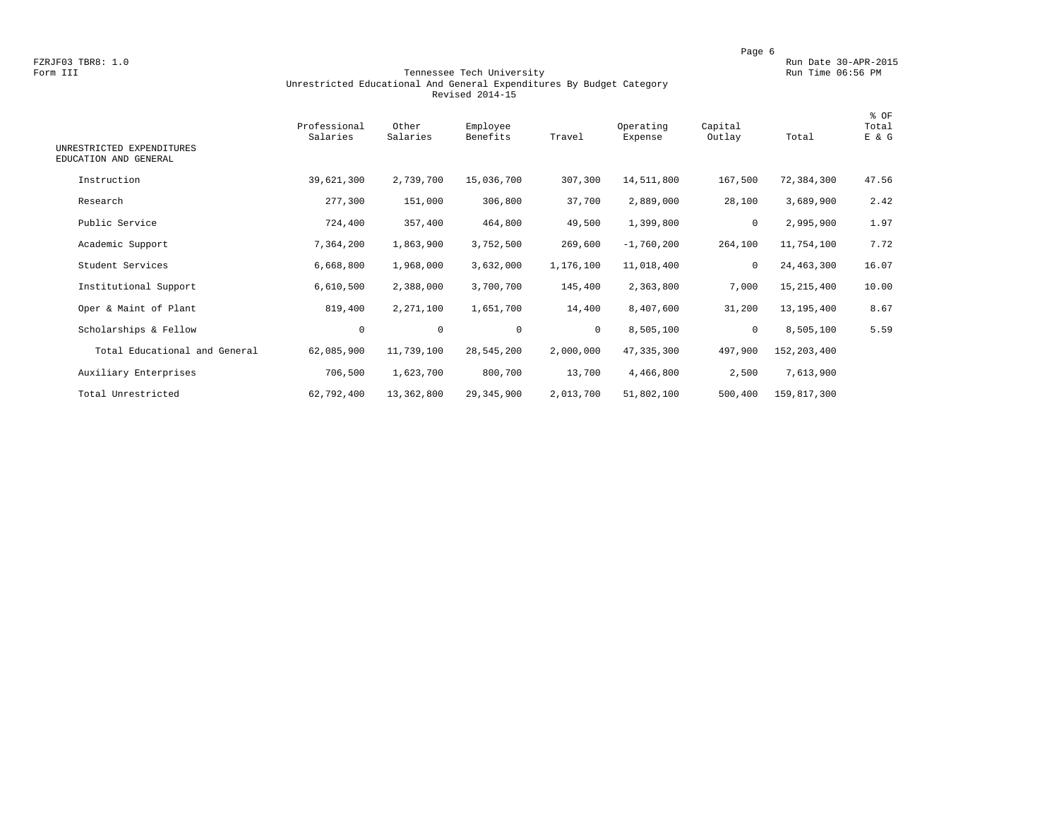FZRJF03 TBR8: 1.0
Form III

Run Date 30-APR-2015
Run Time 06:56 PM

# Tennessee Tech University
## Unrestricted Educational And General Expenditures By Budget Category
### Revised 2014-15

| UNRESTRICTED EXPENDITURES EDUCATION AND GENERAL | Professional Salaries | Other Salaries | Employee Benefits | Travel | Operating Expense | Capital Outlay | Total | % OF Total E & G |
|---|---|---|---|---|---|---|---|---|
| Instruction | 39,621,300 | 2,739,700 | 15,036,700 | 307,300 | 14,511,800 | 167,500 | 72,384,300 | 47.56 |
| Research | 277,300 | 151,000 | 306,800 | 37,700 | 2,889,000 | 28,100 | 3,689,900 | 2.42 |
| Public Service | 724,400 | 357,400 | 464,800 | 49,500 | 1,399,800 | 0 | 2,995,900 | 1.97 |
| Academic Support | 7,364,200 | 1,863,900 | 3,752,500 | 269,600 | -1,760,200 | 264,100 | 11,754,100 | 7.72 |
| Student Services | 6,668,800 | 1,968,000 | 3,632,000 | 1,176,100 | 11,018,400 | 0 | 24,463,300 | 16.07 |
| Institutional Support | 6,610,500 | 2,388,000 | 3,700,700 | 145,400 | 2,363,800 | 7,000 | 15,215,400 | 10.00 |
| Oper & Maint of Plant | 819,400 | 2,271,100 | 1,651,700 | 14,400 | 8,407,600 | 31,200 | 13,195,400 | 8.67 |
| Scholarships & Fellow | 0 | 0 | 0 | 0 | 8,505,100 | 0 | 8,505,100 | 5.59 |
| Total Educational and General | 62,085,900 | 11,739,100 | 28,545,200 | 2,000,000 | 47,335,300 | 497,900 | 152,203,400 | |
| Auxiliary Enterprises | 706,500 | 1,623,700 | 800,700 | 13,700 | 4,466,800 | 2,500 | 7,613,900 | |
| Total Unrestricted | 62,792,400 | 13,362,800 | 29,345,900 | 2,013,700 | 51,802,100 | 500,400 | 159,817,300 | |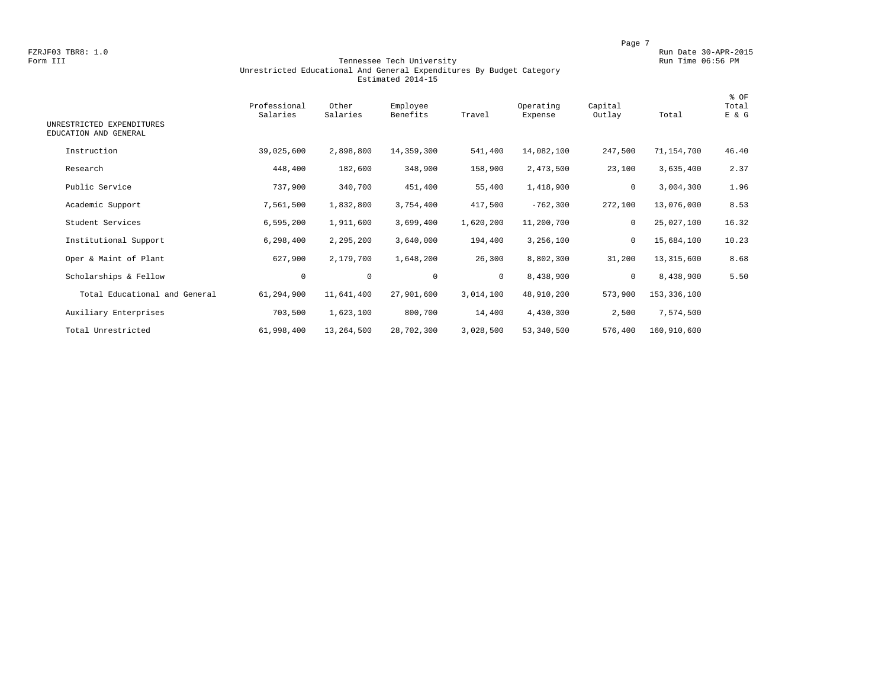FZRJF03 TBR8: 1.0
Form III

Run Date 30-APR-2015
Run Time 06:56 PM

# Tennessee Tech University
## Unrestricted Educational And General Expenditures By Budget Category
### Estimated 2014-15

| UNRESTRICTED EXPENDITURES EDUCATION AND GENERAL | Professional Salaries | Other Salaries | Employee Benefits | Travel | Operating Expense | Capital Outlay | Total | % OF Total E & G |
|---|---|---|---|---|---|---|---|---|
| Instruction | 39,025,600 | 2,898,800 | 14,359,300 | 541,400 | 14,082,100 | 247,500 | 71,154,700 | 46.40 |
| Research | 448,400 | 182,600 | 348,900 | 158,900 | 2,473,500 | 23,100 | 3,635,400 | 2.37 |
| Public Service | 737,900 | 340,700 | 451,400 | 55,400 | 1,418,900 | 0 | 3,004,300 | 1.96 |
| Academic Support | 7,561,500 | 1,832,800 | 3,754,400 | 417,500 | -762,300 | 272,100 | 13,076,000 | 8.53 |
| Student Services | 6,595,200 | 1,911,600 | 3,699,400 | 1,620,200 | 11,200,700 | 0 | 25,027,100 | 16.32 |
| Institutional Support | 6,298,400 | 2,295,200 | 3,640,000 | 194,400 | 3,256,100 | 0 | 15,684,100 | 10.23 |
| Oper & Maint of Plant | 627,900 | 2,179,700 | 1,648,200 | 26,300 | 8,802,300 | 31,200 | 13,315,600 | 8.68 |
| Scholarships & Fellow | 0 | 0 | 0 | 0 | 8,438,900 | 0 | 8,438,900 | 5.50 |
| Total Educational and General | 61,294,900 | 11,641,400 | 27,901,600 | 3,014,100 | 48,910,200 | 573,900 | 153,336,100 | |
| Auxiliary Enterprises | 703,500 | 1,623,100 | 800,700 | 14,400 | 4,430,300 | 2,500 | 7,574,500 | |
| Total Unrestricted | 61,998,400 | 13,264,500 | 28,702,300 | 3,028,500 | 53,340,500 | 576,400 | 160,910,600 | |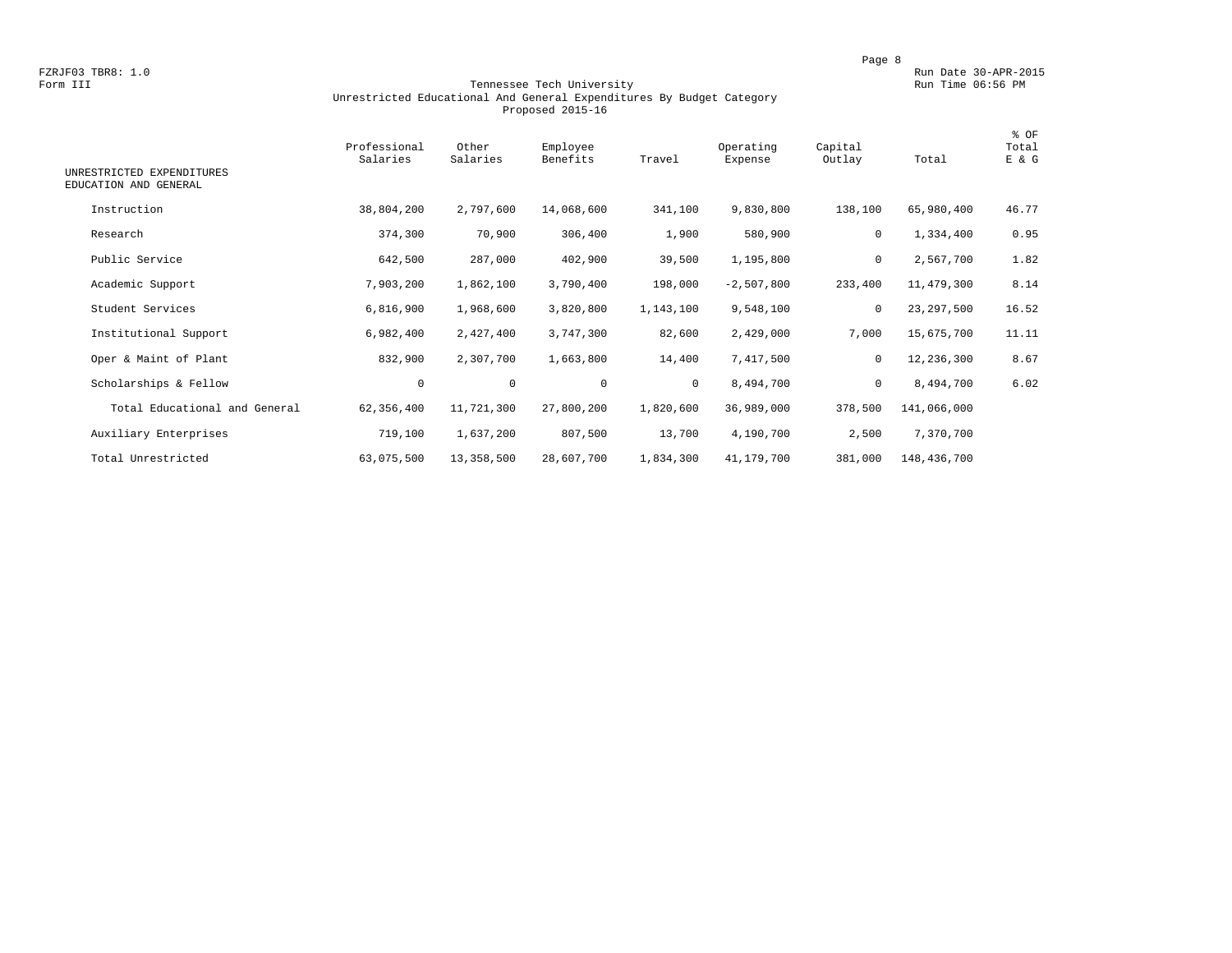FZRJF03 TBR8: 1.0

Form III

Run Date 30-APR-2015

Run Time 06:56 PM

# Tennessee Tech University

## Unrestricted Educational And General Expenditures By Budget Category

### Proposed 2015-16

| UNRESTRICTED EXPENDITURES EDUCATION AND GENERAL | Professional Salaries | Other Salaries | Employee Benefits | Travel | Operating Expense | Capital Outlay | Total | % OF Total E & G |
|---|---|---|---|---|---|---|---|---|
| Instruction | 38,804,200 | 2,797,600 | 14,068,600 | 341,100 | 9,830,800 | 138,100 | 65,980,400 | 46.77 |
| Research | 374,300 | 70,900 | 306,400 | 1,900 | 580,900 | 0 | 1,334,400 | 0.95 |
| Public Service | 642,500 | 287,000 | 402,900 | 39,500 | 1,195,800 | 0 | 2,567,700 | 1.82 |
| Academic Support | 7,903,200 | 1,862,100 | 3,790,400 | 198,000 | -2,507,800 | 233,400 | 11,479,300 | 8.14 |
| Student Services | 6,816,900 | 1,968,600 | 3,820,800 | 1,143,100 | 9,548,100 | 0 | 23,297,500 | 16.52 |
| Institutional Support | 6,982,400 | 2,427,400 | 3,747,300 | 82,600 | 2,429,000 | 7,000 | 15,675,700 | 11.11 |
| Oper & Maint of Plant | 832,900 | 2,307,700 | 1,663,800 | 14,400 | 7,417,500 | 0 | 12,236,300 | 8.67 |
| Scholarships & Fellow | 0 | 0 | 0 | 0 | 8,494,700 | 0 | 8,494,700 | 6.02 |
| Total Educational and General | 62,356,400 | 11,721,300 | 27,800,200 | 1,820,600 | 36,989,000 | 378,500 | 141,066,000 | |
| Auxiliary Enterprises | 719,100 | 1,637,200 | 807,500 | 13,700 | 4,190,700 | 2,500 | 7,370,700 | |
| Total Unrestricted | 63,075,500 | 13,358,500 | 28,607,700 | 1,834,300 | 41,179,700 | 381,000 | 148,436,700 | |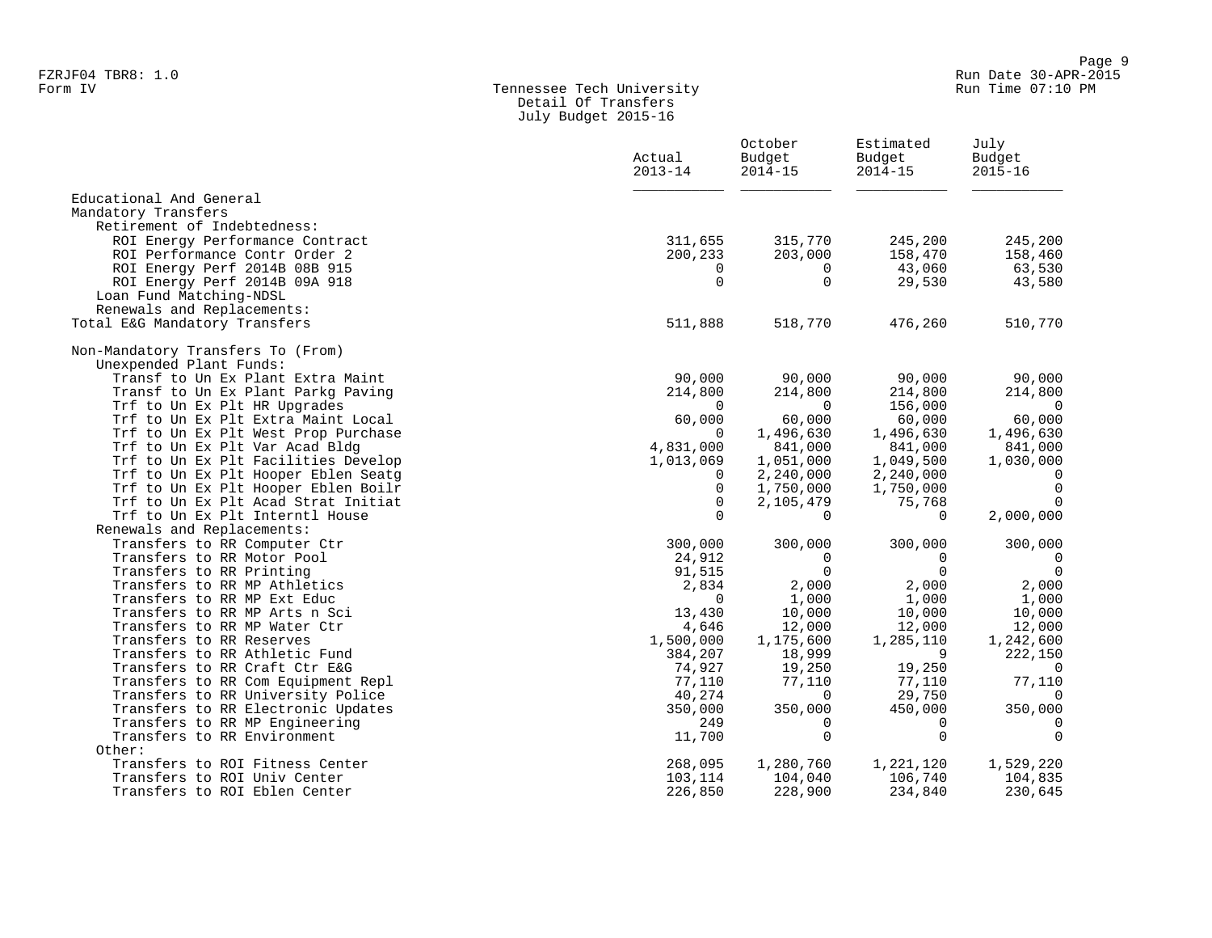Tennessee Tech University
Detail Of Transfers
July Budget 2015-16

| | Actual 2013-14 | October Budget 2014-15 | Estimated Budget 2014-15 | July Budget 2015-16 |
|---|---|---|---|---|
| Educational And General | | | | |
| Mandatory Transfers | | | | |
| Retirement of Indebtedness: | | | | |
| ROI Energy Performance Contract | 311,655 | 315,770 | 245,200 | 245,200 |
| ROI Performance Contr Order 2 | 200,233 | 203,000 | 158,470 | 158,460 |
| ROI Energy Perf 2014B 08B 915 | 0 | 0 | 43,060 | 63,530 |
| ROI Energy Perf 2014B 09A 918 | 0 | 0 | 29,530 | 43,580 |
| Loan Fund Matching-NDSL | | | | |
| Renewals and Replacements: | | | | |
| Total E&G Mandatory Transfers | 511,888 | 518,770 | 476,260 | 510,770 |
| | | | | |
| Non-Mandatory Transfers To (From) | | | | |
| Unexpended Plant Funds: | | | | |
| Transf to Un Ex Plant Extra Maint | 90,000 | 90,000 | 90,000 | 90,000 |
| Transf to Un Ex Plant Parkg Paving | 214,800 | 214,800 | 214,800 | 214,800 |
| Trf to Un Ex Plt HR Upgrades | 0 | 0 | 156,000 | 0 |
| Trf to Un Ex Plt Extra Maint Local | 60,000 | 60,000 | 60,000 | 60,000 |
| Trf to Un Ex Plt West Prop Purchase | 0 | 1,496,630 | 1,496,630 | 1,496,630 |
| Trf to Un Ex Plt Var Acad Bldg | 4,831,000 | 841,000 | 841,000 | 841,000 |
| Trf to Un Ex Plt Facilities Develop | 1,013,069 | 1,051,000 | 1,049,500 | 1,030,000 |
| Trf to Un Ex Plt Hooper Eblen Seatg | 0 | 2,240,000 | 2,240,000 | 0 |
| Trf to Un Ex Plt Hooper Eblen Boilr | 0 | 1,750,000 | 1,750,000 | 0 |
| Trf to Un Ex Plt Acad Strat Initiat | 0 | 2,105,479 | 75,768 | 0 |
| Trf to Un Ex Plt Interntl House | 0 | 0 | 0 | 2,000,000 |
| Renewals and Replacements: | | | | |
| Transfers to RR Computer Ctr | 300,000 | 300,000 | 300,000 | 300,000 |
| Transfers to RR Motor Pool | 24,912 | 0 | 0 | 0 |
| Transfers to RR Printing | 91,515 | 0 | 0 | 0 |
| Transfers to RR MP Athletics | 2,834 | 2,000 | 2,000 | 2,000 |
| Transfers to RR MP Ext Educ | 0 | 1,000 | 1,000 | 1,000 |
| Transfers to RR MP Arts n Sci | 13,430 | 10,000 | 10,000 | 10,000 |
| Transfers to RR MP Water Ctr | 4,646 | 12,000 | 12,000 | 12,000 |
| Transfers to RR Reserves | 1,500,000 | 1,175,600 | 1,285,110 | 1,242,600 |
| Transfers to RR Athletic Fund | 384,207 | 18,999 | 9 | 222,150 |
| Transfers to RR Craft Ctr E&G | 74,927 | 19,250 | 19,250 | 0 |
| Transfers to RR Com Equipment Repl | 77,110 | 77,110 | 77,110 | 77,110 |
| Transfers to RR University Police | 40,274 | 0 | 29,750 | 0 |
| Transfers to RR Electronic Updates | 350,000 | 350,000 | 450,000 | 350,000 |
| Transfers to RR MP Engineering | 249 | 0 | 0 | 0 |
| Transfers to RR Environment | 11,700 | 0 | 0 | 0 |
| Other: | | | | |
| Transfers to ROI Fitness Center | 268,095 | 1,280,760 | 1,221,120 | 1,529,220 |
| Transfers to ROI Univ Center | 103,114 | 104,040 | 106,740 | 104,835 |
| Transfers to ROI Eblen Center | 226,850 | 228,900 | 234,840 | 230,645 |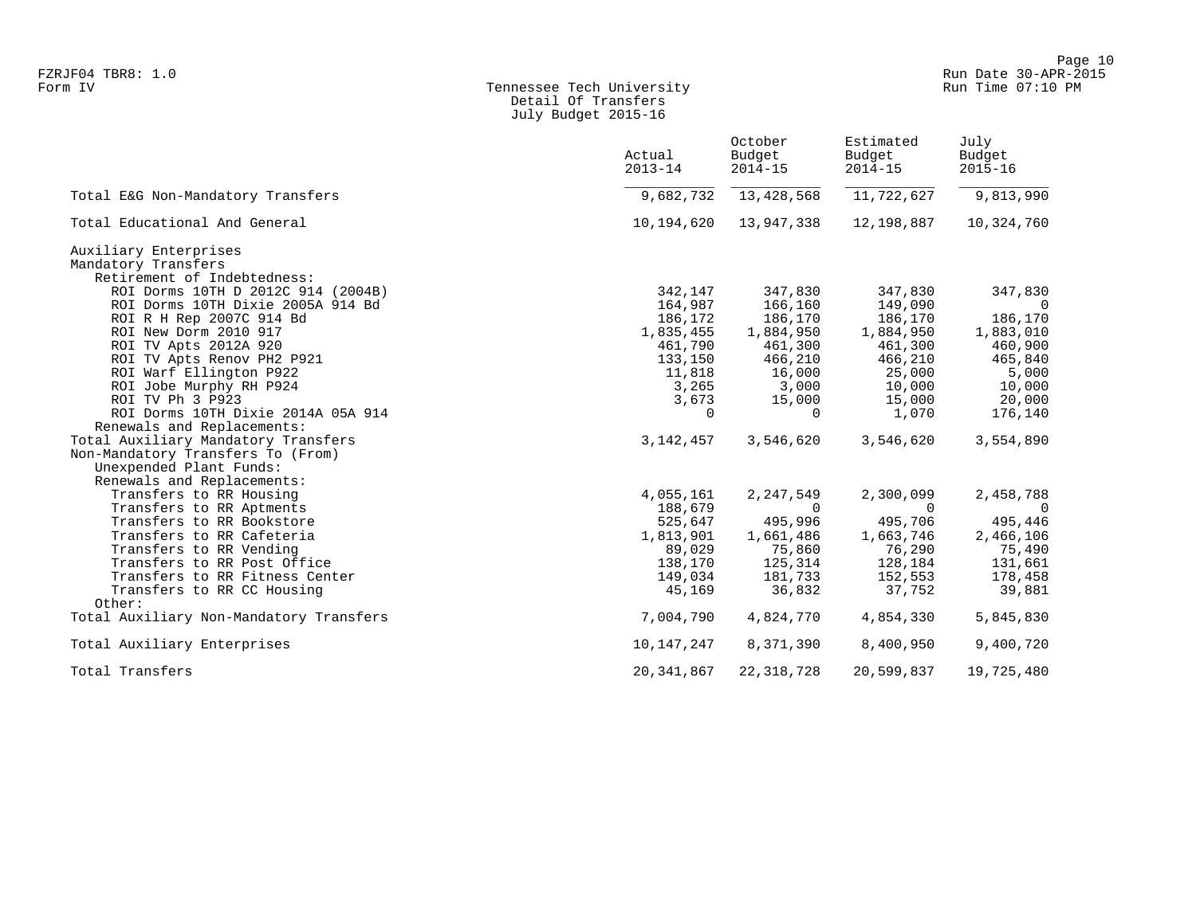Tennessee Tech University
Detail Of Transfers
July Budget 2015-16

Form IV

| | Actual 2013-14 | October Budget 2014-15 | Estimated Budget 2014-15 | July Budget 2015-16 |
|---|---|---|---|---|
| Total E&G Non-Mandatory Transfers | 9,682,732 | 13,428,568 | 11,722,627 | 9,813,990 |
| Total Educational And General | 10,194,620 | 13,947,338 | 12,198,887 | 10,324,760 |
| Auxiliary Enterprises | | | | |
| Mandatory Transfers | | | | |
| Retirement of Indebtedness: | | | | |
| ROI Dorms 10TH D 2012C 914 (2004B) | 342,147 | 347,830 | 347,830 | 347,830 |
| ROI Dorms 10TH Dixie 2005A 914 Bd | 164,987 | 166,160 | 149,090 | 0 |
| ROI R H Rep 2007C 914 Bd | 186,172 | 186,170 | 186,170 | 186,170 |
| ROI New Dorm 2010 917 | 1,835,455 | 1,884,950 | 1,884,950 | 1,883,010 |
| ROI TV Apts 2012A 920 | 461,790 | 461,300 | 461,300 | 460,900 |
| ROI TV Apts Renov PH2 P921 | 133,150 | 466,210 | 466,210 | 465,840 |
| ROI Warf Ellington P922 | 11,818 | 16,000 | 25,000 | 5,000 |
| ROI Jobe Murphy RH P924 | 3,265 | 3,000 | 10,000 | 10,000 |
| ROI TV Ph 3 P923 | 3,673 | 15,000 | 15,000 | 20,000 |
| ROI Dorms 10TH Dixie 2014A 05A 914 | 0 | 0 | 1,070 | 176,140 |
| Renewals and Replacements: | | | | |
| Total Auxiliary Mandatory Transfers | 3,142,457 | 3,546,620 | 3,546,620 | 3,554,890 |
| Non-Mandatory Transfers To (From) | | | | |
| Unexpended Plant Funds: | | | | |
| Renewals and Replacements: | | | | |
| Transfers to RR Housing | 4,055,161 | 2,247,549 | 2,300,099 | 2,458,788 |
| Transfers to RR Aptments | 188,679 | 0 | 0 | 0 |
| Transfers to RR Bookstore | 525,647 | 495,996 | 495,706 | 495,446 |
| Transfers to RR Cafeteria | 1,813,901 | 1,661,486 | 1,663,746 | 2,466,106 |
| Transfers to RR Vending | 89,029 | 75,860 | 76,290 | 75,490 |
| Transfers to RR Post Office | 138,170 | 125,314 | 128,184 | 131,661 |
| Transfers to RR Fitness Center | 149,034 | 181,733 | 152,553 | 178,458 |
| Transfers to RR CC Housing | 45,169 | 36,832 | 37,752 | 39,881 |
| Other: | | | | |
| Total Auxiliary Non-Mandatory Transfers | 7,004,790 | 4,824,770 | 4,854,330 | 5,845,830 |
| Total Auxiliary Enterprises | 10,147,247 | 8,371,390 | 8,400,950 | 9,400,720 |
| Total Transfers | 20,341,867 | 22,318,728 | 20,599,837 | 19,725,480 |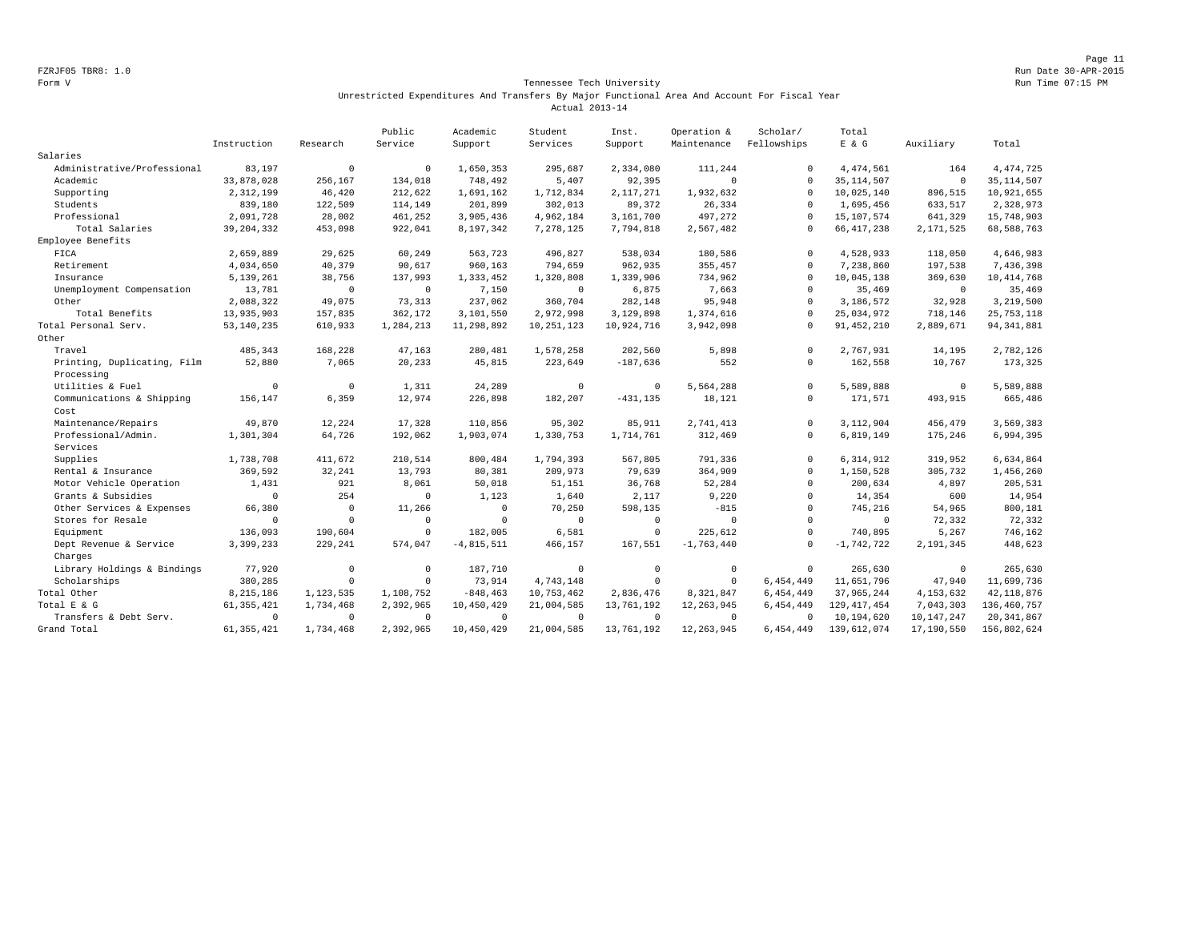FZRJF05 TBR8: 1.0

Form V

Run Date 30-APR-2015

Run Time 07:15 PM

Tennessee Tech University

Unrestricted Expenditures And Transfers By Major Functional Area And Account For Fiscal Year

Actual 2013-14

| | Instruction | Research | Public Service | Academic Support | Student Services | Inst. Support | Operation & Maintenance | Scholar/ Fellowships | Total E & G | Auxiliary | Total |
|---|---|---|---|---|---|---|---|---|---|---|---|
| Salaries | | | | | | | | | | | |
| Administrative/Professional | 83,197 | 0 | 0 | 1,650,353 | 295,687 | 2,334,080 | 111,244 | 0 | 4,474,561 | 164 | 4,474,725 |
| Academic | 33,878,028 | 256,167 | 134,018 | 748,492 | 5,407 | 92,395 | 0 | 0 | 35,114,507 | 0 | 35,114,507 |
| Supporting | 2,312,199 | 46,420 | 212,622 | 1,691,162 | 1,712,834 | 2,117,271 | 1,932,632 | 0 | 10,025,140 | 896,515 | 10,921,655 |
| Students | 839,180 | 122,509 | 114,149 | 201,899 | 302,013 | 89,372 | 26,334 | 0 | 1,695,456 | 633,517 | 2,328,973 |
| Professional | 2,091,728 | 28,002 | 461,252 | 3,905,436 | 4,962,184 | 3,161,700 | 497,272 | 0 | 15,107,574 | 641,329 | 15,748,903 |
| Total Salaries | 39,204,332 | 453,098 | 922,041 | 8,197,342 | 7,278,125 | 7,794,818 | 2,567,482 | 0 | 66,417,238 | 2,171,525 | 68,588,763 |
| Employee Benefits | | | | | | | | | | | |
| FICA | 2,659,889 | 29,625 | 60,249 | 563,723 | 496,827 | 538,034 | 180,586 | 0 | 4,528,933 | 118,050 | 4,646,983 |
| Retirement | 4,034,650 | 40,379 | 90,617 | 960,163 | 794,659 | 962,935 | 355,457 | 0 | 7,238,860 | 197,538 | 7,436,398 |
| Insurance | 5,139,261 | 38,756 | 137,993 | 1,333,452 | 1,320,808 | 1,339,906 | 734,962 | 0 | 10,045,138 | 369,630 | 10,414,768 |
| Unemployment Compensation | 13,781 | 0 | 0 | 7,150 | 0 | 6,875 | 7,663 | 0 | 35,469 | 0 | 35,469 |
| Other | 2,088,322 | 49,075 | 73,313 | 237,062 | 360,704 | 282,148 | 95,948 | 0 | 3,186,572 | 32,928 | 3,219,500 |
| Total Benefits | 13,935,903 | 157,835 | 362,172 | 3,101,550 | 2,972,998 | 3,129,898 | 1,374,616 | 0 | 25,034,972 | 718,146 | 25,753,118 |
| Total Personal Serv. | 53,140,235 | 610,933 | 1,284,213 | 11,298,892 | 10,251,123 | 10,924,716 | 3,942,098 | 0 | 91,452,210 | 2,889,671 | 94,341,881 |
| Other | | | | | | | | | | | |
| Travel | 485,343 | 168,228 | 47,163 | 280,481 | 1,578,258 | 202,560 | 5,898 | 0 | 2,767,931 | 14,195 | 2,782,126 |
| Printing, Duplicating, Film Processing | 52,880 | 7,065 | 20,233 | 45,815 | 223,649 | -187,636 | 552 | 0 | 162,558 | 10,767 | 173,325 |
| Utilities & Fuel | 0 | 0 | 1,311 | 24,289 | 0 | 0 | 5,564,288 | 0 | 5,589,888 | 0 | 5,589,888 |
| Communications & Shipping Cost | 156,147 | 6,359 | 12,974 | 226,898 | 182,207 | -431,135 | 18,121 | 0 | 171,571 | 493,915 | 665,486 |
| Maintenance/Repairs | 49,870 | 12,224 | 17,328 | 110,856 | 95,302 | 85,911 | 2,741,413 | 0 | 3,112,904 | 456,479 | 3,569,383 |
| Professional/Admin. Services | 1,301,304 | 64,726 | 192,062 | 1,903,074 | 1,330,753 | 1,714,761 | 312,469 | 0 | 6,819,149 | 175,246 | 6,994,395 |
| Supplies | 1,738,708 | 411,672 | 210,514 | 800,484 | 1,794,393 | 567,805 | 791,336 | 0 | 6,314,912 | 319,952 | 6,634,864 |
| Rental & Insurance | 369,592 | 32,241 | 13,793 | 80,381 | 209,973 | 79,639 | 364,909 | 0 | 1,150,528 | 305,732 | 1,456,260 |
| Motor Vehicle Operation | 1,431 | 921 | 8,061 | 50,018 | 51,151 | 36,768 | 52,284 | 0 | 200,634 | 4,897 | 205,531 |
| Grants & Subsidies | 0 | 254 | 0 | 1,123 | 1,640 | 2,117 | 9,220 | 0 | 14,354 | 600 | 14,954 |
| Other Services & Expenses | 66,380 | 0 | 11,266 | 0 | 70,250 | 598,135 | -815 | 0 | 745,216 | 54,965 | 800,181 |
| Stores for Resale | 0 | 0 | 0 | 0 | 0 | 0 | 0 | 0 | 0 | 72,332 | 72,332 |
| Equipment | 136,093 | 190,604 | 0 | 182,005 | 6,581 | 0 | 225,612 | 0 | 740,895 | 5,267 | 746,162 |
| Dept Revenue & Service Charges | 3,399,233 | 229,241 | 574,047 | -4,815,511 | 466,157 | 167,551 | -1,763,440 | 0 | -1,742,722 | 2,191,345 | 448,623 |
| Library Holdings & Bindings | 77,920 | 0 | 0 | 187,710 | 0 | 0 | 0 | 0 | 265,630 | 0 | 265,630 |
| Scholarships | 380,285 | 0 | 0 | 73,914 | 4,743,148 | 0 | 0 | 6,454,449 | 11,651,796 | 47,940 | 11,699,736 |
| Total Other | 8,215,186 | 1,123,535 | 1,108,752 | -848,463 | 10,753,462 | 2,836,476 | 8,321,847 | 6,454,449 | 37,965,244 | 4,153,632 | 42,118,876 |
| Total E & G | 61,355,421 | 1,734,468 | 2,392,965 | 10,450,429 | 21,004,585 | 13,761,192 | 12,263,945 | 6,454,449 | 129,417,454 | 7,043,303 | 136,460,757 |
| Transfers & Debt Serv. | 0 | 0 | 0 | 0 | 0 | 0 | 0 | 0 | 10,194,620 | 10,147,247 | 20,341,867 |
| Grand Total | 61,355,421 | 1,734,468 | 2,392,965 | 10,450,429 | 21,004,585 | 13,761,192 | 12,263,945 | 6,454,449 | 139,612,074 | 17,190,550 | 156,802,624 |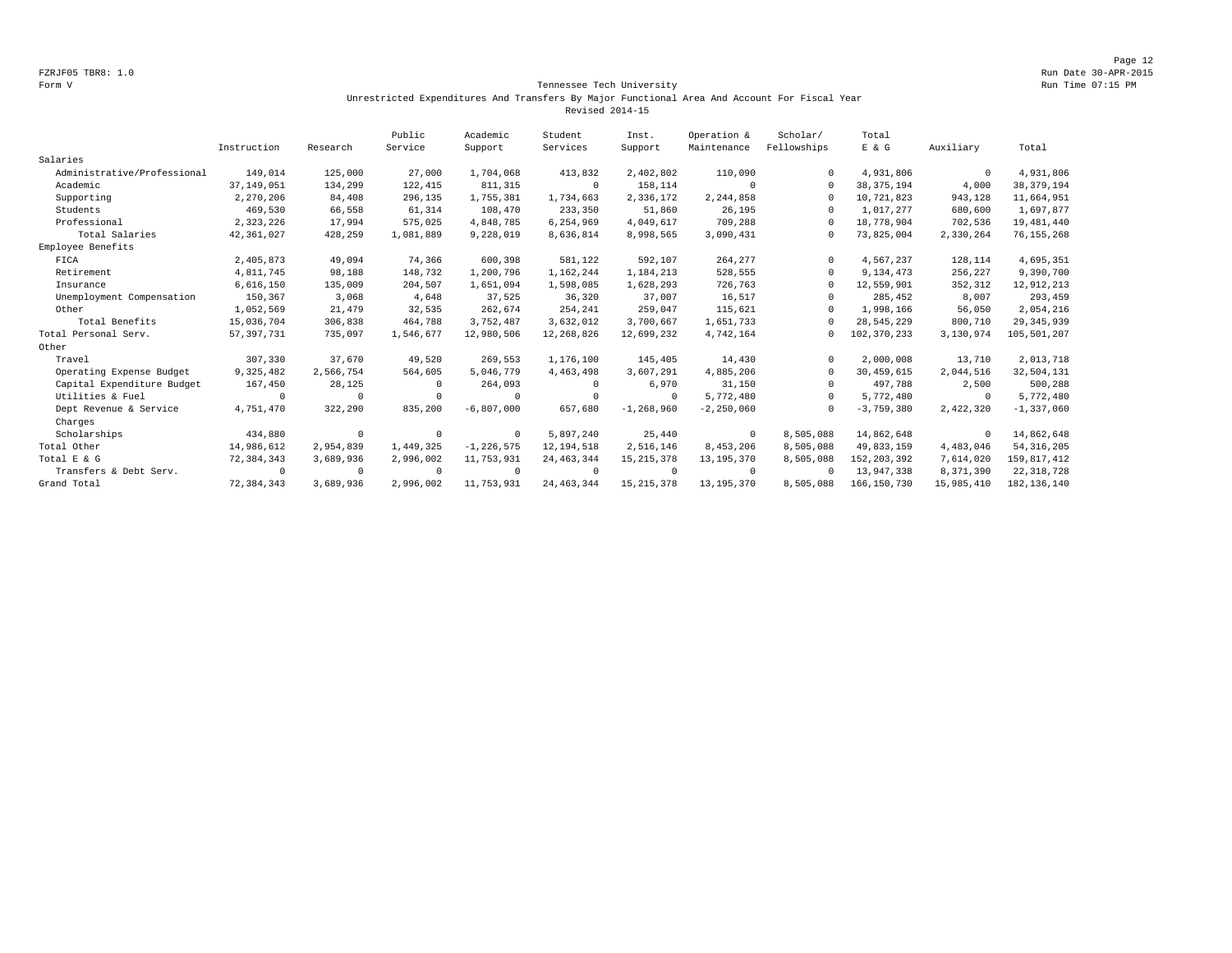FZRJF05 TBR8: 1.0
Form V

Run Date 30-APR-2015
Run Time 07:15 PM

## Tennessee Tech University
### Unrestricted Expenditures And Transfers By Major Functional Area And Account For Fiscal Year
### Revised 2014-15

| | Instruction | Research | Public Service | Academic Support | Student Services | Inst. Support | Operation & Maintenance | Scholar/ Fellowships | Total E & G | Auxiliary | Total |
|---|---|---|---|---|---|---|---|---|---|---|---|
| Salaries | | | | | | | | | | | |
| Administrative/Professional | 149,014 | 125,000 | 27,000 | 1,704,068 | 413,832 | 2,402,802 | 110,090 | 0 | 4,931,806 | 0 | 4,931,806 |
| Academic | 37,149,051 | 134,299 | 122,415 | 811,315 | 0 | 158,114 | 0 | 0 | 38,375,194 | 4,000 | 38,379,194 |
| Supporting | 2,270,206 | 84,408 | 296,135 | 1,755,381 | 1,734,663 | 2,336,172 | 2,244,858 | 0 | 10,721,823 | 943,128 | 11,664,951 |
| Students | 469,530 | 66,558 | 61,314 | 108,470 | 233,350 | 51,860 | 26,195 | 0 | 1,017,277 | 680,600 | 1,697,877 |
| Professional | 2,323,226 | 17,994 | 575,025 | 4,848,785 | 6,254,969 | 4,049,617 | 709,288 | 0 | 18,778,904 | 702,536 | 19,481,440 |
| Total Salaries | 42,361,027 | 428,259 | 1,081,889 | 9,228,019 | 8,636,814 | 8,998,565 | 3,090,431 | 0 | 73,825,004 | 2,330,264 | 76,155,268 |
| Employee Benefits | | | | | | | | | | | |
| FICA | 2,405,873 | 49,094 | 74,366 | 600,398 | 581,122 | 592,107 | 264,277 | 0 | 4,567,237 | 128,114 | 4,695,351 |
| Retirement | 4,811,745 | 98,188 | 148,732 | 1,200,796 | 1,162,244 | 1,184,213 | 528,555 | 0 | 9,134,473 | 256,227 | 9,390,700 |
| Insurance | 6,616,150 | 135,009 | 204,507 | 1,651,094 | 1,598,085 | 1,628,293 | 726,763 | 0 | 12,559,901 | 352,312 | 12,912,213 |
| Unemployment Compensation | 150,367 | 3,068 | 4,648 | 37,525 | 36,320 | 37,007 | 16,517 | 0 | 285,452 | 8,007 | 293,459 |
| Other | 1,052,569 | 21,479 | 32,535 | 262,674 | 254,241 | 259,047 | 115,621 | 0 | 1,998,166 | 56,050 | 2,054,216 |
| Total Benefits | 15,036,704 | 306,838 | 464,788 | 3,752,487 | 3,632,012 | 3,700,667 | 1,651,733 | 0 | 28,545,229 | 800,710 | 29,345,939 |
| Total Personal Serv. | 57,397,731 | 735,097 | 1,546,677 | 12,980,506 | 12,268,826 | 12,699,232 | 4,742,164 | 0 | 102,370,233 | 3,130,974 | 105,501,207 |
| Other | | | | | | | | | | | |
| Travel | 307,330 | 37,670 | 49,520 | 269,553 | 1,176,100 | 145,405 | 14,430 | 0 | 2,000,008 | 13,710 | 2,013,718 |
| Operating Expense Budget | 9,325,482 | 2,566,754 | 564,605 | 5,046,779 | 4,463,498 | 3,607,291 | 4,885,206 | 0 | 30,459,615 | 2,044,516 | 32,504,131 |
| Capital Expenditure Budget | 167,450 | 28,125 | 0 | 264,093 | 0 | 6,970 | 31,150 | 0 | 497,788 | 2,500 | 500,288 |
| Utilities & Fuel | 0 | 0 | 0 | 0 | 0 | 0 | 5,772,480 | 0 | 5,772,480 | 0 | 5,772,480 |
| Dept Revenue & Service Charges | 4,751,470 | 322,290 | 835,200 | -6,807,000 | 657,680 | -1,268,960 | -2,250,060 | 0 | -3,759,380 | 2,422,320 | -1,337,060 |
| Scholarships | 434,880 | 0 | 0 | 0 | 5,897,240 | 25,440 | 0 | 8,505,088 | 14,862,648 | 0 | 14,862,648 |
| Total Other | 14,986,612 | 2,954,839 | 1,449,325 | -1,226,575 | 12,194,518 | 2,516,146 | 8,453,206 | 8,505,088 | 49,833,159 | 4,483,046 | 54,316,205 |
| Total E & G | 72,384,343 | 3,689,936 | 2,996,002 | 11,753,931 | 24,463,344 | 15,215,378 | 13,195,370 | 8,505,088 | 152,203,392 | 7,614,020 | 159,817,412 |
| Transfers & Debt Serv. | 0 | 0 | 0 | 0 | 0 | 0 | 0 | 0 | 13,947,338 | 8,371,390 | 22,318,728 |
| Grand Total | 72,384,343 | 3,689,936 | 2,996,002 | 11,753,931 | 24,463,344 | 15,215,378 | 13,195,370 | 8,505,088 | 166,150,730 | 15,985,410 | 182,136,140 |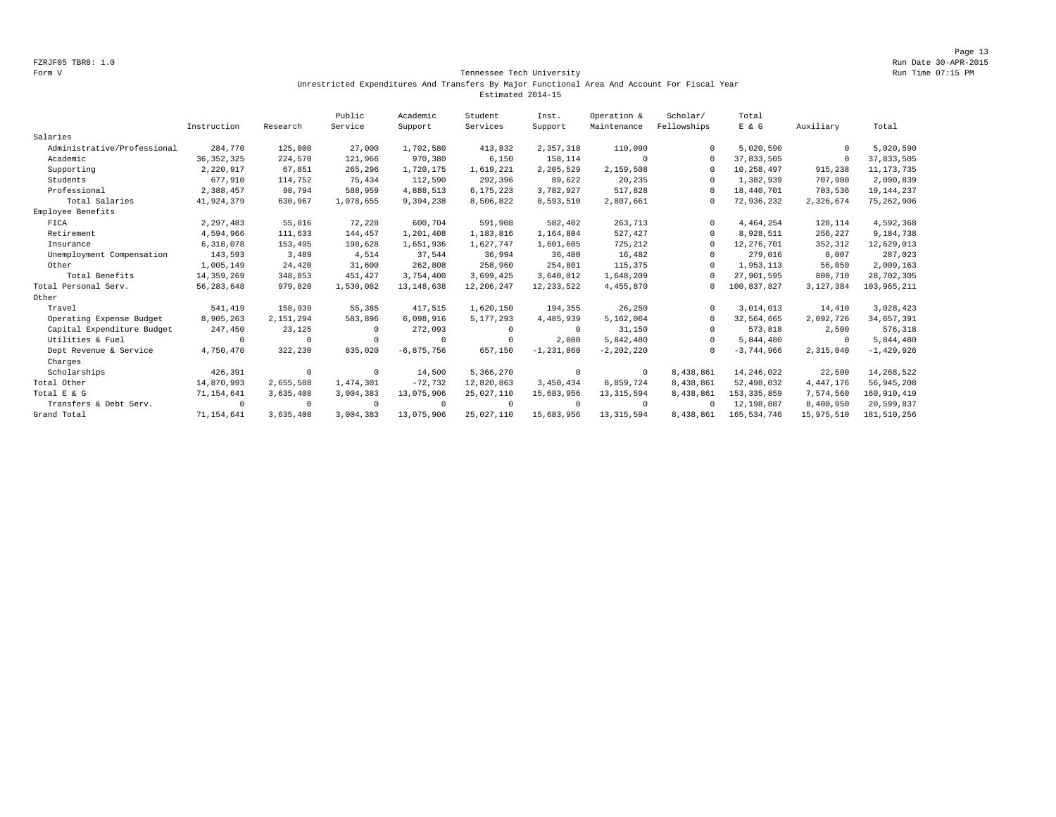FZRJF05 TBR8: 1.0
Form V

Run Date 30-APR-2015
Run Time 07:15 PM

## Tennessee Tech University

### Unrestricted Expenditures And Transfers By Major Functional Area And Account For Fiscal Year Estimated 2014-15

| | Instruction | Research | Public Service | Academic Support | Student Services | Inst. Support | Operation & Maintenance | Scholar/ Fellowships | Total E & G | Auxiliary | Total |
|---|---|---|---|---|---|---|---|---|---|---|---|
| Salaries | | | | | | | | | | | |
| Administrative/Professional | 284,770 | 125,000 | 27,000 | 1,702,580 | 413,832 | 2,357,318 | 110,090 | 0 | 5,020,590 | 0 | 5,020,590 |
| Academic | 36,352,325 | 224,570 | 121,966 | 970,380 | 6,150 | 158,114 | 0 | 0 | 37,833,505 | 0 | 37,833,505 |
| Supporting | 2,220,917 | 67,851 | 265,296 | 1,720,175 | 1,619,221 | 2,205,529 | 2,159,508 | 0 | 10,258,497 | 915,238 | 11,173,735 |
| Students | 677,910 | 114,752 | 75,434 | 112,590 | 292,396 | 89,622 | 20,235 | 0 | 1,382,939 | 707,900 | 2,090,839 |
| Professional | 2,388,457 | 98,794 | 588,959 | 4,888,513 | 6,175,223 | 3,782,927 | 517,828 | 0 | 18,440,701 | 703,536 | 19,144,237 |
| Total Salaries | 41,924,379 | 630,967 | 1,078,655 | 9,394,238 | 8,506,822 | 8,593,510 | 2,807,661 | 0 | 72,936,232 | 2,326,674 | 75,262,906 |
| Employee Benefits | | | | | | | | | | | |
| FICA | 2,297,483 | 55,816 | 72,228 | 600,704 | 591,908 | 582,402 | 263,713 | 0 | 4,464,254 | 128,114 | 4,592,368 |
| Retirement | 4,594,966 | 111,633 | 144,457 | 1,201,408 | 1,183,816 | 1,164,804 | 527,427 | 0 | 8,928,511 | 256,227 | 9,184,738 |
| Insurance | 6,318,078 | 153,495 | 198,628 | 1,651,936 | 1,627,747 | 1,601,605 | 725,212 | 0 | 12,276,701 | 352,312 | 12,629,013 |
| Unemployment Compensation | 143,593 | 3,489 | 4,514 | 37,544 | 36,994 | 36,400 | 16,482 | 0 | 279,016 | 8,007 | 287,023 |
| Other | 1,005,149 | 24,420 | 31,600 | 262,808 | 258,960 | 254,801 | 115,375 | 0 | 1,953,113 | 56,050 | 2,009,163 |
| Total Benefits | 14,359,269 | 348,853 | 451,427 | 3,754,400 | 3,699,425 | 3,640,012 | 1,648,209 | 0 | 27,901,595 | 800,710 | 28,702,305 |
| Total Personal Serv. | 56,283,648 | 979,820 | 1,530,082 | 13,148,638 | 12,206,247 | 12,233,522 | 4,455,870 | 0 | 100,837,827 | 3,127,384 | 103,965,211 |
| Other | | | | | | | | | | | |
| Travel | 541,419 | 158,939 | 55,385 | 417,515 | 1,620,150 | 194,355 | 26,250 | 0 | 3,014,013 | 14,410 | 3,028,423 |
| Operating Expense Budget | 8,905,263 | 2,151,294 | 583,896 | 6,098,916 | 5,177,293 | 4,485,939 | 5,162,064 | 0 | 32,564,665 | 2,092,726 | 34,657,391 |
| Capital Expenditure Budget | 247,450 | 23,125 | 0 | 272,093 | 0 | 0 | 31,150 | 0 | 573,818 | 2,500 | 576,318 |
| Utilities & Fuel | 0 | 0 | 0 | 0 | 0 | 2,000 | 5,842,480 | 0 | 5,844,480 | 0 | 5,844,480 |
| Dept Revenue & Service Charges | 4,750,470 | 322,230 | 835,020 | -6,875,756 | 657,150 | -1,231,860 | -2,202,220 | 0 | -3,744,966 | 2,315,040 | -1,429,926 |
| Scholarships | 426,391 | 0 | 0 | 14,500 | 5,366,270 | 0 | 0 | 8,438,861 | 14,246,022 | 22,500 | 14,268,522 |
| Total Other | 14,870,993 | 2,655,588 | 1,474,301 | -72,732 | 12,820,863 | 3,450,434 | 8,859,724 | 8,438,861 | 52,498,032 | 4,447,176 | 56,945,208 |
| Total E & G | 71,154,641 | 3,635,408 | 3,004,383 | 13,075,906 | 25,027,110 | 15,683,956 | 13,315,594 | 8,438,861 | 153,335,859 | 7,574,560 | 160,910,419 |
| Transfers & Debt Serv. | 0 | 0 | 0 | 0 | 0 | 0 | 0 | 0 | 12,198,887 | 8,400,950 | 20,599,837 |
| Grand Total | 71,154,641 | 3,635,408 | 3,004,383 | 13,075,906 | 25,027,110 | 15,683,956 | 13,315,594 | 8,438,861 | 165,534,746 | 15,975,510 | 181,510,256 |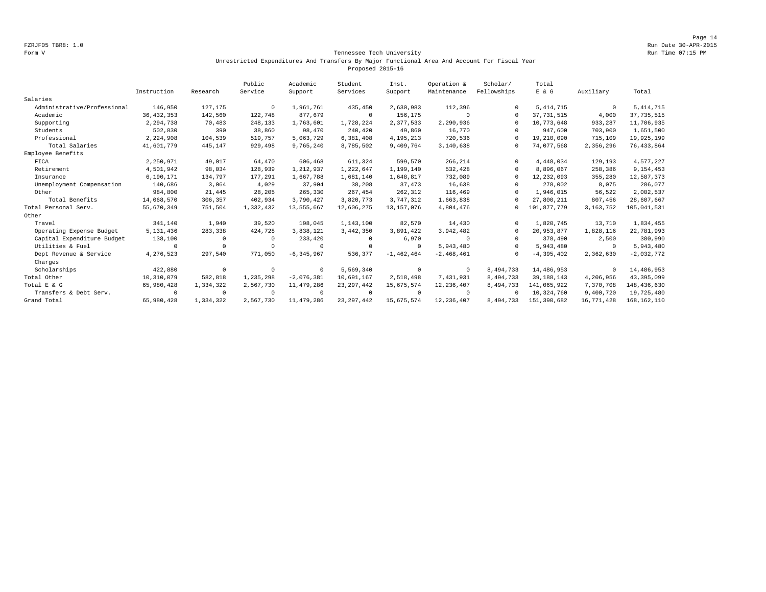FZRJF05 TBR8: 1.0
Form V

Run Date 30-APR-2015
Run Time 07:15 PM

# Tennessee Tech University

## Unrestricted Expenditures And Transfers By Major Functional Area And Account For Fiscal Year
## Proposed 2015-16

| | Instruction | Research | Public Service | Academic Support | Student Services | Inst. Support | Operation & Maintenance | Scholar/ Fellowships | Total E & G | Auxiliary | Total |
|---|---|---|---|---|---|---|---|---|---|---|---|
| Salaries | | | | | | | | | | | |
| Administrative/Professional | 146,950 | 127,175 | 0 | 1,961,761 | 435,450 | 2,630,983 | 112,396 | 0 | 5,414,715 | 0 | 5,414,715 |
| Academic | 36,432,353 | 142,560 | 122,748 | 877,679 | 0 | 156,175 | 0 | 0 | 37,731,515 | 4,000 | 37,735,515 |
| Supporting | 2,294,738 | 70,483 | 248,133 | 1,763,601 | 1,728,224 | 2,377,533 | 2,290,936 | 0 | 10,773,648 | 933,287 | 11,706,935 |
| Students | 502,830 | 390 | 38,860 | 98,470 | 240,420 | 49,860 | 16,770 | 0 | 947,600 | 703,900 | 1,651,500 |
| Professional | 2,224,908 | 104,539 | 519,757 | 5,063,729 | 6,381,408 | 4,195,213 | 720,536 | 0 | 19,210,090 | 715,109 | 19,925,199 |
| Total Salaries | 41,601,779 | 445,147 | 929,498 | 9,765,240 | 8,785,502 | 9,409,764 | 3,140,638 | 0 | 74,077,568 | 2,356,296 | 76,433,864 |
| Employee Benefits | | | | | | | | | | | |
| FICA | 2,250,971 | 49,017 | 64,470 | 606,468 | 611,324 | 599,570 | 266,214 | 0 | 4,448,034 | 129,193 | 4,577,227 |
| Retirement | 4,501,942 | 98,034 | 128,939 | 1,212,937 | 1,222,647 | 1,199,140 | 532,428 | 0 | 8,896,067 | 258,386 | 9,154,453 |
| Insurance | 6,190,171 | 134,797 | 177,291 | 1,667,788 | 1,681,140 | 1,648,817 | 732,089 | 0 | 12,232,093 | 355,280 | 12,587,373 |
| Unemployment Compensation | 140,686 | 3,064 | 4,029 | 37,904 | 38,208 | 37,473 | 16,638 | 0 | 278,002 | 8,075 | 286,077 |
| Other | 984,800 | 21,445 | 28,205 | 265,330 | 267,454 | 262,312 | 116,469 | 0 | 1,946,015 | 56,522 | 2,002,537 |
| Total Benefits | 14,068,570 | 306,357 | 402,934 | 3,790,427 | 3,820,773 | 3,747,312 | 1,663,838 | 0 | 27,800,211 | 807,456 | 28,607,667 |
| Total Personal Serv. | 55,670,349 | 751,504 | 1,332,432 | 13,555,667 | 12,606,275 | 13,157,076 | 4,804,476 | 0 | 101,877,779 | 3,163,752 | 105,041,531 |
| Other | | | | | | | | | | | |
| Travel | 341,140 | 1,940 | 39,520 | 198,045 | 1,143,100 | 82,570 | 14,430 | 0 | 1,820,745 | 13,710 | 1,834,455 |
| Operating Expense Budget | 5,131,436 | 283,338 | 424,728 | 3,838,121 | 3,442,350 | 3,891,422 | 3,942,482 | 0 | 20,953,877 | 1,828,116 | 22,781,993 |
| Capital Expenditure Budget | 138,100 | 0 | 0 | 233,420 | 0 | 6,970 | 0 | 0 | 378,490 | 2,500 | 380,990 |
| Utilities & Fuel | 0 | 0 | 0 | 0 | 0 | 0 | 5,943,480 | 0 | 5,943,480 | 0 | 5,943,480 |
| Dept Revenue & Service Charges | 4,276,523 | 297,540 | 771,050 | -6,345,967 | 536,377 | -1,462,464 | -2,468,461 | 0 | -4,395,402 | 2,362,630 | -2,032,772 |
| Scholarships | 422,880 | 0 | 0 | 0 | 5,569,340 | 0 | 0 | 8,494,733 | 14,486,953 | 0 | 14,486,953 |
| Total Other | 10,310,079 | 582,818 | 1,235,298 | -2,076,381 | 10,691,167 | 2,518,498 | 7,431,931 | 8,494,733 | 39,188,143 | 4,206,956 | 43,395,099 |
| Total E & G | 65,980,428 | 1,334,322 | 2,567,730 | 11,479,286 | 23,297,442 | 15,675,574 | 12,236,407 | 8,494,733 | 141,065,922 | 7,370,708 | 148,436,630 |
| Transfers & Debt Serv. | 0 | 0 | 0 | 0 | 0 | 0 | 0 | 0 | 10,324,760 | 9,400,720 | 19,725,480 |
| Grand Total | 65,980,428 | 1,334,322 | 2,567,730 | 11,479,286 | 23,297,442 | 15,675,574 | 12,236,407 | 8,494,733 | 151,390,682 | 16,771,428 | 168,162,110 |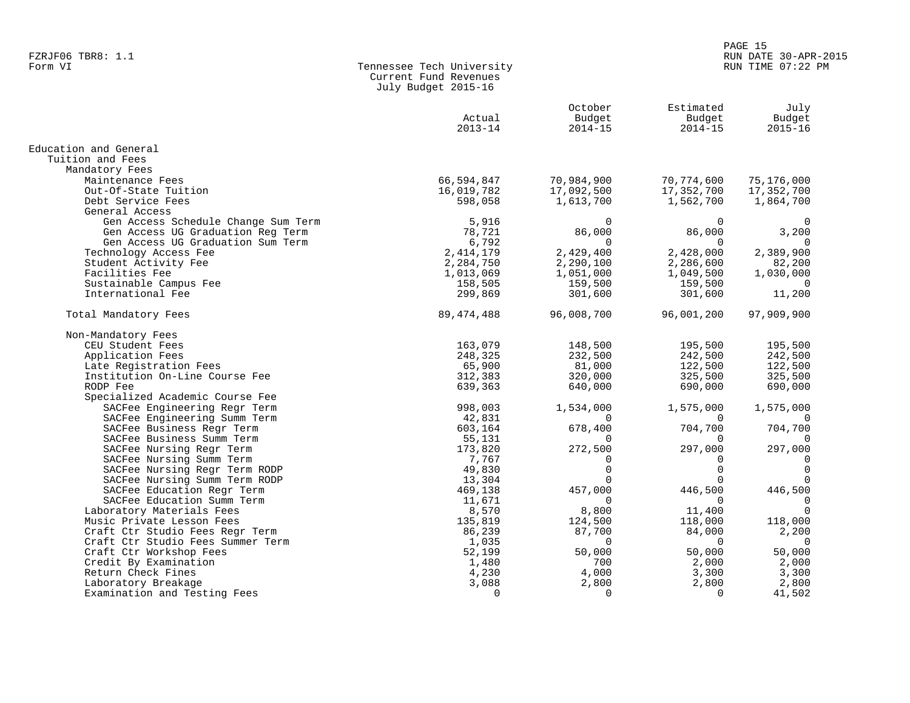FZRJF06 TBR8: 1.1
Form VI

# Tennessee Tech University
## Current Fund Revenues
### July Budget 2015-16

| | Actual 2013-14 | October Budget 2014-15 | Estimated Budget 2014-15 | July Budget 2015-16 |
|---|---|---|---|---|
| **Education and General** | | | | |
| Tuition and Fees | | | | |
| Mandatory Fees | | | | |
| Maintenance Fees | 66,594,847 | 70,984,900 | 70,774,600 | 75,176,000 |
| Out-Of-State Tuition | 16,019,782 | 17,092,500 | 17,352,700 | 17,352,700 |
| Debt Service Fees | 598,058 | 1,613,700 | 1,562,700 | 1,864,700 |
| General Access | | | | |
| Gen Access Schedule Change Sum Term | 5,916 | 0 | 0 | 0 |
| Gen Access UG Graduation Reg Term | 78,721 | 86,000 | 86,000 | 3,200 |
| Gen Access UG Graduation Sum Term | 6,792 | 0 | 0 | 0 |
| Technology Access Fee | 2,414,179 | 2,429,400 | 2,428,000 | 2,389,900 |
| Student Activity Fee | 2,284,750 | 2,290,100 | 2,286,600 | 82,200 |
| Facilities Fee | 1,013,069 | 1,051,000 | 1,049,500 | 1,030,000 |
| Sustainable Campus Fee | 158,505 | 159,500 | 159,500 | 0 |
| International Fee | 299,869 | 301,600 | 301,600 | 11,200 |
| Total Mandatory Fees | 89,474,488 | 96,008,700 | 96,001,200 | 97,909,900 |
| Non-Mandatory Fees | | | | |
| CEU Student Fees | 163,079 | 148,500 | 195,500 | 195,500 |
| Application Fees | 248,325 | 232,500 | 242,500 | 242,500 |
| Late Registration Fees | 65,900 | 81,000 | 122,500 | 122,500 |
| Institution On-Line Course Fee | 312,383 | 320,000 | 325,500 | 325,500 |
| RODP Fee | 639,363 | 640,000 | 690,000 | 690,000 |
| Specialized Academic Course Fee | | | | |
| SACFee Engineering Regr Term | 998,003 | 1,534,000 | 1,575,000 | 1,575,000 |
| SACFee Engineering Summ Term | 42,831 | 0 | 0 | 0 |
| SACFee Business Regr Term | 603,164 | 678,400 | 704,700 | 704,700 |
| SACFee Business Summ Term | 55,131 | 0 | 0 | 0 |
| SACFee Nursing Regr Term | 173,820 | 272,500 | 297,000 | 297,000 |
| SACFee Nursing Summ Term | 7,767 | 0 | 0 | 0 |
| SACFee Nursing Regr Term RODP | 49,830 | 0 | 0 | 0 |
| SACFee Nursing Summ Term RODP | 13,304 | 0 | 0 | 0 |
| SACFee Education Regr Term | 469,138 | 457,000 | 446,500 | 446,500 |
| SACFee Education Summ Term | 11,671 | 0 | 0 | 0 |
| Laboratory Materials Fees | 8,570 | 8,800 | 11,400 | 0 |
| Music Private Lesson Fees | 135,819 | 124,500 | 118,000 | 118,000 |
| Craft Ctr Studio Fees Regr Term | 86,239 | 87,700 | 84,000 | 2,200 |
| Craft Ctr Studio Fees Summer Term | 1,035 | 0 | 0 | 0 |
| Craft Ctr Workshop Fees | 52,199 | 50,000 | 50,000 | 50,000 |
| Credit By Examination | 1,480 | 700 | 2,000 | 2,000 |
| Return Check Fines | 4,230 | 4,000 | 3,300 | 3,300 |
| Laboratory Breakage | 3,088 | 2,800 | 2,800 | 2,800 |
| Examination and Testing Fees | 0 | 0 | 0 | 41,502 |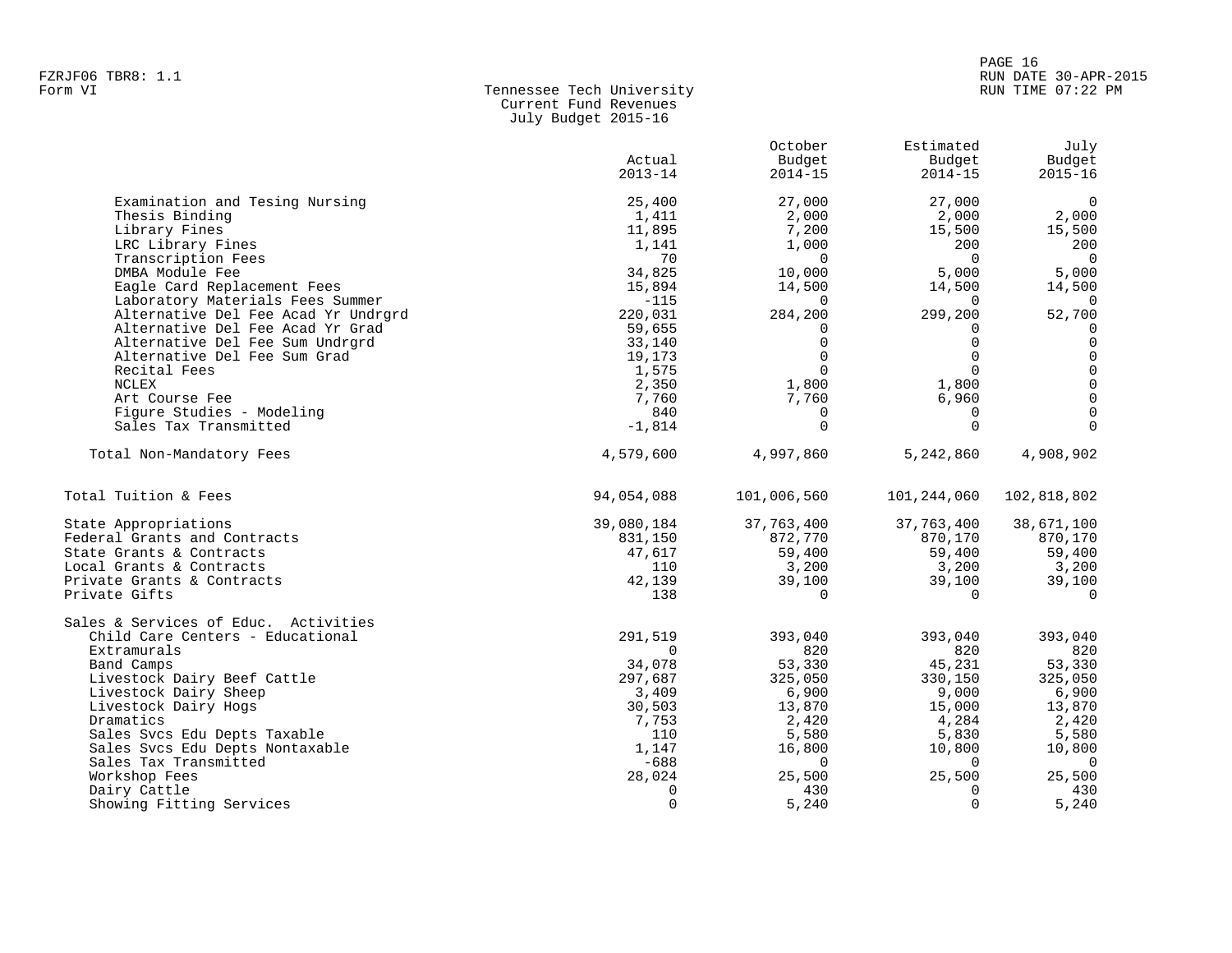FZRJF06 TBR8: 1.1
Form VI

Tennessee Tech University
Current Fund Revenues
July Budget 2015-16

| | Actual 2013-14 | October Budget 2014-15 | Estimated Budget 2014-15 | July Budget 2015-16 |
|---|---|---|---|---|
| Examination and Tesing Nursing | 25,400 | 27,000 | 27,000 | 0 |
| Thesis Binding | 1,411 | 2,000 | 2,000 | 2,000 |
| Library Fines | 11,895 | 7,200 | 15,500 | 15,500 |
| LRC Library Fines | 1,141 | 1,000 | 200 | 200 |
| Transcription Fees | 70 | 0 | 0 | 0 |
| DMBA Module Fee | 34,825 | 10,000 | 5,000 | 5,000 |
| Eagle Card Replacement Fees | 15,894 | 14,500 | 14,500 | 14,500 |
| Laboratory Materials Fees Summer | -115 | 0 | 0 | 0 |
| Alternative Del Fee Acad Yr Undrgrd | 220,031 | 284,200 | 299,200 | 52,700 |
| Alternative Del Fee Acad Yr Grad | 59,655 | 0 | 0 | 0 |
| Alternative Del Fee Sum Undrgrd | 33,140 | 0 | 0 | 0 |
| Alternative Del Fee Sum Grad | 19,173 | 0 | 0 | 0 |
| Recital Fees | 1,575 | 0 | 0 | 0 |
| NCLEX | 2,350 | 1,800 | 1,800 | 0 |
| Art Course Fee | 7,760 | 7,760 | 6,960 | 0 |
| Figure Studies - Modeling | 840 | 0 | 0 | 0 |
| Sales Tax Transmitted | -1,814 | 0 | 0 | 0 |
| Total Non-Mandatory Fees | 4,579,600 | 4,997,860 | 5,242,860 | 4,908,902 |
| Total Tuition & Fees | 94,054,088 | 101,006,560 | 101,244,060 | 102,818,802 |
| State Appropriations | 39,080,184 | 37,763,400 | 37,763,400 | 38,671,100 |
| Federal Grants and Contracts | 831,150 | 872,770 | 870,170 | 870,170 |
| State Grants & Contracts | 47,617 | 59,400 | 59,400 | 59,400 |
| Local Grants & Contracts | 110 | 3,200 | 3,200 | 3,200 |
| Private Grants & Contracts | 42,139 | 39,100 | 39,100 | 39,100 |
| Private Gifts | 138 | 0 | 0 | 0 |
| Sales & Services of Educ. Activities | | | | |
| Child Care Centers - Educational | 291,519 | 393,040 | 393,040 | 393,040 |
| Extramurals | 0 | 820 | 820 | 820 |
| Band Camps | 34,078 | 53,330 | 45,231 | 53,330 |
| Livestock Dairy Beef Cattle | 297,687 | 325,050 | 330,150 | 325,050 |
| Livestock Dairy Sheep | 3,409 | 6,900 | 9,000 | 6,900 |
| Livestock Dairy Hogs | 30,503 | 13,870 | 15,000 | 13,870 |
| Dramatics | 7,753 | 2,420 | 4,284 | 2,420 |
| Sales Svcs Edu Depts Taxable | 110 | 5,580 | 5,830 | 5,580 |
| Sales Svcs Edu Depts Nontaxable | 1,147 | 16,800 | 10,800 | 10,800 |
| Sales Tax Transmitted | -688 | 0 | 0 | 0 |
| Workshop Fees | 28,024 | 25,500 | 25,500 | 25,500 |
| Dairy Cattle | 0 | 430 | 0 | 430 |
| Showing Fitting Services | 0 | 5,240 | 0 | 5,240 |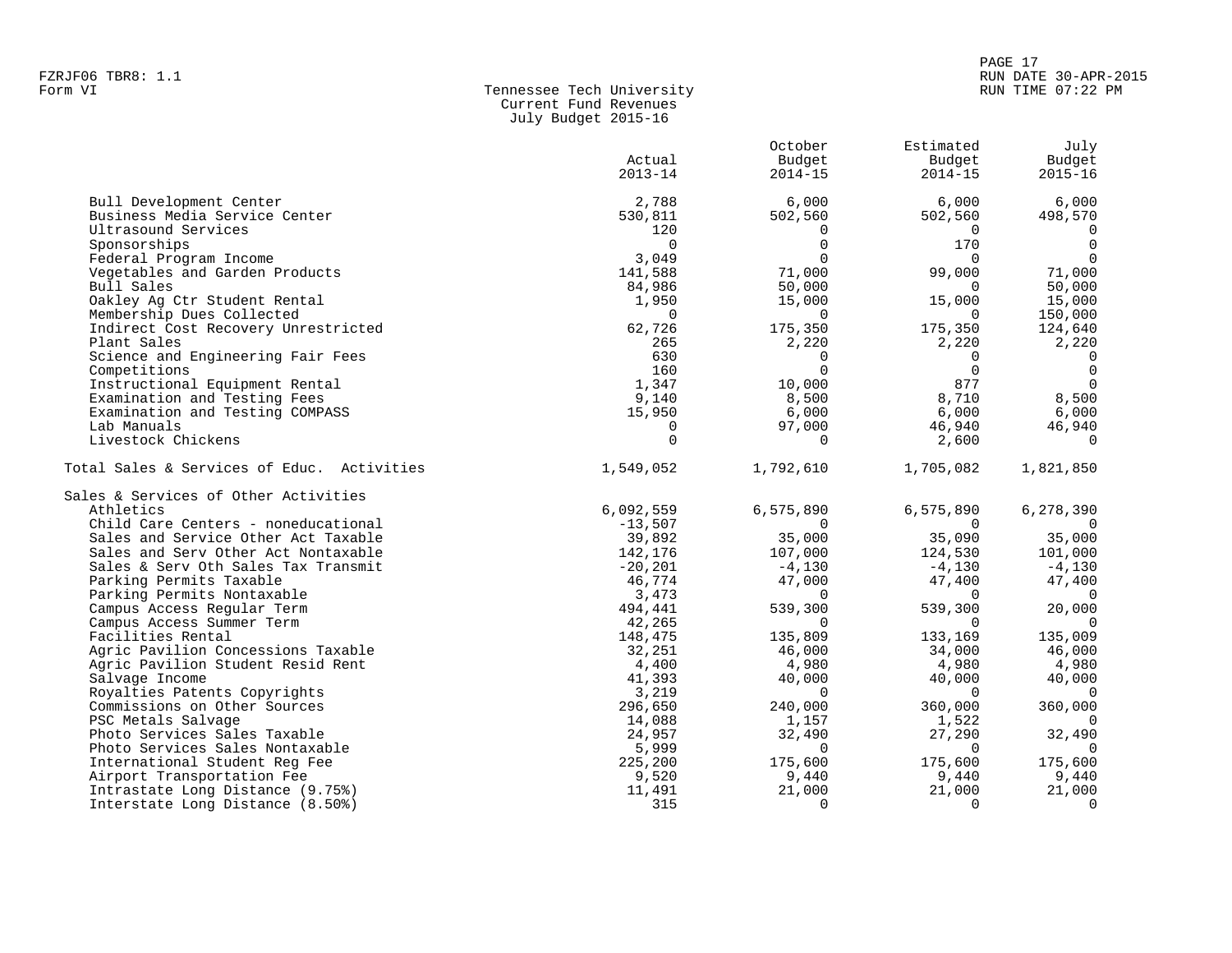Tennessee Tech University
Current Fund Revenues
July Budget 2015-16

| | Actual 2013-14 | October Budget 2014-15 | Estimated Budget 2014-15 | July Budget 2015-16 |
|---|---|---|---|---|
| Bull Development Center | 2,788 | 6,000 | 6,000 | 6,000 |
| Business Media Service Center | 530,811 | 502,560 | 502,560 | 498,570 |
| Ultrasound Services | 120 | 0 | 0 | 0 |
| Sponsorships | 0 | 0 | 170 | 0 |
| Federal Program Income | 3,049 | 0 | 0 | 0 |
| Vegetables and Garden Products | 141,588 | 71,000 | 99,000 | 71,000 |
| Bull Sales | 84,986 | 50,000 | 0 | 50,000 |
| Oakley Ag Ctr Student Rental | 1,950 | 15,000 | 15,000 | 15,000 |
| Membership Dues Collected | 0 | 0 | 0 | 150,000 |
| Indirect Cost Recovery Unrestricted | 62,726 | 175,350 | 175,350 | 124,640 |
| Plant Sales | 265 | 2,220 | 2,220 | 2,220 |
| Science and Engineering Fair Fees | 630 | 0 | 0 | 0 |
| Competitions | 160 | 0 | 0 | 0 |
| Instructional Equipment Rental | 1,347 | 10,000 | 877 | 0 |
| Examination and Testing Fees | 9,140 | 8,500 | 8,710 | 8,500 |
| Examination and Testing COMPASS | 15,950 | 6,000 | 6,000 | 6,000 |
| Lab Manuals | 0 | 97,000 | 46,940 | 46,940 |
| Livestock Chickens | 0 | 0 | 2,600 | 0 |
| Total Sales & Services of Educ. Activities | 1,549,052 | 1,792,610 | 1,705,082 | 1,821,850 |
| Sales & Services of Other Activities | | | | |
| Athletics | 6,092,559 | 6,575,890 | 6,575,890 | 6,278,390 |
| Child Care Centers - noneducational | -13,507 | 0 | 0 | 0 |
| Sales and Service Other Act Taxable | 39,892 | 35,000 | 35,090 | 35,000 |
| Sales and Serv Other Act Nontaxable | 142,176 | 107,000 | 124,530 | 101,000 |
| Sales & Serv Oth Sales Tax Transmit | -20,201 | -4,130 | -4,130 | -4,130 |
| Parking Permits Taxable | 46,774 | 47,000 | 47,400 | 47,400 |
| Parking Permits Nontaxable | 3,473 | 0 | 0 | 0 |
| Campus Access Regular Term | 494,441 | 539,300 | 539,300 | 20,000 |
| Campus Access Summer Term | 42,265 | 0 | 0 | 0 |
| Facilities Rental | 148,475 | 135,809 | 133,169 | 135,009 |
| Agric Pavilion Concessions Taxable | 32,251 | 46,000 | 34,000 | 46,000 |
| Agric Pavilion Student Resid Rent | 4,400 | 4,980 | 4,980 | 4,980 |
| Salvage Income | 41,393 | 40,000 | 40,000 | 40,000 |
| Royalties Patents Copyrights | 3,219 | 0 | 0 | 0 |
| Commissions on Other Sources | 296,650 | 240,000 | 360,000 | 360,000 |
| PSC Metals Salvage | 14,088 | 1,157 | 1,522 | 0 |
| Photo Services Sales Taxable | 24,957 | 32,490 | 27,290 | 32,490 |
| Photo Services Sales Nontaxable | 5,999 | 0 | 0 | 0 |
| International Student Reg Fee | 225,200 | 175,600 | 175,600 | 175,600 |
| Airport Transportation Fee | 9,520 | 9,440 | 9,440 | 9,440 |
| Intrastate Long Distance (9.75%) | 11,491 | 21,000 | 21,000 | 21,000 |
| Interstate Long Distance (8.50%) | 315 | 0 | 0 | 0 |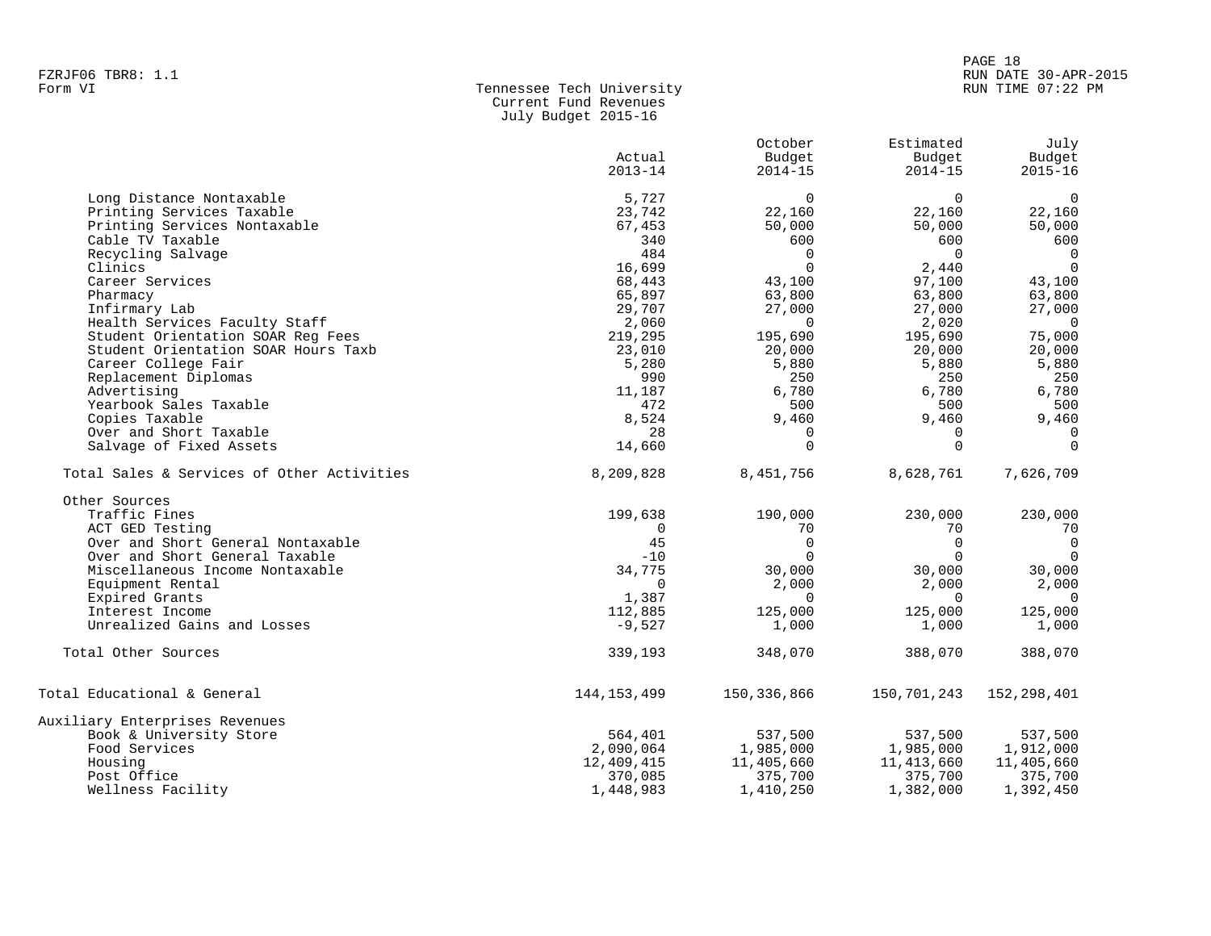FZRJF06 TBR8: 1.1
Form VI

# Tennessee Tech University
## Current Fund Revenues
### July Budget 2015-16

| | Actual 2013-14 | October Budget 2014-15 | Estimated Budget 2014-15 | July Budget 2015-16 |
|---|---|---|---|---|
| Long Distance Nontaxable | 5,727 | 0 | 0 | 0 |
| Printing Services Taxable | 23,742 | 22,160 | 22,160 | 22,160 |
| Printing Services Nontaxable | 67,453 | 50,000 | 50,000 | 50,000 |
| Cable TV Taxable | 340 | 600 | 600 | 600 |
| Recycling Salvage | 484 | 0 | 0 | 0 |
| Clinics | 16,699 | 0 | 2,440 | 0 |
| Career Services | 68,443 | 43,100 | 97,100 | 43,100 |
| Pharmacy | 65,897 | 63,800 | 63,800 | 63,800 |
| Infirmary Lab | 29,707 | 27,000 | 27,000 | 27,000 |
| Health Services Faculty Staff | 2,060 | 0 | 2,020 | 0 |
| Student Orientation SOAR Reg Fees | 219,295 | 195,690 | 195,690 | 75,000 |
| Student Orientation SOAR Hours Taxb | 23,010 | 20,000 | 20,000 | 20,000 |
| Career College Fair | 5,280 | 5,880 | 5,880 | 5,880 |
| Replacement Diplomas | 990 | 250 | 250 | 250 |
| Advertising | 11,187 | 6,780 | 6,780 | 6,780 |
| Yearbook Sales Taxable | 472 | 500 | 500 | 500 |
| Copies Taxable | 8,524 | 9,460 | 9,460 | 9,460 |
| Over and Short Taxable | 28 | 0 | 0 | 0 |
| Salvage of Fixed Assets | 14,660 | 0 | 0 | 0 |
| Total Sales & Services of Other Activities | 8,209,828 | 8,451,756 | 8,628,761 | 7,626,709 |
| Other Sources | | | | |
| Traffic Fines | 199,638 | 190,000 | 230,000 | 230,000 |
| ACT GED Testing | 0 | 70 | 70 | 70 |
| Over and Short General Nontaxable | 45 | 0 | 0 | 0 |
| Over and Short General Taxable | -10 | 0 | 0 | 0 |
| Miscellaneous Income Nontaxable | 34,775 | 30,000 | 30,000 | 30,000 |
| Equipment Rental | 0 | 2,000 | 2,000 | 2,000 |
| Expired Grants | 1,387 | 0 | 0 | 0 |
| Interest Income | 112,885 | 125,000 | 125,000 | 125,000 |
| Unrealized Gains and Losses | -9,527 | 1,000 | 1,000 | 1,000 |
| Total Other Sources | 339,193 | 348,070 | 388,070 | 388,070 |
| Total Educational & General | 144,153,499 | 150,336,866 | 150,701,243 | 152,298,401 |
| Auxiliary Enterprises Revenues | | | | |
| Book & University Store | 564,401 | 537,500 | 537,500 | 537,500 |
| Food Services | 2,090,064 | 1,985,000 | 1,985,000 | 1,912,000 |
| Housing | 12,409,415 | 11,405,660 | 11,413,660 | 11,405,660 |
| Post Office | 370,085 | 375,700 | 375,700 | 375,700 |
| Wellness Facility | 1,448,983 | 1,410,250 | 1,382,000 | 1,392,450 |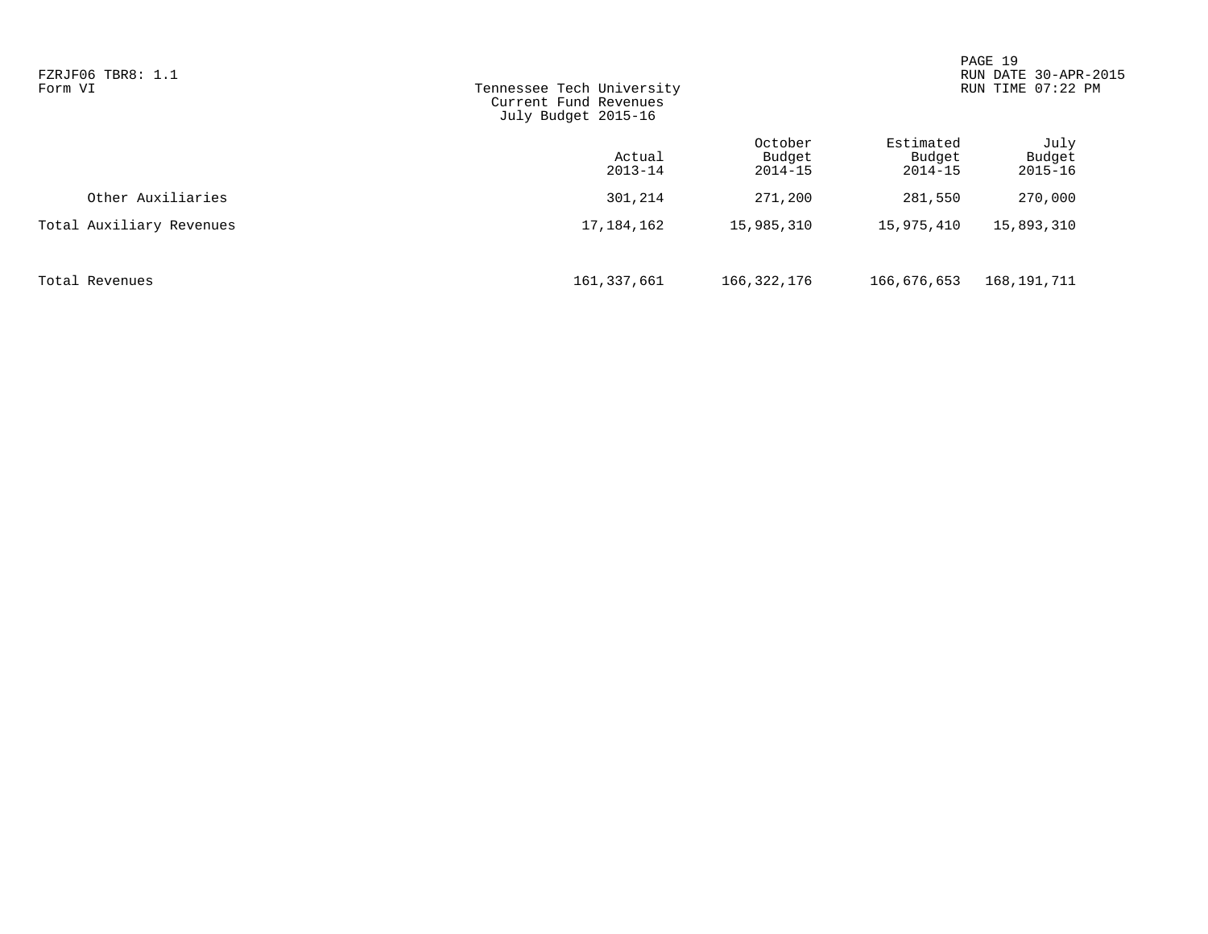FZRJF06 TBR8: 1.1
Form VI

# Tennessee Tech University
## Current Fund Revenues
### July Budget 2015-16

RUN DATE 30-APR-2015
RUN TIME 07:22 PM

| | Actual 2013-14 | October Budget 2014-15 | Estimated Budget 2014-15 | July Budget 2015-16 |
|---|---|---|---|---|
| Other Auxiliaries | 301,214 | 271,200 | 281,550 | 270,000 |
| Total Auxiliary Revenues | 17,184,162 | 15,985,310 | 15,975,410 | 15,893,310 |
| Total Revenues | 161,337,661 | 166,322,176 | 166,676,653 | 168,191,711 |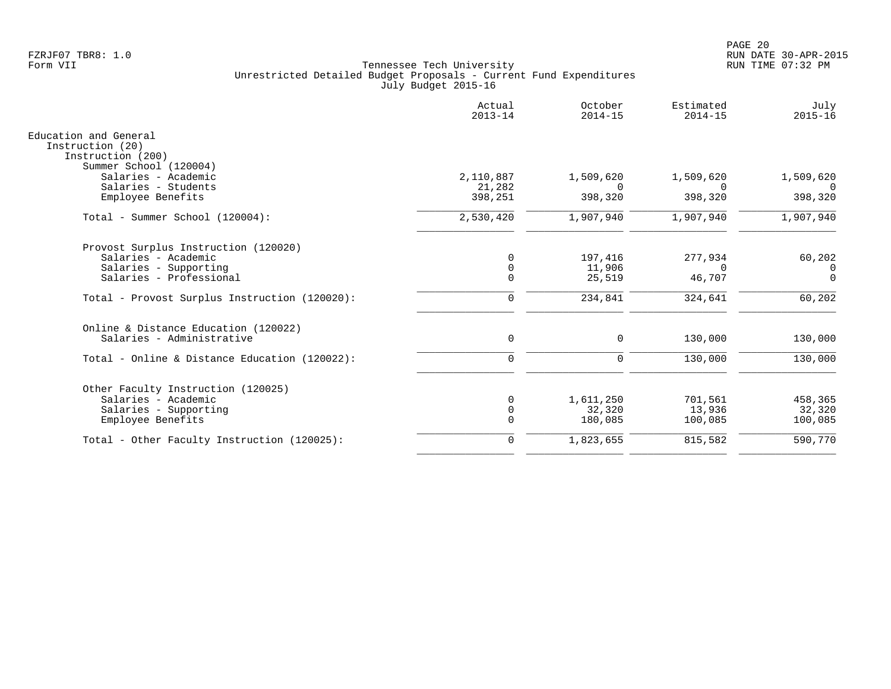FZRJF07 TBR8: 1.0
Form VII

Tennessee Tech University
Unrestricted Detailed Budget Proposals - Current Fund Expenditures
July Budget 2015-16

RUN DATE 30-APR-2015
RUN TIME 07:32 PM

| | Actual 2013-14 | October 2014-15 | Estimated 2014-15 | July 2015-16 |
|---|---|---|---|---|
| Education and General | | | | |
| Instruction (20) | | | | |
| Instruction (200) | | | | |
| Summer School (120004) | | | | |
| Salaries - Academic | 2,110,887 | 1,509,620 | 1,509,620 | 1,509,620 |
| Salaries - Students | 21,282 | 0 | 0 | 0 |
| Employee Benefits | 398,251 | 398,320 | 398,320 | 398,320 |
| Total - Summer School (120004): | 2,530,420 | 1,907,940 | 1,907,940 | 1,907,940 |
| Provost Surplus Instruction (120020) | | | | |
| Salaries - Academic | 0 | 197,416 | 277,934 | 60,202 |
| Salaries - Supporting | 0 | 11,906 | 0 | 0 |
| Salaries - Professional | 0 | 25,519 | 46,707 | 0 |
| Total - Provost Surplus Instruction (120020): | 0 | 234,841 | 324,641 | 60,202 |
| Online & Distance Education (120022) | | | | |
| Salaries - Administrative | 0 | 0 | 130,000 | 130,000 |
| Total - Online & Distance Education (120022): | 0 | 0 | 130,000 | 130,000 |
| Other Faculty Instruction (120025) | | | | |
| Salaries - Academic | 0 | 1,611,250 | 701,561 | 458,365 |
| Salaries - Supporting | 0 | 32,320 | 13,936 | 32,320 |
| Employee Benefits | 0 | 180,085 | 100,085 | 100,085 |
| Total - Other Faculty Instruction (120025): | 0 | 1,823,655 | 815,582 | 590,770 |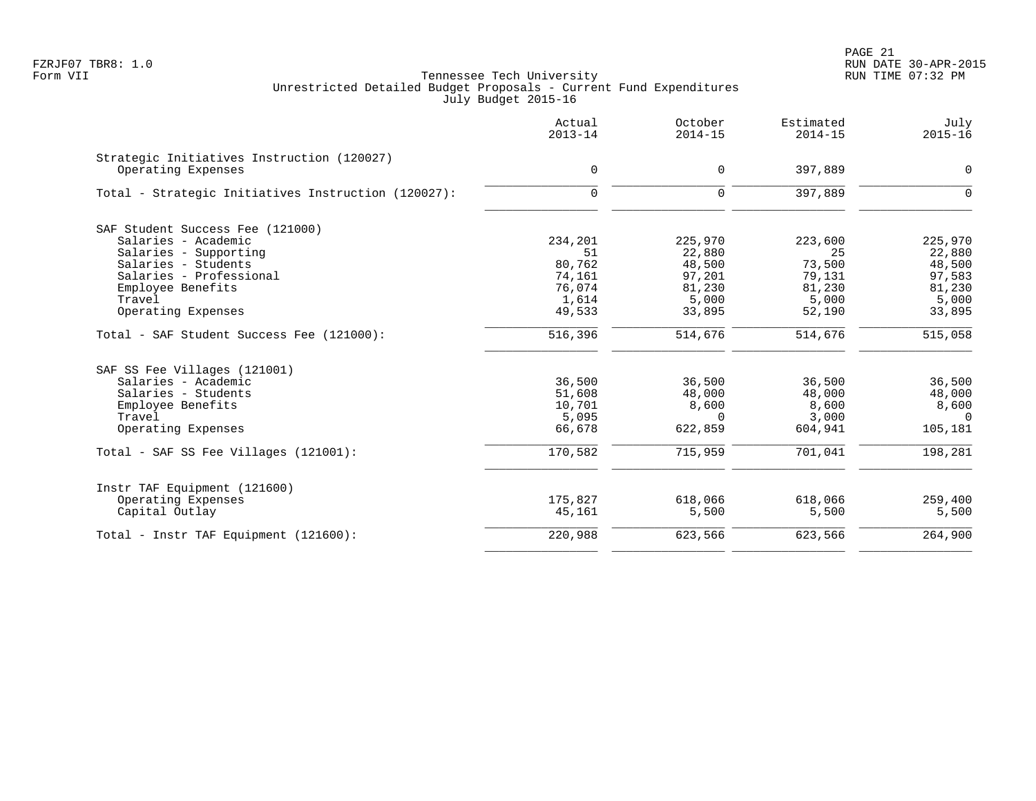Tennessee Tech University
Unrestricted Detailed Budget Proposals - Current Fund Expenditures
July Budget 2015-16

Form VII

| | Actual 2013-14 | October 2014-15 | Estimated 2014-15 | July 2015-16 |
|---|---|---|---|---|
| **Strategic Initiatives Instruction (120027)** | | | | |
| Operating Expenses | 0 | 0 | 397,889 | 0 |
| Total - Strategic Initiatives Instruction (120027): | 0 | 0 | 397,889 | 0 |
| **SAF Student Success Fee (121000)** | | | | |
| Salaries - Academic | 234,201 | 225,970 | 223,600 | 225,970 |
| Salaries - Supporting | 51 | 22,880 | 25 | 22,880 |
| Salaries - Students | 80,762 | 48,500 | 73,500 | 48,500 |
| Salaries - Professional | 74,161 | 97,201 | 79,131 | 97,583 |
| Employee Benefits | 76,074 | 81,230 | 81,230 | 81,230 |
| Travel | 1,614 | 5,000 | 5,000 | 5,000 |
| Operating Expenses | 49,533 | 33,895 | 52,190 | 33,895 |
| Total - SAF Student Success Fee (121000): | 516,396 | 514,676 | 514,676 | 515,058 |
| **SAF SS Fee Villages (121001)** | | | | |
| Salaries - Academic | 36,500 | 36,500 | 36,500 | 36,500 |
| Salaries - Students | 51,608 | 48,000 | 48,000 | 48,000 |
| Employee Benefits | 10,701 | 8,600 | 8,600 | 8,600 |
| Travel | 5,095 | 0 | 3,000 | 0 |
| Operating Expenses | 66,678 | 622,859 | 604,941 | 105,181 |
| Total - SAF SS Fee Villages (121001): | 170,582 | 715,959 | 701,041 | 198,281 |
| **Instr TAF Equipment (121600)** | | | | |
| Operating Expenses | 175,827 | 618,066 | 618,066 | 259,400 |
| Capital Outlay | 45,161 | 5,500 | 5,500 | 5,500 |
| Total - Instr TAF Equipment (121600): | 220,988 | 623,566 | 623,566 | 264,900 |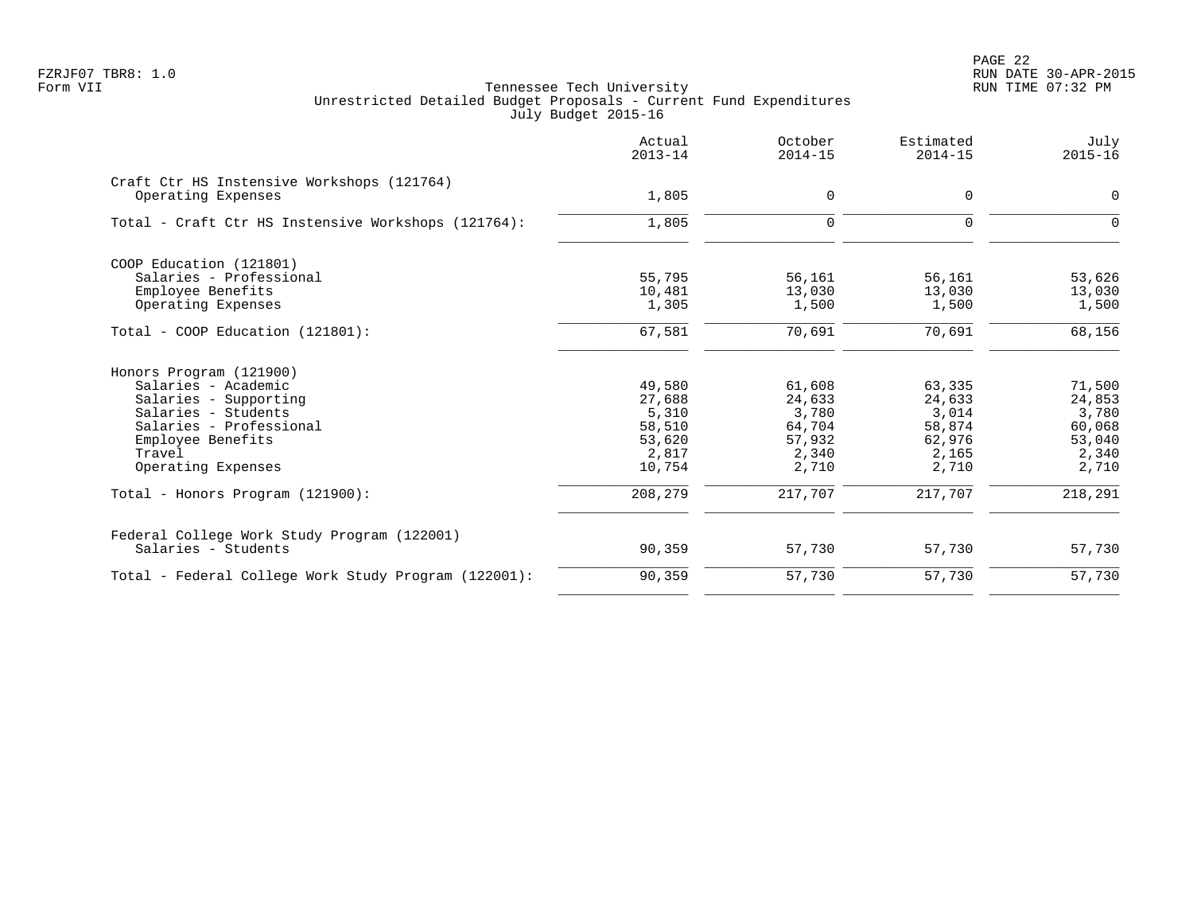Tennessee Tech University
Unrestricted Detailed Budget Proposals - Current Fund Expenditures
July Budget 2015-16

| | Actual 2013-14 | October 2014-15 | Estimated 2014-15 | July 2015-16 |
|---|---|---|---|---|
| **Craft Ctr HS Instensive Workshops (121764)** | | | | |
| Operating Expenses | 1,805 | 0 | 0 | 0 |
| Total - Craft Ctr HS Instensive Workshops (121764): | 1,805 | 0 | 0 | 0 |
| **COOP Education (121801)** | | | | |
| Salaries - Professional | 55,795 | 56,161 | 56,161 | 53,626 |
| Employee Benefits | 10,481 | 13,030 | 13,030 | 13,030 |
| Operating Expenses | 1,305 | 1,500 | 1,500 | 1,500 |
| Total - COOP Education (121801): | 67,581 | 70,691 | 70,691 | 68,156 |
| **Honors Program (121900)** | | | | |
| Salaries - Academic | 49,580 | 61,608 | 63,335 | 71,500 |
| Salaries - Supporting | 27,688 | 24,633 | 24,633 | 24,853 |
| Salaries - Students | 5,310 | 3,780 | 3,014 | 3,780 |
| Salaries - Professional | 58,510 | 64,704 | 58,874 | 60,068 |
| Employee Benefits | 53,620 | 57,932 | 62,976 | 53,040 |
| Travel | 2,817 | 2,340 | 2,165 | 2,340 |
| Operating Expenses | 10,754 | 2,710 | 2,710 | 2,710 |
| Total - Honors Program (121900): | 208,279 | 217,707 | 217,707 | 218,291 |
| **Federal College Work Study Program (122001)** | | | | |
| Salaries - Students | 90,359 | 57,730 | 57,730 | 57,730 |
| Total - Federal College Work Study Program (122001): | 90,359 | 57,730 | 57,730 | 57,730 |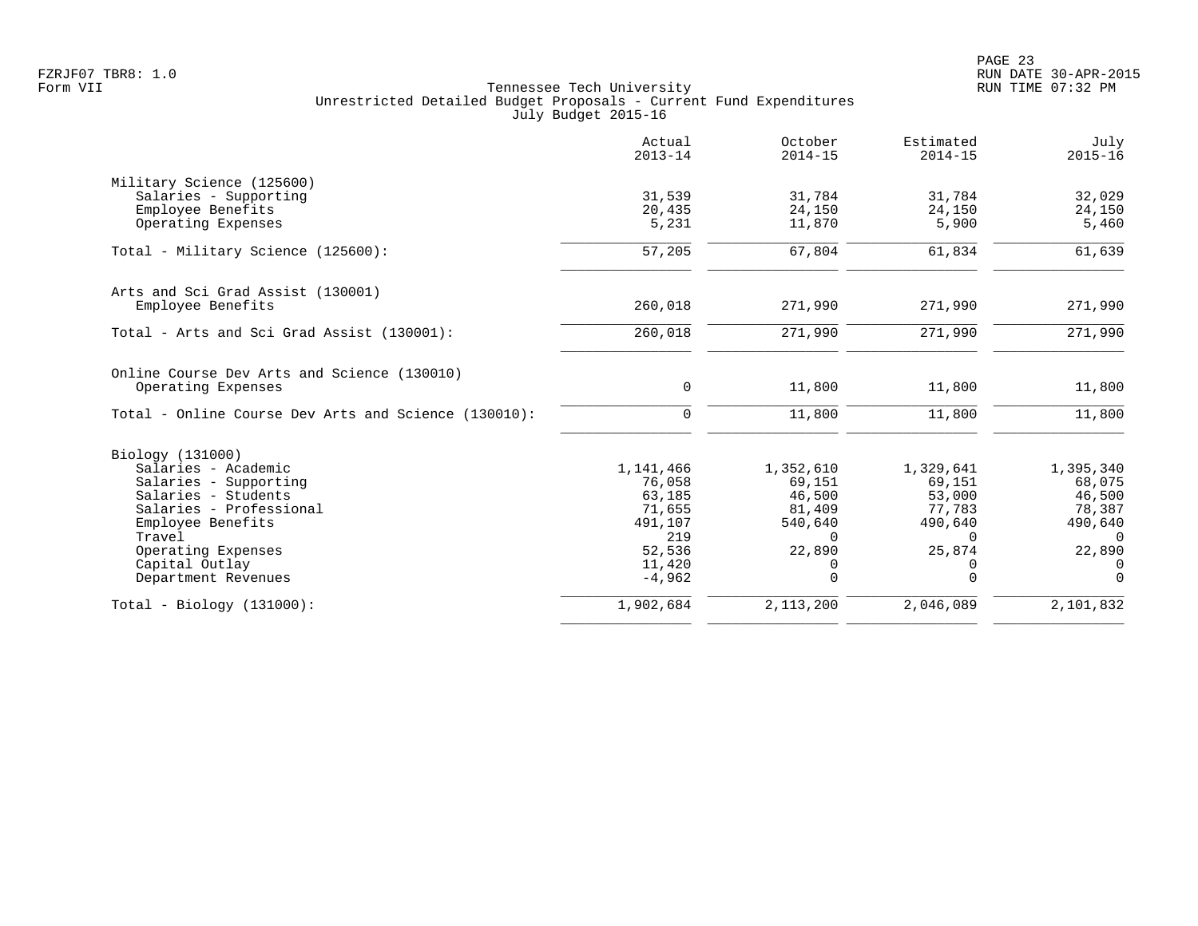Tennessee Tech University
Unrestricted Detailed Budget Proposals - Current Fund Expenditures
July Budget 2015-16

Form VII

| | Actual 2013-14 | October 2014-15 | Estimated 2014-15 | July 2015-16 |
|---|---|---|---|---|
| **Military Science (125600)** | | | | |
| Salaries - Supporting | 31,539 | 31,784 | 31,784 | 32,029 |
| Employee Benefits | 20,435 | 24,150 | 24,150 | 24,150 |
| Operating Expenses | 5,231 | 11,870 | 5,900 | 5,460 |
| Total - Military Science (125600): | 57,205 | 67,804 | 61,834 | 61,639 |
| **Arts and Sci Grad Assist (130001)** | | | | |
| Employee Benefits | 260,018 | 271,990 | 271,990 | 271,990 |
| Total - Arts and Sci Grad Assist (130001): | 260,018 | 271,990 | 271,990 | 271,990 |
| **Online Course Dev Arts and Science (130010)** | | | | |
| Operating Expenses | 0 | 11,800 | 11,800 | 11,800 |
| Total - Online Course Dev Arts and Science (130010): | 0 | 11,800 | 11,800 | 11,800 |
| **Biology (131000)** | | | | |
| Salaries - Academic | 1,141,466 | 1,352,610 | 1,329,641 | 1,395,340 |
| Salaries - Supporting | 76,058 | 69,151 | 69,151 | 68,075 |
| Salaries - Students | 63,185 | 46,500 | 53,000 | 46,500 |
| Salaries - Professional | 71,655 | 81,409 | 77,783 | 78,387 |
| Employee Benefits | 491,107 | 540,640 | 490,640 | 490,640 |
| Travel | 219 | 0 | 0 | 0 |
| Operating Expenses | 52,536 | 22,890 | 25,874 | 22,890 |
| Capital Outlay | 11,420 | 0 | 0 | 0 |
| Department Revenues | -4,962 | 0 | 0 | 0 |
| Total - Biology (131000): | 1,902,684 | 2,113,200 | 2,046,089 | 2,101,832 |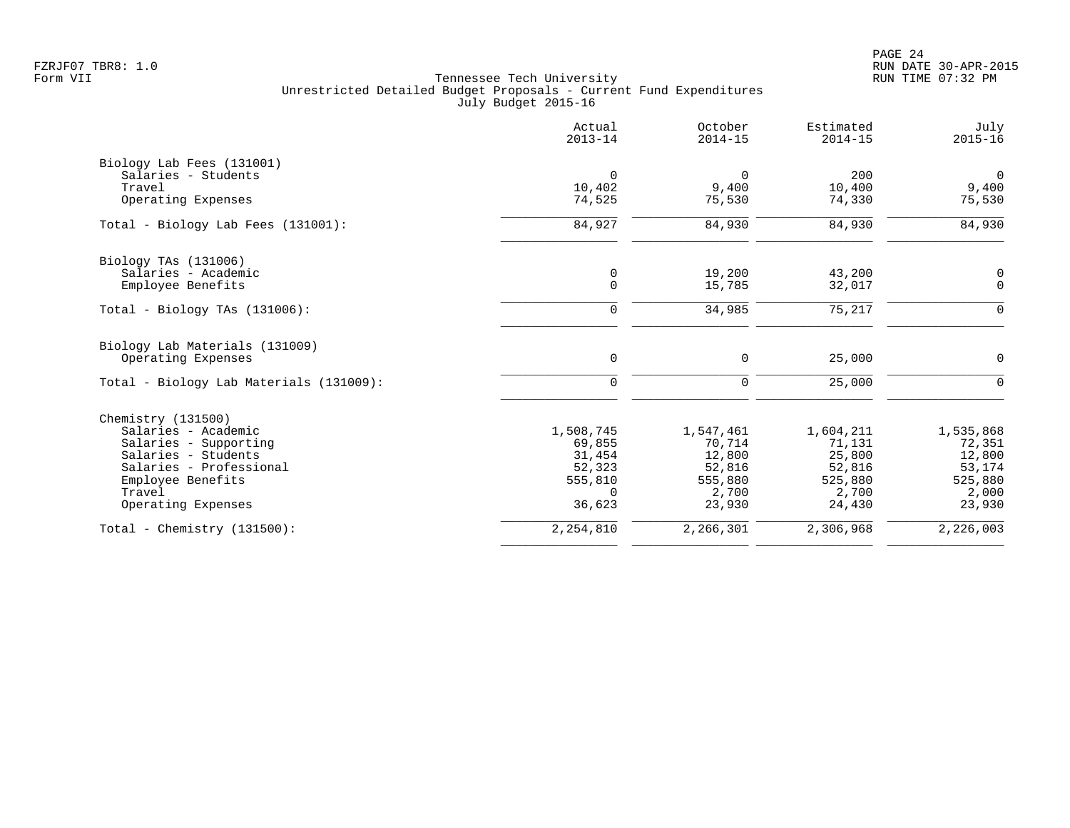Tennessee Tech University
Unrestricted Detailed Budget Proposals - Current Fund Expenditures
July Budget 2015-16

Form VII

| | Actual 2013-14 | October 2014-15 | Estimated 2014-15 | July 2015-16 |
|---|---|---|---|---|
| **Biology Lab Fees (131001)** | | | | |
| Salaries - Students | 0 | 0 | 200 | 0 |
| Travel | 10,402 | 9,400 | 10,400 | 9,400 |
| Operating Expenses | 74,525 | 75,530 | 74,330 | 75,530 |
| Total - Biology Lab Fees (131001): | 84,927 | 84,930 | 84,930 | 84,930 |
| **Biology TAs (131006)** | | | | |
| Salaries - Academic | 0 | 19,200 | 43,200 | 0 |
| Employee Benefits | 0 | 15,785 | 32,017 | 0 |
| Total - Biology TAs (131006): | 0 | 34,985 | 75,217 | 0 |
| **Biology Lab Materials (131009)** | | | | |
| Operating Expenses | 0 | 0 | 25,000 | 0 |
| Total - Biology Lab Materials (131009): | 0 | 0 | 25,000 | 0 |
| **Chemistry (131500)** | | | | |
| Salaries - Academic | 1,508,745 | 1,547,461 | 1,604,211 | 1,535,868 |
| Salaries - Supporting | 69,855 | 70,714 | 71,131 | 72,351 |
| Salaries - Students | 31,454 | 12,800 | 25,800 | 12,800 |
| Salaries - Professional | 52,323 | 52,816 | 52,816 | 53,174 |
| Employee Benefits | 555,810 | 555,880 | 525,880 | 525,880 |
| Travel | 0 | 2,700 | 2,700 | 2,000 |
| Operating Expenses | 36,623 | 23,930 | 24,430 | 23,930 |
| Total - Chemistry (131500): | 2,254,810 | 2,266,301 | 2,306,968 | 2,226,003 |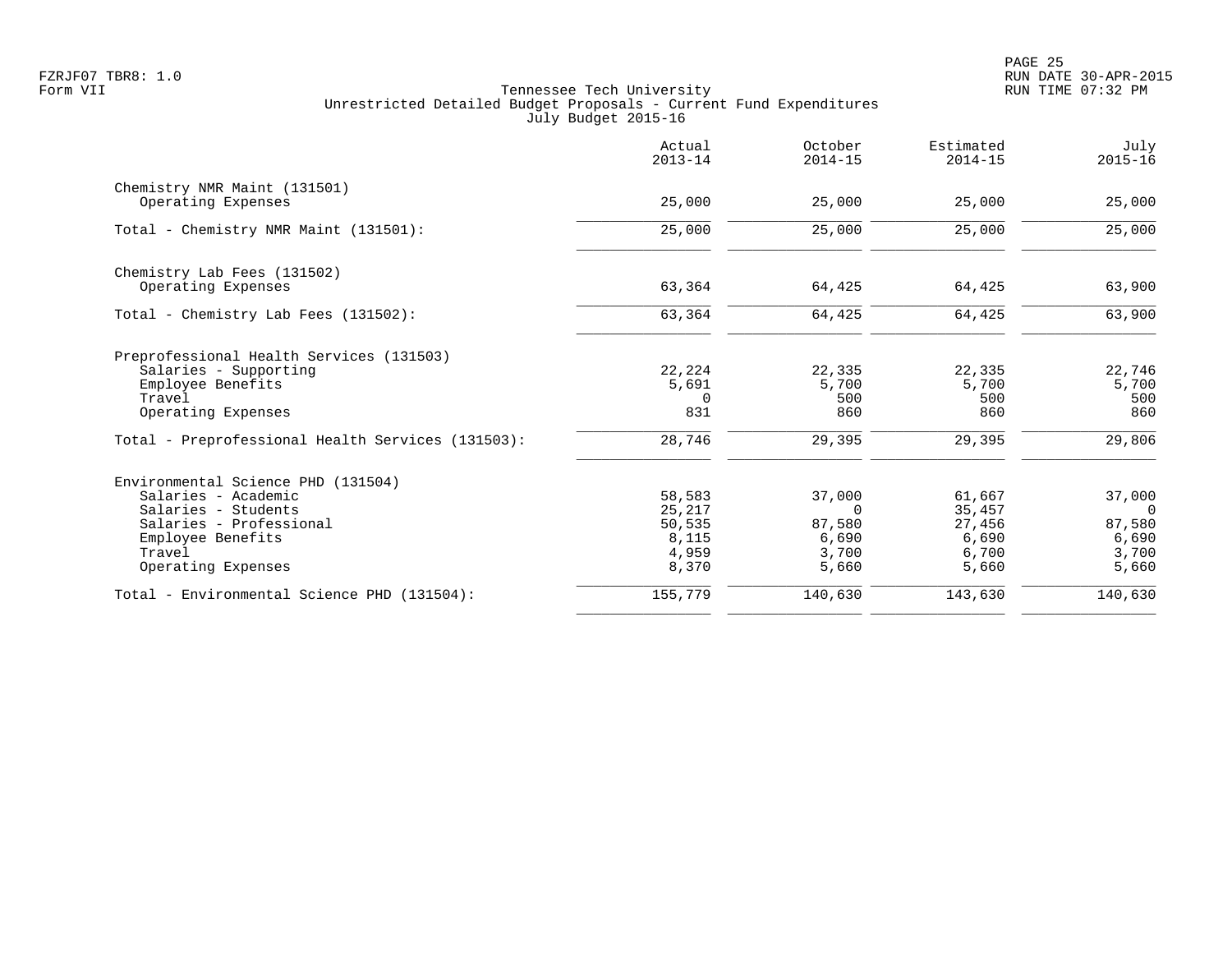Tennessee Tech University
Unrestricted Detailed Budget Proposals - Current Fund Expenditures
July Budget 2015-16

Form VII

| | Actual 2013-14 | October 2014-15 | Estimated 2014-15 | July 2015-16 |
|---|---|---|---|---|
| **Chemistry NMR Maint (131501)** | | | | |
| Operating Expenses | 25,000 | 25,000 | 25,000 | 25,000 |
| Total - Chemistry NMR Maint (131501): | 25,000 | 25,000 | 25,000 | 25,000 |
| **Chemistry Lab Fees (131502)** | | | | |
| Operating Expenses | 63,364 | 64,425 | 64,425 | 63,900 |
| Total - Chemistry Lab Fees (131502): | 63,364 | 64,425 | 64,425 | 63,900 |
| **Preprofessional Health Services (131503)** | | | | |
| Salaries - Supporting | 22,224 | 22,335 | 22,335 | 22,746 |
| Employee Benefits | 5,691 | 5,700 | 5,700 | 5,700 |
| Travel | 0 | 500 | 500 | 500 |
| Operating Expenses | 831 | 860 | 860 | 860 |
| Total - Preprofessional Health Services (131503): | 28,746 | 29,395 | 29,395 | 29,806 |
| **Environmental Science PHD (131504)** | | | | |
| Salaries - Academic | 58,583 | 37,000 | 61,667 | 37,000 |
| Salaries - Students | 25,217 | 0 | 35,457 | 0 |
| Salaries - Professional | 50,535 | 87,580 | 27,456 | 87,580 |
| Employee Benefits | 8,115 | 6,690 | 6,690 | 6,690 |
| Travel | 4,959 | 3,700 | 6,700 | 3,700 |
| Operating Expenses | 8,370 | 5,660 | 5,660 | 5,660 |
| Total - Environmental Science PHD (131504): | 155,779 | 140,630 | 143,630 | 140,630 |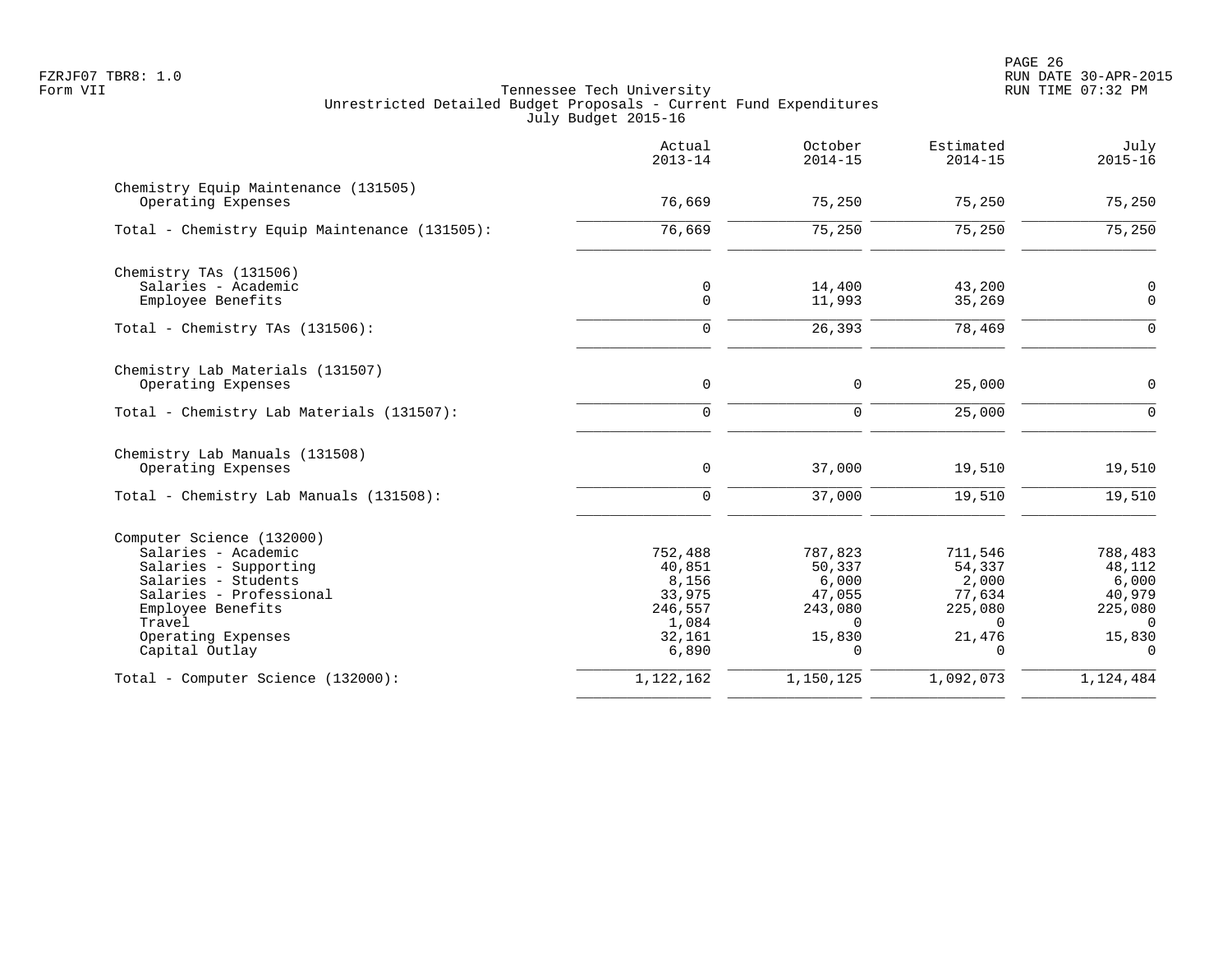FZRJF07 TBR8: 1.0
Form VII

Tennessee Tech University
Unrestricted Detailed Budget Proposals - Current Fund Expenditures
July Budget 2015-16

RUN DATE 30-APR-2015
RUN TIME 07:32 PM

| | Actual 2013-14 | October 2014-15 | Estimated 2014-15 | July 2015-16 |
|---|---|---|---|---|
| **Chemistry Equip Maintenance (131505)** | | | | |
| Operating Expenses | 76,669 | 75,250 | 75,250 | 75,250 |
| Total - Chemistry Equip Maintenance (131505): | 76,669 | 75,250 | 75,250 | 75,250 |
| **Chemistry TAs (131506)** | | | | |
| Salaries - Academic | 0 | 14,400 | 43,200 | 0 |
| Employee Benefits | 0 | 11,993 | 35,269 | 0 |
| Total - Chemistry TAs (131506): | 0 | 26,393 | 78,469 | 0 |
| **Chemistry Lab Materials (131507)** | | | | |
| Operating Expenses | 0 | 0 | 25,000 | 0 |
| Total - Chemistry Lab Materials (131507): | 0 | 0 | 25,000 | 0 |
| **Chemistry Lab Manuals (131508)** | | | | |
| Operating Expenses | 0 | 37,000 | 19,510 | 19,510 |
| Total - Chemistry Lab Manuals (131508): | 0 | 37,000 | 19,510 | 19,510 |
| **Computer Science (132000)** | | | | |
| Salaries - Academic | 752,488 | 787,823 | 711,546 | 788,483 |
| Salaries - Supporting | 40,851 | 50,337 | 54,337 | 48,112 |
| Salaries - Students | 8,156 | 6,000 | 2,000 | 6,000 |
| Salaries - Professional | 33,975 | 47,055 | 77,634 | 40,979 |
| Employee Benefits | 246,557 | 243,080 | 225,080 | 225,080 |
| Travel | 1,084 | 0 | 0 | 0 |
| Operating Expenses | 32,161 | 15,830 | 21,476 | 15,830 |
| Capital Outlay | 6,890 | 0 | 0 | 0 |
| Total - Computer Science (132000): | 1,122,162 | 1,150,125 | 1,092,073 | 1,124,484 |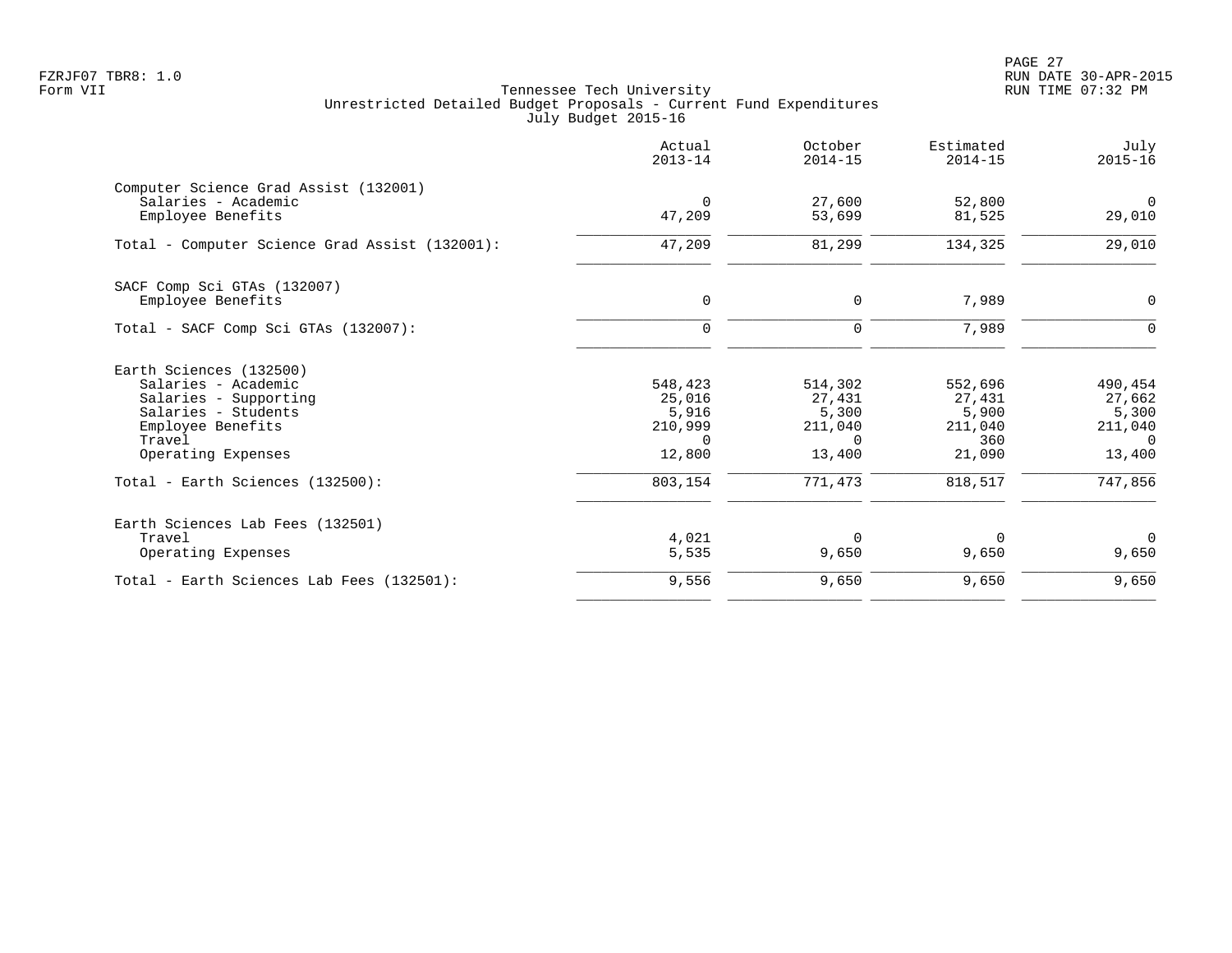Tennessee Tech University
Unrestricted Detailed Budget Proposals - Current Fund Expenditures
July Budget 2015-16

| | Actual 2013-14 | October 2014-15 | Estimated 2014-15 | July 2015-16 |
|---|---|---|---|---|
| **Computer Science Grad Assist (132001)** | | | | |
| Salaries - Academic | 0 | 27,600 | 52,800 | 0 |
| Employee Benefits | 47,209 | 53,699 | 81,525 | 29,010 |
| Total - Computer Science Grad Assist (132001): | 47,209 | 81,299 | 134,325 | 29,010 |
| **SACF Comp Sci GTAs (132007)** | | | | |
| Employee Benefits | 0 | 0 | 7,989 | 0 |
| Total - SACF Comp Sci GTAs (132007): | 0 | 0 | 7,989 | 0 |
| **Earth Sciences (132500)** | | | | |
| Salaries - Academic | 548,423 | 514,302 | 552,696 | 490,454 |
| Salaries - Supporting | 25,016 | 27,431 | 27,431 | 27,662 |
| Salaries - Students | 5,916 | 5,300 | 5,900 | 5,300 |
| Employee Benefits | 210,999 | 211,040 | 211,040 | 211,040 |
| Travel | 0 | 0 | 360 | 0 |
| Operating Expenses | 12,800 | 13,400 | 21,090 | 13,400 |
| Total - Earth Sciences (132500): | 803,154 | 771,473 | 818,517 | 747,856 |
| **Earth Sciences Lab Fees (132501)** | | | | |
| Travel | 4,021 | 0 | 0 | 0 |
| Operating Expenses | 5,535 | 9,650 | 9,650 | 9,650 |
| Total - Earth Sciences Lab Fees (132501): | 9,556 | 9,650 | 9,650 | 9,650 |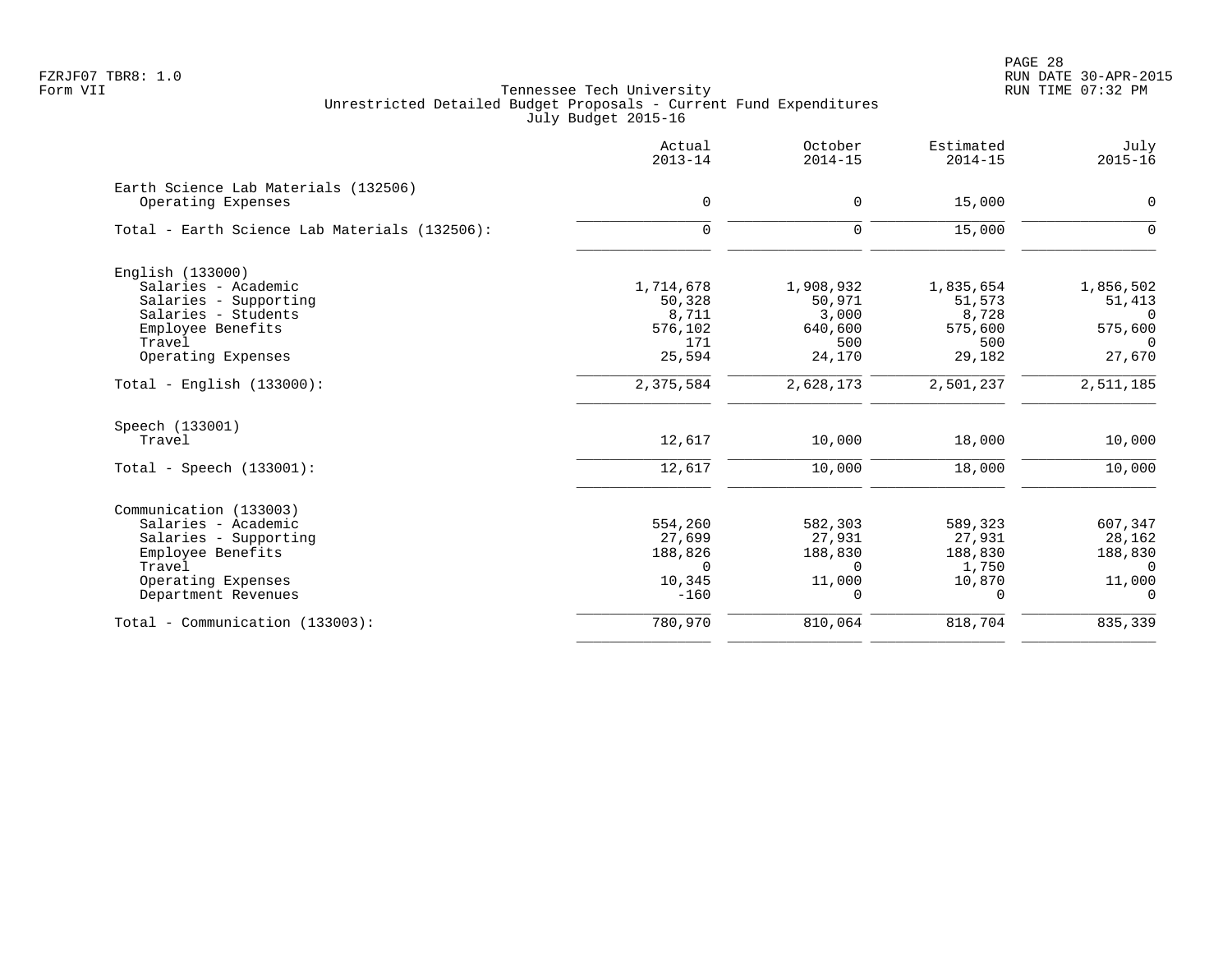Tennessee Tech University
Unrestricted Detailed Budget Proposals - Current Fund Expenditures
July Budget 2015-16

| | Actual 2013-14 | October 2014-15 | Estimated 2014-15 | July 2015-16 |
|---|---|---|---|---|
| **Earth Science Lab Materials (132506)** | | | | |
| Operating Expenses | 0 | 0 | 15,000 | 0 |
| Total - Earth Science Lab Materials (132506): | 0 | 0 | 15,000 | 0 |
| **English (133000)** | | | | |
| Salaries - Academic | 1,714,678 | 1,908,932 | 1,835,654 | 1,856,502 |
| Salaries - Supporting | 50,328 | 50,971 | 51,573 | 51,413 |
| Salaries - Students | 8,711 | 3,000 | 8,728 | 0 |
| Employee Benefits | 576,102 | 640,600 | 575,600 | 575,600 |
| Travel | 171 | 500 | 500 | 0 |
| Operating Expenses | 25,594 | 24,170 | 29,182 | 27,670 |
| Total - English (133000): | 2,375,584 | 2,628,173 | 2,501,237 | 2,511,185 |
| **Speech (133001)** | | | | |
| Travel | 12,617 | 10,000 | 18,000 | 10,000 |
| Total - Speech (133001): | 12,617 | 10,000 | 18,000 | 10,000 |
| **Communication (133003)** | | | | |
| Salaries - Academic | 554,260 | 582,303 | 589,323 | 607,347 |
| Salaries - Supporting | 27,699 | 27,931 | 27,931 | 28,162 |
| Employee Benefits | 188,826 | 188,830 | 188,830 | 188,830 |
| Travel | 0 | 0 | 1,750 | 0 |
| Operating Expenses | 10,345 | 11,000 | 10,870 | 11,000 |
| Department Revenues | -160 | 0 | 0 | 0 |
| Total - Communication (133003): | 780,970 | 810,064 | 818,704 | 835,339 |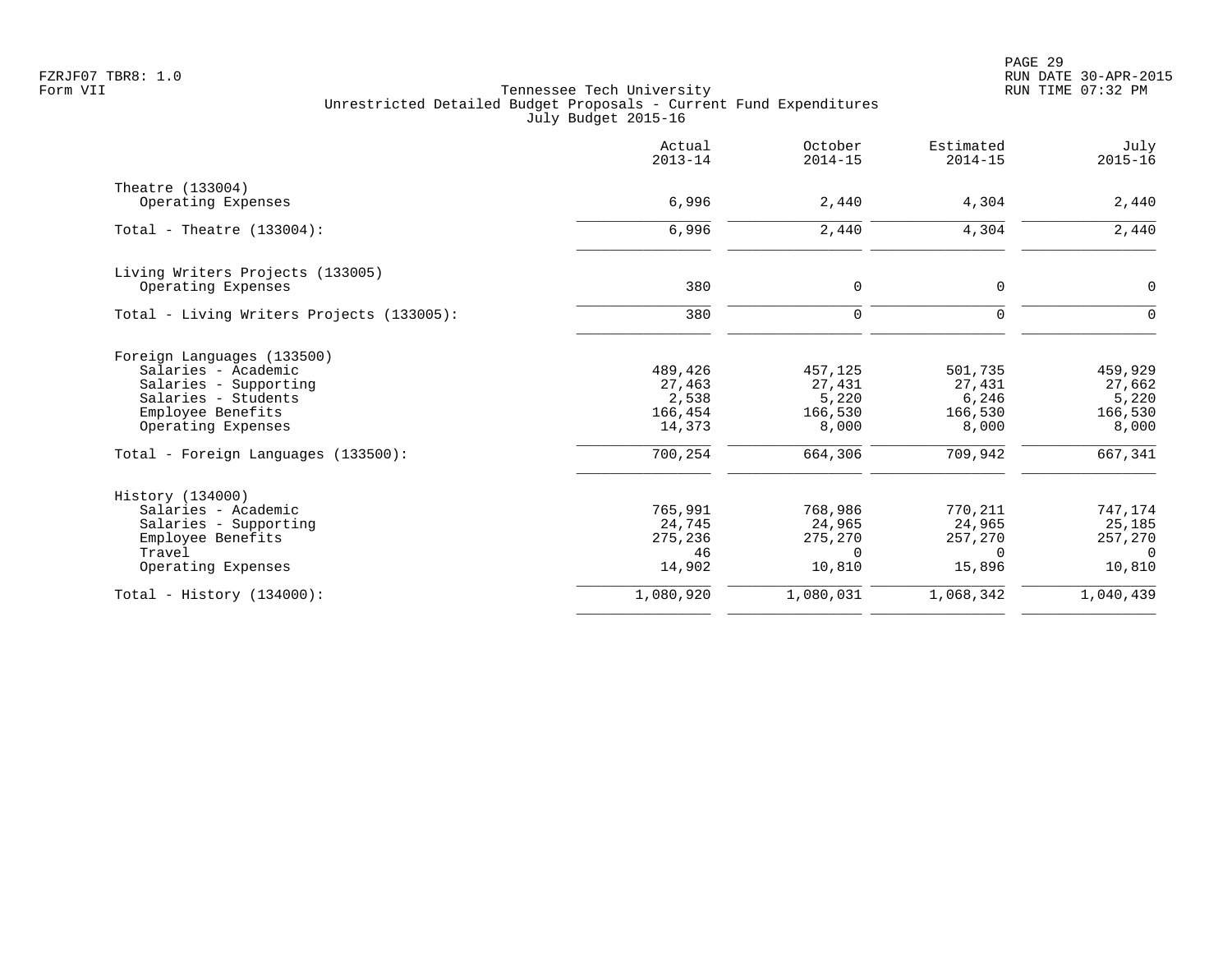FZRJF07 TBR8: 1.0
Form VII

Tennessee Tech University
Unrestricted Detailed Budget Proposals - Current Fund Expenditures
July Budget 2015-16

RUN DATE 30-APR-2015
RUN TIME 07:32 PM

| | Actual 2013-14 | October 2014-15 | Estimated 2014-15 | July 2015-16 |
|---|---|---|---|---|
| **Theatre (133004)** | | | | |
| Operating Expenses | 6,996 | 2,440 | 4,304 | 2,440 |
| Total - Theatre (133004): | 6,996 | 2,440 | 4,304 | 2,440 |
| **Living Writers Projects (133005)** | | | | |
| Operating Expenses | 380 | 0 | 0 | 0 |
| Total - Living Writers Projects (133005): | 380 | 0 | 0 | 0 |
| **Foreign Languages (133500)** | | | | |
| Salaries - Academic | 489,426 | 457,125 | 501,735 | 459,929 |
| Salaries - Supporting | 27,463 | 27,431 | 27,431 | 27,662 |
| Salaries - Students | 2,538 | 5,220 | 6,246 | 5,220 |
| Employee Benefits | 166,454 | 166,530 | 166,530 | 166,530 |
| Operating Expenses | 14,373 | 8,000 | 8,000 | 8,000 |
| Total - Foreign Languages (133500): | 700,254 | 664,306 | 709,942 | 667,341 |
| **History (134000)** | | | | |
| Salaries - Academic | 765,991 | 768,986 | 770,211 | 747,174 |
| Salaries - Supporting | 24,745 | 24,965 | 24,965 | 25,185 |
| Employee Benefits | 275,236 | 275,270 | 257,270 | 257,270 |
| Travel | 46 | 0 | 0 | 0 |
| Operating Expenses | 14,902 | 10,810 | 15,896 | 10,810 |
| Total - History (134000): | 1,080,920 | 1,080,031 | 1,068,342 | 1,040,439 |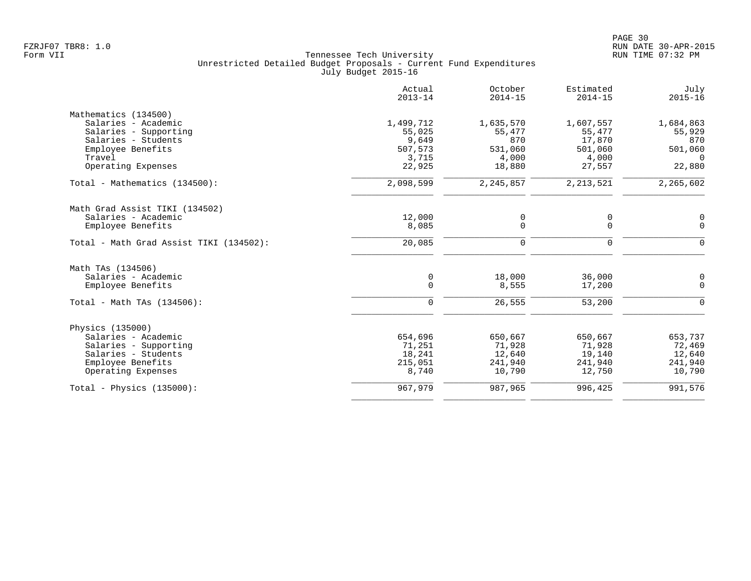Tennessee Tech University
Unrestricted Detailed Budget Proposals - Current Fund Expenditures
July Budget 2015-16

Form VII

| | Actual 2013-14 | October 2014-15 | Estimated 2014-15 | July 2015-16 |
|---|---|---|---|---|
| **Mathematics (134500)** | | | | |
| Salaries - Academic | 1,499,712 | 1,635,570 | 1,607,557 | 1,684,863 |
| Salaries - Supporting | 55,025 | 55,477 | 55,477 | 55,929 |
| Salaries - Students | 9,649 | 870 | 17,870 | 870 |
| Employee Benefits | 507,573 | 531,060 | 501,060 | 501,060 |
| Travel | 3,715 | 4,000 | 4,000 | 0 |
| Operating Expenses | 22,925 | 18,880 | 27,557 | 22,880 |
| Total - Mathematics (134500): | 2,098,599 | 2,245,857 | 2,213,521 | 2,265,602 |
| **Math Grad Assist TIKI (134502)** | | | | |
| Salaries - Academic | 12,000 | 0 | 0 | 0 |
| Employee Benefits | 8,085 | 0 | 0 | 0 |
| Total - Math Grad Assist TIKI (134502): | 20,085 | 0 | 0 | 0 |
| **Math TAs (134506)** | | | | |
| Salaries - Academic | 0 | 18,000 | 36,000 | 0 |
| Employee Benefits | 0 | 8,555 | 17,200 | 0 |
| Total - Math TAs (134506): | 0 | 26,555 | 53,200 | 0 |
| **Physics (135000)** | | | | |
| Salaries - Academic | 654,696 | 650,667 | 650,667 | 653,737 |
| Salaries - Supporting | 71,251 | 71,928 | 71,928 | 72,469 |
| Salaries - Students | 18,241 | 12,640 | 19,140 | 12,640 |
| Employee Benefits | 215,051 | 241,940 | 241,940 | 241,940 |
| Operating Expenses | 8,740 | 10,790 | 12,750 | 10,790 |
| Total - Physics (135000): | 967,979 | 987,965 | 996,425 | 991,576 |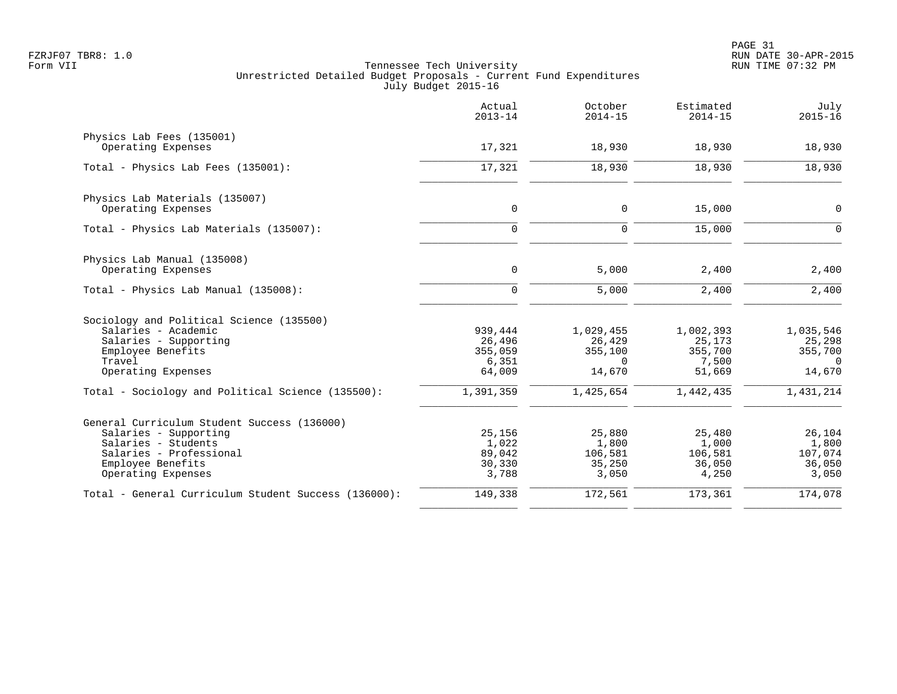Tennessee Tech University
Unrestricted Detailed Budget Proposals - Current Fund Expenditures
July Budget 2015-16

| | Actual 2013-14 | October 2014-15 | Estimated 2014-15 | July 2015-16 |
|---|---|---|---|---|
| **Physics Lab Fees (135001)** | | | | |
| Operating Expenses | 17,321 | 18,930 | 18,930 | 18,930 |
| Total - Physics Lab Fees (135001): | 17,321 | 18,930 | 18,930 | 18,930 |
| **Physics Lab Materials (135007)** | | | | |
| Operating Expenses | 0 | 0 | 15,000 | 0 |
| Total - Physics Lab Materials (135007): | 0 | 0 | 15,000 | 0 |
| **Physics Lab Manual (135008)** | | | | |
| Operating Expenses | 0 | 5,000 | 2,400 | 2,400 |
| Total - Physics Lab Manual (135008): | 0 | 5,000 | 2,400 | 2,400 |
| **Sociology and Political Science (135500)** | | | | |
| Salaries - Academic | 939,444 | 1,029,455 | 1,002,393 | 1,035,546 |
| Salaries - Supporting | 26,496 | 26,429 | 25,173 | 25,298 |
| Employee Benefits | 355,059 | 355,100 | 355,700 | 355,700 |
| Travel | 6,351 | 0 | 7,500 | 0 |
| Operating Expenses | 64,009 | 14,670 | 51,669 | 14,670 |
| Total - Sociology and Political Science (135500): | 1,391,359 | 1,425,654 | 1,442,435 | 1,431,214 |
| **General Curriculum Student Success (136000)** | | | | |
| Salaries - Supporting | 25,156 | 25,880 | 25,480 | 26,104 |
| Salaries - Students | 1,022 | 1,800 | 1,000 | 1,800 |
| Salaries - Professional | 89,042 | 106,581 | 106,581 | 107,074 |
| Employee Benefits | 30,330 | 35,250 | 36,050 | 36,050 |
| Operating Expenses | 3,788 | 3,050 | 4,250 | 3,050 |
| Total - General Curriculum Student Success (136000): | 149,338 | 172,561 | 173,361 | 174,078 |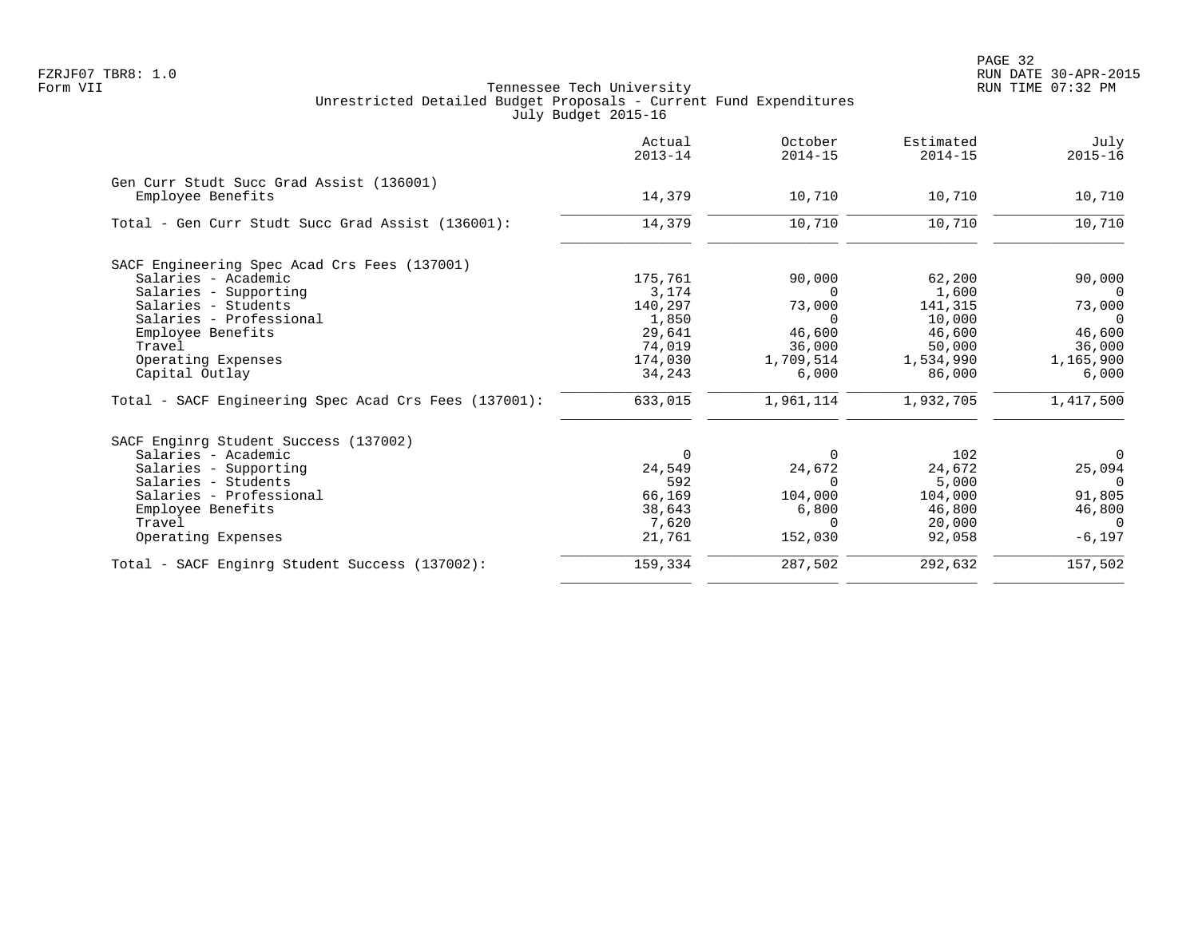Tennessee Tech University
Unrestricted Detailed Budget Proposals - Current Fund Expenditures
July Budget 2015-16

Form VII

| | Actual 2013-14 | October 2014-15 | Estimated 2014-15 | July 2015-16 |
|---|---|---|---|---|
| **Gen Curr Studt Succ Grad Assist (136001)** | | | | |
| Employee Benefits | 14,379 | 10,710 | 10,710 | 10,710 |
| Total - Gen Curr Studt Succ Grad Assist (136001): | 14,379 | 10,710 | 10,710 | 10,710 |
| **SACF Engineering Spec Acad Crs Fees (137001)** | | | | |
| Salaries - Academic | 175,761 | 90,000 | 62,200 | 90,000 |
| Salaries - Supporting | 3,174 | 0 | 1,600 | 0 |
| Salaries - Students | 140,297 | 73,000 | 141,315 | 73,000 |
| Salaries - Professional | 1,850 | 0 | 10,000 | 0 |
| Employee Benefits | 29,641 | 46,600 | 46,600 | 46,600 |
| Travel | 74,019 | 36,000 | 50,000 | 36,000 |
| Operating Expenses | 174,030 | 1,709,514 | 1,534,990 | 1,165,900 |
| Capital Outlay | 34,243 | 6,000 | 86,000 | 6,000 |
| Total - SACF Engineering Spec Acad Crs Fees (137001): | 633,015 | 1,961,114 | 1,932,705 | 1,417,500 |
| **SACF Enginrg Student Success (137002)** | | | | |
| Salaries - Academic | 0 | 0 | 102 | 0 |
| Salaries - Supporting | 24,549 | 24,672 | 24,672 | 25,094 |
| Salaries - Students | 592 | 0 | 5,000 | 0 |
| Salaries - Professional | 66,169 | 104,000 | 104,000 | 91,805 |
| Employee Benefits | 38,643 | 6,800 | 46,800 | 46,800 |
| Travel | 7,620 | 0 | 20,000 | 0 |
| Operating Expenses | 21,761 | 152,030 | 92,058 | -6,197 |
| Total - SACF Enginrg Student Success (137002): | 159,334 | 287,502 | 292,632 | 157,502 |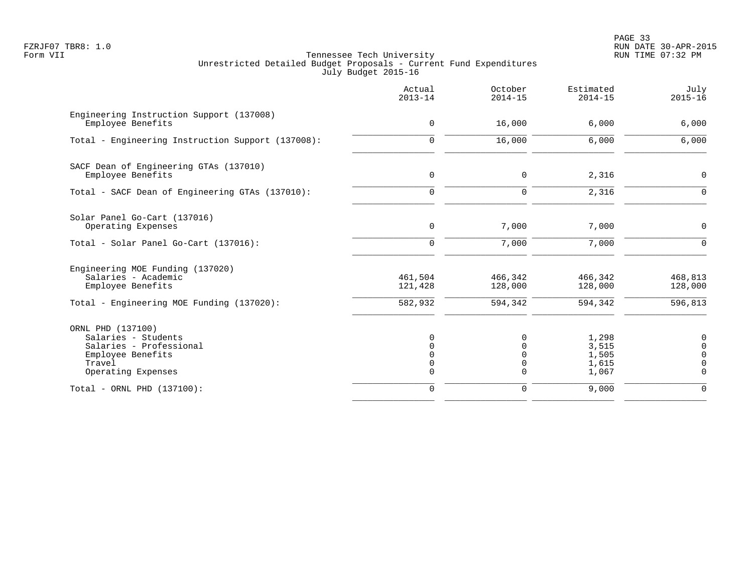Tennessee Tech University
Unrestricted Detailed Budget Proposals - Current Fund Expenditures
July Budget 2015-16

FZRJF07 TBR8: 1.0
Form VII

RUN DATE 30-APR-2015
RUN TIME 07:32 PM

| | Actual 2013-14 | October 2014-15 | Estimated 2014-15 | July 2015-16 |
|---|---|---|---|---|
| **Engineering Instruction Support (137008)** | | | | |
| Employee Benefits | 0 | 16,000 | 6,000 | 6,000 |
| Total - Engineering Instruction Support (137008): | 0 | 16,000 | 6,000 | 6,000 |
| **SACF Dean of Engineering GTAs (137010)** | | | | |
| Employee Benefits | 0 | 0 | 2,316 | 0 |
| Total - SACF Dean of Engineering GTAs (137010): | 0 | 0 | 2,316 | 0 |
| **Solar Panel Go-Cart (137016)** | | | | |
| Operating Expenses | 0 | 7,000 | 7,000 | 0 |
| Total - Solar Panel Go-Cart (137016): | 0 | 7,000 | 7,000 | 0 |
| **Engineering MOE Funding (137020)** | | | | |
| Salaries - Academic | 461,504 | 466,342 | 466,342 | 468,813 |
| Employee Benefits | 121,428 | 128,000 | 128,000 | 128,000 |
| Total - Engineering MOE Funding (137020): | 582,932 | 594,342 | 594,342 | 596,813 |
| **ORNL PHD (137100)** | | | | |
| Salaries - Students | 0 | 0 | 1,298 | 0 |
| Salaries - Professional | 0 | 0 | 3,515 | 0 |
| Employee Benefits | 0 | 0 | 1,505 | 0 |
| Travel | 0 | 0 | 1,615 | 0 |
| Operating Expenses | 0 | 0 | 1,067 | 0 |
| Total - ORNL PHD (137100): | 0 | 0 | 9,000 | 0 |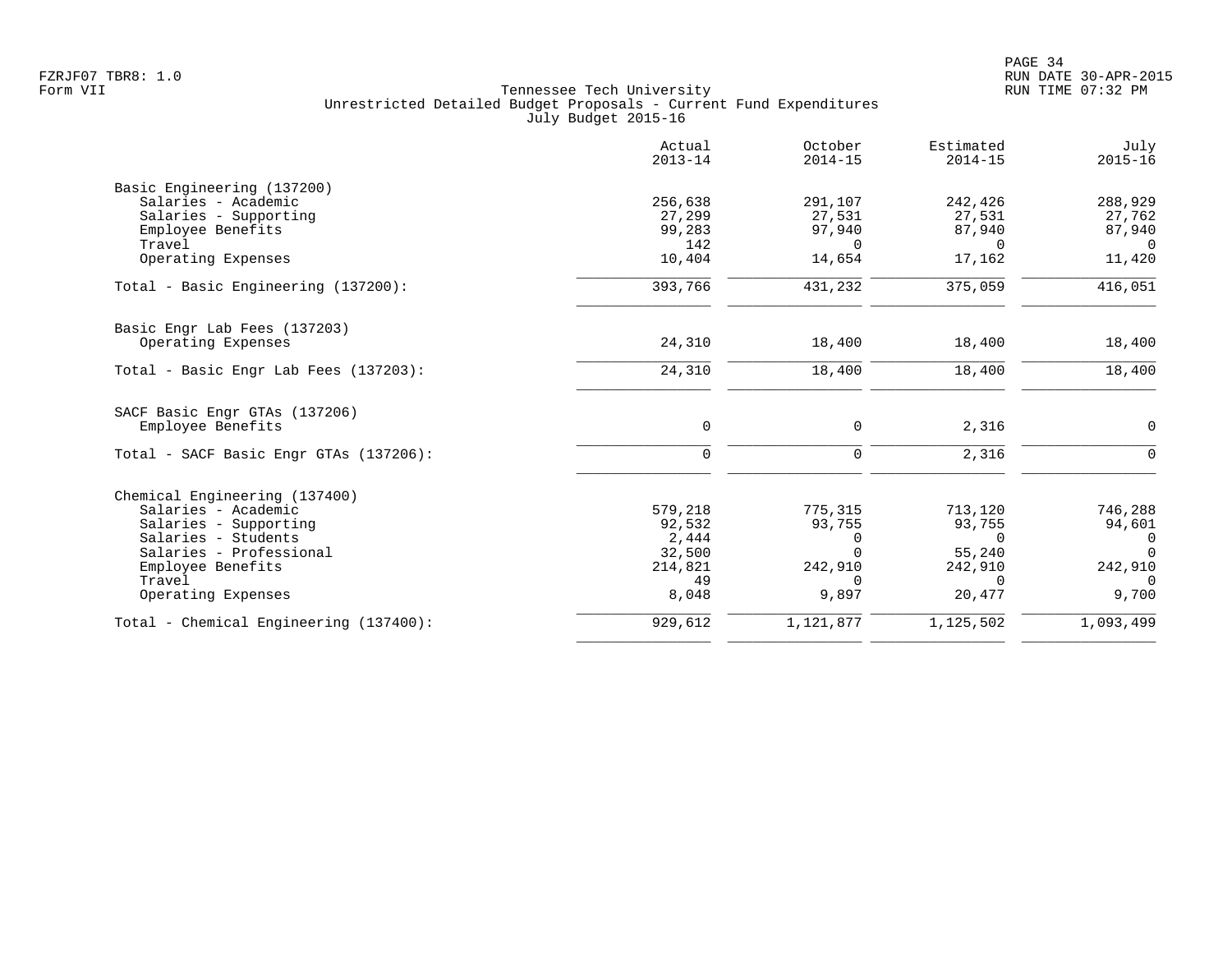Tennessee Tech University
Unrestricted Detailed Budget Proposals - Current Fund Expenditures
July Budget 2015-16

FZRJF07 TBR8: 1.0
Form VII

RUN DATE 30-APR-2015
RUN TIME 07:32 PM

| | Actual 2013-14 | October 2014-15 | Estimated 2014-15 | July 2015-16 |
|---|---|---|---|---|
| **Basic Engineering (137200)** | | | | |
| Salaries - Academic | 256,638 | 291,107 | 242,426 | 288,929 |
| Salaries - Supporting | 27,299 | 27,531 | 27,531 | 27,762 |
| Employee Benefits | 99,283 | 97,940 | 87,940 | 87,940 |
| Travel | 142 | 0 | 0 | 0 |
| Operating Expenses | 10,404 | 14,654 | 17,162 | 11,420 |
| Total - Basic Engineering (137200): | 393,766 | 431,232 | 375,059 | 416,051 |
| **Basic Engr Lab Fees (137203)** | | | | |
| Operating Expenses | 24,310 | 18,400 | 18,400 | 18,400 |
| Total - Basic Engr Lab Fees (137203): | 24,310 | 18,400 | 18,400 | 18,400 |
| **SACF Basic Engr GTAs (137206)** | | | | |
| Employee Benefits | 0 | 0 | 2,316 | 0 |
| Total - SACF Basic Engr GTAs (137206): | 0 | 0 | 2,316 | 0 |
| **Chemical Engineering (137400)** | | | | |
| Salaries - Academic | 579,218 | 775,315 | 713,120 | 746,288 |
| Salaries - Supporting | 92,532 | 93,755 | 93,755 | 94,601 |
| Salaries - Students | 2,444 | 0 | 0 | 0 |
| Salaries - Professional | 32,500 | 0 | 55,240 | 0 |
| Employee Benefits | 214,821 | 242,910 | 242,910 | 242,910 |
| Travel | 49 | 0 | 0 | 0 |
| Operating Expenses | 8,048 | 9,897 | 20,477 | 9,700 |
| Total - Chemical Engineering (137400): | 929,612 | 1,121,877 | 1,125,502 | 1,093,499 |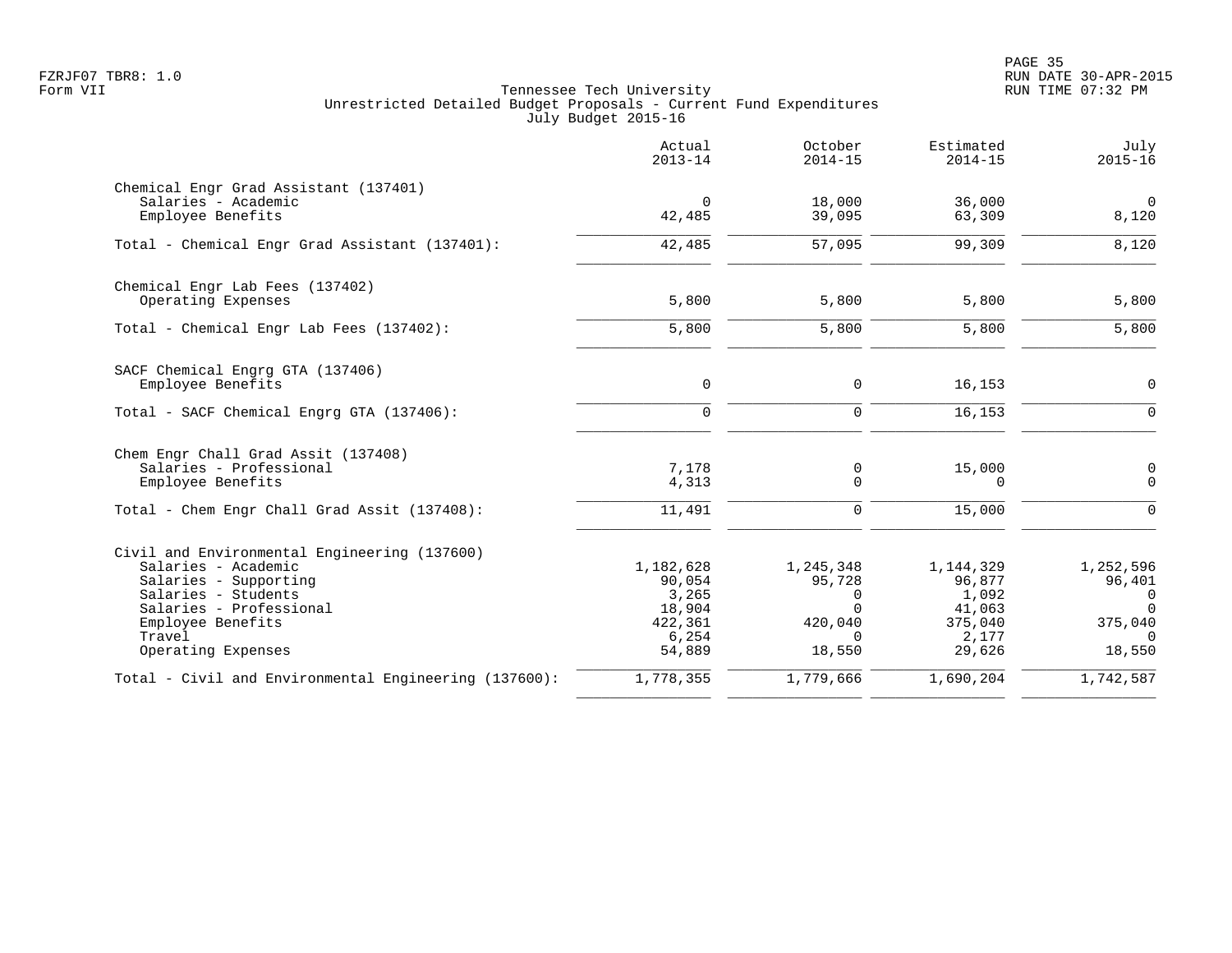Tennessee Tech University
Unrestricted Detailed Budget Proposals - Current Fund Expenditures
July Budget 2015-16

| | Actual 2013-14 | October 2014-15 | Estimated 2014-15 | July 2015-16 |
|---|---|---|---|---|
| **Chemical Engr Grad Assistant (137401)** | | | | |
| Salaries - Academic | 0 | 18,000 | 36,000 | 0 |
| Employee Benefits | 42,485 | 39,095 | 63,309 | 8,120 |
| Total - Chemical Engr Grad Assistant (137401): | 42,485 | 57,095 | 99,309 | 8,120 |
| **Chemical Engr Lab Fees (137402)** | | | | |
| Operating Expenses | 5,800 | 5,800 | 5,800 | 5,800 |
| Total - Chemical Engr Lab Fees (137402): | 5,800 | 5,800 | 5,800 | 5,800 |
| **SACF Chemical Engrg GTA (137406)** | | | | |
| Employee Benefits | 0 | 0 | 16,153 | 0 |
| Total - SACF Chemical Engrg GTA (137406): | 0 | 0 | 16,153 | 0 |
| **Chem Engr Chall Grad Assit (137408)** | | | | |
| Salaries - Professional | 7,178 | 0 | 15,000 | 0 |
| Employee Benefits | 4,313 | 0 | 0 | 0 |
| Total - Chem Engr Chall Grad Assit (137408): | 11,491 | 0 | 15,000 | 0 |
| **Civil and Environmental Engineering (137600)** | | | | |
| Salaries - Academic | 1,182,628 | 1,245,348 | 1,144,329 | 1,252,596 |
| Salaries - Supporting | 90,054 | 95,728 | 96,877 | 96,401 |
| Salaries - Students | 3,265 | 0 | 1,092 | 0 |
| Salaries - Professional | 18,904 | 0 | 41,063 | 0 |
| Employee Benefits | 422,361 | 420,040 | 375,040 | 375,040 |
| Travel | 6,254 | 0 | 2,177 | 0 |
| Operating Expenses | 54,889 | 18,550 | 29,626 | 18,550 |
| Total - Civil and Environmental Engineering (137600): | 1,778,355 | 1,779,666 | 1,690,204 | 1,742,587 |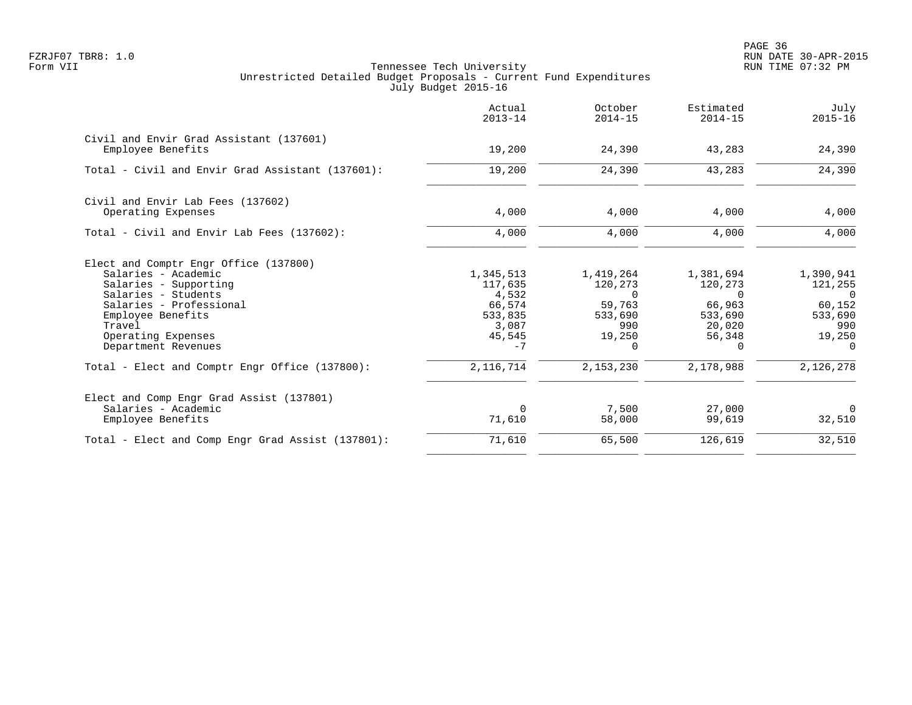FZRJF07 TBR8: 1.0
Form VII

Tennessee Tech University
Unrestricted Detailed Budget Proposals - Current Fund Expenditures
July Budget 2015-16

RUN DATE 30-APR-2015
RUN TIME 07:32 PM

| | Actual 2013-14 | October 2014-15 | Estimated 2014-15 | July 2015-16 |
|---|---|---|---|---|
| **Civil and Envir Grad Assistant (137601)** | | | | |
| Employee Benefits | 19,200 | 24,390 | 43,283 | 24,390 |
| Total - Civil and Envir Grad Assistant (137601): | 19,200 | 24,390 | 43,283 | 24,390 |
| **Civil and Envir Lab Fees (137602)** | | | | |
| Operating Expenses | 4,000 | 4,000 | 4,000 | 4,000 |
| Total - Civil and Envir Lab Fees (137602): | 4,000 | 4,000 | 4,000 | 4,000 |
| **Elect and Comptr Engr Office (137800)** | | | | |
| Salaries - Academic | 1,345,513 | 1,419,264 | 1,381,694 | 1,390,941 |
| Salaries - Supporting | 117,635 | 120,273 | 120,273 | 121,255 |
| Salaries - Students | 4,532 | 0 | 0 | 0 |
| Salaries - Professional | 66,574 | 59,763 | 66,963 | 60,152 |
| Employee Benefits | 533,835 | 533,690 | 533,690 | 533,690 |
| Travel | 3,087 | 990 | 20,020 | 990 |
| Operating Expenses | 45,545 | 19,250 | 56,348 | 19,250 |
| Department Revenues | -7 | 0 | 0 | 0 |
| Total - Elect and Comptr Engr Office (137800): | 2,116,714 | 2,153,230 | 2,178,988 | 2,126,278 |
| **Elect and Comp Engr Grad Assist (137801)** | | | | |
| Salaries - Academic | 0 | 7,500 | 27,000 | 0 |
| Employee Benefits | 71,610 | 58,000 | 99,619 | 32,510 |
| Total - Elect and Comp Engr Grad Assist (137801): | 71,610 | 65,500 | 126,619 | 32,510 |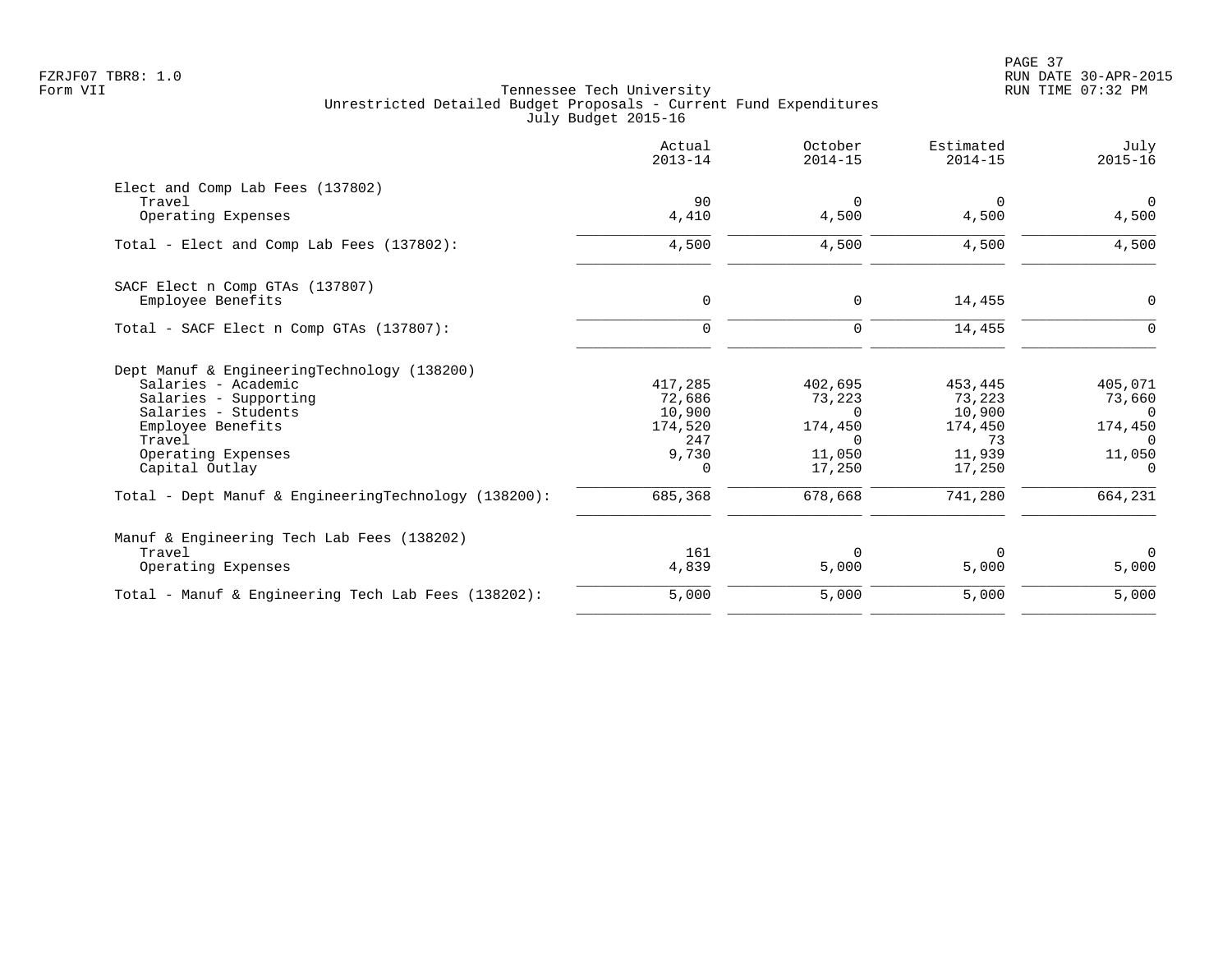Tennessee Tech University
Unrestricted Detailed Budget Proposals - Current Fund Expenditures
July Budget 2015-16

| | Actual 2013-14 | October 2014-15 | Estimated 2014-15 | July 2015-16 |
|---|---|---|---|---|
| **Elect and Comp Lab Fees (137802)** | | | | |
| Travel | 90 | 0 | 0 | 0 |
| Operating Expenses | 4,410 | 4,500 | 4,500 | 4,500 |
| Total - Elect and Comp Lab Fees (137802): | 4,500 | 4,500 | 4,500 | 4,500 |
| **SACF Elect n Comp GTAs (137807)** | | | | |
| Employee Benefits | 0 | 0 | 14,455 | 0 |
| Total - SACF Elect n Comp GTAs (137807): | 0 | 0 | 14,455 | 0 |
| **Dept Manuf & EngineeringTechnology (138200)** | | | | |
| Salaries - Academic | 417,285 | 402,695 | 453,445 | 405,071 |
| Salaries - Supporting | 72,686 | 73,223 | 73,223 | 73,660 |
| Salaries - Students | 10,900 | 0 | 10,900 | 0 |
| Employee Benefits | 174,520 | 174,450 | 174,450 | 174,450 |
| Travel | 247 | 0 | 73 | 0 |
| Operating Expenses | 9,730 | 11,050 | 11,939 | 11,050 |
| Capital Outlay | 0 | 17,250 | 17,250 | 0 |
| Total - Dept Manuf & EngineeringTechnology (138200): | 685,368 | 678,668 | 741,280 | 664,231 |
| **Manuf & Engineering Tech Lab Fees (138202)** | | | | |
| Travel | 161 | 0 | 0 | 0 |
| Operating Expenses | 4,839 | 5,000 | 5,000 | 5,000 |
| Total - Manuf & Engineering Tech Lab Fees (138202): | 5,000 | 5,000 | 5,000 | 5,000 |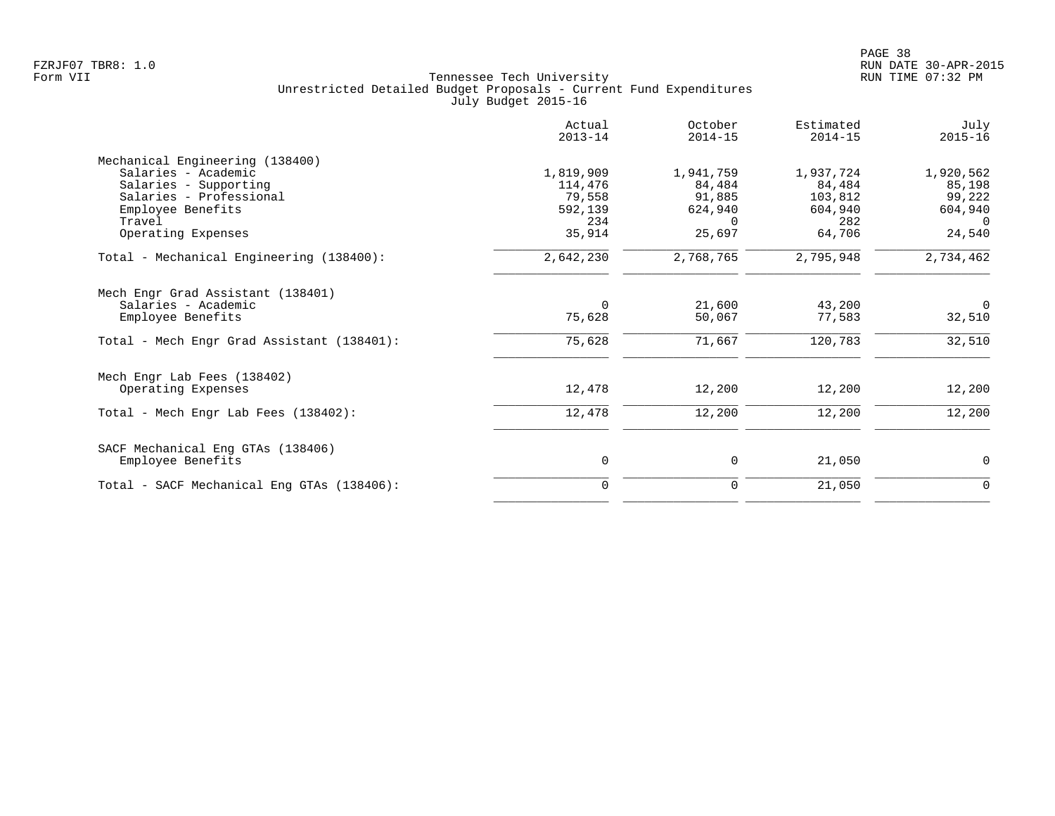Tennessee Tech University
Unrestricted Detailed Budget Proposals - Current Fund Expenditures
July Budget 2015-16

Form VII

| | Actual 2013-14 | October 2014-15 | Estimated 2014-15 | July 2015-16 |
|---|---|---|---|---|
| **Mechanical Engineering (138400)** | | | | |
| Salaries - Academic | 1,819,909 | 1,941,759 | 1,937,724 | 1,920,562 |
| Salaries - Supporting | 114,476 | 84,484 | 84,484 | 85,198 |
| Salaries - Professional | 79,558 | 91,885 | 103,812 | 99,222 |
| Employee Benefits | 592,139 | 624,940 | 604,940 | 604,940 |
| Travel | 234 | 0 | 282 | 0 |
| Operating Expenses | 35,914 | 25,697 | 64,706 | 24,540 |
| Total - Mechanical Engineering (138400): | 2,642,230 | 2,768,765 | 2,795,948 | 2,734,462 |
| **Mech Engr Grad Assistant (138401)** | | | | |
| Salaries - Academic | 0 | 21,600 | 43,200 | 0 |
| Employee Benefits | 75,628 | 50,067 | 77,583 | 32,510 |
| Total - Mech Engr Grad Assistant (138401): | 75,628 | 71,667 | 120,783 | 32,510 |
| **Mech Engr Lab Fees (138402)** | | | | |
| Operating Expenses | 12,478 | 12,200 | 12,200 | 12,200 |
| Total - Mech Engr Lab Fees (138402): | 12,478 | 12,200 | 12,200 | 12,200 |
| **SACF Mechanical Eng GTAs (138406)** | | | | |
| Employee Benefits | 0 | 0 | 21,050 | 0 |
| Total - SACF Mechanical Eng GTAs (138406): | 0 | 0 | 21,050 | 0 |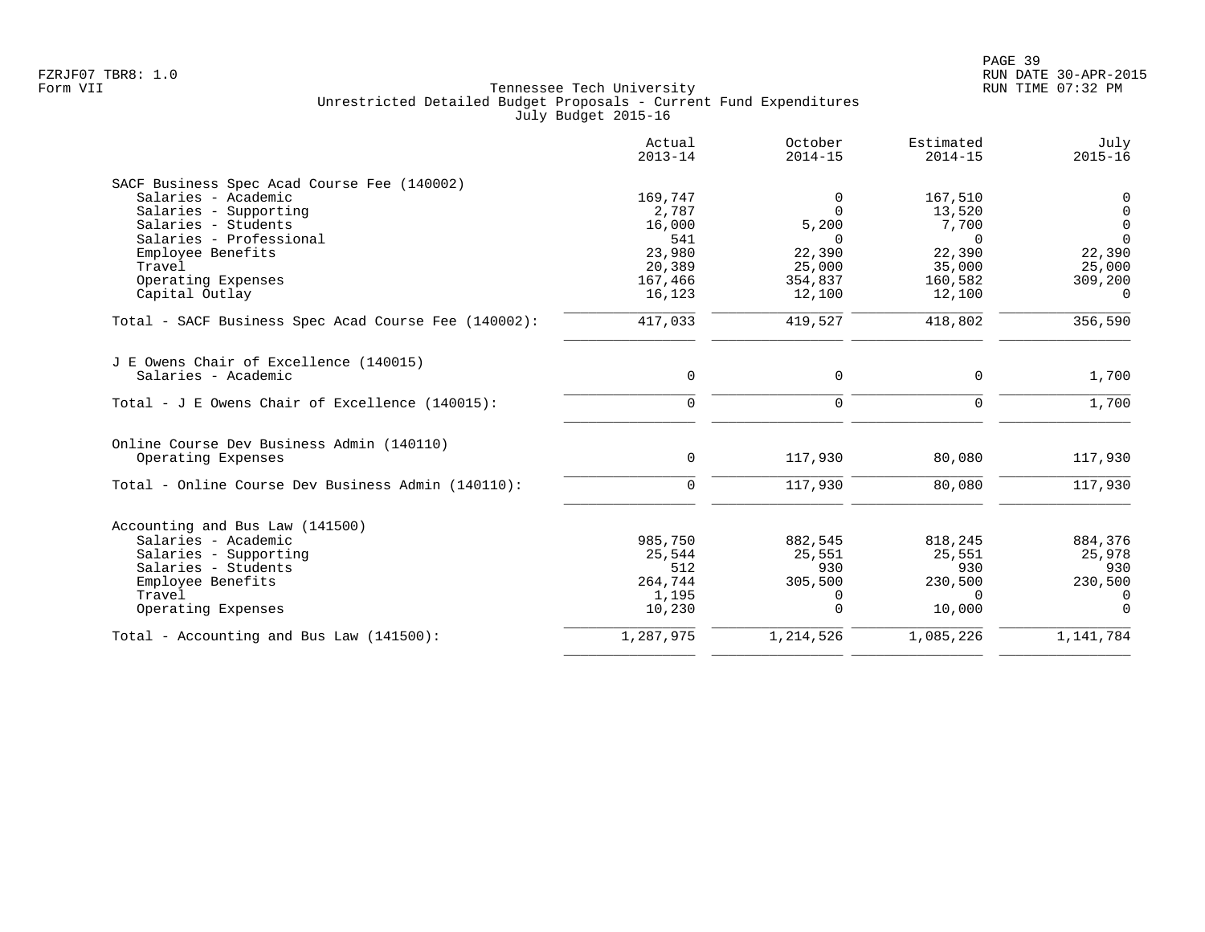Tennessee Tech University
Unrestricted Detailed Budget Proposals - Current Fund Expenditures
July Budget 2015-16

| | Actual 2013-14 | October 2014-15 | Estimated 2014-15 | July 2015-16 |
|---|---|---|---|---|
| **SACF Business Spec Acad Course Fee (140002)** | | | | |
| Salaries - Academic | 169,747 | 0 | 167,510 | 0 |
| Salaries - Supporting | 2,787 | 0 | 13,520 | 0 |
| Salaries - Students | 16,000 | 5,200 | 7,700 | 0 |
| Salaries - Professional | 541 | 0 | 0 | 0 |
| Employee Benefits | 23,980 | 22,390 | 22,390 | 22,390 |
| Travel | 20,389 | 25,000 | 35,000 | 25,000 |
| Operating Expenses | 167,466 | 354,837 | 160,582 | 309,200 |
| Capital Outlay | 16,123 | 12,100 | 12,100 | 0 |
| Total - SACF Business Spec Acad Course Fee (140002): | 417,033 | 419,527 | 418,802 | 356,590 |
| **J E Owens Chair of Excellence (140015)** | | | | |
| Salaries - Academic | 0 | 0 | 0 | 1,700 |
| Total - J E Owens Chair of Excellence (140015): | 0 | 0 | 0 | 1,700 |
| **Online Course Dev Business Admin (140110)** | | | | |
| Operating Expenses | 0 | 117,930 | 80,080 | 117,930 |
| Total - Online Course Dev Business Admin (140110): | 0 | 117,930 | 80,080 | 117,930 |
| **Accounting and Bus Law (141500)** | | | | |
| Salaries - Academic | 985,750 | 882,545 | 818,245 | 884,376 |
| Salaries - Supporting | 25,544 | 25,551 | 25,551 | 25,978 |
| Salaries - Students | 512 | 930 | 930 | 930 |
| Employee Benefits | 264,744 | 305,500 | 230,500 | 230,500 |
| Travel | 1,195 | 0 | 0 | 0 |
| Operating Expenses | 10,230 | 0 | 10,000 | 0 |
| Total - Accounting and Bus Law (141500): | 1,287,975 | 1,214,526 | 1,085,226 | 1,141,784 |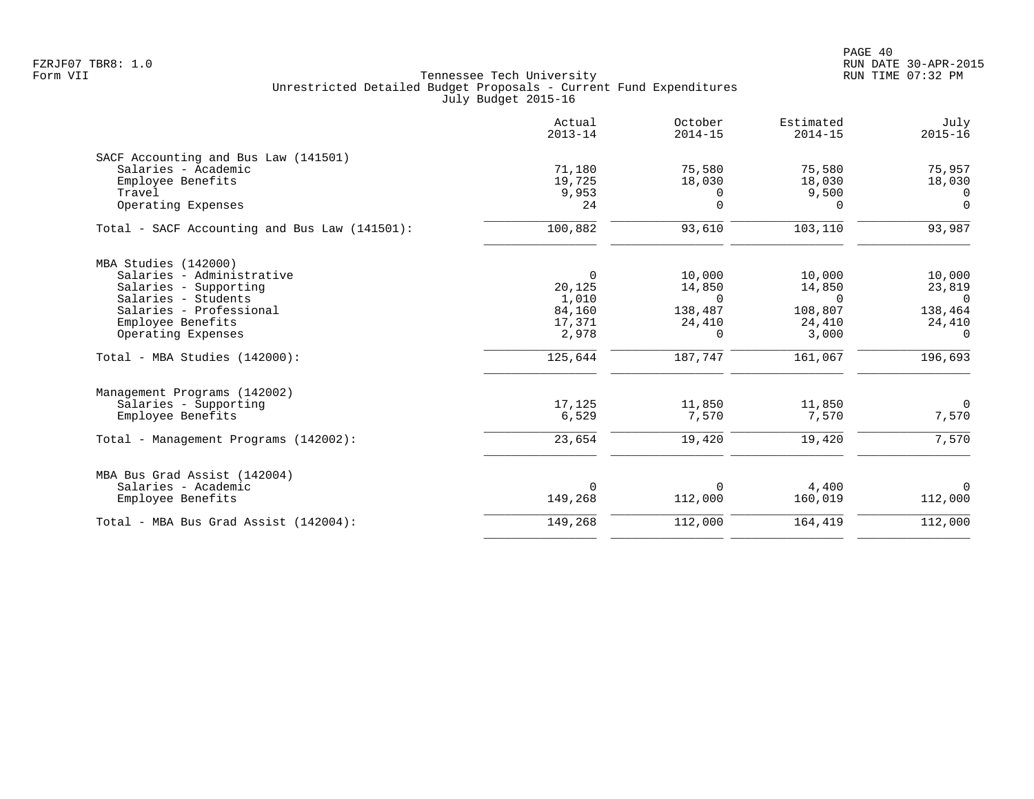Tennessee Tech University
Unrestricted Detailed Budget Proposals - Current Fund Expenditures
July Budget 2015-16

|  | Actual 2013-14 | October 2014-15 | Estimated 2014-15 | July 2015-16 |
|---|---|---|---|---|
| **SACF Accounting and Bus Law (141501)** |  |  |  |  |
| Salaries - Academic | 71,180 | 75,580 | 75,580 | 75,957 |
| Employee Benefits | 19,725 | 18,030 | 18,030 | 18,030 |
| Travel | 9,953 | 0 | 9,500 | 0 |
| Operating Expenses | 24 | 0 | 0 | 0 |
| Total - SACF Accounting and Bus Law (141501): | 100,882 | 93,610 | 103,110 | 93,987 |
| **MBA Studies (142000)** |  |  |  |  |
| Salaries - Administrative | 0 | 10,000 | 10,000 | 10,000 |
| Salaries - Supporting | 20,125 | 14,850 | 14,850 | 23,819 |
| Salaries - Students | 1,010 | 0 | 0 | 0 |
| Salaries - Professional | 84,160 | 138,487 | 108,807 | 138,464 |
| Employee Benefits | 17,371 | 24,410 | 24,410 | 24,410 |
| Operating Expenses | 2,978 | 0 | 3,000 | 0 |
| Total - MBA Studies (142000): | 125,644 | 187,747 | 161,067 | 196,693 |
| **Management Programs (142002)** |  |  |  |  |
| Salaries - Supporting | 17,125 | 11,850 | 11,850 | 0 |
| Employee Benefits | 6,529 | 7,570 | 7,570 | 7,570 |
| Total - Management Programs (142002): | 23,654 | 19,420 | 19,420 | 7,570 |
| **MBA Bus Grad Assist (142004)** |  |  |  |  |
| Salaries - Academic | 0 | 0 | 4,400 | 0 |
| Employee Benefits | 149,268 | 112,000 | 160,019 | 112,000 |
| Total - MBA Bus Grad Assist (142004): | 149,268 | 112,000 | 164,419 | 112,000 |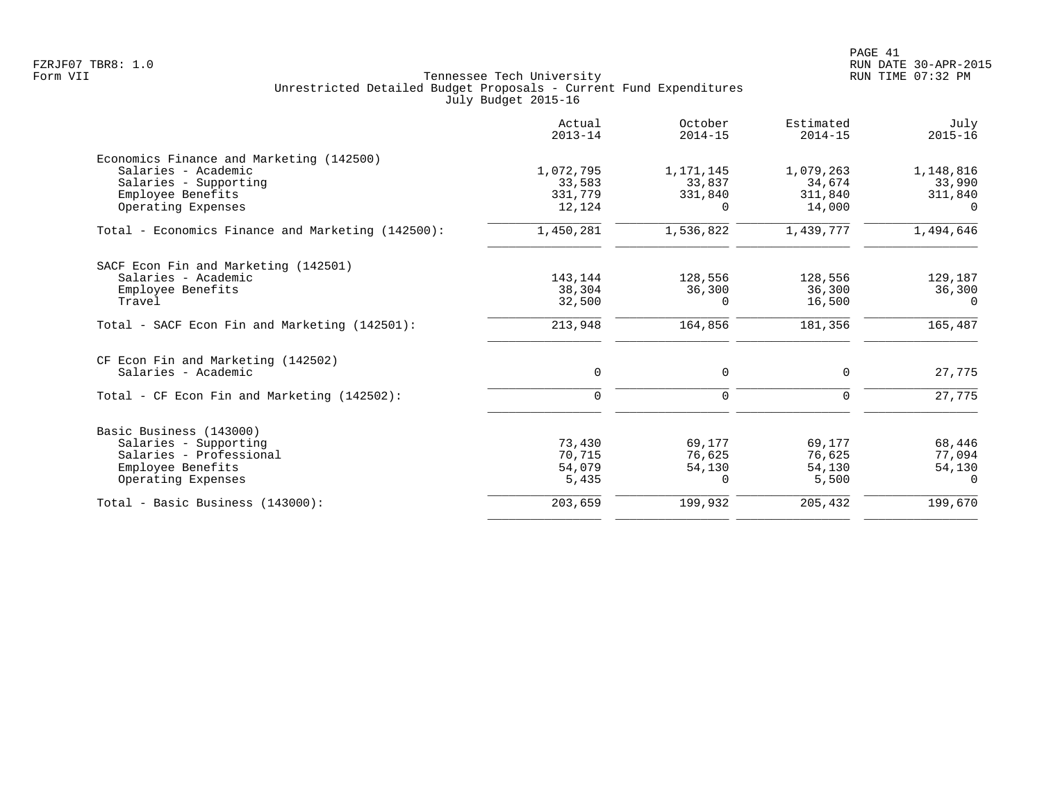Tennessee Tech University
Unrestricted Detailed Budget Proposals - Current Fund Expenditures
July Budget 2015-16

| | Actual 2013-14 | October 2014-15 | Estimated 2014-15 | July 2015-16 |
|---|---|---|---|---|
| **Economics Finance and Marketing (142500)** | | | | |
| Salaries - Academic | 1,072,795 | 1,171,145 | 1,079,263 | 1,148,816 |
| Salaries - Supporting | 33,583 | 33,837 | 34,674 | 33,990 |
| Employee Benefits | 331,779 | 331,840 | 311,840 | 311,840 |
| Operating Expenses | 12,124 | 0 | 14,000 | 0 |
| Total - Economics Finance and Marketing (142500): | 1,450,281 | 1,536,822 | 1,439,777 | 1,494,646 |
| **SACF Econ Fin and Marketing (142501)** | | | | |
| Salaries - Academic | 143,144 | 128,556 | 128,556 | 129,187 |
| Employee Benefits | 38,304 | 36,300 | 36,300 | 36,300 |
| Travel | 32,500 | 0 | 16,500 | 0 |
| Total - SACF Econ Fin and Marketing (142501): | 213,948 | 164,856 | 181,356 | 165,487 |
| **CF Econ Fin and Marketing (142502)** | | | | |
| Salaries - Academic | 0 | 0 | 0 | 27,775 |
| Total - CF Econ Fin and Marketing (142502): | 0 | 0 | 0 | 27,775 |
| **Basic Business (143000)** | | | | |
| Salaries - Supporting | 73,430 | 69,177 | 69,177 | 68,446 |
| Salaries - Professional | 70,715 | 76,625 | 76,625 | 77,094 |
| Employee Benefits | 54,079 | 54,130 | 54,130 | 54,130 |
| Operating Expenses | 5,435 | 0 | 5,500 | 0 |
| Total - Basic Business (143000): | 203,659 | 199,932 | 205,432 | 199,670 |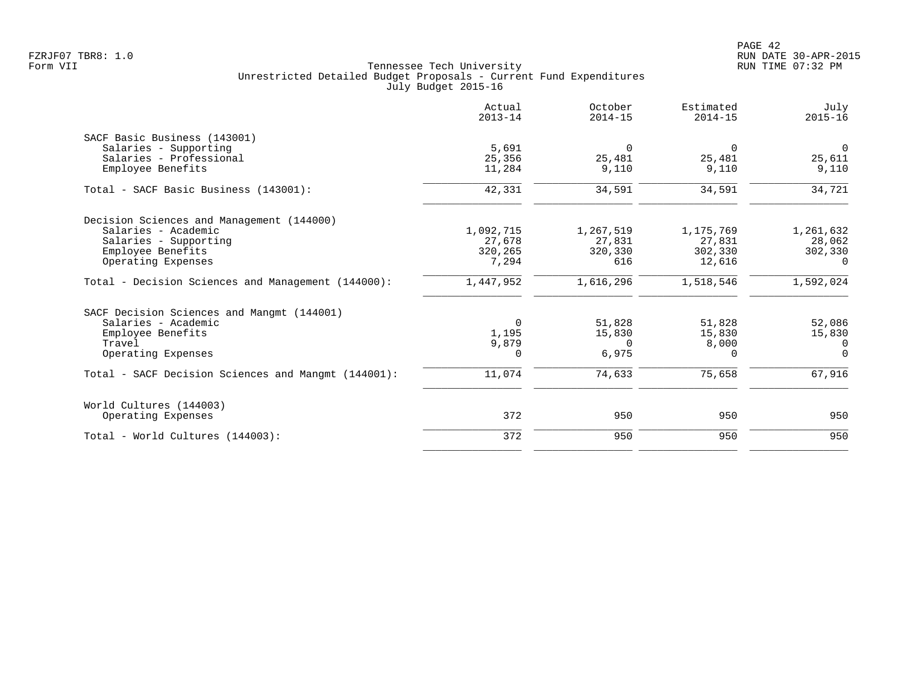Tennessee Tech University
Unrestricted Detailed Budget Proposals - Current Fund Expenditures
July Budget 2015-16

| | Actual 2013-14 | October 2014-15 | Estimated 2014-15 | July 2015-16 |
|---|---|---|---|---|
| **SACF Basic Business (143001)** | | | | |
| Salaries - Supporting | 5,691 | 0 | 0 | 0 |
| Salaries - Professional | 25,356 | 25,481 | 25,481 | 25,611 |
| Employee Benefits | 11,284 | 9,110 | 9,110 | 9,110 |
| Total - SACF Basic Business (143001): | 42,331 | 34,591 | 34,591 | 34,721 |
| **Decision Sciences and Management (144000)** | | | | |
| Salaries - Academic | 1,092,715 | 1,267,519 | 1,175,769 | 1,261,632 |
| Salaries - Supporting | 27,678 | 27,831 | 27,831 | 28,062 |
| Employee Benefits | 320,265 | 320,330 | 302,330 | 302,330 |
| Operating Expenses | 7,294 | 616 | 12,616 | 0 |
| Total - Decision Sciences and Management (144000): | 1,447,952 | 1,616,296 | 1,518,546 | 1,592,024 |
| **SACF Decision Sciences and Mangmt (144001)** | | | | |
| Salaries - Academic | 0 | 51,828 | 51,828 | 52,086 |
| Employee Benefits | 1,195 | 15,830 | 15,830 | 15,830 |
| Travel | 9,879 | 0 | 8,000 | 0 |
| Operating Expenses | 0 | 6,975 | 0 | 0 |
| Total - SACF Decision Sciences and Mangmt (144001): | 11,074 | 74,633 | 75,658 | 67,916 |
| **World Cultures (144003)** | | | | |
| Operating Expenses | 372 | 950 | 950 | 950 |
| Total - World Cultures (144003): | 372 | 950 | 950 | 950 |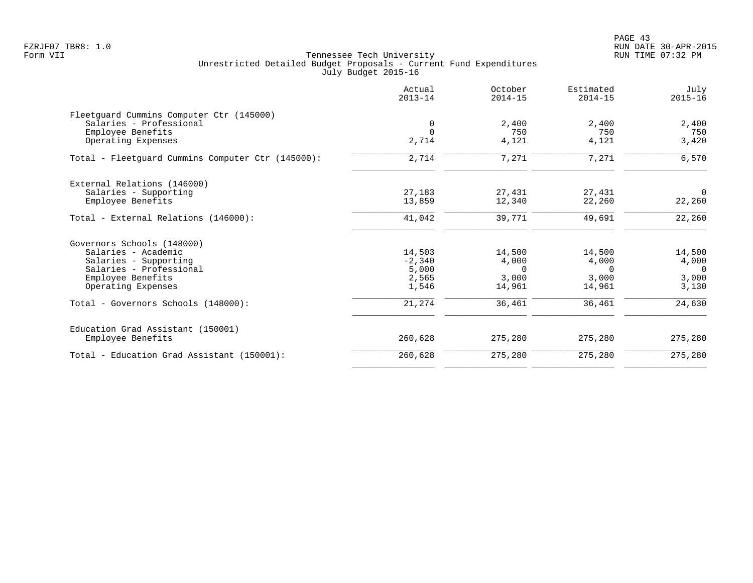Tennessee Tech University
Unrestricted Detailed Budget Proposals - Current Fund Expenditures
July Budget 2015-16

| | Actual 2013-14 | October 2014-15 | Estimated 2014-15 | July 2015-16 |
|---|---|---|---|---|
| **Fleetguard Cummins Computer Ctr (145000)** | | | | |
| Salaries - Professional | 0 | 2,400 | 2,400 | 2,400 |
| Employee Benefits | 0 | 750 | 750 | 750 |
| Operating Expenses | 2,714 | 4,121 | 4,121 | 3,420 |
| Total - Fleetguard Cummins Computer Ctr (145000): | 2,714 | 7,271 | 7,271 | 6,570 |
| **External Relations (146000)** | | | | |
| Salaries - Supporting | 27,183 | 27,431 | 27,431 | 0 |
| Employee Benefits | 13,859 | 12,340 | 22,260 | 22,260 |
| Total - External Relations (146000): | 41,042 | 39,771 | 49,691 | 22,260 |
| **Governors Schools (148000)** | | | | |
| Salaries - Academic | 14,503 | 14,500 | 14,500 | 14,500 |
| Salaries - Supporting | -2,340 | 4,000 | 4,000 | 4,000 |
| Salaries - Professional | 5,000 | 0 | 0 | 0 |
| Employee Benefits | 2,565 | 3,000 | 3,000 | 3,000 |
| Operating Expenses | 1,546 | 14,961 | 14,961 | 3,130 |
| Total - Governors Schools (148000): | 21,274 | 36,461 | 36,461 | 24,630 |
| **Education Grad Assistant (150001)** | | | | |
| Employee Benefits | 260,628 | 275,280 | 275,280 | 275,280 |
| Total - Education Grad Assistant (150001): | 260,628 | 275,280 | 275,280 | 275,280 |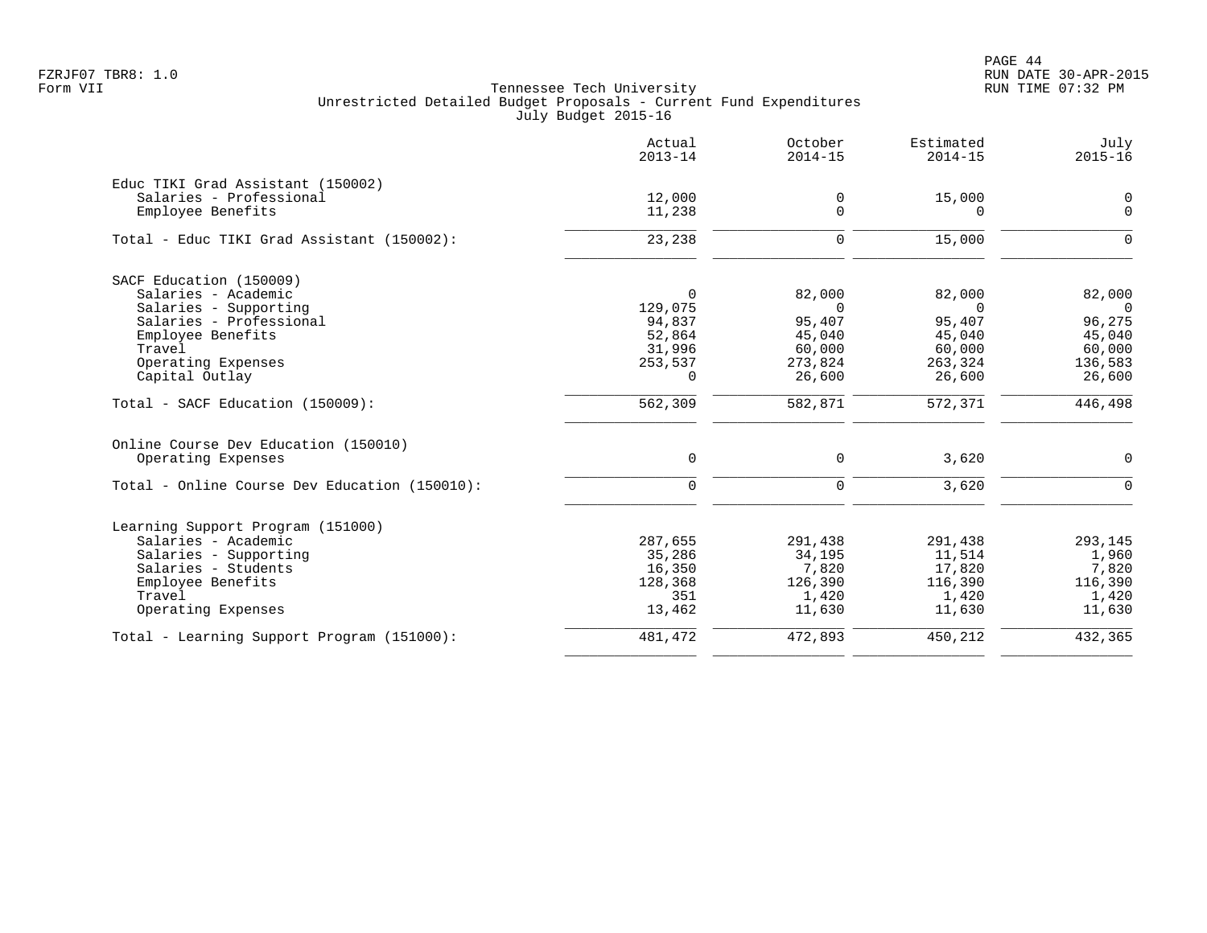Tennessee Tech University
Unrestricted Detailed Budget Proposals - Current Fund Expenditures
July Budget 2015-16

| | Actual 2013-14 | October 2014-15 | Estimated 2014-15 | July 2015-16 |
|---|---|---|---|---|
| **Educ TIKI Grad Assistant (150002)** | | | | |
| Salaries - Professional | 12,000 | 0 | 15,000 | 0 |
| Employee Benefits | 11,238 | 0 | 0 | 0 |
| Total - Educ TIKI Grad Assistant (150002): | 23,238 | 0 | 15,000 | 0 |
| **SACF Education (150009)** | | | | |
| Salaries - Academic | 0 | 82,000 | 82,000 | 82,000 |
| Salaries - Supporting | 129,075 | 0 | 0 | 0 |
| Salaries - Professional | 94,837 | 95,407 | 95,407 | 96,275 |
| Employee Benefits | 52,864 | 45,040 | 45,040 | 45,040 |
| Travel | 31,996 | 60,000 | 60,000 | 60,000 |
| Operating Expenses | 253,537 | 273,824 | 263,324 | 136,583 |
| Capital Outlay | 0 | 26,600 | 26,600 | 26,600 |
| Total - SACF Education (150009): | 562,309 | 582,871 | 572,371 | 446,498 |
| **Online Course Dev Education (150010)** | | | | |
| Operating Expenses | 0 | 0 | 3,620 | 0 |
| Total - Online Course Dev Education (150010): | 0 | 0 | 3,620 | 0 |
| **Learning Support Program (151000)** | | | | |
| Salaries - Academic | 287,655 | 291,438 | 291,438 | 293,145 |
| Salaries - Supporting | 35,286 | 34,195 | 11,514 | 1,960 |
| Salaries - Students | 16,350 | 7,820 | 17,820 | 7,820 |
| Employee Benefits | 128,368 | 126,390 | 116,390 | 116,390 |
| Travel | 351 | 1,420 | 1,420 | 1,420 |
| Operating Expenses | 13,462 | 11,630 | 11,630 | 11,630 |
| Total - Learning Support Program (151000): | 481,472 | 472,893 | 450,212 | 432,365 |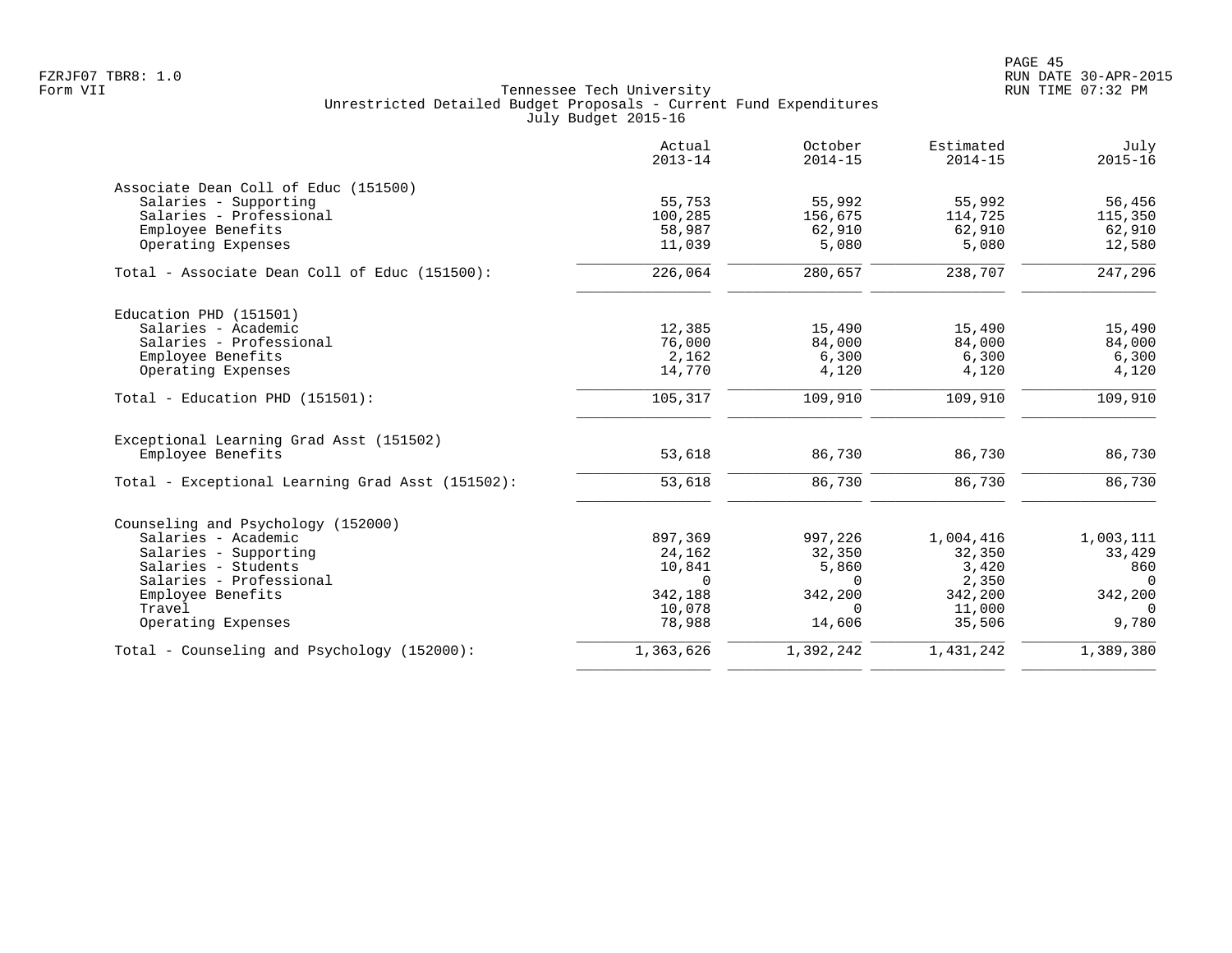Tennessee Tech University
Unrestricted Detailed Budget Proposals - Current Fund Expenditures
July Budget 2015-16

Form VII

| | Actual 2013-14 | October 2014-15 | Estimated 2014-15 | July 2015-16 |
|---|---|---|---|---|
| **Associate Dean Coll of Educ (151500)** | | | | |
| Salaries - Supporting | 55,753 | 55,992 | 55,992 | 56,456 |
| Salaries - Professional | 100,285 | 156,675 | 114,725 | 115,350 |
| Employee Benefits | 58,987 | 62,910 | 62,910 | 62,910 |
| Operating Expenses | 11,039 | 5,080 | 5,080 | 12,580 |
| Total - Associate Dean Coll of Educ (151500): | 226,064 | 280,657 | 238,707 | 247,296 |
| **Education PHD (151501)** | | | | |
| Salaries - Academic | 12,385 | 15,490 | 15,490 | 15,490 |
| Salaries - Professional | 76,000 | 84,000 | 84,000 | 84,000 |
| Employee Benefits | 2,162 | 6,300 | 6,300 | 6,300 |
| Operating Expenses | 14,770 | 4,120 | 4,120 | 4,120 |
| Total - Education PHD (151501): | 105,317 | 109,910 | 109,910 | 109,910 |
| **Exceptional Learning Grad Asst (151502)** | | | | |
| Employee Benefits | 53,618 | 86,730 | 86,730 | 86,730 |
| Total - Exceptional Learning Grad Asst (151502): | 53,618 | 86,730 | 86,730 | 86,730 |
| **Counseling and Psychology (152000)** | | | | |
| Salaries - Academic | 897,369 | 997,226 | 1,004,416 | 1,003,111 |
| Salaries - Supporting | 24,162 | 32,350 | 32,350 | 33,429 |
| Salaries - Students | 10,841 | 5,860 | 3,420 | 860 |
| Salaries - Professional | 0 | 0 | 2,350 | 0 |
| Employee Benefits | 342,188 | 342,200 | 342,200 | 342,200 |
| Travel | 10,078 | 0 | 11,000 | 0 |
| Operating Expenses | 78,988 | 14,606 | 35,506 | 9,780 |
| Total - Counseling and Psychology (152000): | 1,363,626 | 1,392,242 | 1,431,242 | 1,389,380 |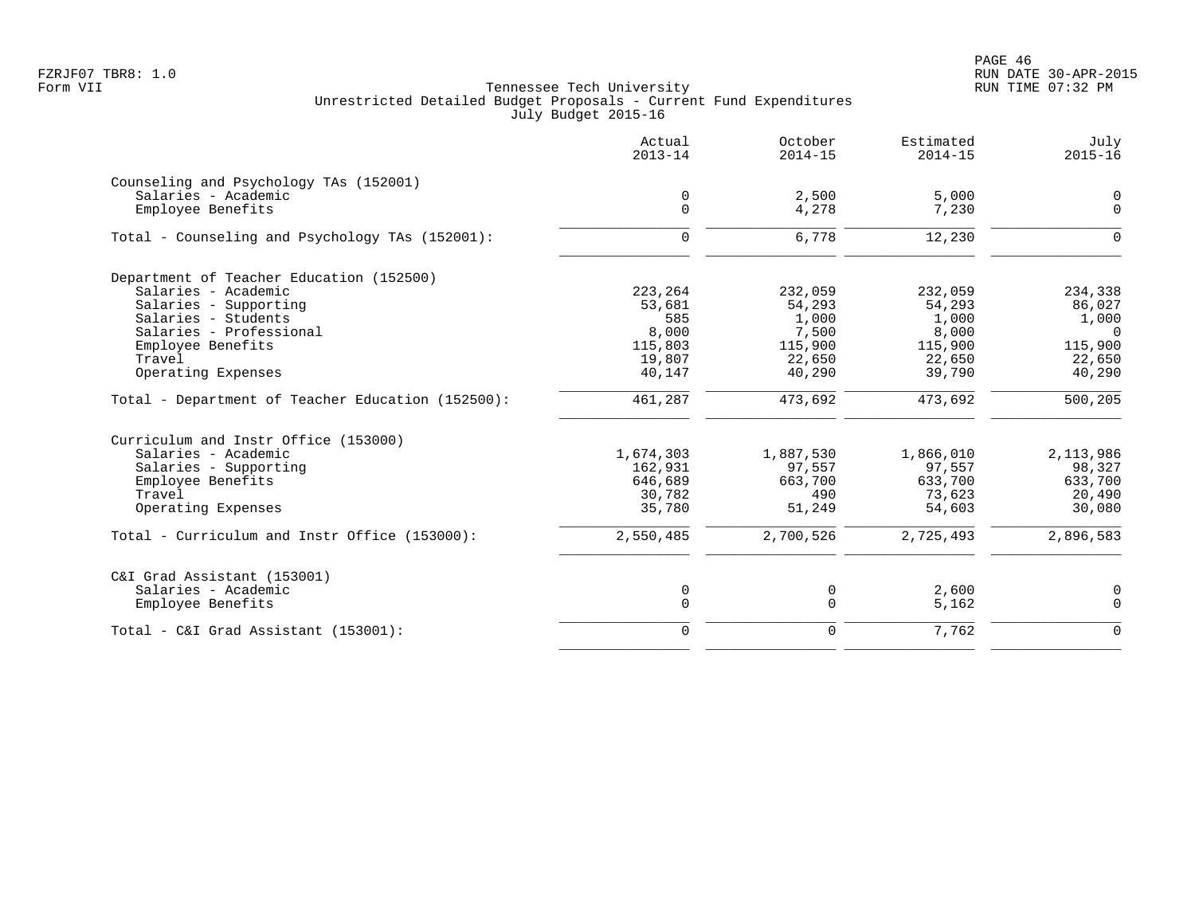Tennessee Tech University
Unrestricted Detailed Budget Proposals - Current Fund Expenditures
July Budget 2015-16

| | Actual 2013-14 | October 2014-15 | Estimated 2014-15 | July 2015-16 |
|---|---|---|---|---|
| **Counseling and Psychology TAs (152001)** | | | | |
| Salaries - Academic | 0 | 2,500 | 5,000 | 0 |
| Employee Benefits | 0 | 4,278 | 7,230 | 0 |
| Total - Counseling and Psychology TAs (152001): | 0 | 6,778 | 12,230 | 0 |
| **Department of Teacher Education (152500)** | | | | |
| Salaries - Academic | 223,264 | 232,059 | 232,059 | 234,338 |
| Salaries - Supporting | 53,681 | 54,293 | 54,293 | 86,027 |
| Salaries - Students | 585 | 1,000 | 1,000 | 1,000 |
| Salaries - Professional | 8,000 | 7,500 | 8,000 | 0 |
| Employee Benefits | 115,803 | 115,900 | 115,900 | 115,900 |
| Travel | 19,807 | 22,650 | 22,650 | 22,650 |
| Operating Expenses | 40,147 | 40,290 | 39,790 | 40,290 |
| Total - Department of Teacher Education (152500): | 461,287 | 473,692 | 473,692 | 500,205 |
| **Curriculum and Instr Office (153000)** | | | | |
| Salaries - Academic | 1,674,303 | 1,887,530 | 1,866,010 | 2,113,986 |
| Salaries - Supporting | 162,931 | 97,557 | 97,557 | 98,327 |
| Employee Benefits | 646,689 | 663,700 | 633,700 | 633,700 |
| Travel | 30,782 | 490 | 73,623 | 20,490 |
| Operating Expenses | 35,780 | 51,249 | 54,603 | 30,080 |
| Total - Curriculum and Instr Office (153000): | 2,550,485 | 2,700,526 | 2,725,493 | 2,896,583 |
| **C&I Grad Assistant (153001)** | | | | |
| Salaries - Academic | 0 | 0 | 2,600 | 0 |
| Employee Benefits | 0 | 0 | 5,162 | 0 |
| Total - C&I Grad Assistant (153001): | 0 | 0 | 7,762 | 0 |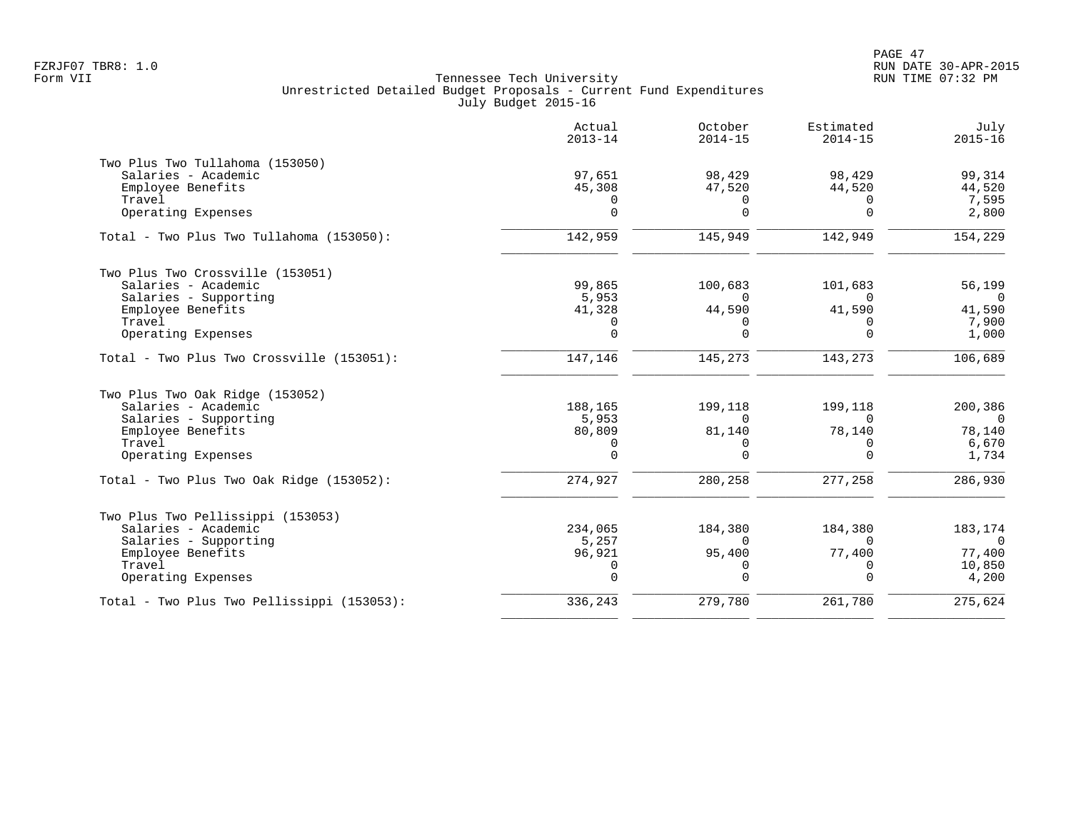FZRJF07 TBR8: 1.0
Form VII

# Tennessee Tech University
## Unrestricted Detailed Budget Proposals - Current Fund Expenditures
### July Budget 2015-16

| | Actual 2013-14 | October 2014-15 | Estimated 2014-15 | July 2015-16 |
|---|---|---|---|---|
| **Two Plus Two Tullahoma (153050)** | | | | |
| Salaries - Academic | 97,651 | 98,429 | 98,429 | 99,314 |
| Employee Benefits | 45,308 | 47,520 | 44,520 | 44,520 |
| Travel | 0 | 0 | 0 | 7,595 |
| Operating Expenses | 0 | 0 | 0 | 2,800 |
| Total - Two Plus Two Tullahoma (153050): | 142,959 | 145,949 | 142,949 | 154,229 |
| **Two Plus Two Crossville (153051)** | | | | |
| Salaries - Academic | 99,865 | 100,683 | 101,683 | 56,199 |
| Salaries - Supporting | 5,953 | 0 | 0 | 0 |
| Employee Benefits | 41,328 | 44,590 | 41,590 | 41,590 |
| Travel | 0 | 0 | 0 | 7,900 |
| Operating Expenses | 0 | 0 | 0 | 1,000 |
| Total - Two Plus Two Crossville (153051): | 147,146 | 145,273 | 143,273 | 106,689 |
| **Two Plus Two Oak Ridge (153052)** | | | | |
| Salaries - Academic | 188,165 | 199,118 | 199,118 | 200,386 |
| Salaries - Supporting | 5,953 | 0 | 0 | 0 |
| Employee Benefits | 80,809 | 81,140 | 78,140 | 78,140 |
| Travel | 0 | 0 | 0 | 6,670 |
| Operating Expenses | 0 | 0 | 0 | 1,734 |
| Total - Two Plus Two Oak Ridge (153052): | 274,927 | 280,258 | 277,258 | 286,930 |
| **Two Plus Two Pellissippi (153053)** | | | | |
| Salaries - Academic | 234,065 | 184,380 | 184,380 | 183,174 |
| Salaries - Supporting | 5,257 | 0 | 0 | 0 |
| Employee Benefits | 96,921 | 95,400 | 77,400 | 77,400 |
| Travel | 0 | 0 | 0 | 10,850 |
| Operating Expenses | 0 | 0 | 0 | 4,200 |
| Total - Two Plus Two Pellissippi (153053): | 336,243 | 279,780 | 261,780 | 275,624 |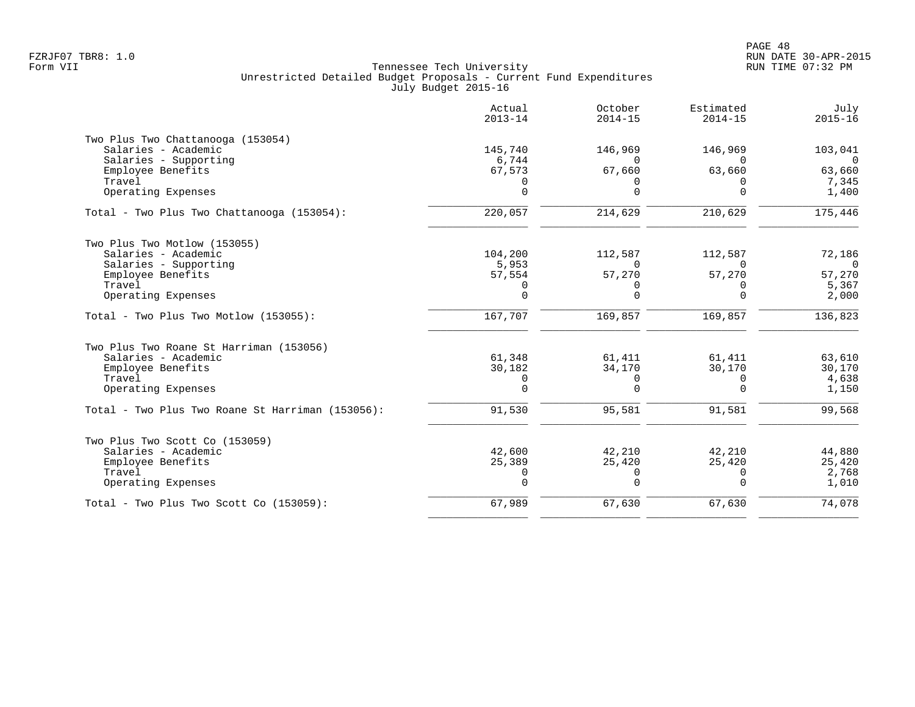Tennessee Tech University
Unrestricted Detailed Budget Proposals - Current Fund Expenditures
July Budget 2015-16

| | Actual 2013-14 | October 2014-15 | Estimated 2014-15 | July 2015-16 |
|---|---|---|---|---|
| **Two Plus Two Chattanooga (153054)** | | | | |
| Salaries - Academic | 145,740 | 146,969 | 146,969 | 103,041 |
| Salaries - Supporting | 6,744 | 0 | 0 | 0 |
| Employee Benefits | 67,573 | 67,660 | 63,660 | 63,660 |
| Travel | 0 | 0 | 0 | 7,345 |
| Operating Expenses | 0 | 0 | 0 | 1,400 |
| Total - Two Plus Two Chattanooga (153054): | 220,057 | 214,629 | 210,629 | 175,446 |
| **Two Plus Two Motlow (153055)** | | | | |
| Salaries - Academic | 104,200 | 112,587 | 112,587 | 72,186 |
| Salaries - Supporting | 5,953 | 0 | 0 | 0 |
| Employee Benefits | 57,554 | 57,270 | 57,270 | 57,270 |
| Travel | 0 | 0 | 0 | 5,367 |
| Operating Expenses | 0 | 0 | 0 | 2,000 |
| Total - Two Plus Two Motlow (153055): | 167,707 | 169,857 | 169,857 | 136,823 |
| **Two Plus Two Roane St Harriman (153056)** | | | | |
| Salaries - Academic | 61,348 | 61,411 | 61,411 | 63,610 |
| Employee Benefits | 30,182 | 34,170 | 30,170 | 30,170 |
| Travel | 0 | 0 | 0 | 4,638 |
| Operating Expenses | 0 | 0 | 0 | 1,150 |
| Total - Two Plus Two Roane St Harriman (153056): | 91,530 | 95,581 | 91,581 | 99,568 |
| **Two Plus Two Scott Co (153059)** | | | | |
| Salaries - Academic | 42,600 | 42,210 | 42,210 | 44,880 |
| Employee Benefits | 25,389 | 25,420 | 25,420 | 25,420 |
| Travel | 0 | 0 | 0 | 2,768 |
| Operating Expenses | 0 | 0 | 0 | 1,010 |
| Total - Two Plus Two Scott Co (153059): | 67,989 | 67,630 | 67,630 | 74,078 |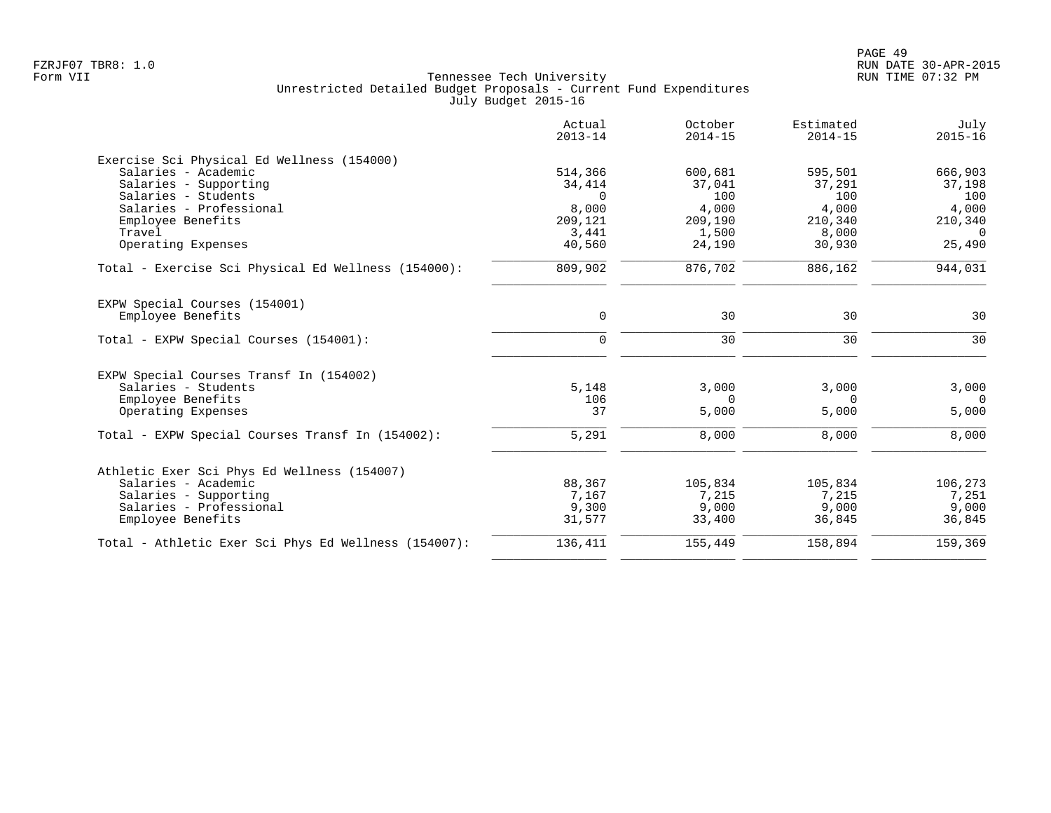FZRJF07 TBR8: 1.0
Form VII

Tennessee Tech University
Unrestricted Detailed Budget Proposals - Current Fund Expenditures
July Budget 2015-16

RUN DATE 30-APR-2015
RUN TIME 07:32 PM

| | Actual 2013-14 | October 2014-15 | Estimated 2014-15 | July 2015-16 |
|---|---|---|---|---|
| **Exercise Sci Physical Ed Wellness (154000)** | | | | |
| Salaries - Academic | 514,366 | 600,681 | 595,501 | 666,903 |
| Salaries - Supporting | 34,414 | 37,041 | 37,291 | 37,198 |
| Salaries - Students | 0 | 100 | 100 | 100 |
| Salaries - Professional | 8,000 | 4,000 | 4,000 | 4,000 |
| Employee Benefits | 209,121 | 209,190 | 210,340 | 210,340 |
| Travel | 3,441 | 1,500 | 8,000 | 0 |
| Operating Expenses | 40,560 | 24,190 | 30,930 | 25,490 |
| Total - Exercise Sci Physical Ed Wellness (154000): | 809,902 | 876,702 | 886,162 | 944,031 |
| **EXPW Special Courses (154001)** | | | | |
| Employee Benefits | 0 | 30 | 30 | 30 |
| Total - EXPW Special Courses (154001): | 0 | 30 | 30 | 30 |
| **EXPW Special Courses Transf In (154002)** | | | | |
| Salaries - Students | 5,148 | 3,000 | 3,000 | 3,000 |
| Employee Benefits | 106 | 0 | 0 | 0 |
| Operating Expenses | 37 | 5,000 | 5,000 | 5,000 |
| Total - EXPW Special Courses Transf In (154002): | 5,291 | 8,000 | 8,000 | 8,000 |
| **Athletic Exer Sci Phys Ed Wellness (154007)** | | | | |
| Salaries - Academic | 88,367 | 105,834 | 105,834 | 106,273 |
| Salaries - Supporting | 7,167 | 7,215 | 7,215 | 7,251 |
| Salaries - Professional | 9,300 | 9,000 | 9,000 | 9,000 |
| Employee Benefits | 31,577 | 33,400 | 36,845 | 36,845 |
| Total - Athletic Exer Sci Phys Ed Wellness (154007): | 136,411 | 155,449 | 158,894 | 159,369 |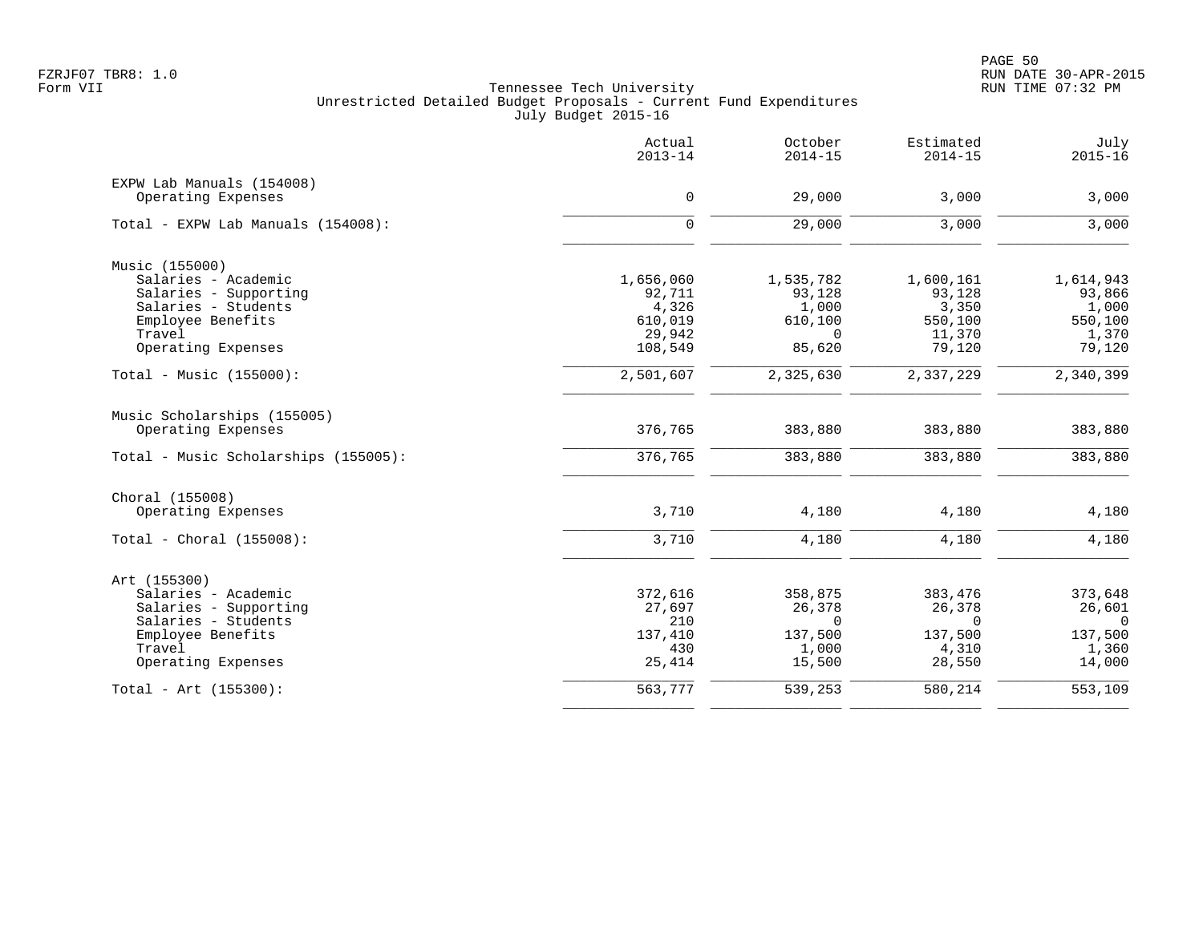Tennessee Tech University
Unrestricted Detailed Budget Proposals - Current Fund Expenditures
July Budget 2015-16

| | Actual 2013-14 | October 2014-15 | Estimated 2014-15 | July 2015-16 |
|---|---|---|---|---|
| **EXPW Lab Manuals (154008)** | | | | |
| Operating Expenses | 0 | 29,000 | 3,000 | 3,000 |
| Total - EXPW Lab Manuals (154008): | 0 | 29,000 | 3,000 | 3,000 |
| **Music (155000)** | | | | |
| Salaries - Academic | 1,656,060 | 1,535,782 | 1,600,161 | 1,614,943 |
| Salaries - Supporting | 92,711 | 93,128 | 93,128 | 93,866 |
| Salaries - Students | 4,326 | 1,000 | 3,350 | 1,000 |
| Employee Benefits | 610,019 | 610,100 | 550,100 | 550,100 |
| Travel | 29,942 | 0 | 11,370 | 1,370 |
| Operating Expenses | 108,549 | 85,620 | 79,120 | 79,120 |
| Total - Music (155000): | 2,501,607 | 2,325,630 | 2,337,229 | 2,340,399 |
| **Music Scholarships (155005)** | | | | |
| Operating Expenses | 376,765 | 383,880 | 383,880 | 383,880 |
| Total - Music Scholarships (155005): | 376,765 | 383,880 | 383,880 | 383,880 |
| **Choral (155008)** | | | | |
| Operating Expenses | 3,710 | 4,180 | 4,180 | 4,180 |
| Total - Choral (155008): | 3,710 | 4,180 | 4,180 | 4,180 |
| **Art (155300)** | | | | |
| Salaries - Academic | 372,616 | 358,875 | 383,476 | 373,648 |
| Salaries - Supporting | 27,697 | 26,378 | 26,378 | 26,601 |
| Salaries - Students | 210 | 0 | 0 | 0 |
| Employee Benefits | 137,410 | 137,500 | 137,500 | 137,500 |
| Travel | 430 | 1,000 | 4,310 | 1,360 |
| Operating Expenses | 25,414 | 15,500 | 28,550 | 14,000 |
| Total - Art (155300): | 563,777 | 539,253 | 580,214 | 553,109 |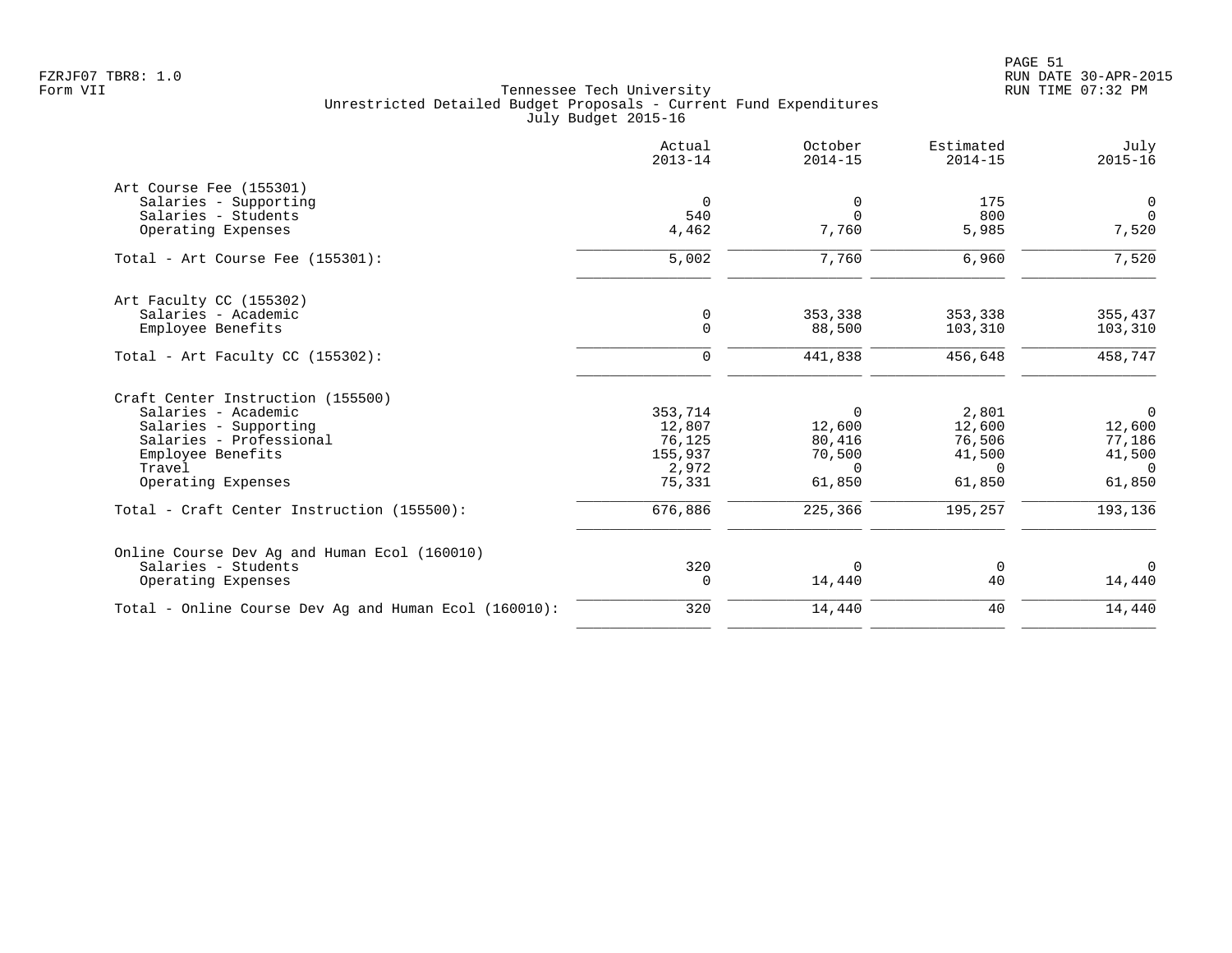Tennessee Tech University
Unrestricted Detailed Budget Proposals - Current Fund Expenditures
July Budget 2015-16

|  | Actual 2013-14 | October 2014-15 | Estimated 2014-15 | July 2015-16 |
|---|---|---|---|---|
| **Art Course Fee (155301)** | | | | |
| Salaries - Supporting | 0 | 0 | 175 | 0 |
| Salaries - Students | 540 | 0 | 800 | 0 |
| Operating Expenses | 4,462 | 7,760 | 5,985 | 7,520 |
| Total - Art Course Fee (155301): | 5,002 | 7,760 | 6,960 | 7,520 |
| **Art Faculty CC (155302)** | | | | |
| Salaries - Academic | 0 | 353,338 | 353,338 | 355,437 |
| Employee Benefits | 0 | 88,500 | 103,310 | 103,310 |
| Total - Art Faculty CC (155302): | 0 | 441,838 | 456,648 | 458,747 |
| **Craft Center Instruction (155500)** | | | | |
| Salaries - Academic | 353,714 | 0 | 2,801 | 0 |
| Salaries - Supporting | 12,807 | 12,600 | 12,600 | 12,600 |
| Salaries - Professional | 76,125 | 80,416 | 76,506 | 77,186 |
| Employee Benefits | 155,937 | 70,500 | 41,500 | 41,500 |
| Travel | 2,972 | 0 | 0 | 0 |
| Operating Expenses | 75,331 | 61,850 | 61,850 | 61,850 |
| Total - Craft Center Instruction (155500): | 676,886 | 225,366 | 195,257 | 193,136 |
| **Online Course Dev Ag and Human Ecol (160010)** | | | | |
| Salaries - Students | 320 | 0 | 0 | 0 |
| Operating Expenses | 0 | 14,440 | 40 | 14,440 |
| Total - Online Course Dev Ag and Human Ecol (160010): | 320 | 14,440 | 40 | 14,440 |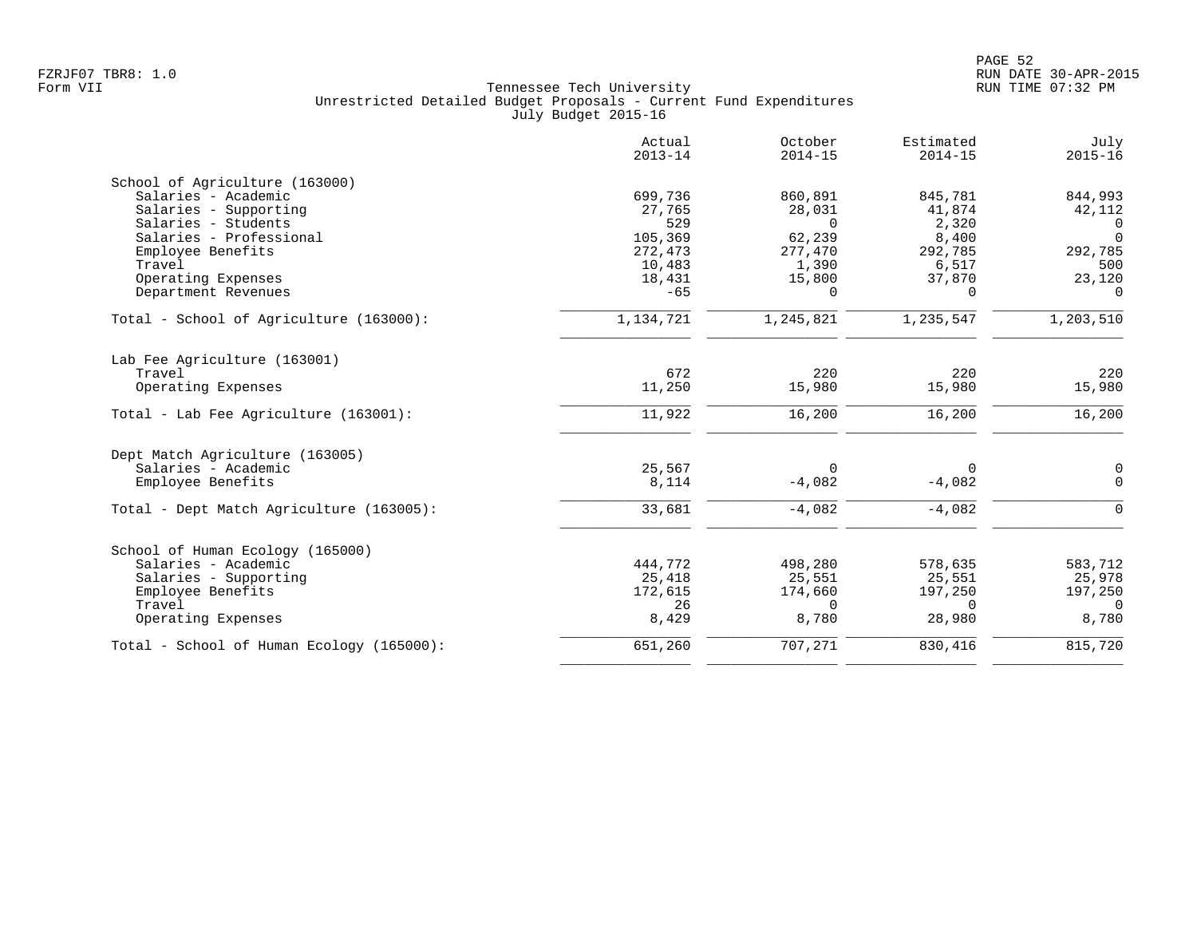Tennessee Tech University
Unrestricted Detailed Budget Proposals - Current Fund Expenditures
July Budget 2015-16

| | Actual 2013-14 | October 2014-15 | Estimated 2014-15 | July 2015-16 |
|---|---|---|---|---|
| **School of Agriculture (163000)** | | | | |
| Salaries - Academic | 699,736 | 860,891 | 845,781 | 844,993 |
| Salaries - Supporting | 27,765 | 28,031 | 41,874 | 42,112 |
| Salaries - Students | 529 | 0 | 2,320 | 0 |
| Salaries - Professional | 105,369 | 62,239 | 8,400 | 0 |
| Employee Benefits | 272,473 | 277,470 | 292,785 | 292,785 |
| Travel | 10,483 | 1,390 | 6,517 | 500 |
| Operating Expenses | 18,431 | 15,800 | 37,870 | 23,120 |
| Department Revenues | -65 | 0 | 0 | 0 |
| Total - School of Agriculture (163000): | 1,134,721 | 1,245,821 | 1,235,547 | 1,203,510 |
| **Lab Fee Agriculture (163001)** | | | | |
| Travel | 672 | 220 | 220 | 220 |
| Operating Expenses | 11,250 | 15,980 | 15,980 | 15,980 |
| Total - Lab Fee Agriculture (163001): | 11,922 | 16,200 | 16,200 | 16,200 |
| **Dept Match Agriculture (163005)** | | | | |
| Salaries - Academic | 25,567 | 0 | 0 | 0 |
| Employee Benefits | 8,114 | -4,082 | -4,082 | 0 |
| Total - Dept Match Agriculture (163005): | 33,681 | -4,082 | -4,082 | 0 |
| **School of Human Ecology (165000)** | | | | |
| Salaries - Academic | 444,772 | 498,280 | 578,635 | 583,712 |
| Salaries - Supporting | 25,418 | 25,551 | 25,551 | 25,978 |
| Employee Benefits | 172,615 | 174,660 | 197,250 | 197,250 |
| Travel | 26 | 0 | 0 | 0 |
| Operating Expenses | 8,429 | 8,780 | 28,980 | 8,780 |
| Total - School of Human Ecology (165000): | 651,260 | 707,271 | 830,416 | 815,720 |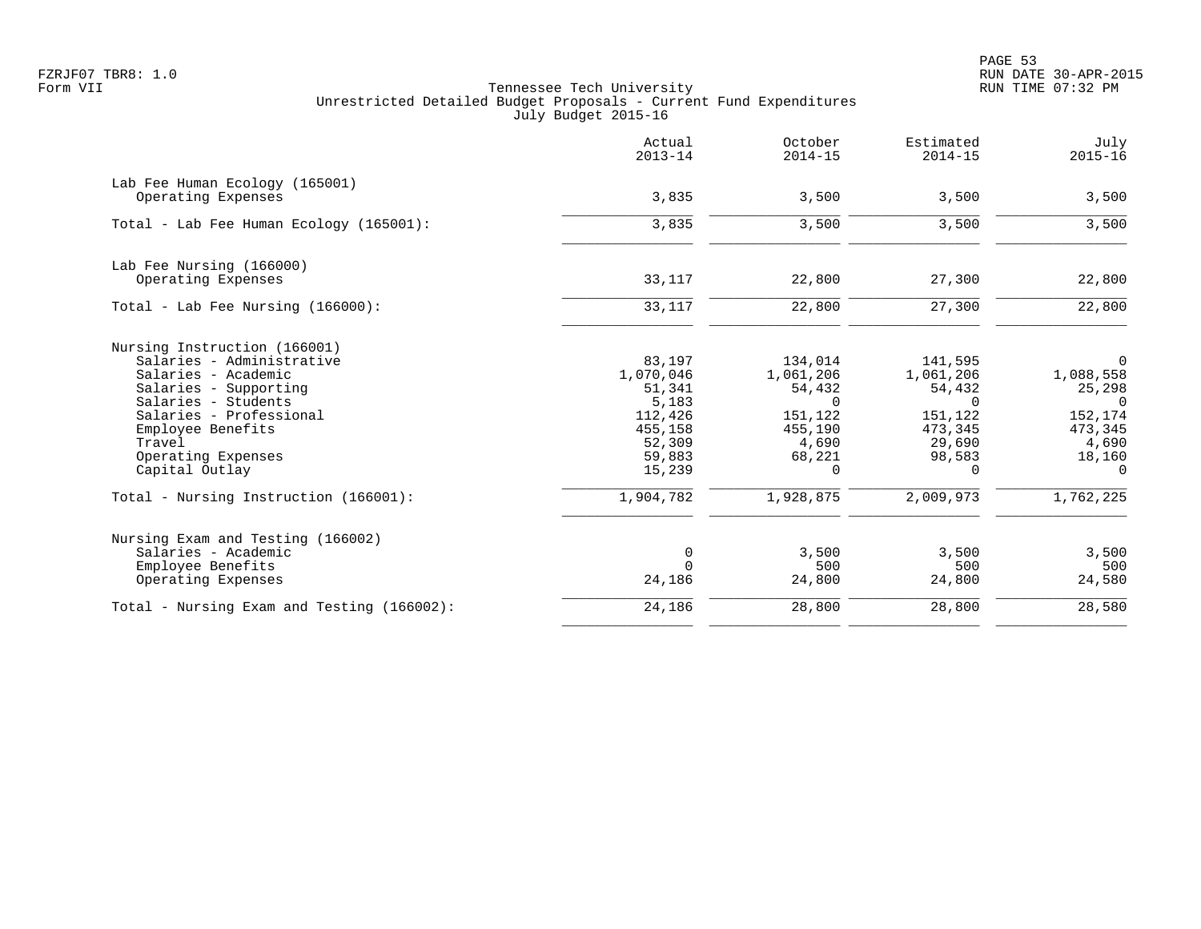Tennessee Tech University
Unrestricted Detailed Budget Proposals - Current Fund Expenditures
July Budget 2015-16

| | Actual 2013-14 | October 2014-15 | Estimated 2014-15 | July 2015-16 |
|---|---|---|---|---|
| **Lab Fee Human Ecology (165001)** | | | | |
| Operating Expenses | 3,835 | 3,500 | 3,500 | 3,500 |
| Total - Lab Fee Human Ecology (165001): | 3,835 | 3,500 | 3,500 | 3,500 |
| **Lab Fee Nursing (166000)** | | | | |
| Operating Expenses | 33,117 | 22,800 | 27,300 | 22,800 |
| Total - Lab Fee Nursing (166000): | 33,117 | 22,800 | 27,300 | 22,800 |
| **Nursing Instruction (166001)** | | | | |
| Salaries - Administrative | 83,197 | 134,014 | 141,595 | 0 |
| Salaries - Academic | 1,070,046 | 1,061,206 | 1,061,206 | 1,088,558 |
| Salaries - Supporting | 51,341 | 54,432 | 54,432 | 25,298 |
| Salaries - Students | 5,183 | 0 | 0 | 0 |
| Salaries - Professional | 112,426 | 151,122 | 151,122 | 152,174 |
| Employee Benefits | 455,158 | 455,190 | 473,345 | 473,345 |
| Travel | 52,309 | 4,690 | 29,690 | 4,690 |
| Operating Expenses | 59,883 | 68,221 | 98,583 | 18,160 |
| Capital Outlay | 15,239 | 0 | 0 | 0 |
| Total - Nursing Instruction (166001): | 1,904,782 | 1,928,875 | 2,009,973 | 1,762,225 |
| **Nursing Exam and Testing (166002)** | | | | |
| Salaries - Academic | 0 | 3,500 | 3,500 | 3,500 |
| Employee Benefits | 0 | 500 | 500 | 500 |
| Operating Expenses | 24,186 | 24,800 | 24,800 | 24,580 |
| Total - Nursing Exam and Testing (166002): | 24,186 | 28,800 | 28,800 | 28,580 |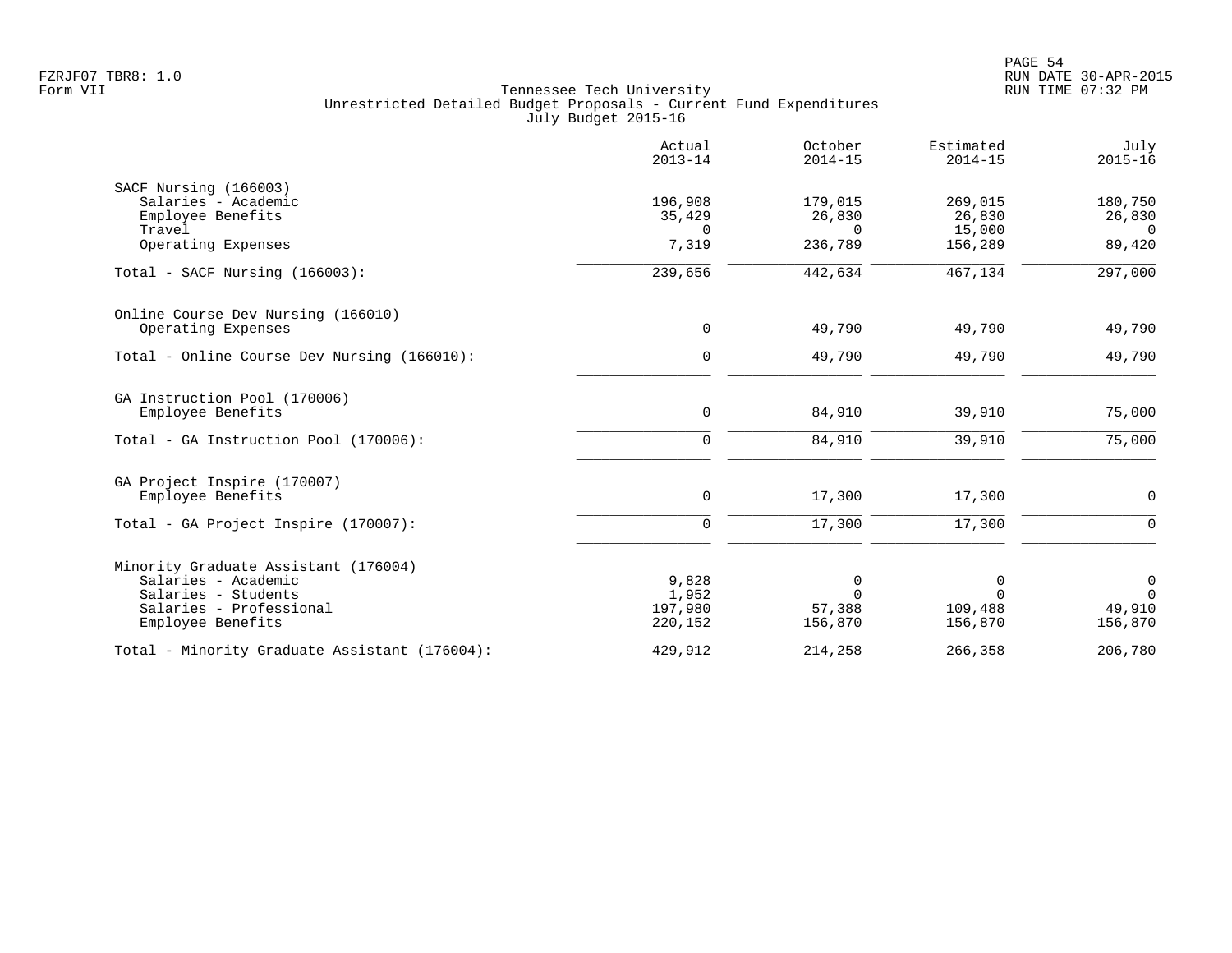Tennessee Tech University
Unrestricted Detailed Budget Proposals - Current Fund Expenditures
July Budget 2015-16

Form VII

| | Actual 2013-14 | October 2014-15 | Estimated 2014-15 | July 2015-16 |
|---|---|---|---|---|
| **SACF Nursing (166003)** | | | | |
| Salaries - Academic | 196,908 | 179,015 | 269,015 | 180,750 |
| Employee Benefits | 35,429 | 26,830 | 26,830 | 26,830 |
| Travel | 0 | 0 | 15,000 | 0 |
| Operating Expenses | 7,319 | 236,789 | 156,289 | 89,420 |
| Total - SACF Nursing (166003): | 239,656 | 442,634 | 467,134 | 297,000 |
| **Online Course Dev Nursing (166010)** | | | | |
| Operating Expenses | 0 | 49,790 | 49,790 | 49,790 |
| Total - Online Course Dev Nursing (166010): | 0 | 49,790 | 49,790 | 49,790 |
| **GA Instruction Pool (170006)** | | | | |
| Employee Benefits | 0 | 84,910 | 39,910 | 75,000 |
| Total - GA Instruction Pool (170006): | 0 | 84,910 | 39,910 | 75,000 |
| **GA Project Inspire (170007)** | | | | |
| Employee Benefits | 0 | 17,300 | 17,300 | 0 |
| Total - GA Project Inspire (170007): | 0 | 17,300 | 17,300 | 0 |
| **Minority Graduate Assistant (176004)** | | | | |
| Salaries - Academic | 9,828 | 0 | 0 | 0 |
| Salaries - Students | 1,952 | 0 | 0 | 0 |
| Salaries - Professional | 197,980 | 57,388 | 109,488 | 49,910 |
| Employee Benefits | 220,152 | 156,870 | 156,870 | 156,870 |
| Total - Minority Graduate Assistant (176004): | 429,912 | 214,258 | 266,358 | 206,780 |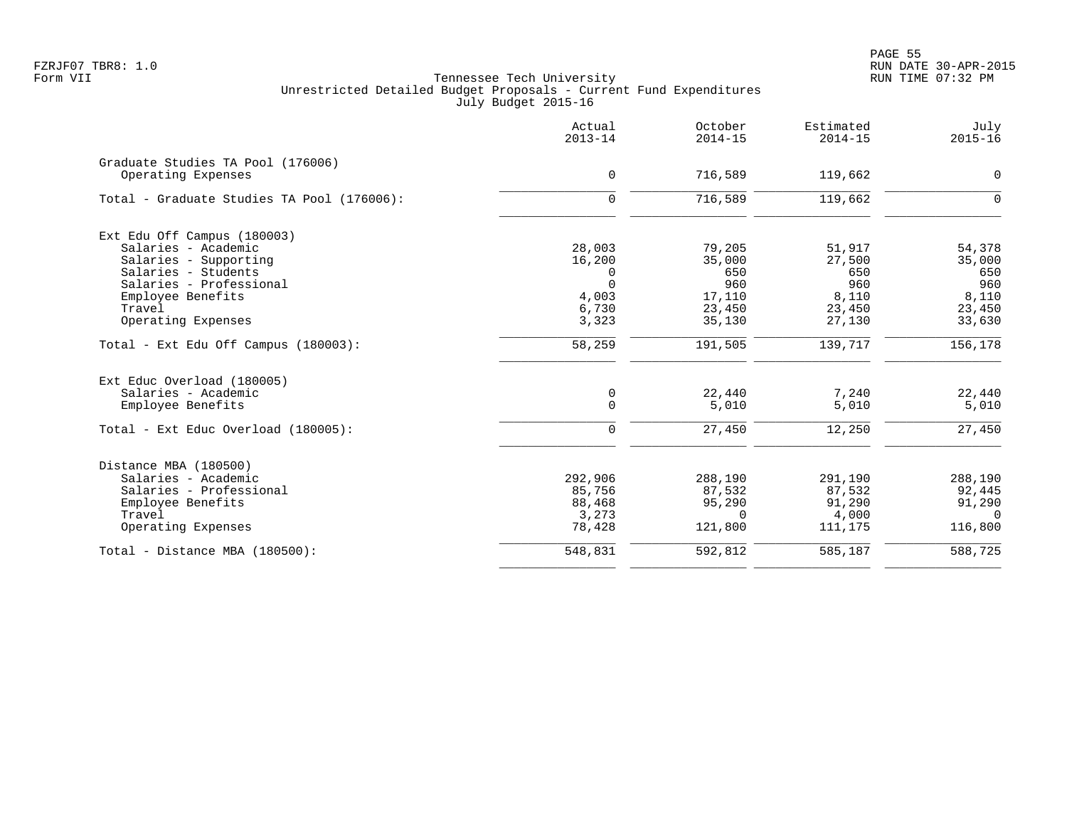Tennessee Tech University
Unrestricted Detailed Budget Proposals - Current Fund Expenditures
July Budget 2015-16

Form VII

| | Actual 2013-14 | October 2014-15 | Estimated 2014-15 | July 2015-16 |
|---|---|---|---|---|
| **Graduate Studies TA Pool (176006)** | | | | |
| Operating Expenses | 0 | 716,589 | 119,662 | 0 |
| Total - Graduate Studies TA Pool (176006): | 0 | 716,589 | 119,662 | 0 |
| **Ext Edu Off Campus (180003)** | | | | |
| Salaries - Academic | 28,003 | 79,205 | 51,917 | 54,378 |
| Salaries - Supporting | 16,200 | 35,000 | 27,500 | 35,000 |
| Salaries - Students | 0 | 650 | 650 | 650 |
| Salaries - Professional | 0 | 960 | 960 | 960 |
| Employee Benefits | 4,003 | 17,110 | 8,110 | 8,110 |
| Travel | 6,730 | 23,450 | 23,450 | 23,450 |
| Operating Expenses | 3,323 | 35,130 | 27,130 | 33,630 |
| Total - Ext Edu Off Campus (180003): | 58,259 | 191,505 | 139,717 | 156,178 |
| **Ext Educ Overload (180005)** | | | | |
| Salaries - Academic | 0 | 22,440 | 7,240 | 22,440 |
| Employee Benefits | 0 | 5,010 | 5,010 | 5,010 |
| Total - Ext Educ Overload (180005): | 0 | 27,450 | 12,250 | 27,450 |
| **Distance MBA (180500)** | | | | |
| Salaries - Academic | 292,906 | 288,190 | 291,190 | 288,190 |
| Salaries - Professional | 85,756 | 87,532 | 87,532 | 92,445 |
| Employee Benefits | 88,468 | 95,290 | 91,290 | 91,290 |
| Travel | 3,273 | 0 | 4,000 | 0 |
| Operating Expenses | 78,428 | 121,800 | 111,175 | 116,800 |
| Total - Distance MBA (180500): | 548,831 | 592,812 | 585,187 | 588,725 |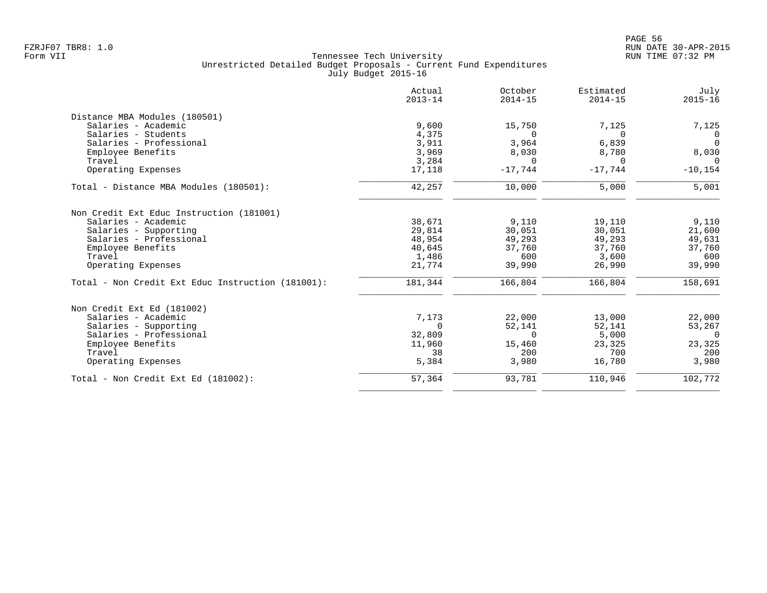Tennessee Tech University
Unrestricted Detailed Budget Proposals - Current Fund Expenditures
July Budget 2015-16

| | Actual 2013-14 | October 2014-15 | Estimated 2014-15 | July 2015-16 |
|---|---|---|---|---|
| **Distance MBA Modules (180501)** | | | | |
| Salaries - Academic | 9,600 | 15,750 | 7,125 | 7,125 |
| Salaries - Students | 4,375 | 0 | 0 | 0 |
| Salaries - Professional | 3,911 | 3,964 | 6,839 | 0 |
| Employee Benefits | 3,969 | 8,030 | 8,780 | 8,030 |
| Travel | 3,284 | 0 | 0 | 0 |
| Operating Expenses | 17,118 | -17,744 | -17,744 | -10,154 |
| Total - Distance MBA Modules (180501): | 42,257 | 10,000 | 5,000 | 5,001 |
| **Non Credit Ext Educ Instruction (181001)** | | | | |
| Salaries - Academic | 38,671 | 9,110 | 19,110 | 9,110 |
| Salaries - Supporting | 29,814 | 30,051 | 30,051 | 21,600 |
| Salaries - Professional | 48,954 | 49,293 | 49,293 | 49,631 |
| Employee Benefits | 40,645 | 37,760 | 37,760 | 37,760 |
| Travel | 1,486 | 600 | 3,600 | 600 |
| Operating Expenses | 21,774 | 39,990 | 26,990 | 39,990 |
| Total - Non Credit Ext Educ Instruction (181001): | 181,344 | 166,804 | 166,804 | 158,691 |
| **Non Credit Ext Ed (181002)** | | | | |
| Salaries - Academic | 7,173 | 22,000 | 13,000 | 22,000 |
| Salaries - Supporting | 0 | 52,141 | 52,141 | 53,267 |
| Salaries - Professional | 32,809 | 0 | 5,000 | 0 |
| Employee Benefits | 11,960 | 15,460 | 23,325 | 23,325 |
| Travel | 38 | 200 | 700 | 200 |
| Operating Expenses | 5,384 | 3,980 | 16,780 | 3,980 |
| Total - Non Credit Ext Ed (181002): | 57,364 | 93,781 | 110,946 | 102,772 |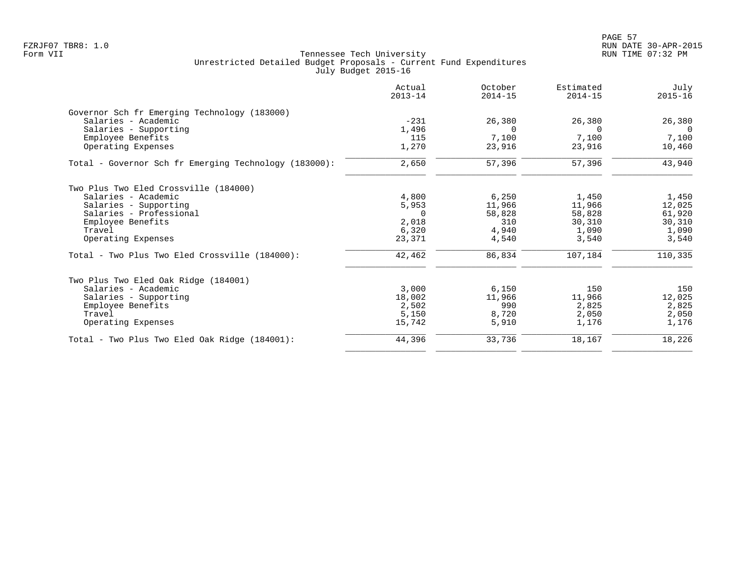Tennessee Tech University
Unrestricted Detailed Budget Proposals - Current Fund Expenditures
July Budget 2015-16

Form VII

| | Actual 2013-14 | October 2014-15 | Estimated 2014-15 | July 2015-16 |
|---|---|---|---|---|
| **Governor Sch fr Emerging Technology (183000)** | | | | |
| Salaries - Academic | -231 | 26,380 | 26,380 | 26,380 |
| Salaries - Supporting | 1,496 | 0 | 0 | 0 |
| Employee Benefits | 115 | 7,100 | 7,100 | 7,100 |
| Operating Expenses | 1,270 | 23,916 | 23,916 | 10,460 |
| Total - Governor Sch fr Emerging Technology (183000): | 2,650 | 57,396 | 57,396 | 43,940 |
| **Two Plus Two Eled Crossville (184000)** | | | | |
| Salaries - Academic | 4,800 | 6,250 | 1,450 | 1,450 |
| Salaries - Supporting | 5,953 | 11,966 | 11,966 | 12,025 |
| Salaries - Professional | 0 | 58,828 | 58,828 | 61,920 |
| Employee Benefits | 2,018 | 310 | 30,310 | 30,310 |
| Travel | 6,320 | 4,940 | 1,090 | 1,090 |
| Operating Expenses | 23,371 | 4,540 | 3,540 | 3,540 |
| Total - Two Plus Two Eled Crossville (184000): | 42,462 | 86,834 | 107,184 | 110,335 |
| **Two Plus Two Eled Oak Ridge (184001)** | | | | |
| Salaries - Academic | 3,000 | 6,150 | 150 | 150 |
| Salaries - Supporting | 18,002 | 11,966 | 11,966 | 12,025 |
| Employee Benefits | 2,502 | 990 | 2,825 | 2,825 |
| Travel | 5,150 | 8,720 | 2,050 | 2,050 |
| Operating Expenses | 15,742 | 5,910 | 1,176 | 1,176 |
| Total - Two Plus Two Eled Oak Ridge (184001): | 44,396 | 33,736 | 18,167 | 18,226 |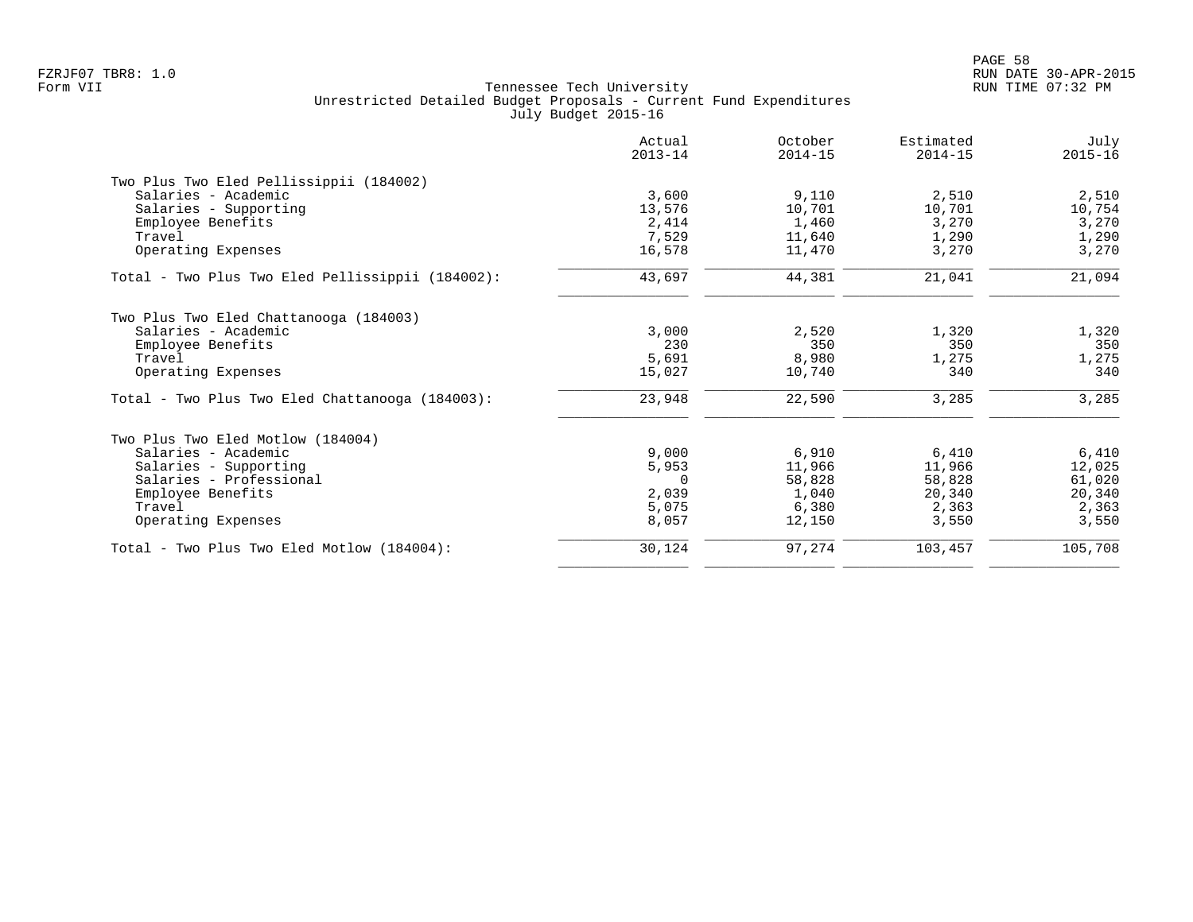Tennessee Tech University
Unrestricted Detailed Budget Proposals - Current Fund Expenditures
July Budget 2015-16

| | Actual 2013-14 | October 2014-15 | Estimated 2014-15 | July 2015-16 |
|---|---|---|---|---|
| **Two Plus Two Eled Pellissippii (184002)** | | | | |
| Salaries - Academic | 3,600 | 9,110 | 2,510 | 2,510 |
| Salaries - Supporting | 13,576 | 10,701 | 10,701 | 10,754 |
| Employee Benefits | 2,414 | 1,460 | 3,270 | 3,270 |
| Travel | 7,529 | 11,640 | 1,290 | 1,290 |
| Operating Expenses | 16,578 | 11,470 | 3,270 | 3,270 |
| Total - Two Plus Two Eled Pellissippii (184002): | 43,697 | 44,381 | 21,041 | 21,094 |
| **Two Plus Two Eled Chattanooga (184003)** | | | | |
| Salaries - Academic | 3,000 | 2,520 | 1,320 | 1,320 |
| Employee Benefits | 230 | 350 | 350 | 350 |
| Travel | 5,691 | 8,980 | 1,275 | 1,275 |
| Operating Expenses | 15,027 | 10,740 | 340 | 340 |
| Total - Two Plus Two Eled Chattanooga (184003): | 23,948 | 22,590 | 3,285 | 3,285 |
| **Two Plus Two Eled Motlow (184004)** | | | | |
| Salaries - Academic | 9,000 | 6,910 | 6,410 | 6,410 |
| Salaries - Supporting | 5,953 | 11,966 | 11,966 | 12,025 |
| Salaries - Professional | 0 | 58,828 | 58,828 | 61,020 |
| Employee Benefits | 2,039 | 1,040 | 20,340 | 20,340 |
| Travel | 5,075 | 6,380 | 2,363 | 2,363 |
| Operating Expenses | 8,057 | 12,150 | 3,550 | 3,550 |
| Total - Two Plus Two Eled Motlow (184004): | 30,124 | 97,274 | 103,457 | 105,708 |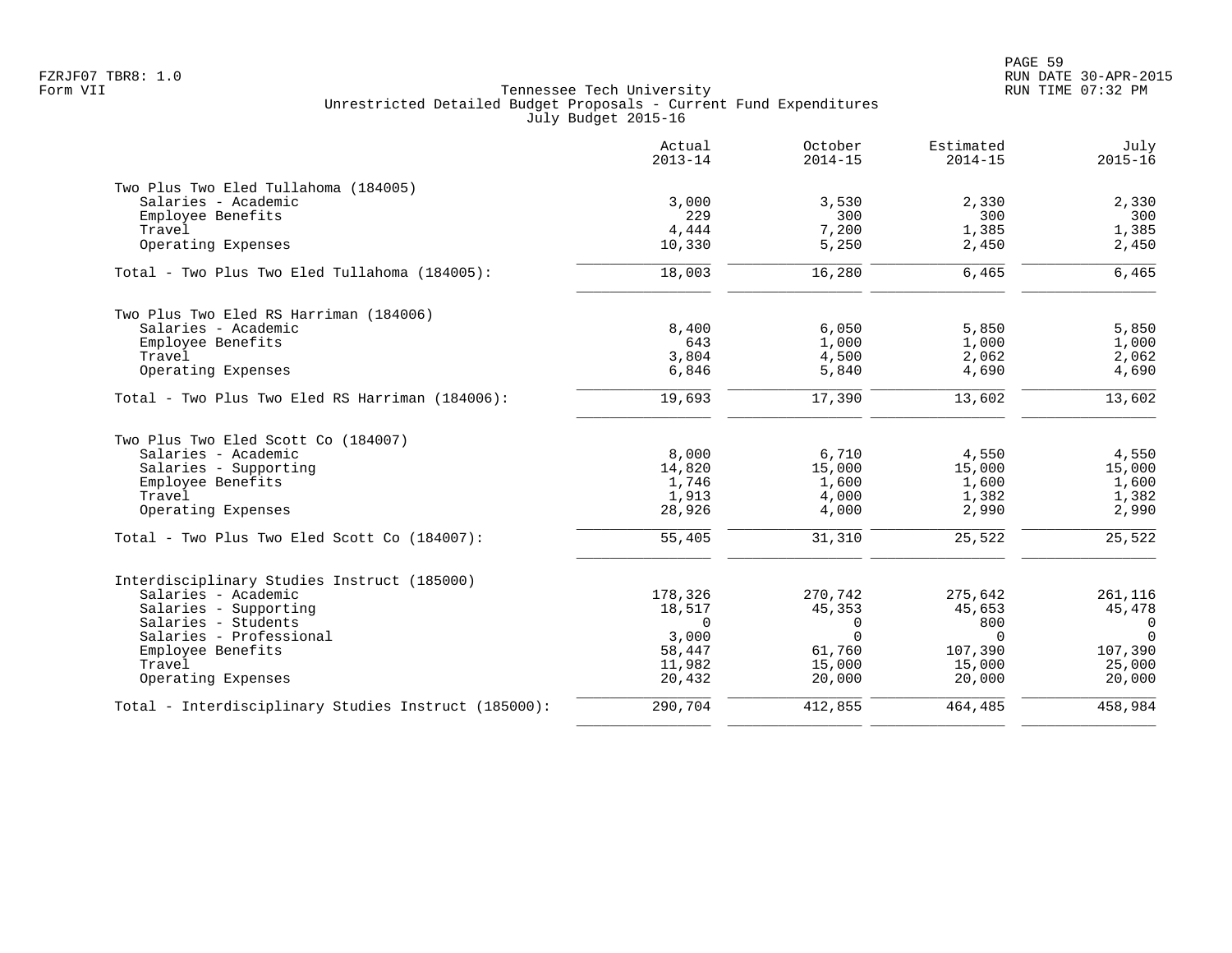Tennessee Tech University
Unrestricted Detailed Budget Proposals - Current Fund Expenditures
July Budget 2015-16

FZRJF07 TBR8: 1.0
Form VII

RUN DATE 30-APR-2015
RUN TIME 07:32 PM

| | Actual 2013-14 | October 2014-15 | Estimated 2014-15 | July 2015-16 |
|---|---|---|---|---|
| **Two Plus Two Eled Tullahoma (184005)** | | | | |
| Salaries - Academic | 3,000 | 3,530 | 2,330 | 2,330 |
| Employee Benefits | 229 | 300 | 300 | 300 |
| Travel | 4,444 | 7,200 | 1,385 | 1,385 |
| Operating Expenses | 10,330 | 5,250 | 2,450 | 2,450 |
| Total - Two Plus Two Eled Tullahoma (184005): | 18,003 | 16,280 | 6,465 | 6,465 |
| **Two Plus Two Eled RS Harriman (184006)** | | | | |
| Salaries - Academic | 8,400 | 6,050 | 5,850 | 5,850 |
| Employee Benefits | 643 | 1,000 | 1,000 | 1,000 |
| Travel | 3,804 | 4,500 | 2,062 | 2,062 |
| Operating Expenses | 6,846 | 5,840 | 4,690 | 4,690 |
| Total - Two Plus Two Eled RS Harriman (184006): | 19,693 | 17,390 | 13,602 | 13,602 |
| **Two Plus Two Eled Scott Co (184007)** | | | | |
| Salaries - Academic | 8,000 | 6,710 | 4,550 | 4,550 |
| Salaries - Supporting | 14,820 | 15,000 | 15,000 | 15,000 |
| Employee Benefits | 1,746 | 1,600 | 1,600 | 1,600 |
| Travel | 1,913 | 4,000 | 1,382 | 1,382 |
| Operating Expenses | 28,926 | 4,000 | 2,990 | 2,990 |
| Total - Two Plus Two Eled Scott Co (184007): | 55,405 | 31,310 | 25,522 | 25,522 |
| **Interdisciplinary Studies Instruct (185000)** | | | | |
| Salaries - Academic | 178,326 | 270,742 | 275,642 | 261,116 |
| Salaries - Supporting | 18,517 | 45,353 | 45,653 | 45,478 |
| Salaries - Students | 0 | 0 | 800 | 0 |
| Salaries - Professional | 3,000 | 0 | 0 | 0 |
| Employee Benefits | 58,447 | 61,760 | 107,390 | 107,390 |
| Travel | 11,982 | 15,000 | 15,000 | 25,000 |
| Operating Expenses | 20,432 | 20,000 | 20,000 | 20,000 |
| Total - Interdisciplinary Studies Instruct (185000): | 290,704 | 412,855 | 464,485 | 458,984 |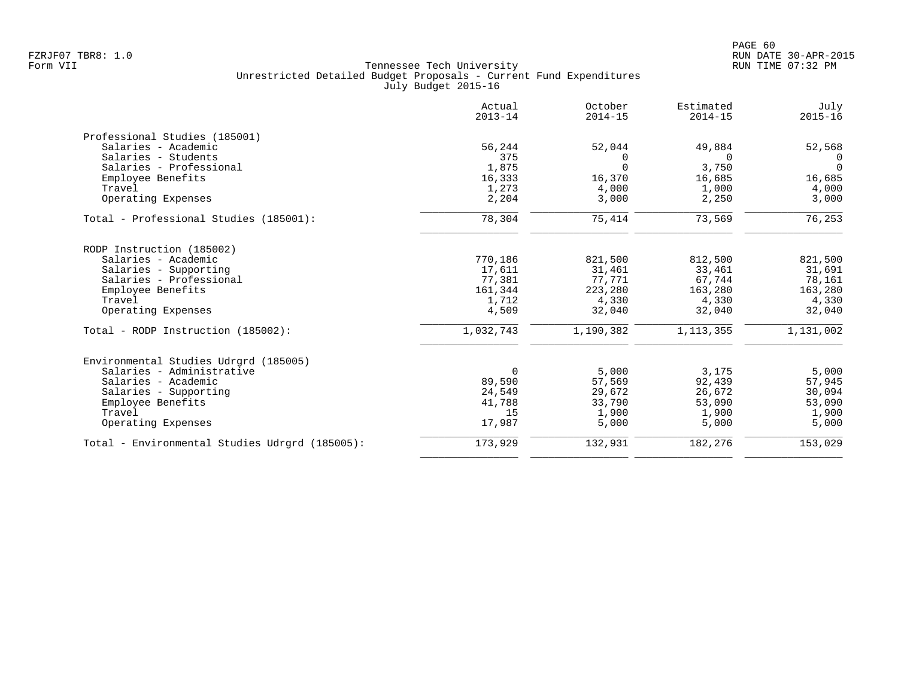Tennessee Tech University
Unrestricted Detailed Budget Proposals - Current Fund Expenditures
July Budget 2015-16

Form VII

| | Actual 2013-14 | October 2014-15 | Estimated 2014-15 | July 2015-16 |
|---|---|---|---|---|
| **Professional Studies (185001)** | | | | |
| Salaries - Academic | 56,244 | 52,044 | 49,884 | 52,568 |
| Salaries - Students | 375 | 0 | 0 | 0 |
| Salaries - Professional | 1,875 | 0 | 3,750 | 0 |
| Employee Benefits | 16,333 | 16,370 | 16,685 | 16,685 |
| Travel | 1,273 | 4,000 | 1,000 | 4,000 |
| Operating Expenses | 2,204 | 3,000 | 2,250 | 3,000 |
| Total - Professional Studies (185001): | 78,304 | 75,414 | 73,569 | 76,253 |
| **RODP Instruction (185002)** | | | | |
| Salaries - Academic | 770,186 | 821,500 | 812,500 | 821,500 |
| Salaries - Supporting | 17,611 | 31,461 | 33,461 | 31,691 |
| Salaries - Professional | 77,381 | 77,771 | 67,744 | 78,161 |
| Employee Benefits | 161,344 | 223,280 | 163,280 | 163,280 |
| Travel | 1,712 | 4,330 | 4,330 | 4,330 |
| Operating Expenses | 4,509 | 32,040 | 32,040 | 32,040 |
| Total - RODP Instruction (185002): | 1,032,743 | 1,190,382 | 1,113,355 | 1,131,002 |
| **Environmental Studies Udrgrd (185005)** | | | | |
| Salaries - Administrative | 0 | 5,000 | 3,175 | 5,000 |
| Salaries - Academic | 89,590 | 57,569 | 92,439 | 57,945 |
| Salaries - Supporting | 24,549 | 29,672 | 26,672 | 30,094 |
| Employee Benefits | 41,788 | 33,790 | 53,090 | 53,090 |
| Travel | 15 | 1,900 | 1,900 | 1,900 |
| Operating Expenses | 17,987 | 5,000 | 5,000 | 5,000 |
| Total - Environmental Studies Udrgrd (185005): | 173,929 | 132,931 | 182,276 | 153,029 |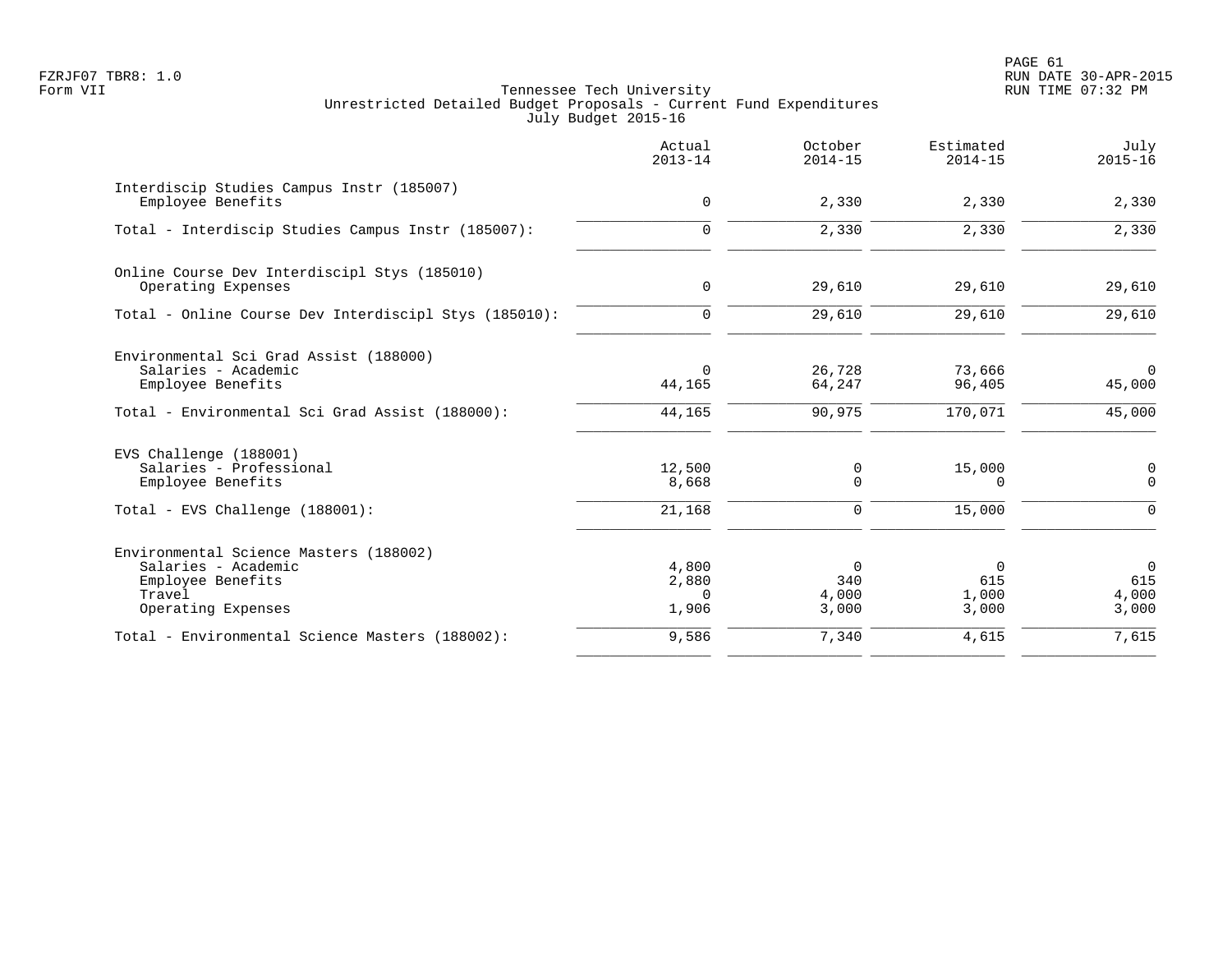Tennessee Tech University
Unrestricted Detailed Budget Proposals - Current Fund Expenditures
July Budget 2015-16

FZRJF07 TBR8: 1.0
Form VII

RUN DATE 30-APR-2015
RUN TIME 07:32 PM

| | Actual 2013-14 | October 2014-15 | Estimated 2014-15 | July 2015-16 |
|---|---|---|---|---|
| **Interdiscip Studies Campus Instr (185007)** | | | | |
| Employee Benefits | 0 | 2,330 | 2,330 | 2,330 |
| Total - Interdiscip Studies Campus Instr (185007): | 0 | 2,330 | 2,330 | 2,330 |
| **Online Course Dev Interdiscipl Stys (185010)** | | | | |
| Operating Expenses | 0 | 29,610 | 29,610 | 29,610 |
| Total - Online Course Dev Interdiscipl Stys (185010): | 0 | 29,610 | 29,610 | 29,610 |
| **Environmental Sci Grad Assist (188000)** | | | | |
| Salaries - Academic | 0 | 26,728 | 73,666 | 0 |
| Employee Benefits | 44,165 | 64,247 | 96,405 | 45,000 |
| Total - Environmental Sci Grad Assist (188000): | 44,165 | 90,975 | 170,071 | 45,000 |
| **EVS Challenge (188001)** | | | | |
| Salaries - Professional | 12,500 | 0 | 15,000 | 0 |
| Employee Benefits | 8,668 | 0 | 0 | 0 |
| Total - EVS Challenge (188001): | 21,168 | 0 | 15,000 | 0 |
| **Environmental Science Masters (188002)** | | | | |
| Salaries - Academic | 4,800 | 0 | 0 | 0 |
| Employee Benefits | 2,880 | 340 | 615 | 615 |
| Travel | 0 | 4,000 | 1,000 | 4,000 |
| Operating Expenses | 1,906 | 3,000 | 3,000 | 3,000 |
| Total - Environmental Science Masters (188002): | 9,586 | 7,340 | 4,615 | 7,615 |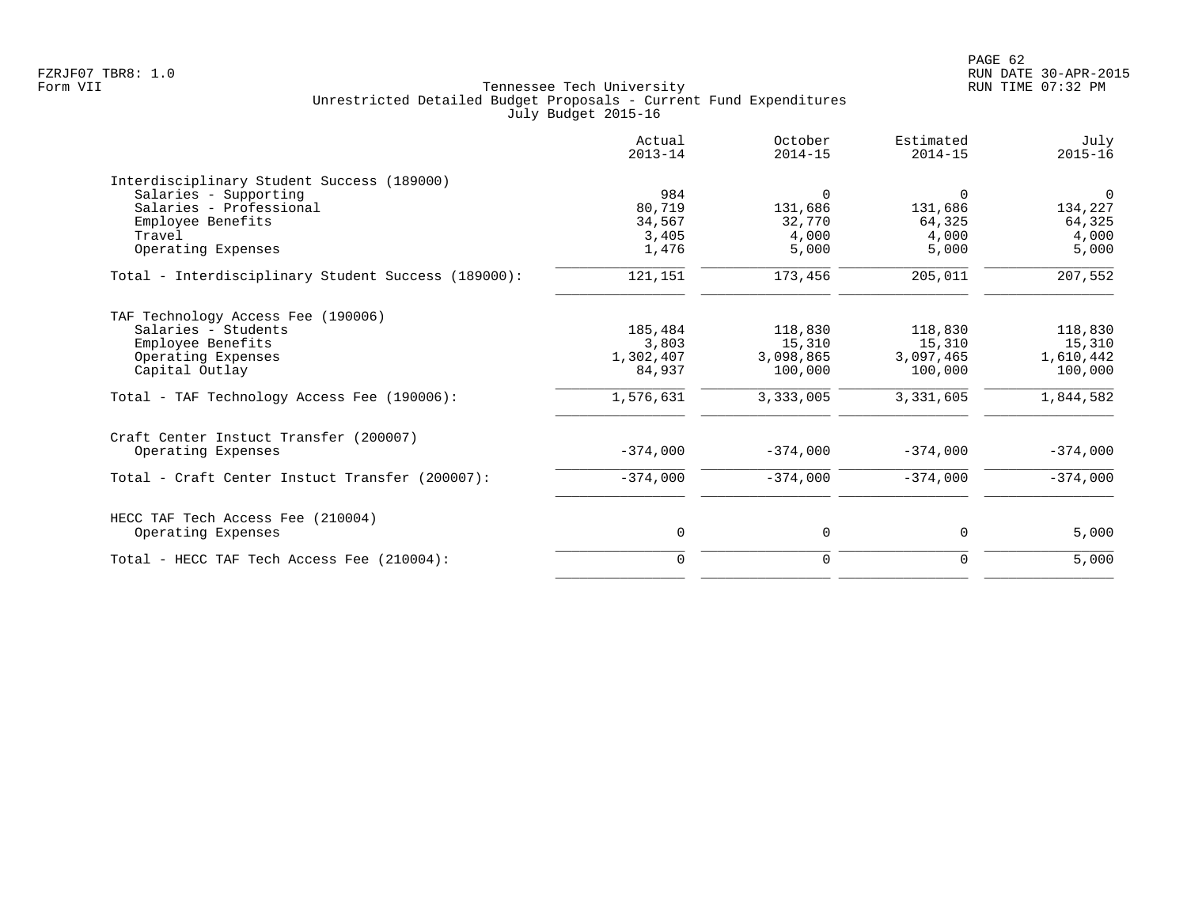Tennessee Tech University
Unrestricted Detailed Budget Proposals - Current Fund Expenditures
July Budget 2015-16

| | Actual 2013-14 | October 2014-15 | Estimated 2014-15 | July 2015-16 |
|---|---|---|---|---|
| **Interdisciplinary Student Success (189000)** | | | | |
| Salaries - Supporting | 984 | 0 | 0 | 0 |
| Salaries - Professional | 80,719 | 131,686 | 131,686 | 134,227 |
| Employee Benefits | 34,567 | 32,770 | 64,325 | 64,325 |
| Travel | 3,405 | 4,000 | 4,000 | 4,000 |
| Operating Expenses | 1,476 | 5,000 | 5,000 | 5,000 |
| Total - Interdisciplinary Student Success (189000): | 121,151 | 173,456 | 205,011 | 207,552 |
| **TAF Technology Access Fee (190006)** | | | | |
| Salaries - Students | 185,484 | 118,830 | 118,830 | 118,830 |
| Employee Benefits | 3,803 | 15,310 | 15,310 | 15,310 |
| Operating Expenses | 1,302,407 | 3,098,865 | 3,097,465 | 1,610,442 |
| Capital Outlay | 84,937 | 100,000 | 100,000 | 100,000 |
| Total - TAF Technology Access Fee (190006): | 1,576,631 | 3,333,005 | 3,331,605 | 1,844,582 |
| **Craft Center Instuct Transfer (200007)** | | | | |
| Operating Expenses | -374,000 | -374,000 | -374,000 | -374,000 |
| Total - Craft Center Instuct Transfer (200007): | -374,000 | -374,000 | -374,000 | -374,000 |
| **HECC TAF Tech Access Fee (210004)** | | | | |
| Operating Expenses | 0 | 0 | 0 | 5,000 |
| Total - HECC TAF Tech Access Fee (210004): | 0 | 0 | 0 | 5,000 |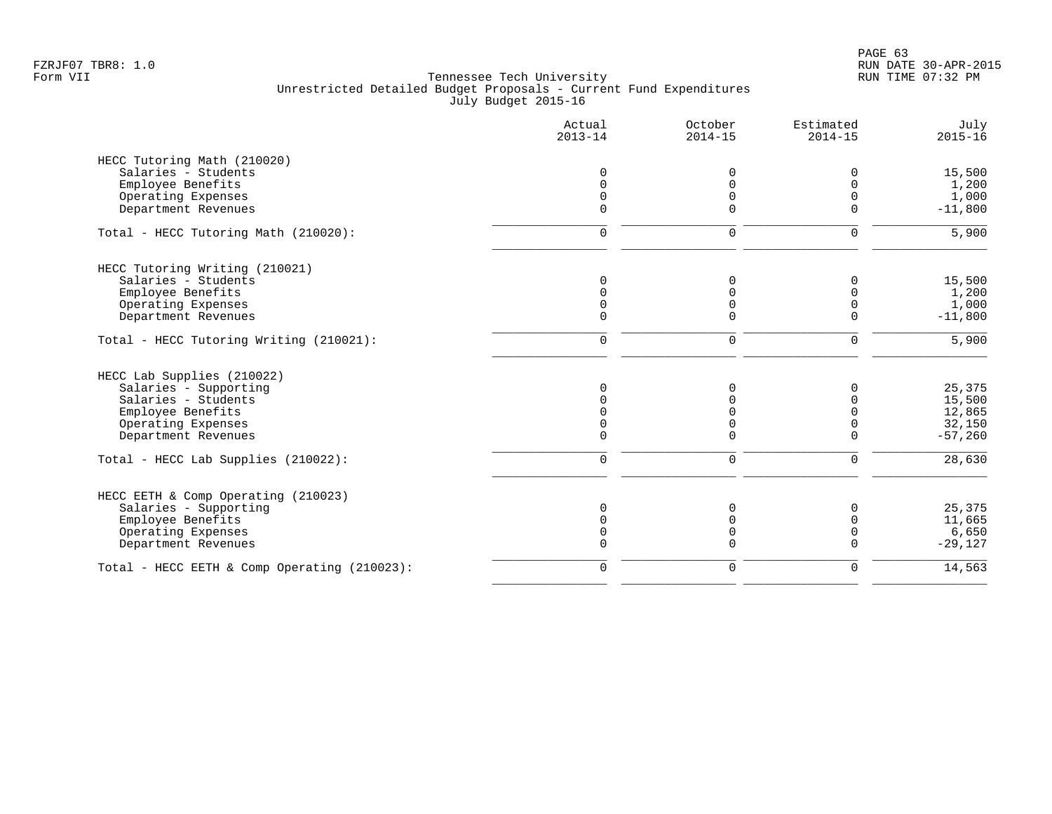FZRJF07 TBR8: 1.0
Form VII

Tennessee Tech University
Unrestricted Detailed Budget Proposals - Current Fund Expenditures
July Budget 2015-16

RUN DATE 30-APR-2015
RUN TIME 07:32 PM

| | Actual 2013-14 | October 2014-15 | Estimated 2014-15 | July 2015-16 |
|---|---|---|---|---|
| **HECC Tutoring Math (210020)** | | | | |
| Salaries - Students | 0 | 0 | 0 | 15,500 |
| Employee Benefits | 0 | 0 | 0 | 1,200 |
| Operating Expenses | 0 | 0 | 0 | 1,000 |
| Department Revenues | 0 | 0 | 0 | -11,800 |
| Total - HECC Tutoring Math (210020): | 0 | 0 | 0 | 5,900 |
| **HECC Tutoring Writing (210021)** | | | | |
| Salaries - Students | 0 | 0 | 0 | 15,500 |
| Employee Benefits | 0 | 0 | 0 | 1,200 |
| Operating Expenses | 0 | 0 | 0 | 1,000 |
| Department Revenues | 0 | 0 | 0 | -11,800 |
| Total - HECC Tutoring Writing (210021): | 0 | 0 | 0 | 5,900 |
| **HECC Lab Supplies (210022)** | | | | |
| Salaries - Supporting | 0 | 0 | 0 | 25,375 |
| Salaries - Students | 0 | 0 | 0 | 15,500 |
| Employee Benefits | 0 | 0 | 0 | 12,865 |
| Operating Expenses | 0 | 0 | 0 | 32,150 |
| Department Revenues | 0 | 0 | 0 | -57,260 |
| Total - HECC Lab Supplies (210022): | 0 | 0 | 0 | 28,630 |
| **HECC EETH & Comp Operating (210023)** | | | | |
| Salaries - Supporting | 0 | 0 | 0 | 25,375 |
| Employee Benefits | 0 | 0 | 0 | 11,665 |
| Operating Expenses | 0 | 0 | 0 | 6,650 |
| Department Revenues | 0 | 0 | 0 | -29,127 |
| Total - HECC EETH & Comp Operating (210023): | 0 | 0 | 0 | 14,563 |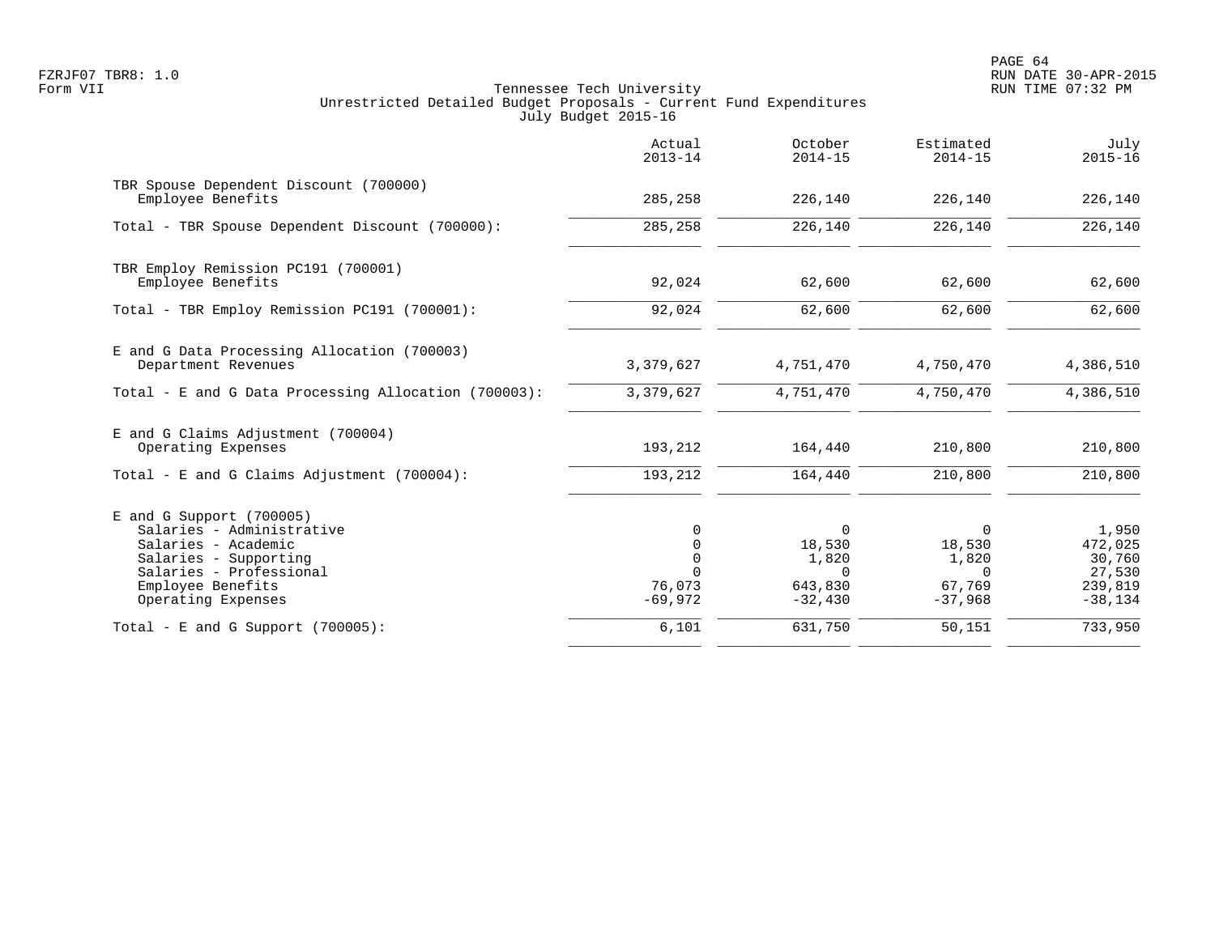Tennessee Tech University
Unrestricted Detailed Budget Proposals - Current Fund Expenditures
July Budget 2015-16

FZRJF07 TBR8: 1.0
Form VII

RUN DATE 30-APR-2015
RUN TIME 07:32 PM

| | Actual 2013-14 | October 2014-15 | Estimated 2014-15 | July 2015-16 |
|---|---|---|---|---|
| TBR Spouse Dependent Discount (700000) | | | | |
| Employee Benefits | 285,258 | 226,140 | 226,140 | 226,140 |
| Total - TBR Spouse Dependent Discount (700000): | 285,258 | 226,140 | 226,140 | 226,140 |
| TBR Employ Remission PC191 (700001) | | | | |
| Employee Benefits | 92,024 | 62,600 | 62,600 | 62,600 |
| Total - TBR Employ Remission PC191 (700001): | 92,024 | 62,600 | 62,600 | 62,600 |
| E and G Data Processing Allocation (700003) | | | | |
| Department Revenues | 3,379,627 | 4,751,470 | 4,750,470 | 4,386,510 |
| Total - E and G Data Processing Allocation (700003): | 3,379,627 | 4,751,470 | 4,750,470 | 4,386,510 |
| E and G Claims Adjustment (700004) | | | | |
| Operating Expenses | 193,212 | 164,440 | 210,800 | 210,800 |
| Total - E and G Claims Adjustment (700004): | 193,212 | 164,440 | 210,800 | 210,800 |
| E and G Support (700005) | | | | |
| Salaries - Administrative | 0 | 0 | 0 | 1,950 |
| Salaries - Academic | 0 | 18,530 | 18,530 | 472,025 |
| Salaries - Supporting | 0 | 1,820 | 1,820 | 30,760 |
| Salaries - Professional | 0 | 0 | 0 | 27,530 |
| Employee Benefits | 76,073 | 643,830 | 67,769 | 239,819 |
| Operating Expenses | -69,972 | -32,430 | -37,968 | -38,134 |
| Total - E and G Support (700005): | 6,101 | 631,750 | 50,151 | 733,950 |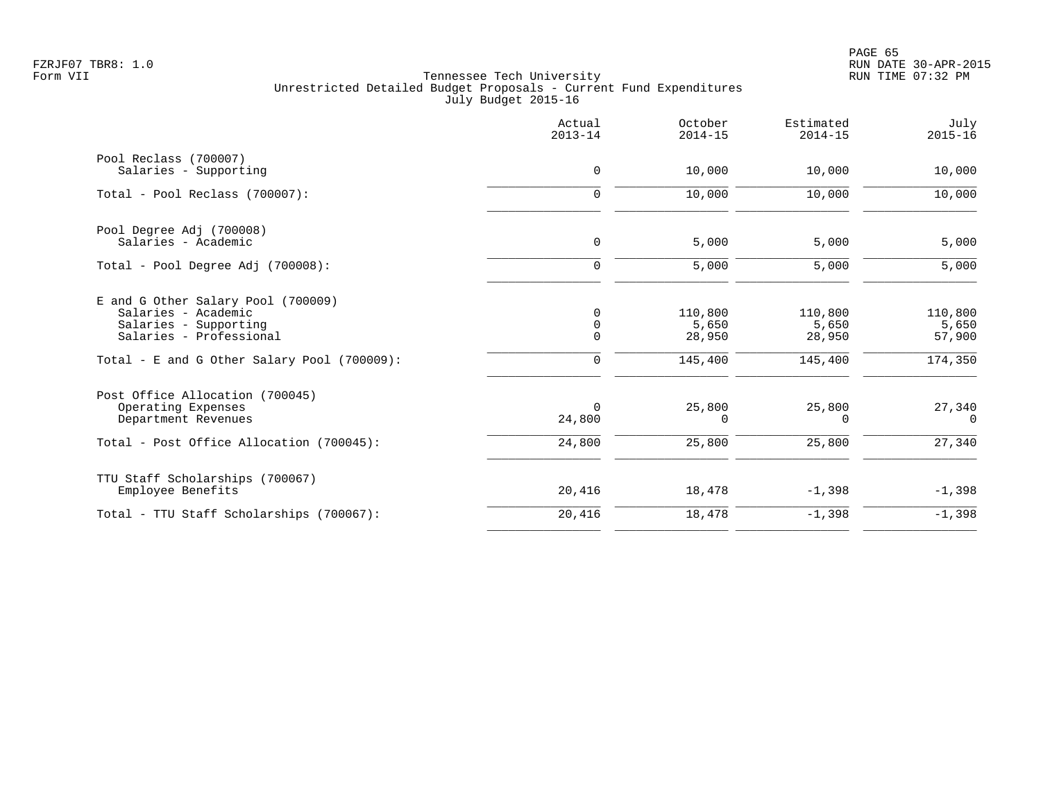FZRJF07 TBR8: 1.0
Form VII

Tennessee Tech University
Unrestricted Detailed Budget Proposals - Current Fund Expenditures
July Budget 2015-16

RUN DATE 30-APR-2015
RUN TIME 07:32 PM

| | Actual 2013-14 | October 2014-15 | Estimated 2014-15 | July 2015-16 |
|---|---|---|---|---|
| **Pool Reclass (700007)** | | | | |
| Salaries - Supporting | 0 | 10,000 | 10,000 | 10,000 |
| Total - Pool Reclass (700007): | 0 | 10,000 | 10,000 | 10,000 |
| **Pool Degree Adj (700008)** | | | | |
| Salaries - Academic | 0 | 5,000 | 5,000 | 5,000 |
| Total - Pool Degree Adj (700008): | 0 | 5,000 | 5,000 | 5,000 |
| **E and G Other Salary Pool (700009)** | | | | |
| Salaries - Academic | 0 | 110,800 | 110,800 | 110,800 |
| Salaries - Supporting | 0 | 5,650 | 5,650 | 5,650 |
| Salaries - Professional | 0 | 28,950 | 28,950 | 57,900 |
| Total - E and G Other Salary Pool (700009): | 0 | 145,400 | 145,400 | 174,350 |
| **Post Office Allocation (700045)** | | | | |
| Operating Expenses | 0 | 25,800 | 25,800 | 27,340 |
| Department Revenues | 24,800 | 0 | 0 | 0 |
| Total - Post Office Allocation (700045): | 24,800 | 25,800 | 25,800 | 27,340 |
| **TTU Staff Scholarships (700067)** | | | | |
| Employee Benefits | 20,416 | 18,478 | -1,398 | -1,398 |
| Total - TTU Staff Scholarships (700067): | 20,416 | 18,478 | -1,398 | -1,398 |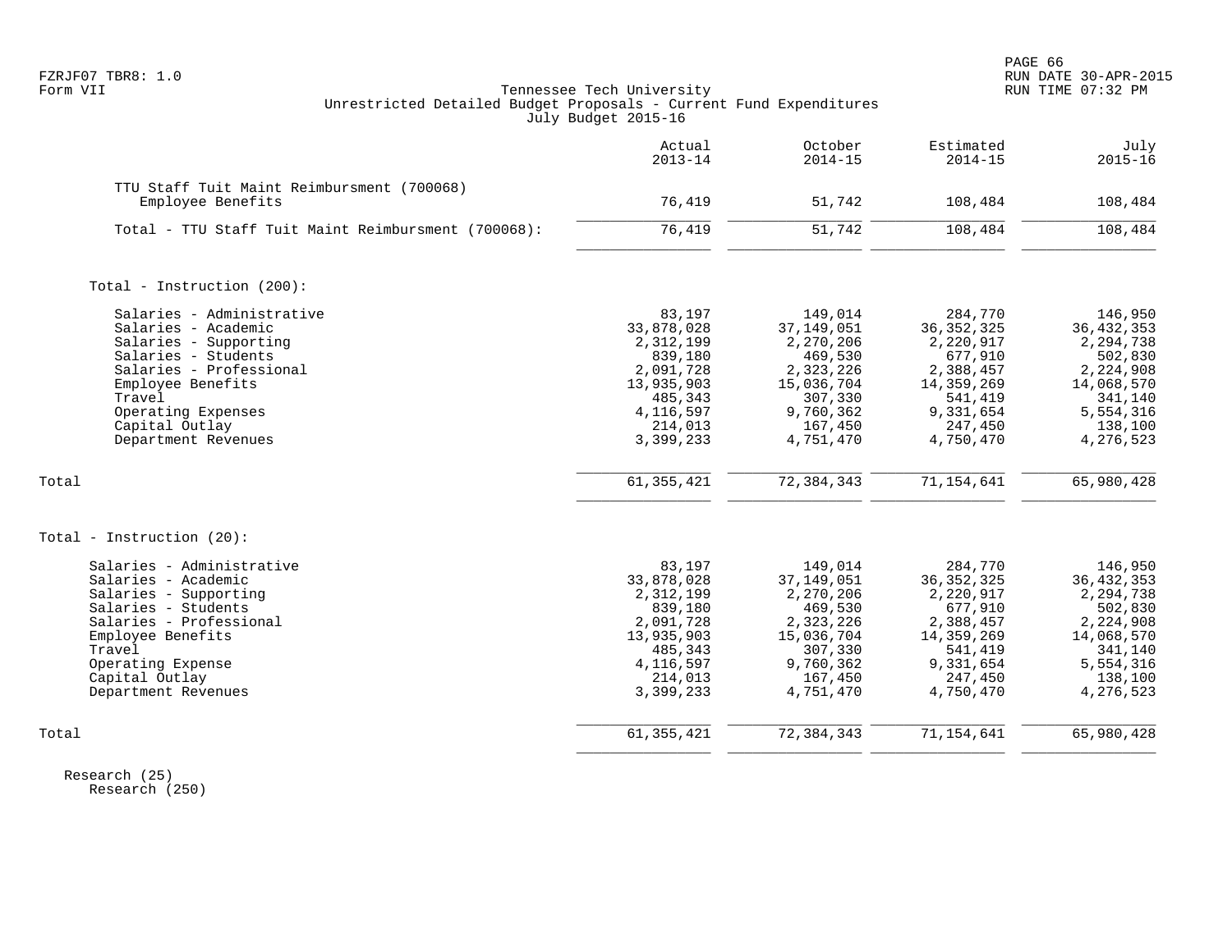Tennessee Tech University
Unrestricted Detailed Budget Proposals - Current Fund Expenditures
July Budget 2015-16

| | Actual 2013-14 | October 2014-15 | Estimated 2014-15 | July 2015-16 |
|---|---|---|---|---|
| TTU Staff Tuit Maint Reimbursment (700068) | | | | |
| Employee Benefits | 76,419 | 51,742 | 108,484 | 108,484 |
| Total - TTU Staff Tuit Maint Reimbursment (700068): | 76,419 | 51,742 | 108,484 | 108,484 |
| | | | | |
| Total - Instruction (200): | | | | |
| Salaries - Administrative | 83,197 | 149,014 | 284,770 | 146,950 |
| Salaries - Academic | 33,878,028 | 37,149,051 | 36,352,325 | 36,432,353 |
| Salaries - Supporting | 2,312,199 | 2,270,206 | 2,220,917 | 2,294,738 |
| Salaries - Students | 839,180 | 469,530 | 677,910 | 502,830 |
| Salaries - Professional | 2,091,728 | 2,323,226 | 2,388,457 | 2,224,908 |
| Employee Benefits | 13,935,903 | 15,036,704 | 14,359,269 | 14,068,570 |
| Travel | 485,343 | 307,330 | 541,419 | 341,140 |
| Operating Expenses | 4,116,597 | 9,760,362 | 9,331,654 | 5,554,316 |
| Capital Outlay | 214,013 | 167,450 | 247,450 | 138,100 |
| Department Revenues | 3,399,233 | 4,751,470 | 4,750,470 | 4,276,523 |
| Total | 61,355,421 | 72,384,343 | 71,154,641 | 65,980,428 |
| | | | | |
| Total - Instruction (20): | | | | |
| Salaries - Administrative | 83,197 | 149,014 | 284,770 | 146,950 |
| Salaries - Academic | 33,878,028 | 37,149,051 | 36,352,325 | 36,432,353 |
| Salaries - Supporting | 2,312,199 | 2,270,206 | 2,220,917 | 2,294,738 |
| Salaries - Students | 839,180 | 469,530 | 677,910 | 502,830 |
| Salaries - Professional | 2,091,728 | 2,323,226 | 2,388,457 | 2,224,908 |
| Employee Benefits | 13,935,903 | 15,036,704 | 14,359,269 | 14,068,570 |
| Travel | 485,343 | 307,330 | 541,419 | 341,140 |
| Operating Expense | 4,116,597 | 9,760,362 | 9,331,654 | 5,554,316 |
| Capital Outlay | 214,013 | 167,450 | 247,450 | 138,100 |
| Department Revenues | 3,399,233 | 4,751,470 | 4,750,470 | 4,276,523 |
| Total | 61,355,421 | 72,384,343 | 71,154,641 | 65,980,428 |

Research (25)
Research (250)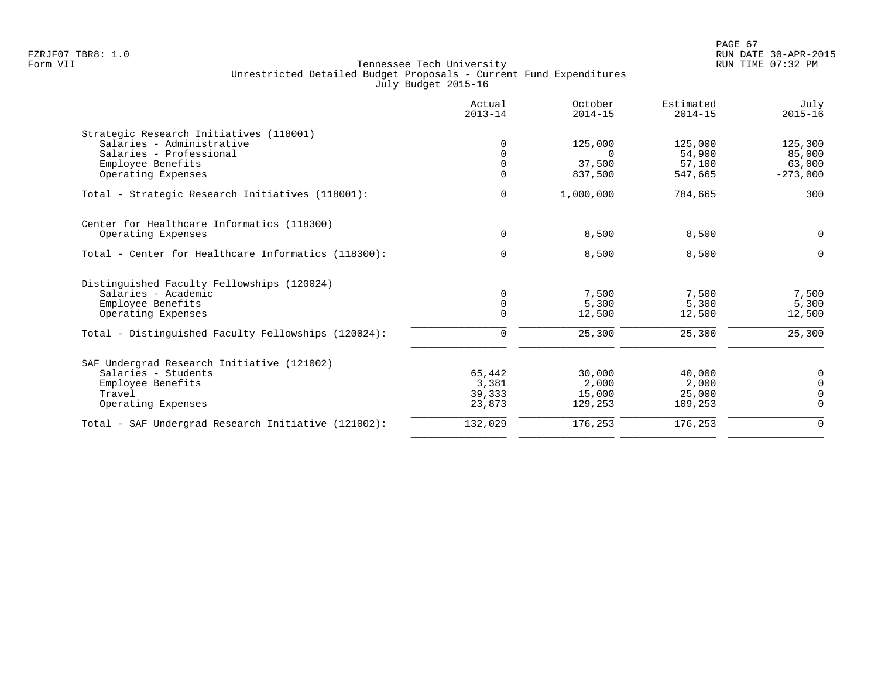Tennessee Tech University
Unrestricted Detailed Budget Proposals - Current Fund Expenditures
July Budget 2015-16

| | Actual 2013-14 | October 2014-15 | Estimated 2014-15 | July 2015-16 |
|---|---|---|---|---|
| **Strategic Research Initiatives (118001)** | | | | |
| Salaries - Administrative | 0 | 125,000 | 125,000 | 125,300 |
| Salaries - Professional | 0 | 0 | 54,900 | 85,000 |
| Employee Benefits | 0 | 37,500 | 57,100 | 63,000 |
| Operating Expenses | 0 | 837,500 | 547,665 | -273,000 |
| Total - Strategic Research Initiatives (118001): | 0 | 1,000,000 | 784,665 | 300 |
| **Center for Healthcare Informatics (118300)** | | | | |
| Operating Expenses | 0 | 8,500 | 8,500 | 0 |
| Total - Center for Healthcare Informatics (118300): | 0 | 8,500 | 8,500 | 0 |
| **Distinguished Faculty Fellowships (120024)** | | | | |
| Salaries - Academic | 0 | 7,500 | 7,500 | 7,500 |
| Employee Benefits | 0 | 5,300 | 5,300 | 5,300 |
| Operating Expenses | 0 | 12,500 | 12,500 | 12,500 |
| Total - Distinguished Faculty Fellowships (120024): | 0 | 25,300 | 25,300 | 25,300 |
| **SAF Undergrad Research Initiative (121002)** | | | | |
| Salaries - Students | 65,442 | 30,000 | 40,000 | 0 |
| Employee Benefits | 3,381 | 2,000 | 2,000 | 0 |
| Travel | 39,333 | 15,000 | 25,000 | 0 |
| Operating Expenses | 23,873 | 129,253 | 109,253 | 0 |
| Total - SAF Undergrad Research Initiative (121002): | 132,029 | 176,253 | 176,253 | 0 |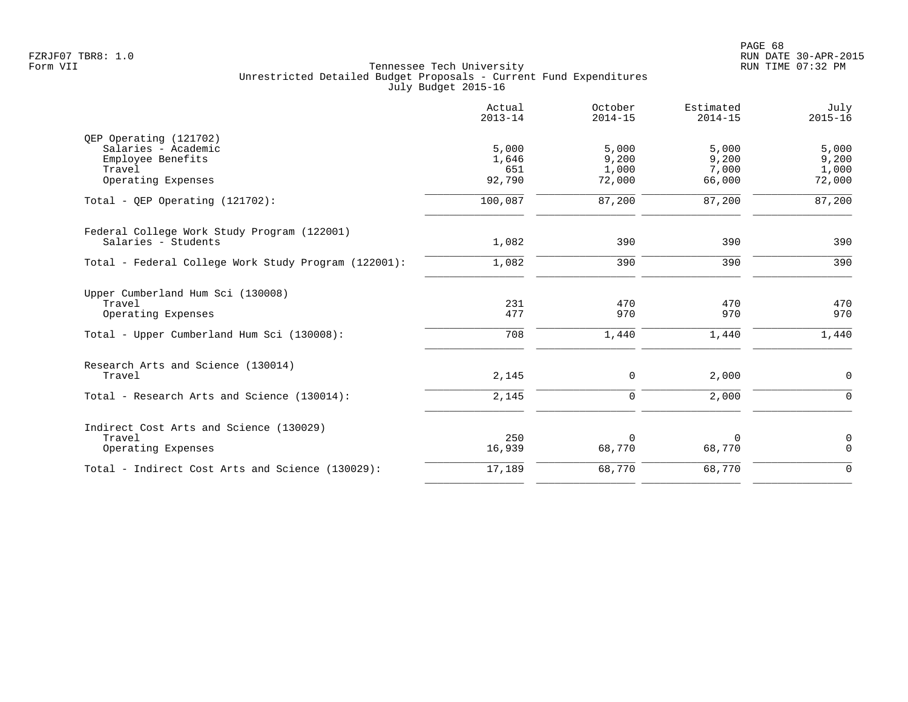Tennessee Tech University
Unrestricted Detailed Budget Proposals - Current Fund Expenditures
July Budget 2015-16

| | Actual 2013-14 | October 2014-15 | Estimated 2014-15 | July 2015-16 |
|---|---|---|---|---|
| **QEP Operating (121702)** | | | | |
| Salaries - Academic | 5,000 | 5,000 | 5,000 | 5,000 |
| Employee Benefits | 1,646 | 9,200 | 9,200 | 9,200 |
| Travel | 651 | 1,000 | 7,000 | 1,000 |
| Operating Expenses | 92,790 | 72,000 | 66,000 | 72,000 |
| Total - QEP Operating (121702): | 100,087 | 87,200 | 87,200 | 87,200 |
| **Federal College Work Study Program (122001)** | | | | |
| Salaries - Students | 1,082 | 390 | 390 | 390 |
| Total - Federal College Work Study Program (122001): | 1,082 | 390 | 390 | 390 |
| **Upper Cumberland Hum Sci (130008)** | | | | |
| Travel | 231 | 470 | 470 | 470 |
| Operating Expenses | 477 | 970 | 970 | 970 |
| Total - Upper Cumberland Hum Sci (130008): | 708 | 1,440 | 1,440 | 1,440 |
| **Research Arts and Science (130014)** | | | | |
| Travel | 2,145 | 0 | 2,000 | 0 |
| Total - Research Arts and Science (130014): | 2,145 | 0 | 2,000 | 0 |
| **Indirect Cost Arts and Science (130029)** | | | | |
| Travel | 250 | 0 | 0 | 0 |
| Operating Expenses | 16,939 | 68,770 | 68,770 | 0 |
| Total - Indirect Cost Arts and Science (130029): | 17,189 | 68,770 | 68,770 | 0 |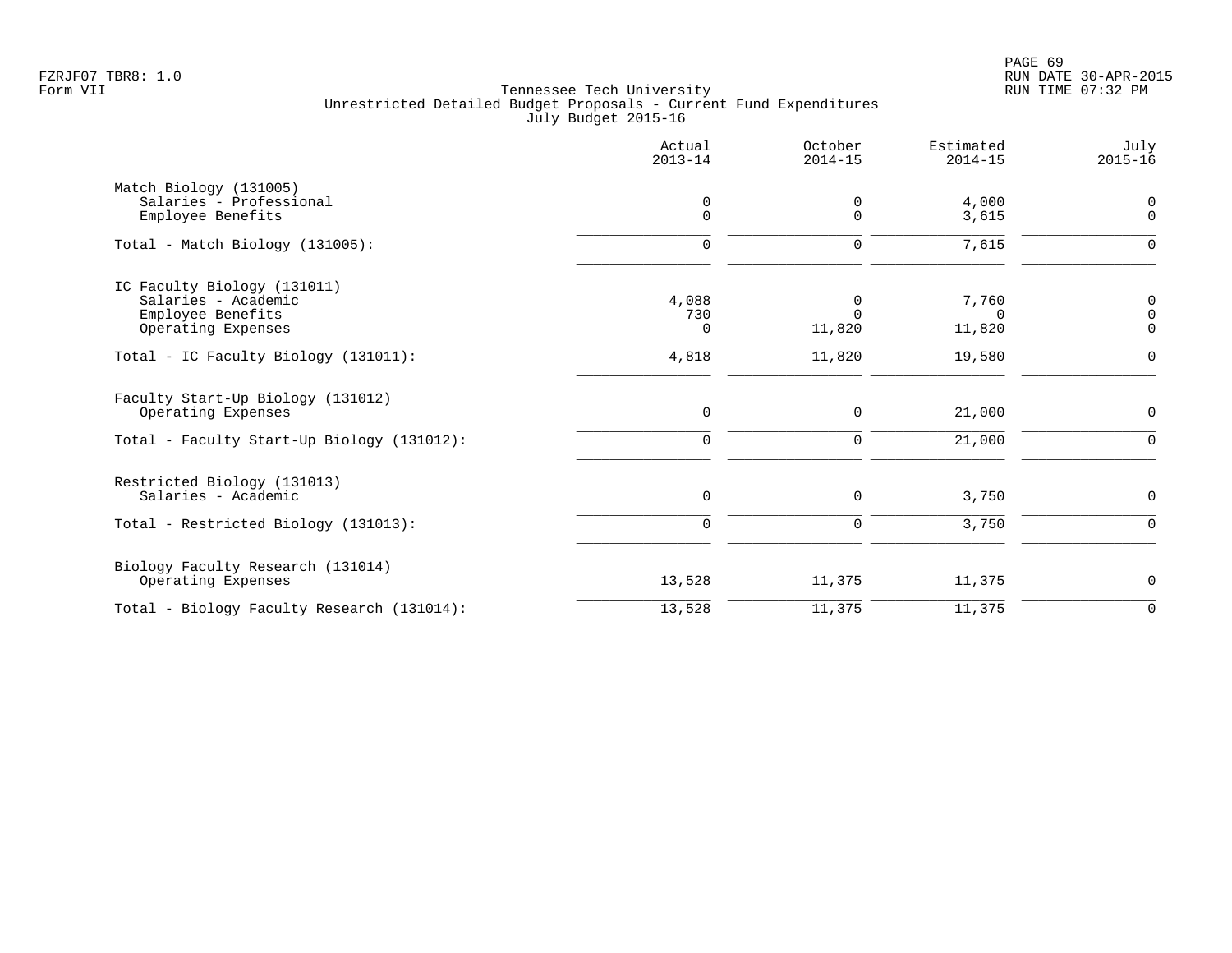Tennessee Tech University
Unrestricted Detailed Budget Proposals - Current Fund Expenditures
July Budget 2015-16

| | Actual 2013-14 | October 2014-15 | Estimated 2014-15 | July 2015-16 |
|---|---|---|---|---|
| **Match Biology (131005)** | | | | |
| Salaries - Professional | 0 | 0 | 4,000 | 0 |
| Employee Benefits | 0 | 0 | 3,615 | 0 |
| Total - Match Biology (131005): | 0 | 0 | 7,615 | 0 |
| **IC Faculty Biology (131011)** | | | | |
| Salaries - Academic | 4,088 | 0 | 7,760 | 0 |
| Employee Benefits | 730 | 0 | 0 | 0 |
| Operating Expenses | 0 | 11,820 | 11,820 | 0 |
| Total - IC Faculty Biology (131011): | 4,818 | 11,820 | 19,580 | 0 |
| **Faculty Start-Up Biology (131012)** | | | | |
| Operating Expenses | 0 | 0 | 21,000 | 0 |
| Total - Faculty Start-Up Biology (131012): | 0 | 0 | 21,000 | 0 |
| **Restricted Biology (131013)** | | | | |
| Salaries - Academic | 0 | 0 | 3,750 | 0 |
| Total - Restricted Biology (131013): | 0 | 0 | 3,750 | 0 |
| **Biology Faculty Research (131014)** | | | | |
| Operating Expenses | 13,528 | 11,375 | 11,375 | 0 |
| Total - Biology Faculty Research (131014): | 13,528 | 11,375 | 11,375 | 0 |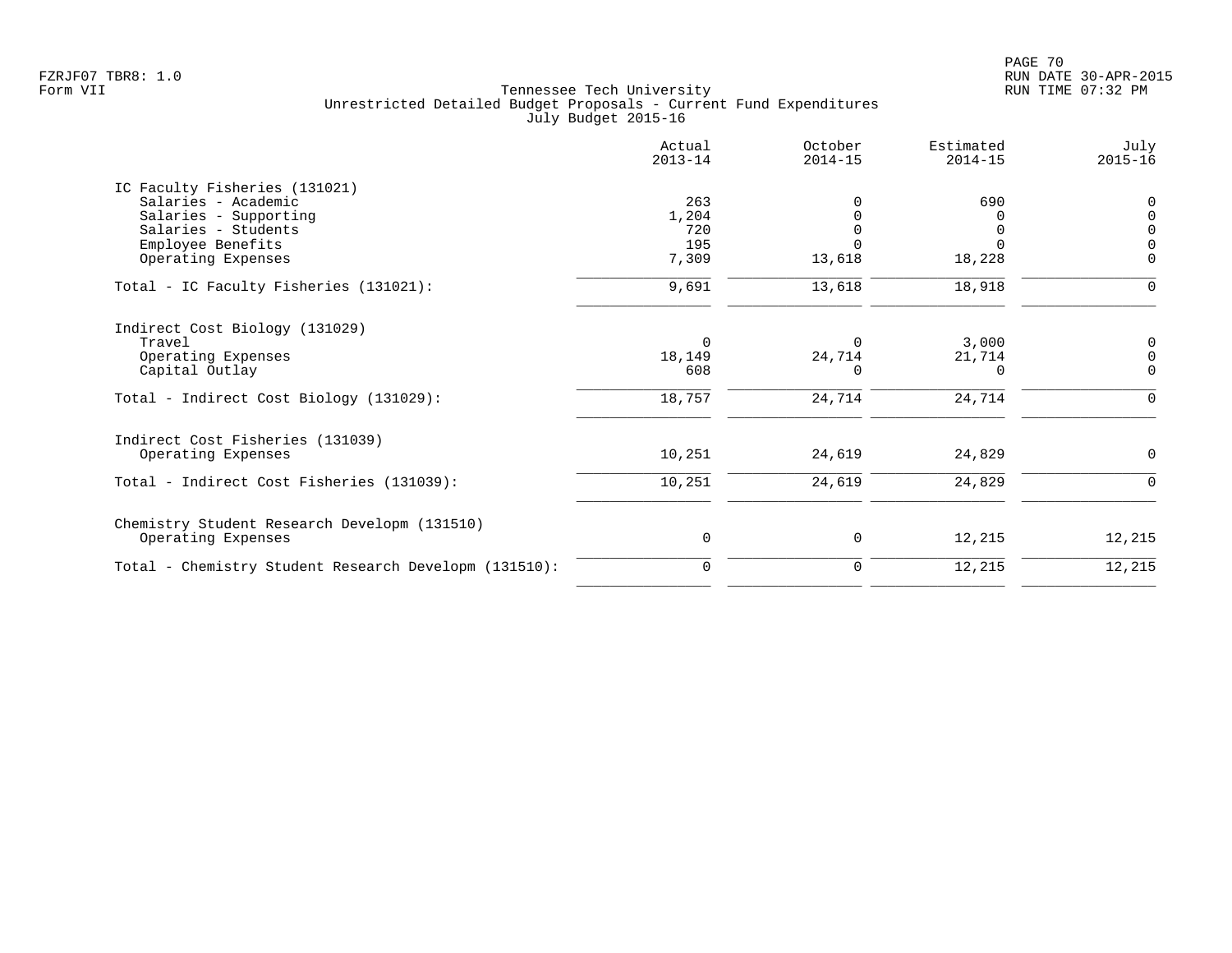FZRJF07 TBR8: 1.0
Form VII

Tennessee Tech University
Unrestricted Detailed Budget Proposals - Current Fund Expenditures
July Budget 2015-16

RUN DATE 30-APR-2015
RUN TIME 07:32 PM

| | Actual 2013-14 | October 2014-15 | Estimated 2014-15 | July 2015-16 |
|---|---|---|---|---|
| **IC Faculty Fisheries (131021)** | | | | |
| Salaries - Academic | 263 | 0 | 690 | 0 |
| Salaries - Supporting | 1,204 | 0 | 0 | 0 |
| Salaries - Students | 720 | 0 | 0 | 0 |
| Employee Benefits | 195 | 0 | 0 | 0 |
| Operating Expenses | 7,309 | 13,618 | 18,228 | 0 |
| Total - IC Faculty Fisheries (131021): | 9,691 | 13,618 | 18,918 | 0 |
| **Indirect Cost Biology (131029)** | | | | |
| Travel | 0 | 0 | 3,000 | 0 |
| Operating Expenses | 18,149 | 24,714 | 21,714 | 0 |
| Capital Outlay | 608 | 0 | 0 | 0 |
| Total - Indirect Cost Biology (131029): | 18,757 | 24,714 | 24,714 | 0 |
| **Indirect Cost Fisheries (131039)** | | | | |
| Operating Expenses | 10,251 | 24,619 | 24,829 | 0 |
| Total - Indirect Cost Fisheries (131039): | 10,251 | 24,619 | 24,829 | 0 |
| **Chemistry Student Research Developm (131510)** | | | | |
| Operating Expenses | 0 | 0 | 12,215 | 12,215 |
| Total - Chemistry Student Research Developm (131510): | 0 | 0 | 12,215 | 12,215 |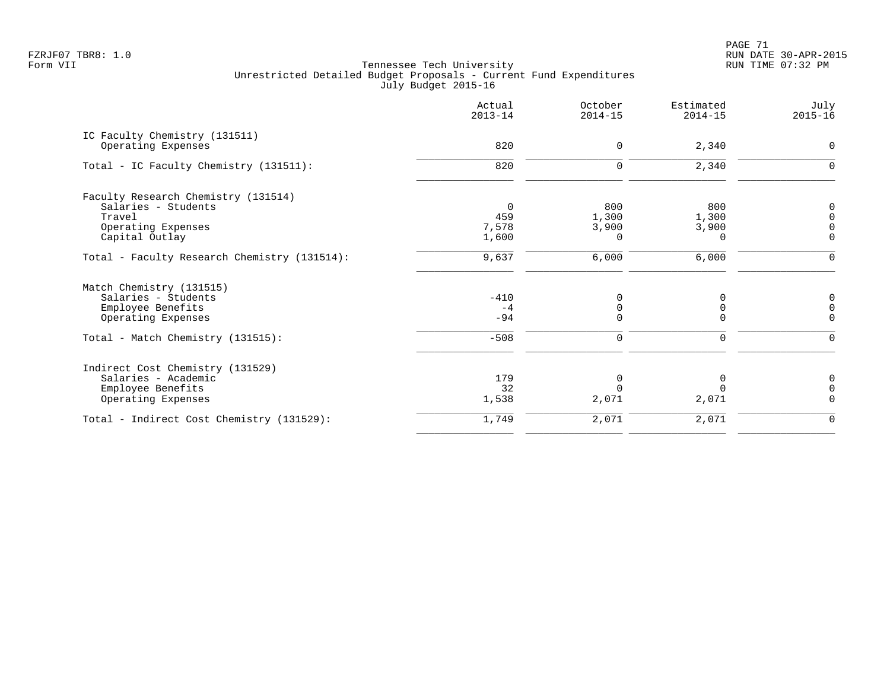FZRJF07 TBR8: 1.0
Form VII

RUN DATE 30-APR-2015
RUN TIME 07:32 PM

Tennessee Tech University
Unrestricted Detailed Budget Proposals - Current Fund Expenditures
July Budget 2015-16

| | Actual 2013-14 | October 2014-15 | Estimated 2014-15 | July 2015-16 |
|---|---|---|---|---|
| IC Faculty Chemistry (131511) | | | | |
| Operating Expenses | 820 | 0 | 2,340 | 0 |
| Total - IC Faculty Chemistry (131511): | 820 | 0 | 2,340 | 0 |
| Faculty Research Chemistry (131514) | | | | |
| Salaries - Students | 0 | 800 | 800 | 0 |
| Travel | 459 | 1,300 | 1,300 | 0 |
| Operating Expenses | 7,578 | 3,900 | 3,900 | 0 |
| Capital Outlay | 1,600 | 0 | 0 | 0 |
| Total - Faculty Research Chemistry (131514): | 9,637 | 6,000 | 6,000 | 0 |
| Match Chemistry (131515) | | | | |
| Salaries - Students | -410 | 0 | 0 | 0 |
| Employee Benefits | -4 | 0 | 0 | 0 |
| Operating Expenses | -94 | 0 | 0 | 0 |
| Total - Match Chemistry (131515): | -508 | 0 | 0 | 0 |
| Indirect Cost Chemistry (131529) | | | | |
| Salaries - Academic | 179 | 0 | 0 | 0 |
| Employee Benefits | 32 | 0 | 0 | 0 |
| Operating Expenses | 1,538 | 2,071 | 2,071 | 0 |
| Total - Indirect Cost Chemistry (131529): | 1,749 | 2,071 | 2,071 | 0 |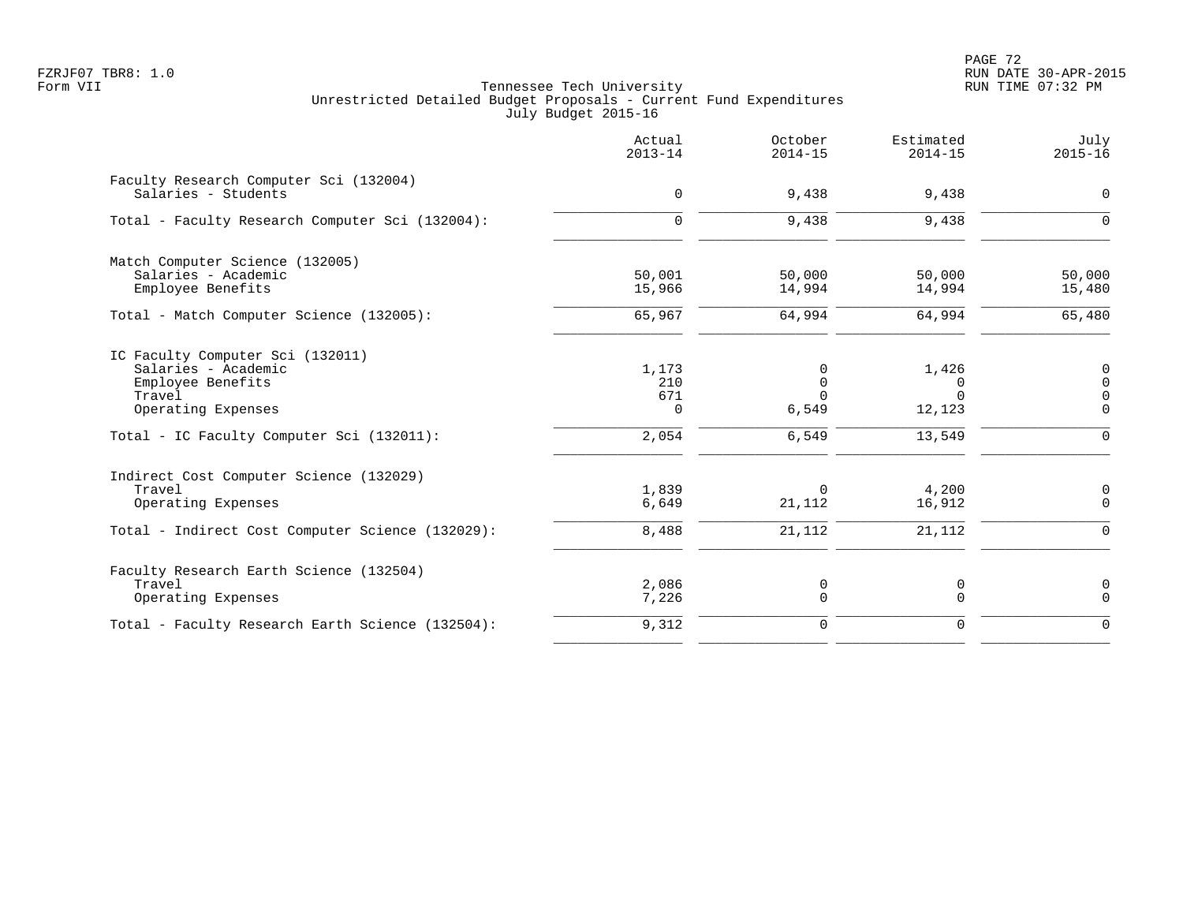Tennessee Tech University
Unrestricted Detailed Budget Proposals - Current Fund Expenditures
July Budget 2015-16

FZRJF07 TBR8: 1.0
Form VII

RUN DATE 30-APR-2015
RUN TIME 07:32 PM

| | Actual 2013-14 | October 2014-15 | Estimated 2014-15 | July 2015-16 |
|---|---|---|---|---|
| **Faculty Research Computer Sci (132004)** | | | | |
| Salaries - Students | 0 | 9,438 | 9,438 | 0 |
| Total - Faculty Research Computer Sci (132004): | 0 | 9,438 | 9,438 | 0 |
| **Match Computer Science (132005)** | | | | |
| Salaries - Academic | 50,001 | 50,000 | 50,000 | 50,000 |
| Employee Benefits | 15,966 | 14,994 | 14,994 | 15,480 |
| Total - Match Computer Science (132005): | 65,967 | 64,994 | 64,994 | 65,480 |
| **IC Faculty Computer Sci (132011)** | | | | |
| Salaries - Academic | 1,173 | 0 | 1,426 | 0 |
| Employee Benefits | 210 | 0 | 0 | 0 |
| Travel | 671 | 0 | 0 | 0 |
| Operating Expenses | 0 | 6,549 | 12,123 | 0 |
| Total - IC Faculty Computer Sci (132011): | 2,054 | 6,549 | 13,549 | 0 |
| **Indirect Cost Computer Science (132029)** | | | | |
| Travel | 1,839 | 0 | 4,200 | 0 |
| Operating Expenses | 6,649 | 21,112 | 16,912 | 0 |
| Total - Indirect Cost Computer Science (132029): | 8,488 | 21,112 | 21,112 | 0 |
| **Faculty Research Earth Science (132504)** | | | | |
| Travel | 2,086 | 0 | 0 | 0 |
| Operating Expenses | 7,226 | 0 | 0 | 0 |
| Total - Faculty Research Earth Science (132504): | 9,312 | 0 | 0 | 0 |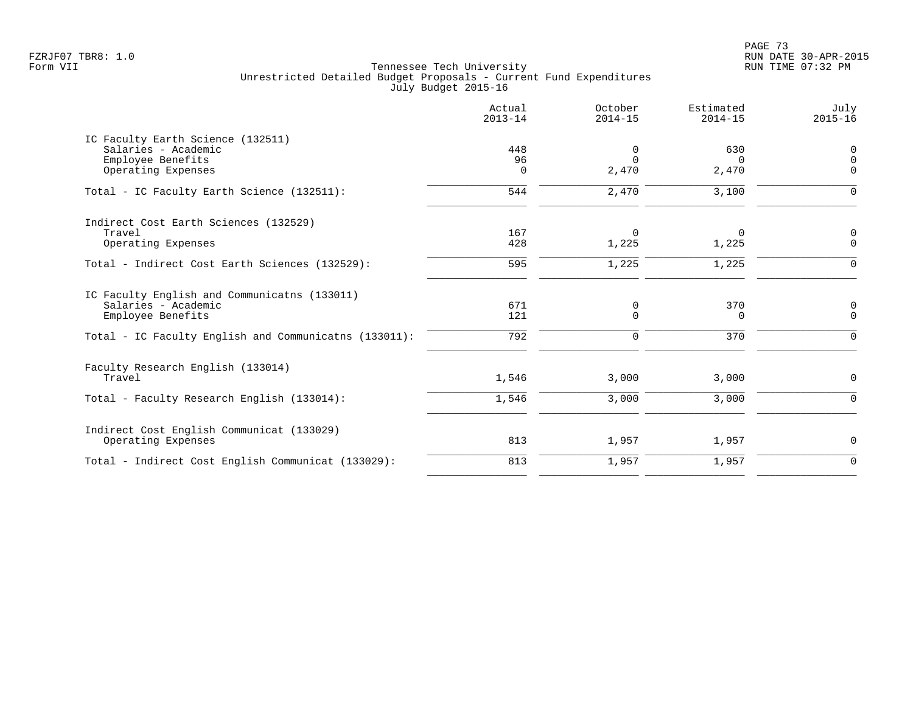Tennessee Tech University
Unrestricted Detailed Budget Proposals - Current Fund Expenditures
July Budget 2015-16

| | Actual 2013-14 | October 2014-15 | Estimated 2014-15 | July 2015-16 |
|---|---|---|---|---|
| **IC Faculty Earth Science (132511)** | | | | |
| Salaries - Academic | 448 | 0 | 630 | 0 |
| Employee Benefits | 96 | 0 | 0 | 0 |
| Operating Expenses | 0 | 2,470 | 2,470 | 0 |
| Total - IC Faculty Earth Science (132511): | 544 | 2,470 | 3,100 | 0 |
| **Indirect Cost Earth Sciences (132529)** | | | | |
| Travel | 167 | 0 | 0 | 0 |
| Operating Expenses | 428 | 1,225 | 1,225 | 0 |
| Total - Indirect Cost Earth Sciences (132529): | 595 | 1,225 | 1,225 | 0 |
| **IC Faculty English and Communicatns (133011)** | | | | |
| Salaries - Academic | 671 | 0 | 370 | 0 |
| Employee Benefits | 121 | 0 | 0 | 0 |
| Total - IC Faculty English and Communicatns (133011): | 792 | 0 | 370 | 0 |
| **Faculty Research English (133014)** | | | | |
| Travel | 1,546 | 3,000 | 3,000 | 0 |
| Total - Faculty Research English (133014): | 1,546 | 3,000 | 3,000 | 0 |
| **Indirect Cost English Communicat (133029)** | | | | |
| Operating Expenses | 813 | 1,957 | 1,957 | 0 |
| Total - Indirect Cost English Communicat (133029): | 813 | 1,957 | 1,957 | 0 |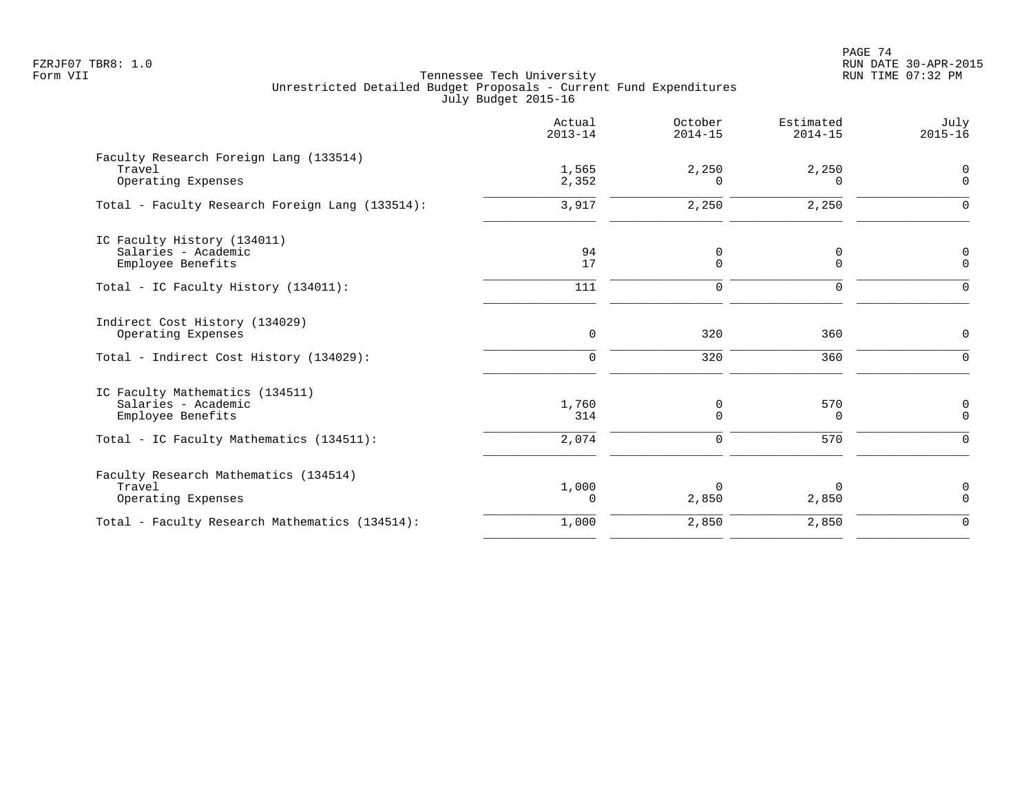Tennessee Tech University
Unrestricted Detailed Budget Proposals - Current Fund Expenditures
July Budget 2015-16

Form VII

| | Actual 2013-14 | October 2014-15 | Estimated 2014-15 | July 2015-16 |
|---|---|---|---|---|
| **Faculty Research Foreign Lang (133514)** | | | | |
| Travel | 1,565 | 2,250 | 2,250 | 0 |
| Operating Expenses | 2,352 | 0 | 0 | 0 |
| Total - Faculty Research Foreign Lang (133514): | 3,917 | 2,250 | 2,250 | 0 |
| **IC Faculty History (134011)** | | | | |
| Salaries - Academic | 94 | 0 | 0 | 0 |
| Employee Benefits | 17 | 0 | 0 | 0 |
| Total - IC Faculty History (134011): | 111 | 0 | 0 | 0 |
| **Indirect Cost History (134029)** | | | | |
| Operating Expenses | 0 | 320 | 360 | 0 |
| Total - Indirect Cost History (134029): | 0 | 320 | 360 | 0 |
| **IC Faculty Mathematics (134511)** | | | | |
| Salaries - Academic | 1,760 | 0 | 570 | 0 |
| Employee Benefits | 314 | 0 | 0 | 0 |
| Total - IC Faculty Mathematics (134511): | 2,074 | 0 | 570 | 0 |
| **Faculty Research Mathematics (134514)** | | | | |
| Travel | 1,000 | 0 | 0 | 0 |
| Operating Expenses | 0 | 2,850 | 2,850 | 0 |
| Total - Faculty Research Mathematics (134514): | 1,000 | 2,850 | 2,850 | 0 |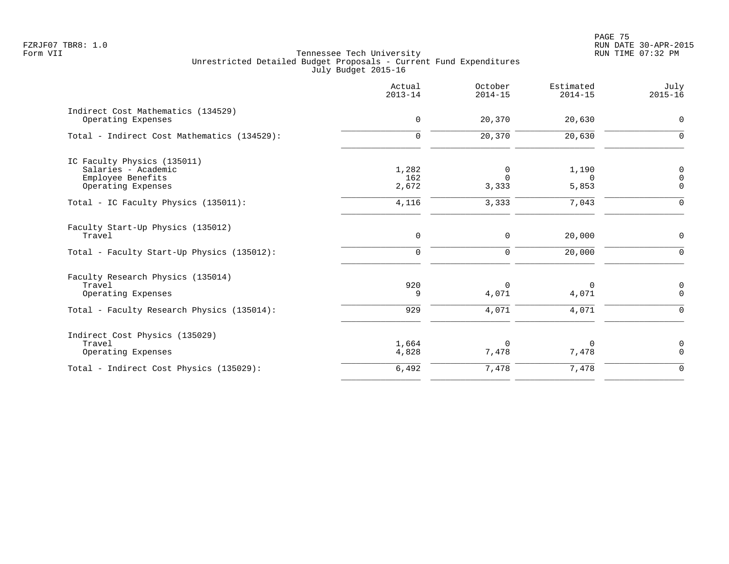Tennessee Tech University
Unrestricted Detailed Budget Proposals - Current Fund Expenditures
July Budget 2015-16

FZRJF07 TBR8: 1.0
Form VII

RUN DATE 30-APR-2015
RUN TIME 07:32 PM

| | Actual 2013-14 | October 2014-15 | Estimated 2014-15 | July 2015-16 |
|---|---|---|---|---|
| **Indirect Cost Mathematics (134529)** | | | | |
| Operating Expenses | 0 | 20,370 | 20,630 | 0 |
| Total - Indirect Cost Mathematics (134529): | 0 | 20,370 | 20,630 | 0 |
| **IC Faculty Physics (135011)** | | | | |
| Salaries - Academic | 1,282 | 0 | 1,190 | 0 |
| Employee Benefits | 162 | 0 | 0 | 0 |
| Operating Expenses | 2,672 | 3,333 | 5,853 | 0 |
| Total - IC Faculty Physics (135011): | 4,116 | 3,333 | 7,043 | 0 |
| **Faculty Start-Up Physics (135012)** | | | | |
| Travel | 0 | 0 | 20,000 | 0 |
| Total - Faculty Start-Up Physics (135012): | 0 | 0 | 20,000 | 0 |
| **Faculty Research Physics (135014)** | | | | |
| Travel | 920 | 0 | 0 | 0 |
| Operating Expenses | 9 | 4,071 | 4,071 | 0 |
| Total - Faculty Research Physics (135014): | 929 | 4,071 | 4,071 | 0 |
| **Indirect Cost Physics (135029)** | | | | |
| Travel | 1,664 | 0 | 0 | 0 |
| Operating Expenses | 4,828 | 7,478 | 7,478 | 0 |
| Total - Indirect Cost Physics (135029): | 6,492 | 7,478 | 7,478 | 0 |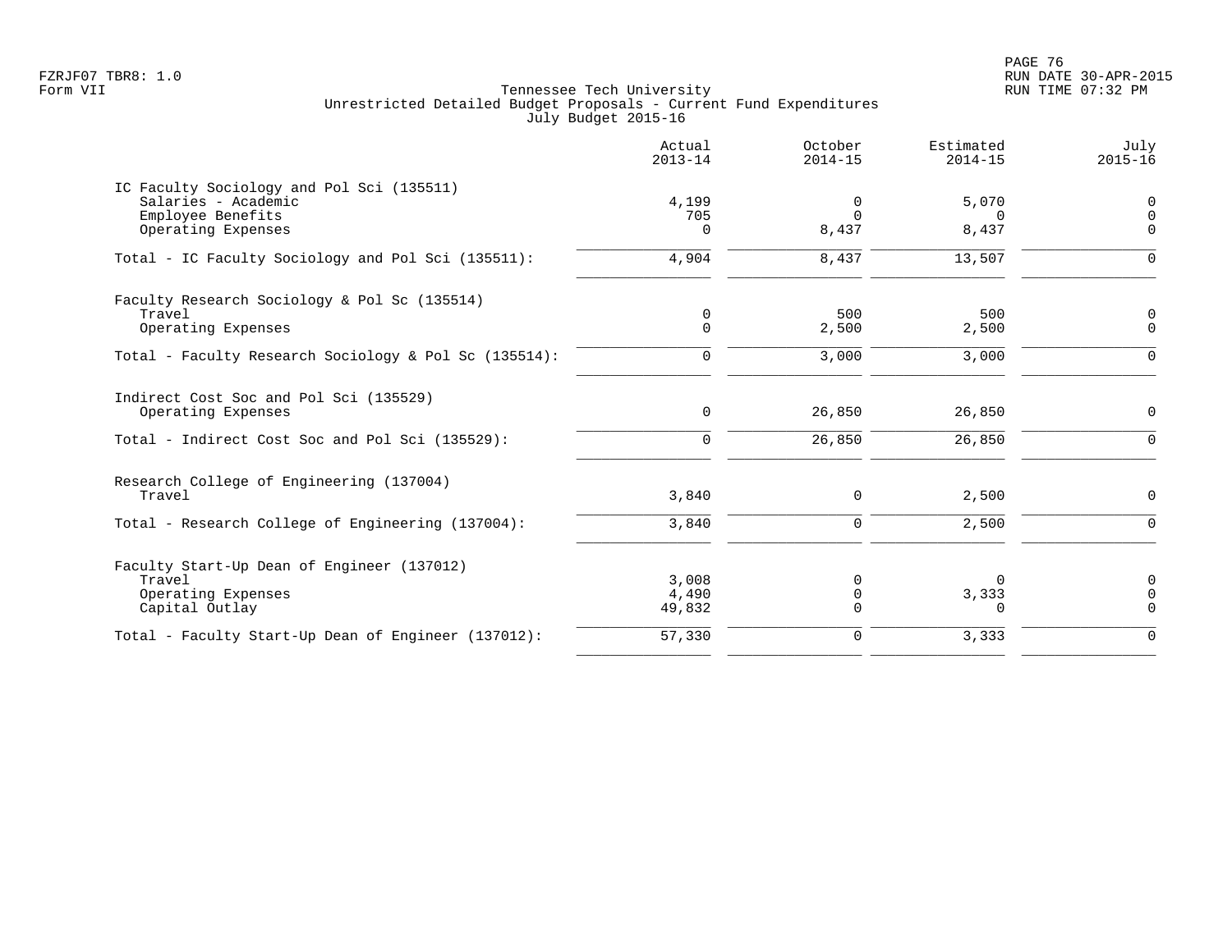Tennessee Tech University
Unrestricted Detailed Budget Proposals - Current Fund Expenditures
July Budget 2015-16

FZRJF07 TBR8: 1.0
Form VII

RUN DATE 30-APR-2015
RUN TIME 07:32 PM

| | Actual 2013-14 | October 2014-15 | Estimated 2014-15 | July 2015-16 |
|---|---|---|---|---|
| **IC Faculty Sociology and Pol Sci (135511)** | | | | |
| Salaries - Academic | 4,199 | 0 | 5,070 | 0 |
| Employee Benefits | 705 | 0 | 0 | 0 |
| Operating Expenses | 0 | 8,437 | 8,437 | 0 |
| Total - IC Faculty Sociology and Pol Sci (135511): | 4,904 | 8,437 | 13,507 | 0 |
| **Faculty Research Sociology & Pol Sc (135514)** | | | | |
| Travel | 0 | 500 | 500 | 0 |
| Operating Expenses | 0 | 2,500 | 2,500 | 0 |
| Total - Faculty Research Sociology & Pol Sc (135514): | 0 | 3,000 | 3,000 | 0 |
| **Indirect Cost Soc and Pol Sci (135529)** | | | | |
| Operating Expenses | 0 | 26,850 | 26,850 | 0 |
| Total - Indirect Cost Soc and Pol Sci (135529): | 0 | 26,850 | 26,850 | 0 |
| **Research College of Engineering (137004)** | | | | |
| Travel | 3,840 | 0 | 2,500 | 0 |
| Total - Research College of Engineering (137004): | 3,840 | 0 | 2,500 | 0 |
| **Faculty Start-Up Dean of Engineer (137012)** | | | | |
| Travel | 3,008 | 0 | 0 | 0 |
| Operating Expenses | 4,490 | 0 | 3,333 | 0 |
| Capital Outlay | 49,832 | 0 | 0 | 0 |
| Total - Faculty Start-Up Dean of Engineer (137012): | 57,330 | 0 | 3,333 | 0 |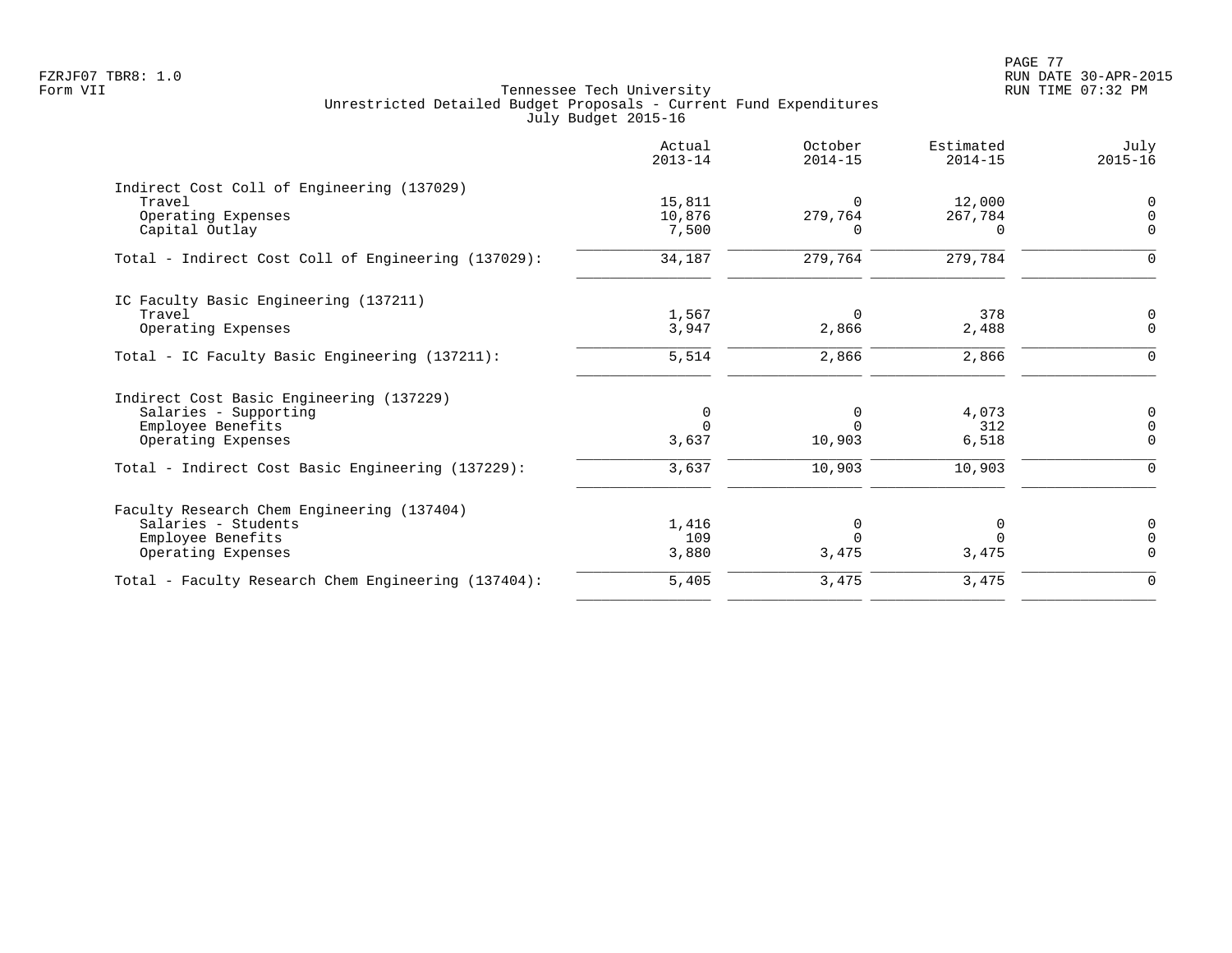Tennessee Tech University
Unrestricted Detailed Budget Proposals - Current Fund Expenditures
July Budget 2015-16

| | Actual 2013-14 | October 2014-15 | Estimated 2014-15 | July 2015-16 |
|---|---:|---:|---:|---:|
| **Indirect Cost Coll of Engineering (137029)** | | | | |
| Travel | 15,811 | 0 | 12,000 | 0 |
| Operating Expenses | 10,876 | 279,764 | 267,784 | 0 |
| Capital Outlay | 7,500 | 0 | 0 | 0 |
| Total - Indirect Cost Coll of Engineering (137029): | 34,187 | 279,764 | 279,784 | 0 |
| **IC Faculty Basic Engineering (137211)** | | | | |
| Travel | 1,567 | 0 | 378 | 0 |
| Operating Expenses | 3,947 | 2,866 | 2,488 | 0 |
| Total - IC Faculty Basic Engineering (137211): | 5,514 | 2,866 | 2,866 | 0 |
| **Indirect Cost Basic Engineering (137229)** | | | | |
| Salaries - Supporting | 0 | 0 | 4,073 | 0 |
| Employee Benefits | 0 | 0 | 312 | 0 |
| Operating Expenses | 3,637 | 10,903 | 6,518 | 0 |
| Total - Indirect Cost Basic Engineering (137229): | 3,637 | 10,903 | 10,903 | 0 |
| **Faculty Research Chem Engineering (137404)** | | | | |
| Salaries - Students | 1,416 | 0 | 0 | 0 |
| Employee Benefits | 109 | 0 | 0 | 0 |
| Operating Expenses | 3,880 | 3,475 | 3,475 | 0 |
| Total - Faculty Research Chem Engineering (137404): | 5,405 | 3,475 | 3,475 | 0 |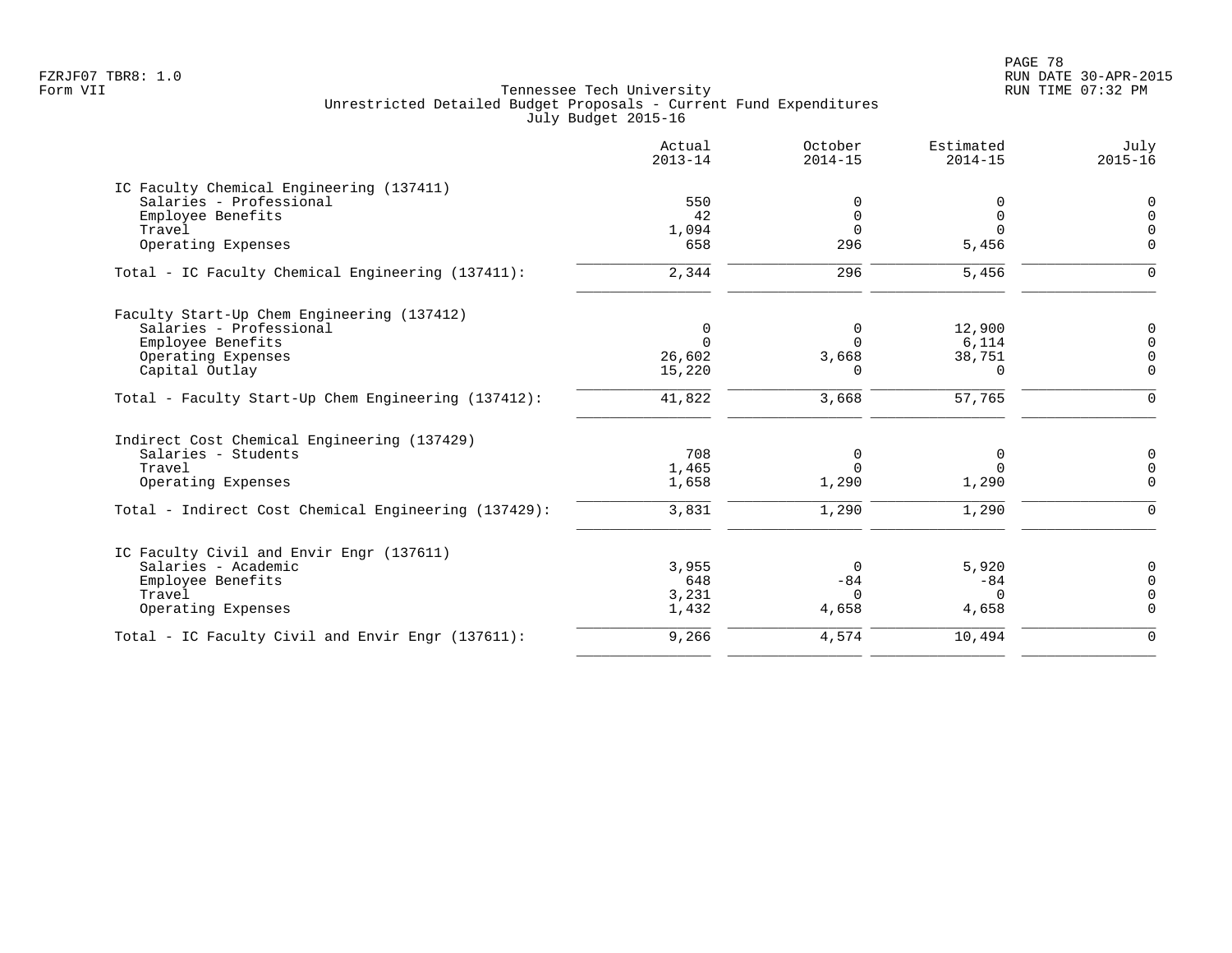Tennessee Tech University
Unrestricted Detailed Budget Proposals - Current Fund Expenditures
July Budget 2015-16

| | Actual 2013-14 | October 2014-15 | Estimated 2014-15 | July 2015-16 |
|---|---|---|---|---|
| **IC Faculty Chemical Engineering (137411)** | | | | |
| Salaries - Professional | 550 | 0 | 0 | 0 |
| Employee Benefits | 42 | 0 | 0 | 0 |
| Travel | 1,094 | 0 | 0 | 0 |
| Operating Expenses | 658 | 296 | 5,456 | 0 |
| Total - IC Faculty Chemical Engineering (137411): | 2,344 | 296 | 5,456 | 0 |
| **Faculty Start-Up Chem Engineering (137412)** | | | | |
| Salaries - Professional | 0 | 0 | 12,900 | 0 |
| Employee Benefits | 0 | 0 | 6,114 | 0 |
| Operating Expenses | 26,602 | 3,668 | 38,751 | 0 |
| Capital Outlay | 15,220 | 0 | 0 | 0 |
| Total - Faculty Start-Up Chem Engineering (137412): | 41,822 | 3,668 | 57,765 | 0 |
| **Indirect Cost Chemical Engineering (137429)** | | | | |
| Salaries - Students | 708 | 0 | 0 | 0 |
| Travel | 1,465 | 0 | 0 | 0 |
| Operating Expenses | 1,658 | 1,290 | 1,290 | 0 |
| Total - Indirect Cost Chemical Engineering (137429): | 3,831 | 1,290 | 1,290 | 0 |
| **IC Faculty Civil and Envir Engr (137611)** | | | | |
| Salaries - Academic | 3,955 | 0 | 5,920 | 0 |
| Employee Benefits | 648 | -84 | -84 | 0 |
| Travel | 3,231 | 0 | 0 | 0 |
| Operating Expenses | 1,432 | 4,658 | 4,658 | 0 |
| Total - IC Faculty Civil and Envir Engr (137611): | 9,266 | 4,574 | 10,494 | 0 |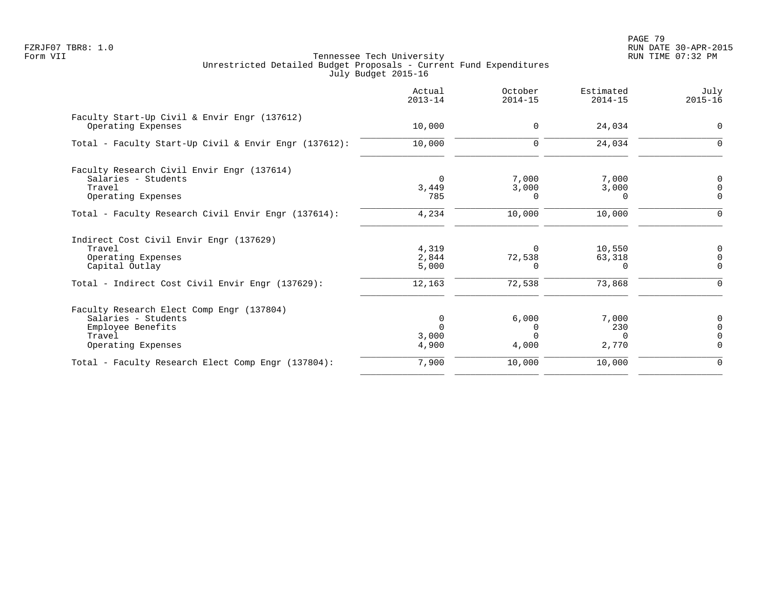Tennessee Tech University
Unrestricted Detailed Budget Proposals - Current Fund Expenditures
July Budget 2015-16

| | Actual 2013-14 | October 2014-15 | Estimated 2014-15 | July 2015-16 |
|---|---|---|---|---|
| Faculty Start-Up Civil & Envir Engr (137612) | | | | |
| Operating Expenses | 10,000 | 0 | 24,034 | 0 |
| Total - Faculty Start-Up Civil & Envir Engr (137612): | 10,000 | 0 | 24,034 | 0 |
| Faculty Research Civil Envir Engr (137614) | | | | |
| Salaries - Students | 0 | 7,000 | 7,000 | 0 |
| Travel | 3,449 | 3,000 | 3,000 | 0 |
| Operating Expenses | 785 | 0 | 0 | 0 |
| Total - Faculty Research Civil Envir Engr (137614): | 4,234 | 10,000 | 10,000 | 0 |
| Indirect Cost Civil Envir Engr (137629) | | | | |
| Travel | 4,319 | 0 | 10,550 | 0 |
| Operating Expenses | 2,844 | 72,538 | 63,318 | 0 |
| Capital Outlay | 5,000 | 0 | 0 | 0 |
| Total - Indirect Cost Civil Envir Engr (137629): | 12,163 | 72,538 | 73,868 | 0 |
| Faculty Research Elect Comp Engr (137804) | | | | |
| Salaries - Students | 0 | 6,000 | 7,000 | 0 |
| Employee Benefits | 0 | 0 | 230 | 0 |
| Travel | 3,000 | 0 | 0 | 0 |
| Operating Expenses | 4,900 | 4,000 | 2,770 | 0 |
| Total - Faculty Research Elect Comp Engr (137804): | 7,900 | 10,000 | 10,000 | 0 |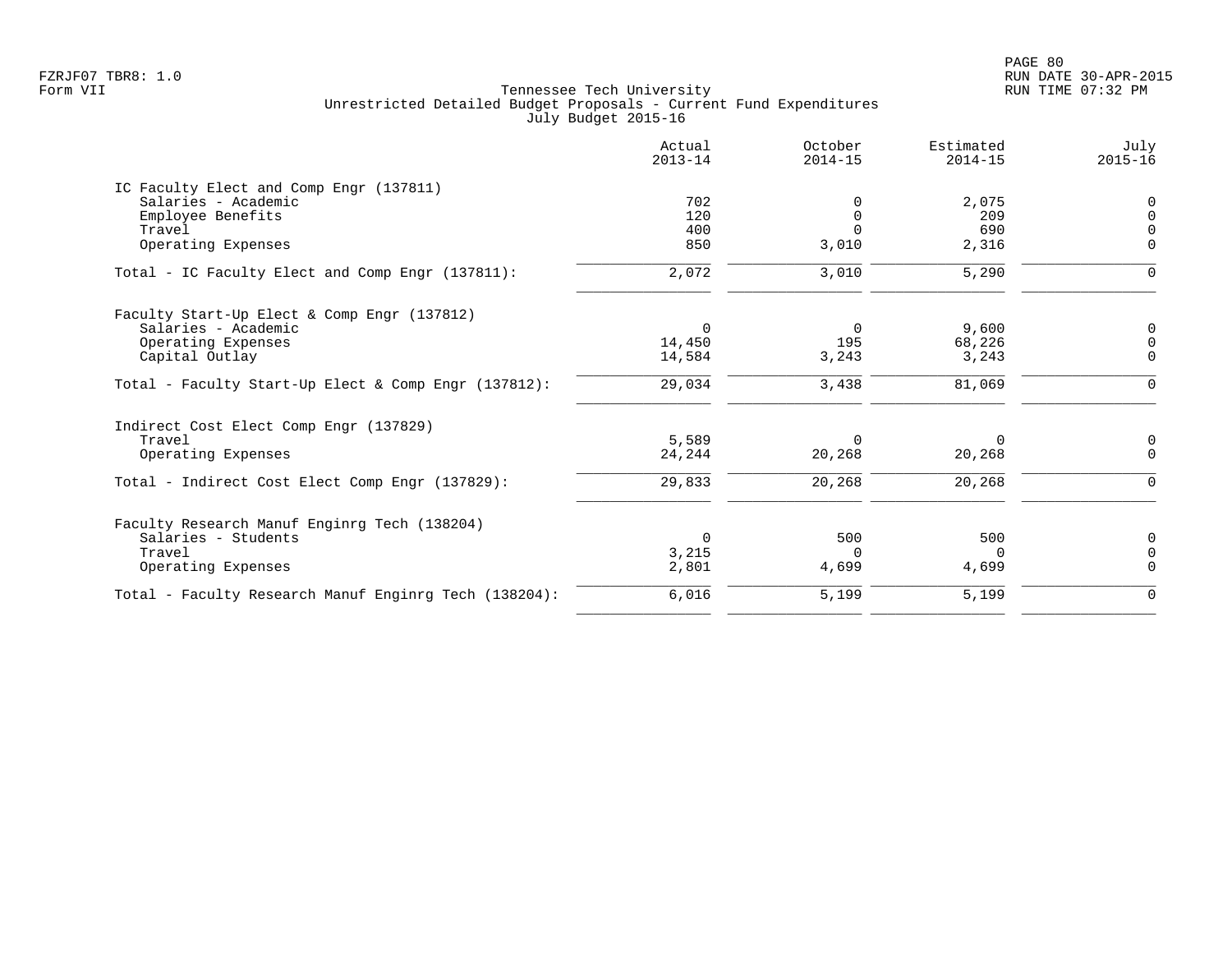FZRJF07 TBR8: 1.0
Form VII

Tennessee Tech University
Unrestricted Detailed Budget Proposals - Current Fund Expenditures
July Budget 2015-16

RUN DATE 30-APR-2015
RUN TIME 07:32 PM

| | Actual 2013-14 | October 2014-15 | Estimated 2014-15 | July 2015-16 |
|---|---|---|---|---|
| IC Faculty Elect and Comp Engr (137811) | | | | |
| Salaries - Academic | 702 | 0 | 2,075 | 0 |
| Employee Benefits | 120 | 0 | 209 | 0 |
| Travel | 400 | 0 | 690 | 0 |
| Operating Expenses | 850 | 3,010 | 2,316 | 0 |
| Total - IC Faculty Elect and Comp Engr (137811): | 2,072 | 3,010 | 5,290 | 0 |
| Faculty Start-Up Elect & Comp Engr (137812) | | | | |
| Salaries - Academic | 0 | 0 | 9,600 | 0 |
| Operating Expenses | 14,450 | 195 | 68,226 | 0 |
| Capital Outlay | 14,584 | 3,243 | 3,243 | 0 |
| Total - Faculty Start-Up Elect & Comp Engr (137812): | 29,034 | 3,438 | 81,069 | 0 |
| Indirect Cost Elect Comp Engr (137829) | | | | |
| Travel | 5,589 | 0 | 0 | 0 |
| Operating Expenses | 24,244 | 20,268 | 20,268 | 0 |
| Total - Indirect Cost Elect Comp Engr (137829): | 29,833 | 20,268 | 20,268 | 0 |
| Faculty Research Manuf Enginrg Tech (138204) | | | | |
| Salaries - Students | 0 | 500 | 500 | 0 |
| Travel | 3,215 | 0 | 0 | 0 |
| Operating Expenses | 2,801 | 4,699 | 4,699 | 0 |
| Total - Faculty Research Manuf Enginrg Tech (138204): | 6,016 | 5,199 | 5,199 | 0 |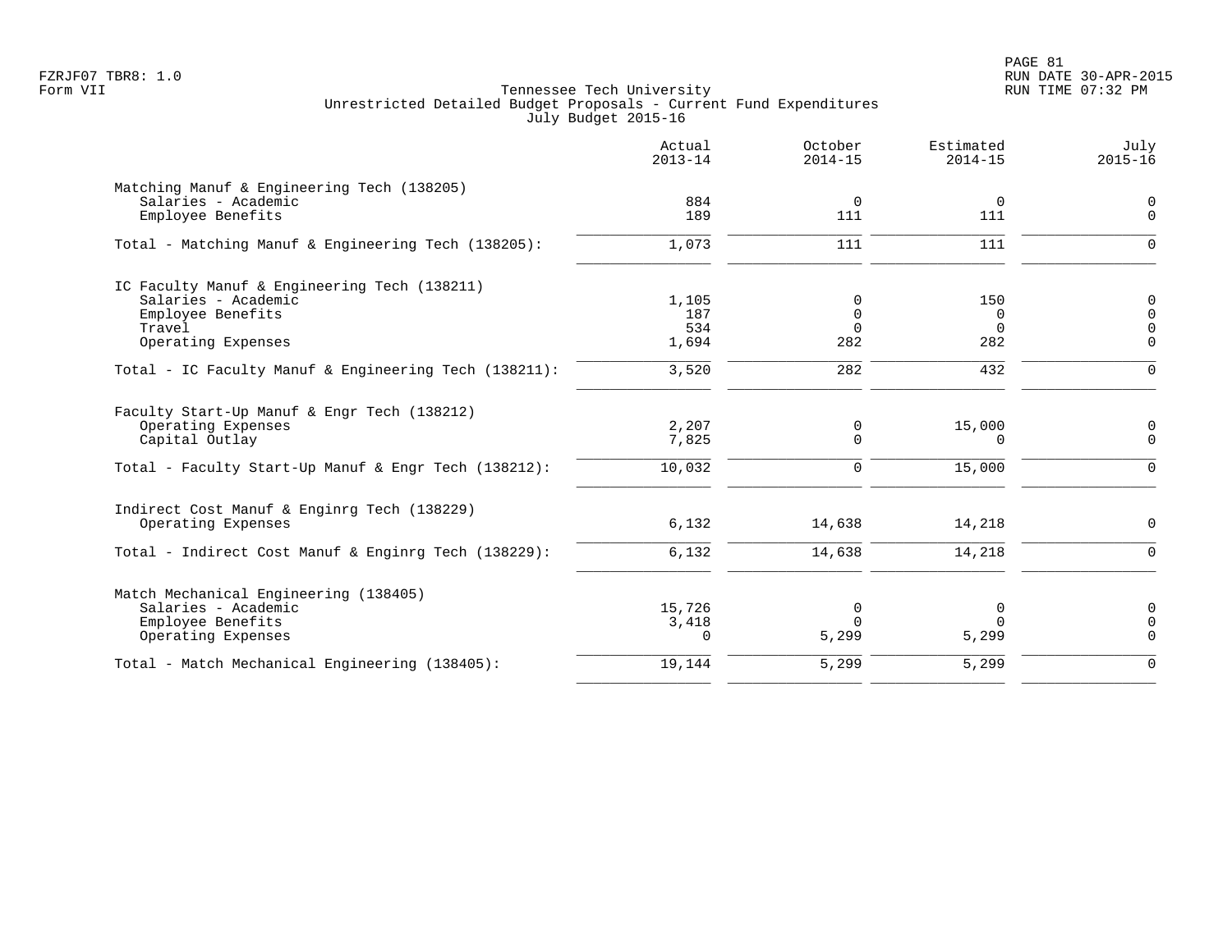Tennessee Tech University
Unrestricted Detailed Budget Proposals - Current Fund Expenditures
July Budget 2015-16

| | Actual 2013-14 | October 2014-15 | Estimated 2014-15 | July 2015-16 |
|---|---|---|---|---|
| **Matching Manuf & Engineering Tech (138205)** | | | | |
| Salaries - Academic | 884 | 0 | 0 | 0 |
| Employee Benefits | 189 | 111 | 111 | 0 |
| Total - Matching Manuf & Engineering Tech (138205): | 1,073 | 111 | 111 | 0 |
| **IC Faculty Manuf & Engineering Tech (138211)** | | | | |
| Salaries - Academic | 1,105 | 0 | 150 | 0 |
| Employee Benefits | 187 | 0 | 0 | 0 |
| Travel | 534 | 0 | 0 | 0 |
| Operating Expenses | 1,694 | 282 | 282 | 0 |
| Total - IC Faculty Manuf & Engineering Tech (138211): | 3,520 | 282 | 432 | 0 |
| **Faculty Start-Up Manuf & Engr Tech (138212)** | | | | |
| Operating Expenses | 2,207 | 0 | 15,000 | 0 |
| Capital Outlay | 7,825 | 0 | 0 | 0 |
| Total - Faculty Start-Up Manuf & Engr Tech (138212): | 10,032 | 0 | 15,000 | 0 |
| **Indirect Cost Manuf & Enginrg Tech (138229)** | | | | |
| Operating Expenses | 6,132 | 14,638 | 14,218 | 0 |
| Total - Indirect Cost Manuf & Enginrg Tech (138229): | 6,132 | 14,638 | 14,218 | 0 |
| **Match Mechanical Engineering (138405)** | | | | |
| Salaries - Academic | 15,726 | 0 | 0 | 0 |
| Employee Benefits | 3,418 | 0 | 0 | 0 |
| Operating Expenses | 0 | 5,299 | 5,299 | 0 |
| Total - Match Mechanical Engineering (138405): | 19,144 | 5,299 | 5,299 | 0 |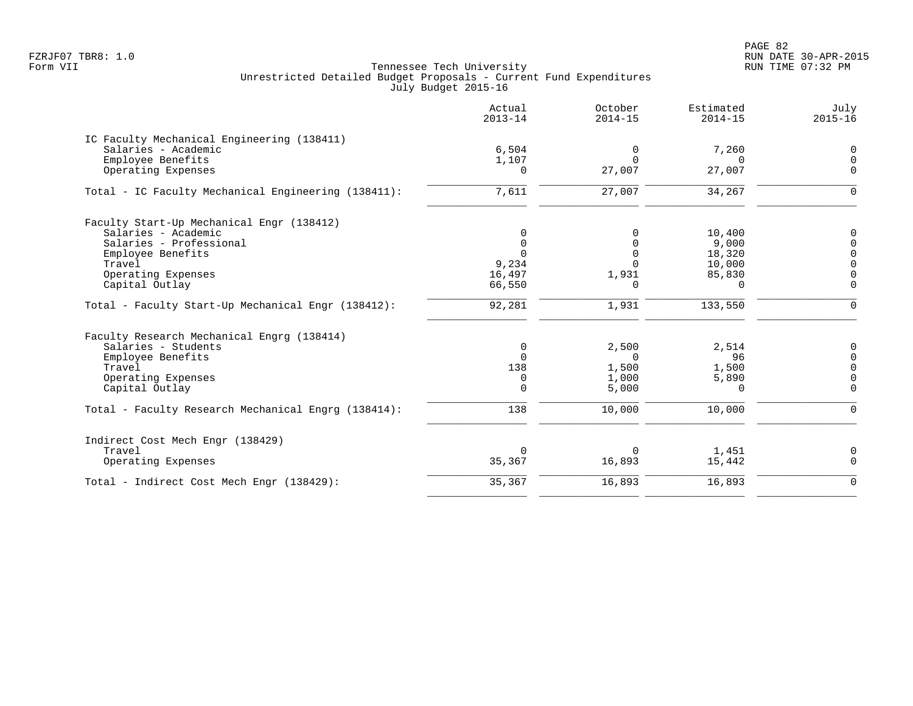Tennessee Tech University
Unrestricted Detailed Budget Proposals - Current Fund Expenditures
July Budget 2015-16

| | Actual 2013-14 | October 2014-15 | Estimated 2014-15 | July 2015-16 |
|---|---|---|---|---|
| **IC Faculty Mechanical Engineering (138411)** | | | | |
| Salaries - Academic | 6,504 | 0 | 7,260 | 0 |
| Employee Benefits | 1,107 | 0 | 0 | 0 |
| Operating Expenses | 0 | 27,007 | 27,007 | 0 |
| Total - IC Faculty Mechanical Engineering (138411): | 7,611 | 27,007 | 34,267 | 0 |
| **Faculty Start-Up Mechanical Engr (138412)** | | | | |
| Salaries - Academic | 0 | 0 | 10,400 | 0 |
| Salaries - Professional | 0 | 0 | 9,000 | 0 |
| Employee Benefits | 0 | 0 | 18,320 | 0 |
| Travel | 9,234 | 0 | 10,000 | 0 |
| Operating Expenses | 16,497 | 1,931 | 85,830 | 0 |
| Capital Outlay | 66,550 | 0 | 0 | 0 |
| Total - Faculty Start-Up Mechanical Engr (138412): | 92,281 | 1,931 | 133,550 | 0 |
| **Faculty Research Mechanical Engrg (138414)** | | | | |
| Salaries - Students | 0 | 2,500 | 2,514 | 0 |
| Employee Benefits | 0 | 0 | 96 | 0 |
| Travel | 138 | 1,500 | 1,500 | 0 |
| Operating Expenses | 0 | 1,000 | 5,890 | 0 |
| Capital Outlay | 0 | 5,000 | 0 | 0 |
| Total - Faculty Research Mechanical Engrg (138414): | 138 | 10,000 | 10,000 | 0 |
| **Indirect Cost Mech Engr (138429)** | | | | |
| Travel | 0 | 0 | 1,451 | 0 |
| Operating Expenses | 35,367 | 16,893 | 15,442 | 0 |
| Total - Indirect Cost Mech Engr (138429): | 35,367 | 16,893 | 16,893 | 0 |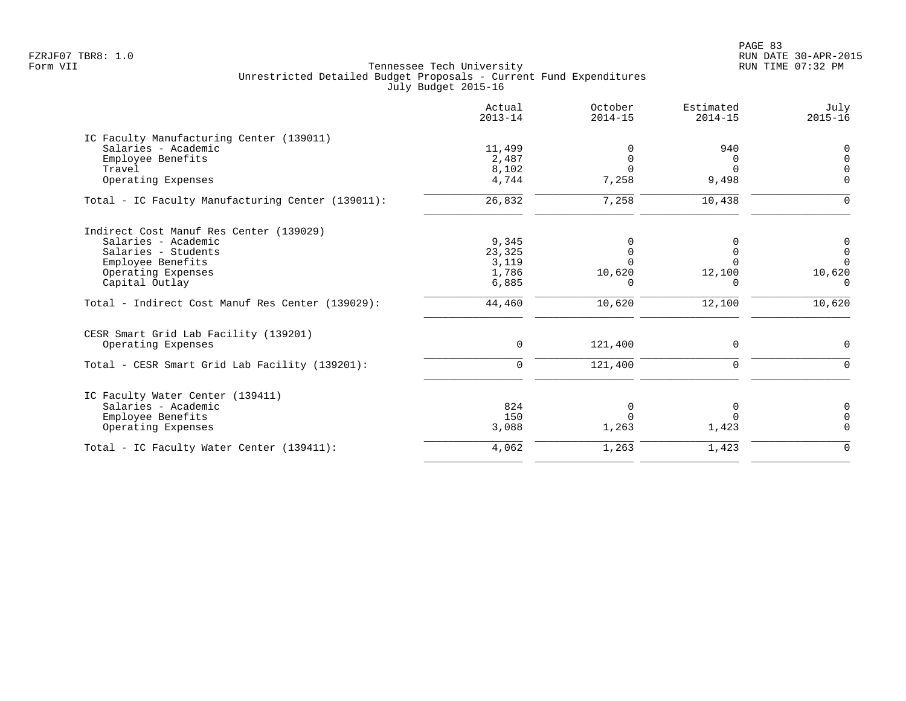Tennessee Tech University
Unrestricted Detailed Budget Proposals - Current Fund Expenditures
July Budget 2015-16

Form VII

| | Actual 2013-14 | October 2014-15 | Estimated 2014-15 | July 2015-16 |
|---|---|---|---|---|
| **IC Faculty Manufacturing Center (139011)** | | | | |
| Salaries - Academic | 11,499 | 0 | 940 | 0 |
| Employee Benefits | 2,487 | 0 | 0 | 0 |
| Travel | 8,102 | 0 | 0 | 0 |
| Operating Expenses | 4,744 | 7,258 | 9,498 | 0 |
| Total - IC Faculty Manufacturing Center (139011): | 26,832 | 7,258 | 10,438 | 0 |
| **Indirect Cost Manuf Res Center (139029)** | | | | |
| Salaries - Academic | 9,345 | 0 | 0 | 0 |
| Salaries - Students | 23,325 | 0 | 0 | 0 |
| Employee Benefits | 3,119 | 0 | 0 | 0 |
| Operating Expenses | 1,786 | 10,620 | 12,100 | 10,620 |
| Capital Outlay | 6,885 | 0 | 0 | 0 |
| Total - Indirect Cost Manuf Res Center (139029): | 44,460 | 10,620 | 12,100 | 10,620 |
| **CESR Smart Grid Lab Facility (139201)** | | | | |
| Operating Expenses | 0 | 121,400 | 0 | 0 |
| Total - CESR Smart Grid Lab Facility (139201): | 0 | 121,400 | 0 | 0 |
| **IC Faculty Water Center (139411)** | | | | |
| Salaries - Academic | 824 | 0 | 0 | 0 |
| Employee Benefits | 150 | 0 | 0 | 0 |
| Operating Expenses | 3,088 | 1,263 | 1,423 | 0 |
| Total - IC Faculty Water Center (139411): | 4,062 | 1,263 | 1,423 | 0 |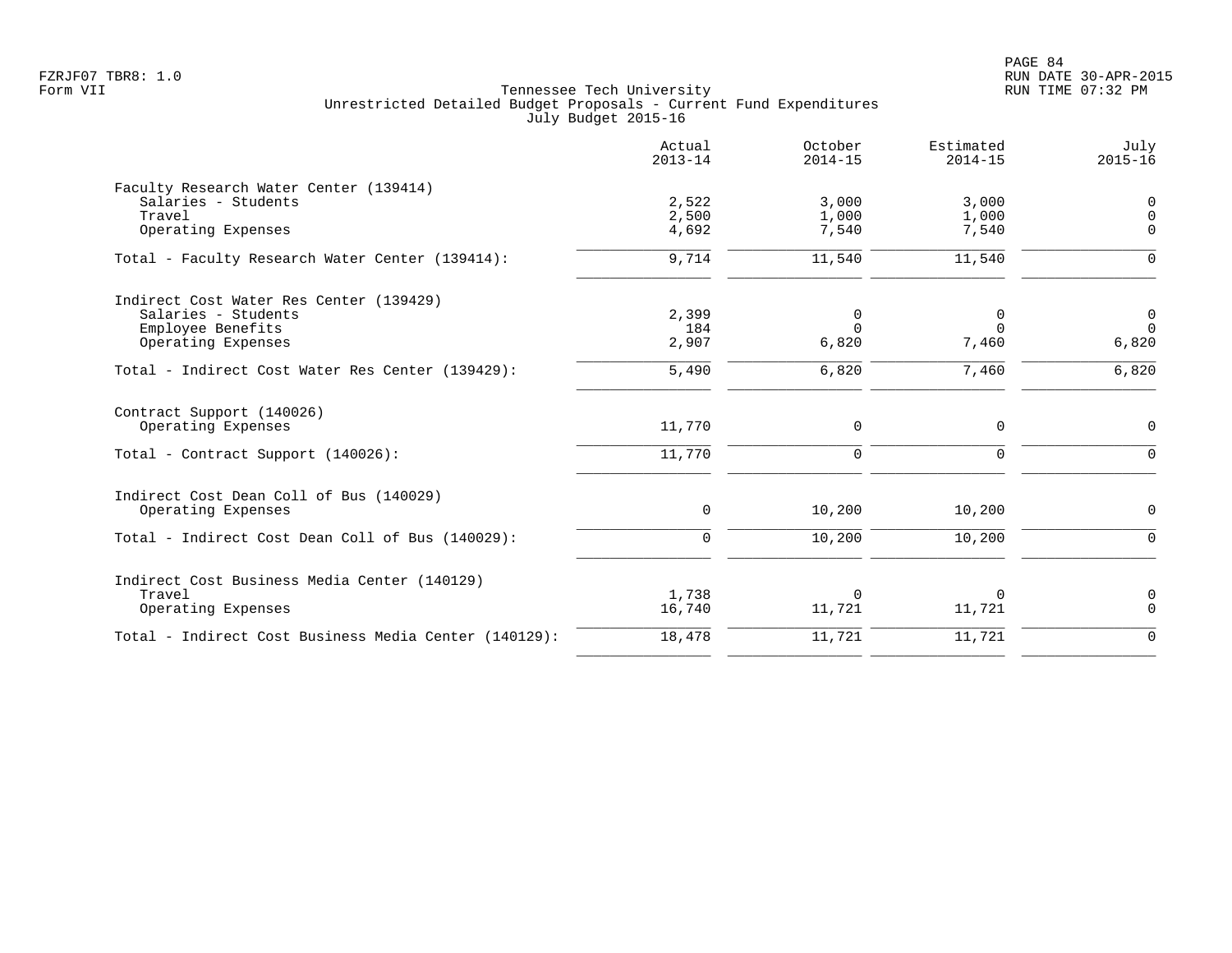FZRJF07 TBR8: 1.0
Form VII

Tennessee Tech University
Unrestricted Detailed Budget Proposals - Current Fund Expenditures
July Budget 2015-16

RUN DATE 30-APR-2015
RUN TIME 07:32 PM

| | Actual 2013-14 | October 2014-15 | Estimated 2014-15 | July 2015-16 |
|---|---|---|---|---|
| **Faculty Research Water Center (139414)** | | | | |
| Salaries - Students | 2,522 | 3,000 | 3,000 | 0 |
| Travel | 2,500 | 1,000 | 1,000 | 0 |
| Operating Expenses | 4,692 | 7,540 | 7,540 | 0 |
| Total - Faculty Research Water Center (139414): | 9,714 | 11,540 | 11,540 | 0 |
| **Indirect Cost Water Res Center (139429)** | | | | |
| Salaries - Students | 2,399 | 0 | 0 | 0 |
| Employee Benefits | 184 | 0 | 0 | 0 |
| Operating Expenses | 2,907 | 6,820 | 7,460 | 6,820 |
| Total - Indirect Cost Water Res Center (139429): | 5,490 | 6,820 | 7,460 | 6,820 |
| **Contract Support (140026)** | | | | |
| Operating Expenses | 11,770 | 0 | 0 | 0 |
| Total - Contract Support (140026): | 11,770 | 0 | 0 | 0 |
| **Indirect Cost Dean Coll of Bus (140029)** | | | | |
| Operating Expenses | 0 | 10,200 | 10,200 | 0 |
| Total - Indirect Cost Dean Coll of Bus (140029): | 0 | 10,200 | 10,200 | 0 |
| **Indirect Cost Business Media Center (140129)** | | | | |
| Travel | 1,738 | 0 | 0 | 0 |
| Operating Expenses | 16,740 | 11,721 | 11,721 | 0 |
| Total - Indirect Cost Business Media Center (140129): | 18,478 | 11,721 | 11,721 | 0 |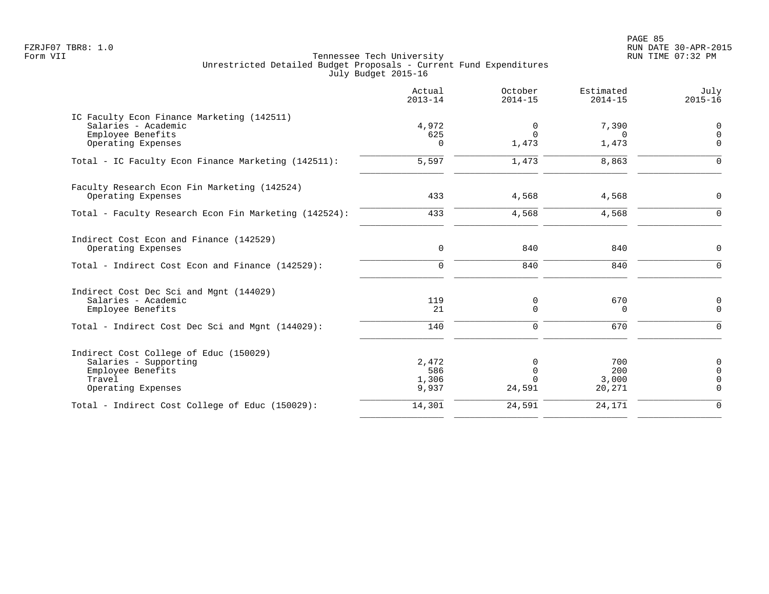Tennessee Tech University
Unrestricted Detailed Budget Proposals - Current Fund Expenditures
July Budget 2015-16

Form VII

| | Actual 2013-14 | October 2014-15 | Estimated 2014-15 | July 2015-16 |
|---|---|---|---|---|
| **IC Faculty Econ Finance Marketing (142511)** | | | | |
| Salaries - Academic | 4,972 | 0 | 7,390 | 0 |
| Employee Benefits | 625 | 0 | 0 | 0 |
| Operating Expenses | 0 | 1,473 | 1,473 | 0 |
| Total - IC Faculty Econ Finance Marketing (142511): | 5,597 | 1,473 | 8,863 | 0 |
| **Faculty Research Econ Fin Marketing (142524)** | | | | |
| Operating Expenses | 433 | 4,568 | 4,568 | 0 |
| Total - Faculty Research Econ Fin Marketing (142524): | 433 | 4,568 | 4,568 | 0 |
| **Indirect Cost Econ and Finance (142529)** | | | | |
| Operating Expenses | 0 | 840 | 840 | 0 |
| Total - Indirect Cost Econ and Finance (142529): | 0 | 840 | 840 | 0 |
| **Indirect Cost Dec Sci and Mgnt (144029)** | | | | |
| Salaries - Academic | 119 | 0 | 670 | 0 |
| Employee Benefits | 21 | 0 | 0 | 0 |
| Total - Indirect Cost Dec Sci and Mgnt (144029): | 140 | 0 | 670 | 0 |
| **Indirect Cost College of Educ (150029)** | | | | |
| Salaries - Supporting | 2,472 | 0 | 700 | 0 |
| Employee Benefits | 586 | 0 | 200 | 0 |
| Travel | 1,306 | 0 | 3,000 | 0 |
| Operating Expenses | 9,937 | 24,591 | 20,271 | 0 |
| Total - Indirect Cost College of Educ (150029): | 14,301 | 24,591 | 24,171 | 0 |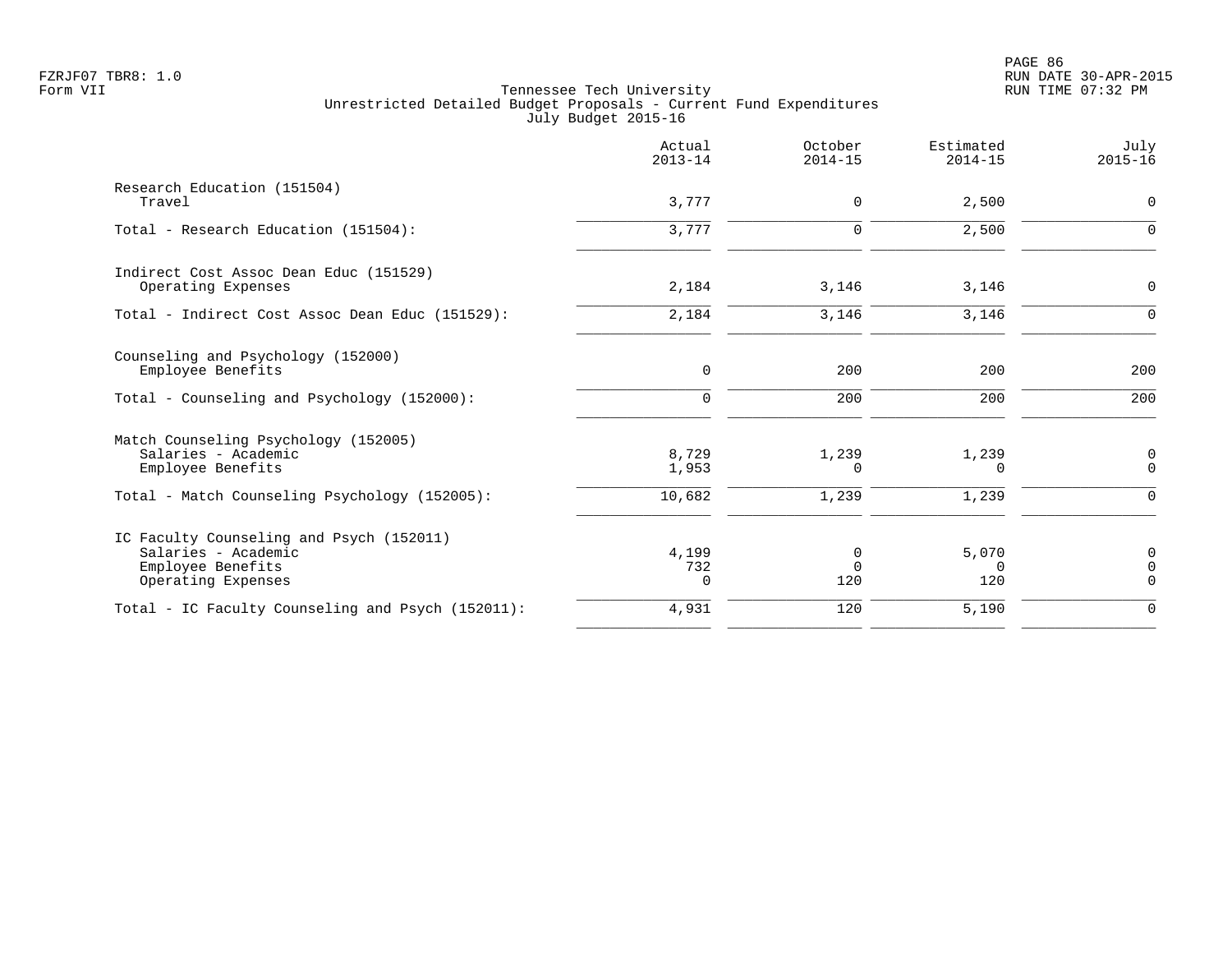FZRJF07 TBR8: 1.0
Form VII

Tennessee Tech University
Unrestricted Detailed Budget Proposals - Current Fund Expenditures
July Budget 2015-16

RUN DATE 30-APR-2015
RUN TIME 07:32 PM

| | Actual 2013-14 | October 2014-15 | Estimated 2014-15 | July 2015-16 |
|---|---|---|---|---|
| Research Education (151504) | | | | |
| Travel | 3,777 | 0 | 2,500 | 0 |
| Total - Research Education (151504): | 3,777 | 0 | 2,500 | 0 |
| Indirect Cost Assoc Dean Educ (151529) | | | | |
| Operating Expenses | 2,184 | 3,146 | 3,146 | 0 |
| Total - Indirect Cost Assoc Dean Educ (151529): | 2,184 | 3,146 | 3,146 | 0 |
| Counseling and Psychology (152000) | | | | |
| Employee Benefits | 0 | 200 | 200 | 200 |
| Total - Counseling and Psychology (152000): | 0 | 200 | 200 | 200 |
| Match Counseling Psychology (152005) | | | | |
| Salaries - Academic | 8,729 | 1,239 | 1,239 | 0 |
| Employee Benefits | 1,953 | 0 | 0 | 0 |
| Total - Match Counseling Psychology (152005): | 10,682 | 1,239 | 1,239 | 0 |
| IC Faculty Counseling and Psych (152011) | | | | |
| Salaries - Academic | 4,199 | 0 | 5,070 | 0 |
| Employee Benefits | 732 | 0 | 0 | 0 |
| Operating Expenses | 0 | 120 | 120 | 0 |
| Total - IC Faculty Counseling and Psych (152011): | 4,931 | 120 | 5,190 | 0 |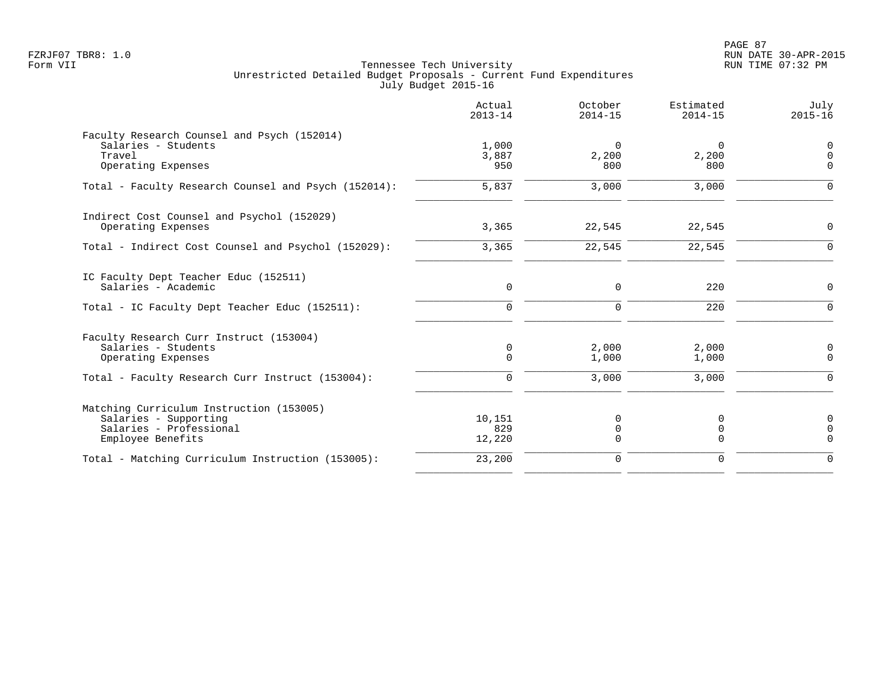FZRJF07 TBR8: 1.0
Form VII

Tennessee Tech University
Unrestricted Detailed Budget Proposals - Current Fund Expenditures
July Budget 2015-16

| | Actual 2013-14 | October 2014-15 | Estimated 2014-15 | July 2015-16 |
|---|---|---|---|---|
| **Faculty Research Counsel and Psych (152014)** | | | | |
| Salaries - Students | 1,000 | 0 | 0 | 0 |
| Travel | 3,887 | 2,200 | 2,200 | 0 |
| Operating Expenses | 950 | 800 | 800 | 0 |
| Total - Faculty Research Counsel and Psych (152014): | 5,837 | 3,000 | 3,000 | 0 |
| **Indirect Cost Counsel and Psychol (152029)** | | | | |
| Operating Expenses | 3,365 | 22,545 | 22,545 | 0 |
| Total - Indirect Cost Counsel and Psychol (152029): | 3,365 | 22,545 | 22,545 | 0 |
| **IC Faculty Dept Teacher Educ (152511)** | | | | |
| Salaries - Academic | 0 | 0 | 220 | 0 |
| Total - IC Faculty Dept Teacher Educ (152511): | 0 | 0 | 220 | 0 |
| **Faculty Research Curr Instruct (153004)** | | | | |
| Salaries - Students | 0 | 2,000 | 2,000 | 0 |
| Operating Expenses | 0 | 1,000 | 1,000 | 0 |
| Total - Faculty Research Curr Instruct (153004): | 0 | 3,000 | 3,000 | 0 |
| **Matching Curriculum Instruction (153005)** | | | | |
| Salaries - Supporting | 10,151 | 0 | 0 | 0 |
| Salaries - Professional | 829 | 0 | 0 | 0 |
| Employee Benefits | 12,220 | 0 | 0 | 0 |
| Total - Matching Curriculum Instruction (153005): | 23,200 | 0 | 0 | 0 |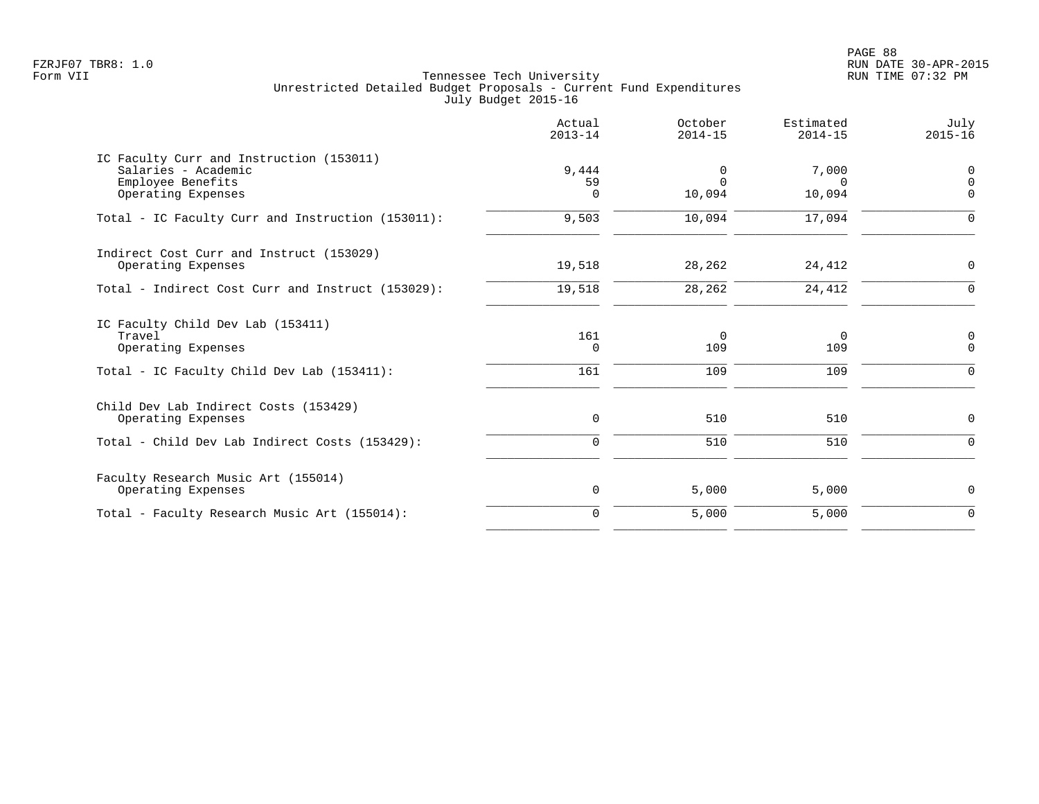Tennessee Tech University
Unrestricted Detailed Budget Proposals - Current Fund Expenditures
July Budget 2015-16

FZRJF07 TBR8: 1.0
Form VII

RUN DATE 30-APR-2015
RUN TIME 07:32 PM

| | Actual 2013-14 | October 2014-15 | Estimated 2014-15 | July 2015-16 |
|---|---|---|---|---|
| **IC Faculty Curr and Instruction (153011)** | | | | |
| Salaries - Academic | 9,444 | 0 | 7,000 | 0 |
| Employee Benefits | 59 | 0 | 0 | 0 |
| Operating Expenses | 0 | 10,094 | 10,094 | 0 |
| Total - IC Faculty Curr and Instruction (153011): | 9,503 | 10,094 | 17,094 | 0 |
| **Indirect Cost Curr and Instruct (153029)** | | | | |
| Operating Expenses | 19,518 | 28,262 | 24,412 | 0 |
| Total - Indirect Cost Curr and Instruct (153029): | 19,518 | 28,262 | 24,412 | 0 |
| **IC Faculty Child Dev Lab (153411)** | | | | |
| Travel | 161 | 0 | 0 | 0 |
| Operating Expenses | 0 | 109 | 109 | 0 |
| Total - IC Faculty Child Dev Lab (153411): | 161 | 109 | 109 | 0 |
| **Child Dev Lab Indirect Costs (153429)** | | | | |
| Operating Expenses | 0 | 510 | 510 | 0 |
| Total - Child Dev Lab Indirect Costs (153429): | 0 | 510 | 510 | 0 |
| **Faculty Research Music Art (155014)** | | | | |
| Operating Expenses | 0 | 5,000 | 5,000 | 0 |
| Total - Faculty Research Music Art (155014): | 0 | 5,000 | 5,000 | 0 |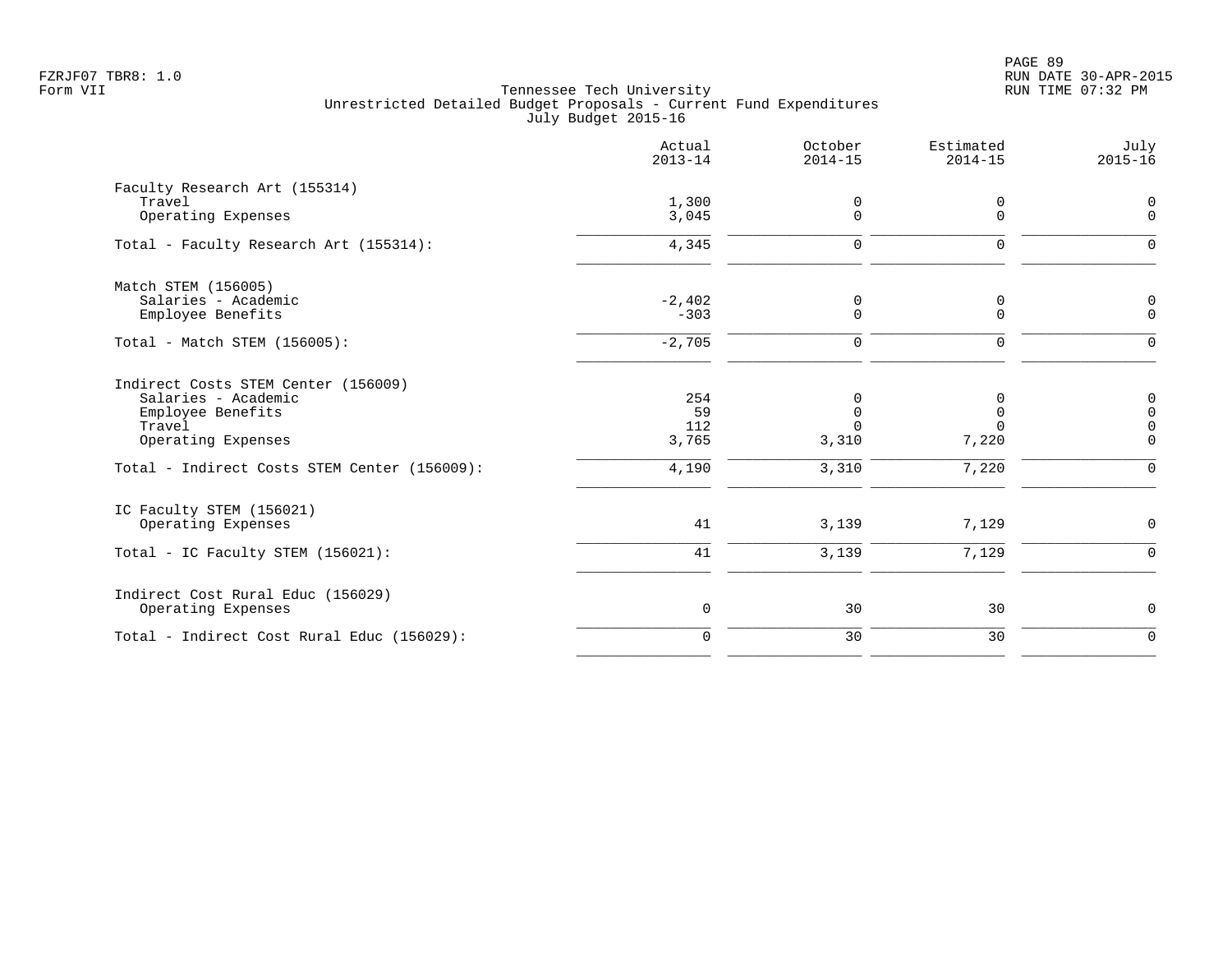Tennessee Tech University
Unrestricted Detailed Budget Proposals - Current Fund Expenditures
July Budget 2015-16

| | Actual 2013-14 | October 2014-15 | Estimated 2014-15 | July 2015-16 |
|---|---|---|---|---|
| **Faculty Research Art (155314)** | | | | |
| Travel | 1,300 | 0 | 0 | 0 |
| Operating Expenses | 3,045 | 0 | 0 | 0 |
| Total - Faculty Research Art (155314): | 4,345 | 0 | 0 | 0 |
| **Match STEM (156005)** | | | | |
| Salaries - Academic | -2,402 | 0 | 0 | 0 |
| Employee Benefits | -303 | 0 | 0 | 0 |
| Total - Match STEM (156005): | -2,705 | 0 | 0 | 0 |
| **Indirect Costs STEM Center (156009)** | | | | |
| Salaries - Academic | 254 | 0 | 0 | 0 |
| Employee Benefits | 59 | 0 | 0 | 0 |
| Travel | 112 | 0 | 0 | 0 |
| Operating Expenses | 3,765 | 3,310 | 7,220 | 0 |
| Total - Indirect Costs STEM Center (156009): | 4,190 | 3,310 | 7,220 | 0 |
| **IC Faculty STEM (156021)** | | | | |
| Operating Expenses | 41 | 3,139 | 7,129 | 0 |
| Total - IC Faculty STEM (156021): | 41 | 3,139 | 7,129 | 0 |
| **Indirect Cost Rural Educ (156029)** | | | | |
| Operating Expenses | 0 | 30 | 30 | 0 |
| Total - Indirect Cost Rural Educ (156029): | 0 | 30 | 30 | 0 |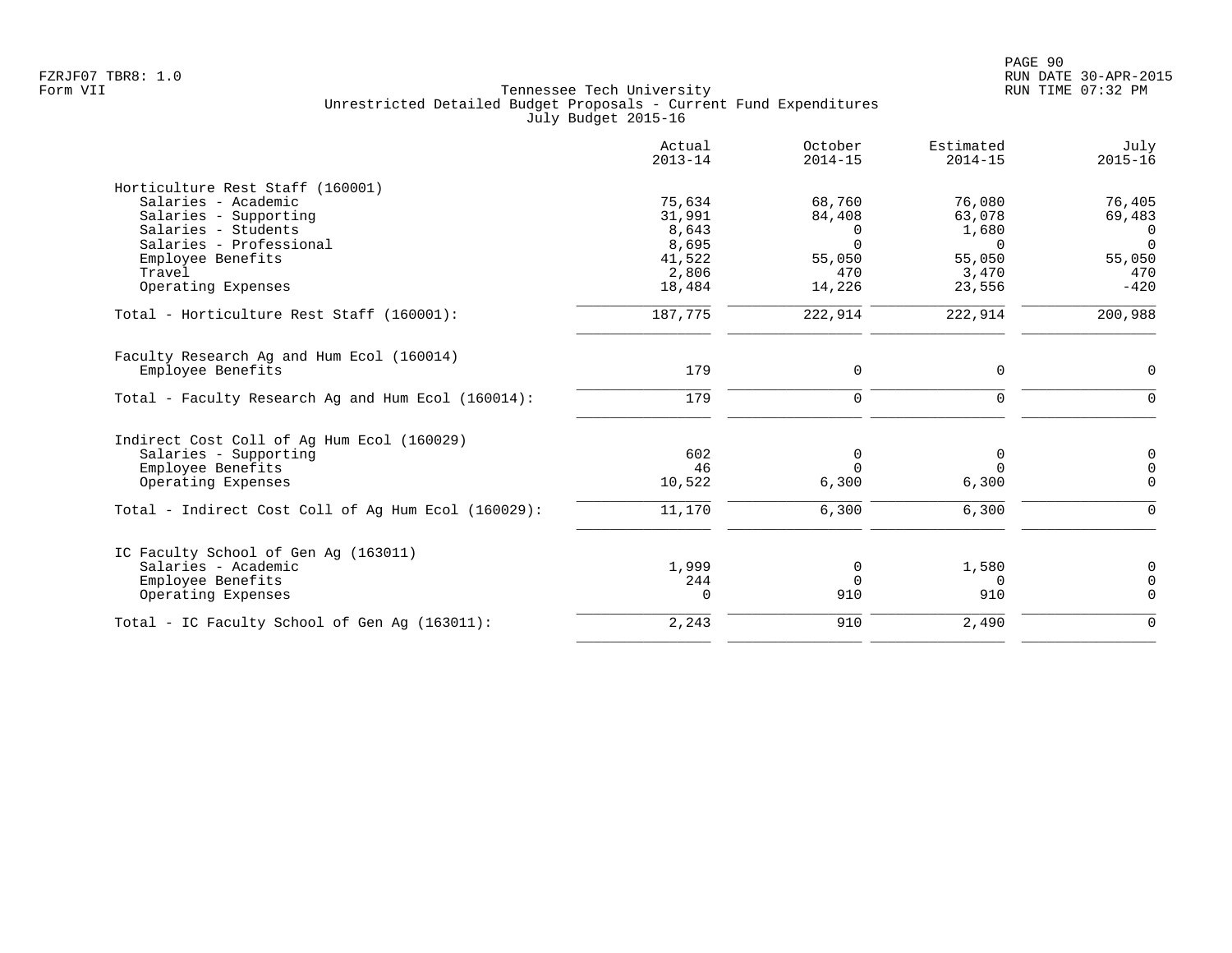Tennessee Tech University
Unrestricted Detailed Budget Proposals - Current Fund Expenditures
July Budget 2015-16

| | Actual 2013-14 | October 2014-15 | Estimated 2014-15 | July 2015-16 |
|---|---|---|---|---|
| **Horticulture Rest Staff (160001)** | | | | |
| Salaries - Academic | 75,634 | 68,760 | 76,080 | 76,405 |
| Salaries - Supporting | 31,991 | 84,408 | 63,078 | 69,483 |
| Salaries - Students | 8,643 | 0 | 1,680 | 0 |
| Salaries - Professional | 8,695 | 0 | 0 | 0 |
| Employee Benefits | 41,522 | 55,050 | 55,050 | 55,050 |
| Travel | 2,806 | 470 | 3,470 | 470 |
| Operating Expenses | 18,484 | 14,226 | 23,556 | -420 |
| Total - Horticulture Rest Staff (160001): | 187,775 | 222,914 | 222,914 | 200,988 |
| **Faculty Research Ag and Hum Ecol (160014)** | | | | |
| Employee Benefits | 179 | 0 | 0 | 0 |
| Total - Faculty Research Ag and Hum Ecol (160014): | 179 | 0 | 0 | 0 |
| **Indirect Cost Coll of Ag Hum Ecol (160029)** | | | | |
| Salaries - Supporting | 602 | 0 | 0 | 0 |
| Employee Benefits | 46 | 0 | 0 | 0 |
| Operating Expenses | 10,522 | 6,300 | 6,300 | 0 |
| Total - Indirect Cost Coll of Ag Hum Ecol (160029): | 11,170 | 6,300 | 6,300 | 0 |
| **IC Faculty School of Gen Ag (163011)** | | | | |
| Salaries - Academic | 1,999 | 0 | 1,580 | 0 |
| Employee Benefits | 244 | 0 | 0 | 0 |
| Operating Expenses | 0 | 910 | 910 | 0 |
| Total - IC Faculty School of Gen Ag (163011): | 2,243 | 910 | 2,490 | 0 |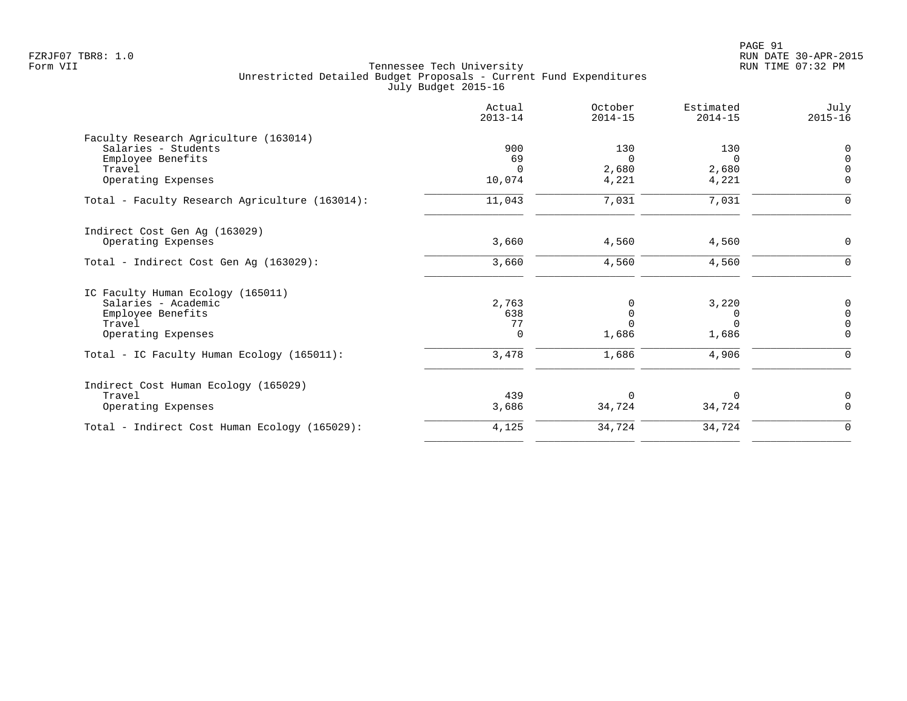Tennessee Tech University
Unrestricted Detailed Budget Proposals - Current Fund Expenditures
July Budget 2015-16

| | Actual 2013-14 | October 2014-15 | Estimated 2014-15 | July 2015-16 |
|---|---|---|---|---|
| **Faculty Research Agriculture (163014)** | | | | |
| Salaries - Students | 900 | 130 | 130 | 0 |
| Employee Benefits | 69 | 0 | 0 | 0 |
| Travel | 0 | 2,680 | 2,680 | 0 |
| Operating Expenses | 10,074 | 4,221 | 4,221 | 0 |
| Total - Faculty Research Agriculture (163014): | 11,043 | 7,031 | 7,031 | 0 |
| **Indirect Cost Gen Ag (163029)** | | | | |
| Operating Expenses | 3,660 | 4,560 | 4,560 | 0 |
| Total - Indirect Cost Gen Ag (163029): | 3,660 | 4,560 | 4,560 | 0 |
| **IC Faculty Human Ecology (165011)** | | | | |
| Salaries - Academic | 2,763 | 0 | 3,220 | 0 |
| Employee Benefits | 638 | 0 | 0 | 0 |
| Travel | 77 | 0 | 0 | 0 |
| Operating Expenses | 0 | 1,686 | 1,686 | 0 |
| Total - IC Faculty Human Ecology (165011): | 3,478 | 1,686 | 4,906 | 0 |
| **Indirect Cost Human Ecology (165029)** | | | | |
| Travel | 439 | 0 | 0 | 0 |
| Operating Expenses | 3,686 | 34,724 | 34,724 | 0 |
| Total - Indirect Cost Human Ecology (165029): | 4,125 | 34,724 | 34,724 | 0 |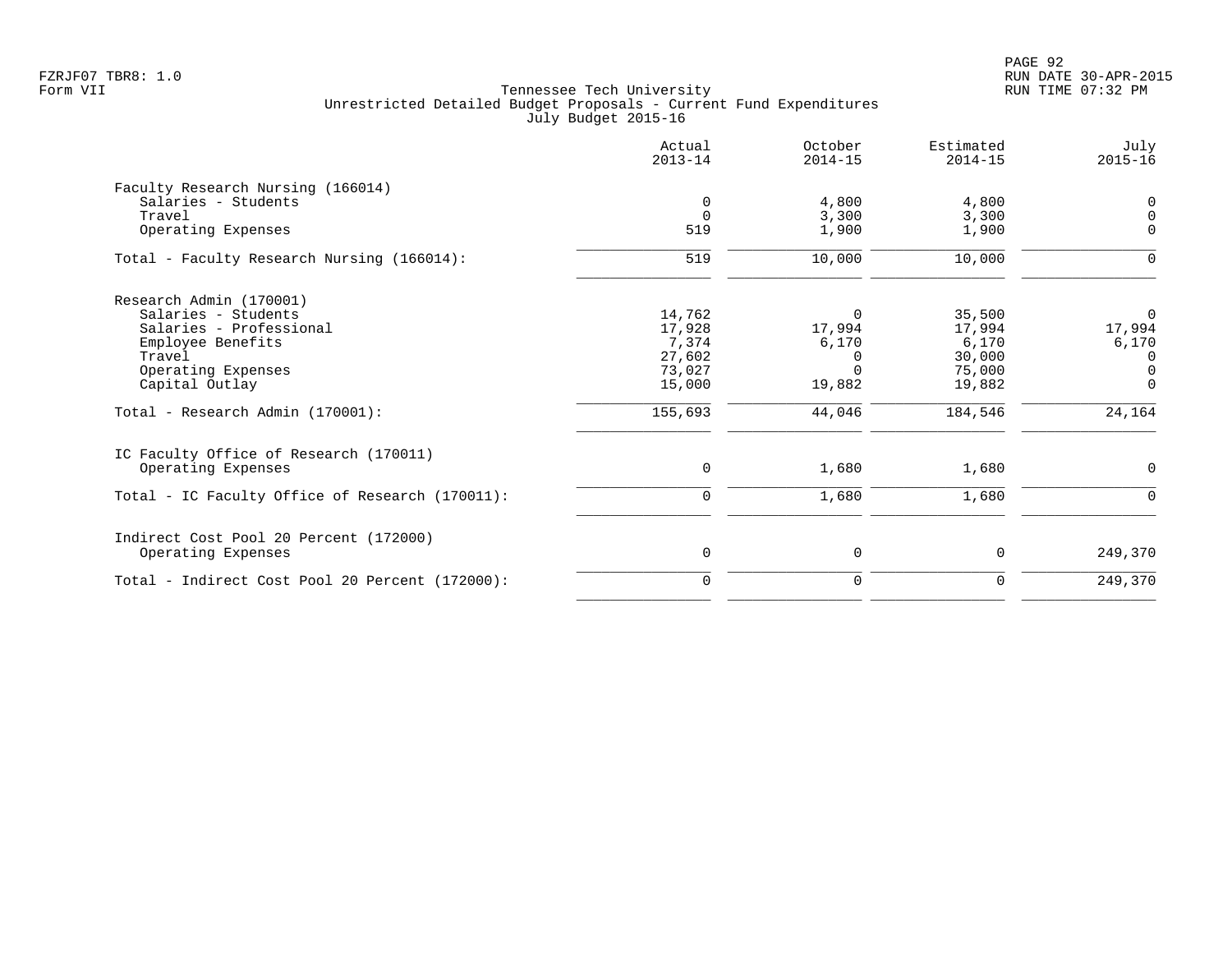FZRJF07 TBR8: 1.0
Form VII

Tennessee Tech University
Unrestricted Detailed Budget Proposals - Current Fund Expenditures
July Budget 2015-16

RUN DATE 30-APR-2015
RUN TIME 07:32 PM

| | Actual 2013-14 | October 2014-15 | Estimated 2014-15 | July 2015-16 |
|---|---|---|---|---|
| **Faculty Research Nursing (166014)** | | | | |
| Salaries - Students | 0 | 4,800 | 4,800 | 0 |
| Travel | 0 | 3,300 | 3,300 | 0 |
| Operating Expenses | 519 | 1,900 | 1,900 | 0 |
| Total - Faculty Research Nursing (166014): | 519 | 10,000 | 10,000 | 0 |
| **Research Admin (170001)** | | | | |
| Salaries - Students | 14,762 | 0 | 35,500 | 0 |
| Salaries - Professional | 17,928 | 17,994 | 17,994 | 17,994 |
| Employee Benefits | 7,374 | 6,170 | 6,170 | 6,170 |
| Travel | 27,602 | 0 | 30,000 | 0 |
| Operating Expenses | 73,027 | 0 | 75,000 | 0 |
| Capital Outlay | 15,000 | 19,882 | 19,882 | 0 |
| Total - Research Admin (170001): | 155,693 | 44,046 | 184,546 | 24,164 |
| **IC Faculty Office of Research (170011)** | | | | |
| Operating Expenses | 0 | 1,680 | 1,680 | 0 |
| Total - IC Faculty Office of Research (170011): | 0 | 1,680 | 1,680 | 0 |
| **Indirect Cost Pool 20 Percent (172000)** | | | | |
| Operating Expenses | 0 | 0 | 0 | 249,370 |
| Total - Indirect Cost Pool 20 Percent (172000): | 0 | 0 | 0 | 249,370 |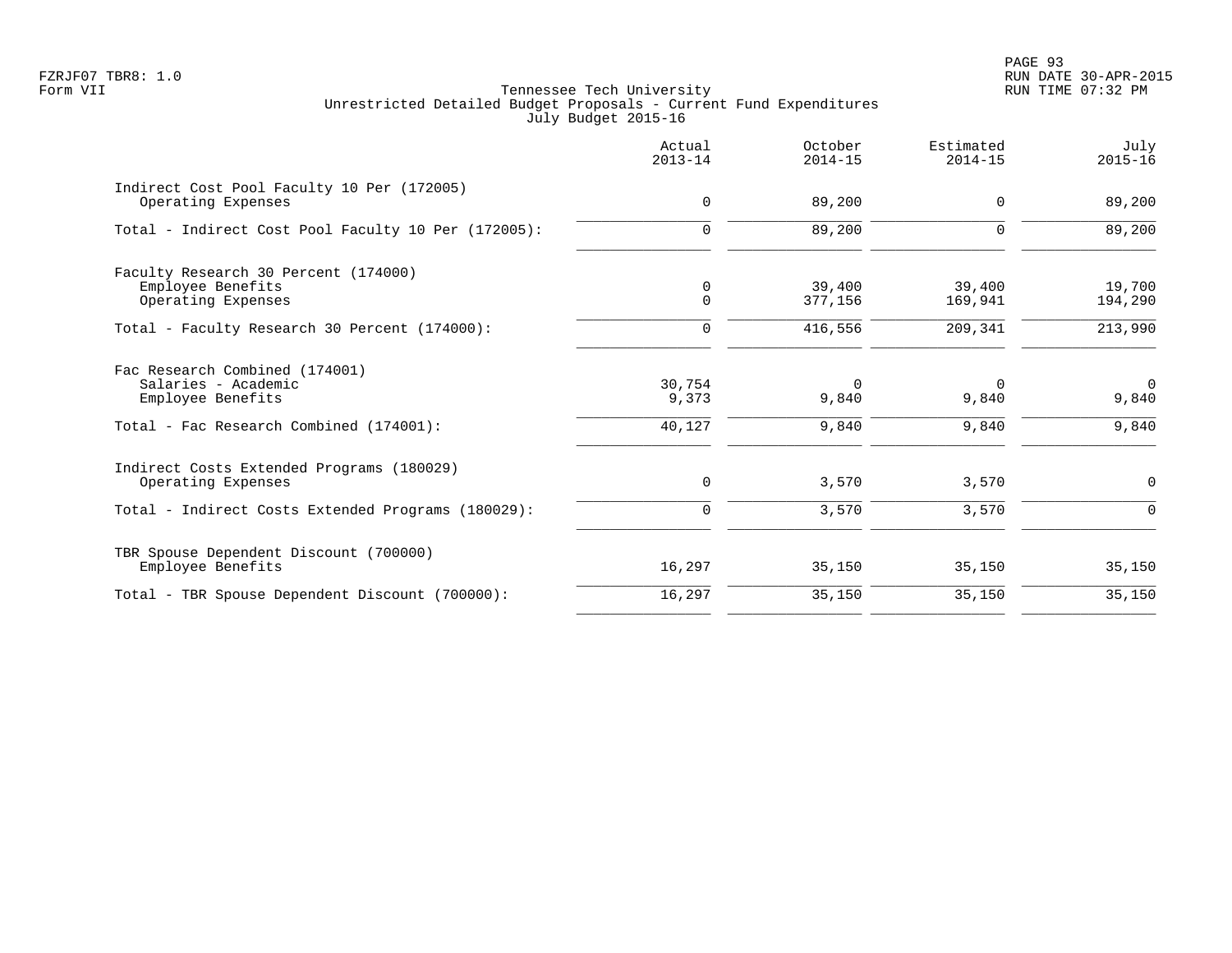# Tennessee Tech University
## Unrestricted Detailed Budget Proposals - Current Fund Expenditures
### July Budget 2015-16

FZRJF07 TBR8: 1.0
Form VII

RUN DATE 30-APR-2015
RUN TIME 07:32 PM

| | Actual 2013-14 | October 2014-15 | Estimated 2014-15 | July 2015-16 |
|---|---|---|---|---|
| **Indirect Cost Pool Faculty 10 Per (172005)** | | | | |
| Operating Expenses | 0 | 89,200 | 0 | 89,200 |
| Total - Indirect Cost Pool Faculty 10 Per (172005): | 0 | 89,200 | 0 | 89,200 |
| **Faculty Research 30 Percent (174000)** | | | | |
| Employee Benefits | 0 | 39,400 | 39,400 | 19,700 |
| Operating Expenses | 0 | 377,156 | 169,941 | 194,290 |
| Total - Faculty Research 30 Percent (174000): | 0 | 416,556 | 209,341 | 213,990 |
| **Fac Research Combined (174001)** | | | | |
| Salaries - Academic | 30,754 | 0 | 0 | 0 |
| Employee Benefits | 9,373 | 9,840 | 9,840 | 9,840 |
| Total - Fac Research Combined (174001): | 40,127 | 9,840 | 9,840 | 9,840 |
| **Indirect Costs Extended Programs (180029)** | | | | |
| Operating Expenses | 0 | 3,570 | 3,570 | 0 |
| Total - Indirect Costs Extended Programs (180029): | 0 | 3,570 | 3,570 | 0 |
| **TBR Spouse Dependent Discount (700000)** | | | | |
| Employee Benefits | 16,297 | 35,150 | 35,150 | 35,150 |
| Total - TBR Spouse Dependent Discount (700000): | 16,297 | 35,150 | 35,150 | 35,150 |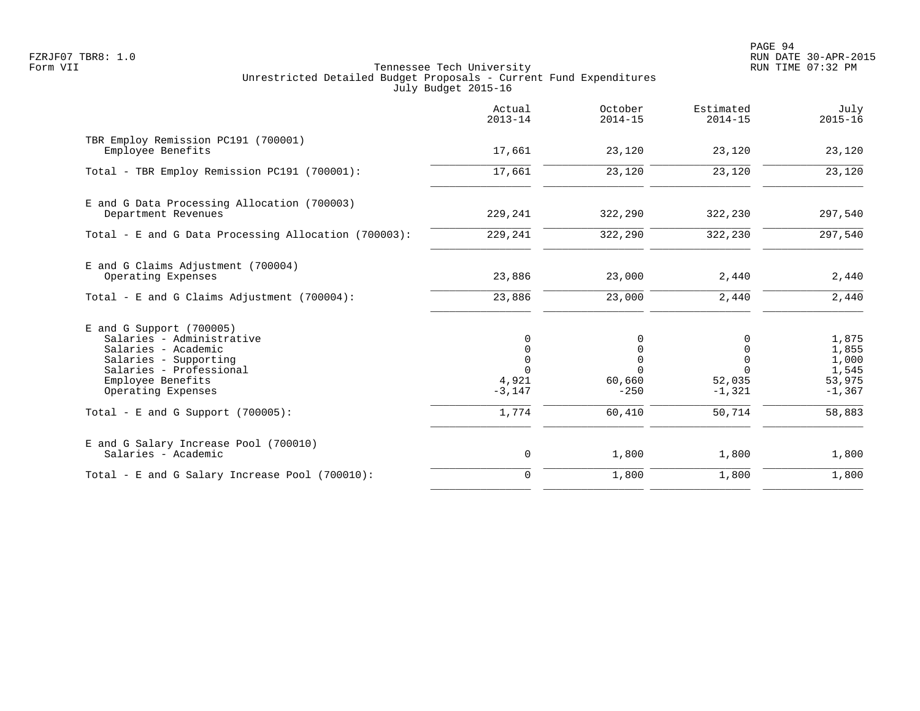Tennessee Tech University
Unrestricted Detailed Budget Proposals - Current Fund Expenditures
July Budget 2015-16

| | Actual 2013-14 | October 2014-15 | Estimated 2014-15 | July 2015-16 |
|---|---|---|---|---|
| TBR Employ Remission PC191 (700001) | | | | |
| Employee Benefits | 17,661 | 23,120 | 23,120 | 23,120 |
| Total - TBR Employ Remission PC191 (700001): | 17,661 | 23,120 | 23,120 | 23,120 |
| E and G Data Processing Allocation (700003) | | | | |
| Department Revenues | 229,241 | 322,290 | 322,230 | 297,540 |
| Total - E and G Data Processing Allocation (700003): | 229,241 | 322,290 | 322,230 | 297,540 |
| E and G Claims Adjustment (700004) | | | | |
| Operating Expenses | 23,886 | 23,000 | 2,440 | 2,440 |
| Total - E and G Claims Adjustment (700004): | 23,886 | 23,000 | 2,440 | 2,440 |
| E and G Support (700005) | | | | |
| Salaries - Administrative | 0 | 0 | 0 | 1,875 |
| Salaries - Academic | 0 | 0 | 0 | 1,855 |
| Salaries - Supporting | 0 | 0 | 0 | 1,000 |
| Salaries - Professional | 0 | 0 | 0 | 1,545 |
| Employee Benefits | 4,921 | 60,660 | 52,035 | 53,975 |
| Operating Expenses | -3,147 | -250 | -1,321 | -1,367 |
| Total - E and G Support (700005): | 1,774 | 60,410 | 50,714 | 58,883 |
| E and G Salary Increase Pool (700010) | | | | |
| Salaries - Academic | 0 | 1,800 | 1,800 | 1,800 |
| Total - E and G Salary Increase Pool (700010): | 0 | 1,800 | 1,800 | 1,800 |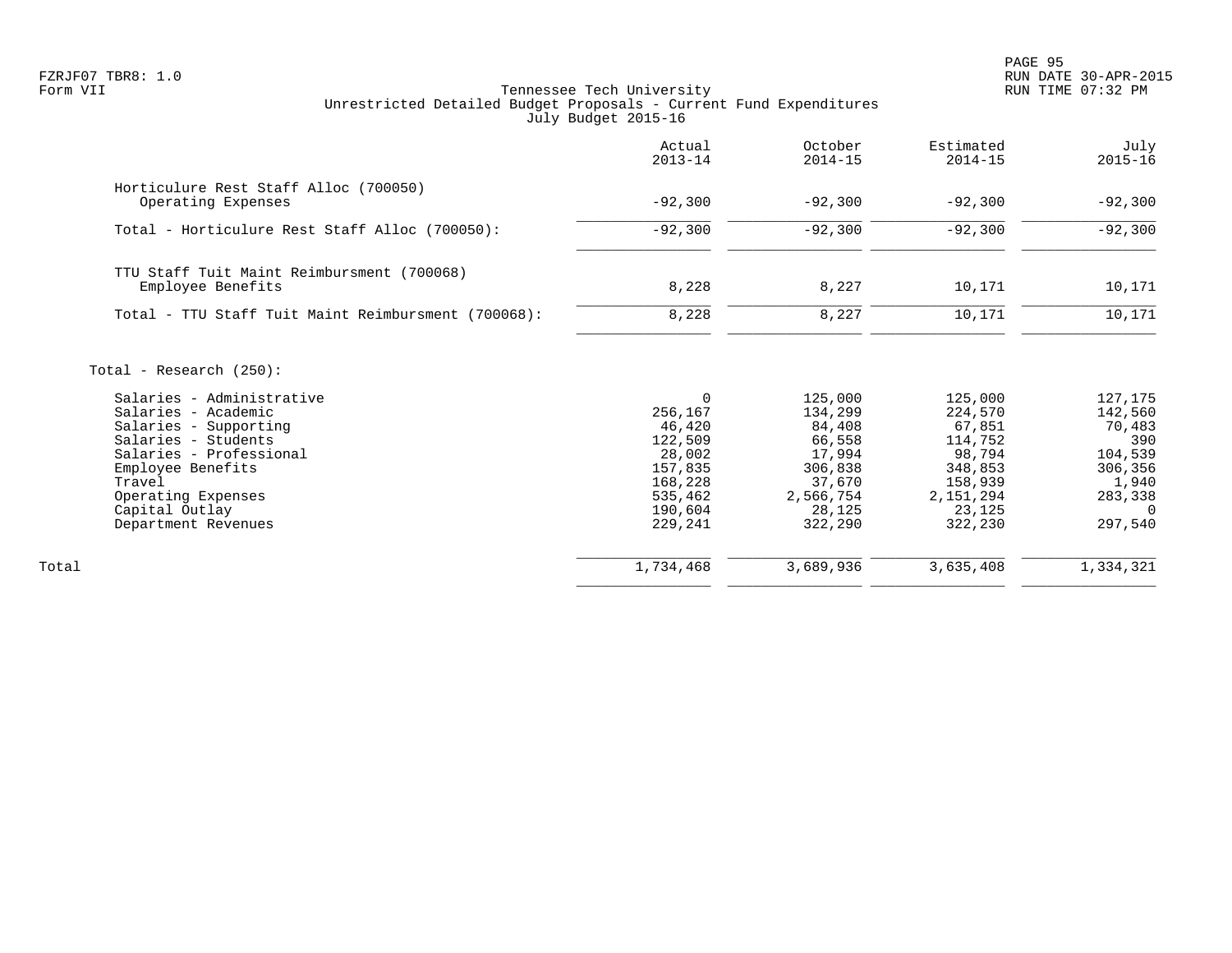FZRJF07 TBR8: 1.0
Form VII

Tennessee Tech University
Unrestricted Detailed Budget Proposals - Current Fund Expenditures
July Budget 2015-16

RUN DATE 30-APR-2015
RUN TIME 07:32 PM

| | Actual 2013-14 | October 2014-15 | Estimated 2014-15 | July 2015-16 |
|---|---|---|---|---|
| **Horticulure Rest Staff Alloc (700050)** | | | | |
| Operating Expenses | -92,300 | -92,300 | -92,300 | -92,300 |
| Total - Horticulure Rest Staff Alloc (700050): | -92,300 | -92,300 | -92,300 | -92,300 |
| **TTU Staff Tuit Maint Reimbursment (700068)** | | | | |
| Employee Benefits | 8,228 | 8,227 | 10,171 | 10,171 |
| Total - TTU Staff Tuit Maint Reimbursment (700068): | 8,228 | 8,227 | 10,171 | 10,171 |
| **Total - Research (250):** | | | | |
| Salaries - Administrative | 0 | 125,000 | 125,000 | 127,175 |
| Salaries - Academic | 256,167 | 134,299 | 224,570 | 142,560 |
| Salaries - Supporting | 46,420 | 84,408 | 67,851 | 70,483 |
| Salaries - Students | 122,509 | 66,558 | 114,752 | 390 |
| Salaries - Professional | 28,002 | 17,994 | 98,794 | 104,539 |
| Employee Benefits | 157,835 | 306,838 | 348,853 | 306,356 |
| Travel | 168,228 | 37,670 | 158,939 | 1,940 |
| Operating Expenses | 535,462 | 2,566,754 | 2,151,294 | 283,338 |
| Capital Outlay | 190,604 | 28,125 | 23,125 | 0 |
| Department Revenues | 229,241 | 322,290 | 322,230 | 297,540 |
| Total | 1,734,468 | 3,689,936 | 3,635,408 | 1,334,321 |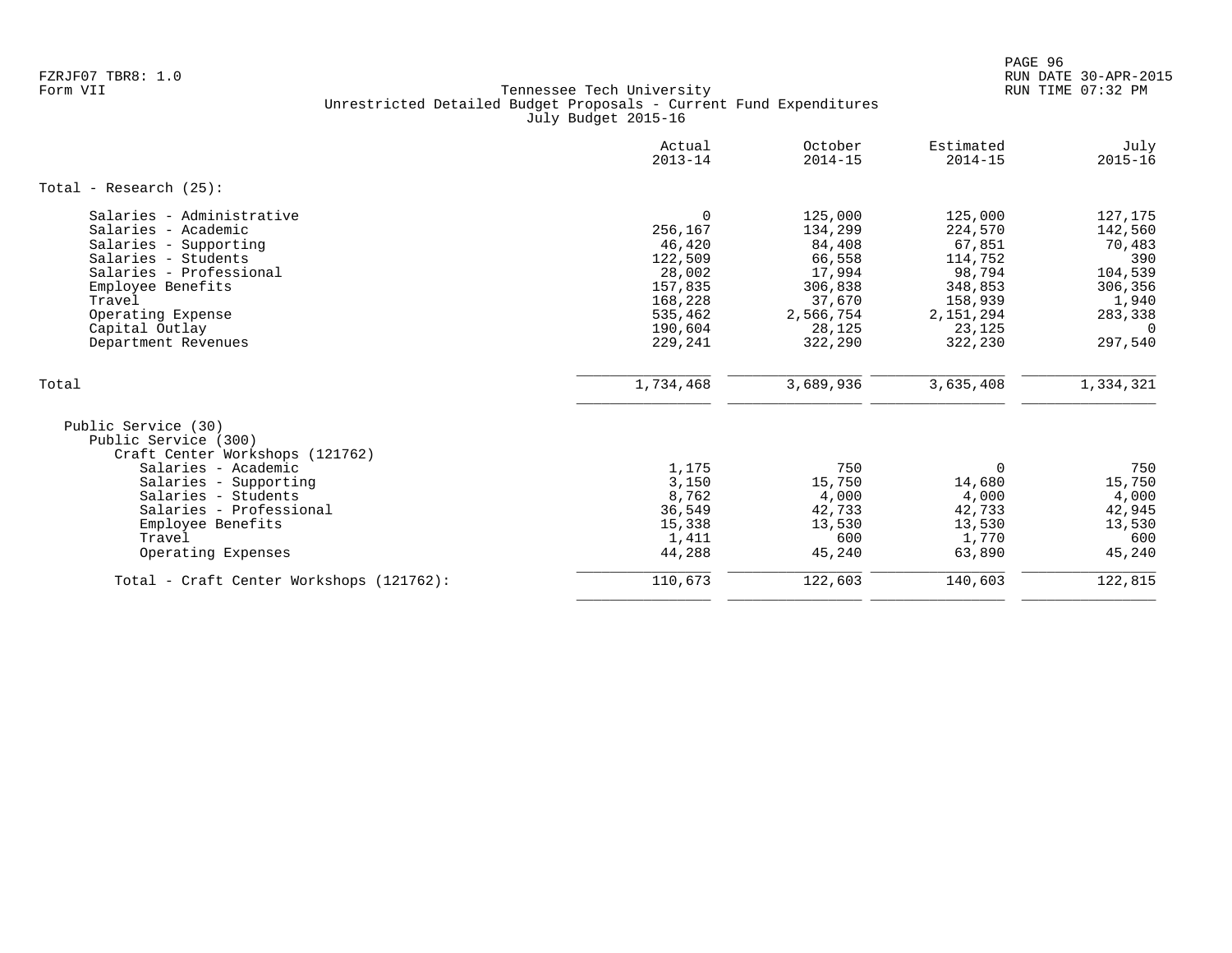FZRJF07 TBR8: 1.0
Form VII

Tennessee Tech University
Unrestricted Detailed Budget Proposals - Current Fund Expenditures
July Budget 2015-16

| | Actual 2013-14 | October 2014-15 | Estimated 2014-15 | July 2015-16 |
|---|---|---|---|---|
| Total - Research (25): | | | | |
| Salaries - Administrative | 0 | 125,000 | 125,000 | 127,175 |
| Salaries - Academic | 256,167 | 134,299 | 224,570 | 142,560 |
| Salaries - Supporting | 46,420 | 84,408 | 67,851 | 70,483 |
| Salaries - Students | 122,509 | 66,558 | 114,752 | 390 |
| Salaries - Professional | 28,002 | 17,994 | 98,794 | 104,539 |
| Employee Benefits | 157,835 | 306,838 | 348,853 | 306,356 |
| Travel | 168,228 | 37,670 | 158,939 | 1,940 |
| Operating Expense | 535,462 | 2,566,754 | 2,151,294 | 283,338 |
| Capital Outlay | 190,604 | 28,125 | 23,125 | 0 |
| Department Revenues | 229,241 | 322,290 | 322,230 | 297,540 |
| Total | 1,734,468 | 3,689,936 | 3,635,408 | 1,334,321 |
| Public Service (30) | | | | |
| Public Service (300) | | | | |
| Craft Center Workshops (121762) | | | | |
| Salaries - Academic | 1,175 | 750 | 0 | 750 |
| Salaries - Supporting | 3,150 | 15,750 | 14,680 | 15,750 |
| Salaries - Students | 8,762 | 4,000 | 4,000 | 4,000 |
| Salaries - Professional | 36,549 | 42,733 | 42,733 | 42,945 |
| Employee Benefits | 15,338 | 13,530 | 13,530 | 13,530 |
| Travel | 1,411 | 600 | 1,770 | 600 |
| Operating Expenses | 44,288 | 45,240 | 63,890 | 45,240 |
| Total - Craft Center Workshops (121762): | 110,673 | 122,603 | 140,603 | 122,815 |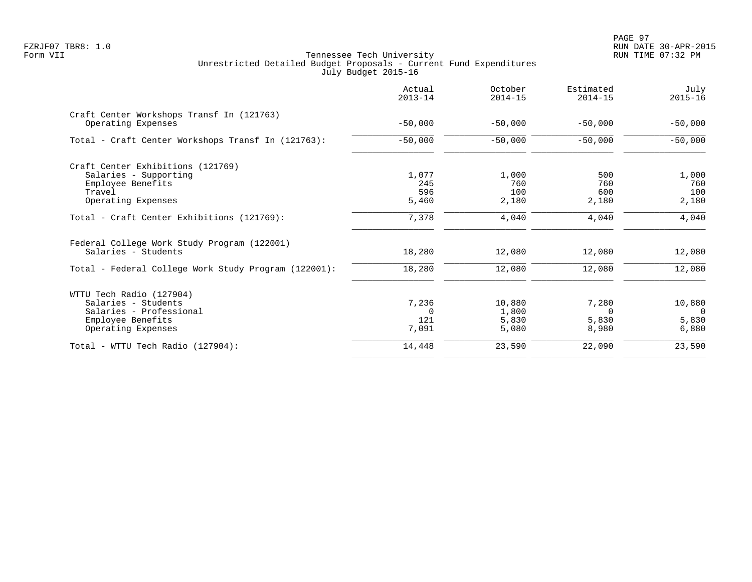Tennessee Tech University
Unrestricted Detailed Budget Proposals - Current Fund Expenditures
July Budget 2015-16

Form VII

| | Actual 2013-14 | October 2014-15 | Estimated 2014-15 | July 2015-16 |
|---|---|---|---|---|
| **Craft Center Workshops Transf In (121763)** | | | | |
| Operating Expenses | -50,000 | -50,000 | -50,000 | -50,000 |
| Total - Craft Center Workshops Transf In (121763): | -50,000 | -50,000 | -50,000 | -50,000 |
| **Craft Center Exhibitions (121769)** | | | | |
| Salaries - Supporting | 1,077 | 1,000 | 500 | 1,000 |
| Employee Benefits | 245 | 760 | 760 | 760 |
| Travel | 596 | 100 | 600 | 100 |
| Operating Expenses | 5,460 | 2,180 | 2,180 | 2,180 |
| Total - Craft Center Exhibitions (121769): | 7,378 | 4,040 | 4,040 | 4,040 |
| **Federal College Work Study Program (122001)** | | | | |
| Salaries - Students | 18,280 | 12,080 | 12,080 | 12,080 |
| Total - Federal College Work Study Program (122001): | 18,280 | 12,080 | 12,080 | 12,080 |
| **WTTU Tech Radio (127904)** | | | | |
| Salaries - Students | 7,236 | 10,880 | 7,280 | 10,880 |
| Salaries - Professional | 0 | 1,800 | 0 | 0 |
| Employee Benefits | 121 | 5,830 | 5,830 | 5,830 |
| Operating Expenses | 7,091 | 5,080 | 8,980 | 6,880 |
| Total - WTTU Tech Radio (127904): | 14,448 | 23,590 | 22,090 | 23,590 |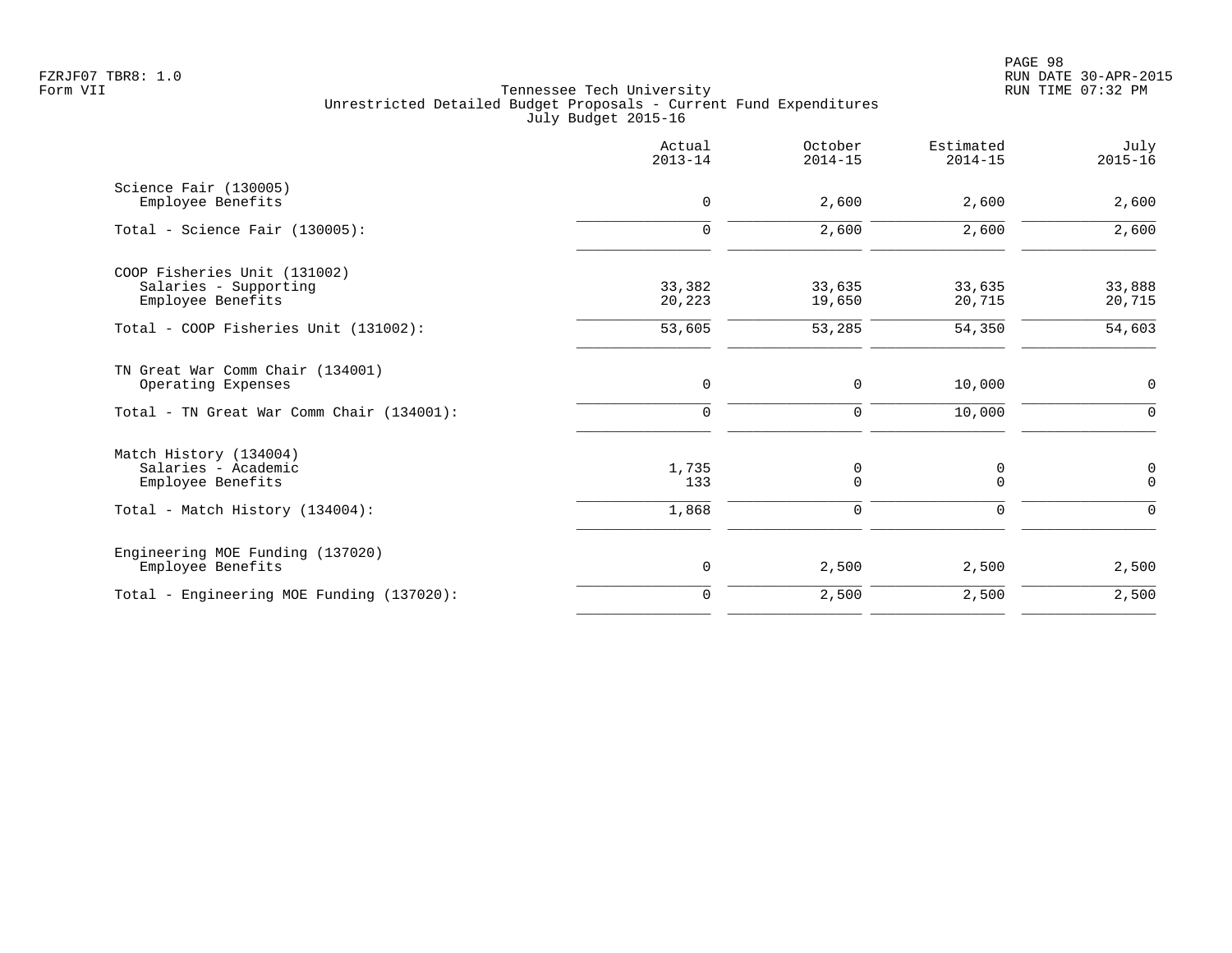Tennessee Tech University
Unrestricted Detailed Budget Proposals - Current Fund Expenditures
July Budget 2015-16

| | Actual 2013-14 | October 2014-15 | Estimated 2014-15 | July 2015-16 |
|---|---|---|---|---|
| Science Fair (130005) | | | | |
| Employee Benefits | 0 | 2,600 | 2,600 | 2,600 |
| Total - Science Fair (130005): | 0 | 2,600 | 2,600 | 2,600 |
| COOP Fisheries Unit (131002) | | | | |
| Salaries - Supporting | 33,382 | 33,635 | 33,635 | 33,888 |
| Employee Benefits | 20,223 | 19,650 | 20,715 | 20,715 |
| Total - COOP Fisheries Unit (131002): | 53,605 | 53,285 | 54,350 | 54,603 |
| TN Great War Comm Chair (134001) | | | | |
| Operating Expenses | 0 | 0 | 10,000 | 0 |
| Total - TN Great War Comm Chair (134001): | 0 | 0 | 10,000 | 0 |
| Match History (134004) | | | | |
| Salaries - Academic | 1,735 | 0 | 0 | 0 |
| Employee Benefits | 133 | 0 | 0 | 0 |
| Total - Match History (134004): | 1,868 | 0 | 0 | 0 |
| Engineering MOE Funding (137020) | | | | |
| Employee Benefits | 0 | 2,500 | 2,500 | 2,500 |
| Total - Engineering MOE Funding (137020): | 0 | 2,500 | 2,500 | 2,500 |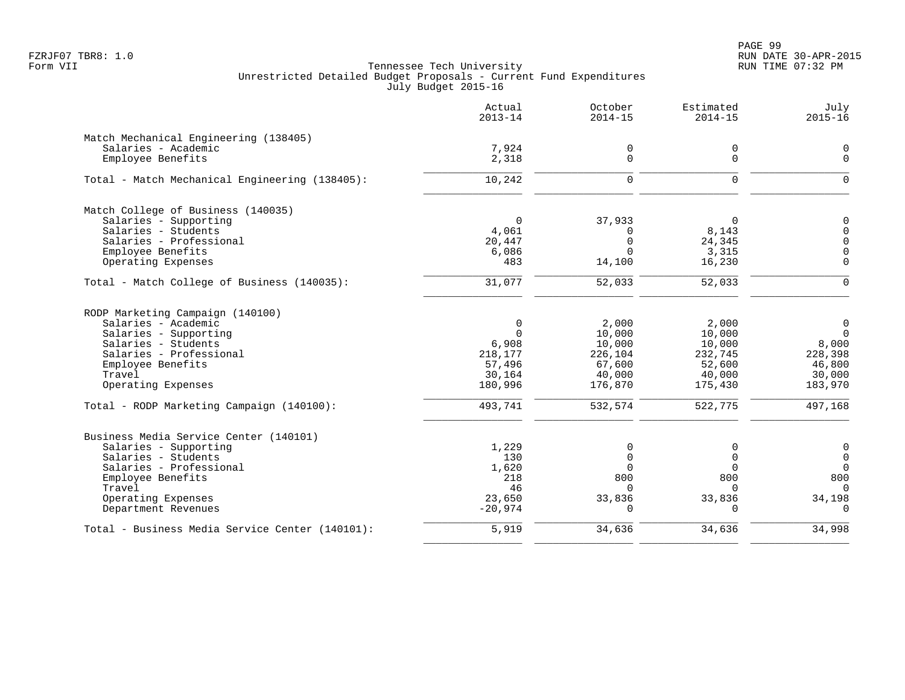Tennessee Tech University
Unrestricted Detailed Budget Proposals - Current Fund Expenditures
July Budget 2015-16

| | Actual 2013-14 | October 2014-15 | Estimated 2014-15 | July 2015-16 |
|---|---|---|---|---|
| **Match Mechanical Engineering (138405)** | | | | |
| Salaries - Academic | 7,924 | 0 | 0 | 0 |
| Employee Benefits | 2,318 | 0 | 0 | 0 |
| Total - Match Mechanical Engineering (138405): | 10,242 | 0 | 0 | 0 |
| **Match College of Business (140035)** | | | | |
| Salaries - Supporting | 0 | 37,933 | 0 | 0 |
| Salaries - Students | 4,061 | 0 | 8,143 | 0 |
| Salaries - Professional | 20,447 | 0 | 24,345 | 0 |
| Employee Benefits | 6,086 | 0 | 3,315 | 0 |
| Operating Expenses | 483 | 14,100 | 16,230 | 0 |
| Total - Match College of Business (140035): | 31,077 | 52,033 | 52,033 | 0 |
| **RODP Marketing Campaign (140100)** | | | | |
| Salaries - Academic | 0 | 2,000 | 2,000 | 0 |
| Salaries - Supporting | 0 | 10,000 | 10,000 | 0 |
| Salaries - Students | 6,908 | 10,000 | 10,000 | 8,000 |
| Salaries - Professional | 218,177 | 226,104 | 232,745 | 228,398 |
| Employee Benefits | 57,496 | 67,600 | 52,600 | 46,800 |
| Travel | 30,164 | 40,000 | 40,000 | 30,000 |
| Operating Expenses | 180,996 | 176,870 | 175,430 | 183,970 |
| Total - RODP Marketing Campaign (140100): | 493,741 | 532,574 | 522,775 | 497,168 |
| **Business Media Service Center (140101)** | | | | |
| Salaries - Supporting | 1,229 | 0 | 0 | 0 |
| Salaries - Students | 130 | 0 | 0 | 0 |
| Salaries - Professional | 1,620 | 0 | 0 | 0 |
| Employee Benefits | 218 | 800 | 800 | 800 |
| Travel | 46 | 0 | 0 | 0 |
| Operating Expenses | 23,650 | 33,836 | 33,836 | 34,198 |
| Department Revenues | -20,974 | 0 | 0 | 0 |
| Total - Business Media Service Center (140101): | 5,919 | 34,636 | 34,636 | 34,998 |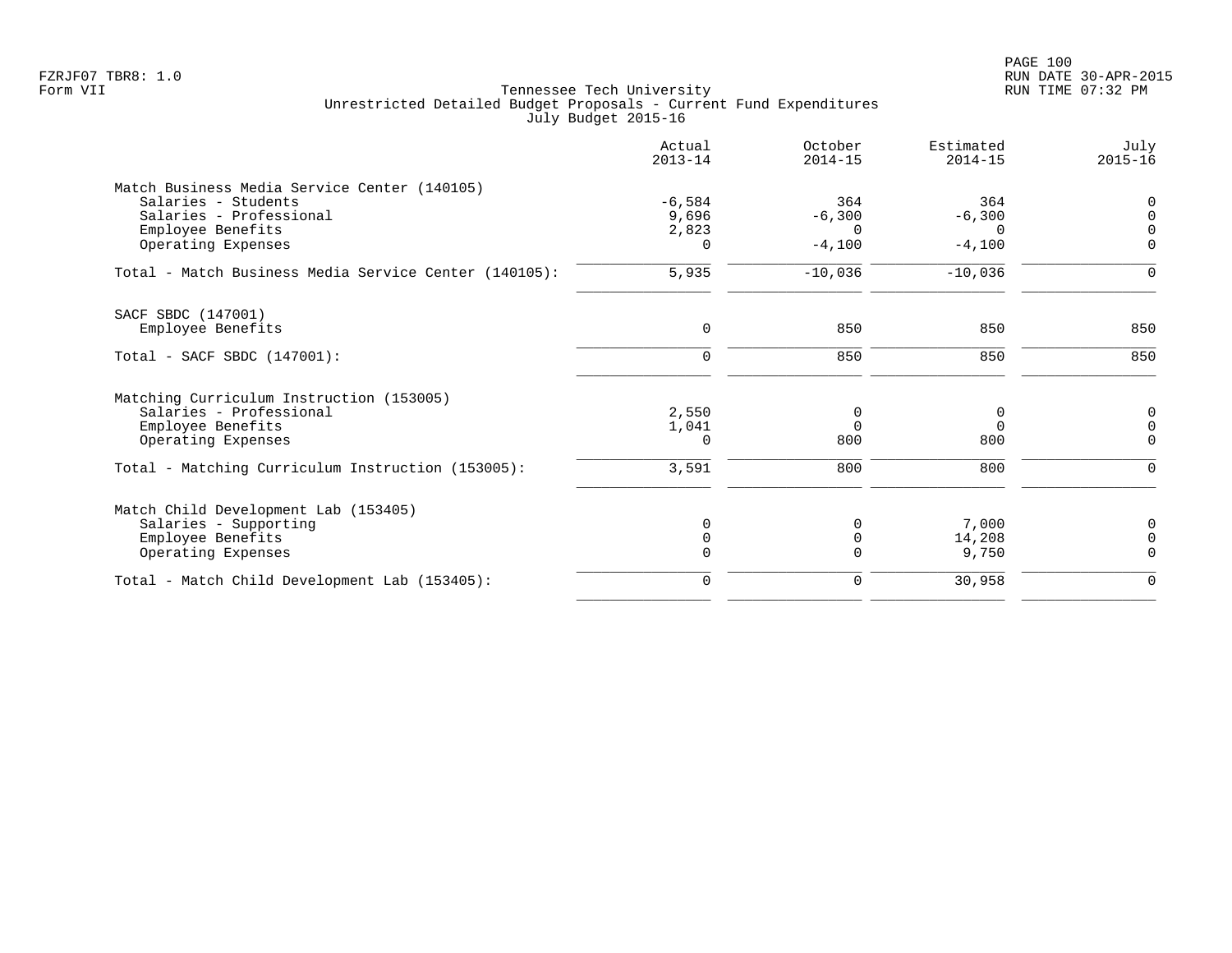FZRJF07 TBR8: 1.0
Form VII

Tennessee Tech University
Unrestricted Detailed Budget Proposals - Current Fund Expenditures
July Budget 2015-16

RUN DATE 30-APR-2015
RUN TIME 07:32 PM

| | Actual 2013-14 | October 2014-15 | Estimated 2014-15 | July 2015-16 |
|---|---|---|---|---|
| Match Business Media Service Center (140105) | | | | |
| Salaries - Students | -6,584 | 364 | 364 | 0 |
| Salaries - Professional | 9,696 | -6,300 | -6,300 | 0 |
| Employee Benefits | 2,823 | 0 | 0 | 0 |
| Operating Expenses | 0 | -4,100 | -4,100 | 0 |
| Total - Match Business Media Service Center (140105): | 5,935 | -10,036 | -10,036 | 0 |
| SACF SBDC (147001) | | | | |
| Employee Benefits | 0 | 850 | 850 | 850 |
| Total - SACF SBDC (147001): | 0 | 850 | 850 | 850 |
| Matching Curriculum Instruction (153005) | | | | |
| Salaries - Professional | 2,550 | 0 | 0 | 0 |
| Employee Benefits | 1,041 | 0 | 0 | 0 |
| Operating Expenses | 0 | 800 | 800 | 0 |
| Total - Matching Curriculum Instruction (153005): | 3,591 | 800 | 800 | 0 |
| Match Child Development Lab (153405) | | | | |
| Salaries - Supporting | 0 | 0 | 7,000 | 0 |
| Employee Benefits | 0 | 0 | 14,208 | 0 |
| Operating Expenses | 0 | 0 | 9,750 | 0 |
| Total - Match Child Development Lab (153405): | 0 | 0 | 30,958 | 0 |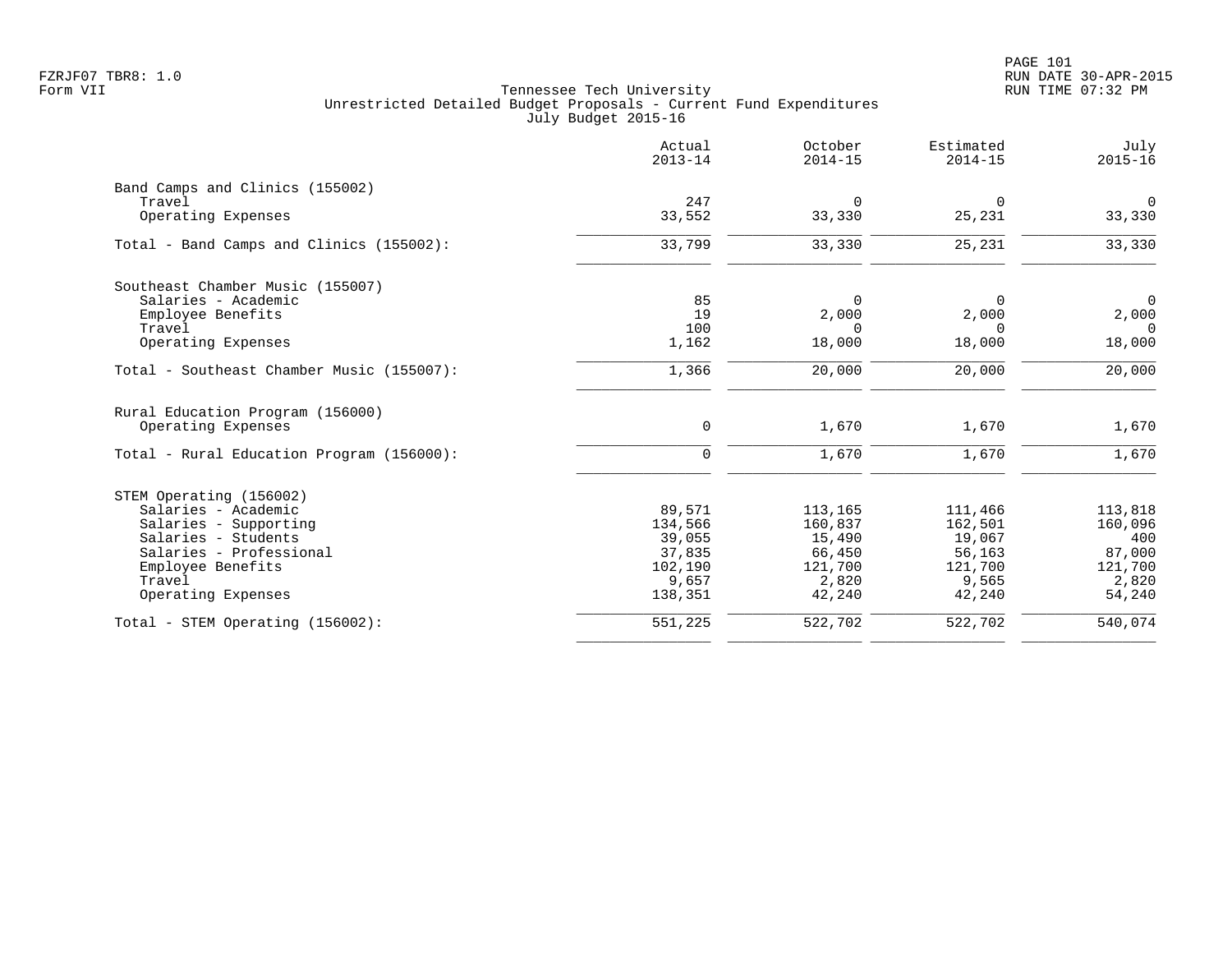Tennessee Tech University
Unrestricted Detailed Budget Proposals - Current Fund Expenditures
July Budget 2015-16

Form VII

| | Actual 2013-14 | October 2014-15 | Estimated 2014-15 | July 2015-16 |
|---|---|---|---|---|
| **Band Camps and Clinics (155002)** | | | | |
| Travel | 247 | 0 | 0 | 0 |
| Operating Expenses | 33,552 | 33,330 | 25,231 | 33,330 |
| Total - Band Camps and Clinics (155002): | 33,799 | 33,330 | 25,231 | 33,330 |
| **Southeast Chamber Music (155007)** | | | | |
| Salaries - Academic | 85 | 0 | 0 | 0 |
| Employee Benefits | 19 | 2,000 | 2,000 | 2,000 |
| Travel | 100 | 0 | 0 | 0 |
| Operating Expenses | 1,162 | 18,000 | 18,000 | 18,000 |
| Total - Southeast Chamber Music (155007): | 1,366 | 20,000 | 20,000 | 20,000 |
| **Rural Education Program (156000)** | | | | |
| Operating Expenses | 0 | 1,670 | 1,670 | 1,670 |
| Total - Rural Education Program (156000): | 0 | 1,670 | 1,670 | 1,670 |
| **STEM Operating (156002)** | | | | |
| Salaries - Academic | 89,571 | 113,165 | 111,466 | 113,818 |
| Salaries - Supporting | 134,566 | 160,837 | 162,501 | 160,096 |
| Salaries - Students | 39,055 | 15,490 | 19,067 | 400 |
| Salaries - Professional | 37,835 | 66,450 | 56,163 | 87,000 |
| Employee Benefits | 102,190 | 121,700 | 121,700 | 121,700 |
| Travel | 9,657 | 2,820 | 9,565 | 2,820 |
| Operating Expenses | 138,351 | 42,240 | 42,240 | 54,240 |
| Total - STEM Operating (156002): | 551,225 | 522,702 | 522,702 | 540,074 |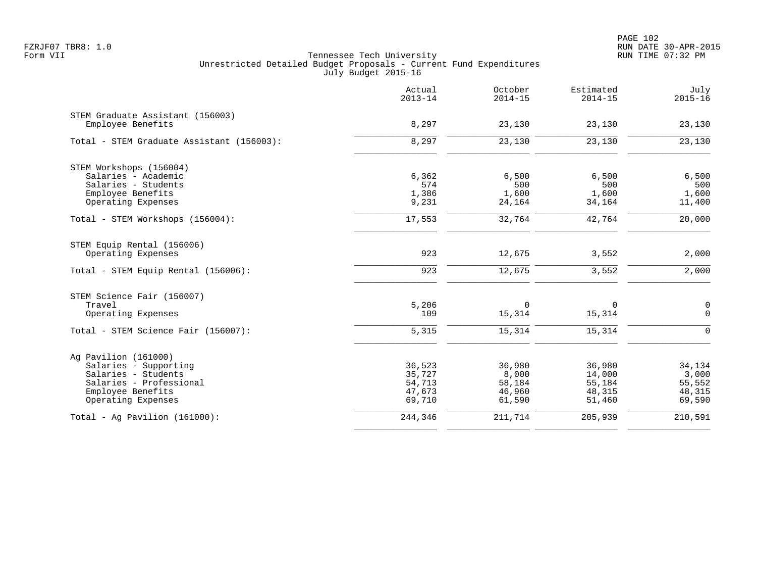Tennessee Tech University
Unrestricted Detailed Budget Proposals - Current Fund Expenditures
July Budget 2015-16

| | Actual 2013-14 | October 2014-15 | Estimated 2014-15 | July 2015-16 |
|---|---|---|---|---|
| **STEM Graduate Assistant (156003)** | | | | |
| Employee Benefits | 8,297 | 23,130 | 23,130 | 23,130 |
| Total - STEM Graduate Assistant (156003): | 8,297 | 23,130 | 23,130 | 23,130 |
| **STEM Workshops (156004)** | | | | |
| Salaries - Academic | 6,362 | 6,500 | 6,500 | 6,500 |
| Salaries - Students | 574 | 500 | 500 | 500 |
| Employee Benefits | 1,386 | 1,600 | 1,600 | 1,600 |
| Operating Expenses | 9,231 | 24,164 | 34,164 | 11,400 |
| Total - STEM Workshops (156004): | 17,553 | 32,764 | 42,764 | 20,000 |
| **STEM Equip Rental (156006)** | | | | |
| Operating Expenses | 923 | 12,675 | 3,552 | 2,000 |
| Total - STEM Equip Rental (156006): | 923 | 12,675 | 3,552 | 2,000 |
| **STEM Science Fair (156007)** | | | | |
| Travel | 5,206 | 0 | 0 | 0 |
| Operating Expenses | 109 | 15,314 | 15,314 | 0 |
| Total - STEM Science Fair (156007): | 5,315 | 15,314 | 15,314 | 0 |
| **Ag Pavilion (161000)** | | | | |
| Salaries - Supporting | 36,523 | 36,980 | 36,980 | 34,134 |
| Salaries - Students | 35,727 | 8,000 | 14,000 | 3,000 |
| Salaries - Professional | 54,713 | 58,184 | 55,184 | 55,552 |
| Employee Benefits | 47,673 | 46,960 | 48,315 | 48,315 |
| Operating Expenses | 69,710 | 61,590 | 51,460 | 69,590 |
| Total - Ag Pavilion (161000): | 244,346 | 211,714 | 205,939 | 210,591 |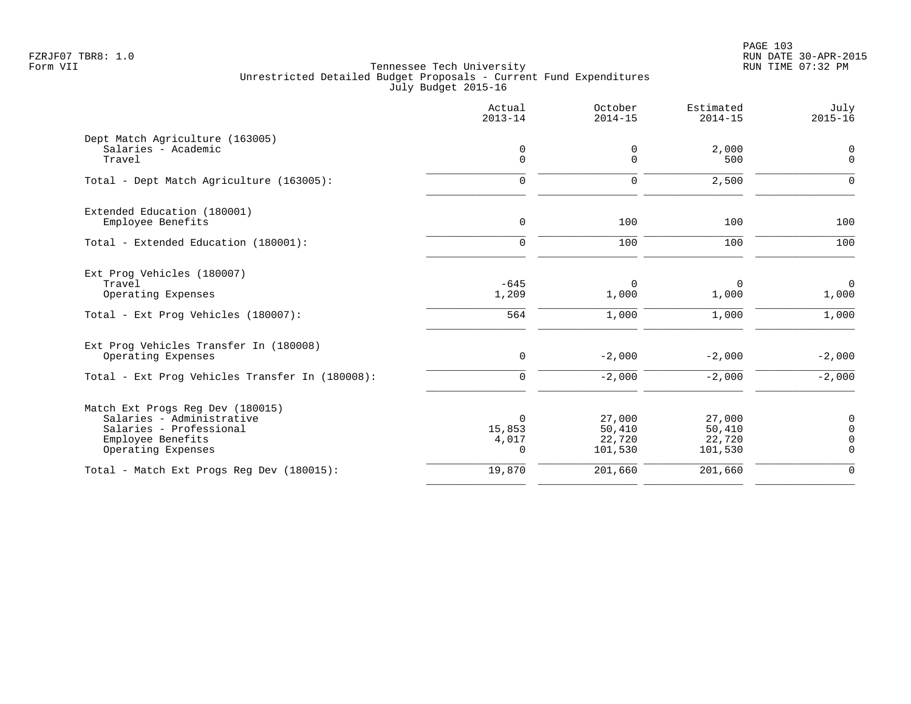Tennessee Tech University
Unrestricted Detailed Budget Proposals - Current Fund Expenditures
July Budget 2015-16

FZRJF07 TBR8: 1.0
Form VII

RUN DATE 30-APR-2015
RUN TIME 07:32 PM

| | Actual 2013-14 | October 2014-15 | Estimated 2014-15 | July 2015-16 |
|---|---|---|---|---|
| **Dept Match Agriculture (163005)** | | | | |
| Salaries - Academic | 0 | 0 | 2,000 | 0 |
| Travel | 0 | 0 | 500 | 0 |
| Total - Dept Match Agriculture (163005): | 0 | 0 | 2,500 | 0 |
| **Extended Education (180001)** | | | | |
| Employee Benefits | 0 | 100 | 100 | 100 |
| Total - Extended Education (180001): | 0 | 100 | 100 | 100 |
| **Ext Prog Vehicles (180007)** | | | | |
| Travel | -645 | 0 | 0 | 0 |
| Operating Expenses | 1,209 | 1,000 | 1,000 | 1,000 |
| Total - Ext Prog Vehicles (180007): | 564 | 1,000 | 1,000 | 1,000 |
| **Ext Prog Vehicles Transfer In (180008)** | | | | |
| Operating Expenses | 0 | -2,000 | -2,000 | -2,000 |
| Total - Ext Prog Vehicles Transfer In (180008): | 0 | -2,000 | -2,000 | -2,000 |
| **Match Ext Progs Reg Dev (180015)** | | | | |
| Salaries - Administrative | 0 | 27,000 | 27,000 | 0 |
| Salaries - Professional | 15,853 | 50,410 | 50,410 | 0 |
| Employee Benefits | 4,017 | 22,720 | 22,720 | 0 |
| Operating Expenses | 0 | 101,530 | 101,530 | 0 |
| Total - Match Ext Progs Reg Dev (180015): | 19,870 | 201,660 | 201,660 | 0 |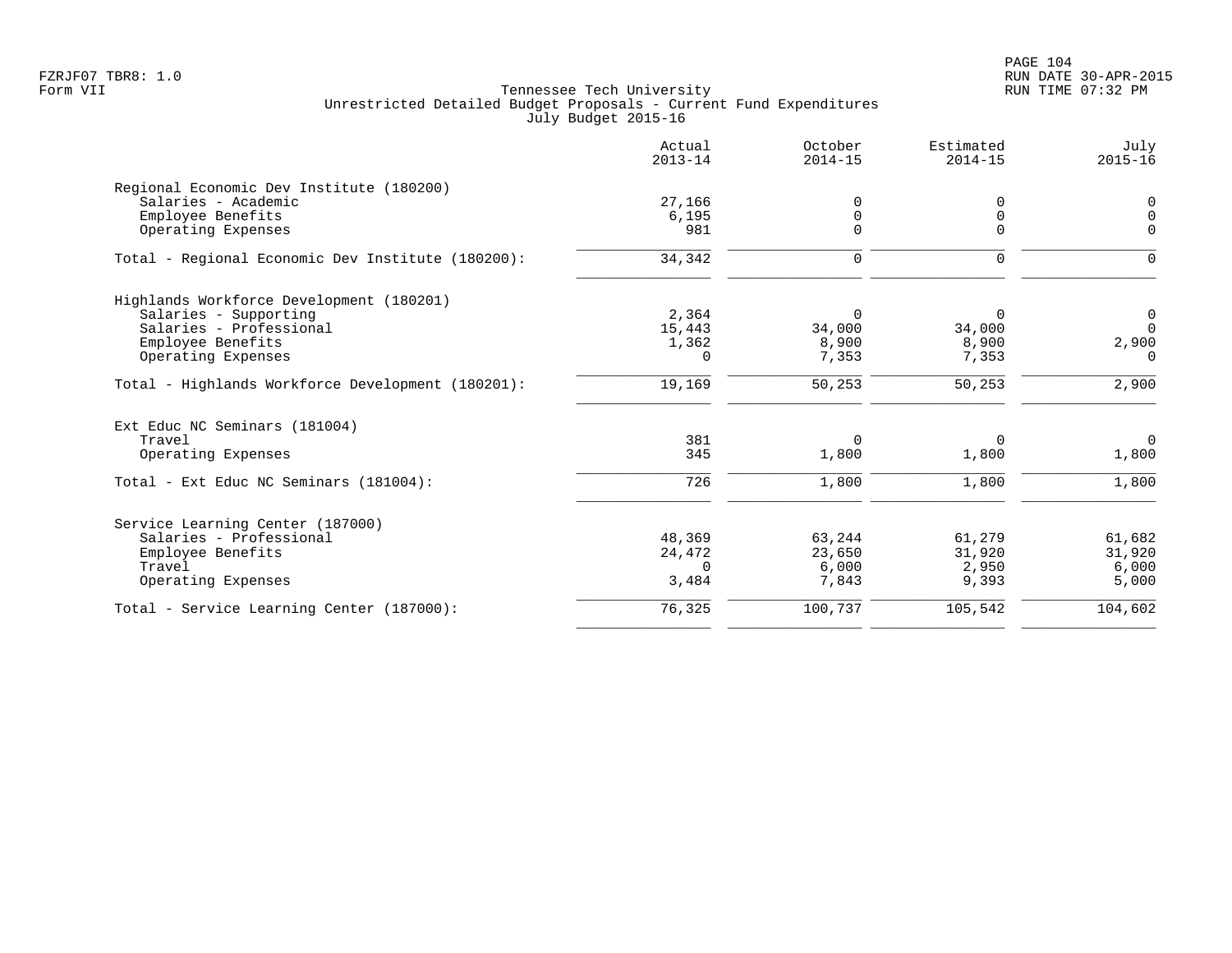Tennessee Tech University
Unrestricted Detailed Budget Proposals - Current Fund Expenditures
July Budget 2015-16

| | Actual 2013-14 | October 2014-15 | Estimated 2014-15 | July 2015-16 |
|---|---|---|---|---|
| **Regional Economic Dev Institute (180200)** | | | | |
| Salaries - Academic | 27,166 | 0 | 0 | 0 |
| Employee Benefits | 6,195 | 0 | 0 | 0 |
| Operating Expenses | 981 | 0 | 0 | 0 |
| Total - Regional Economic Dev Institute (180200): | 34,342 | 0 | 0 | 0 |
| **Highlands Workforce Development (180201)** | | | | |
| Salaries - Supporting | 2,364 | 0 | 0 | 0 |
| Salaries - Professional | 15,443 | 34,000 | 34,000 | 0 |
| Employee Benefits | 1,362 | 8,900 | 8,900 | 2,900 |
| Operating Expenses | 0 | 7,353 | 7,353 | 0 |
| Total - Highlands Workforce Development (180201): | 19,169 | 50,253 | 50,253 | 2,900 |
| **Ext Educ NC Seminars (181004)** | | | | |
| Travel | 381 | 0 | 0 | 0 |
| Operating Expenses | 345 | 1,800 | 1,800 | 1,800 |
| Total - Ext Educ NC Seminars (181004): | 726 | 1,800 | 1,800 | 1,800 |
| **Service Learning Center (187000)** | | | | |
| Salaries - Professional | 48,369 | 63,244 | 61,279 | 61,682 |
| Employee Benefits | 24,472 | 23,650 | 31,920 | 31,920 |
| Travel | 0 | 6,000 | 2,950 | 6,000 |
| Operating Expenses | 3,484 | 7,843 | 9,393 | 5,000 |
| Total - Service Learning Center (187000): | 76,325 | 100,737 | 105,542 | 104,602 |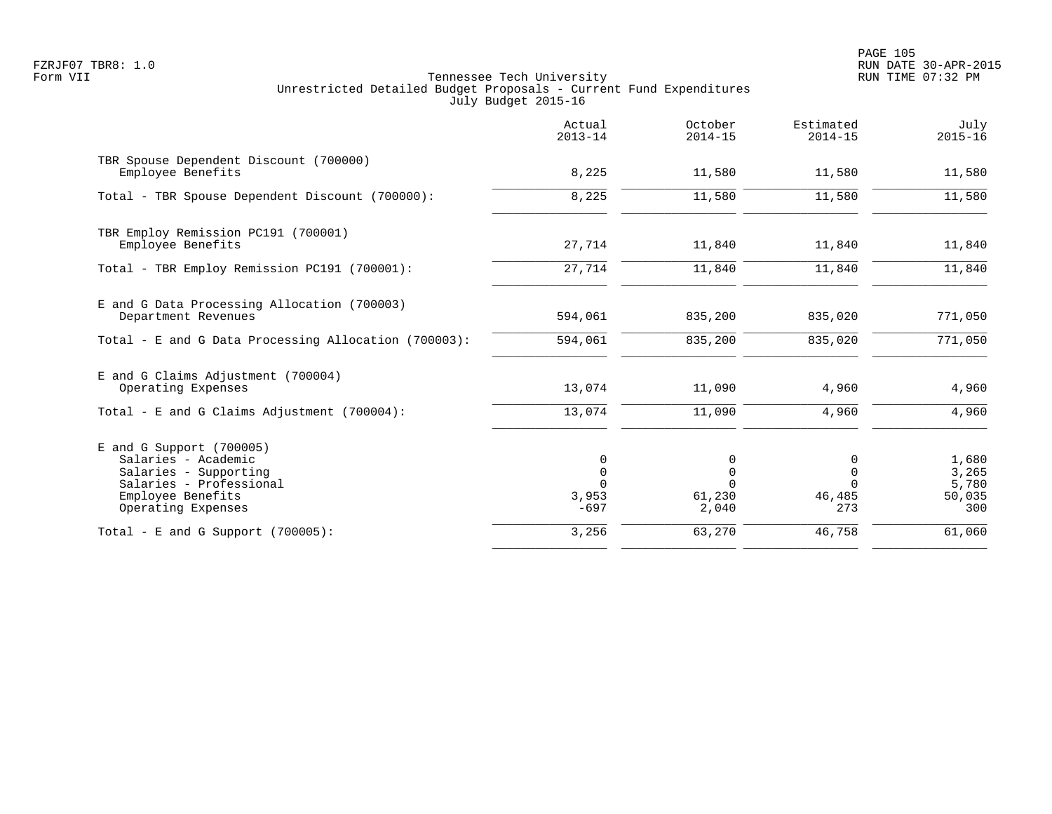Tennessee Tech University
Unrestricted Detailed Budget Proposals - Current Fund Expenditures
July Budget 2015-16

| | Actual 2013-14 | October 2014-15 | Estimated 2014-15 | July 2015-16 |
|---|---|---|---|---|
| TBR Spouse Dependent Discount (700000) | | | | |
| Employee Benefits | 8,225 | 11,580 | 11,580 | 11,580 |
| Total - TBR Spouse Dependent Discount (700000): | 8,225 | 11,580 | 11,580 | 11,580 |
| TBR Employ Remission PC191 (700001) | | | | |
| Employee Benefits | 27,714 | 11,840 | 11,840 | 11,840 |
| Total - TBR Employ Remission PC191 (700001): | 27,714 | 11,840 | 11,840 | 11,840 |
| E and G Data Processing Allocation (700003) | | | | |
| Department Revenues | 594,061 | 835,200 | 835,020 | 771,050 |
| Total - E and G Data Processing Allocation (700003): | 594,061 | 835,200 | 835,020 | 771,050 |
| E and G Claims Adjustment (700004) | | | | |
| Operating Expenses | 13,074 | 11,090 | 4,960 | 4,960 |
| Total - E and G Claims Adjustment (700004): | 13,074 | 11,090 | 4,960 | 4,960 |
| E and G Support (700005) | | | | |
| Salaries - Academic | 0 | 0 | 0 | 1,680 |
| Salaries - Supporting | 0 | 0 | 0 | 3,265 |
| Salaries - Professional | 0 | 0 | 0 | 5,780 |
| Employee Benefits | 3,953 | 61,230 | 46,485 | 50,035 |
| Operating Expenses | -697 | 2,040 | 273 | 300 |
| Total - E and G Support (700005): | 3,256 | 63,270 | 46,758 | 61,060 |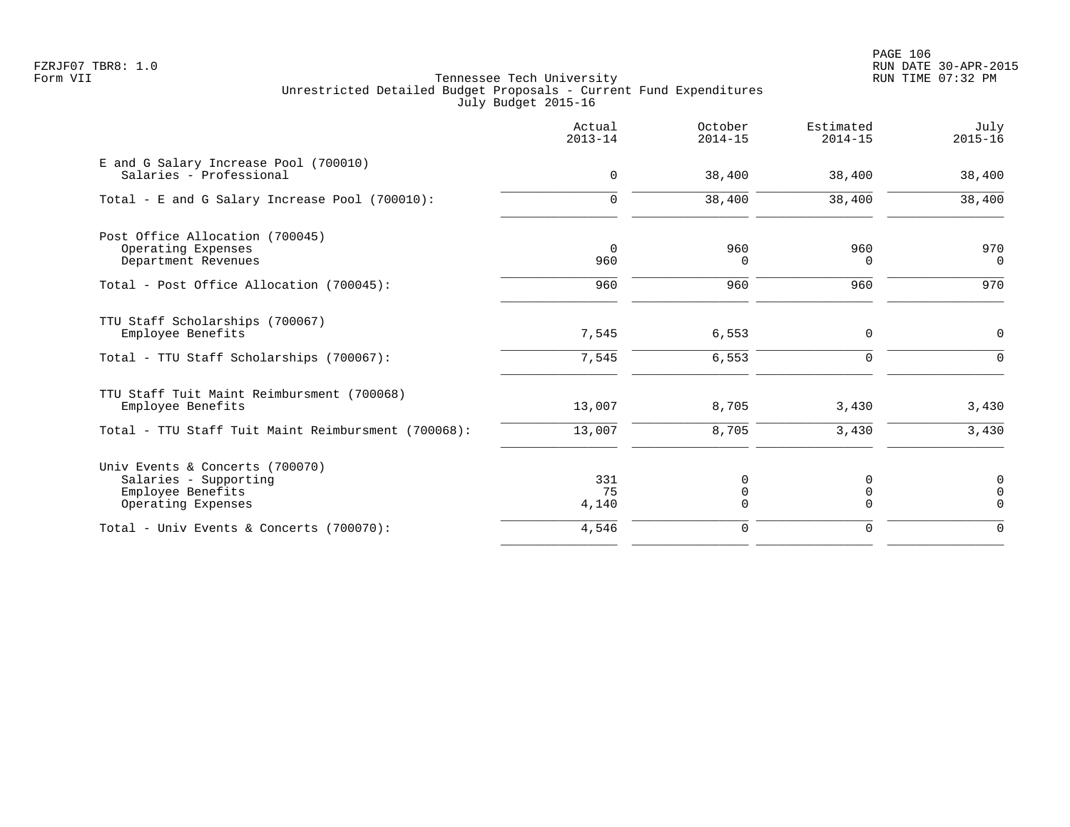Tennessee Tech University
Unrestricted Detailed Budget Proposals - Current Fund Expenditures
July Budget 2015-16

| | Actual 2013-14 | October 2014-15 | Estimated 2014-15 | July 2015-16 |
|---|---|---|---|---|
| **E and G Salary Increase Pool (700010)** | | | | |
| Salaries - Professional | 0 | 38,400 | 38,400 | 38,400 |
| Total - E and G Salary Increase Pool (700010): | 0 | 38,400 | 38,400 | 38,400 |
| **Post Office Allocation (700045)** | | | | |
| Operating Expenses | 0 | 960 | 960 | 970 |
| Department Revenues | 960 | 0 | 0 | 0 |
| Total - Post Office Allocation (700045): | 960 | 960 | 960 | 970 |
| **TTU Staff Scholarships (700067)** | | | | |
| Employee Benefits | 7,545 | 6,553 | 0 | 0 |
| Total - TTU Staff Scholarships (700067): | 7,545 | 6,553 | 0 | 0 |
| **TTU Staff Tuit Maint Reimbursment (700068)** | | | | |
| Employee Benefits | 13,007 | 8,705 | 3,430 | 3,430 |
| Total - TTU Staff Tuit Maint Reimbursment (700068): | 13,007 | 8,705 | 3,430 | 3,430 |
| **Univ Events & Concerts (700070)** | | | | |
| Salaries - Supporting | 331 | 0 | 0 | 0 |
| Employee Benefits | 75 | 0 | 0 | 0 |
| Operating Expenses | 4,140 | 0 | 0 | 0 |
| Total - Univ Events & Concerts (700070): | 4,546 | 0 | 0 | 0 |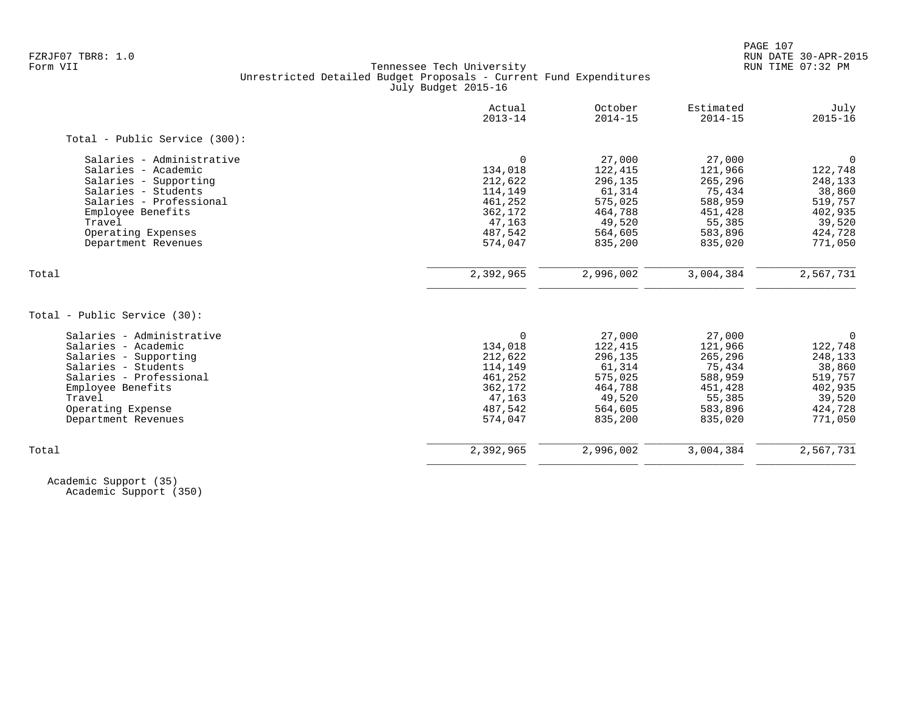Tennessee Tech University
Unrestricted Detailed Budget Proposals - Current Fund Expenditures
July Budget 2015-16

| | Actual 2013-14 | October 2014-15 | Estimated 2014-15 | July 2015-16 |
|---|---|---|---|---|
| **Total - Public Service (300):** | | | | |
| Salaries - Administrative | 0 | 27,000 | 27,000 | 0 |
| Salaries - Academic | 134,018 | 122,415 | 121,966 | 122,748 |
| Salaries - Supporting | 212,622 | 296,135 | 265,296 | 248,133 |
| Salaries - Students | 114,149 | 61,314 | 75,434 | 38,860 |
| Salaries - Professional | 461,252 | 575,025 | 588,959 | 519,757 |
| Employee Benefits | 362,172 | 464,788 | 451,428 | 402,935 |
| Travel | 47,163 | 49,520 | 55,385 | 39,520 |
| Operating Expenses | 487,542 | 564,605 | 583,896 | 424,728 |
| Department Revenues | 574,047 | 835,200 | 835,020 | 771,050 |
| Total | 2,392,965 | 2,996,002 | 3,004,384 | 2,567,731 |
| **Total - Public Service (30):** | | | | |
| Salaries - Administrative | 0 | 27,000 | 27,000 | 0 |
| Salaries - Academic | 134,018 | 122,415 | 121,966 | 122,748 |
| Salaries - Supporting | 212,622 | 296,135 | 265,296 | 248,133 |
| Salaries - Students | 114,149 | 61,314 | 75,434 | 38,860 |
| Salaries - Professional | 461,252 | 575,025 | 588,959 | 519,757 |
| Employee Benefits | 362,172 | 464,788 | 451,428 | 402,935 |
| Travel | 47,163 | 49,520 | 55,385 | 39,520 |
| Operating Expense | 487,542 | 564,605 | 583,896 | 424,728 |
| Department Revenues | 574,047 | 835,200 | 835,020 | 771,050 |
| Total | 2,392,965 | 2,996,002 | 3,004,384 | 2,567,731 |

Academic Support (35)
Academic Support (350)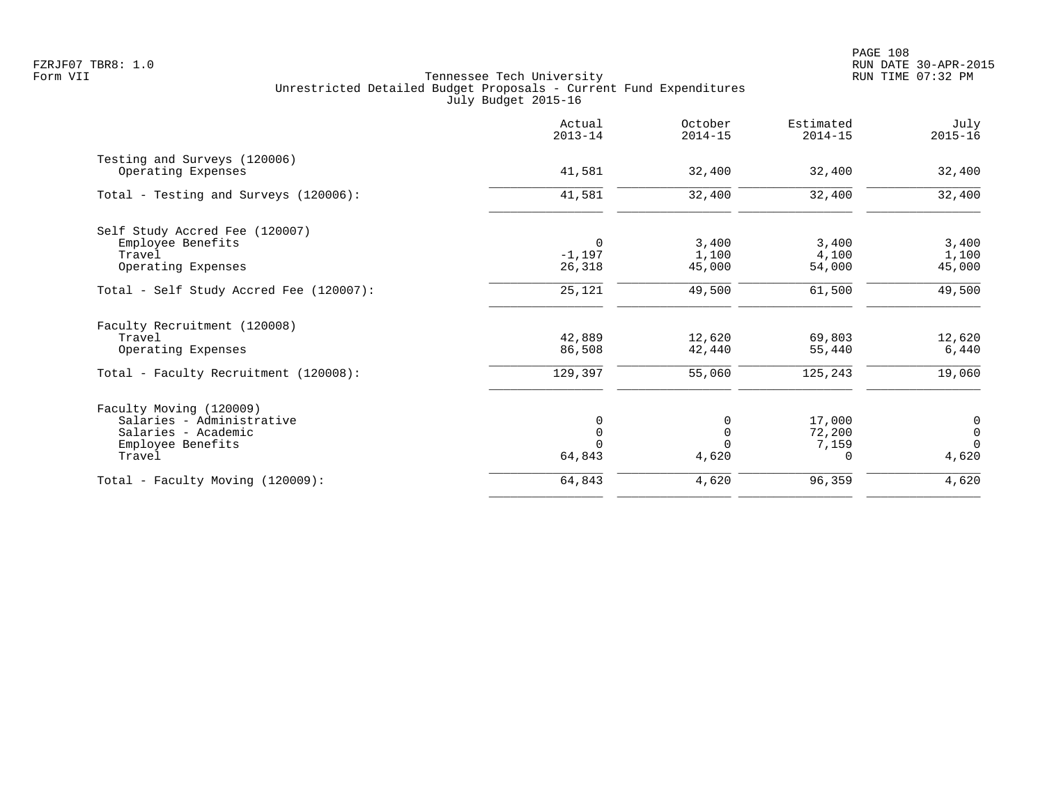FZRJF07 TBR8: 1.0
Form VII

Tennessee Tech University
Unrestricted Detailed Budget Proposals - Current Fund Expenditures
July Budget 2015-16

| | Actual 2013-14 | October 2014-15 | Estimated 2014-15 | July 2015-16 |
|---|---|---|---|---|
| Testing and Surveys (120006) | | | | |
| Operating Expenses | 41,581 | 32,400 | 32,400 | 32,400 |
| Total - Testing and Surveys (120006): | 41,581 | 32,400 | 32,400 | 32,400 |
| Self Study Accred Fee (120007) | | | | |
| Employee Benefits | 0 | 3,400 | 3,400 | 3,400 |
| Travel | -1,197 | 1,100 | 4,100 | 1,100 |
| Operating Expenses | 26,318 | 45,000 | 54,000 | 45,000 |
| Total - Self Study Accred Fee (120007): | 25,121 | 49,500 | 61,500 | 49,500 |
| Faculty Recruitment (120008) | | | | |
| Travel | 42,889 | 12,620 | 69,803 | 12,620 |
| Operating Expenses | 86,508 | 42,440 | 55,440 | 6,440 |
| Total - Faculty Recruitment (120008): | 129,397 | 55,060 | 125,243 | 19,060 |
| Faculty Moving (120009) | | | | |
| Salaries - Administrative | 0 | 0 | 17,000 | 0 |
| Salaries - Academic | 0 | 0 | 72,200 | 0 |
| Employee Benefits | 0 | 0 | 7,159 | 0 |
| Travel | 64,843 | 4,620 | 0 | 4,620 |
| Total - Faculty Moving (120009): | 64,843 | 4,620 | 96,359 | 4,620 |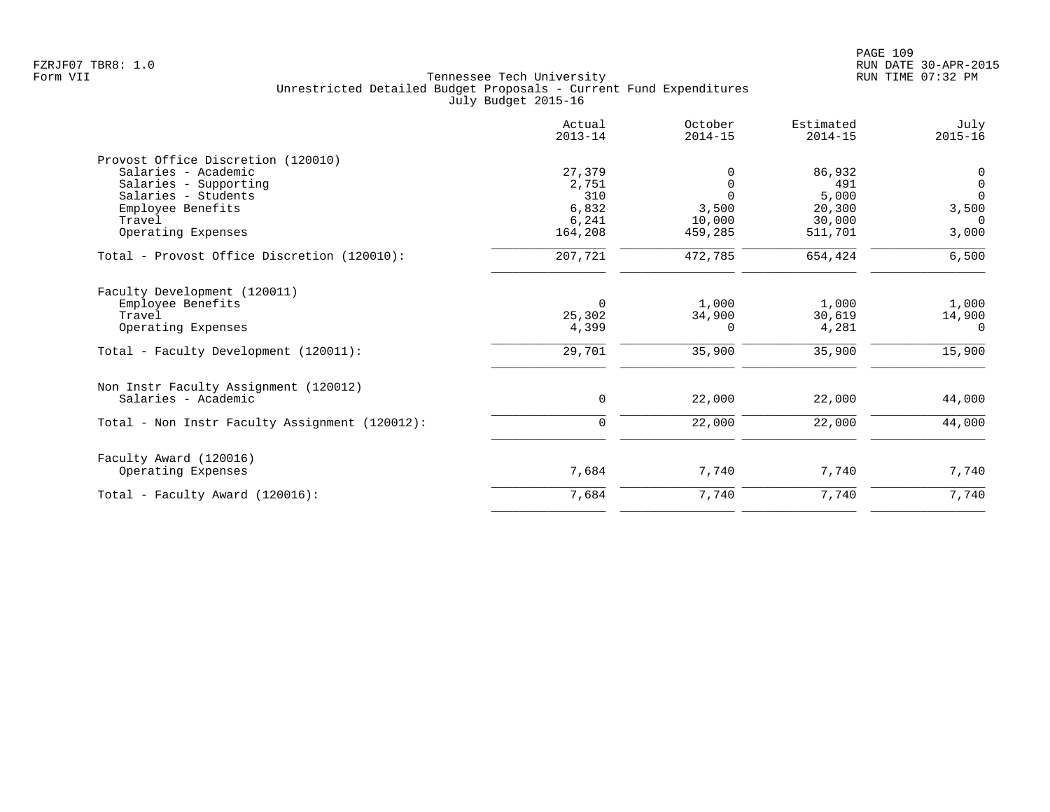FZRJF07 TBR8: 1.0
Form VII

Tennessee Tech University
Unrestricted Detailed Budget Proposals - Current Fund Expenditures
July Budget 2015-16

RUN DATE 30-APR-2015
RUN TIME 07:32 PM

| | Actual 2013-14 | October 2014-15 | Estimated 2014-15 | July 2015-16 |
|---|---|---|---|---|
| **Provost Office Discretion (120010)** | | | | |
| Salaries - Academic | 27,379 | 0 | 86,932 | 0 |
| Salaries - Supporting | 2,751 | 0 | 491 | 0 |
| Salaries - Students | 310 | 0 | 5,000 | 0 |
| Employee Benefits | 6,832 | 3,500 | 20,300 | 3,500 |
| Travel | 6,241 | 10,000 | 30,000 | 0 |
| Operating Expenses | 164,208 | 459,285 | 511,701 | 3,000 |
| Total - Provost Office Discretion (120010): | 207,721 | 472,785 | 654,424 | 6,500 |
| **Faculty Development (120011)** | | | | |
| Employee Benefits | 0 | 1,000 | 1,000 | 1,000 |
| Travel | 25,302 | 34,900 | 30,619 | 14,900 |
| Operating Expenses | 4,399 | 0 | 4,281 | 0 |
| Total - Faculty Development (120011): | 29,701 | 35,900 | 35,900 | 15,900 |
| **Non Instr Faculty Assignment (120012)** | | | | |
| Salaries - Academic | 0 | 22,000 | 22,000 | 44,000 |
| Total - Non Instr Faculty Assignment (120012): | 0 | 22,000 | 22,000 | 44,000 |
| **Faculty Award (120016)** | | | | |
| Operating Expenses | 7,684 | 7,740 | 7,740 | 7,740 |
| Total - Faculty Award (120016): | 7,684 | 7,740 | 7,740 | 7,740 |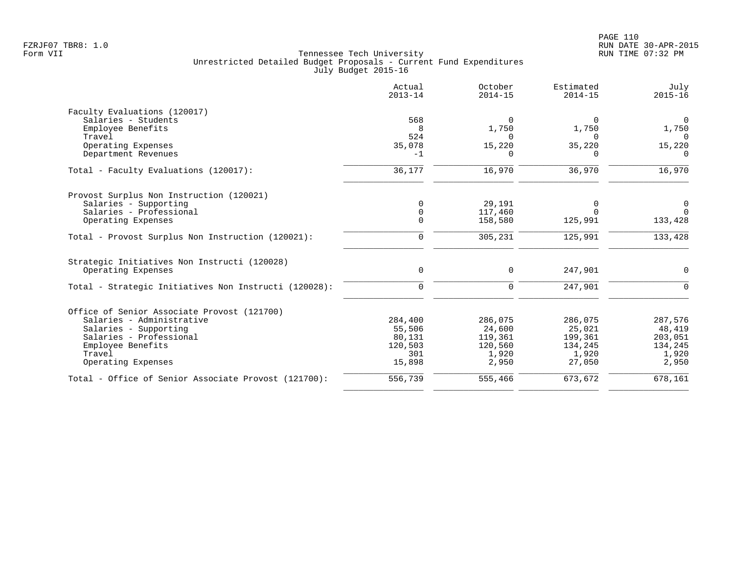Tennessee Tech University
Unrestricted Detailed Budget Proposals - Current Fund Expenditures
July Budget 2015-16

FZRJF07 TBR8: 1.0
Form VII

RUN DATE 30-APR-2015
RUN TIME 07:32 PM

| | Actual 2013-14 | October 2014-15 | Estimated 2014-15 | July 2015-16 |
|---|---|---|---|---|
| **Faculty Evaluations (120017)** | | | | |
| Salaries - Students | 568 | 0 | 0 | 0 |
| Employee Benefits | 8 | 1,750 | 1,750 | 1,750 |
| Travel | 524 | 0 | 0 | 0 |
| Operating Expenses | 35,078 | 15,220 | 35,220 | 15,220 |
| Department Revenues | -1 | 0 | 0 | 0 |
| Total - Faculty Evaluations (120017): | 36,177 | 16,970 | 36,970 | 16,970 |
| **Provost Surplus Non Instruction (120021)** | | | | |
| Salaries - Supporting | 0 | 29,191 | 0 | 0 |
| Salaries - Professional | 0 | 117,460 | 0 | 0 |
| Operating Expenses | 0 | 158,580 | 125,991 | 133,428 |
| Total - Provost Surplus Non Instruction (120021): | 0 | 305,231 | 125,991 | 133,428 |
| **Strategic Initiatives Non Instructi (120028)** | | | | |
| Operating Expenses | 0 | 0 | 247,901 | 0 |
| Total - Strategic Initiatives Non Instructi (120028): | 0 | 0 | 247,901 | 0 |
| **Office of Senior Associate Provost (121700)** | | | | |
| Salaries - Administrative | 284,400 | 286,075 | 286,075 | 287,576 |
| Salaries - Supporting | 55,506 | 24,600 | 25,021 | 48,419 |
| Salaries - Professional | 80,131 | 119,361 | 199,361 | 203,051 |
| Employee Benefits | 120,503 | 120,560 | 134,245 | 134,245 |
| Travel | 301 | 1,920 | 1,920 | 1,920 |
| Operating Expenses | 15,898 | 2,950 | 27,050 | 2,950 |
| Total - Office of Senior Associate Provost (121700): | 556,739 | 555,466 | 673,672 | 678,161 |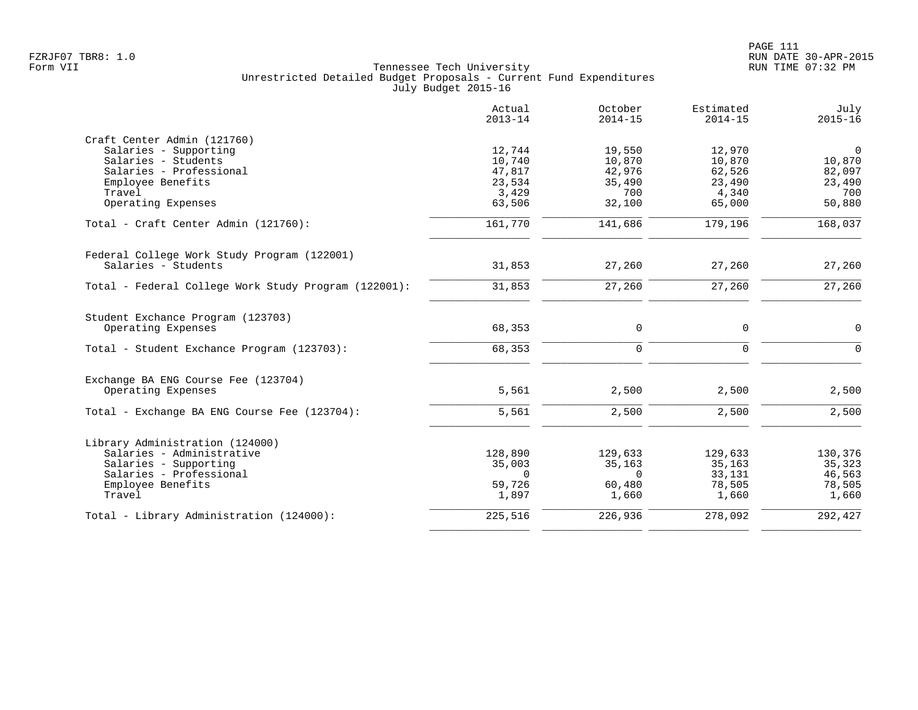Tennessee Tech University
Unrestricted Detailed Budget Proposals - Current Fund Expenditures
July Budget 2015-16

| | Actual 2013-14 | October 2014-15 | Estimated 2014-15 | July 2015-16 |
|---|---|---|---|---|
| **Craft Center Admin (121760)** | | | | |
| Salaries - Supporting | 12,744 | 19,550 | 12,970 | 0 |
| Salaries - Students | 10,740 | 10,870 | 10,870 | 10,870 |
| Salaries - Professional | 47,817 | 42,976 | 62,526 | 82,097 |
| Employee Benefits | 23,534 | 35,490 | 23,490 | 23,490 |
| Travel | 3,429 | 700 | 4,340 | 700 |
| Operating Expenses | 63,506 | 32,100 | 65,000 | 50,880 |
| Total - Craft Center Admin (121760): | 161,770 | 141,686 | 179,196 | 168,037 |
| **Federal College Work Study Program (122001)** | | | | |
| Salaries - Students | 31,853 | 27,260 | 27,260 | 27,260 |
| Total - Federal College Work Study Program (122001): | 31,853 | 27,260 | 27,260 | 27,260 |
| **Student Exchance Program (123703)** | | | | |
| Operating Expenses | 68,353 | 0 | 0 | 0 |
| Total - Student Exchance Program (123703): | 68,353 | 0 | 0 | 0 |
| **Exchange BA ENG Course Fee (123704)** | | | | |
| Operating Expenses | 5,561 | 2,500 | 2,500 | 2,500 |
| Total - Exchange BA ENG Course Fee (123704): | 5,561 | 2,500 | 2,500 | 2,500 |
| **Library Administration (124000)** | | | | |
| Salaries - Administrative | 128,890 | 129,633 | 129,633 | 130,376 |
| Salaries - Supporting | 35,003 | 35,163 | 35,163 | 35,323 |
| Salaries - Professional | 0 | 0 | 33,131 | 46,563 |
| Employee Benefits | 59,726 | 60,480 | 78,505 | 78,505 |
| Travel | 1,897 | 1,660 | 1,660 | 1,660 |
| Total - Library Administration (124000): | 225,516 | 226,936 | 278,092 | 292,427 |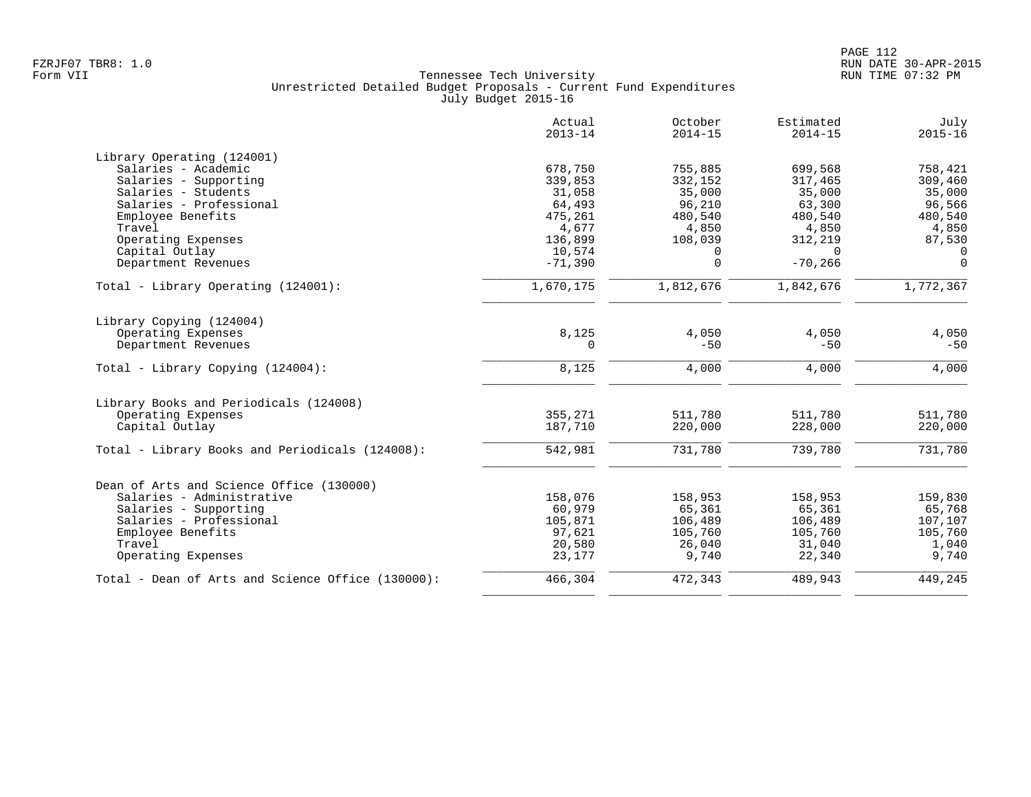Tennessee Tech University
Unrestricted Detailed Budget Proposals - Current Fund Expenditures
July Budget 2015-16

| | Actual 2013-14 | October 2014-15 | Estimated 2014-15 | July 2015-16 |
|---|---|---|---|---|
| **Library Operating (124001)** | | | | |
| Salaries - Academic | 678,750 | 755,885 | 699,568 | 758,421 |
| Salaries - Supporting | 339,853 | 332,152 | 317,465 | 309,460 |
| Salaries - Students | 31,058 | 35,000 | 35,000 | 35,000 |
| Salaries - Professional | 64,493 | 96,210 | 63,300 | 96,566 |
| Employee Benefits | 475,261 | 480,540 | 480,540 | 480,540 |
| Travel | 4,677 | 4,850 | 4,850 | 4,850 |
| Operating Expenses | 136,899 | 108,039 | 312,219 | 87,530 |
| Capital Outlay | 10,574 | 0 | 0 | 0 |
| Department Revenues | -71,390 | 0 | -70,266 | 0 |
| Total - Library Operating (124001): | 1,670,175 | 1,812,676 | 1,842,676 | 1,772,367 |
| **Library Copying (124004)** | | | | |
| Operating Expenses | 8,125 | 4,050 | 4,050 | 4,050 |
| Department Revenues | 0 | -50 | -50 | -50 |
| Total - Library Copying (124004): | 8,125 | 4,000 | 4,000 | 4,000 |
| **Library Books and Periodicals (124008)** | | | | |
| Operating Expenses | 355,271 | 511,780 | 511,780 | 511,780 |
| Capital Outlay | 187,710 | 220,000 | 228,000 | 220,000 |
| Total - Library Books and Periodicals (124008): | 542,981 | 731,780 | 739,780 | 731,780 |
| **Dean of Arts and Science Office (130000)** | | | | |
| Salaries - Administrative | 158,076 | 158,953 | 158,953 | 159,830 |
| Salaries - Supporting | 60,979 | 65,361 | 65,361 | 65,768 |
| Salaries - Professional | 105,871 | 106,489 | 106,489 | 107,107 |
| Employee Benefits | 97,621 | 105,760 | 105,760 | 105,760 |
| Travel | 20,580 | 26,040 | 31,040 | 1,040 |
| Operating Expenses | 23,177 | 9,740 | 22,340 | 9,740 |
| Total - Dean of Arts and Science Office (130000): | 466,304 | 472,343 | 489,943 | 449,245 |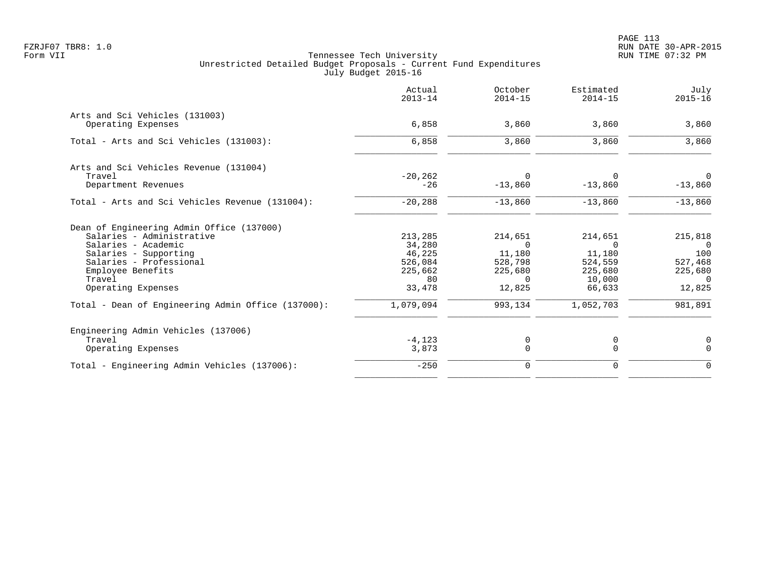Tennessee Tech University
Unrestricted Detailed Budget Proposals - Current Fund Expenditures
July Budget 2015-16

| | Actual 2013-14 | October 2014-15 | Estimated 2014-15 | July 2015-16 |
|---|---|---|---|---|
| **Arts and Sci Vehicles (131003)** | | | | |
| Operating Expenses | 6,858 | 3,860 | 3,860 | 3,860 |
| Total - Arts and Sci Vehicles (131003): | 6,858 | 3,860 | 3,860 | 3,860 |
| **Arts and Sci Vehicles Revenue (131004)** | | | | |
| Travel | -20,262 | 0 | 0 | 0 |
| Department Revenues | -26 | -13,860 | -13,860 | -13,860 |
| Total - Arts and Sci Vehicles Revenue (131004): | -20,288 | -13,860 | -13,860 | -13,860 |
| **Dean of Engineering Admin Office (137000)** | | | | |
| Salaries - Administrative | 213,285 | 214,651 | 214,651 | 215,818 |
| Salaries - Academic | 34,280 | 0 | 0 | 0 |
| Salaries - Supporting | 46,225 | 11,180 | 11,180 | 100 |
| Salaries - Professional | 526,084 | 528,798 | 524,559 | 527,468 |
| Employee Benefits | 225,662 | 225,680 | 225,680 | 225,680 |
| Travel | 80 | 0 | 10,000 | 0 |
| Operating Expenses | 33,478 | 12,825 | 66,633 | 12,825 |
| Total - Dean of Engineering Admin Office (137000): | 1,079,094 | 993,134 | 1,052,703 | 981,891 |
| **Engineering Admin Vehicles (137006)** | | | | |
| Travel | -4,123 | 0 | 0 | 0 |
| Operating Expenses | 3,873 | 0 | 0 | 0 |
| Total - Engineering Admin Vehicles (137006): | -250 | 0 | 0 | 0 |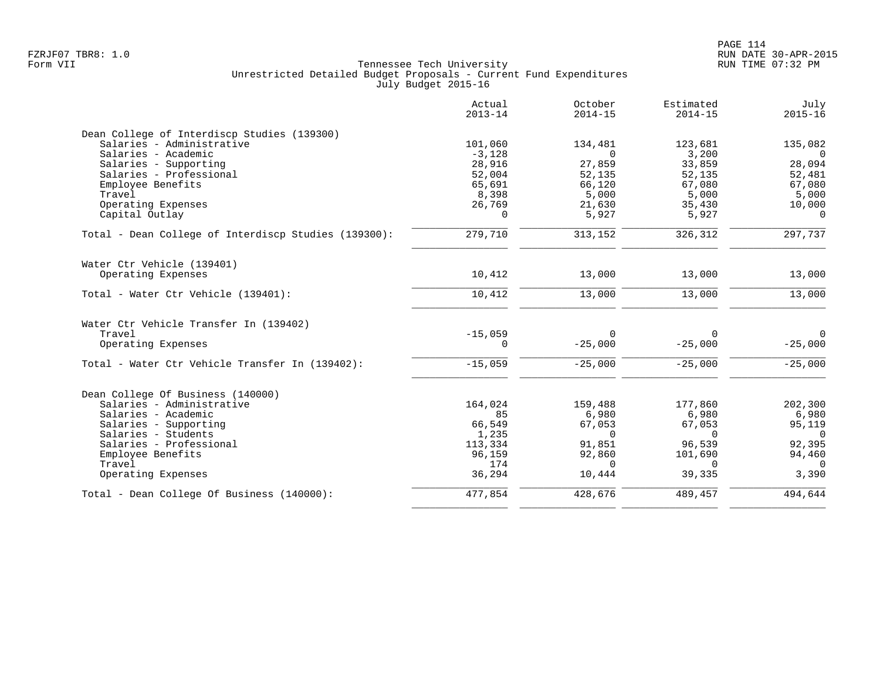Tennessee Tech University
Unrestricted Detailed Budget Proposals - Current Fund Expenditures
July Budget 2015-16

FZRJF07 TBR8: 1.0
Form VII

| | Actual 2013-14 | October 2014-15 | Estimated 2014-15 | July 2015-16 |
|---|---|---|---|---|
| **Dean College of Interdiscp Studies (139300)** | | | | |
| Salaries - Administrative | 101,060 | 134,481 | 123,681 | 135,082 |
| Salaries - Academic | -3,128 | 0 | 3,200 | 0 |
| Salaries - Supporting | 28,916 | 27,859 | 33,859 | 28,094 |
| Salaries - Professional | 52,004 | 52,135 | 52,135 | 52,481 |
| Employee Benefits | 65,691 | 66,120 | 67,080 | 67,080 |
| Travel | 8,398 | 5,000 | 5,000 | 5,000 |
| Operating Expenses | 26,769 | 21,630 | 35,430 | 10,000 |
| Capital Outlay | 0 | 5,927 | 5,927 | 0 |
| Total - Dean College of Interdiscp Studies (139300): | 279,710 | 313,152 | 326,312 | 297,737 |
| **Water Ctr Vehicle (139401)** | | | | |
| Operating Expenses | 10,412 | 13,000 | 13,000 | 13,000 |
| Total - Water Ctr Vehicle (139401): | 10,412 | 13,000 | 13,000 | 13,000 |
| **Water Ctr Vehicle Transfer In (139402)** | | | | |
| Travel | -15,059 | 0 | 0 | 0 |
| Operating Expenses | 0 | -25,000 | -25,000 | -25,000 |
| Total - Water Ctr Vehicle Transfer In (139402): | -15,059 | -25,000 | -25,000 | -25,000 |
| **Dean College Of Business (140000)** | | | | |
| Salaries - Administrative | 164,024 | 159,488 | 177,860 | 202,300 |
| Salaries - Academic | 85 | 6,980 | 6,980 | 6,980 |
| Salaries - Supporting | 66,549 | 67,053 | 67,053 | 95,119 |
| Salaries - Students | 1,235 | 0 | 0 | 0 |
| Salaries - Professional | 113,334 | 91,851 | 96,539 | 92,395 |
| Employee Benefits | 96,159 | 92,860 | 101,690 | 94,460 |
| Travel | 174 | 0 | 0 | 0 |
| Operating Expenses | 36,294 | 10,444 | 39,335 | 3,390 |
| Total - Dean College Of Business (140000): | 477,854 | 428,676 | 489,457 | 494,644 |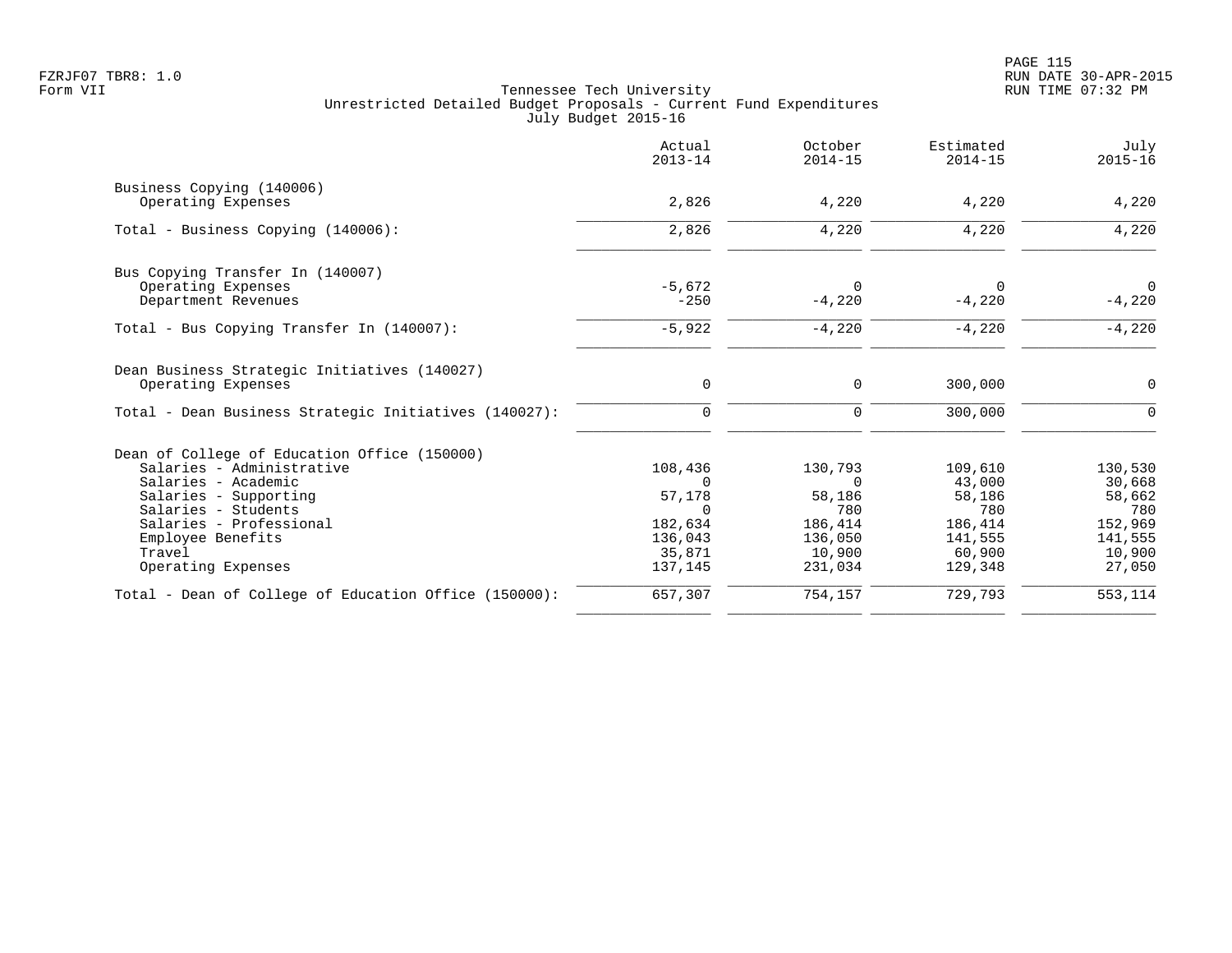Tennessee Tech University
Unrestricted Detailed Budget Proposals - Current Fund Expenditures
July Budget 2015-16

Form VII

| | Actual 2013-14 | October 2014-15 | Estimated 2014-15 | July 2015-16 |
|---|---|---|---|---|
| **Business Copying (140006)** | | | | |
| Operating Expenses | 2,826 | 4,220 | 4,220 | 4,220 |
| Total - Business Copying (140006): | 2,826 | 4,220 | 4,220 | 4,220 |
| **Bus Copying Transfer In (140007)** | | | | |
| Operating Expenses | -5,672 | 0 | 0 | 0 |
| Department Revenues | -250 | -4,220 | -4,220 | -4,220 |
| Total - Bus Copying Transfer In (140007): | -5,922 | -4,220 | -4,220 | -4,220 |
| **Dean Business Strategic Initiatives (140027)** | | | | |
| Operating Expenses | 0 | 0 | 300,000 | 0 |
| Total - Dean Business Strategic Initiatives (140027): | 0 | 0 | 300,000 | 0 |
| **Dean of College of Education Office (150000)** | | | | |
| Salaries - Administrative | 108,436 | 130,793 | 109,610 | 130,530 |
| Salaries - Academic | 0 | 0 | 43,000 | 30,668 |
| Salaries - Supporting | 57,178 | 58,186 | 58,186 | 58,662 |
| Salaries - Students | 0 | 780 | 780 | 780 |
| Salaries - Professional | 182,634 | 186,414 | 186,414 | 152,969 |
| Employee Benefits | 136,043 | 136,050 | 141,555 | 141,555 |
| Travel | 35,871 | 10,900 | 60,900 | 10,900 |
| Operating Expenses | 137,145 | 231,034 | 129,348 | 27,050 |
| Total - Dean of College of Education Office (150000): | 657,307 | 754,157 | 729,793 | 553,114 |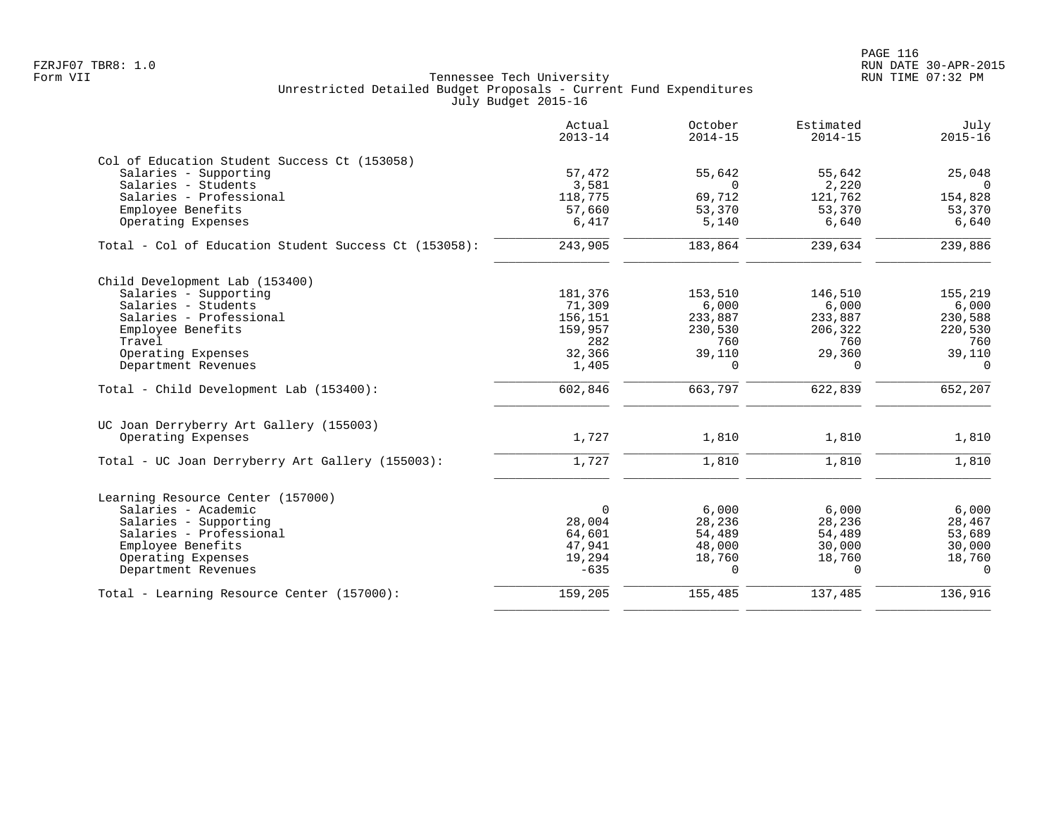FZRJF07 TBR8: 1.0
Form VII

Tennessee Tech University
Unrestricted Detailed Budget Proposals - Current Fund Expenditures
July Budget 2015-16

RUN DATE 30-APR-2015
RUN TIME 07:32 PM

| | Actual 2013-14 | October 2014-15 | Estimated 2014-15 | July 2015-16 |
|---|---|---|---|---|
| **Col of Education Student Success Ct (153058)** | | | | |
| Salaries - Supporting | 57,472 | 55,642 | 55,642 | 25,048 |
| Salaries - Students | 3,581 | 0 | 2,220 | 0 |
| Salaries - Professional | 118,775 | 69,712 | 121,762 | 154,828 |
| Employee Benefits | 57,660 | 53,370 | 53,370 | 53,370 |
| Operating Expenses | 6,417 | 5,140 | 6,640 | 6,640 |
| Total - Col of Education Student Success Ct (153058): | 243,905 | 183,864 | 239,634 | 239,886 |
| **Child Development Lab (153400)** | | | | |
| Salaries - Supporting | 181,376 | 153,510 | 146,510 | 155,219 |
| Salaries - Students | 71,309 | 6,000 | 6,000 | 6,000 |
| Salaries - Professional | 156,151 | 233,887 | 233,887 | 230,588 |
| Employee Benefits | 159,957 | 230,530 | 206,322 | 220,530 |
| Travel | 282 | 760 | 760 | 760 |
| Operating Expenses | 32,366 | 39,110 | 29,360 | 39,110 |
| Department Revenues | 1,405 | 0 | 0 | 0 |
| Total - Child Development Lab (153400): | 602,846 | 663,797 | 622,839 | 652,207 |
| **UC Joan Derryberry Art Gallery (155003)** | | | | |
| Operating Expenses | 1,727 | 1,810 | 1,810 | 1,810 |
| Total - UC Joan Derryberry Art Gallery (155003): | 1,727 | 1,810 | 1,810 | 1,810 |
| **Learning Resource Center (157000)** | | | | |
| Salaries - Academic | 0 | 6,000 | 6,000 | 6,000 |
| Salaries - Supporting | 28,004 | 28,236 | 28,236 | 28,467 |
| Salaries - Professional | 64,601 | 54,489 | 54,489 | 53,689 |
| Employee Benefits | 47,941 | 48,000 | 30,000 | 30,000 |
| Operating Expenses | 19,294 | 18,760 | 18,760 | 18,760 |
| Department Revenues | -635 | 0 | 0 | 0 |
| Total - Learning Resource Center (157000): | 159,205 | 155,485 | 137,485 | 136,916 |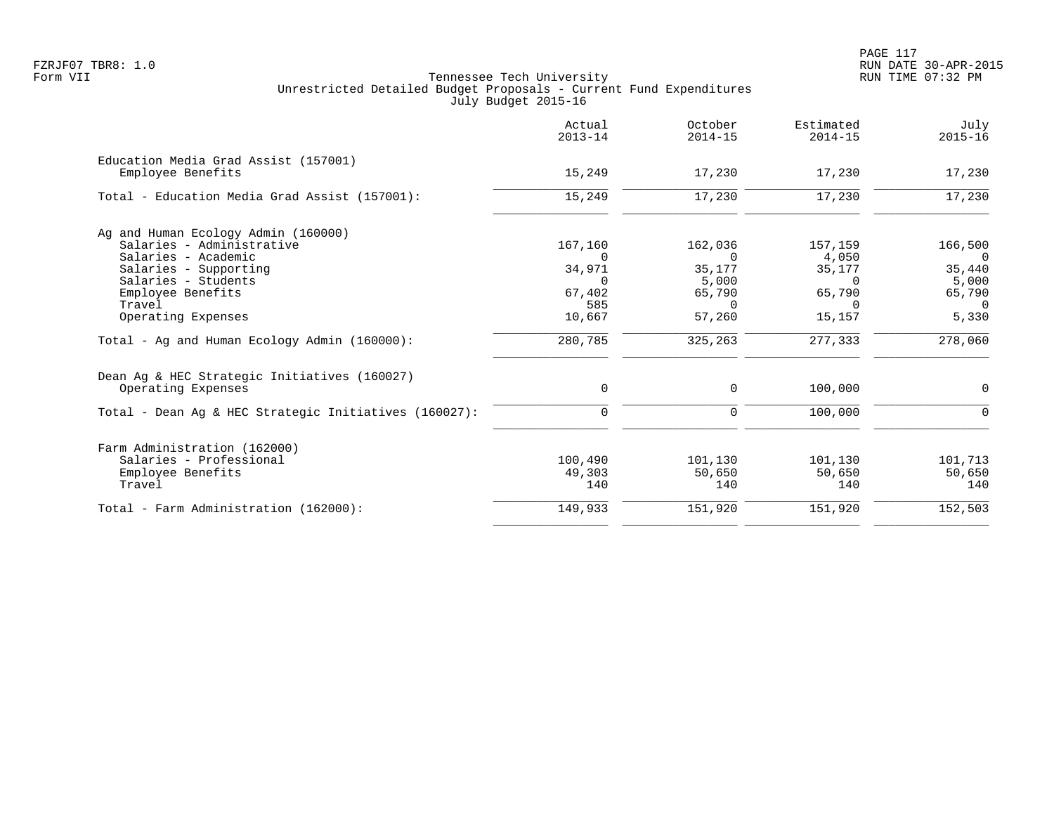Tennessee Tech University
Unrestricted Detailed Budget Proposals - Current Fund Expenditures
July Budget 2015-16

| | Actual 2013-14 | October 2014-15 | Estimated 2014-15 | July 2015-16 |
|---|---|---|---|---|
| **Education Media Grad Assist (157001)** | | | | |
| Employee Benefits | 15,249 | 17,230 | 17,230 | 17,230 |
| Total - Education Media Grad Assist (157001): | 15,249 | 17,230 | 17,230 | 17,230 |
| **Ag and Human Ecology Admin (160000)** | | | | |
| Salaries - Administrative | 167,160 | 162,036 | 157,159 | 166,500 |
| Salaries - Academic | 0 | 0 | 4,050 | 0 |
| Salaries - Supporting | 34,971 | 35,177 | 35,177 | 35,440 |
| Salaries - Students | 0 | 5,000 | 0 | 5,000 |
| Employee Benefits | 67,402 | 65,790 | 65,790 | 65,790 |
| Travel | 585 | 0 | 0 | 0 |
| Operating Expenses | 10,667 | 57,260 | 15,157 | 5,330 |
| Total - Ag and Human Ecology Admin (160000): | 280,785 | 325,263 | 277,333 | 278,060 |
| **Dean Ag & HEC Strategic Initiatives (160027)** | | | | |
| Operating Expenses | 0 | 0 | 100,000 | 0 |
| Total - Dean Ag & HEC Strategic Initiatives (160027): | 0 | 0 | 100,000 | 0 |
| **Farm Administration (162000)** | | | | |
| Salaries - Professional | 100,490 | 101,130 | 101,130 | 101,713 |
| Employee Benefits | 49,303 | 50,650 | 50,650 | 50,650 |
| Travel | 140 | 140 | 140 | 140 |
| Total - Farm Administration (162000): | 149,933 | 151,920 | 151,920 | 152,503 |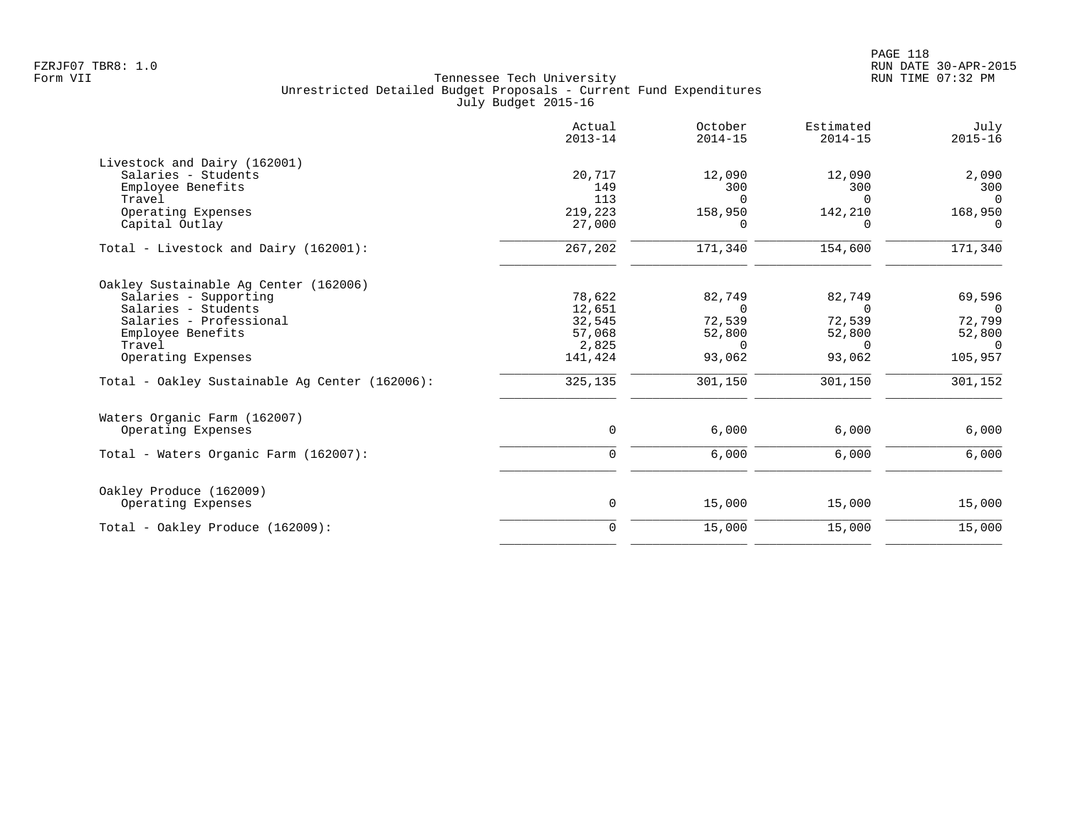FZRJF07 TBR8: 1.0
Form VII

Tennessee Tech University
Unrestricted Detailed Budget Proposals - Current Fund Expenditures
July Budget 2015-16

PAGE 118
RUN DATE 30-APR-2015
RUN TIME 07:32 PM

| | Actual 2013-14 | October 2014-15 | Estimated 2014-15 | July 2015-16 |
|---|---|---|---|---|
| **Livestock and Dairy (162001)** | | | | |
| Salaries - Students | 20,717 | 12,090 | 12,090 | 2,090 |
| Employee Benefits | 149 | 300 | 300 | 300 |
| Travel | 113 | 0 | 0 | 0 |
| Operating Expenses | 219,223 | 158,950 | 142,210 | 168,950 |
| Capital Outlay | 27,000 | 0 | 0 | 0 |
| Total - Livestock and Dairy (162001): | 267,202 | 171,340 | 154,600 | 171,340 |
| **Oakley Sustainable Ag Center (162006)** | | | | |
| Salaries - Supporting | 78,622 | 82,749 | 82,749 | 69,596 |
| Salaries - Students | 12,651 | 0 | 0 | 0 |
| Salaries - Professional | 32,545 | 72,539 | 72,539 | 72,799 |
| Employee Benefits | 57,068 | 52,800 | 52,800 | 52,800 |
| Travel | 2,825 | 0 | 0 | 0 |
| Operating Expenses | 141,424 | 93,062 | 93,062 | 105,957 |
| Total - Oakley Sustainable Ag Center (162006): | 325,135 | 301,150 | 301,150 | 301,152 |
| **Waters Organic Farm (162007)** | | | | |
| Operating Expenses | 0 | 6,000 | 6,000 | 6,000 |
| Total - Waters Organic Farm (162007): | 0 | 6,000 | 6,000 | 6,000 |
| **Oakley Produce (162009)** | | | | |
| Operating Expenses | 0 | 15,000 | 15,000 | 15,000 |
| Total - Oakley Produce (162009): | 0 | 15,000 | 15,000 | 15,000 |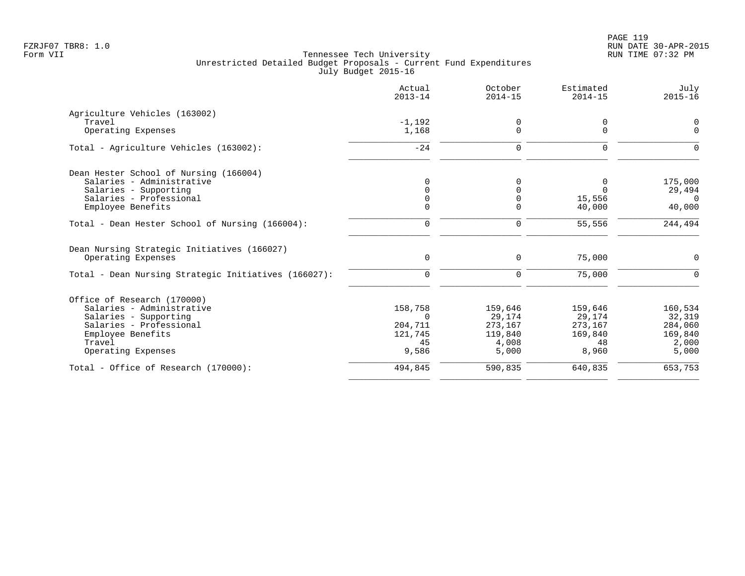Tennessee Tech University
Unrestricted Detailed Budget Proposals - Current Fund Expenditures
July Budget 2015-16

Form VII

| | Actual 2013-14 | October 2014-15 | Estimated 2014-15 | July 2015-16 |
|---|---|---|---|---|
| **Agriculture Vehicles (163002)** | | | | |
| Travel | -1,192 | 0 | 0 | 0 |
| Operating Expenses | 1,168 | 0 | 0 | 0 |
| Total - Agriculture Vehicles (163002): | -24 | 0 | 0 | 0 |
| **Dean Hester School of Nursing (166004)** | | | | |
| Salaries - Administrative | 0 | 0 | 0 | 175,000 |
| Salaries - Supporting | 0 | 0 | 0 | 29,494 |
| Salaries - Professional | 0 | 0 | 15,556 | 0 |
| Employee Benefits | 0 | 0 | 40,000 | 40,000 |
| Total - Dean Hester School of Nursing (166004): | 0 | 0 | 55,556 | 244,494 |
| **Dean Nursing Strategic Initiatives (166027)** | | | | |
| Operating Expenses | 0 | 0 | 75,000 | 0 |
| Total - Dean Nursing Strategic Initiatives (166027): | 0 | 0 | 75,000 | 0 |
| **Office of Research (170000)** | | | | |
| Salaries - Administrative | 158,758 | 159,646 | 159,646 | 160,534 |
| Salaries - Supporting | 0 | 29,174 | 29,174 | 32,319 |
| Salaries - Professional | 204,711 | 273,167 | 273,167 | 284,060 |
| Employee Benefits | 121,745 | 119,840 | 169,840 | 169,840 |
| Travel | 45 | 4,008 | 48 | 2,000 |
| Operating Expenses | 9,586 | 5,000 | 8,960 | 5,000 |
| Total - Office of Research (170000): | 494,845 | 590,835 | 640,835 | 653,753 |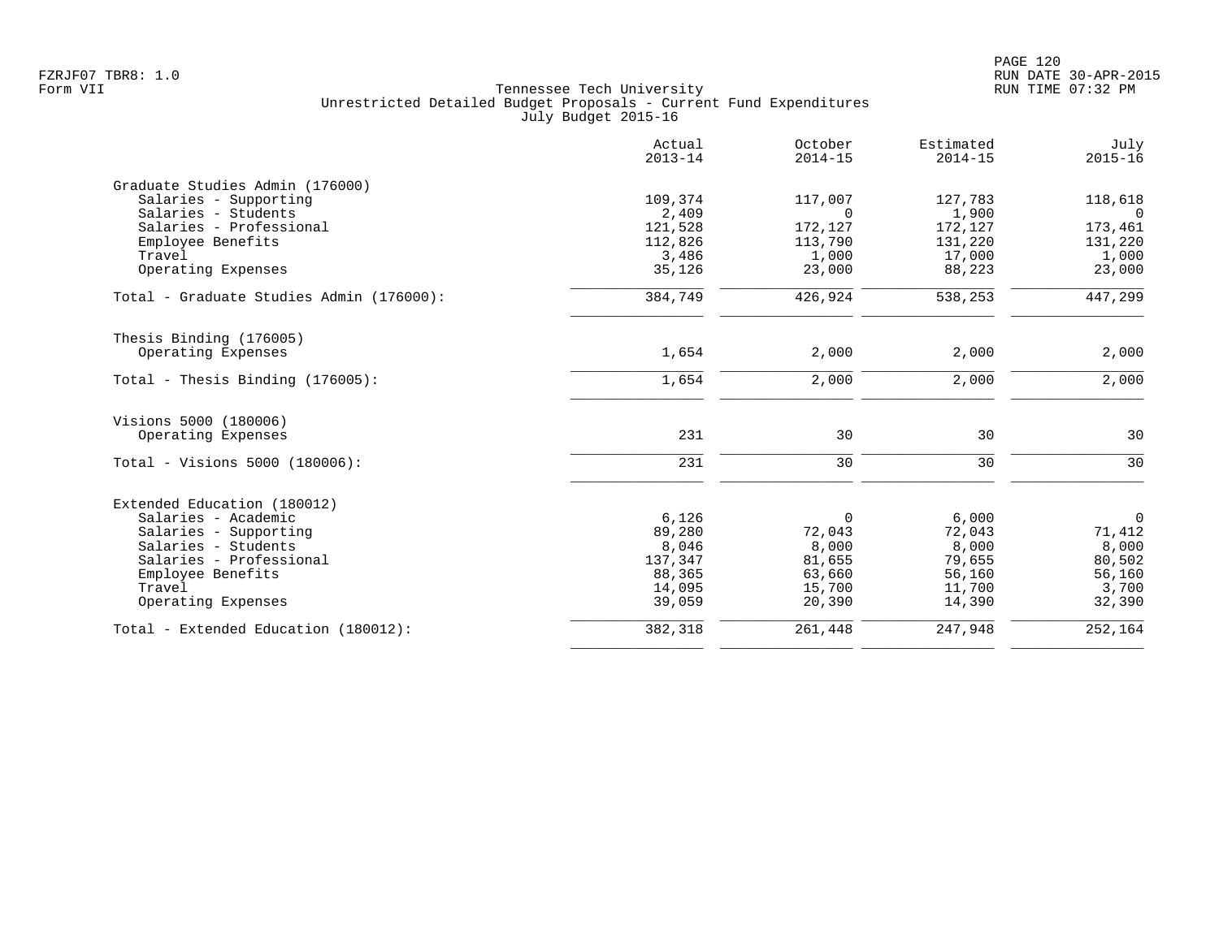Tennessee Tech University
Unrestricted Detailed Budget Proposals - Current Fund Expenditures
July Budget 2015-16

Form VII

| | Actual 2013-14 | October 2014-15 | Estimated 2014-15 | July 2015-16 |
|---|---|---|---|---|
| **Graduate Studies Admin (176000)** | | | | |
| Salaries - Supporting | 109,374 | 117,007 | 127,783 | 118,618 |
| Salaries - Students | 2,409 | 0 | 1,900 | 0 |
| Salaries - Professional | 121,528 | 172,127 | 172,127 | 173,461 |
| Employee Benefits | 112,826 | 113,790 | 131,220 | 131,220 |
| Travel | 3,486 | 1,000 | 17,000 | 1,000 |
| Operating Expenses | 35,126 | 23,000 | 88,223 | 23,000 |
| Total - Graduate Studies Admin (176000): | 384,749 | 426,924 | 538,253 | 447,299 |
| **Thesis Binding (176005)** | | | | |
| Operating Expenses | 1,654 | 2,000 | 2,000 | 2,000 |
| Total - Thesis Binding (176005): | 1,654 | 2,000 | 2,000 | 2,000 |
| **Visions 5000 (180006)** | | | | |
| Operating Expenses | 231 | 30 | 30 | 30 |
| Total - Visions 5000 (180006): | 231 | 30 | 30 | 30 |
| **Extended Education (180012)** | | | | |
| Salaries - Academic | 6,126 | 0 | 6,000 | 0 |
| Salaries - Supporting | 89,280 | 72,043 | 72,043 | 71,412 |
| Salaries - Students | 8,046 | 8,000 | 8,000 | 8,000 |
| Salaries - Professional | 137,347 | 81,655 | 79,655 | 80,502 |
| Employee Benefits | 88,365 | 63,660 | 56,160 | 56,160 |
| Travel | 14,095 | 15,700 | 11,700 | 3,700 |
| Operating Expenses | 39,059 | 20,390 | 14,390 | 32,390 |
| Total - Extended Education (180012): | 382,318 | 261,448 | 247,948 | 252,164 |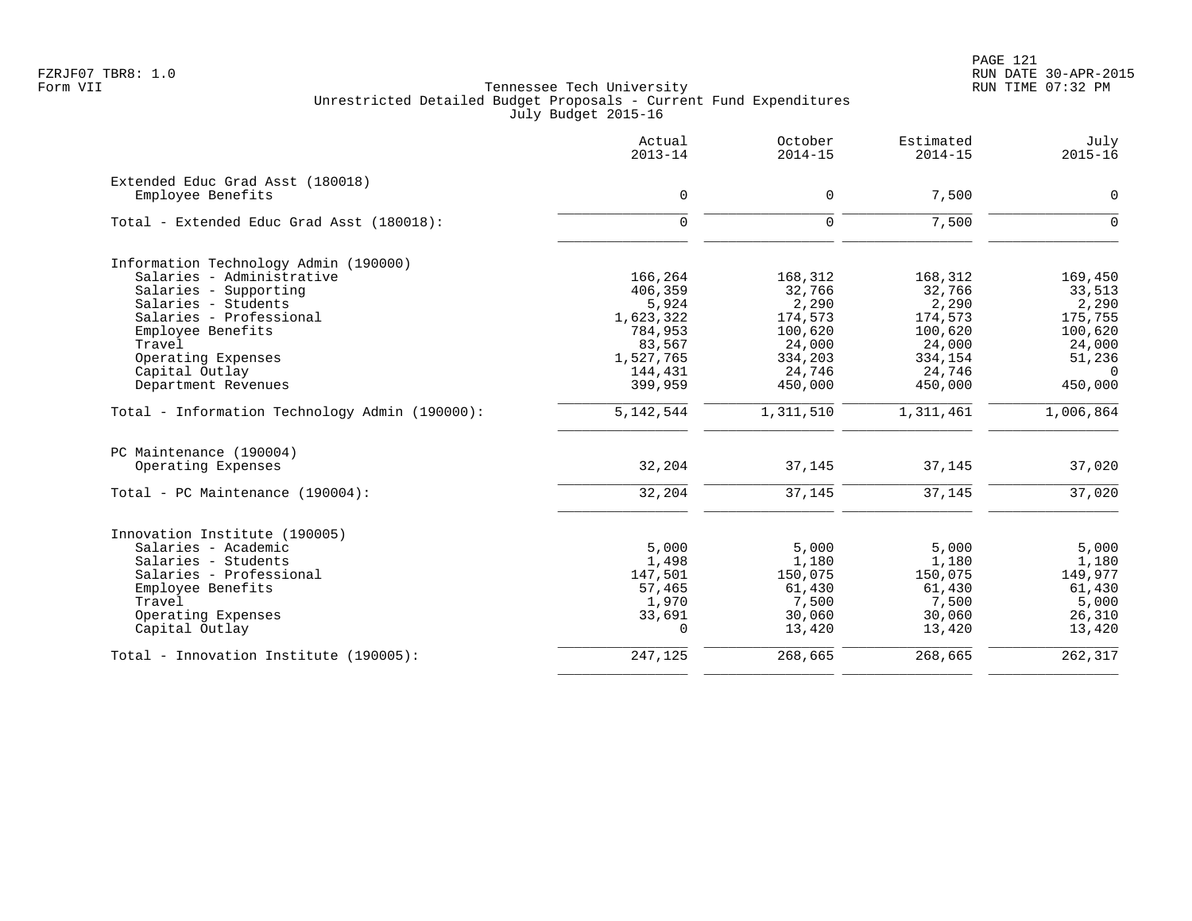Tennessee Tech University
Unrestricted Detailed Budget Proposals - Current Fund Expenditures
July Budget 2015-16

FZRJF07 TBR8: 1.0
Form VII

RUN DATE 30-APR-2015
RUN TIME 07:32 PM

| | Actual 2013-14 | October 2014-15 | Estimated 2014-15 | July 2015-16 |
|---|---|---|---|---|
| **Extended Educ Grad Asst (180018)** | | | | |
| Employee Benefits | 0 | 0 | 7,500 | 0 |
| Total - Extended Educ Grad Asst (180018): | 0 | 0 | 7,500 | 0 |
| **Information Technology Admin (190000)** | | | | |
| Salaries - Administrative | 166,264 | 168,312 | 168,312 | 169,450 |
| Salaries - Supporting | 406,359 | 32,766 | 32,766 | 33,513 |
| Salaries - Students | 5,924 | 2,290 | 2,290 | 2,290 |
| Salaries - Professional | 1,623,322 | 174,573 | 174,573 | 175,755 |
| Employee Benefits | 784,953 | 100,620 | 100,620 | 100,620 |
| Travel | 83,567 | 24,000 | 24,000 | 24,000 |
| Operating Expenses | 1,527,765 | 334,203 | 334,154 | 51,236 |
| Capital Outlay | 144,431 | 24,746 | 24,746 | 0 |
| Department Revenues | 399,959 | 450,000 | 450,000 | 450,000 |
| Total - Information Technology Admin (190000): | 5,142,544 | 1,311,510 | 1,311,461 | 1,006,864 |
| **PC Maintenance (190004)** | | | | |
| Operating Expenses | 32,204 | 37,145 | 37,145 | 37,020 |
| Total - PC Maintenance (190004): | 32,204 | 37,145 | 37,145 | 37,020 |
| **Innovation Institute (190005)** | | | | |
| Salaries - Academic | 5,000 | 5,000 | 5,000 | 5,000 |
| Salaries - Students | 1,498 | 1,180 | 1,180 | 1,180 |
| Salaries - Professional | 147,501 | 150,075 | 150,075 | 149,977 |
| Employee Benefits | 57,465 | 61,430 | 61,430 | 61,430 |
| Travel | 1,970 | 7,500 | 7,500 | 5,000 |
| Operating Expenses | 33,691 | 30,060 | 30,060 | 26,310 |
| Capital Outlay | 0 | 13,420 | 13,420 | 13,420 |
| Total - Innovation Institute (190005): | 247,125 | 268,665 | 268,665 | 262,317 |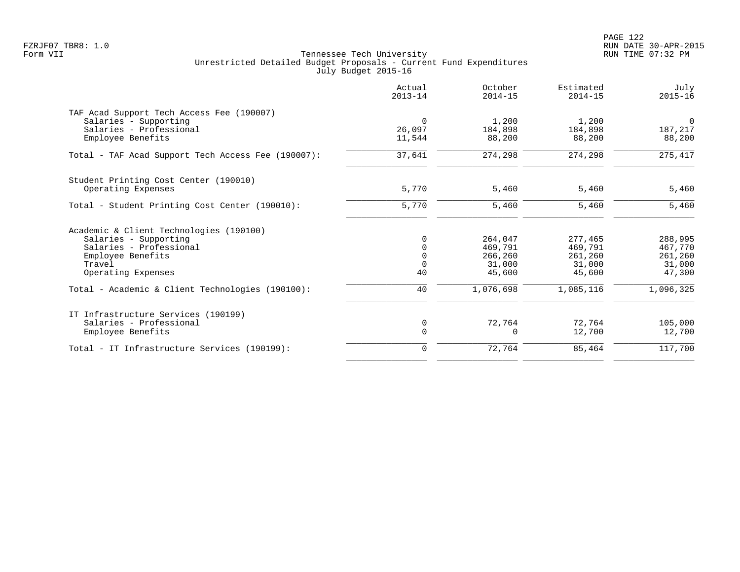Tennessee Tech University
Unrestricted Detailed Budget Proposals - Current Fund Expenditures
July Budget 2015-16

| | Actual 2013-14 | October 2014-15 | Estimated 2014-15 | July 2015-16 |
|---|---|---|---|---|
| **TAF Acad Support Tech Access Fee (190007)** | | | | |
| Salaries - Supporting | 0 | 1,200 | 1,200 | 0 |
| Salaries - Professional | 26,097 | 184,898 | 184,898 | 187,217 |
| Employee Benefits | 11,544 | 88,200 | 88,200 | 88,200 |
| Total - TAF Acad Support Tech Access Fee (190007): | 37,641 | 274,298 | 274,298 | 275,417 |
| **Student Printing Cost Center (190010)** | | | | |
| Operating Expenses | 5,770 | 5,460 | 5,460 | 5,460 |
| Total - Student Printing Cost Center (190010): | 5,770 | 5,460 | 5,460 | 5,460 |
| **Academic & Client Technologies (190100)** | | | | |
| Salaries - Supporting | 0 | 264,047 | 277,465 | 288,995 |
| Salaries - Professional | 0 | 469,791 | 469,791 | 467,770 |
| Employee Benefits | 0 | 266,260 | 261,260 | 261,260 |
| Travel | 0 | 31,000 | 31,000 | 31,000 |
| Operating Expenses | 40 | 45,600 | 45,600 | 47,300 |
| Total - Academic & Client Technologies (190100): | 40 | 1,076,698 | 1,085,116 | 1,096,325 |
| **IT Infrastructure Services (190199)** | | | | |
| Salaries - Professional | 0 | 72,764 | 72,764 | 105,000 |
| Employee Benefits | 0 | 0 | 12,700 | 12,700 |
| Total - IT Infrastructure Services (190199): | 0 | 72,764 | 85,464 | 117,700 |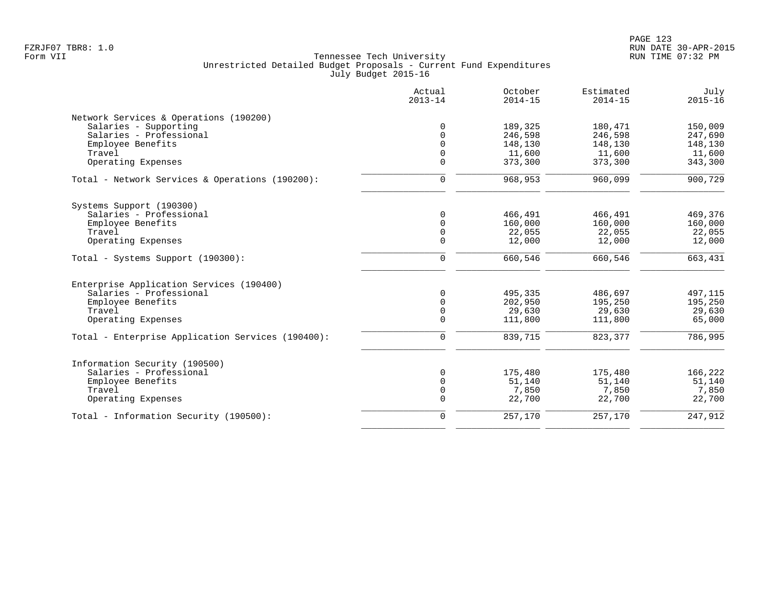Tennessee Tech University
Unrestricted Detailed Budget Proposals - Current Fund Expenditures
July Budget 2015-16

| | Actual 2013-14 | October 2014-15 | Estimated 2014-15 | July 2015-16 |
|---|---|---|---|---|
| **Network Services & Operations (190200)** | | | | |
| Salaries - Supporting | 0 | 189,325 | 180,471 | 150,009 |
| Salaries - Professional | 0 | 246,598 | 246,598 | 247,690 |
| Employee Benefits | 0 | 148,130 | 148,130 | 148,130 |
| Travel | 0 | 11,600 | 11,600 | 11,600 |
| Operating Expenses | 0 | 373,300 | 373,300 | 343,300 |
| Total - Network Services & Operations (190200): | 0 | 968,953 | 960,099 | 900,729 |
| **Systems Support (190300)** | | | | |
| Salaries - Professional | 0 | 466,491 | 466,491 | 469,376 |
| Employee Benefits | 0 | 160,000 | 160,000 | 160,000 |
| Travel | 0 | 22,055 | 22,055 | 22,055 |
| Operating Expenses | 0 | 12,000 | 12,000 | 12,000 |
| Total - Systems Support (190300): | 0 | 660,546 | 660,546 | 663,431 |
| **Enterprise Application Services (190400)** | | | | |
| Salaries - Professional | 0 | 495,335 | 486,697 | 497,115 |
| Employee Benefits | 0 | 202,950 | 195,250 | 195,250 |
| Travel | 0 | 29,630 | 29,630 | 29,630 |
| Operating Expenses | 0 | 111,800 | 111,800 | 65,000 |
| Total - Enterprise Application Services (190400): | 0 | 839,715 | 823,377 | 786,995 |
| **Information Security (190500)** | | | | |
| Salaries - Professional | 0 | 175,480 | 175,480 | 166,222 |
| Employee Benefits | 0 | 51,140 | 51,140 | 51,140 |
| Travel | 0 | 7,850 | 7,850 | 7,850 |
| Operating Expenses | 0 | 22,700 | 22,700 | 22,700 |
| Total - Information Security (190500): | 0 | 257,170 | 257,170 | 247,912 |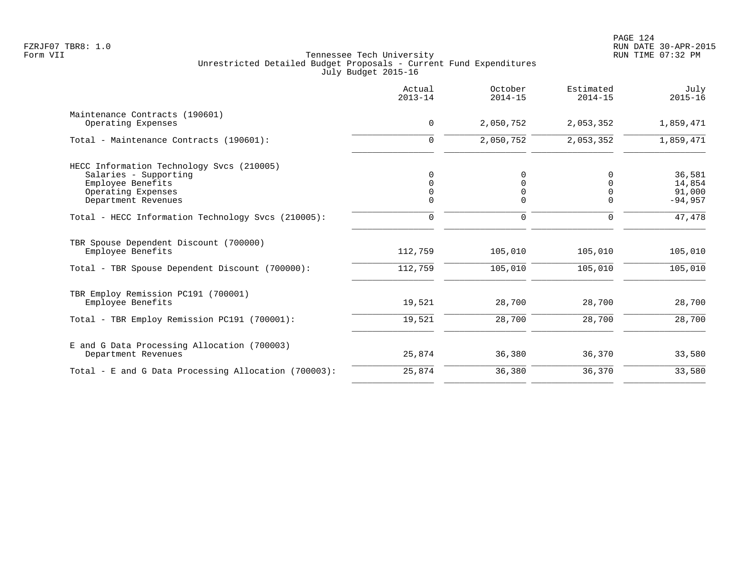Tennessee Tech University
Unrestricted Detailed Budget Proposals - Current Fund Expenditures
July Budget 2015-16

|  | Actual 2013-14 | October 2014-15 | Estimated 2014-15 | July 2015-16 |
|---|---|---|---|---|
| Maintenance Contracts (190601) | | | | |
| Operating Expenses | 0 | 2,050,752 | 2,053,352 | 1,859,471 |
| Total - Maintenance Contracts (190601): | 0 | 2,050,752 | 2,053,352 | 1,859,471 |
| HECC Information Technology Svcs (210005) | | | | |
| Salaries - Supporting | 0 | 0 | 0 | 36,581 |
| Employee Benefits | 0 | 0 | 0 | 14,854 |
| Operating Expenses | 0 | 0 | 0 | 91,000 |
| Department Revenues | 0 | 0 | 0 | -94,957 |
| Total - HECC Information Technology Svcs (210005): | 0 | 0 | 0 | 47,478 |
| TBR Spouse Dependent Discount (700000) | | | | |
| Employee Benefits | 112,759 | 105,010 | 105,010 | 105,010 |
| Total - TBR Spouse Dependent Discount (700000): | 112,759 | 105,010 | 105,010 | 105,010 |
| TBR Employ Remission PC191 (700001) | | | | |
| Employee Benefits | 19,521 | 28,700 | 28,700 | 28,700 |
| Total - TBR Employ Remission PC191 (700001): | 19,521 | 28,700 | 28,700 | 28,700 |
| E and G Data Processing Allocation (700003) | | | | |
| Department Revenues | 25,874 | 36,380 | 36,370 | 33,580 |
| Total - E and G Data Processing Allocation (700003): | 25,874 | 36,380 | 36,370 | 33,580 |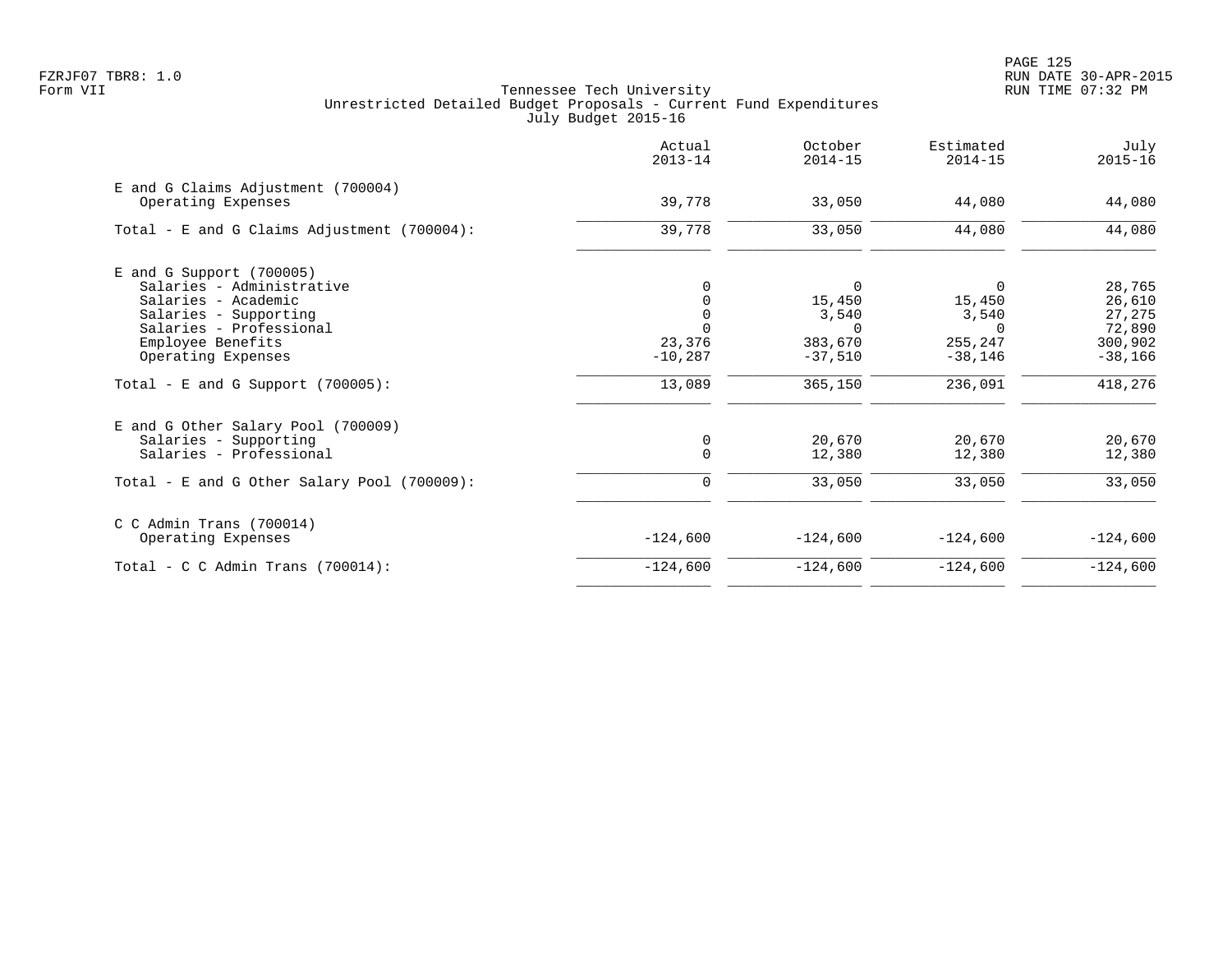Tennessee Tech University
Unrestricted Detailed Budget Proposals - Current Fund Expenditures
July Budget 2015-16

| | Actual 2013-14 | October 2014-15 | Estimated 2014-15 | July 2015-16 |
|---|---|---|---|---|
| E and G Claims Adjustment (700004) | | | | |
| Operating Expenses | 39,778 | 33,050 | 44,080 | 44,080 |
| Total - E and G Claims Adjustment (700004): | 39,778 | 33,050 | 44,080 | 44,080 |
| E and G Support (700005) | | | | |
| Salaries - Administrative | 0 | 0 | 0 | 28,765 |
| Salaries - Academic | 0 | 15,450 | 15,450 | 26,610 |
| Salaries - Supporting | 0 | 3,540 | 3,540 | 27,275 |
| Salaries - Professional | 0 | 0 | 0 | 72,890 |
| Employee Benefits | 23,376 | 383,670 | 255,247 | 300,902 |
| Operating Expenses | -10,287 | -37,510 | -38,146 | -38,166 |
| Total - E and G Support (700005): | 13,089 | 365,150 | 236,091 | 418,276 |
| E and G Other Salary Pool (700009) | | | | |
| Salaries - Supporting | 0 | 20,670 | 20,670 | 20,670 |
| Salaries - Professional | 0 | 12,380 | 12,380 | 12,380 |
| Total - E and G Other Salary Pool (700009): | 0 | 33,050 | 33,050 | 33,050 |
| C C Admin Trans (700014) | | | | |
| Operating Expenses | -124,600 | -124,600 | -124,600 | -124,600 |
| Total - C C Admin Trans (700014): | -124,600 | -124,600 | -124,600 | -124,600 |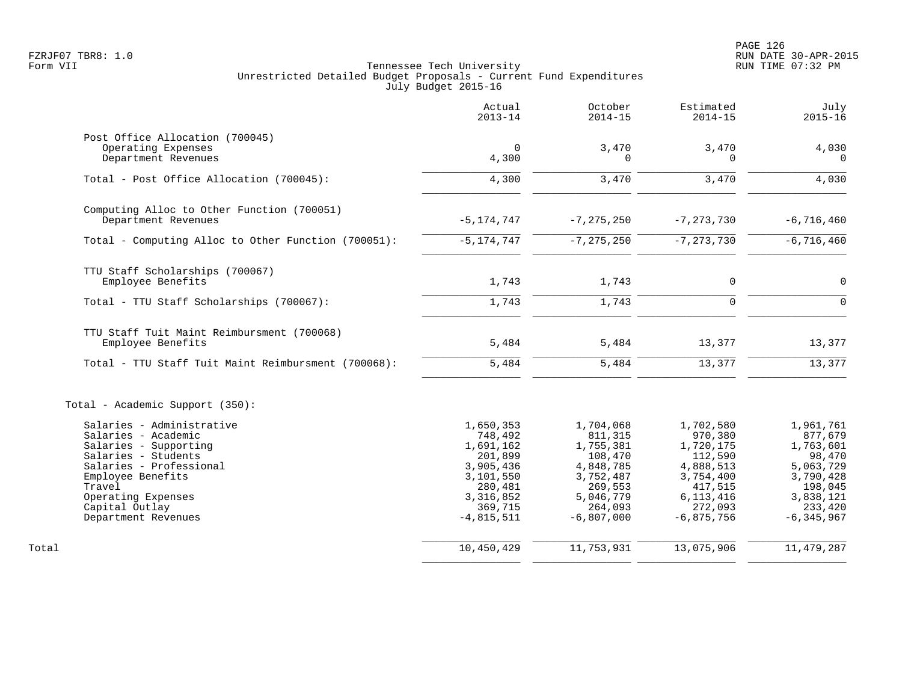Tennessee Tech University
Unrestricted Detailed Budget Proposals - Current Fund Expenditures
July Budget 2015-16

| | Actual 2013-14 | October 2014-15 | Estimated 2014-15 | July 2015-16 |
|---|---|---|---|---|
| **Post Office Allocation (700045)** | | | | |
| Operating Expenses | 0 | 3,470 | 3,470 | 4,030 |
| Department Revenues | 4,300 | 0 | 0 | 0 |
| Total - Post Office Allocation (700045): | 4,300 | 3,470 | 3,470 | 4,030 |
| **Computing Alloc to Other Function (700051)** | | | | |
| Department Revenues | -5,174,747 | -7,275,250 | -7,273,730 | -6,716,460 |
| Total - Computing Alloc to Other Function (700051): | -5,174,747 | -7,275,250 | -7,273,730 | -6,716,460 |
| **TTU Staff Scholarships (700067)** | | | | |
| Employee Benefits | 1,743 | 1,743 | 0 | 0 |
| Total - TTU Staff Scholarships (700067): | 1,743 | 1,743 | 0 | 0 |
| **TTU Staff Tuit Maint Reimbursment (700068)** | | | | |
| Employee Benefits | 5,484 | 5,484 | 13,377 | 13,377 |
| Total - TTU Staff Tuit Maint Reimbursment (700068): | 5,484 | 5,484 | 13,377 | 13,377 |
| **Total - Academic Support (350):** | | | | |
| Salaries - Administrative | 1,650,353 | 1,704,068 | 1,702,580 | 1,961,761 |
| Salaries - Academic | 748,492 | 811,315 | 970,380 | 877,679 |
| Salaries - Supporting | 1,691,162 | 1,755,381 | 1,720,175 | 1,763,601 |
| Salaries - Students | 201,899 | 108,470 | 112,590 | 98,470 |
| Salaries - Professional | 3,905,436 | 4,848,785 | 4,888,513 | 5,063,729 |
| Employee Benefits | 3,101,550 | 3,752,487 | 3,754,400 | 3,790,428 |
| Travel | 280,481 | 269,553 | 417,515 | 198,045 |
| Operating Expenses | 3,316,852 | 5,046,779 | 6,113,416 | 3,838,121 |
| Capital Outlay | 369,715 | 264,093 | 272,093 | 233,420 |
| Department Revenues | -4,815,511 | -6,807,000 | -6,875,756 | -6,345,967 |
| Total | 10,450,429 | 11,753,931 | 13,075,906 | 11,479,287 |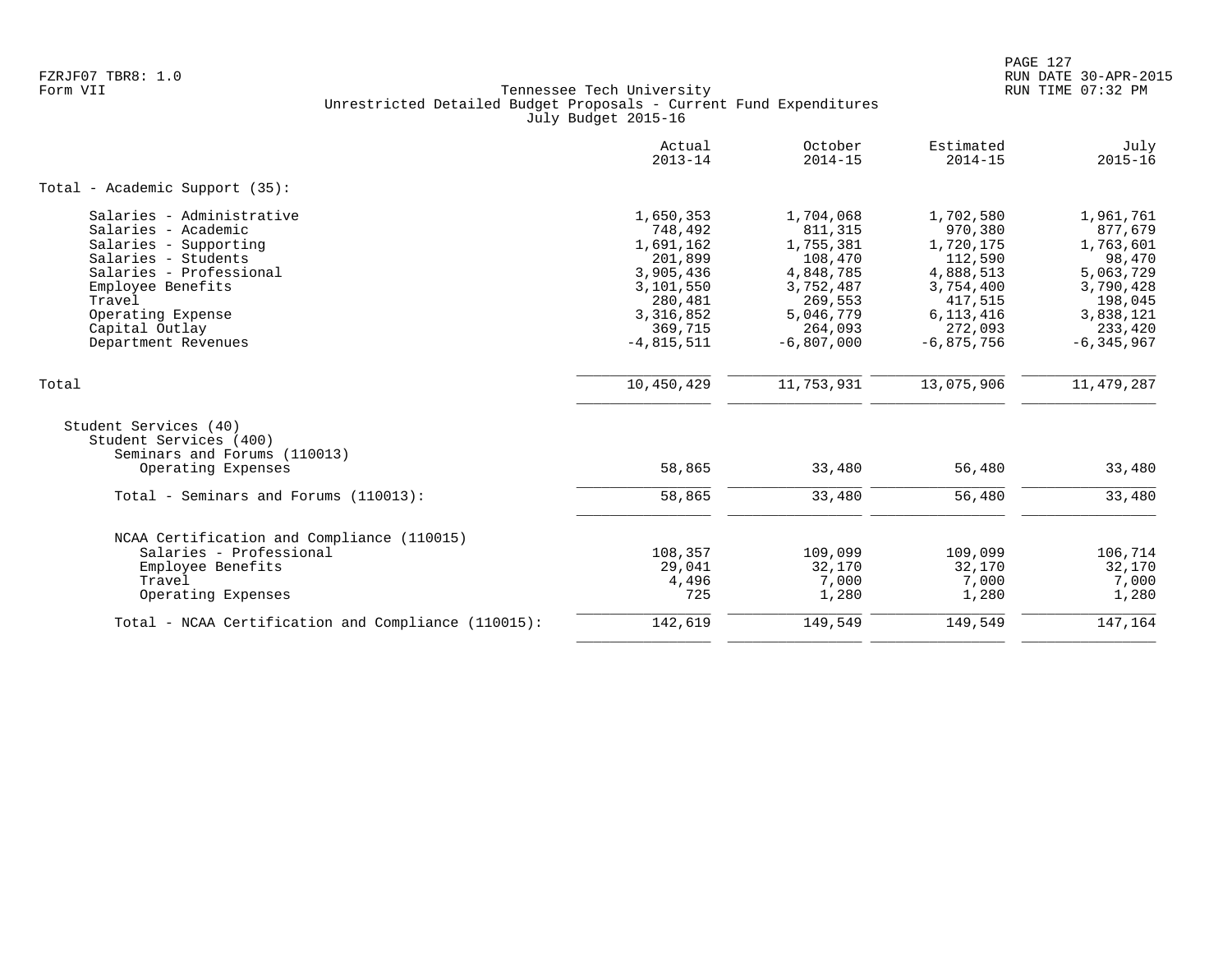Tennessee Tech University
Unrestricted Detailed Budget Proposals - Current Fund Expenditures
July Budget 2015-16

| | Actual 2013-14 | October 2014-15 | Estimated 2014-15 | July 2015-16 |
|---|---|---|---|---|
| **Total - Academic Support (35):** | | | | |
| Salaries - Administrative | 1,650,353 | 1,704,068 | 1,702,580 | 1,961,761 |
| Salaries - Academic | 748,492 | 811,315 | 970,380 | 877,679 |
| Salaries - Supporting | 1,691,162 | 1,755,381 | 1,720,175 | 1,763,601 |
| Salaries - Students | 201,899 | 108,470 | 112,590 | 98,470 |
| Salaries - Professional | 3,905,436 | 4,848,785 | 4,888,513 | 5,063,729 |
| Employee Benefits | 3,101,550 | 3,752,487 | 3,754,400 | 3,790,428 |
| Travel | 280,481 | 269,553 | 417,515 | 198,045 |
| Operating Expense | 3,316,852 | 5,046,779 | 6,113,416 | 3,838,121 |
| Capital Outlay | 369,715 | 264,093 | 272,093 | 233,420 |
| Department Revenues | -4,815,511 | -6,807,000 | -6,875,756 | -6,345,967 |
| Total | 10,450,429 | 11,753,931 | 13,075,906 | 11,479,287 |
| Student Services (40) | | | | |
| Student Services (400) | | | | |
| Seminars and Forums (110013) | | | | |
| Operating Expenses | 58,865 | 33,480 | 56,480 | 33,480 |
| Total - Seminars and Forums (110013): | 58,865 | 33,480 | 56,480 | 33,480 |
| NCAA Certification and Compliance (110015) | | | | |
| Salaries - Professional | 108,357 | 109,099 | 109,099 | 106,714 |
| Employee Benefits | 29,041 | 32,170 | 32,170 | 32,170 |
| Travel | 4,496 | 7,000 | 7,000 | 7,000 |
| Operating Expenses | 725 | 1,280 | 1,280 | 1,280 |
| Total - NCAA Certification and Compliance (110015): | 142,619 | 149,549 | 149,549 | 147,164 |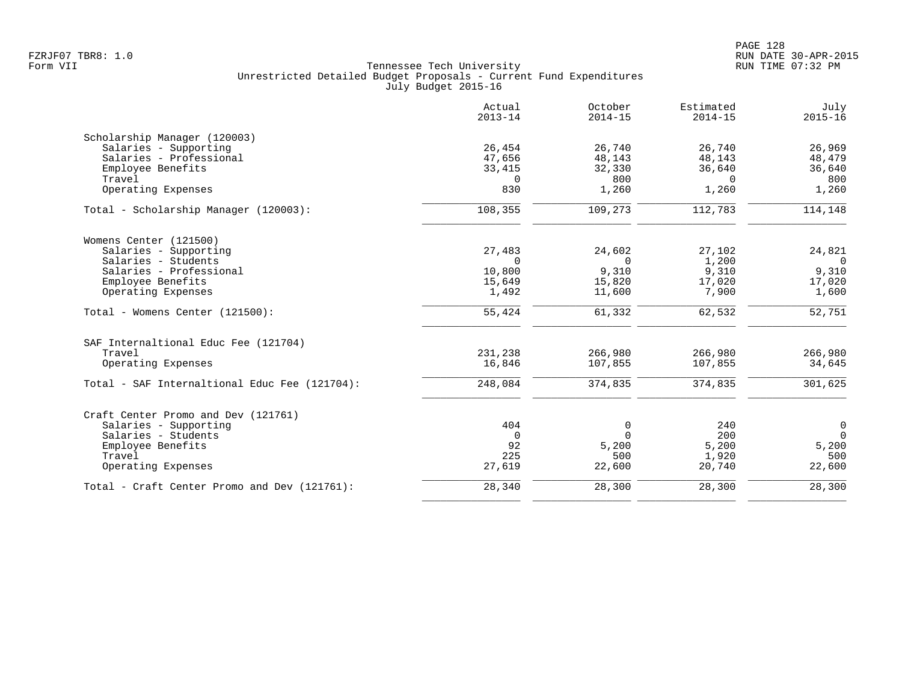Tennessee Tech University
Unrestricted Detailed Budget Proposals - Current Fund Expenditures
July Budget 2015-16

| | Actual 2013-14 | October 2014-15 | Estimated 2014-15 | July 2015-16 |
|---|---|---|---|---|
| **Scholarship Manager (120003)** | | | | |
| Salaries - Supporting | 26,454 | 26,740 | 26,740 | 26,969 |
| Salaries - Professional | 47,656 | 48,143 | 48,143 | 48,479 |
| Employee Benefits | 33,415 | 32,330 | 36,640 | 36,640 |
| Travel | 0 | 800 | 0 | 800 |
| Operating Expenses | 830 | 1,260 | 1,260 | 1,260 |
| Total - Scholarship Manager (120003): | 108,355 | 109,273 | 112,783 | 114,148 |
| **Womens Center (121500)** | | | | |
| Salaries - Supporting | 27,483 | 24,602 | 27,102 | 24,821 |
| Salaries - Students | 0 | 0 | 1,200 | 0 |
| Salaries - Professional | 10,800 | 9,310 | 9,310 | 9,310 |
| Employee Benefits | 15,649 | 15,820 | 17,020 | 17,020 |
| Operating Expenses | 1,492 | 11,600 | 7,900 | 1,600 |
| Total - Womens Center (121500): | 55,424 | 61,332 | 62,532 | 52,751 |
| **SAF Internaltional Educ Fee (121704)** | | | | |
| Travel | 231,238 | 266,980 | 266,980 | 266,980 |
| Operating Expenses | 16,846 | 107,855 | 107,855 | 34,645 |
| Total - SAF Internaltional Educ Fee (121704): | 248,084 | 374,835 | 374,835 | 301,625 |
| **Craft Center Promo and Dev (121761)** | | | | |
| Salaries - Supporting | 404 | 0 | 240 | 0 |
| Salaries - Students | 0 | 0 | 200 | 0 |
| Employee Benefits | 92 | 5,200 | 5,200 | 5,200 |
| Travel | 225 | 500 | 1,920 | 500 |
| Operating Expenses | 27,619 | 22,600 | 20,740 | 22,600 |
| Total - Craft Center Promo and Dev (121761): | 28,340 | 28,300 | 28,300 | 28,300 |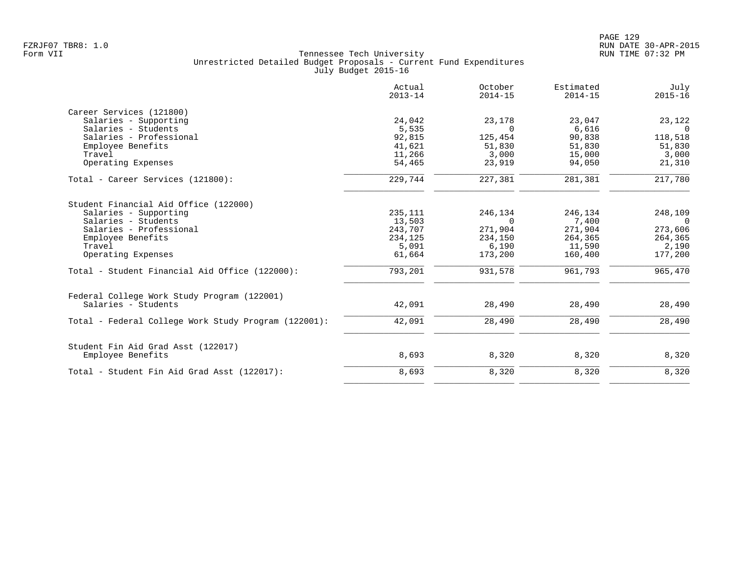Tennessee Tech University
Unrestricted Detailed Budget Proposals - Current Fund Expenditures
July Budget 2015-16

| | Actual 2013-14 | October 2014-15 | Estimated 2014-15 | July 2015-16 |
|---|---|---|---|---|
| **Career Services (121800)** | | | | |
| Salaries - Supporting | 24,042 | 23,178 | 23,047 | 23,122 |
| Salaries - Students | 5,535 | 0 | 6,616 | 0 |
| Salaries - Professional | 92,815 | 125,454 | 90,838 | 118,518 |
| Employee Benefits | 41,621 | 51,830 | 51,830 | 51,830 |
| Travel | 11,266 | 3,000 | 15,000 | 3,000 |
| Operating Expenses | 54,465 | 23,919 | 94,050 | 21,310 |
| Total - Career Services (121800): | 229,744 | 227,381 | 281,381 | 217,780 |
| **Student Financial Aid Office (122000)** | | | | |
| Salaries - Supporting | 235,111 | 246,134 | 246,134 | 248,109 |
| Salaries - Students | 13,503 | 0 | 7,400 | 0 |
| Salaries - Professional | 243,707 | 271,904 | 271,904 | 273,606 |
| Employee Benefits | 234,125 | 234,150 | 264,365 | 264,365 |
| Travel | 5,091 | 6,190 | 11,590 | 2,190 |
| Operating Expenses | 61,664 | 173,200 | 160,400 | 177,200 |
| Total - Student Financial Aid Office (122000): | 793,201 | 931,578 | 961,793 | 965,470 |
| **Federal College Work Study Program (122001)** | | | | |
| Salaries - Students | 42,091 | 28,490 | 28,490 | 28,490 |
| Total - Federal College Work Study Program (122001): | 42,091 | 28,490 | 28,490 | 28,490 |
| **Student Fin Aid Grad Asst (122017)** | | | | |
| Employee Benefits | 8,693 | 8,320 | 8,320 | 8,320 |
| Total - Student Fin Aid Grad Asst (122017): | 8,693 | 8,320 | 8,320 | 8,320 |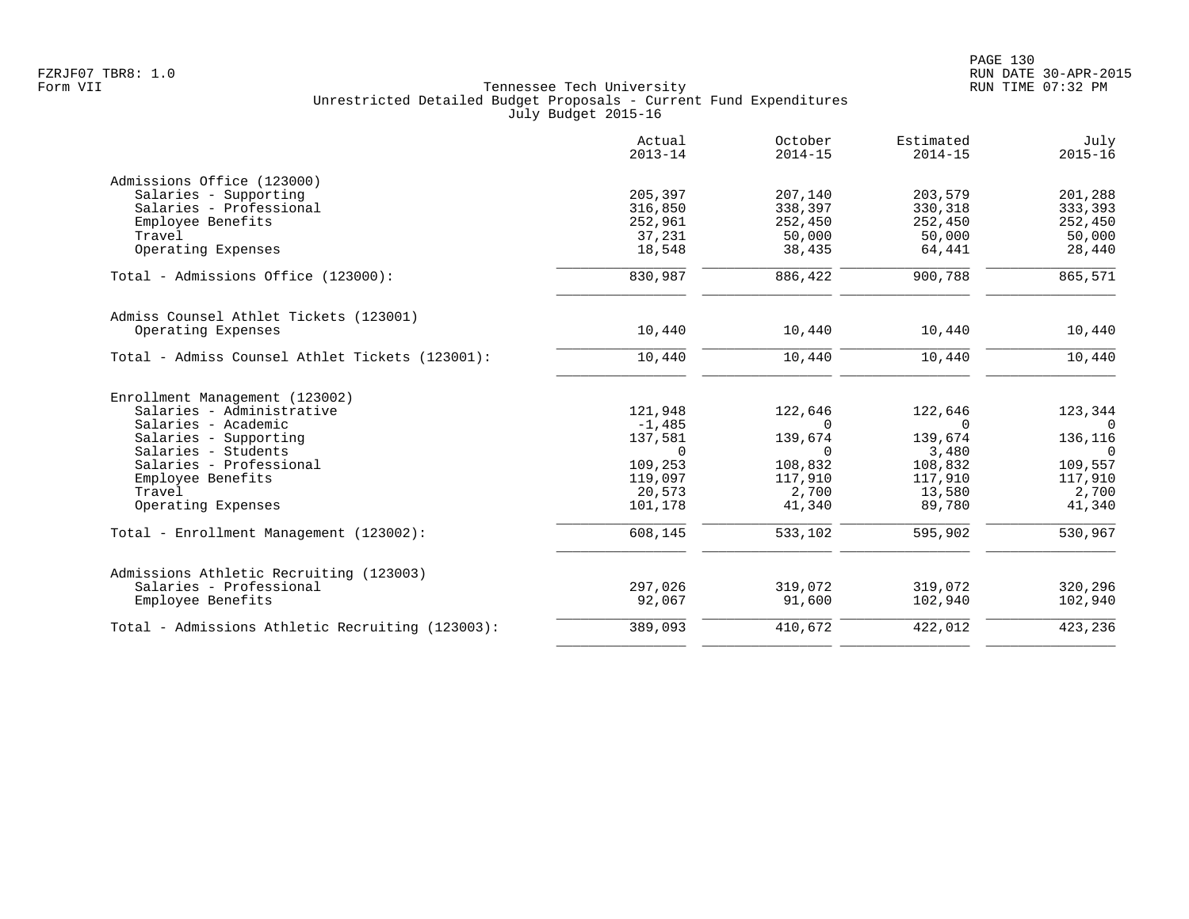Tennessee Tech University
Unrestricted Detailed Budget Proposals - Current Fund Expenditures
July Budget 2015-16

FZRJF07 TBR8: 1.0
Form VII

RUN DATE 30-APR-2015
RUN TIME 07:32 PM

| | Actual 2013-14 | October 2014-15 | Estimated 2014-15 | July 2015-16 |
|---|---|---|---|---|
| **Admissions Office (123000)** | | | | |
| Salaries - Supporting | 205,397 | 207,140 | 203,579 | 201,288 |
| Salaries - Professional | 316,850 | 338,397 | 330,318 | 333,393 |
| Employee Benefits | 252,961 | 252,450 | 252,450 | 252,450 |
| Travel | 37,231 | 50,000 | 50,000 | 50,000 |
| Operating Expenses | 18,548 | 38,435 | 64,441 | 28,440 |
| Total - Admissions Office (123000): | 830,987 | 886,422 | 900,788 | 865,571 |
| **Admiss Counsel Athlet Tickets (123001)** | | | | |
| Operating Expenses | 10,440 | 10,440 | 10,440 | 10,440 |
| Total - Admiss Counsel Athlet Tickets (123001): | 10,440 | 10,440 | 10,440 | 10,440 |
| **Enrollment Management (123002)** | | | | |
| Salaries - Administrative | 121,948 | 122,646 | 122,646 | 123,344 |
| Salaries - Academic | -1,485 | 0 | 0 | 0 |
| Salaries - Supporting | 137,581 | 139,674 | 139,674 | 136,116 |
| Salaries - Students | 0 | 0 | 3,480 | 0 |
| Salaries - Professional | 109,253 | 108,832 | 108,832 | 109,557 |
| Employee Benefits | 119,097 | 117,910 | 117,910 | 117,910 |
| Travel | 20,573 | 2,700 | 13,580 | 2,700 |
| Operating Expenses | 101,178 | 41,340 | 89,780 | 41,340 |
| Total - Enrollment Management (123002): | 608,145 | 533,102 | 595,902 | 530,967 |
| **Admissions Athletic Recruiting (123003)** | | | | |
| Salaries - Professional | 297,026 | 319,072 | 319,072 | 320,296 |
| Employee Benefits | 92,067 | 91,600 | 102,940 | 102,940 |
| Total - Admissions Athletic Recruiting (123003): | 389,093 | 410,672 | 422,012 | 423,236 |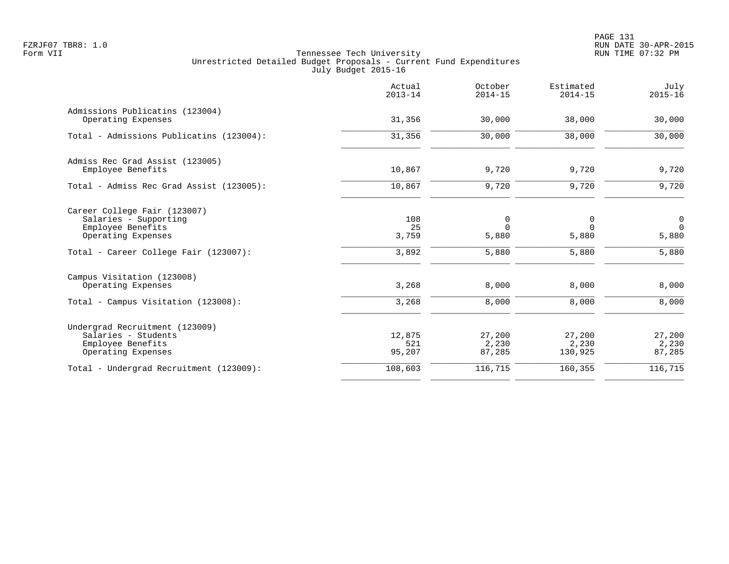Tennessee Tech University
Unrestricted Detailed Budget Proposals - Current Fund Expenditures
July Budget 2015-16

| | Actual 2013-14 | October 2014-15 | Estimated 2014-15 | July 2015-16 |
|---|---|---|---|---|
| **Admissions Publicatins (123004)** | | | | |
| Operating Expenses | 31,356 | 30,000 | 38,000 | 30,000 |
| Total - Admissions Publicatins (123004): | 31,356 | 30,000 | 38,000 | 30,000 |
| **Admiss Rec Grad Assist (123005)** | | | | |
| Employee Benefits | 10,867 | 9,720 | 9,720 | 9,720 |
| Total - Admiss Rec Grad Assist (123005): | 10,867 | 9,720 | 9,720 | 9,720 |
| **Career College Fair (123007)** | | | | |
| Salaries - Supporting | 108 | 0 | 0 | 0 |
| Employee Benefits | 25 | 0 | 0 | 0 |
| Operating Expenses | 3,759 | 5,880 | 5,880 | 5,880 |
| Total - Career College Fair (123007): | 3,892 | 5,880 | 5,880 | 5,880 |
| **Campus Visitation (123008)** | | | | |
| Operating Expenses | 3,268 | 8,000 | 8,000 | 8,000 |
| Total - Campus Visitation (123008): | 3,268 | 8,000 | 8,000 | 8,000 |
| **Undergrad Recruitment (123009)** | | | | |
| Salaries - Students | 12,875 | 27,200 | 27,200 | 27,200 |
| Employee Benefits | 521 | 2,230 | 2,230 | 2,230 |
| Operating Expenses | 95,207 | 87,285 | 130,925 | 87,285 |
| Total - Undergrad Recruitment (123009): | 108,603 | 116,715 | 160,355 | 116,715 |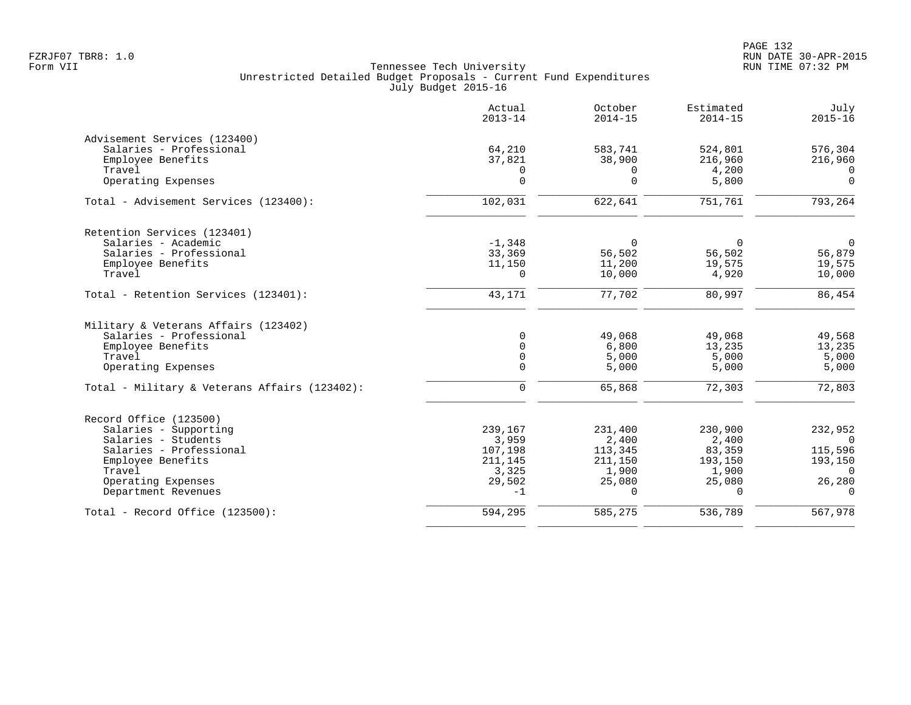FZRJF07 TBR8: 1.0
Form VII

Tennessee Tech University
Unrestricted Detailed Budget Proposals - Current Fund Expenditures
July Budget 2015-16

RUN DATE 30-APR-2015
RUN TIME 07:32 PM

| | Actual 2013-14 | October 2014-15 | Estimated 2014-15 | July 2015-16 |
|---|---|---|---|---|
| **Advisement Services (123400)** | | | | |
| Salaries - Professional | 64,210 | 583,741 | 524,801 | 576,304 |
| Employee Benefits | 37,821 | 38,900 | 216,960 | 216,960 |
| Travel | 0 | 0 | 4,200 | 0 |
| Operating Expenses | 0 | 0 | 5,800 | 0 |
| Total - Advisement Services (123400): | 102,031 | 622,641 | 751,761 | 793,264 |
| **Retention Services (123401)** | | | | |
| Salaries - Academic | -1,348 | 0 | 0 | 0 |
| Salaries - Professional | 33,369 | 56,502 | 56,502 | 56,879 |
| Employee Benefits | 11,150 | 11,200 | 19,575 | 19,575 |
| Travel | 0 | 10,000 | 4,920 | 10,000 |
| Total - Retention Services (123401): | 43,171 | 77,702 | 80,997 | 86,454 |
| **Military & Veterans Affairs (123402)** | | | | |
| Salaries - Professional | 0 | 49,068 | 49,068 | 49,568 |
| Employee Benefits | 0 | 6,800 | 13,235 | 13,235 |
| Travel | 0 | 5,000 | 5,000 | 5,000 |
| Operating Expenses | 0 | 5,000 | 5,000 | 5,000 |
| Total - Military & Veterans Affairs (123402): | 0 | 65,868 | 72,303 | 72,803 |
| **Record Office (123500)** | | | | |
| Salaries - Supporting | 239,167 | 231,400 | 230,900 | 232,952 |
| Salaries - Students | 3,959 | 2,400 | 2,400 | 0 |
| Salaries - Professional | 107,198 | 113,345 | 83,359 | 115,596 |
| Employee Benefits | 211,145 | 211,150 | 193,150 | 193,150 |
| Travel | 3,325 | 1,900 | 1,900 | 0 |
| Operating Expenses | 29,502 | 25,080 | 25,080 | 26,280 |
| Department Revenues | -1 | 0 | 0 | 0 |
| Total - Record Office (123500): | 594,295 | 585,275 | 536,789 | 567,978 |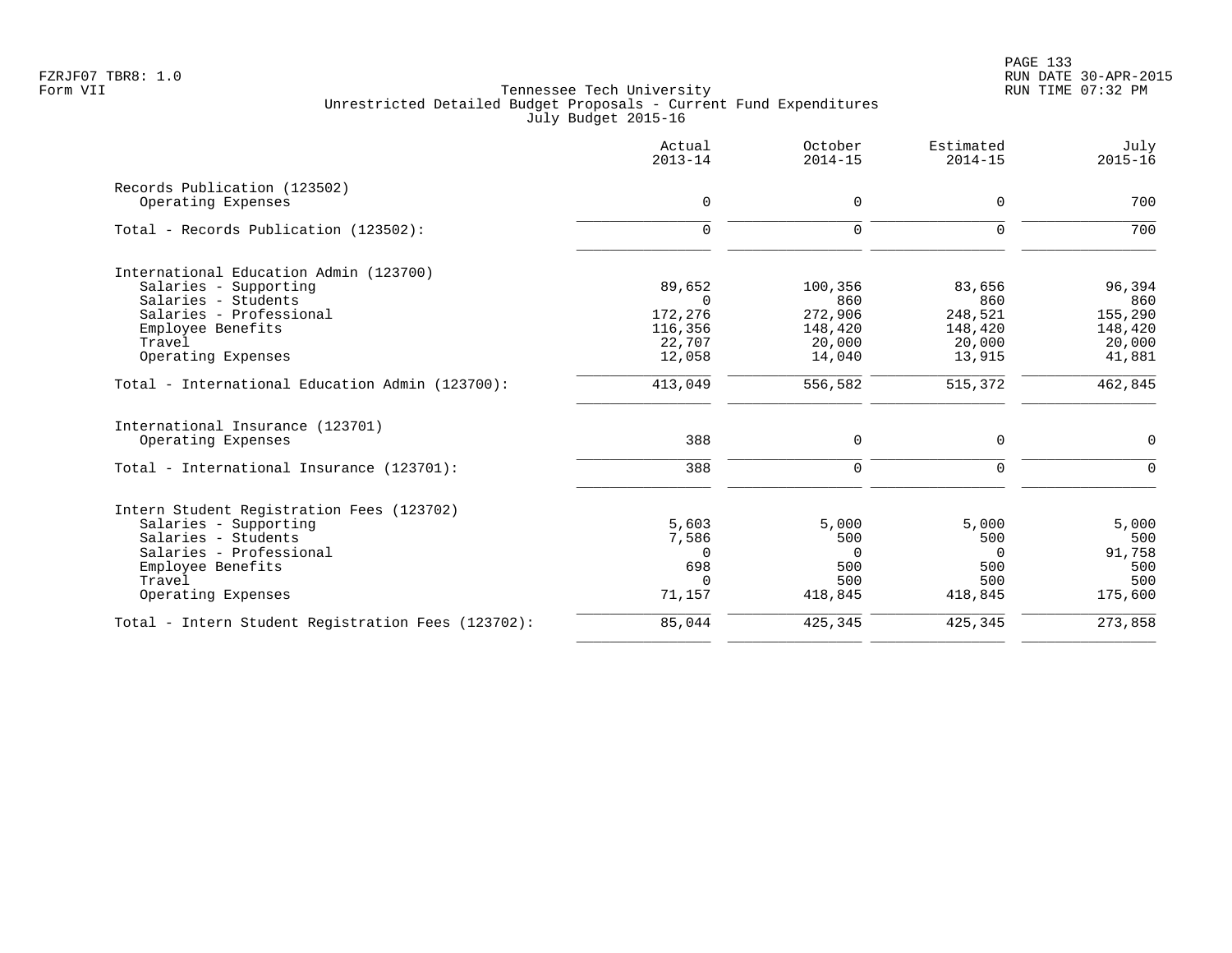Tennessee Tech University
Unrestricted Detailed Budget Proposals - Current Fund Expenditures
July Budget 2015-16

| | Actual 2013-14 | October 2014-15 | Estimated 2014-15 | July 2015-16 |
|---|---|---|---|---|
| **Records Publication (123502)** | | | | |
| Operating Expenses | 0 | 0 | 0 | 700 |
| Total - Records Publication (123502): | 0 | 0 | 0 | 700 |
| **International Education Admin (123700)** | | | | |
| Salaries - Supporting | 89,652 | 100,356 | 83,656 | 96,394 |
| Salaries - Students | 0 | 860 | 860 | 860 |
| Salaries - Professional | 172,276 | 272,906 | 248,521 | 155,290 |
| Employee Benefits | 116,356 | 148,420 | 148,420 | 148,420 |
| Travel | 22,707 | 20,000 | 20,000 | 20,000 |
| Operating Expenses | 12,058 | 14,040 | 13,915 | 41,881 |
| Total - International Education Admin (123700): | 413,049 | 556,582 | 515,372 | 462,845 |
| **International Insurance (123701)** | | | | |
| Operating Expenses | 388 | 0 | 0 | 0 |
| Total - International Insurance (123701): | 388 | 0 | 0 | 0 |
| **Intern Student Registration Fees (123702)** | | | | |
| Salaries - Supporting | 5,603 | 5,000 | 5,000 | 5,000 |
| Salaries - Students | 7,586 | 500 | 500 | 500 |
| Salaries - Professional | 0 | 0 | 0 | 91,758 |
| Employee Benefits | 698 | 500 | 500 | 500 |
| Travel | 0 | 500 | 500 | 500 |
| Operating Expenses | 71,157 | 418,845 | 418,845 | 175,600 |
| Total - Intern Student Registration Fees (123702): | 85,044 | 425,345 | 425,345 | 273,858 |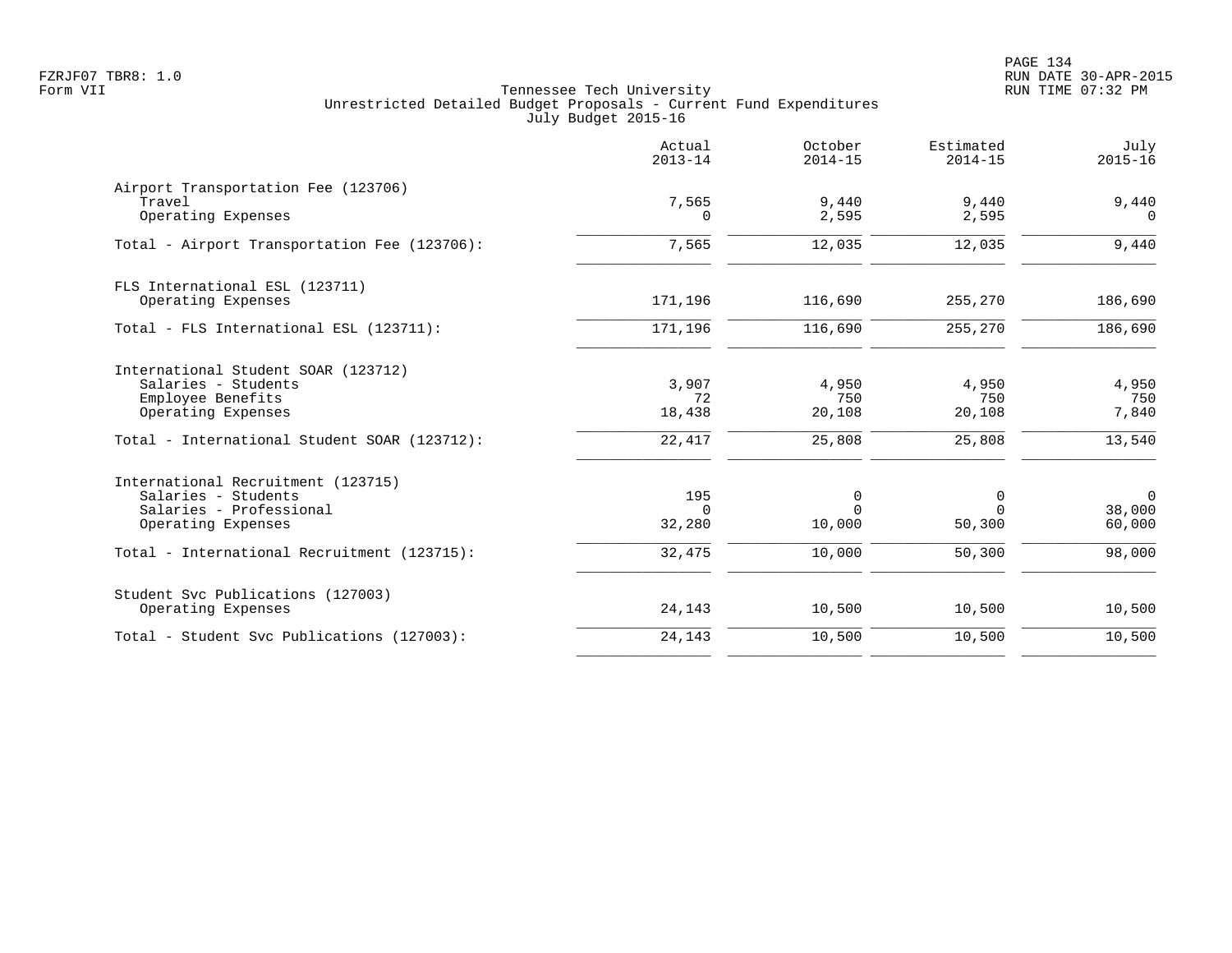Tennessee Tech University
Unrestricted Detailed Budget Proposals - Current Fund Expenditures
July Budget 2015-16

| | Actual 2013-14 | October 2014-15 | Estimated 2014-15 | July 2015-16 |
|---|---|---|---|---|
| **Airport Transportation Fee (123706)** | | | | |
| Travel | 7,565 | 9,440 | 9,440 | 9,440 |
| Operating Expenses | 0 | 2,595 | 2,595 | 0 |
| Total - Airport Transportation Fee (123706): | 7,565 | 12,035 | 12,035 | 9,440 |
| **FLS International ESL (123711)** | | | | |
| Operating Expenses | 171,196 | 116,690 | 255,270 | 186,690 |
| Total - FLS International ESL (123711): | 171,196 | 116,690 | 255,270 | 186,690 |
| **International Student SOAR (123712)** | | | | |
| Salaries - Students | 3,907 | 4,950 | 4,950 | 4,950 |
| Employee Benefits | 72 | 750 | 750 | 750 |
| Operating Expenses | 18,438 | 20,108 | 20,108 | 7,840 |
| Total - International Student SOAR (123712): | 22,417 | 25,808 | 25,808 | 13,540 |
| **International Recruitment (123715)** | | | | |
| Salaries - Students | 195 | 0 | 0 | 0 |
| Salaries - Professional | 0 | 0 | 0 | 38,000 |
| Operating Expenses | 32,280 | 10,000 | 50,300 | 60,000 |
| Total - International Recruitment (123715): | 32,475 | 10,000 | 50,300 | 98,000 |
| **Student Svc Publications (127003)** | | | | |
| Operating Expenses | 24,143 | 10,500 | 10,500 | 10,500 |
| Total - Student Svc Publications (127003): | 24,143 | 10,500 | 10,500 | 10,500 |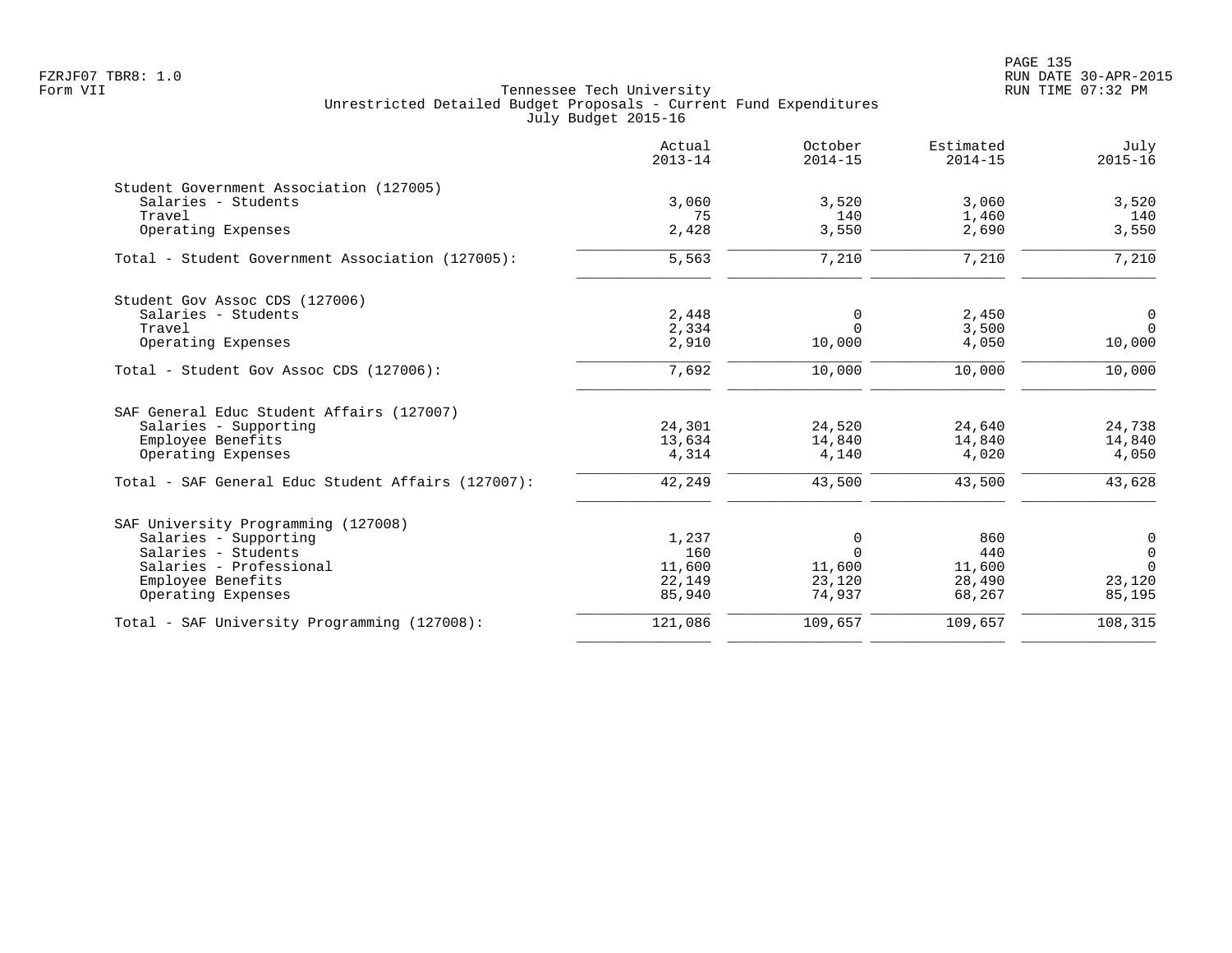Tennessee Tech University
Unrestricted Detailed Budget Proposals - Current Fund Expenditures
July Budget 2015-16

| | Actual 2013-14 | October 2014-15 | Estimated 2014-15 | July 2015-16 |
|---|---|---|---|---|
| **Student Government Association (127005)** | | | | |
| Salaries - Students | 3,060 | 3,520 | 3,060 | 3,520 |
| Travel | 75 | 140 | 1,460 | 140 |
| Operating Expenses | 2,428 | 3,550 | 2,690 | 3,550 |
| Total - Student Government Association (127005): | 5,563 | 7,210 | 7,210 | 7,210 |
| **Student Gov Assoc CDS (127006)** | | | | |
| Salaries - Students | 2,448 | 0 | 2,450 | 0 |
| Travel | 2,334 | 0 | 3,500 | 0 |
| Operating Expenses | 2,910 | 10,000 | 4,050 | 10,000 |
| Total - Student Gov Assoc CDS (127006): | 7,692 | 10,000 | 10,000 | 10,000 |
| **SAF General Educ Student Affairs (127007)** | | | | |
| Salaries - Supporting | 24,301 | 24,520 | 24,640 | 24,738 |
| Employee Benefits | 13,634 | 14,840 | 14,840 | 14,840 |
| Operating Expenses | 4,314 | 4,140 | 4,020 | 4,050 |
| Total - SAF General Educ Student Affairs (127007): | 42,249 | 43,500 | 43,500 | 43,628 |
| **SAF University Programming (127008)** | | | | |
| Salaries - Supporting | 1,237 | 0 | 860 | 0 |
| Salaries - Students | 160 | 0 | 440 | 0 |
| Salaries - Professional | 11,600 | 11,600 | 11,600 | 0 |
| Employee Benefits | 22,149 | 23,120 | 28,490 | 23,120 |
| Operating Expenses | 85,940 | 74,937 | 68,267 | 85,195 |
| Total - SAF University Programming (127008): | 121,086 | 109,657 | 109,657 | 108,315 |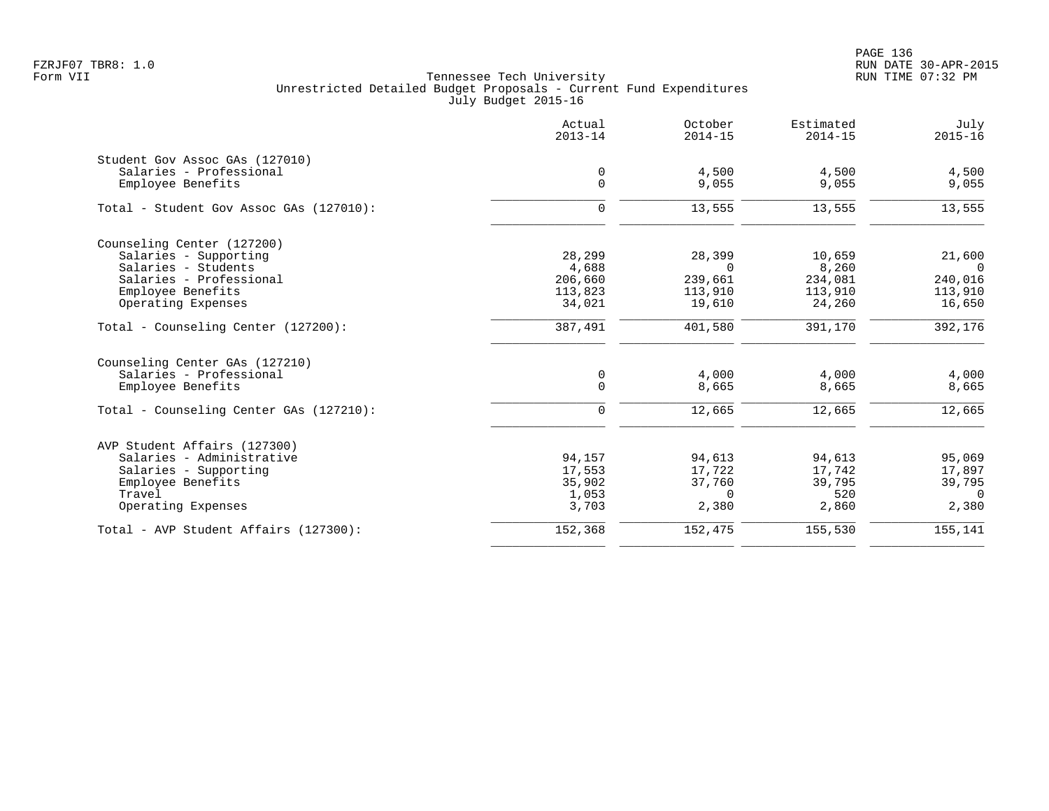Tennessee Tech University
Unrestricted Detailed Budget Proposals - Current Fund Expenditures
July Budget 2015-16

| | Actual 2013-14 | October 2014-15 | Estimated 2014-15 | July 2015-16 |
|---|---|---|---|---|
| Student Gov Assoc GAs (127010) | | | | |
| Salaries - Professional | 0 | 4,500 | 4,500 | 4,500 |
| Employee Benefits | 0 | 9,055 | 9,055 | 9,055 |
| Total - Student Gov Assoc GAs (127010): | 0 | 13,555 | 13,555 | 13,555 |
| Counseling Center (127200) | | | | |
| Salaries - Supporting | 28,299 | 28,399 | 10,659 | 21,600 |
| Salaries - Students | 4,688 | 0 | 8,260 | 0 |
| Salaries - Professional | 206,660 | 239,661 | 234,081 | 240,016 |
| Employee Benefits | 113,823 | 113,910 | 113,910 | 113,910 |
| Operating Expenses | 34,021 | 19,610 | 24,260 | 16,650 |
| Total - Counseling Center (127200): | 387,491 | 401,580 | 391,170 | 392,176 |
| Counseling Center GAs (127210) | | | | |
| Salaries - Professional | 0 | 4,000 | 4,000 | 4,000 |
| Employee Benefits | 0 | 8,665 | 8,665 | 8,665 |
| Total - Counseling Center GAs (127210): | 0 | 12,665 | 12,665 | 12,665 |
| AVP Student Affairs (127300) | | | | |
| Salaries - Administrative | 94,157 | 94,613 | 94,613 | 95,069 |
| Salaries - Supporting | 17,553 | 17,722 | 17,742 | 17,897 |
| Employee Benefits | 35,902 | 37,760 | 39,795 | 39,795 |
| Travel | 1,053 | 0 | 520 | 0 |
| Operating Expenses | 3,703 | 2,380 | 2,860 | 2,380 |
| Total - AVP Student Affairs (127300): | 152,368 | 152,475 | 155,530 | 155,141 |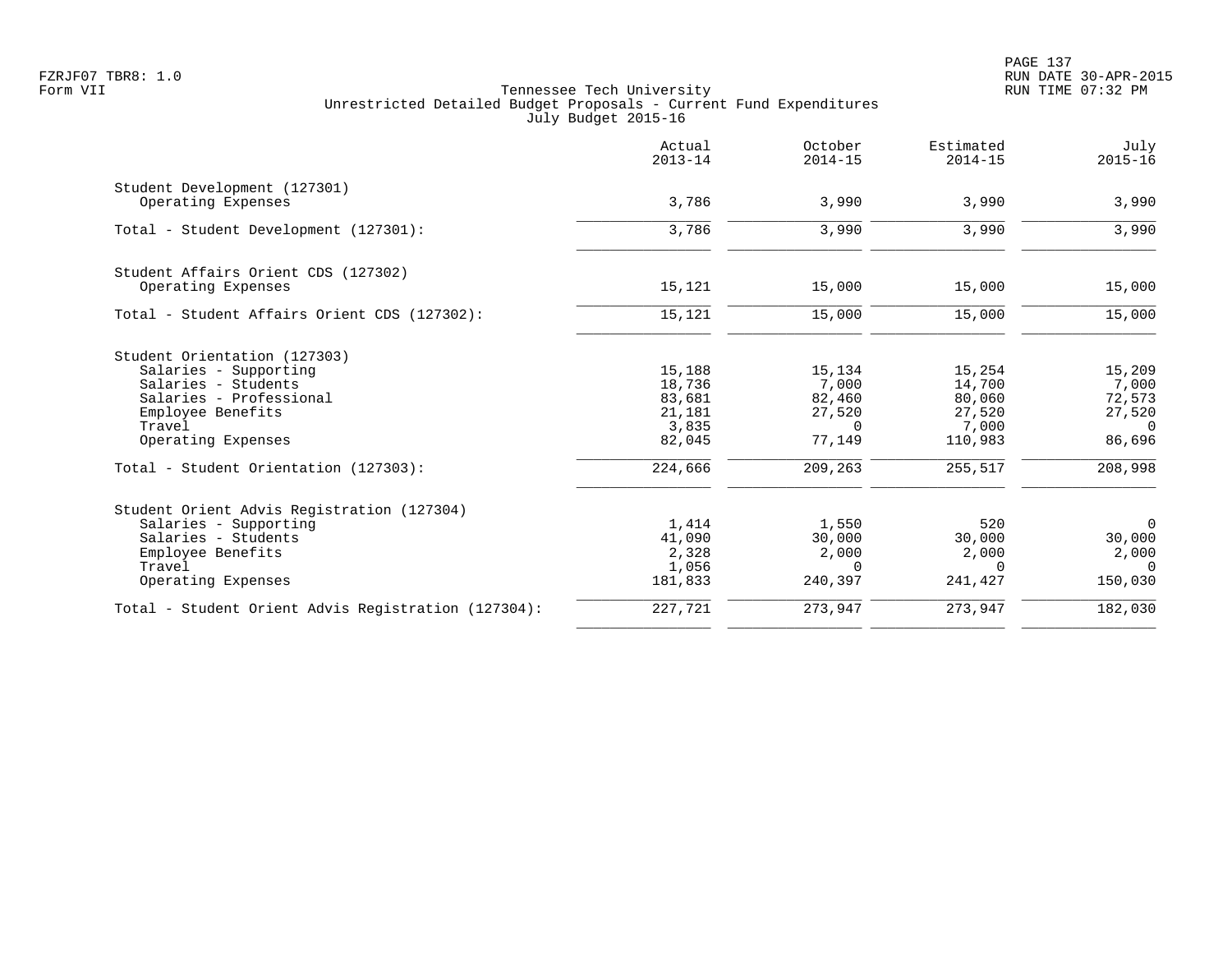Tennessee Tech University
Unrestricted Detailed Budget Proposals - Current Fund Expenditures
July Budget 2015-16

|  | Actual 2013-14 | October 2014-15 | Estimated 2014-15 | July 2015-16 |
|---|---|---|---|---|
| Student Development (127301) |  |  |  |  |
| Operating Expenses | 3,786 | 3,990 | 3,990 | 3,990 |
| Total - Student Development (127301): | 3,786 | 3,990 | 3,990 | 3,990 |
| Student Affairs Orient CDS (127302) |  |  |  |  |
| Operating Expenses | 15,121 | 15,000 | 15,000 | 15,000 |
| Total - Student Affairs Orient CDS (127302): | 15,121 | 15,000 | 15,000 | 15,000 |
| Student Orientation (127303) |  |  |  |  |
| Salaries - Supporting | 15,188 | 15,134 | 15,254 | 15,209 |
| Salaries - Students | 18,736 | 7,000 | 14,700 | 7,000 |
| Salaries - Professional | 83,681 | 82,460 | 80,060 | 72,573 |
| Employee Benefits | 21,181 | 27,520 | 27,520 | 27,520 |
| Travel | 3,835 | 0 | 7,000 | 0 |
| Operating Expenses | 82,045 | 77,149 | 110,983 | 86,696 |
| Total - Student Orientation (127303): | 224,666 | 209,263 | 255,517 | 208,998 |
| Student Orient Advis Registration (127304) |  |  |  |  |
| Salaries - Supporting | 1,414 | 1,550 | 520 | 0 |
| Salaries - Students | 41,090 | 30,000 | 30,000 | 30,000 |
| Employee Benefits | 2,328 | 2,000 | 2,000 | 2,000 |
| Travel | 1,056 | 0 | 0 | 0 |
| Operating Expenses | 181,833 | 240,397 | 241,427 | 150,030 |
| Total - Student Orient Advis Registration (127304): | 227,721 | 273,947 | 273,947 | 182,030 |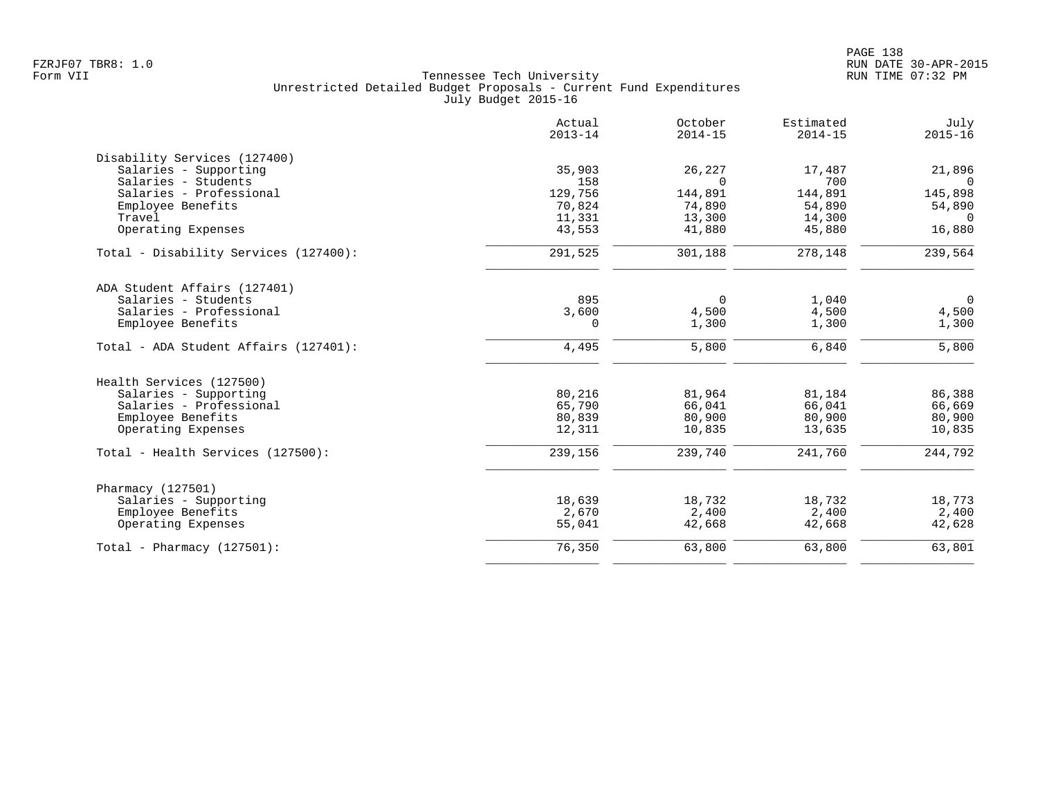FZRJF07 TBR8: 1.0
Form VII

Tennessee Tech University
Unrestricted Detailed Budget Proposals - Current Fund Expenditures
July Budget 2015-16

RUN DATE 30-APR-2015
RUN TIME 07:32 PM

| | Actual 2013-14 | October 2014-15 | Estimated 2014-15 | July 2015-16 |
|---|---|---|---|---|
| **Disability Services (127400)** | | | | |
| Salaries - Supporting | 35,903 | 26,227 | 17,487 | 21,896 |
| Salaries - Students | 158 | 0 | 700 | 0 |
| Salaries - Professional | 129,756 | 144,891 | 144,891 | 145,898 |
| Employee Benefits | 70,824 | 74,890 | 54,890 | 54,890 |
| Travel | 11,331 | 13,300 | 14,300 | 0 |
| Operating Expenses | 43,553 | 41,880 | 45,880 | 16,880 |
| Total - Disability Services (127400): | 291,525 | 301,188 | 278,148 | 239,564 |
| **ADA Student Affairs (127401)** | | | | |
| Salaries - Students | 895 | 0 | 1,040 | 0 |
| Salaries - Professional | 3,600 | 4,500 | 4,500 | 4,500 |
| Employee Benefits | 0 | 1,300 | 1,300 | 1,300 |
| Total - ADA Student Affairs (127401): | 4,495 | 5,800 | 6,840 | 5,800 |
| **Health Services (127500)** | | | | |
| Salaries - Supporting | 80,216 | 81,964 | 81,184 | 86,388 |
| Salaries - Professional | 65,790 | 66,041 | 66,041 | 66,669 |
| Employee Benefits | 80,839 | 80,900 | 80,900 | 80,900 |
| Operating Expenses | 12,311 | 10,835 | 13,635 | 10,835 |
| Total - Health Services (127500): | 239,156 | 239,740 | 241,760 | 244,792 |
| **Pharmacy (127501)** | | | | |
| Salaries - Supporting | 18,639 | 18,732 | 18,732 | 18,773 |
| Employee Benefits | 2,670 | 2,400 | 2,400 | 2,400 |
| Operating Expenses | 55,041 | 42,668 | 42,668 | 42,628 |
| Total - Pharmacy (127501): | 76,350 | 63,800 | 63,800 | 63,801 |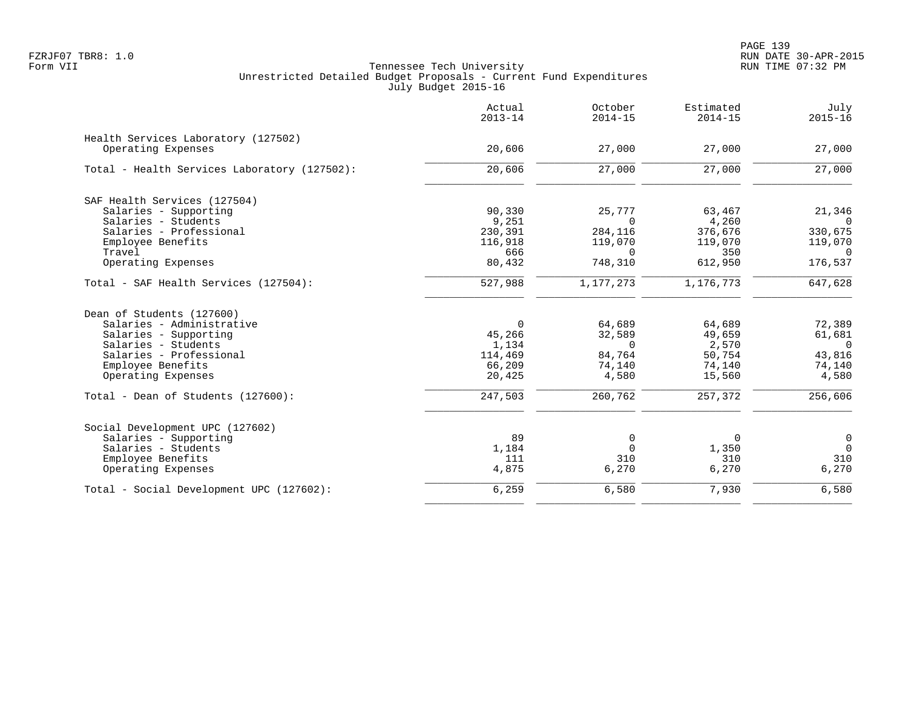FZRJF07 TBR8: 1.0
Form VII

Tennessee Tech University
Unrestricted Detailed Budget Proposals - Current Fund Expenditures
July Budget 2015-16

RUN DATE 30-APR-2015
RUN TIME 07:32 PM

| | Actual 2013-14 | October 2014-15 | Estimated 2014-15 | July 2015-16 |
|---|---|---|---|---|
| **Health Services Laboratory (127502)** | | | | |
| Operating Expenses | 20,606 | 27,000 | 27,000 | 27,000 |
| Total - Health Services Laboratory (127502): | 20,606 | 27,000 | 27,000 | 27,000 |
| **SAF Health Services (127504)** | | | | |
| Salaries - Supporting | 90,330 | 25,777 | 63,467 | 21,346 |
| Salaries - Students | 9,251 | 0 | 4,260 | 0 |
| Salaries - Professional | 230,391 | 284,116 | 376,676 | 330,675 |
| Employee Benefits | 116,918 | 119,070 | 119,070 | 119,070 |
| Travel | 666 | 0 | 350 | 0 |
| Operating Expenses | 80,432 | 748,310 | 612,950 | 176,537 |
| Total - SAF Health Services (127504): | 527,988 | 1,177,273 | 1,176,773 | 647,628 |
| **Dean of Students (127600)** | | | | |
| Salaries - Administrative | 0 | 64,689 | 64,689 | 72,389 |
| Salaries - Supporting | 45,266 | 32,589 | 49,659 | 61,681 |
| Salaries - Students | 1,134 | 0 | 2,570 | 0 |
| Salaries - Professional | 114,469 | 84,764 | 50,754 | 43,816 |
| Employee Benefits | 66,209 | 74,140 | 74,140 | 74,140 |
| Operating Expenses | 20,425 | 4,580 | 15,560 | 4,580 |
| Total - Dean of Students (127600): | 247,503 | 260,762 | 257,372 | 256,606 |
| **Social Development UPC (127602)** | | | | |
| Salaries - Supporting | 89 | 0 | 0 | 0 |
| Salaries - Students | 1,184 | 0 | 1,350 | 0 |
| Employee Benefits | 111 | 310 | 310 | 310 |
| Operating Expenses | 4,875 | 6,270 | 6,270 | 6,270 |
| Total - Social Development UPC (127602): | 6,259 | 6,580 | 7,930 | 6,580 |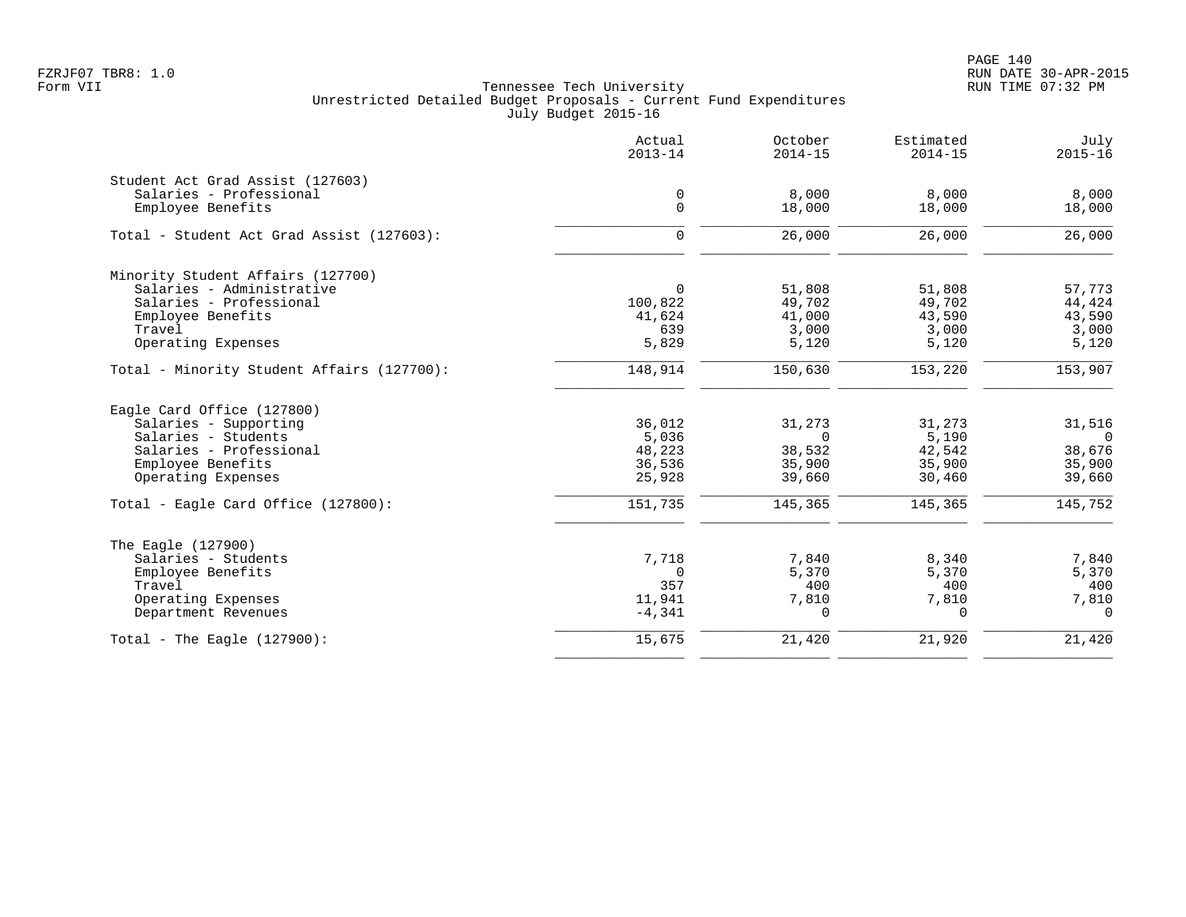FZRJF07 TBR8: 1.0
Form VII

Tennessee Tech University
Unrestricted Detailed Budget Proposals - Current Fund Expenditures
July Budget 2015-16

RUN DATE 30-APR-2015
RUN TIME 07:32 PM

| | Actual 2013-14 | October 2014-15 | Estimated 2014-15 | July 2015-16 |
|---|---|---|---|---|
| **Student Act Grad Assist (127603)** | | | | |
| Salaries - Professional | 0 | 8,000 | 8,000 | 8,000 |
| Employee Benefits | 0 | 18,000 | 18,000 | 18,000 |
| Total - Student Act Grad Assist (127603): | 0 | 26,000 | 26,000 | 26,000 |
| **Minority Student Affairs (127700)** | | | | |
| Salaries - Administrative | 0 | 51,808 | 51,808 | 57,773 |
| Salaries - Professional | 100,822 | 49,702 | 49,702 | 44,424 |
| Employee Benefits | 41,624 | 41,000 | 43,590 | 43,590 |
| Travel | 639 | 3,000 | 3,000 | 3,000 |
| Operating Expenses | 5,829 | 5,120 | 5,120 | 5,120 |
| Total - Minority Student Affairs (127700): | 148,914 | 150,630 | 153,220 | 153,907 |
| **Eagle Card Office (127800)** | | | | |
| Salaries - Supporting | 36,012 | 31,273 | 31,273 | 31,516 |
| Salaries - Students | 5,036 | 0 | 5,190 | 0 |
| Salaries - Professional | 48,223 | 38,532 | 42,542 | 38,676 |
| Employee Benefits | 36,536 | 35,900 | 35,900 | 35,900 |
| Operating Expenses | 25,928 | 39,660 | 30,460 | 39,660 |
| Total - Eagle Card Office (127800): | 151,735 | 145,365 | 145,365 | 145,752 |
| **The Eagle (127900)** | | | | |
| Salaries - Students | 7,718 | 7,840 | 8,340 | 7,840 |
| Employee Benefits | 0 | 5,370 | 5,370 | 5,370 |
| Travel | 357 | 400 | 400 | 400 |
| Operating Expenses | 11,941 | 7,810 | 7,810 | 7,810 |
| Department Revenues | -4,341 | 0 | 0 | 0 |
| Total - The Eagle (127900): | 15,675 | 21,420 | 21,920 | 21,420 |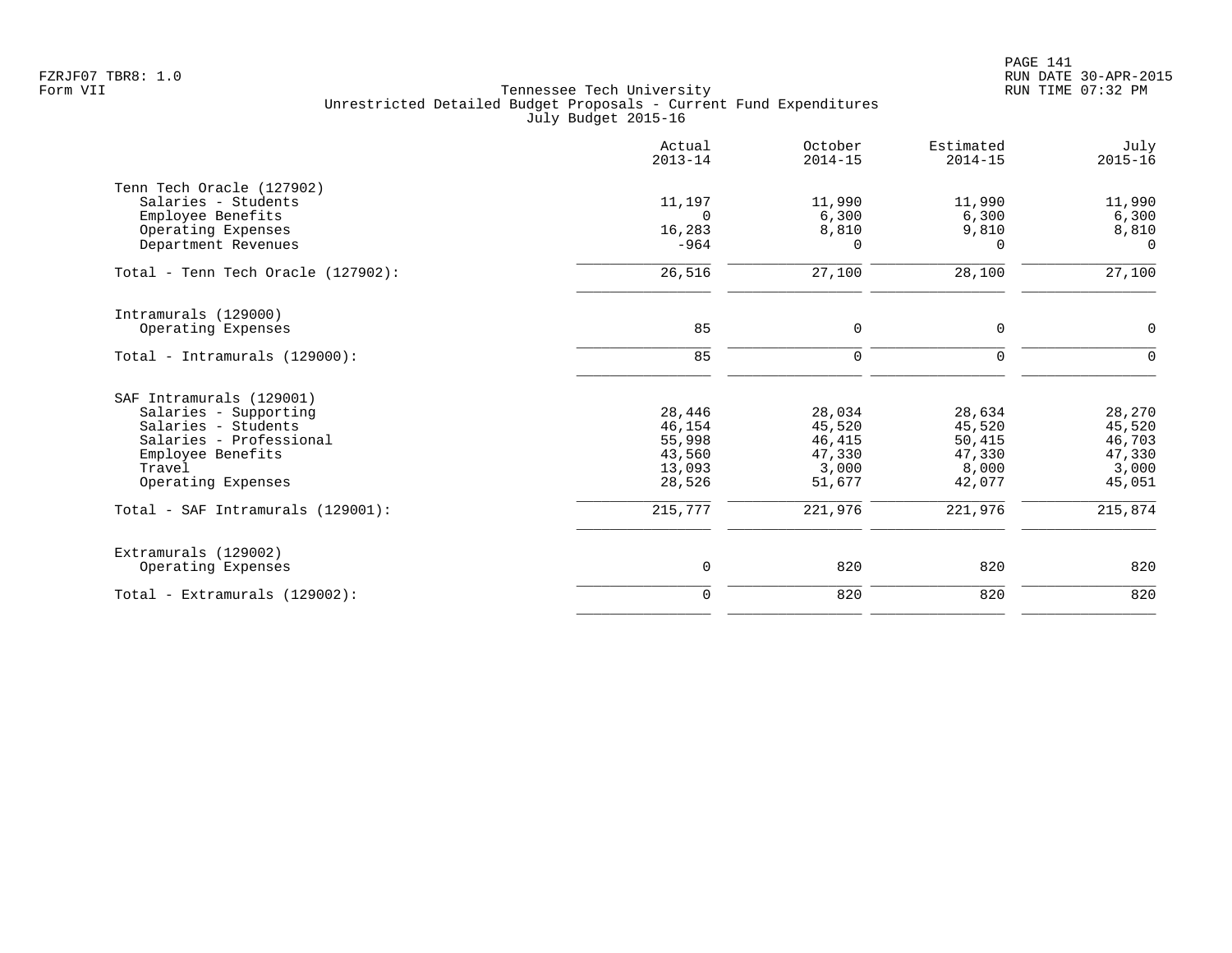Tennessee Tech University
Unrestricted Detailed Budget Proposals - Current Fund Expenditures
July Budget 2015-16

| | Actual 2013-14 | October 2014-15 | Estimated 2014-15 | July 2015-16 |
|---|---|---|---|---|
| **Tenn Tech Oracle (127902)** | | | | |
| Salaries - Students | 11,197 | 11,990 | 11,990 | 11,990 |
| Employee Benefits | 0 | 6,300 | 6,300 | 6,300 |
| Operating Expenses | 16,283 | 8,810 | 9,810 | 8,810 |
| Department Revenues | -964 | 0 | 0 | 0 |
| Total - Tenn Tech Oracle (127902): | 26,516 | 27,100 | 28,100 | 27,100 |
| **Intramurals (129000)** | | | | |
| Operating Expenses | 85 | 0 | 0 | 0 |
| Total - Intramurals (129000): | 85 | 0 | 0 | 0 |
| **SAF Intramurals (129001)** | | | | |
| Salaries - Supporting | 28,446 | 28,034 | 28,634 | 28,270 |
| Salaries - Students | 46,154 | 45,520 | 45,520 | 45,520 |
| Salaries - Professional | 55,998 | 46,415 | 50,415 | 46,703 |
| Employee Benefits | 43,560 | 47,330 | 47,330 | 47,330 |
| Travel | 13,093 | 3,000 | 8,000 | 3,000 |
| Operating Expenses | 28,526 | 51,677 | 42,077 | 45,051 |
| Total - SAF Intramurals (129001): | 215,777 | 221,976 | 221,976 | 215,874 |
| **Extramurals (129002)** | | | | |
| Operating Expenses | 0 | 820 | 820 | 820 |
| Total - Extramurals (129002): | 0 | 820 | 820 | 820 |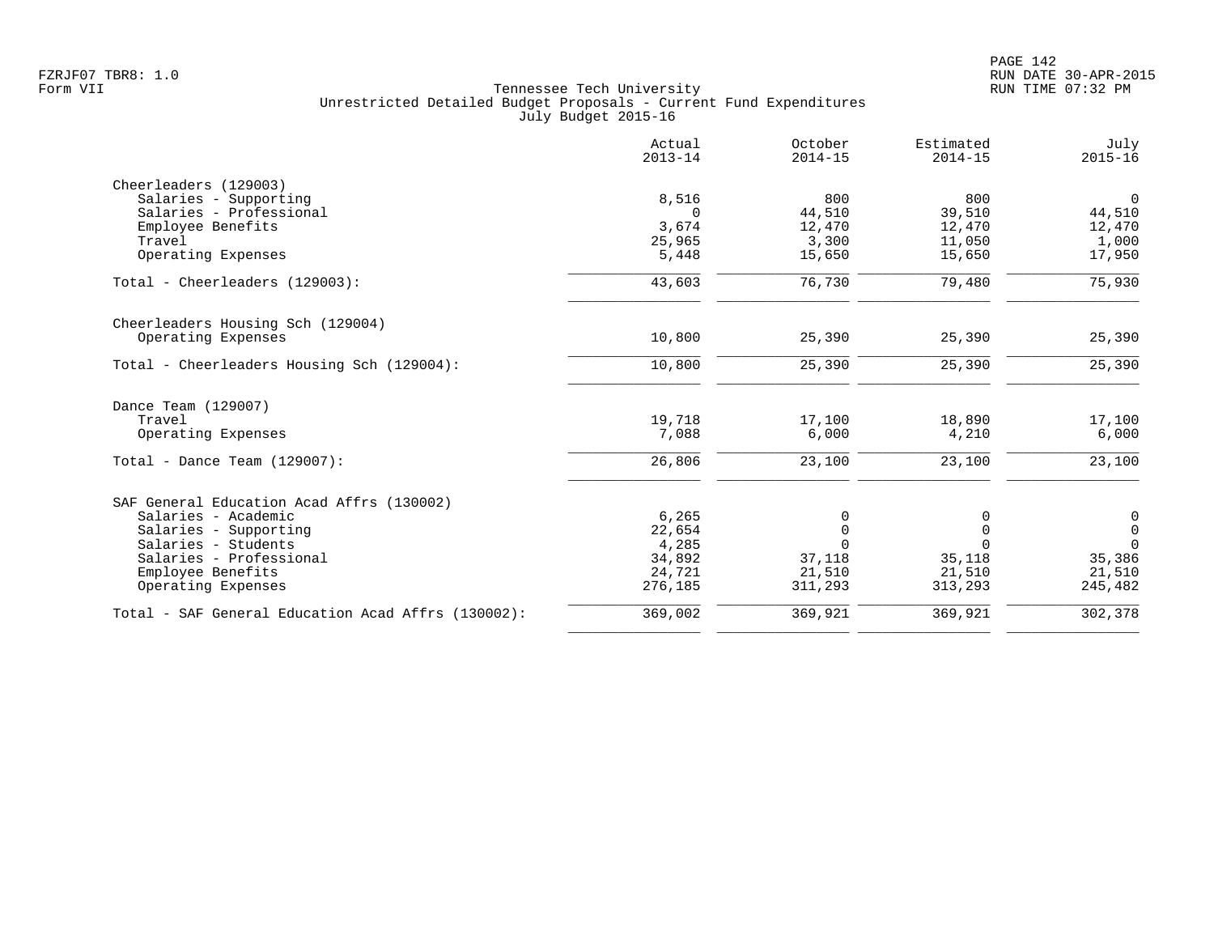FZRJF07 TBR8: 1.0
Form VII

Tennessee Tech University
Unrestricted Detailed Budget Proposals - Current Fund Expenditures
July Budget 2015-16

RUN DATE 30-APR-2015
RUN TIME 07:32 PM

| | Actual 2013-14 | October 2014-15 | Estimated 2014-15 | July 2015-16 |
|---|---|---|---|---|
| **Cheerleaders (129003)** | | | | |
| Salaries - Supporting | 8,516 | 800 | 800 | 0 |
| Salaries - Professional | 0 | 44,510 | 39,510 | 44,510 |
| Employee Benefits | 3,674 | 12,470 | 12,470 | 12,470 |
| Travel | 25,965 | 3,300 | 11,050 | 1,000 |
| Operating Expenses | 5,448 | 15,650 | 15,650 | 17,950 |
| Total - Cheerleaders (129003): | 43,603 | 76,730 | 79,480 | 75,930 |
| **Cheerleaders Housing Sch (129004)** | | | | |
| Operating Expenses | 10,800 | 25,390 | 25,390 | 25,390 |
| Total - Cheerleaders Housing Sch (129004): | 10,800 | 25,390 | 25,390 | 25,390 |
| **Dance Team (129007)** | | | | |
| Travel | 19,718 | 17,100 | 18,890 | 17,100 |
| Operating Expenses | 7,088 | 6,000 | 4,210 | 6,000 |
| Total - Dance Team (129007): | 26,806 | 23,100 | 23,100 | 23,100 |
| **SAF General Education Acad Affrs (130002)** | | | | |
| Salaries - Academic | 6,265 | 0 | 0 | 0 |
| Salaries - Supporting | 22,654 | 0 | 0 | 0 |
| Salaries - Students | 4,285 | 0 | 0 | 0 |
| Salaries - Professional | 34,892 | 37,118 | 35,118 | 35,386 |
| Employee Benefits | 24,721 | 21,510 | 21,510 | 21,510 |
| Operating Expenses | 276,185 | 311,293 | 313,293 | 245,482 |
| Total - SAF General Education Acad Affrs (130002): | 369,002 | 369,921 | 369,921 | 302,378 |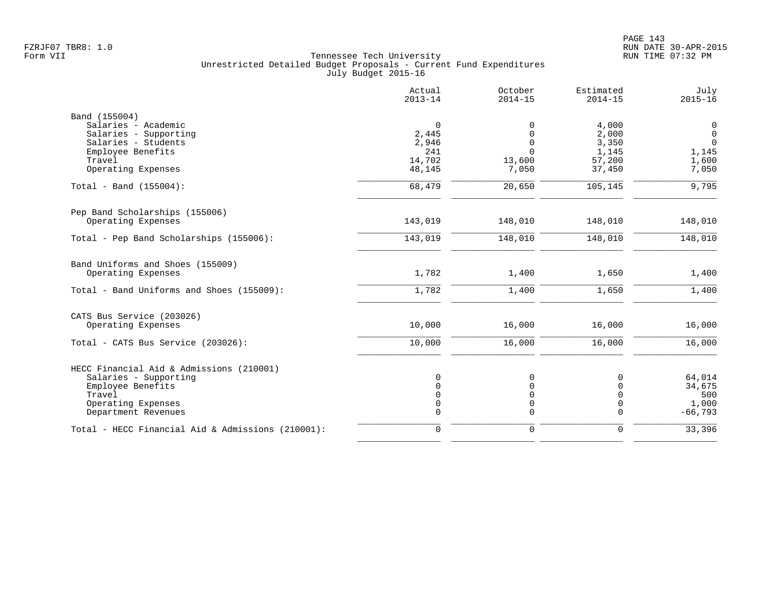Tennessee Tech University
Unrestricted Detailed Budget Proposals - Current Fund Expenditures
July Budget 2015-16

| | Actual 2013-14 | October 2014-15 | Estimated 2014-15 | July 2015-16 |
|---|---|---|---|---|
| **Band (155004)** | | | | |
| Salaries - Academic | 0 | 0 | 4,000 | 0 |
| Salaries - Supporting | 2,445 | 0 | 2,000 | 0 |
| Salaries - Students | 2,946 | 0 | 3,350 | 0 |
| Employee Benefits | 241 | 0 | 1,145 | 1,145 |
| Travel | 14,702 | 13,600 | 57,200 | 1,600 |
| Operating Expenses | 48,145 | 7,050 | 37,450 | 7,050 |
| Total - Band (155004): | 68,479 | 20,650 | 105,145 | 9,795 |
| **Pep Band Scholarships (155006)** | | | | |
| Operating Expenses | 143,019 | 148,010 | 148,010 | 148,010 |
| Total - Pep Band Scholarships (155006): | 143,019 | 148,010 | 148,010 | 148,010 |
| **Band Uniforms and Shoes (155009)** | | | | |
| Operating Expenses | 1,782 | 1,400 | 1,650 | 1,400 |
| Total - Band Uniforms and Shoes (155009): | 1,782 | 1,400 | 1,650 | 1,400 |
| **CATS Bus Service (203026)** | | | | |
| Operating Expenses | 10,000 | 16,000 | 16,000 | 16,000 |
| Total - CATS Bus Service (203026): | 10,000 | 16,000 | 16,000 | 16,000 |
| **HECC Financial Aid & Admissions (210001)** | | | | |
| Salaries - Supporting | 0 | 0 | 0 | 64,014 |
| Employee Benefits | 0 | 0 | 0 | 34,675 |
| Travel | 0 | 0 | 0 | 500 |
| Operating Expenses | 0 | 0 | 0 | 1,000 |
| Department Revenues | 0 | 0 | 0 | -66,793 |
| Total - HECC Financial Aid & Admissions (210001): | 0 | 0 | 0 | 33,396 |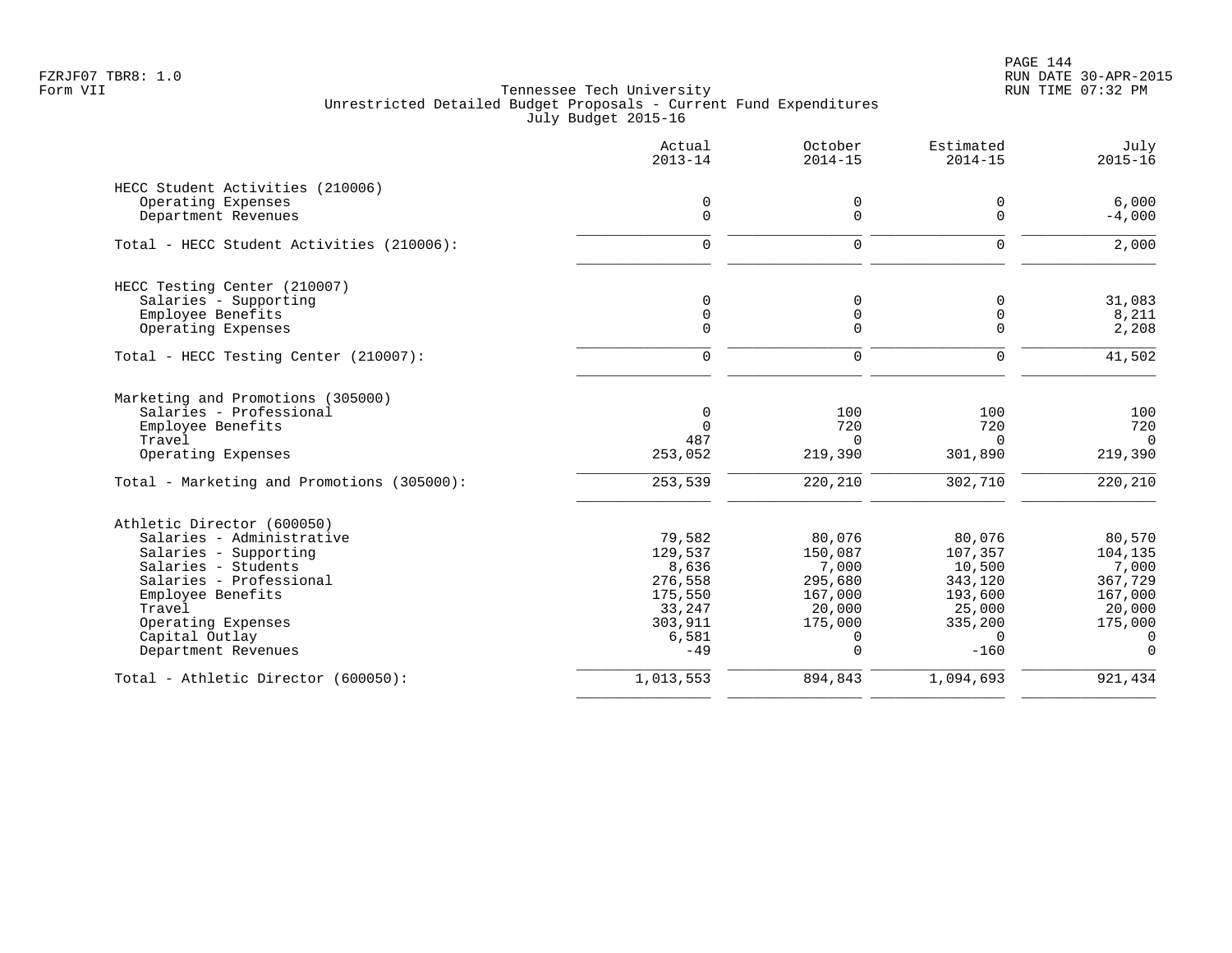FZRJF07 TBR8: 1.0
Form VII

Tennessee Tech University
Unrestricted Detailed Budget Proposals - Current Fund Expenditures
July Budget 2015-16

RUN DATE 30-APR-2015
RUN TIME 07:32 PM

| | Actual 2013-14 | October 2014-15 | Estimated 2014-15 | July 2015-16 |
|---|---|---|---|---|
| **HECC Student Activities (210006)** | | | | |
| Operating Expenses | 0 | 0 | 0 | 6,000 |
| Department Revenues | 0 | 0 | 0 | -4,000 |
| Total - HECC Student Activities (210006): | 0 | 0 | 0 | 2,000 |
| **HECC Testing Center (210007)** | | | | |
| Salaries - Supporting | 0 | 0 | 0 | 31,083 |
| Employee Benefits | 0 | 0 | 0 | 8,211 |
| Operating Expenses | 0 | 0 | 0 | 2,208 |
| Total - HECC Testing Center (210007): | 0 | 0 | 0 | 41,502 |
| **Marketing and Promotions (305000)** | | | | |
| Salaries - Professional | 0 | 100 | 100 | 100 |
| Employee Benefits | 0 | 720 | 720 | 720 |
| Travel | 487 | 0 | 0 | 0 |
| Operating Expenses | 253,052 | 219,390 | 301,890 | 219,390 |
| Total - Marketing and Promotions (305000): | 253,539 | 220,210 | 302,710 | 220,210 |
| **Athletic Director (600050)** | | | | |
| Salaries - Administrative | 79,582 | 80,076 | 80,076 | 80,570 |
| Salaries - Supporting | 129,537 | 150,087 | 107,357 | 104,135 |
| Salaries - Students | 8,636 | 7,000 | 10,500 | 7,000 |
| Salaries - Professional | 276,558 | 295,680 | 343,120 | 367,729 |
| Employee Benefits | 175,550 | 167,000 | 193,600 | 167,000 |
| Travel | 33,247 | 20,000 | 25,000 | 20,000 |
| Operating Expenses | 303,911 | 175,000 | 335,200 | 175,000 |
| Capital Outlay | 6,581 | 0 | 0 | 0 |
| Department Revenues | -49 | 0 | -160 | 0 |
| Total - Athletic Director (600050): | 1,013,553 | 894,843 | 1,094,693 | 921,434 |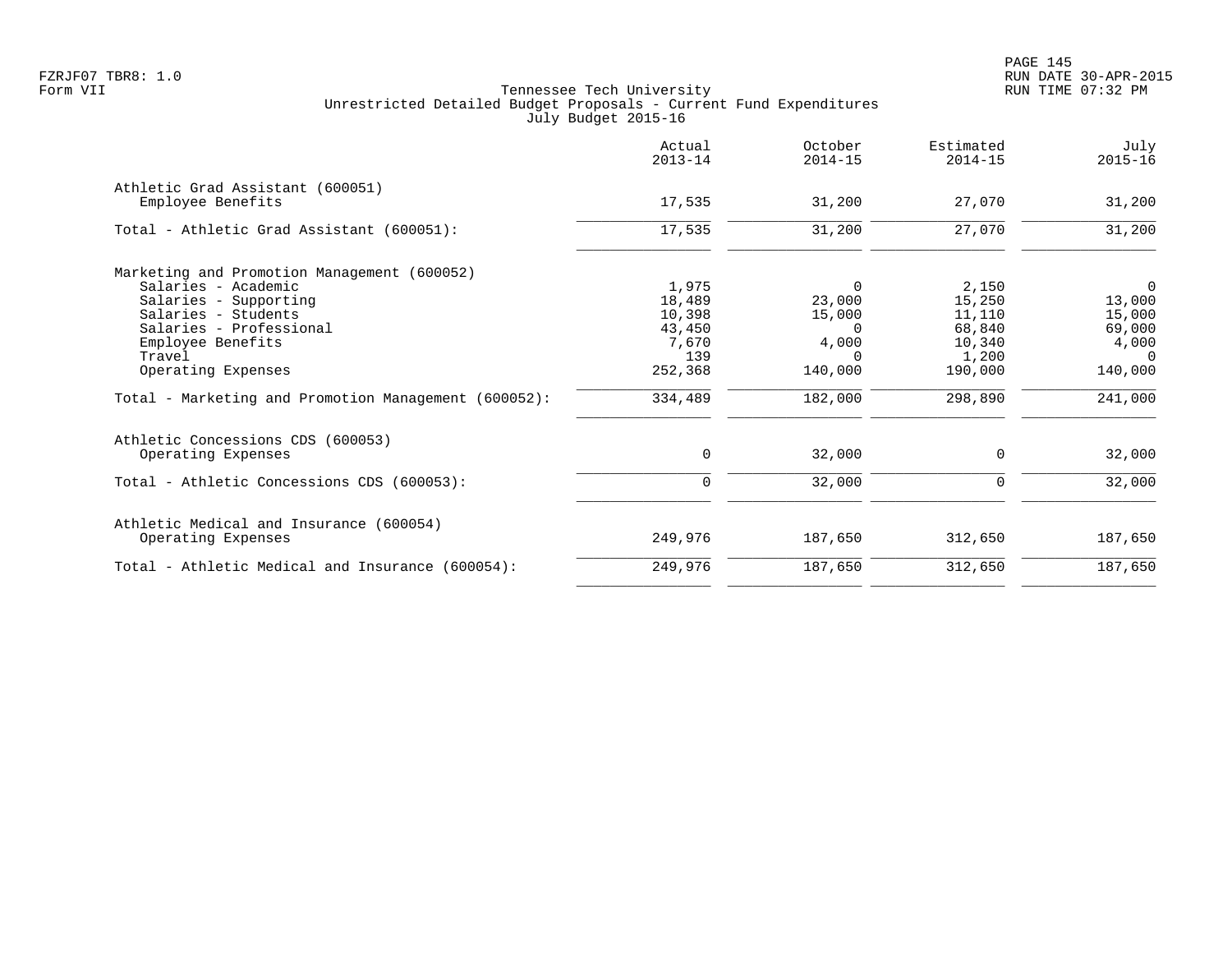Tennessee Tech University
Unrestricted Detailed Budget Proposals - Current Fund Expenditures
July Budget 2015-16

| | Actual 2013-14 | October 2014-15 | Estimated 2014-15 | July 2015-16 |
|---|---|---|---|---|
| **Athletic Grad Assistant (600051)** | | | | |
| Employee Benefits | 17,535 | 31,200 | 27,070 | 31,200 |
| Total - Athletic Grad Assistant (600051): | 17,535 | 31,200 | 27,070 | 31,200 |
| **Marketing and Promotion Management (600052)** | | | | |
| Salaries - Academic | 1,975 | 0 | 2,150 | 0 |
| Salaries - Supporting | 18,489 | 23,000 | 15,250 | 13,000 |
| Salaries - Students | 10,398 | 15,000 | 11,110 | 15,000 |
| Salaries - Professional | 43,450 | 0 | 68,840 | 69,000 |
| Employee Benefits | 7,670 | 4,000 | 10,340 | 4,000 |
| Travel | 139 | 0 | 1,200 | 0 |
| Operating Expenses | 252,368 | 140,000 | 190,000 | 140,000 |
| Total - Marketing and Promotion Management (600052): | 334,489 | 182,000 | 298,890 | 241,000 |
| **Athletic Concessions CDS (600053)** | | | | |
| Operating Expenses | 0 | 32,000 | 0 | 32,000 |
| Total - Athletic Concessions CDS (600053): | 0 | 32,000 | 0 | 32,000 |
| **Athletic Medical and Insurance (600054)** | | | | |
| Operating Expenses | 249,976 | 187,650 | 312,650 | 187,650 |
| Total - Athletic Medical and Insurance (600054): | 249,976 | 187,650 | 312,650 | 187,650 |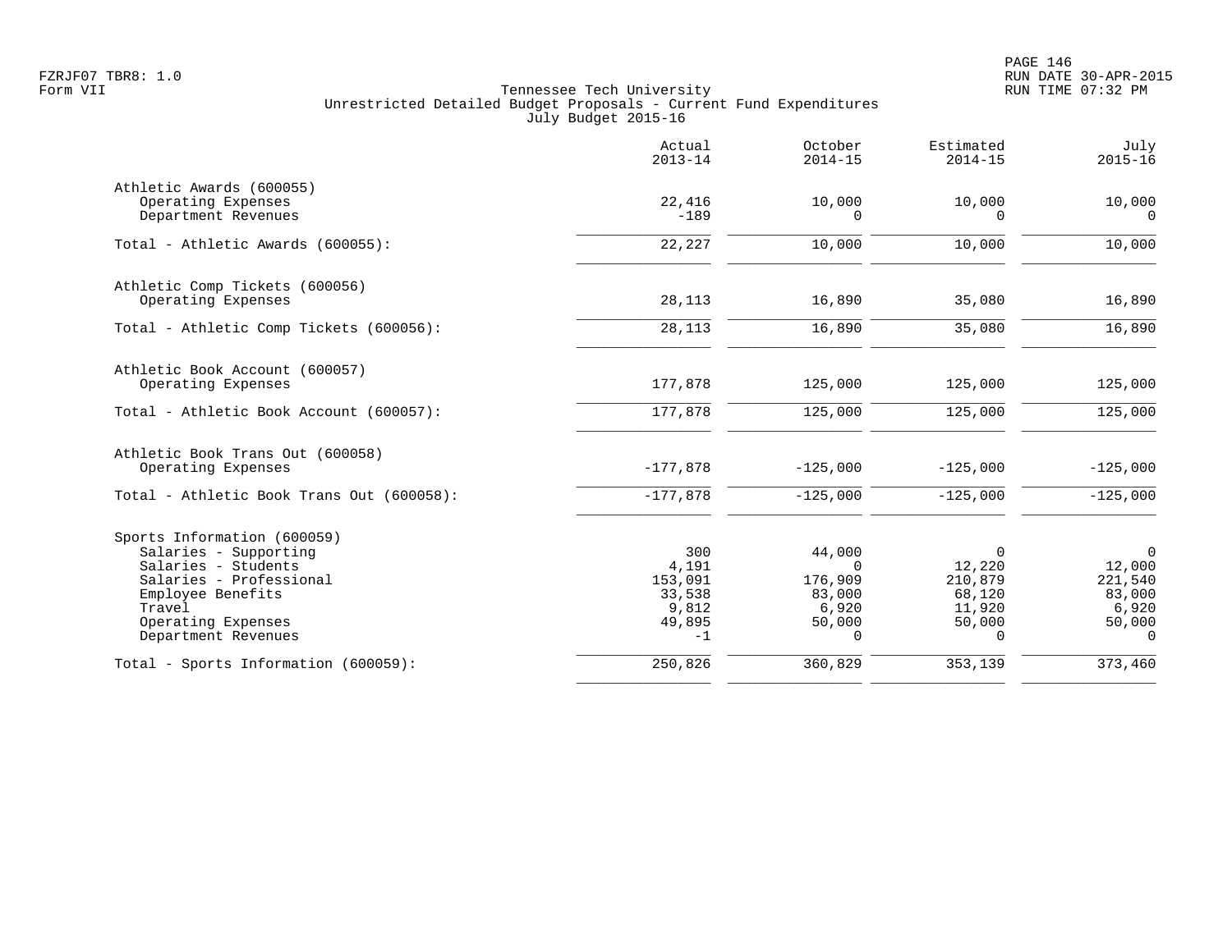Tennessee Tech University
Unrestricted Detailed Budget Proposals - Current Fund Expenditures
July Budget 2015-16

| | Actual 2013-14 | October 2014-15 | Estimated 2014-15 | July 2015-16 |
|---|---|---|---|---|
| **Athletic Awards (600055)** | | | | |
| Operating Expenses | 22,416 | 10,000 | 10,000 | 10,000 |
| Department Revenues | -189 | 0 | 0 | 0 |
| Total - Athletic Awards (600055): | 22,227 | 10,000 | 10,000 | 10,000 |
| **Athletic Comp Tickets (600056)** | | | | |
| Operating Expenses | 28,113 | 16,890 | 35,080 | 16,890 |
| Total - Athletic Comp Tickets (600056): | 28,113 | 16,890 | 35,080 | 16,890 |
| **Athletic Book Account (600057)** | | | | |
| Operating Expenses | 177,878 | 125,000 | 125,000 | 125,000 |
| Total - Athletic Book Account (600057): | 177,878 | 125,000 | 125,000 | 125,000 |
| **Athletic Book Trans Out (600058)** | | | | |
| Operating Expenses | -177,878 | -125,000 | -125,000 | -125,000 |
| Total - Athletic Book Trans Out (600058): | -177,878 | -125,000 | -125,000 | -125,000 |
| **Sports Information (600059)** | | | | |
| Salaries - Supporting | 300 | 44,000 | 0 | 0 |
| Salaries - Students | 4,191 | 0 | 12,220 | 12,000 |
| Salaries - Professional | 153,091 | 176,909 | 210,879 | 221,540 |
| Employee Benefits | 33,538 | 83,000 | 68,120 | 83,000 |
| Travel | 9,812 | 6,920 | 11,920 | 6,920 |
| Operating Expenses | 49,895 | 50,000 | 50,000 | 50,000 |
| Department Revenues | -1 | 0 | 0 | 0 |
| Total - Sports Information (600059): | 250,826 | 360,829 | 353,139 | 373,460 |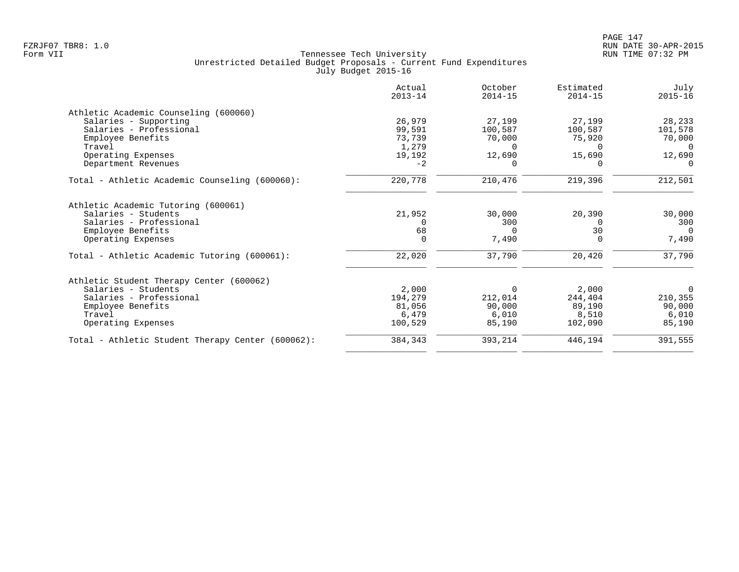Tennessee Tech University
Unrestricted Detailed Budget Proposals - Current Fund Expenditures
July Budget 2015-16

Form VII

| | Actual 2013-14 | October 2014-15 | Estimated 2014-15 | July 2015-16 |
|---|---:|---:|---:|---:|
| **Athletic Academic Counseling (600060)** | | | | |
| Salaries - Supporting | 26,979 | 27,199 | 27,199 | 28,233 |
| Salaries - Professional | 99,591 | 100,587 | 100,587 | 101,578 |
| Employee Benefits | 73,739 | 70,000 | 75,920 | 70,000 |
| Travel | 1,279 | 0 | 0 | 0 |
| Operating Expenses | 19,192 | 12,690 | 15,690 | 12,690 |
| Department Revenues | -2 | 0 | 0 | 0 |
| Total - Athletic Academic Counseling (600060): | 220,778 | 210,476 | 219,396 | 212,501 |
| **Athletic Academic Tutoring (600061)** | | | | |
| Salaries - Students | 21,952 | 30,000 | 20,390 | 30,000 |
| Salaries - Professional | 0 | 300 | 0 | 300 |
| Employee Benefits | 68 | 0 | 30 | 0 |
| Operating Expenses | 0 | 7,490 | 0 | 7,490 |
| Total - Athletic Academic Tutoring (600061): | 22,020 | 37,790 | 20,420 | 37,790 |
| **Athletic Student Therapy Center (600062)** | | | | |
| Salaries - Students | 2,000 | 0 | 2,000 | 0 |
| Salaries - Professional | 194,279 | 212,014 | 244,404 | 210,355 |
| Employee Benefits | 81,056 | 90,000 | 89,190 | 90,000 |
| Travel | 6,479 | 6,010 | 8,510 | 6,010 |
| Operating Expenses | 100,529 | 85,190 | 102,090 | 85,190 |
| Total - Athletic Student Therapy Center (600062): | 384,343 | 393,214 | 446,194 | 391,555 |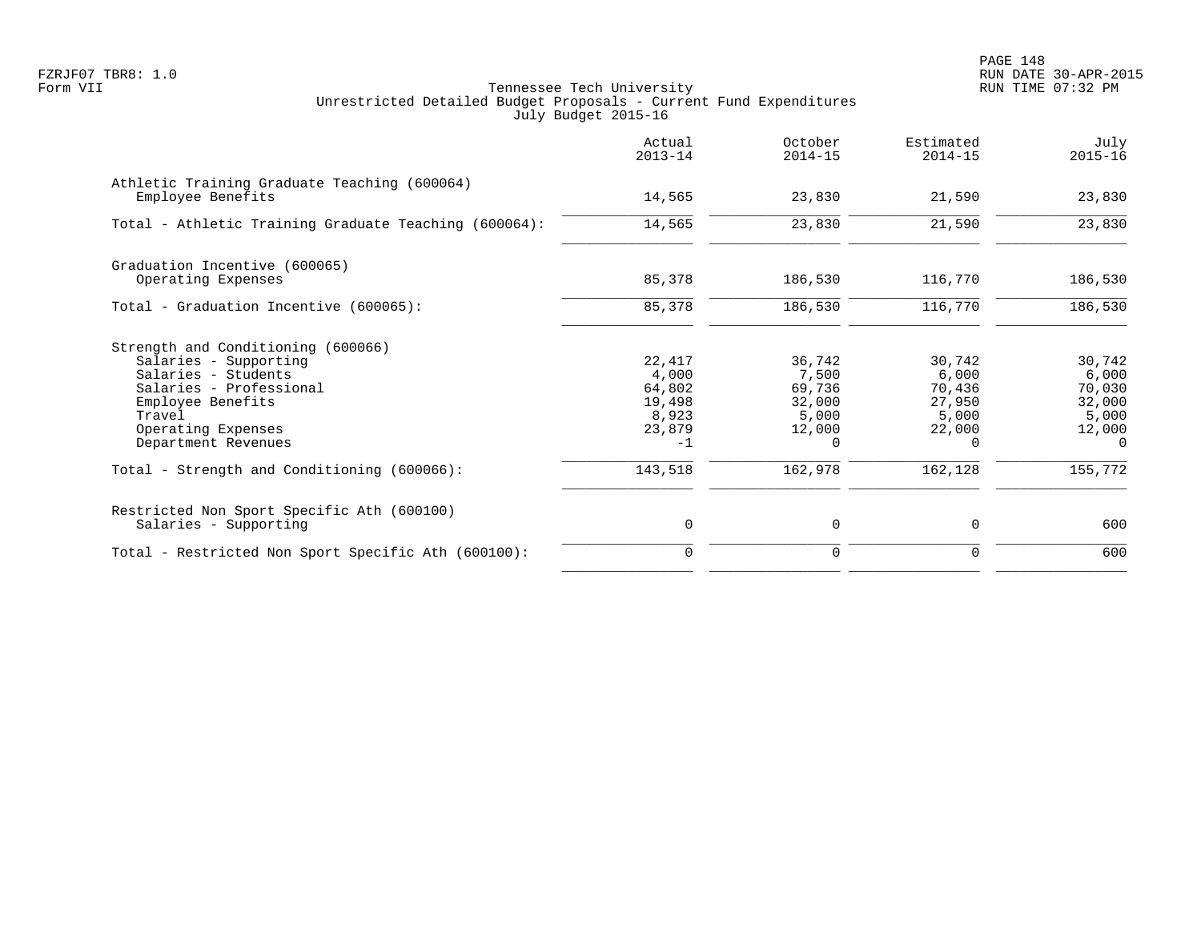Tennessee Tech University
Unrestricted Detailed Budget Proposals - Current Fund Expenditures
July Budget 2015-16

| | Actual 2013-14 | October 2014-15 | Estimated 2014-15 | July 2015-16 |
|---|---|---|---|---|
| **Athletic Training Graduate Teaching (600064)** | | | | |
| Employee Benefits | 14,565 | 23,830 | 21,590 | 23,830 |
| Total - Athletic Training Graduate Teaching (600064): | 14,565 | 23,830 | 21,590 | 23,830 |
| **Graduation Incentive (600065)** | | | | |
| Operating Expenses | 85,378 | 186,530 | 116,770 | 186,530 |
| Total - Graduation Incentive (600065): | 85,378 | 186,530 | 116,770 | 186,530 |
| **Strength and Conditioning (600066)** | | | | |
| Salaries - Supporting | 22,417 | 36,742 | 30,742 | 30,742 |
| Salaries - Students | 4,000 | 7,500 | 6,000 | 6,000 |
| Salaries - Professional | 64,802 | 69,736 | 70,436 | 70,030 |
| Employee Benefits | 19,498 | 32,000 | 27,950 | 32,000 |
| Travel | 8,923 | 5,000 | 5,000 | 5,000 |
| Operating Expenses | 23,879 | 12,000 | 22,000 | 12,000 |
| Department Revenues | -1 | 0 | 0 | 0 |
| Total - Strength and Conditioning (600066): | 143,518 | 162,978 | 162,128 | 155,772 |
| **Restricted Non Sport Specific Ath (600100)** | | | | |
| Salaries - Supporting | 0 | 0 | 0 | 600 |
| Total - Restricted Non Sport Specific Ath (600100): | 0 | 0 | 0 | 600 |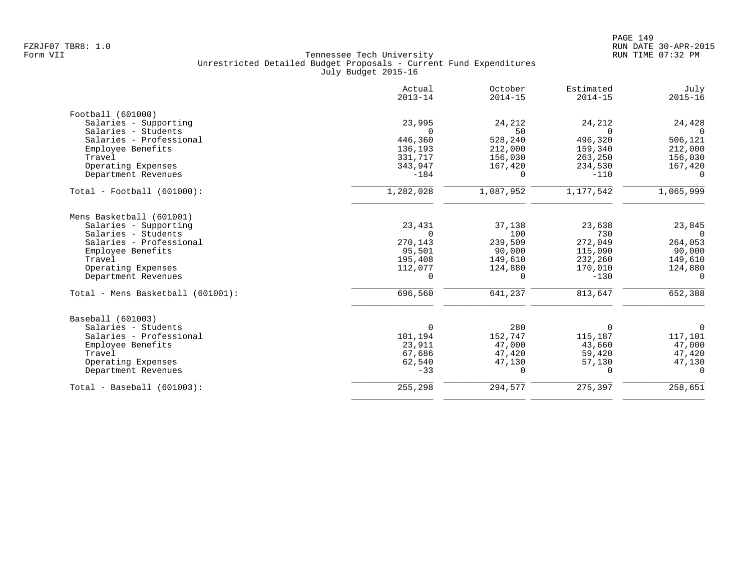FZRJF07 TBR8: 1.0
Form VII

Tennessee Tech University
Unrestricted Detailed Budget Proposals - Current Fund Expenditures
July Budget 2015-16

RUN DATE 30-APR-2015
RUN TIME 07:32 PM

| | Actual 2013-14 | October 2014-15 | Estimated 2014-15 | July 2015-16 |
|---|---|---|---|---|
| **Football (601000)** | | | | |
| Salaries - Supporting | 23,995 | 24,212 | 24,212 | 24,428 |
| Salaries - Students | 0 | 50 | 0 | 0 |
| Salaries - Professional | 446,360 | 528,240 | 496,320 | 506,121 |
| Employee Benefits | 136,193 | 212,000 | 159,340 | 212,000 |
| Travel | 331,717 | 156,030 | 263,250 | 156,030 |
| Operating Expenses | 343,947 | 167,420 | 234,530 | 167,420 |
| Department Revenues | -184 | 0 | -110 | 0 |
| Total - Football (601000): | 1,282,028 | 1,087,952 | 1,177,542 | 1,065,999 |
| **Mens Basketball (601001)** | | | | |
| Salaries - Supporting | 23,431 | 37,138 | 23,638 | 23,845 |
| Salaries - Students | 0 | 100 | 730 | 0 |
| Salaries - Professional | 270,143 | 239,509 | 272,049 | 264,053 |
| Employee Benefits | 95,501 | 90,000 | 115,090 | 90,000 |
| Travel | 195,408 | 149,610 | 232,260 | 149,610 |
| Operating Expenses | 112,077 | 124,880 | 170,010 | 124,880 |
| Department Revenues | 0 | 0 | -130 | 0 |
| Total - Mens Basketball (601001): | 696,560 | 641,237 | 813,647 | 652,388 |
| **Baseball (601003)** | | | | |
| Salaries - Students | 0 | 280 | 0 | 0 |
| Salaries - Professional | 101,194 | 152,747 | 115,187 | 117,101 |
| Employee Benefits | 23,911 | 47,000 | 43,660 | 47,000 |
| Travel | 67,686 | 47,420 | 59,420 | 47,420 |
| Operating Expenses | 62,540 | 47,130 | 57,130 | 47,130 |
| Department Revenues | -33 | 0 | 0 | 0 |
| Total - Baseball (601003): | 255,298 | 294,577 | 275,397 | 258,651 |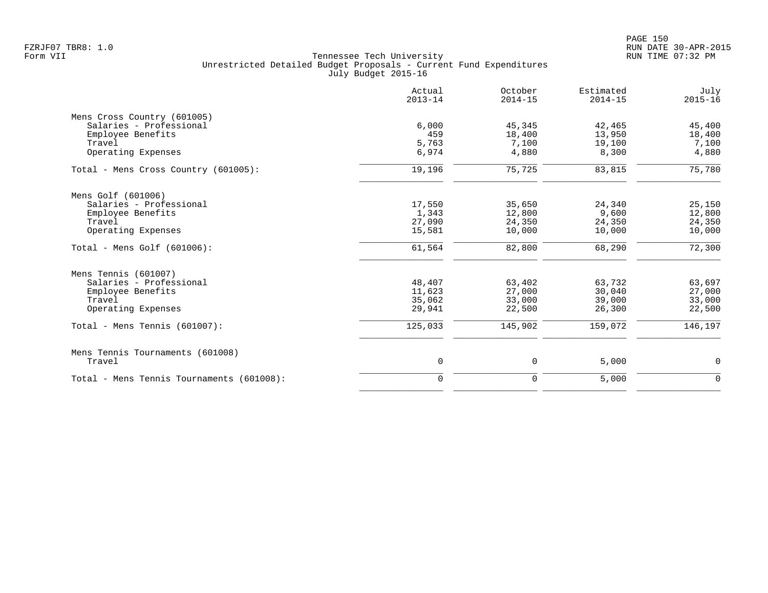FZRJF07 TBR8: 1.0
Form VII

Tennessee Tech University
Unrestricted Detailed Budget Proposals - Current Fund Expenditures
July Budget 2015-16

RUN DATE 30-APR-2015
RUN TIME 07:32 PM

| | Actual 2013-14 | October 2014-15 | Estimated 2014-15 | July 2015-16 |
|---|---|---|---|---|
| **Mens Cross Country (601005)** | | | | |
| Salaries - Professional | 6,000 | 45,345 | 42,465 | 45,400 |
| Employee Benefits | 459 | 18,400 | 13,950 | 18,400 |
| Travel | 5,763 | 7,100 | 19,100 | 7,100 |
| Operating Expenses | 6,974 | 4,880 | 8,300 | 4,880 |
| Total - Mens Cross Country (601005): | 19,196 | 75,725 | 83,815 | 75,780 |
| **Mens Golf (601006)** | | | | |
| Salaries - Professional | 17,550 | 35,650 | 24,340 | 25,150 |
| Employee Benefits | 1,343 | 12,800 | 9,600 | 12,800 |
| Travel | 27,090 | 24,350 | 24,350 | 24,350 |
| Operating Expenses | 15,581 | 10,000 | 10,000 | 10,000 |
| Total - Mens Golf (601006): | 61,564 | 82,800 | 68,290 | 72,300 |
| **Mens Tennis (601007)** | | | | |
| Salaries - Professional | 48,407 | 63,402 | 63,732 | 63,697 |
| Employee Benefits | 11,623 | 27,000 | 30,040 | 27,000 |
| Travel | 35,062 | 33,000 | 39,000 | 33,000 |
| Operating Expenses | 29,941 | 22,500 | 26,300 | 22,500 |
| Total - Mens Tennis (601007): | 125,033 | 145,902 | 159,072 | 146,197 |
| **Mens Tennis Tournaments (601008)** | | | | |
| Travel | 0 | 0 | 5,000 | 0 |
| Total - Mens Tennis Tournaments (601008): | 0 | 0 | 5,000 | 0 |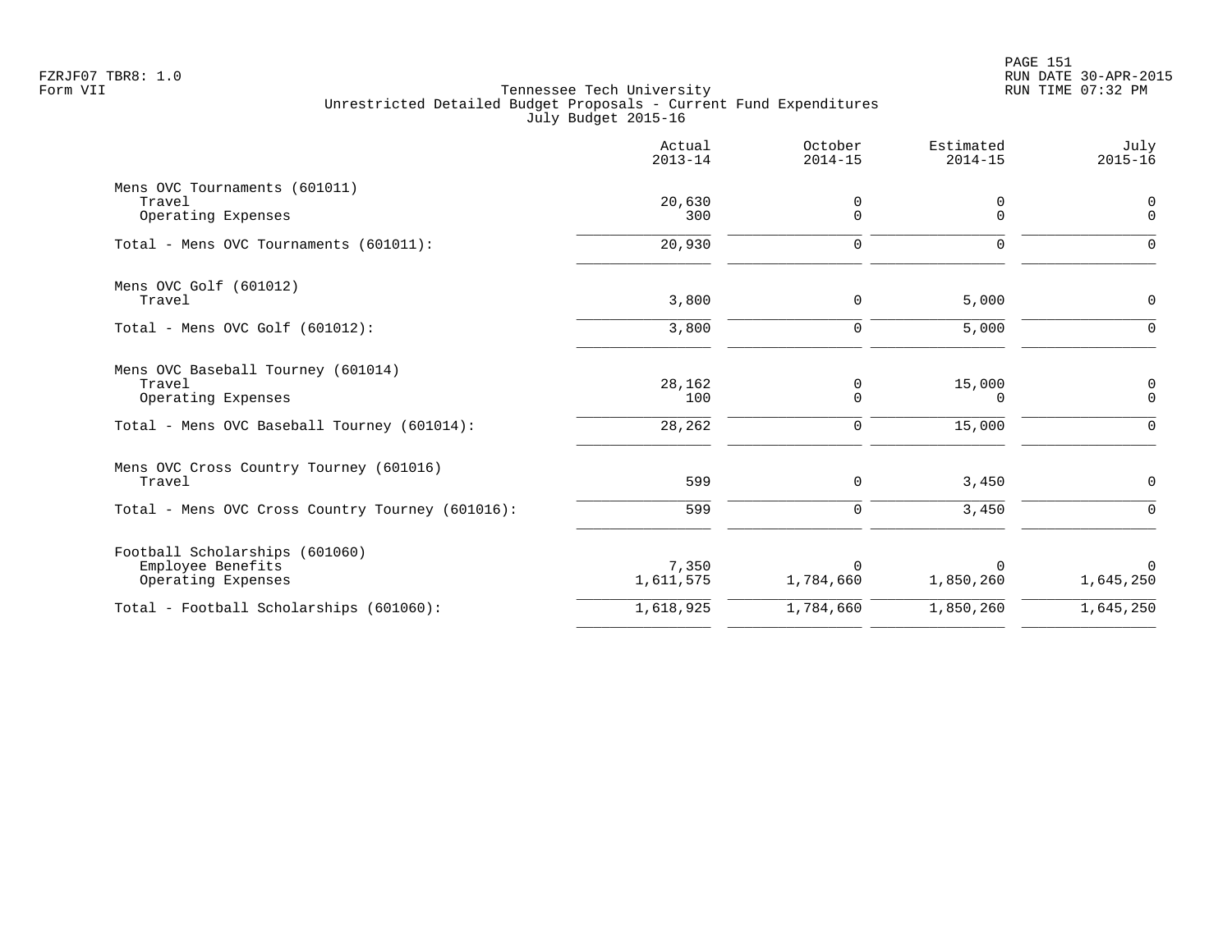Tennessee Tech University
Unrestricted Detailed Budget Proposals - Current Fund Expenditures
July Budget 2015-16

| | Actual 2013-14 | October 2014-15 | Estimated 2014-15 | July 2015-16 |
|---|---|---|---|---|
| Mens OVC Tournaments (601011) | | | | |
| Travel | 20,630 | 0 | 0 | 0 |
| Operating Expenses | 300 | 0 | 0 | 0 |
| Total - Mens OVC Tournaments (601011): | 20,930 | 0 | 0 | 0 |
| Mens OVC Golf (601012) | | | | |
| Travel | 3,800 | 0 | 5,000 | 0 |
| Total - Mens OVC Golf (601012): | 3,800 | 0 | 5,000 | 0 |
| Mens OVC Baseball Tourney (601014) | | | | |
| Travel | 28,162 | 0 | 15,000 | 0 |
| Operating Expenses | 100 | 0 | 0 | 0 |
| Total - Mens OVC Baseball Tourney (601014): | 28,262 | 0 | 15,000 | 0 |
| Mens OVC Cross Country Tourney (601016) | | | | |
| Travel | 599 | 0 | 3,450 | 0 |
| Total - Mens OVC Cross Country Tourney (601016): | 599 | 0 | 3,450 | 0 |
| Football Scholarships (601060) | | | | |
| Employee Benefits | 7,350 | 0 | 0 | 0 |
| Operating Expenses | 1,611,575 | 1,784,660 | 1,850,260 | 1,645,250 |
| Total - Football Scholarships (601060): | 1,618,925 | 1,784,660 | 1,850,260 | 1,645,250 |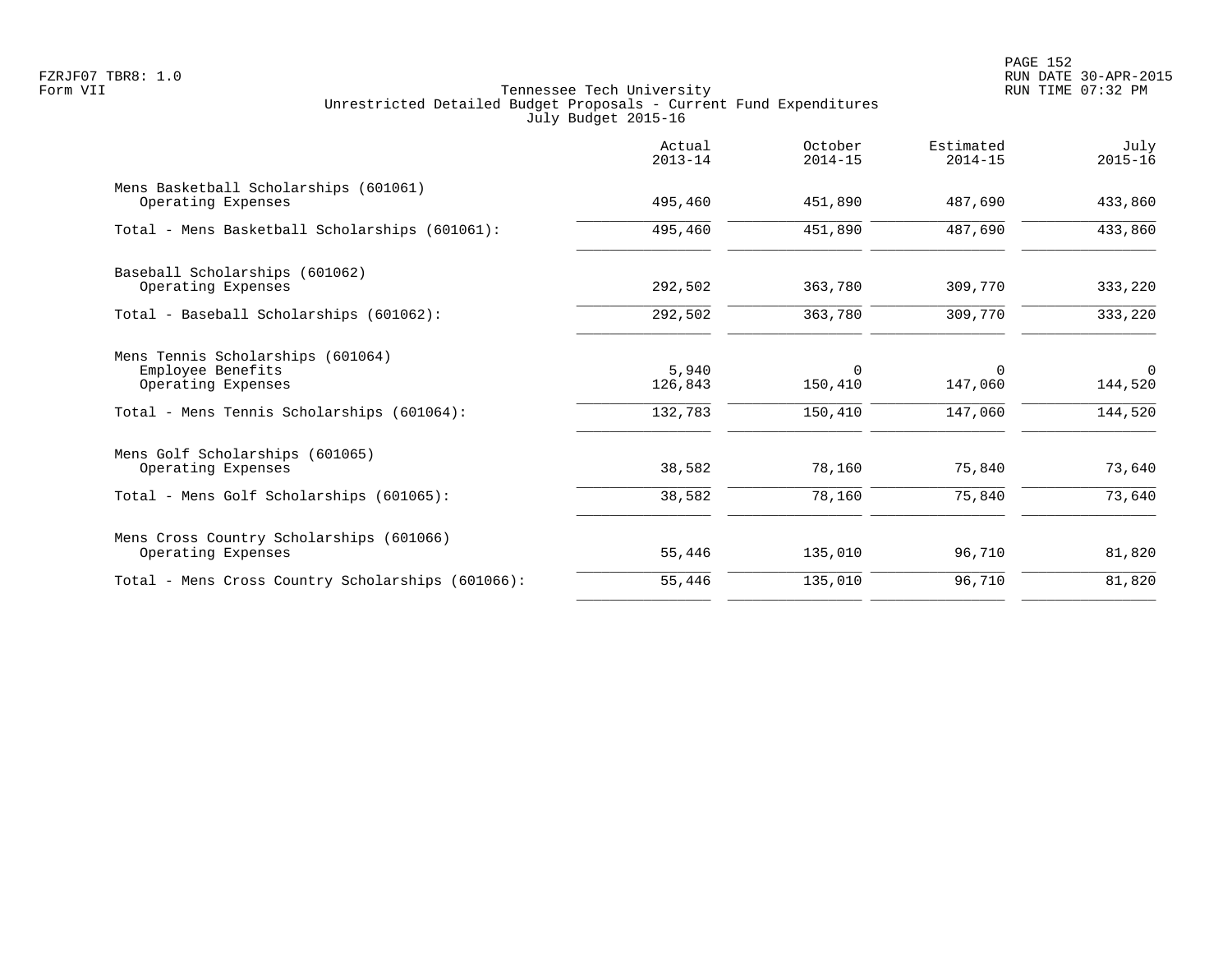FZRJF07 TBR8: 1.0
Form VII

Tennessee Tech University
Unrestricted Detailed Budget Proposals - Current Fund Expenditures
July Budget 2015-16

RUN DATE 30-APR-2015
RUN TIME 07:32 PM

| | Actual 2013-14 | October 2014-15 | Estimated 2014-15 | July 2015-16 |
|---|---|---|---|---|
| Mens Basketball Scholarships (601061) | | | | |
| Operating Expenses | 495,460 | 451,890 | 487,690 | 433,860 |
| Total - Mens Basketball Scholarships (601061): | 495,460 | 451,890 | 487,690 | 433,860 |
| Baseball Scholarships (601062) | | | | |
| Operating Expenses | 292,502 | 363,780 | 309,770 | 333,220 |
| Total - Baseball Scholarships (601062): | 292,502 | 363,780 | 309,770 | 333,220 |
| Mens Tennis Scholarships (601064) | | | | |
| Employee Benefits | 5,940 | 0 | 0 | 0 |
| Operating Expenses | 126,843 | 150,410 | 147,060 | 144,520 |
| Total - Mens Tennis Scholarships (601064): | 132,783 | 150,410 | 147,060 | 144,520 |
| Mens Golf Scholarships (601065) | | | | |
| Operating Expenses | 38,582 | 78,160 | 75,840 | 73,640 |
| Total - Mens Golf Scholarships (601065): | 38,582 | 78,160 | 75,840 | 73,640 |
| Mens Cross Country Scholarships (601066) | | | | |
| Operating Expenses | 55,446 | 135,010 | 96,710 | 81,820 |
| Total - Mens Cross Country Scholarships (601066): | 55,446 | 135,010 | 96,710 | 81,820 |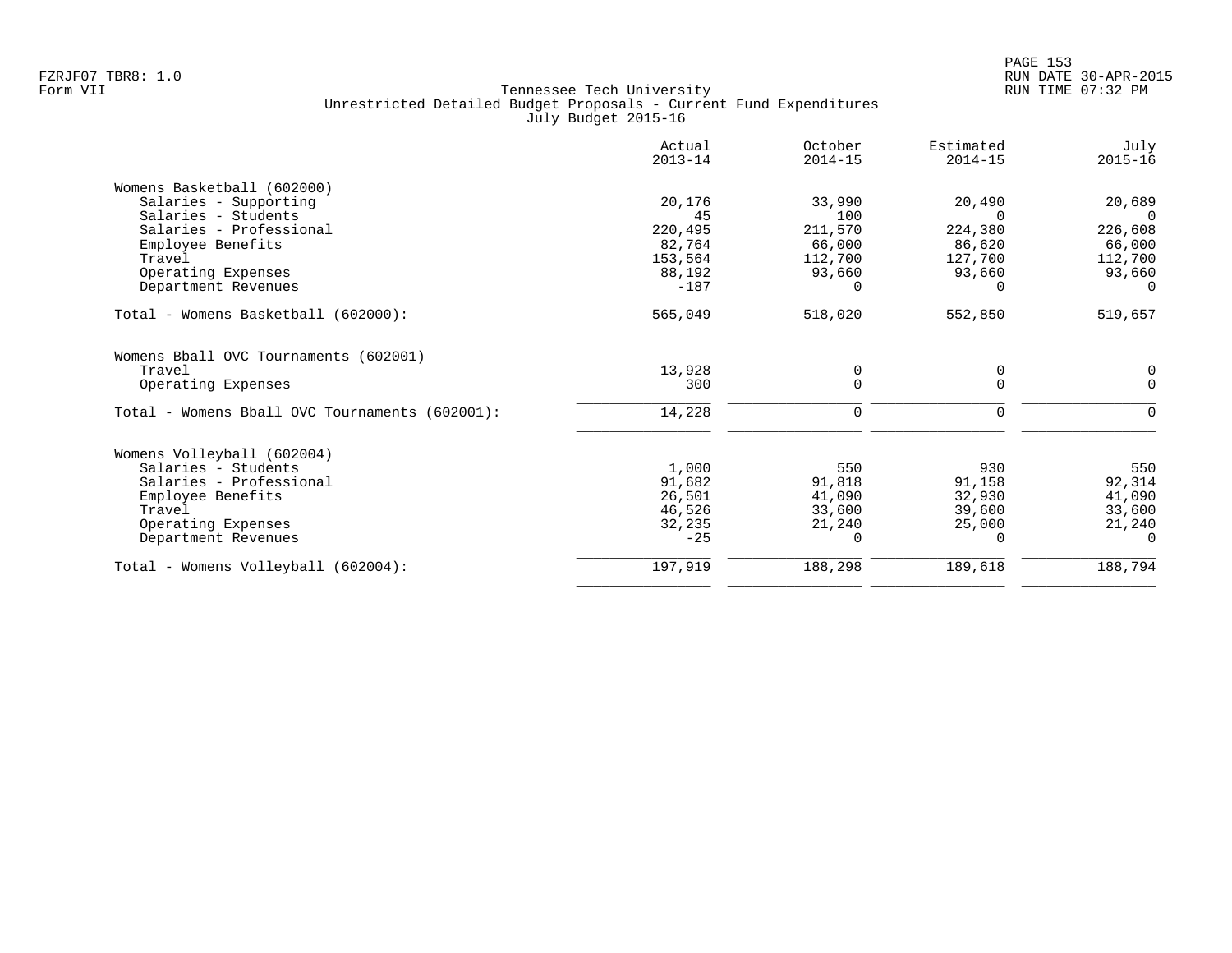Tennessee Tech University
Unrestricted Detailed Budget Proposals - Current Fund Expenditures
July Budget 2015-16

FZRJF07 TBR8: 1.0
Form VII

RUN DATE 30-APR-2015
RUN TIME 07:32 PM

| | Actual 2013-14 | October 2014-15 | Estimated 2014-15 | July 2015-16 |
|---|---|---|---|---|
| **Womens Basketball (602000)** | | | | |
| Salaries - Supporting | 20,176 | 33,990 | 20,490 | 20,689 |
| Salaries - Students | 45 | 100 | 0 | 0 |
| Salaries - Professional | 220,495 | 211,570 | 224,380 | 226,608 |
| Employee Benefits | 82,764 | 66,000 | 86,620 | 66,000 |
| Travel | 153,564 | 112,700 | 127,700 | 112,700 |
| Operating Expenses | 88,192 | 93,660 | 93,660 | 93,660 |
| Department Revenues | -187 | 0 | 0 | 0 |
| Total - Womens Basketball (602000): | 565,049 | 518,020 | 552,850 | 519,657 |
| **Womens Bball OVC Tournaments (602001)** | | | | |
| Travel | 13,928 | 0 | 0 | 0 |
| Operating Expenses | 300 | 0 | 0 | 0 |
| Total - Womens Bball OVC Tournaments (602001): | 14,228 | 0 | 0 | 0 |
| **Womens Volleyball (602004)** | | | | |
| Salaries - Students | 1,000 | 550 | 930 | 550 |
| Salaries - Professional | 91,682 | 91,818 | 91,158 | 92,314 |
| Employee Benefits | 26,501 | 41,090 | 32,930 | 41,090 |
| Travel | 46,526 | 33,600 | 39,600 | 33,600 |
| Operating Expenses | 32,235 | 21,240 | 25,000 | 21,240 |
| Department Revenues | -25 | 0 | 0 | 0 |
| Total - Womens Volleyball (602004): | 197,919 | 188,298 | 189,618 | 188,794 |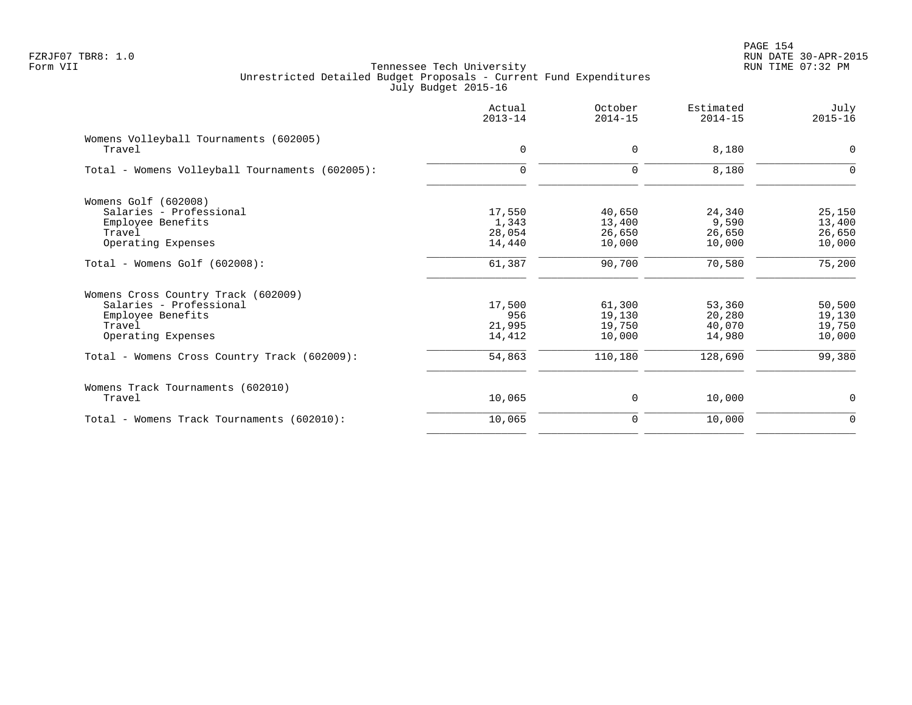FZRJF07 TBR8: 1.0
Form VII

Tennessee Tech University
Unrestricted Detailed Budget Proposals - Current Fund Expenditures
July Budget 2015-16

RUN DATE 30-APR-2015
RUN TIME 07:32 PM

| | Actual 2013-14 | October 2014-15 | Estimated 2014-15 | July 2015-16 |
|---|---|---|---|---|
| Womens Volleyball Tournaments (602005) | | | | |
| Travel | 0 | 0 | 8,180 | 0 |
| Total - Womens Volleyball Tournaments (602005): | 0 | 0 | 8,180 | 0 |
| Womens Golf (602008) | | | | |
| Salaries - Professional | 17,550 | 40,650 | 24,340 | 25,150 |
| Employee Benefits | 1,343 | 13,400 | 9,590 | 13,400 |
| Travel | 28,054 | 26,650 | 26,650 | 26,650 |
| Operating Expenses | 14,440 | 10,000 | 10,000 | 10,000 |
| Total - Womens Golf (602008): | 61,387 | 90,700 | 70,580 | 75,200 |
| Womens Cross Country Track (602009) | | | | |
| Salaries - Professional | 17,500 | 61,300 | 53,360 | 50,500 |
| Employee Benefits | 956 | 19,130 | 20,280 | 19,130 |
| Travel | 21,995 | 19,750 | 40,070 | 19,750 |
| Operating Expenses | 14,412 | 10,000 | 14,980 | 10,000 |
| Total - Womens Cross Country Track (602009): | 54,863 | 110,180 | 128,690 | 99,380 |
| Womens Track Tournaments (602010) | | | | |
| Travel | 10,065 | 0 | 10,000 | 0 |
| Total - Womens Track Tournaments (602010): | 10,065 | 0 | 10,000 | 0 |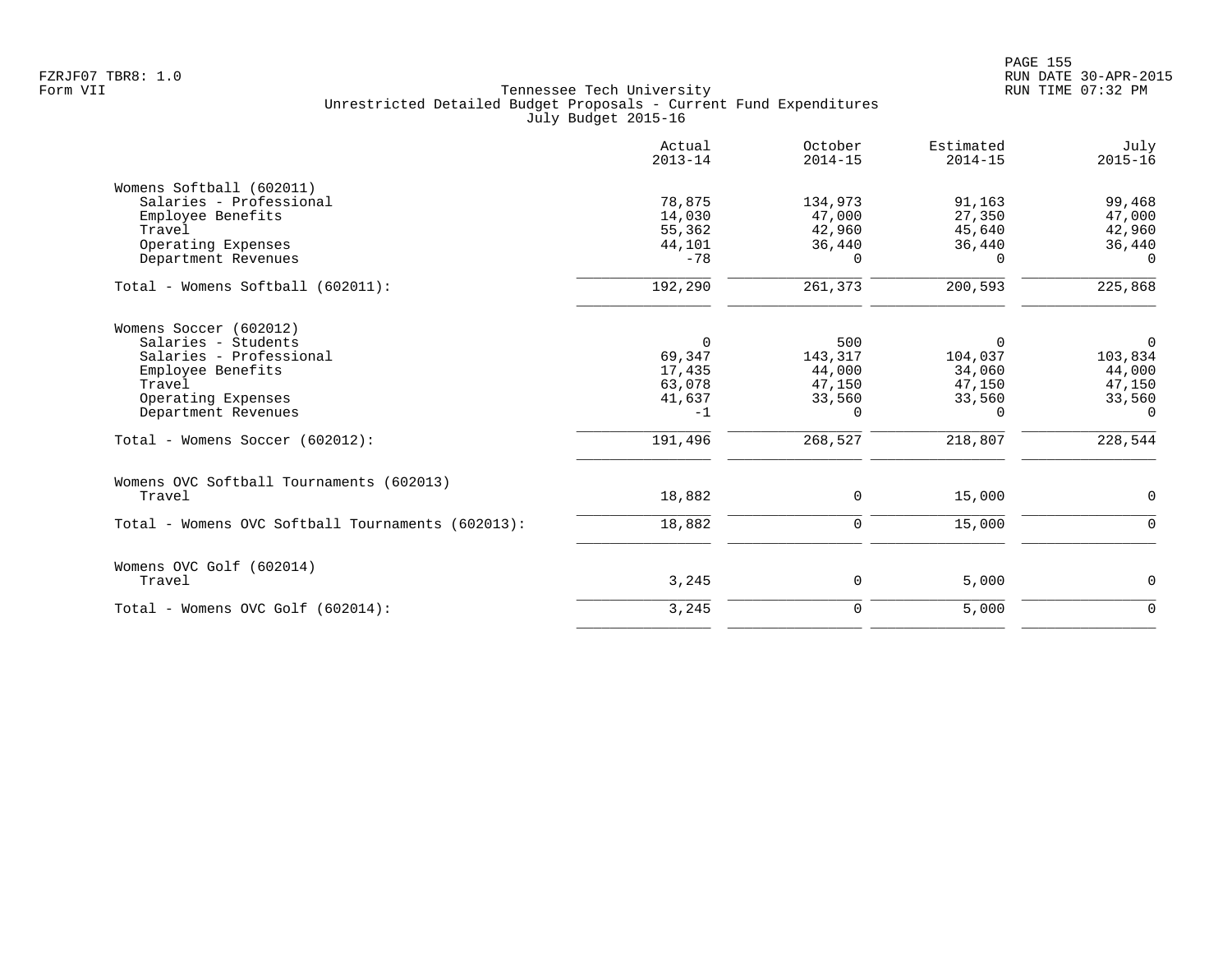FZRJF07 TBR8: 1.0
Form VII

# Tennessee Tech University
## Unrestricted Detailed Budget Proposals - Current Fund Expenditures
### July Budget 2015-16

RUN DATE 30-APR-2015
RUN TIME 07:32 PM

| | Actual 2013-14 | October 2014-15 | Estimated 2014-15 | July 2015-16 |
|---|---|---|---|---|
| **Womens Softball (602011)** | | | | |
| Salaries - Professional | 78,875 | 134,973 | 91,163 | 99,468 |
| Employee Benefits | 14,030 | 47,000 | 27,350 | 47,000 |
| Travel | 55,362 | 42,960 | 45,640 | 42,960 |
| Operating Expenses | 44,101 | 36,440 | 36,440 | 36,440 |
| Department Revenues | -78 | 0 | 0 | 0 |
| Total - Womens Softball (602011): | 192,290 | 261,373 | 200,593 | 225,868 |
| **Womens Soccer (602012)** | | | | |
| Salaries - Students | 0 | 500 | 0 | 0 |
| Salaries - Professional | 69,347 | 143,317 | 104,037 | 103,834 |
| Employee Benefits | 17,435 | 44,000 | 34,060 | 44,000 |
| Travel | 63,078 | 47,150 | 47,150 | 47,150 |
| Operating Expenses | 41,637 | 33,560 | 33,560 | 33,560 |
| Department Revenues | -1 | 0 | 0 | 0 |
| Total - Womens Soccer (602012): | 191,496 | 268,527 | 218,807 | 228,544 |
| **Womens OVC Softball Tournaments (602013)** | | | | |
| Travel | 18,882 | 0 | 15,000 | 0 |
| Total - Womens OVC Softball Tournaments (602013): | 18,882 | 0 | 15,000 | 0 |
| **Womens OVC Golf (602014)** | | | | |
| Travel | 3,245 | 0 | 5,000 | 0 |
| Total - Womens OVC Golf (602014): | 3,245 | 0 | 5,000 | 0 |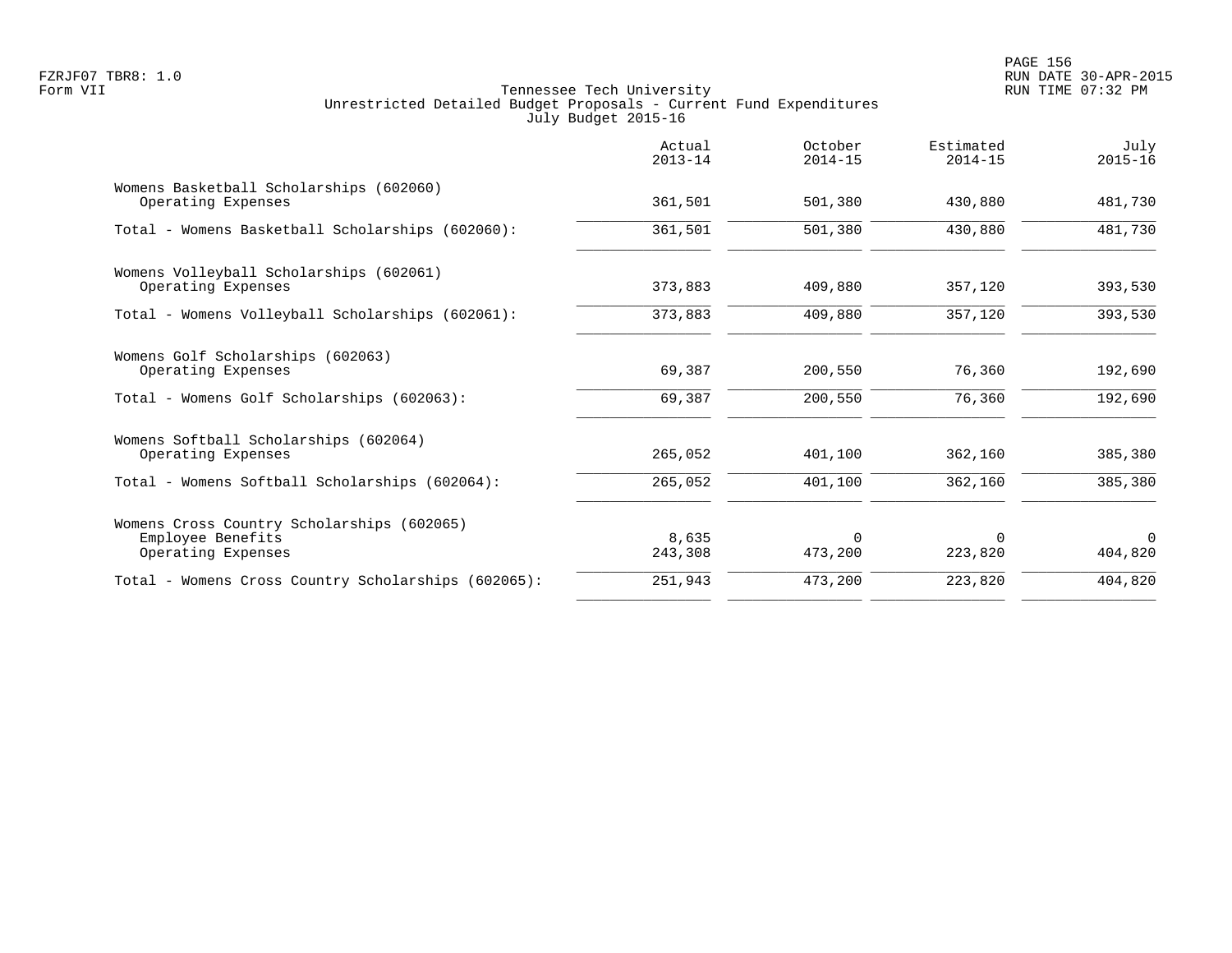Tennessee Tech University
Unrestricted Detailed Budget Proposals - Current Fund Expenditures
July Budget 2015-16

| | Actual 2013-14 | October 2014-15 | Estimated 2014-15 | July 2015-16 |
|---|---|---|---|---|
| **Womens Basketball Scholarships (602060)** | | | | |
| Operating Expenses | 361,501 | 501,380 | 430,880 | 481,730 |
| Total - Womens Basketball Scholarships (602060): | 361,501 | 501,380 | 430,880 | 481,730 |
| **Womens Volleyball Scholarships (602061)** | | | | |
| Operating Expenses | 373,883 | 409,880 | 357,120 | 393,530 |
| Total - Womens Volleyball Scholarships (602061): | 373,883 | 409,880 | 357,120 | 393,530 |
| **Womens Golf Scholarships (602063)** | | | | |
| Operating Expenses | 69,387 | 200,550 | 76,360 | 192,690 |
| Total - Womens Golf Scholarships (602063): | 69,387 | 200,550 | 76,360 | 192,690 |
| **Womens Softball Scholarships (602064)** | | | | |
| Operating Expenses | 265,052 | 401,100 | 362,160 | 385,380 |
| Total - Womens Softball Scholarships (602064): | 265,052 | 401,100 | 362,160 | 385,380 |
| **Womens Cross Country Scholarships (602065)** | | | | |
| Employee Benefits | 8,635 | 0 | 0 | 0 |
| Operating Expenses | 243,308 | 473,200 | 223,820 | 404,820 |
| Total - Womens Cross Country Scholarships (602065): | 251,943 | 473,200 | 223,820 | 404,820 |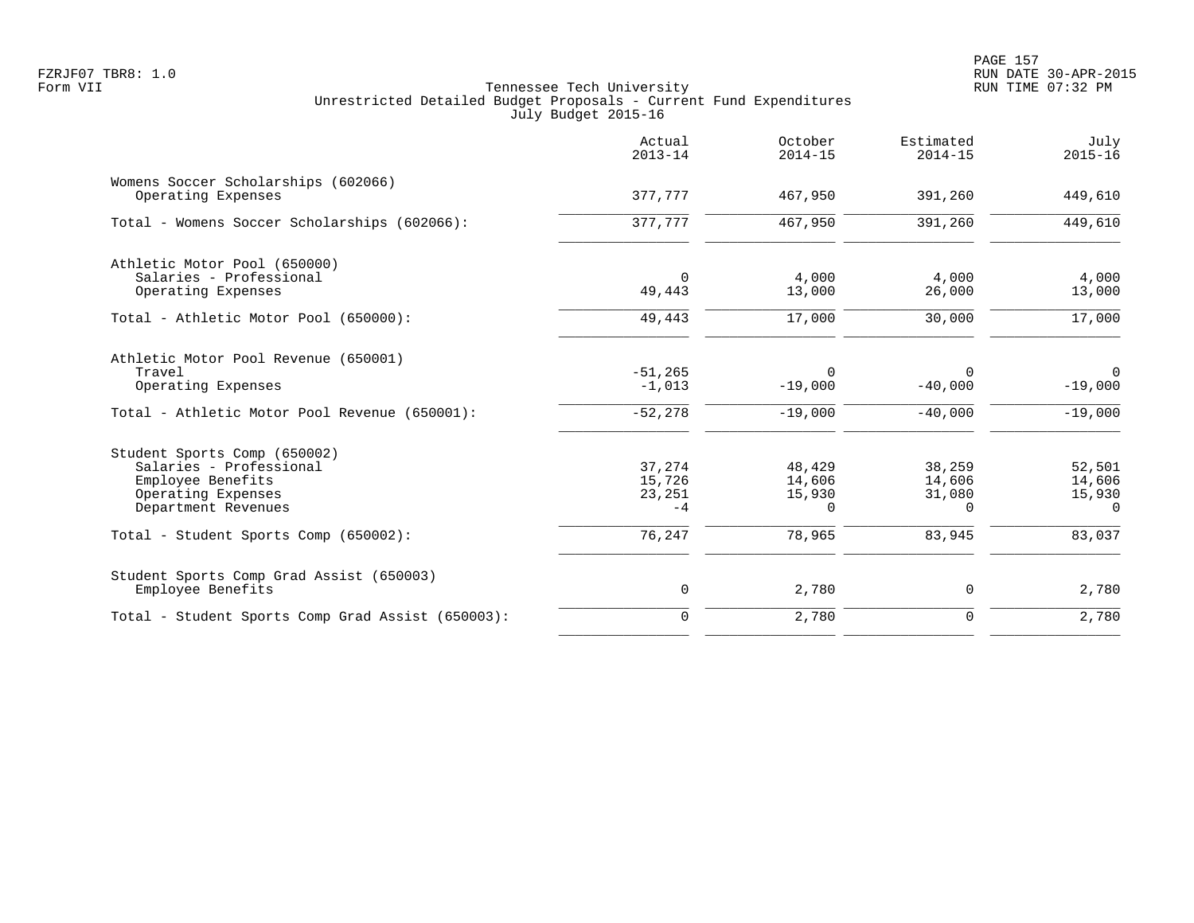Tennessee Tech University
Unrestricted Detailed Budget Proposals - Current Fund Expenditures
July Budget 2015-16

| | Actual 2013-14 | October 2014-15 | Estimated 2014-15 | July 2015-16 |
|---|---|---|---|---|
| **Womens Soccer Scholarships (602066)** | | | | |
| Operating Expenses | 377,777 | 467,950 | 391,260 | 449,610 |
| Total - Womens Soccer Scholarships (602066): | 377,777 | 467,950 | 391,260 | 449,610 |
| **Athletic Motor Pool (650000)** | | | | |
| Salaries - Professional | 0 | 4,000 | 4,000 | 4,000 |
| Operating Expenses | 49,443 | 13,000 | 26,000 | 13,000 |
| Total - Athletic Motor Pool (650000): | 49,443 | 17,000 | 30,000 | 17,000 |
| **Athletic Motor Pool Revenue (650001)** | | | | |
| Travel | -51,265 | 0 | 0 | 0 |
| Operating Expenses | -1,013 | -19,000 | -40,000 | -19,000 |
| Total - Athletic Motor Pool Revenue (650001): | -52,278 | -19,000 | -40,000 | -19,000 |
| **Student Sports Comp (650002)** | | | | |
| Salaries - Professional | 37,274 | 48,429 | 38,259 | 52,501 |
| Employee Benefits | 15,726 | 14,606 | 14,606 | 14,606 |
| Operating Expenses | 23,251 | 15,930 | 31,080 | 15,930 |
| Department Revenues | -4 | 0 | 0 | 0 |
| Total - Student Sports Comp (650002): | 76,247 | 78,965 | 83,945 | 83,037 |
| **Student Sports Comp Grad Assist (650003)** | | | | |
| Employee Benefits | 0 | 2,780 | 0 | 2,780 |
| Total - Student Sports Comp Grad Assist (650003): | 0 | 2,780 | 0 | 2,780 |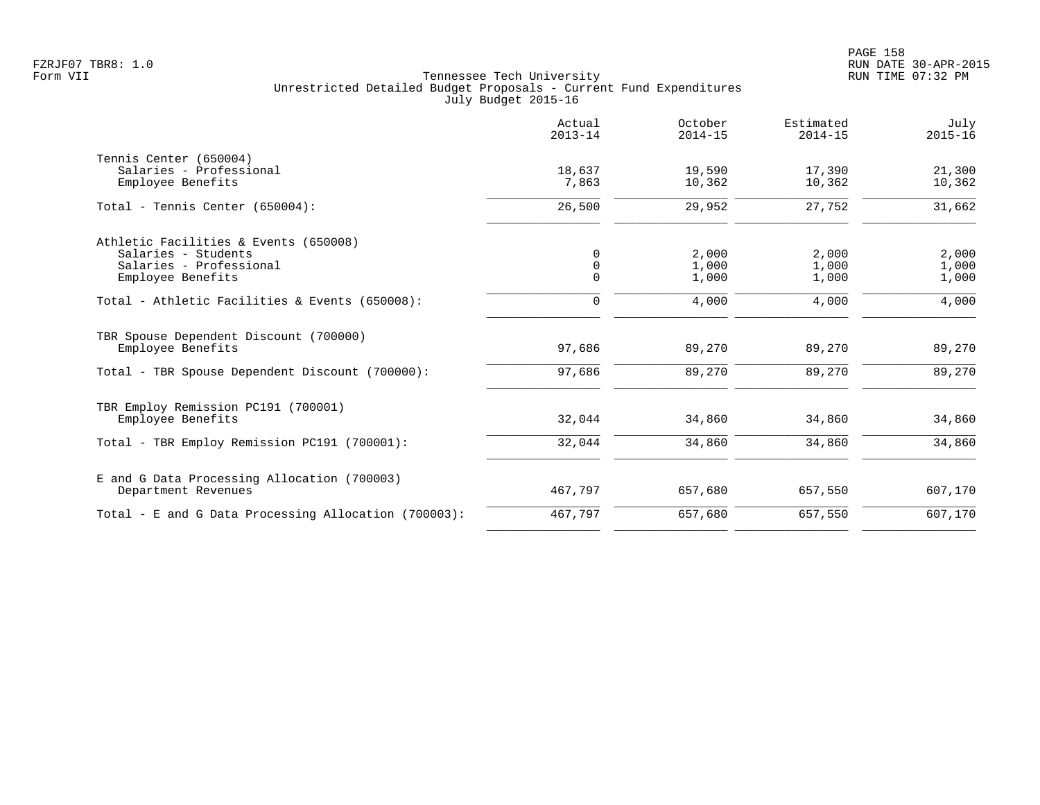Tennessee Tech University
Unrestricted Detailed Budget Proposals - Current Fund Expenditures
July Budget 2015-16

| | Actual 2013-14 | October 2014-15 | Estimated 2014-15 | July 2015-16 |
|---|---|---|---|---|
| Tennis Center (650004) | | | | |
| Salaries - Professional | 18,637 | 19,590 | 17,390 | 21,300 |
| Employee Benefits | 7,863 | 10,362 | 10,362 | 10,362 |
| Total - Tennis Center (650004): | 26,500 | 29,952 | 27,752 | 31,662 |
| Athletic Facilities & Events (650008) | | | | |
| Salaries - Students | 0 | 2,000 | 2,000 | 2,000 |
| Salaries - Professional | 0 | 1,000 | 1,000 | 1,000 |
| Employee Benefits | 0 | 1,000 | 1,000 | 1,000 |
| Total - Athletic Facilities & Events (650008): | 0 | 4,000 | 4,000 | 4,000 |
| TBR Spouse Dependent Discount (700000) | | | | |
| Employee Benefits | 97,686 | 89,270 | 89,270 | 89,270 |
| Total - TBR Spouse Dependent Discount (700000): | 97,686 | 89,270 | 89,270 | 89,270 |
| TBR Employ Remission PC191 (700001) | | | | |
| Employee Benefits | 32,044 | 34,860 | 34,860 | 34,860 |
| Total - TBR Employ Remission PC191 (700001): | 32,044 | 34,860 | 34,860 | 34,860 |
| E and G Data Processing Allocation (700003) | | | | |
| Department Revenues | 467,797 | 657,680 | 657,550 | 607,170 |
| Total - E and G Data Processing Allocation (700003): | 467,797 | 657,680 | 657,550 | 607,170 |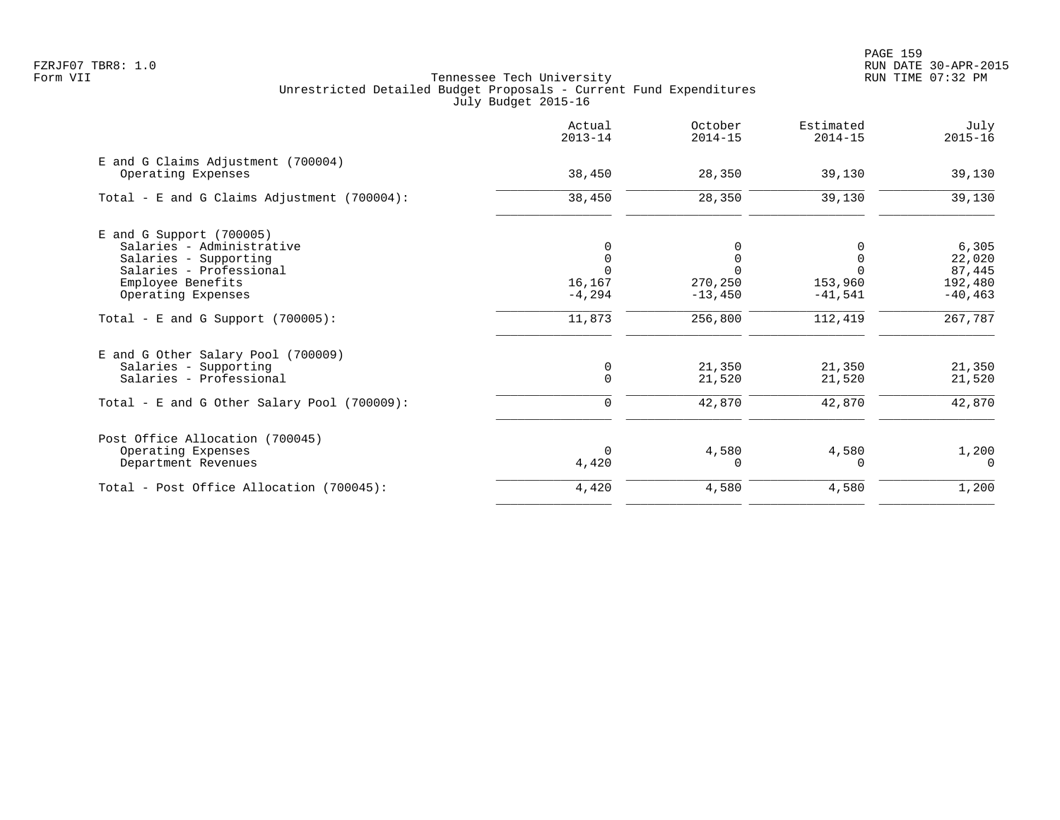Tennessee Tech University
Unrestricted Detailed Budget Proposals - Current Fund Expenditures
July Budget 2015-16

| | Actual 2013-14 | October 2014-15 | Estimated 2014-15 | July 2015-16 |
|---|---:|---:|---:|---:|
| **E and G Claims Adjustment (700004)** | | | | |
| Operating Expenses | 38,450 | 28,350 | 39,130 | 39,130 |
| Total - E and G Claims Adjustment (700004): | 38,450 | 28,350 | 39,130 | 39,130 |
| **E and G Support (700005)** | | | | |
| Salaries - Administrative | 0 | 0 | 0 | 6,305 |
| Salaries - Supporting | 0 | 0 | 0 | 22,020 |
| Salaries - Professional | 0 | 0 | 0 | 87,445 |
| Employee Benefits | 16,167 | 270,250 | 153,960 | 192,480 |
| Operating Expenses | -4,294 | -13,450 | -41,541 | -40,463 |
| Total - E and G Support (700005): | 11,873 | 256,800 | 112,419 | 267,787 |
| **E and G Other Salary Pool (700009)** | | | | |
| Salaries - Supporting | 0 | 21,350 | 21,350 | 21,350 |
| Salaries - Professional | 0 | 21,520 | 21,520 | 21,520 |
| Total - E and G Other Salary Pool (700009): | 0 | 42,870 | 42,870 | 42,870 |
| **Post Office Allocation (700045)** | | | | |
| Operating Expenses | 0 | 4,580 | 4,580 | 1,200 |
| Department Revenues | 4,420 | 0 | 0 | 0 |
| Total - Post Office Allocation (700045): | 4,420 | 4,580 | 4,580 | 1,200 |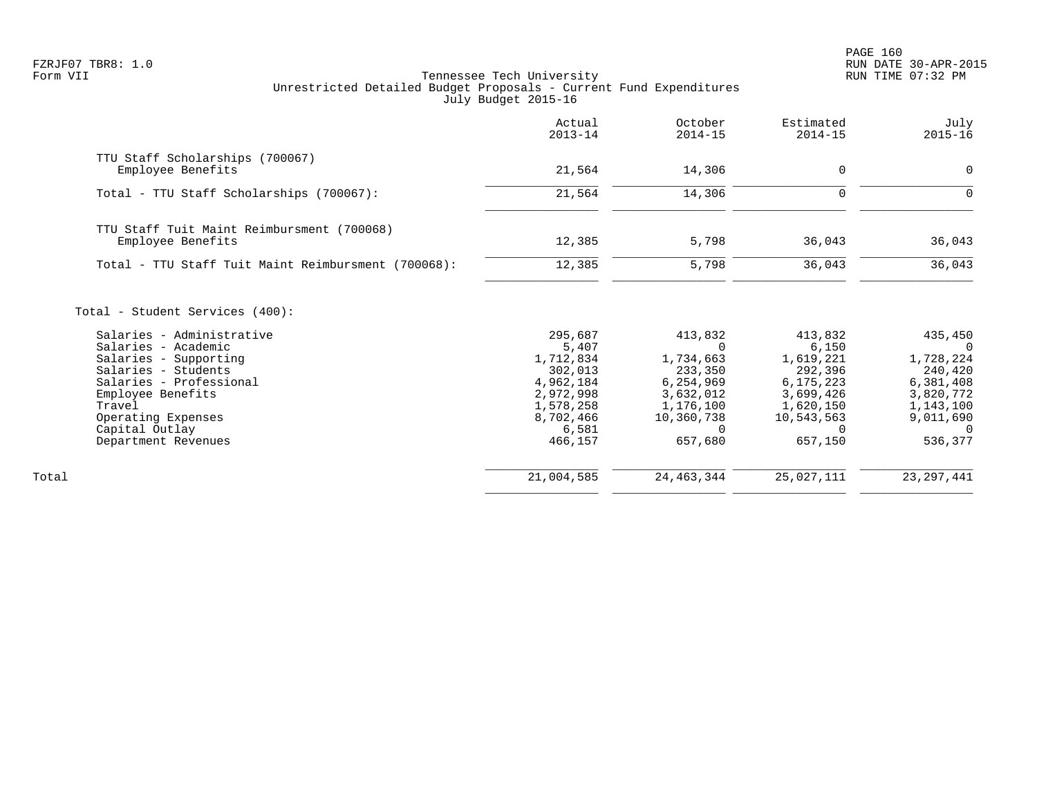Tennessee Tech University
Unrestricted Detailed Budget Proposals - Current Fund Expenditures
July Budget 2015-16

| | Actual 2013-14 | October 2014-15 | Estimated 2014-15 | July 2015-16 |
|---|---|---|---|---|
| **TTU Staff Scholarships (700067)** | | | | |
| Employee Benefits | 21,564 | 14,306 | 0 | 0 |
| Total - TTU Staff Scholarships (700067): | 21,564 | 14,306 | 0 | 0 |
| **TTU Staff Tuit Maint Reimbursment (700068)** | | | | |
| Employee Benefits | 12,385 | 5,798 | 36,043 | 36,043 |
| Total - TTU Staff Tuit Maint Reimbursment (700068): | 12,385 | 5,798 | 36,043 | 36,043 |
| **Total - Student Services (400):** | | | | |
| Salaries - Administrative | 295,687 | 413,832 | 413,832 | 435,450 |
| Salaries - Academic | 5,407 | 0 | 6,150 | 0 |
| Salaries - Supporting | 1,712,834 | 1,734,663 | 1,619,221 | 1,728,224 |
| Salaries - Students | 302,013 | 233,350 | 292,396 | 240,420 |
| Salaries - Professional | 4,962,184 | 6,254,969 | 6,175,223 | 6,381,408 |
| Employee Benefits | 2,972,998 | 3,632,012 | 3,699,426 | 3,820,772 |
| Travel | 1,578,258 | 1,176,100 | 1,620,150 | 1,143,100 |
| Operating Expenses | 8,702,466 | 10,360,738 | 10,543,563 | 9,011,690 |
| Capital Outlay | 6,581 | 0 | 0 | 0 |
| Department Revenues | 466,157 | 657,680 | 657,150 | 536,377 |
| Total | 21,004,585 | 24,463,344 | 25,027,111 | 23,297,441 |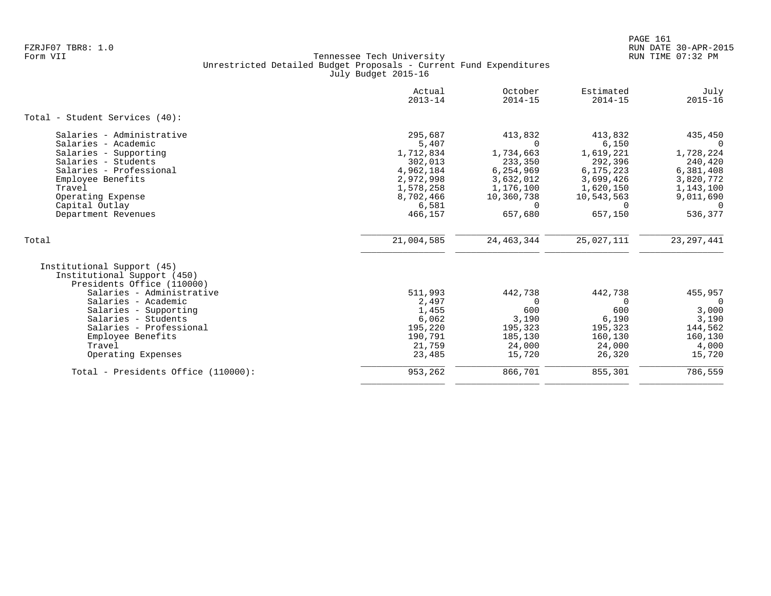Tennessee Tech University
Unrestricted Detailed Budget Proposals - Current Fund Expenditures
July Budget 2015-16

| | Actual 2013-14 | October 2014-15 | Estimated 2014-15 | July 2015-16 |
|---|---|---|---|---|
| **Total - Student Services (40):** | | | | |
| Salaries - Administrative | 295,687 | 413,832 | 413,832 | 435,450 |
| Salaries - Academic | 5,407 | 0 | 6,150 | 0 |
| Salaries - Supporting | 1,712,834 | 1,734,663 | 1,619,221 | 1,728,224 |
| Salaries - Students | 302,013 | 233,350 | 292,396 | 240,420 |
| Salaries - Professional | 4,962,184 | 6,254,969 | 6,175,223 | 6,381,408 |
| Employee Benefits | 2,972,998 | 3,632,012 | 3,699,426 | 3,820,772 |
| Travel | 1,578,258 | 1,176,100 | 1,620,150 | 1,143,100 |
| Operating Expense | 8,702,466 | 10,360,738 | 10,543,563 | 9,011,690 |
| Capital Outlay | 6,581 | 0 | 0 | 0 |
| Department Revenues | 466,157 | 657,680 | 657,150 | 536,377 |
| Total | 21,004,585 | 24,463,344 | 25,027,111 | 23,297,441 |
| Institutional Support (45) | | | | |
| Institutional Support (450) | | | | |
| Presidents Office (110000) | | | | |
| Salaries - Administrative | 511,993 | 442,738 | 442,738 | 455,957 |
| Salaries - Academic | 2,497 | 0 | 0 | 0 |
| Salaries - Supporting | 1,455 | 600 | 600 | 3,000 |
| Salaries - Students | 6,062 | 3,190 | 6,190 | 3,190 |
| Salaries - Professional | 195,220 | 195,323 | 195,323 | 144,562 |
| Employee Benefits | 190,791 | 185,130 | 160,130 | 160,130 |
| Travel | 21,759 | 24,000 | 24,000 | 4,000 |
| Operating Expenses | 23,485 | 15,720 | 26,320 | 15,720 |
| Total - Presidents Office (110000): | 953,262 | 866,701 | 855,301 | 786,559 |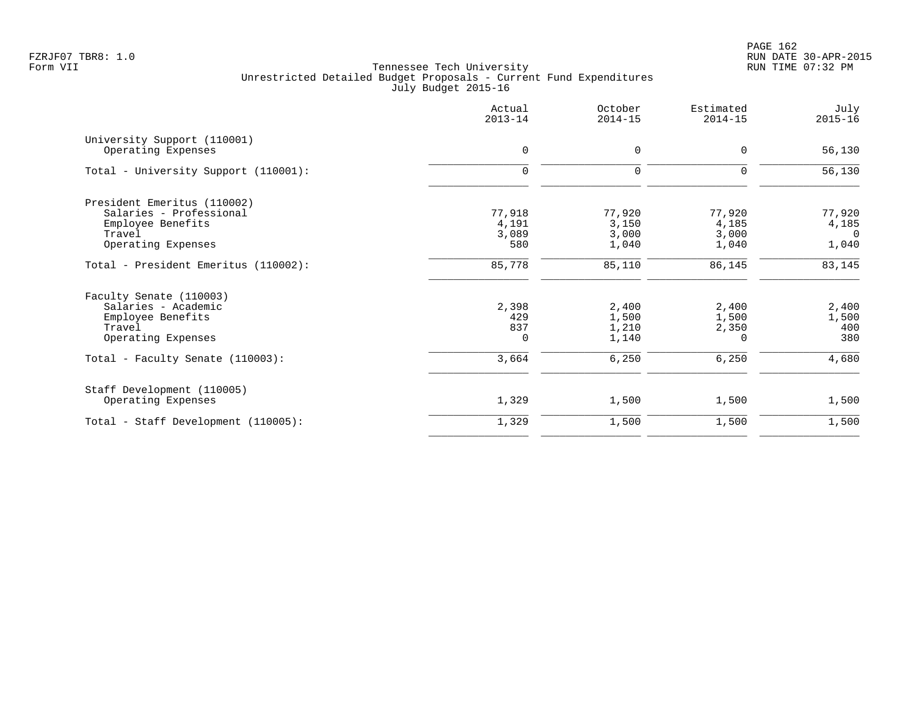Tennessee Tech University
Unrestricted Detailed Budget Proposals - Current Fund Expenditures
July Budget 2015-16

FZRJF07 TBR8: 1.0
Form VII

RUN DATE 30-APR-2015
RUN TIME 07:32 PM

| | Actual 2013-14 | October 2014-15 | Estimated 2014-15 | July 2015-16 |
|---|---|---|---|---|
| University Support (110001) | | | | |
| Operating Expenses | 0 | 0 | 0 | 56,130 |
| Total - University Support (110001): | 0 | 0 | 0 | 56,130 |
| President Emeritus (110002) | | | | |
| Salaries - Professional | 77,918 | 77,920 | 77,920 | 77,920 |
| Employee Benefits | 4,191 | 3,150 | 4,185 | 4,185 |
| Travel | 3,089 | 3,000 | 3,000 | 0 |
| Operating Expenses | 580 | 1,040 | 1,040 | 1,040 |
| Total - President Emeritus (110002): | 85,778 | 85,110 | 86,145 | 83,145 |
| Faculty Senate (110003) | | | | |
| Salaries - Academic | 2,398 | 2,400 | 2,400 | 2,400 |
| Employee Benefits | 429 | 1,500 | 1,500 | 1,500 |
| Travel | 837 | 1,210 | 2,350 | 400 |
| Operating Expenses | 0 | 1,140 | 0 | 380 |
| Total - Faculty Senate (110003): | 3,664 | 6,250 | 6,250 | 4,680 |
| Staff Development (110005) | | | | |
| Operating Expenses | 1,329 | 1,500 | 1,500 | 1,500 |
| Total - Staff Development (110005): | 1,329 | 1,500 | 1,500 | 1,500 |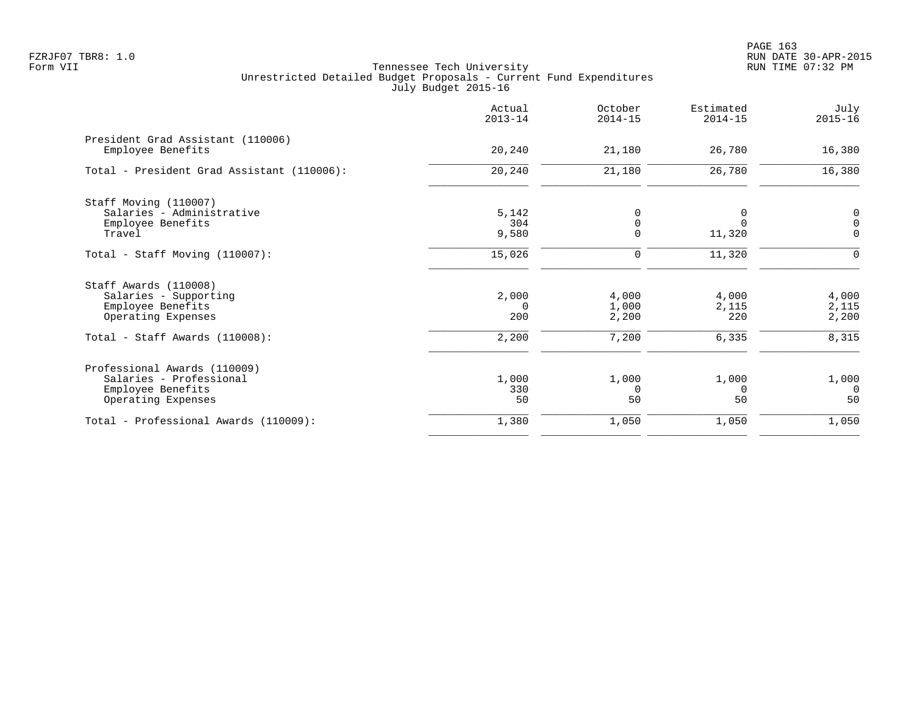FZRJF07 TBR8: 1.0
Form VII

Tennessee Tech University
Unrestricted Detailed Budget Proposals - Current Fund Expenditures
July Budget 2015-16

|  | Actual 2013-14 | October 2014-15 | Estimated 2014-15 | July 2015-16 |
|---|---|---|---|---|
| **President Grad Assistant (110006)** |  |  |  |  |
| Employee Benefits | 20,240 | 21,180 | 26,780 | 16,380 |
| Total - President Grad Assistant (110006): | 20,240 | 21,180 | 26,780 | 16,380 |
| **Staff Moving (110007)** |  |  |  |  |
| Salaries - Administrative | 5,142 | 0 | 0 | 0 |
| Employee Benefits | 304 | 0 | 0 | 0 |
| Travel | 9,580 | 0 | 11,320 | 0 |
| Total - Staff Moving (110007): | 15,026 | 0 | 11,320 | 0 |
| **Staff Awards (110008)** |  |  |  |  |
| Salaries - Supporting | 2,000 | 4,000 | 4,000 | 4,000 |
| Employee Benefits | 0 | 1,000 | 2,115 | 2,115 |
| Operating Expenses | 200 | 2,200 | 220 | 2,200 |
| Total - Staff Awards (110008): | 2,200 | 7,200 | 6,335 | 8,315 |
| **Professional Awards (110009)** |  |  |  |  |
| Salaries - Professional | 1,000 | 1,000 | 1,000 | 1,000 |
| Employee Benefits | 330 | 0 | 0 | 0 |
| Operating Expenses | 50 | 50 | 50 | 50 |
| Total - Professional Awards (110009): | 1,380 | 1,050 | 1,050 | 1,050 |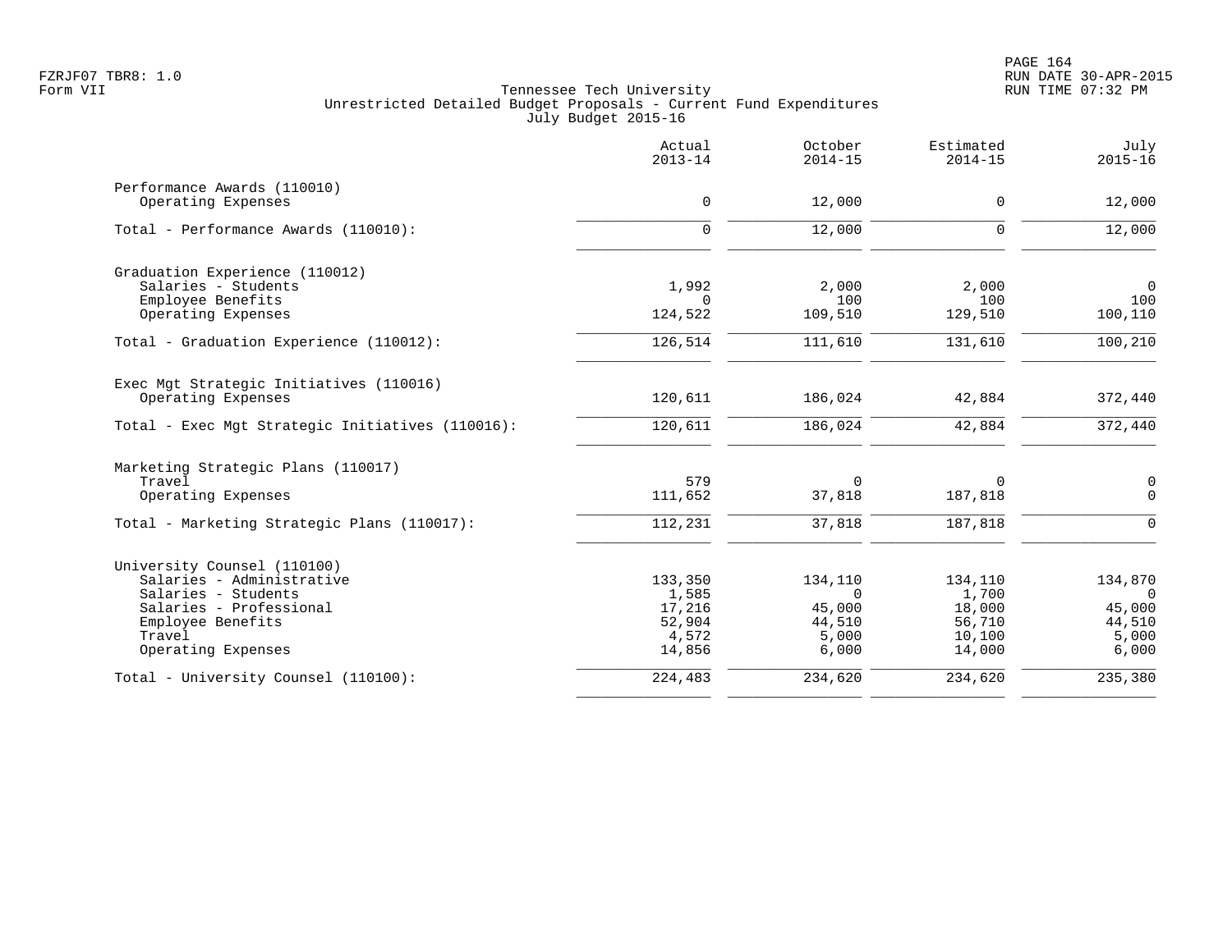FZRJF07 TBR8: 1.0
Form VII

# Tennessee Tech University
## Unrestricted Detailed Budget Proposals - Current Fund Expenditures
### July Budget 2015-16

RUN DATE 30-APR-2015
RUN TIME 07:32 PM

| | Actual 2013-14 | October 2014-15 | Estimated 2014-15 | July 2015-16 |
|---|---|---|---|---|
| **Performance Awards (110010)** | | | | |
| Operating Expenses | 0 | 12,000 | 0 | 12,000 |
| Total - Performance Awards (110010): | 0 | 12,000 | 0 | 12,000 |
| **Graduation Experience (110012)** | | | | |
| Salaries - Students | 1,992 | 2,000 | 2,000 | 0 |
| Employee Benefits | 0 | 100 | 100 | 100 |
| Operating Expenses | 124,522 | 109,510 | 129,510 | 100,110 |
| Total - Graduation Experience (110012): | 126,514 | 111,610 | 131,610 | 100,210 |
| **Exec Mgt Strategic Initiatives (110016)** | | | | |
| Operating Expenses | 120,611 | 186,024 | 42,884 | 372,440 |
| Total - Exec Mgt Strategic Initiatives (110016): | 120,611 | 186,024 | 42,884 | 372,440 |
| **Marketing Strategic Plans (110017)** | | | | |
| Travel | 579 | 0 | 0 | 0 |
| Operating Expenses | 111,652 | 37,818 | 187,818 | 0 |
| Total - Marketing Strategic Plans (110017): | 112,231 | 37,818 | 187,818 | 0 |
| **University Counsel (110100)** | | | | |
| Salaries - Administrative | 133,350 | 134,110 | 134,110 | 134,870 |
| Salaries - Students | 1,585 | 0 | 1,700 | 0 |
| Salaries - Professional | 17,216 | 45,000 | 18,000 | 45,000 |
| Employee Benefits | 52,904 | 44,510 | 56,710 | 44,510 |
| Travel | 4,572 | 5,000 | 10,100 | 5,000 |
| Operating Expenses | 14,856 | 6,000 | 14,000 | 6,000 |
| Total - University Counsel (110100): | 224,483 | 234,620 | 234,620 | 235,380 |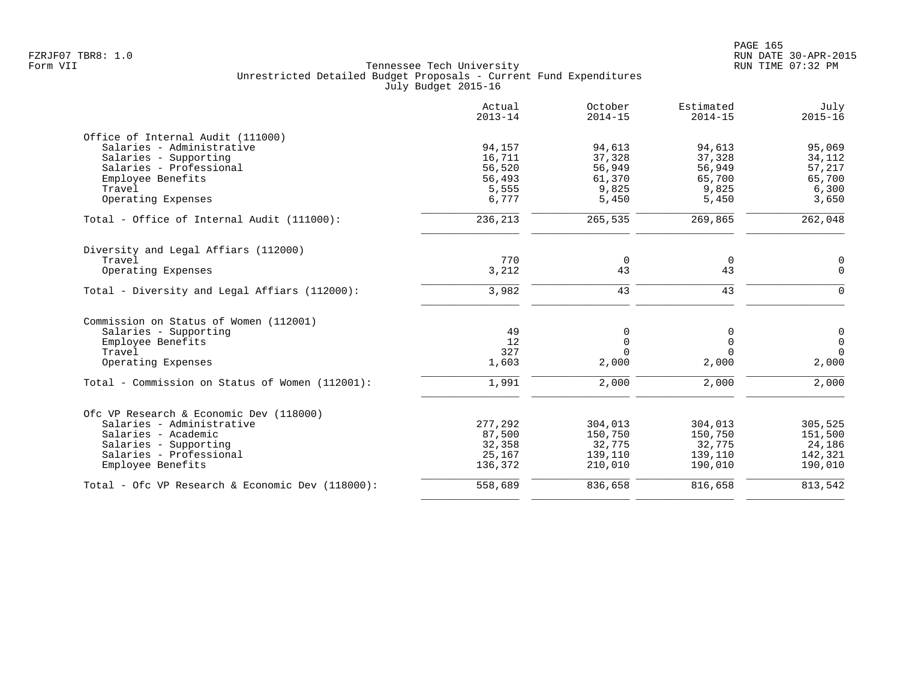Tennessee Tech University
Unrestricted Detailed Budget Proposals - Current Fund Expenditures
July Budget 2015-16

FZRJF07 TBR8: 1.0
Form VII

RUN DATE 30-APR-2015
RUN TIME 07:32 PM

| | Actual 2013-14 | October 2014-15 | Estimated 2014-15 | July 2015-16 |
|---|---|---|---|---|
| **Office of Internal Audit (111000)** | | | | |
| Salaries - Administrative | 94,157 | 94,613 | 94,613 | 95,069 |
| Salaries - Supporting | 16,711 | 37,328 | 37,328 | 34,112 |
| Salaries - Professional | 56,520 | 56,949 | 56,949 | 57,217 |
| Employee Benefits | 56,493 | 61,370 | 65,700 | 65,700 |
| Travel | 5,555 | 9,825 | 9,825 | 6,300 |
| Operating Expenses | 6,777 | 5,450 | 5,450 | 3,650 |
| Total - Office of Internal Audit (111000): | 236,213 | 265,535 | 269,865 | 262,048 |
| **Diversity and Legal Affiars (112000)** | | | | |
| Travel | 770 | 0 | 0 | 0 |
| Operating Expenses | 3,212 | 43 | 43 | 0 |
| Total - Diversity and Legal Affiars (112000): | 3,982 | 43 | 43 | 0 |
| **Commission on Status of Women (112001)** | | | | |
| Salaries - Supporting | 49 | 0 | 0 | 0 |
| Employee Benefits | 12 | 0 | 0 | 0 |
| Travel | 327 | 0 | 0 | 0 |
| Operating Expenses | 1,603 | 2,000 | 2,000 | 2,000 |
| Total - Commission on Status of Women (112001): | 1,991 | 2,000 | 2,000 | 2,000 |
| **Ofc VP Research & Economic Dev (118000)** | | | | |
| Salaries - Administrative | 277,292 | 304,013 | 304,013 | 305,525 |
| Salaries - Academic | 87,500 | 150,750 | 150,750 | 151,500 |
| Salaries - Supporting | 32,358 | 32,775 | 32,775 | 24,186 |
| Salaries - Professional | 25,167 | 139,110 | 139,110 | 142,321 |
| Employee Benefits | 136,372 | 210,010 | 190,010 | 190,010 |
| Total - Ofc VP Research & Economic Dev (118000): | 558,689 | 836,658 | 816,658 | 813,542 |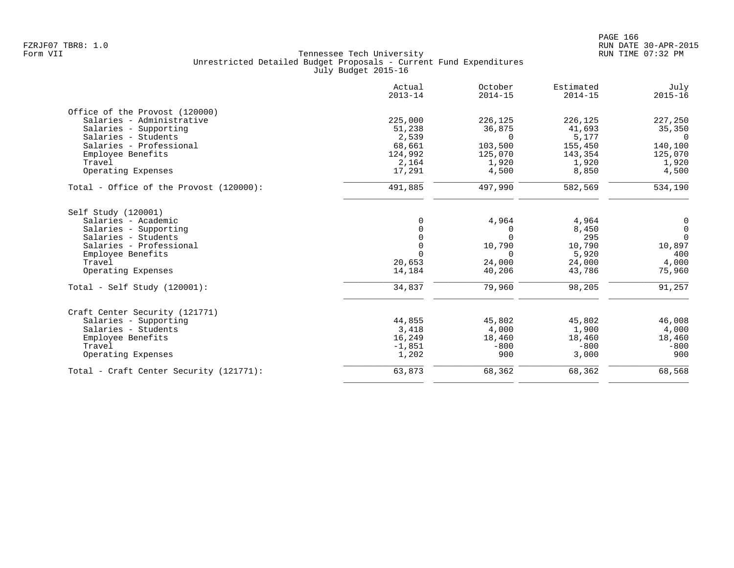FZRJF07 TBR8: 1.0
Form VII

Tennessee Tech University
Unrestricted Detailed Budget Proposals - Current Fund Expenditures
July Budget 2015-16

RUN DATE 30-APR-2015
RUN TIME 07:32 PM

| | Actual 2013-14 | October 2014-15 | Estimated 2014-15 | July 2015-16 |
|---|---:|---:|---:|---:|
| **Office of the Provost (120000)** | | | | |
| Salaries - Administrative | 225,000 | 226,125 | 226,125 | 227,250 |
| Salaries - Supporting | 51,238 | 36,875 | 41,693 | 35,350 |
| Salaries - Students | 2,539 | 0 | 5,177 | 0 |
| Salaries - Professional | 68,661 | 103,500 | 155,450 | 140,100 |
| Employee Benefits | 124,992 | 125,070 | 143,354 | 125,070 |
| Travel | 2,164 | 1,920 | 1,920 | 1,920 |
| Operating Expenses | 17,291 | 4,500 | 8,850 | 4,500 |
| Total - Office of the Provost (120000): | 491,885 | 497,990 | 582,569 | 534,190 |
| **Self Study (120001)** | | | | |
| Salaries - Academic | 0 | 4,964 | 4,964 | 0 |
| Salaries - Supporting | 0 | 0 | 8,450 | 0 |
| Salaries - Students | 0 | 0 | 295 | 0 |
| Salaries - Professional | 0 | 10,790 | 10,790 | 10,897 |
| Employee Benefits | 0 | 0 | 5,920 | 400 |
| Travel | 20,653 | 24,000 | 24,000 | 4,000 |
| Operating Expenses | 14,184 | 40,206 | 43,786 | 75,960 |
| Total - Self Study (120001): | 34,837 | 79,960 | 98,205 | 91,257 |
| **Craft Center Security (121771)** | | | | |
| Salaries - Supporting | 44,855 | 45,802 | 45,802 | 46,008 |
| Salaries - Students | 3,418 | 4,000 | 1,900 | 4,000 |
| Employee Benefits | 16,249 | 18,460 | 18,460 | 18,460 |
| Travel | -1,851 | -800 | -800 | -800 |
| Operating Expenses | 1,202 | 900 | 3,000 | 900 |
| Total - Craft Center Security (121771): | 63,873 | 68,362 | 68,362 | 68,568 |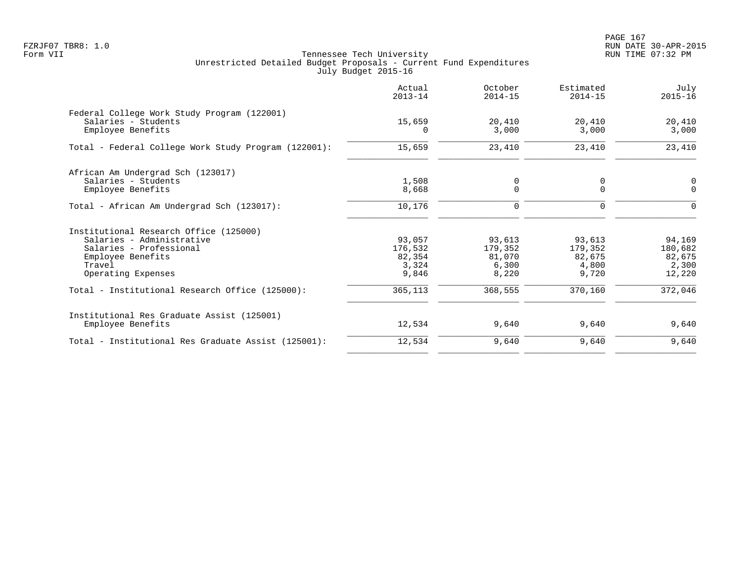Tennessee Tech University
Unrestricted Detailed Budget Proposals - Current Fund Expenditures
July Budget 2015-16

Form VII

| | Actual 2013-14 | October 2014-15 | Estimated 2014-15 | July 2015-16 |
|---|---|---|---|---|
| **Federal College Work Study Program (122001)** | | | | |
| Salaries - Students | 15,659 | 20,410 | 20,410 | 20,410 |
| Employee Benefits | 0 | 3,000 | 3,000 | 3,000 |
| Total - Federal College Work Study Program (122001): | 15,659 | 23,410 | 23,410 | 23,410 |
| **African Am Undergrad Sch (123017)** | | | | |
| Salaries - Students | 1,508 | 0 | 0 | 0 |
| Employee Benefits | 8,668 | 0 | 0 | 0 |
| Total - African Am Undergrad Sch (123017): | 10,176 | 0 | 0 | 0 |
| **Institutional Research Office (125000)** | | | | |
| Salaries - Administrative | 93,057 | 93,613 | 93,613 | 94,169 |
| Salaries - Professional | 176,532 | 179,352 | 179,352 | 180,682 |
| Employee Benefits | 82,354 | 81,070 | 82,675 | 82,675 |
| Travel | 3,324 | 6,300 | 4,800 | 2,300 |
| Operating Expenses | 9,846 | 8,220 | 9,720 | 12,220 |
| Total - Institutional Research Office (125000): | 365,113 | 368,555 | 370,160 | 372,046 |
| **Institutional Res Graduate Assist (125001)** | | | | |
| Employee Benefits | 12,534 | 9,640 | 9,640 | 9,640 |
| Total - Institutional Res Graduate Assist (125001): | 12,534 | 9,640 | 9,640 | 9,640 |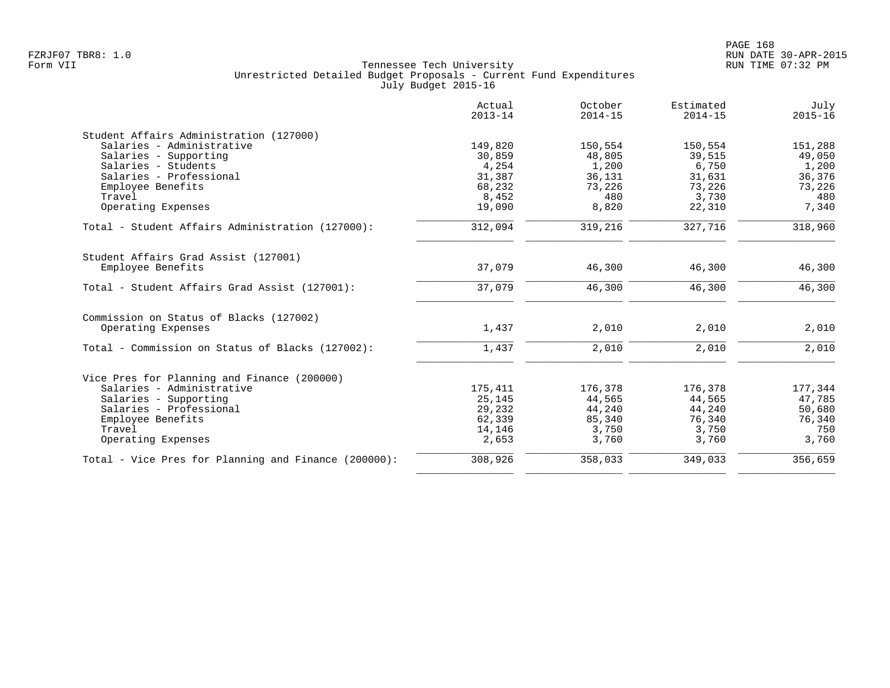Tennessee Tech University
Unrestricted Detailed Budget Proposals - Current Fund Expenditures
July Budget 2015-16

Form VII

| | Actual 2013-14 | October 2014-15 | Estimated 2014-15 | July 2015-16 |
|---|---|---|---|---|
| **Student Affairs Administration (127000)** | | | | |
| Salaries - Administrative | 149,820 | 150,554 | 150,554 | 151,288 |
| Salaries - Supporting | 30,859 | 48,805 | 39,515 | 49,050 |
| Salaries - Students | 4,254 | 1,200 | 6,750 | 1,200 |
| Salaries - Professional | 31,387 | 36,131 | 31,631 | 36,376 |
| Employee Benefits | 68,232 | 73,226 | 73,226 | 73,226 |
| Travel | 8,452 | 480 | 3,730 | 480 |
| Operating Expenses | 19,090 | 8,820 | 22,310 | 7,340 |
| Total - Student Affairs Administration (127000): | 312,094 | 319,216 | 327,716 | 318,960 |
| **Student Affairs Grad Assist (127001)** | | | | |
| Employee Benefits | 37,079 | 46,300 | 46,300 | 46,300 |
| Total - Student Affairs Grad Assist (127001): | 37,079 | 46,300 | 46,300 | 46,300 |
| **Commission on Status of Blacks (127002)** | | | | |
| Operating Expenses | 1,437 | 2,010 | 2,010 | 2,010 |
| Total - Commission on Status of Blacks (127002): | 1,437 | 2,010 | 2,010 | 2,010 |
| **Vice Pres for Planning and Finance (200000)** | | | | |
| Salaries - Administrative | 175,411 | 176,378 | 176,378 | 177,344 |
| Salaries - Supporting | 25,145 | 44,565 | 44,565 | 47,785 |
| Salaries - Professional | 29,232 | 44,240 | 44,240 | 50,680 |
| Employee Benefits | 62,339 | 85,340 | 76,340 | 76,340 |
| Travel | 14,146 | 3,750 | 3,750 | 750 |
| Operating Expenses | 2,653 | 3,760 | 3,760 | 3,760 |
| Total - Vice Pres for Planning and Finance (200000): | 308,926 | 358,033 | 349,033 | 356,659 |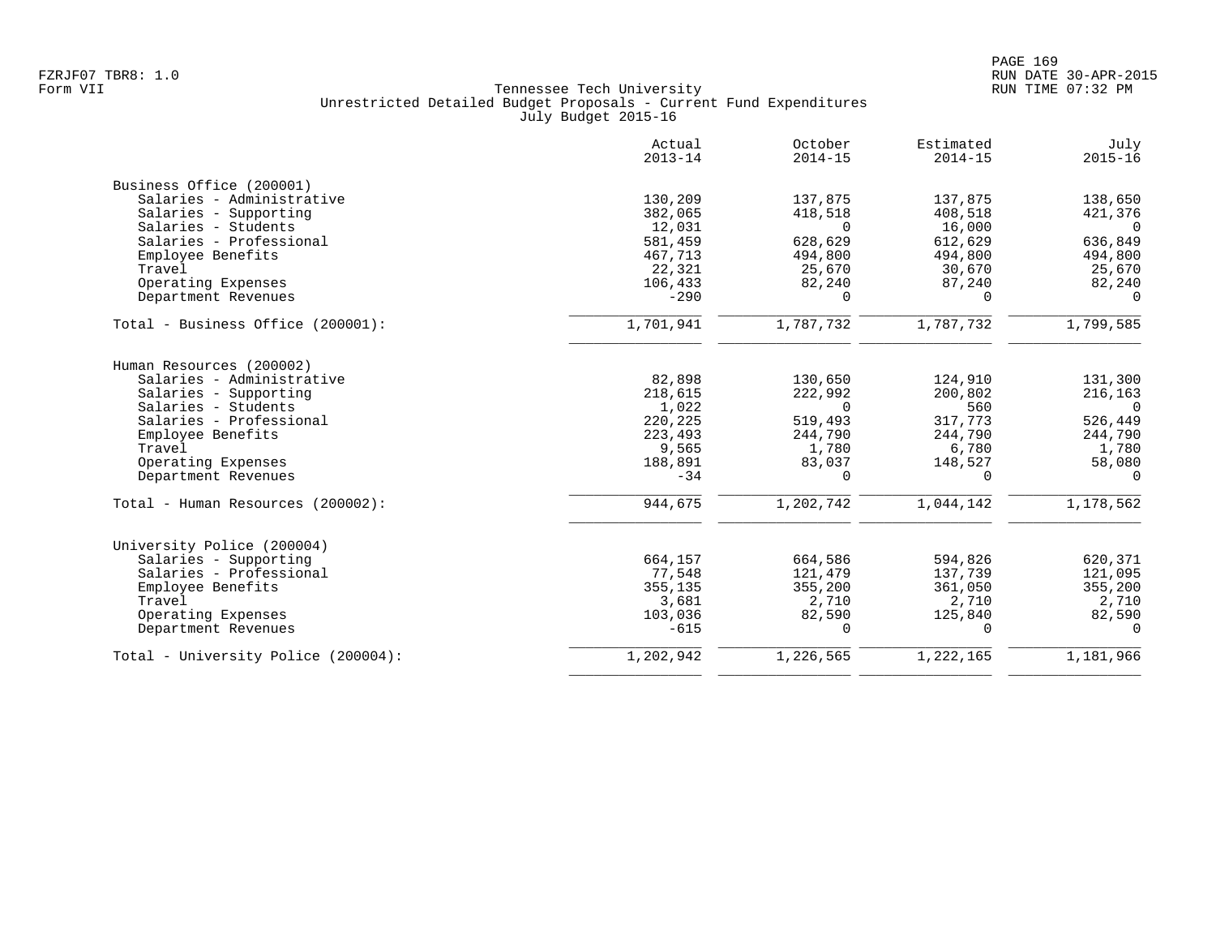Tennessee Tech University
Unrestricted Detailed Budget Proposals - Current Fund Expenditures
July Budget 2015-16

FZRJF07 TBR8: 1.0
Form VII

RUN DATE 30-APR-2015
RUN TIME 07:32 PM

| | Actual 2013-14 | October 2014-15 | Estimated 2014-15 | July 2015-16 |
|---|---|---|---|---|
| **Business Office (200001)** | | | | |
| Salaries - Administrative | 130,209 | 137,875 | 137,875 | 138,650 |
| Salaries - Supporting | 382,065 | 418,518 | 408,518 | 421,376 |
| Salaries - Students | 12,031 | 0 | 16,000 | 0 |
| Salaries - Professional | 581,459 | 628,629 | 612,629 | 636,849 |
| Employee Benefits | 467,713 | 494,800 | 494,800 | 494,800 |
| Travel | 22,321 | 25,670 | 30,670 | 25,670 |
| Operating Expenses | 106,433 | 82,240 | 87,240 | 82,240 |
| Department Revenues | -290 | 0 | 0 | 0 |
| Total - Business Office (200001): | 1,701,941 | 1,787,732 | 1,787,732 | 1,799,585 |
| **Human Resources (200002)** | | | | |
| Salaries - Administrative | 82,898 | 130,650 | 124,910 | 131,300 |
| Salaries - Supporting | 218,615 | 222,992 | 200,802 | 216,163 |
| Salaries - Students | 1,022 | 0 | 560 | 0 |
| Salaries - Professional | 220,225 | 519,493 | 317,773 | 526,449 |
| Employee Benefits | 223,493 | 244,790 | 244,790 | 244,790 |
| Travel | 9,565 | 1,780 | 6,780 | 1,780 |
| Operating Expenses | 188,891 | 83,037 | 148,527 | 58,080 |
| Department Revenues | -34 | 0 | 0 | 0 |
| Total - Human Resources (200002): | 944,675 | 1,202,742 | 1,044,142 | 1,178,562 |
| **University Police (200004)** | | | | |
| Salaries - Supporting | 664,157 | 664,586 | 594,826 | 620,371 |
| Salaries - Professional | 77,548 | 121,479 | 137,739 | 121,095 |
| Employee Benefits | 355,135 | 355,200 | 361,050 | 355,200 |
| Travel | 3,681 | 2,710 | 2,710 | 2,710 |
| Operating Expenses | 103,036 | 82,590 | 125,840 | 82,590 |
| Department Revenues | -615 | 0 | 0 | 0 |
| Total - University Police (200004): | 1,202,942 | 1,226,565 | 1,222,165 | 1,181,966 |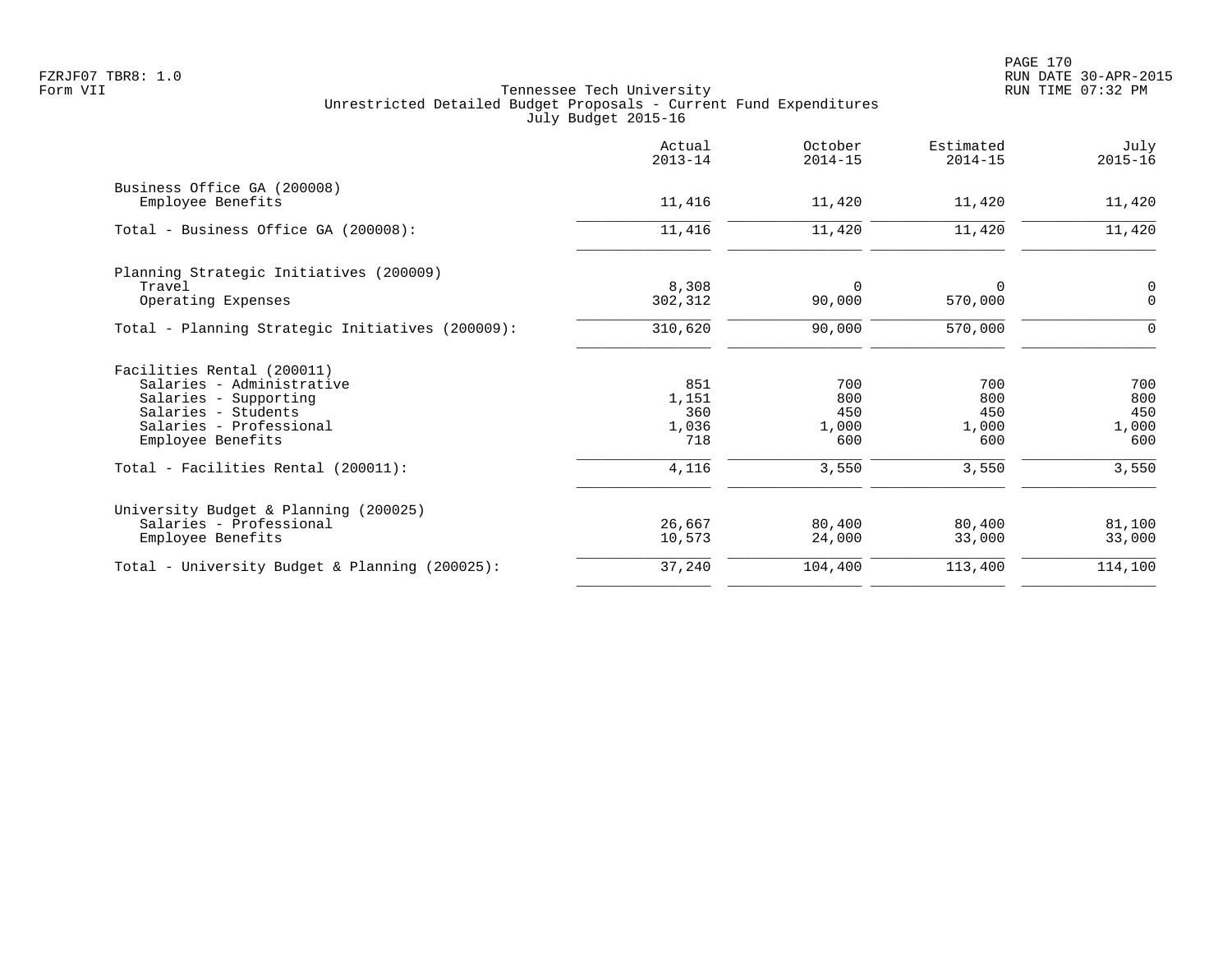FZRJF07 TBR8: 1.0
Form VII

Tennessee Tech University
Unrestricted Detailed Budget Proposals - Current Fund Expenditures
July Budget 2015-16

RUN DATE 30-APR-2015
RUN TIME 07:32 PM

| | Actual 2013-14 | October 2014-15 | Estimated 2014-15 | July 2015-16 |
|---|---|---|---|---|
| Business Office GA (200008) | | | | |
| Employee Benefits | 11,416 | 11,420 | 11,420 | 11,420 |
| Total - Business Office GA (200008): | 11,416 | 11,420 | 11,420 | 11,420 |
| Planning Strategic Initiatives (200009) | | | | |
| Travel | 8,308 | 0 | 0 | 0 |
| Operating Expenses | 302,312 | 90,000 | 570,000 | 0 |
| Total - Planning Strategic Initiatives (200009): | 310,620 | 90,000 | 570,000 | 0 |
| Facilities Rental (200011) | | | | |
| Salaries - Administrative | 851 | 700 | 700 | 700 |
| Salaries - Supporting | 1,151 | 800 | 800 | 800 |
| Salaries - Students | 360 | 450 | 450 | 450 |
| Salaries - Professional | 1,036 | 1,000 | 1,000 | 1,000 |
| Employee Benefits | 718 | 600 | 600 | 600 |
| Total - Facilities Rental (200011): | 4,116 | 3,550 | 3,550 | 3,550 |
| University Budget & Planning (200025) | | | | |
| Salaries - Professional | 26,667 | 80,400 | 80,400 | 81,100 |
| Employee Benefits | 10,573 | 24,000 | 33,000 | 33,000 |
| Total - University Budget & Planning (200025): | 37,240 | 104,400 | 113,400 | 114,100 |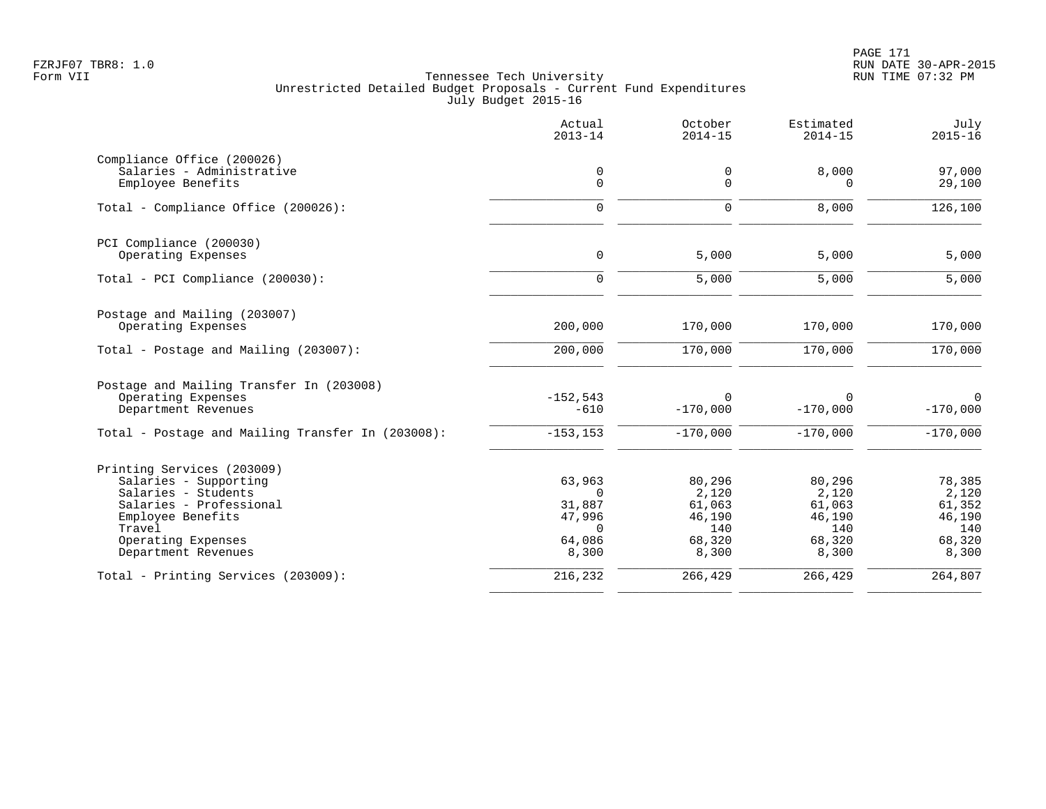Tennessee Tech University
Unrestricted Detailed Budget Proposals - Current Fund Expenditures
July Budget 2015-16

| | Actual 2013-14 | October 2014-15 | Estimated 2014-15 | July 2015-16 |
|---|---|---|---|---|
| **Compliance Office (200026)** | | | | |
| Salaries - Administrative | 0 | 0 | 8,000 | 97,000 |
| Employee Benefits | 0 | 0 | 0 | 29,100 |
| Total - Compliance Office (200026): | 0 | 0 | 8,000 | 126,100 |
| **PCI Compliance (200030)** | | | | |
| Operating Expenses | 0 | 5,000 | 5,000 | 5,000 |
| Total - PCI Compliance (200030): | 0 | 5,000 | 5,000 | 5,000 |
| **Postage and Mailing (203007)** | | | | |
| Operating Expenses | 200,000 | 170,000 | 170,000 | 170,000 |
| Total - Postage and Mailing (203007): | 200,000 | 170,000 | 170,000 | 170,000 |
| **Postage and Mailing Transfer In (203008)** | | | | |
| Operating Expenses | -152,543 | 0 | 0 | 0 |
| Department Revenues | -610 | -170,000 | -170,000 | -170,000 |
| Total - Postage and Mailing Transfer In (203008): | -153,153 | -170,000 | -170,000 | -170,000 |
| **Printing Services (203009)** | | | | |
| Salaries - Supporting | 63,963 | 80,296 | 80,296 | 78,385 |
| Salaries - Students | 0 | 2,120 | 2,120 | 2,120 |
| Salaries - Professional | 31,887 | 61,063 | 61,063 | 61,352 |
| Employee Benefits | 47,996 | 46,190 | 46,190 | 46,190 |
| Travel | 0 | 140 | 140 | 140 |
| Operating Expenses | 64,086 | 68,320 | 68,320 | 68,320 |
| Department Revenues | 8,300 | 8,300 | 8,300 | 8,300 |
| Total - Printing Services (203009): | 216,232 | 266,429 | 266,429 | 264,807 |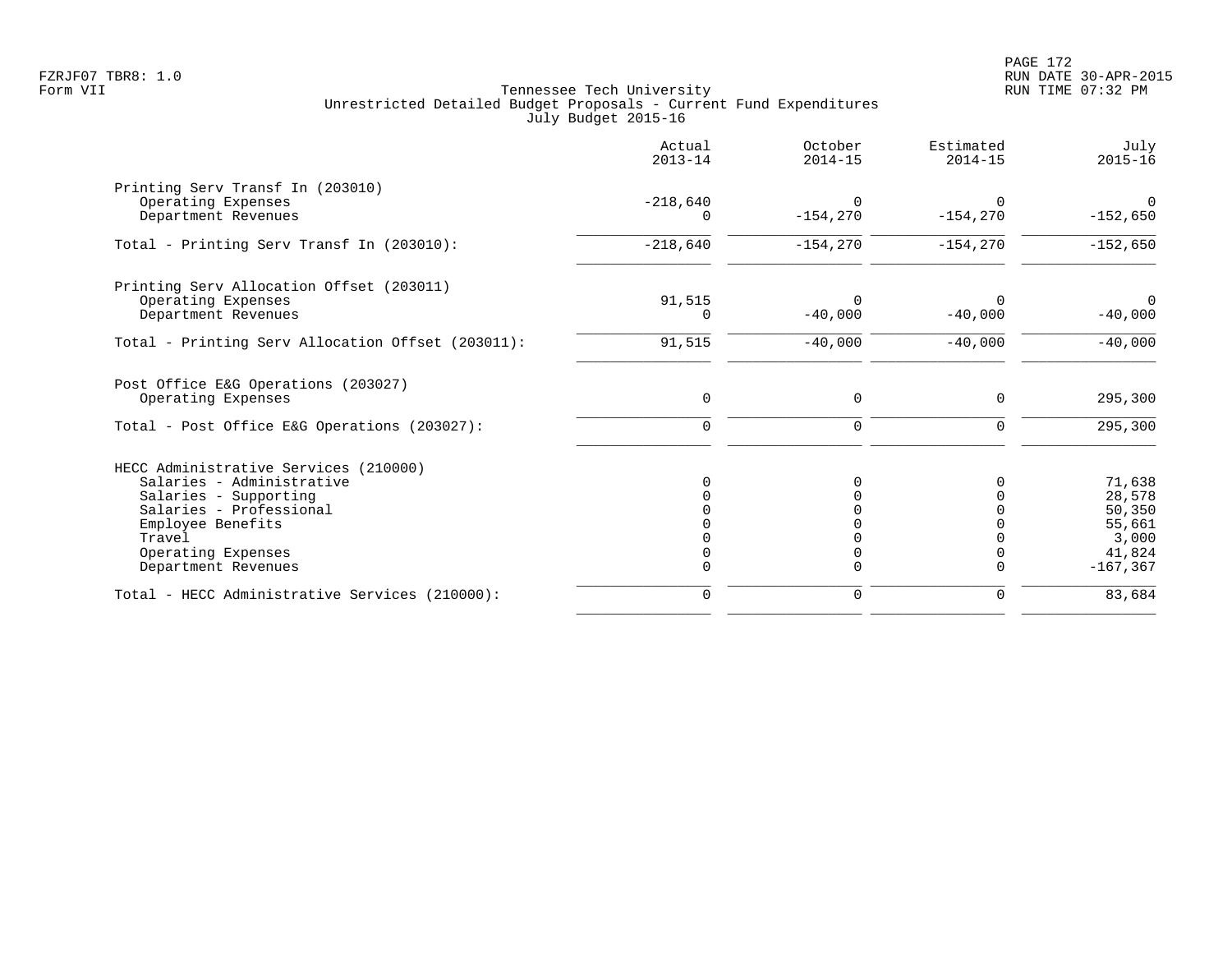Tennessee Tech University
Unrestricted Detailed Budget Proposals - Current Fund Expenditures
July Budget 2015-16

| | Actual 2013-14 | October 2014-15 | Estimated 2014-15 | July 2015-16 |
|---|---|---|---|---|
| **Printing Serv Transf In (203010)** | | | | |
| Operating Expenses | -218,640 | 0 | 0 | 0 |
| Department Revenues | 0 | -154,270 | -154,270 | -152,650 |
| Total - Printing Serv Transf In (203010): | -218,640 | -154,270 | -154,270 | -152,650 |
| **Printing Serv Allocation Offset (203011)** | | | | |
| Operating Expenses | 91,515 | 0 | 0 | 0 |
| Department Revenues | 0 | -40,000 | -40,000 | -40,000 |
| Total - Printing Serv Allocation Offset (203011): | 91,515 | -40,000 | -40,000 | -40,000 |
| **Post Office E&G Operations (203027)** | | | | |
| Operating Expenses | 0 | 0 | 0 | 295,300 |
| Total - Post Office E&G Operations (203027): | 0 | 0 | 0 | 295,300 |
| **HECC Administrative Services (210000)** | | | | |
| Salaries - Administrative | 0 | 0 | 0 | 71,638 |
| Salaries - Supporting | 0 | 0 | 0 | 28,578 |
| Salaries - Professional | 0 | 0 | 0 | 50,350 |
| Employee Benefits | 0 | 0 | 0 | 55,661 |
| Travel | 0 | 0 | 0 | 3,000 |
| Operating Expenses | 0 | 0 | 0 | 41,824 |
| Department Revenues | 0 | 0 | 0 | -167,367 |
| Total - HECC Administrative Services (210000): | 0 | 0 | 0 | 83,684 |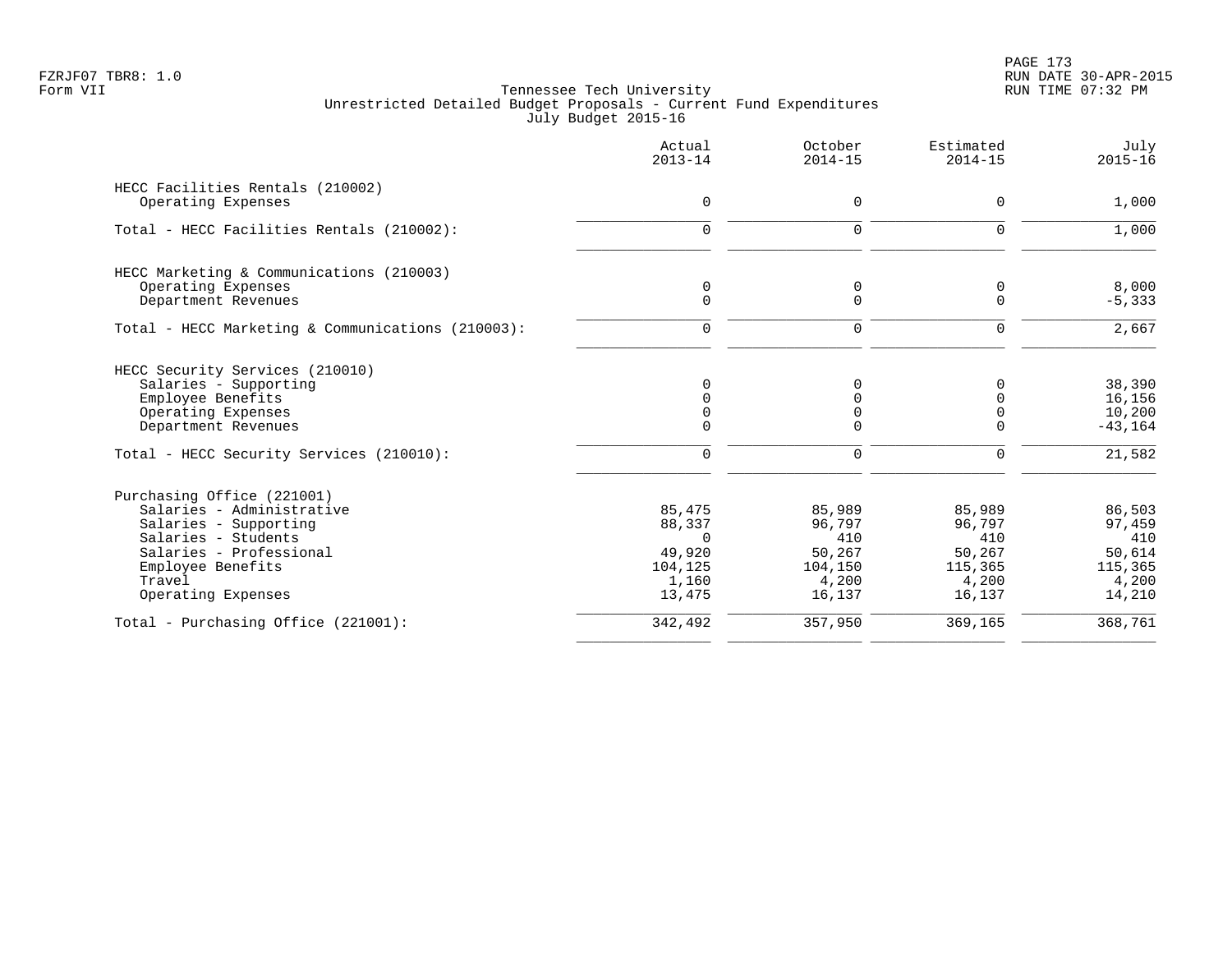FZRJF07 TBR8: 1.0
Form VII

Tennessee Tech University
Unrestricted Detailed Budget Proposals - Current Fund Expenditures
July Budget 2015-16

RUN DATE 30-APR-2015
RUN TIME 07:32 PM

| | Actual 2013-14 | October 2014-15 | Estimated 2014-15 | July 2015-16 |
|---|---|---|---|---|
| **HECC Facilities Rentals (210002)** | | | | |
| Operating Expenses | 0 | 0 | 0 | 1,000 |
| Total - HECC Facilities Rentals (210002): | 0 | 0 | 0 | 1,000 |
| **HECC Marketing & Communications (210003)** | | | | |
| Operating Expenses | 0 | 0 | 0 | 8,000 |
| Department Revenues | 0 | 0 | 0 | -5,333 |
| Total - HECC Marketing & Communications (210003): | 0 | 0 | 0 | 2,667 |
| **HECC Security Services (210010)** | | | | |
| Salaries - Supporting | 0 | 0 | 0 | 38,390 |
| Employee Benefits | 0 | 0 | 0 | 16,156 |
| Operating Expenses | 0 | 0 | 0 | 10,200 |
| Department Revenues | 0 | 0 | 0 | -43,164 |
| Total - HECC Security Services (210010): | 0 | 0 | 0 | 21,582 |
| **Purchasing Office (221001)** | | | | |
| Salaries - Administrative | 85,475 | 85,989 | 85,989 | 86,503 |
| Salaries - Supporting | 88,337 | 96,797 | 96,797 | 97,459 |
| Salaries - Students | 0 | 410 | 410 | 410 |
| Salaries - Professional | 49,920 | 50,267 | 50,267 | 50,614 |
| Employee Benefits | 104,125 | 104,150 | 115,365 | 115,365 |
| Travel | 1,160 | 4,200 | 4,200 | 4,200 |
| Operating Expenses | 13,475 | 16,137 | 16,137 | 14,210 |
| Total - Purchasing Office (221001): | 342,492 | 357,950 | 369,165 | 368,761 |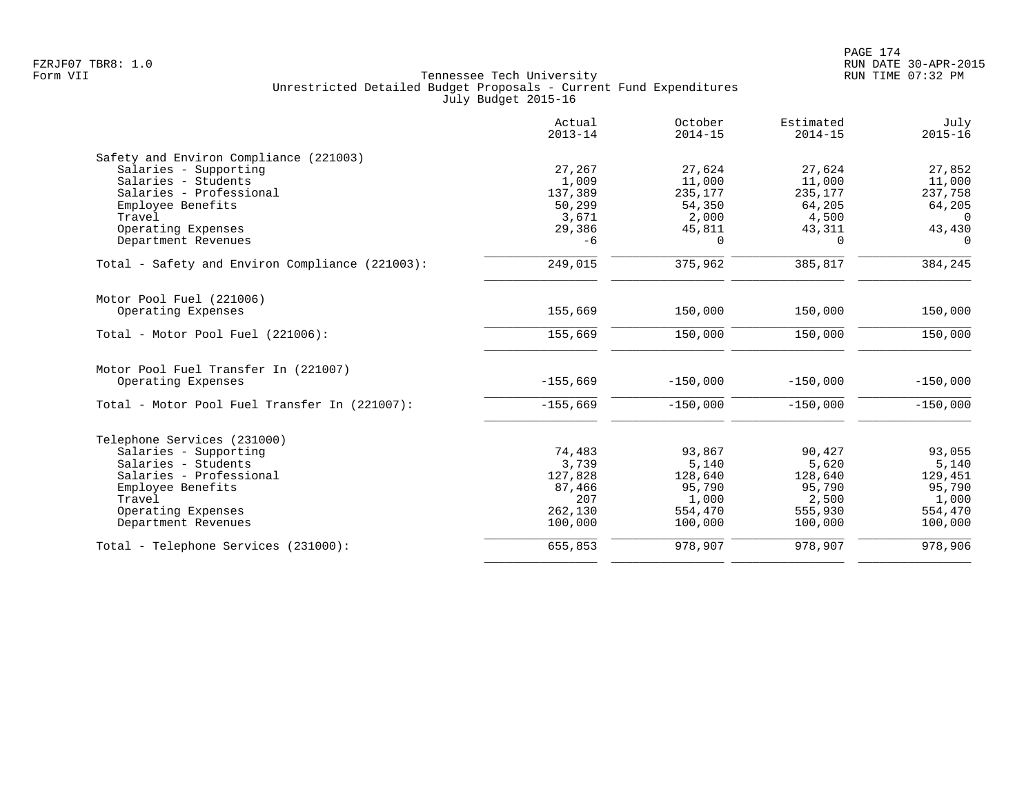Tennessee Tech University
Unrestricted Detailed Budget Proposals - Current Fund Expenditures
July Budget 2015-16

| | Actual 2013-14 | October 2014-15 | Estimated 2014-15 | July 2015-16 |
|---|---|---|---|---|
| **Safety and Environ Compliance (221003)** | | | | |
| Salaries - Supporting | 27,267 | 27,624 | 27,624 | 27,852 |
| Salaries - Students | 1,009 | 11,000 | 11,000 | 11,000 |
| Salaries - Professional | 137,389 | 235,177 | 235,177 | 237,758 |
| Employee Benefits | 50,299 | 54,350 | 64,205 | 64,205 |
| Travel | 3,671 | 2,000 | 4,500 | 0 |
| Operating Expenses | 29,386 | 45,811 | 43,311 | 43,430 |
| Department Revenues | -6 | 0 | 0 | 0 |
| Total - Safety and Environ Compliance (221003): | 249,015 | 375,962 | 385,817 | 384,245 |
| **Motor Pool Fuel (221006)** | | | | |
| Operating Expenses | 155,669 | 150,000 | 150,000 | 150,000 |
| Total - Motor Pool Fuel (221006): | 155,669 | 150,000 | 150,000 | 150,000 |
| **Motor Pool Fuel Transfer In (221007)** | | | | |
| Operating Expenses | -155,669 | -150,000 | -150,000 | -150,000 |
| Total - Motor Pool Fuel Transfer In (221007): | -155,669 | -150,000 | -150,000 | -150,000 |
| **Telephone Services (231000)** | | | | |
| Salaries - Supporting | 74,483 | 93,867 | 90,427 | 93,055 |
| Salaries - Students | 3,739 | 5,140 | 5,620 | 5,140 |
| Salaries - Professional | 127,828 | 128,640 | 128,640 | 129,451 |
| Employee Benefits | 87,466 | 95,790 | 95,790 | 95,790 |
| Travel | 207 | 1,000 | 2,500 | 1,000 |
| Operating Expenses | 262,130 | 554,470 | 555,930 | 554,470 |
| Department Revenues | 100,000 | 100,000 | 100,000 | 100,000 |
| Total - Telephone Services (231000): | 655,853 | 978,907 | 978,907 | 978,906 |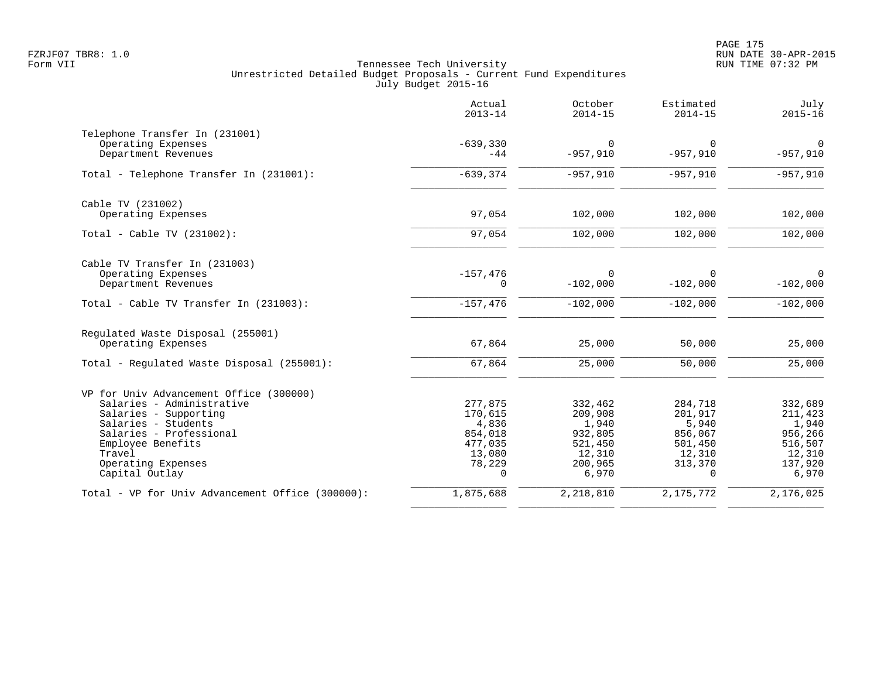Tennessee Tech University
Unrestricted Detailed Budget Proposals - Current Fund Expenditures
July Budget 2015-16

| | Actual 2013-14 | October 2014-15 | Estimated 2014-15 | July 2015-16 |
|---|---|---|---|---|
| **Telephone Transfer In (231001)** | | | | |
| Operating Expenses | -639,330 | 0 | 0 | 0 |
| Department Revenues | -44 | -957,910 | -957,910 | -957,910 |
| Total - Telephone Transfer In (231001): | -639,374 | -957,910 | -957,910 | -957,910 |
| **Cable TV (231002)** | | | | |
| Operating Expenses | 97,054 | 102,000 | 102,000 | 102,000 |
| Total - Cable TV (231002): | 97,054 | 102,000 | 102,000 | 102,000 |
| **Cable TV Transfer In (231003)** | | | | |
| Operating Expenses | -157,476 | 0 | 0 | 0 |
| Department Revenues | 0 | -102,000 | -102,000 | -102,000 |
| Total - Cable TV Transfer In (231003): | -157,476 | -102,000 | -102,000 | -102,000 |
| **Regulated Waste Disposal (255001)** | | | | |
| Operating Expenses | 67,864 | 25,000 | 50,000 | 25,000 |
| Total - Regulated Waste Disposal (255001): | 67,864 | 25,000 | 50,000 | 25,000 |
| **VP for Univ Advancement Office (300000)** | | | | |
| Salaries - Administrative | 277,875 | 332,462 | 284,718 | 332,689 |
| Salaries - Supporting | 170,615 | 209,908 | 201,917 | 211,423 |
| Salaries - Students | 4,836 | 1,940 | 5,940 | 1,940 |
| Salaries - Professional | 854,018 | 932,805 | 856,067 | 956,266 |
| Employee Benefits | 477,035 | 521,450 | 501,450 | 516,507 |
| Travel | 13,080 | 12,310 | 12,310 | 12,310 |
| Operating Expenses | 78,229 | 200,965 | 313,370 | 137,920 |
| Capital Outlay | 0 | 6,970 | 0 | 6,970 |
| Total - VP for Univ Advancement Office (300000): | 1,875,688 | 2,218,810 | 2,175,772 | 2,176,025 |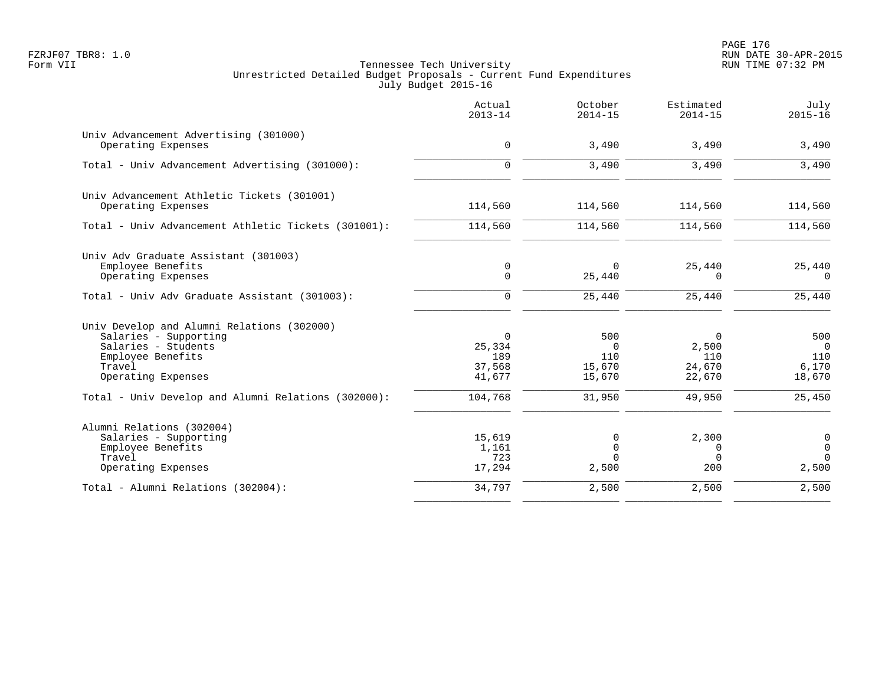Tennessee Tech University
Unrestricted Detailed Budget Proposals - Current Fund Expenditures
July Budget 2015-16

| | Actual 2013-14 | October 2014-15 | Estimated 2014-15 | July 2015-16 |
|---|---|---|---|---|
| **Univ Advancement Advertising (301000)** | | | | |
| Operating Expenses | 0 | 3,490 | 3,490 | 3,490 |
| Total - Univ Advancement Advertising (301000): | 0 | 3,490 | 3,490 | 3,490 |
| **Univ Advancement Athletic Tickets (301001)** | | | | |
| Operating Expenses | 114,560 | 114,560 | 114,560 | 114,560 |
| Total - Univ Advancement Athletic Tickets (301001): | 114,560 | 114,560 | 114,560 | 114,560 |
| **Univ Adv Graduate Assistant (301003)** | | | | |
| Employee Benefits | 0 | 0 | 25,440 | 25,440 |
| Operating Expenses | 0 | 25,440 | 0 | 0 |
| Total - Univ Adv Graduate Assistant (301003): | 0 | 25,440 | 25,440 | 25,440 |
| **Univ Develop and Alumni Relations (302000)** | | | | |
| Salaries - Supporting | 0 | 500 | 0 | 500 |
| Salaries - Students | 25,334 | 0 | 2,500 | 0 |
| Employee Benefits | 189 | 110 | 110 | 110 |
| Travel | 37,568 | 15,670 | 24,670 | 6,170 |
| Operating Expenses | 41,677 | 15,670 | 22,670 | 18,670 |
| Total - Univ Develop and Alumni Relations (302000): | 104,768 | 31,950 | 49,950 | 25,450 |
| **Alumni Relations (302004)** | | | | |
| Salaries - Supporting | 15,619 | 0 | 2,300 | 0 |
| Employee Benefits | 1,161 | 0 | 0 | 0 |
| Travel | 723 | 0 | 0 | 0 |
| Operating Expenses | 17,294 | 2,500 | 200 | 2,500 |
| Total - Alumni Relations (302004): | 34,797 | 2,500 | 2,500 | 2,500 |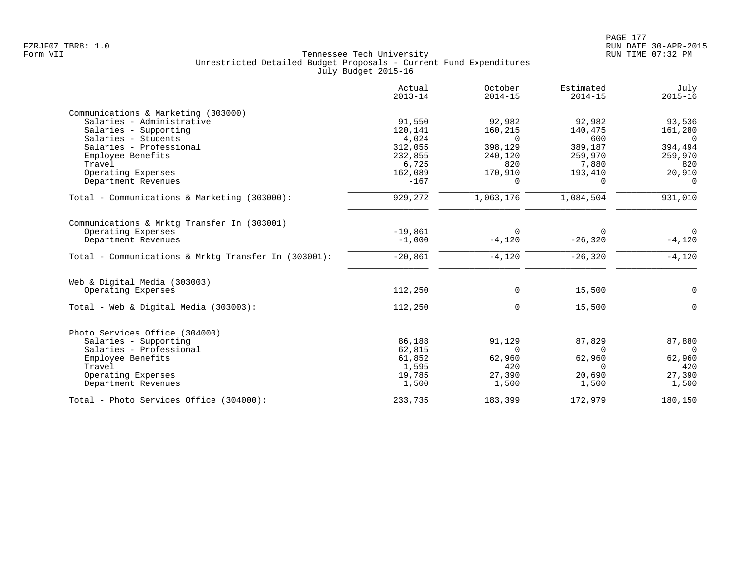Tennessee Tech University
Unrestricted Detailed Budget Proposals - Current Fund Expenditures
July Budget 2015-16

| | Actual 2013-14 | October 2014-15 | Estimated 2014-15 | July 2015-16 |
|---|---|---|---|---|
| **Communications & Marketing (303000)** | | | | |
| Salaries - Administrative | 91,550 | 92,982 | 92,982 | 93,536 |
| Salaries - Supporting | 120,141 | 160,215 | 140,475 | 161,280 |
| Salaries - Students | 4,024 | 0 | 600 | 0 |
| Salaries - Professional | 312,055 | 398,129 | 389,187 | 394,494 |
| Employee Benefits | 232,855 | 240,120 | 259,970 | 259,970 |
| Travel | 6,725 | 820 | 7,880 | 820 |
| Operating Expenses | 162,089 | 170,910 | 193,410 | 20,910 |
| Department Revenues | -167 | 0 | 0 | 0 |
| Total - Communications & Marketing (303000): | 929,272 | 1,063,176 | 1,084,504 | 931,010 |
| **Communications & Mrktg Transfer In (303001)** | | | | |
| Operating Expenses | -19,861 | 0 | 0 | 0 |
| Department Revenues | -1,000 | -4,120 | -26,320 | -4,120 |
| Total - Communications & Mrktg Transfer In (303001): | -20,861 | -4,120 | -26,320 | -4,120 |
| **Web & Digital Media (303003)** | | | | |
| Operating Expenses | 112,250 | 0 | 15,500 | 0 |
| Total - Web & Digital Media (303003): | 112,250 | 0 | 15,500 | 0 |
| **Photo Services Office (304000)** | | | | |
| Salaries - Supporting | 86,188 | 91,129 | 87,829 | 87,880 |
| Salaries - Professional | 62,815 | 0 | 0 | 0 |
| Employee Benefits | 61,852 | 62,960 | 62,960 | 62,960 |
| Travel | 1,595 | 420 | 0 | 420 |
| Operating Expenses | 19,785 | 27,390 | 20,690 | 27,390 |
| Department Revenues | 1,500 | 1,500 | 1,500 | 1,500 |
| Total - Photo Services Office (304000): | 233,735 | 183,399 | 172,979 | 180,150 |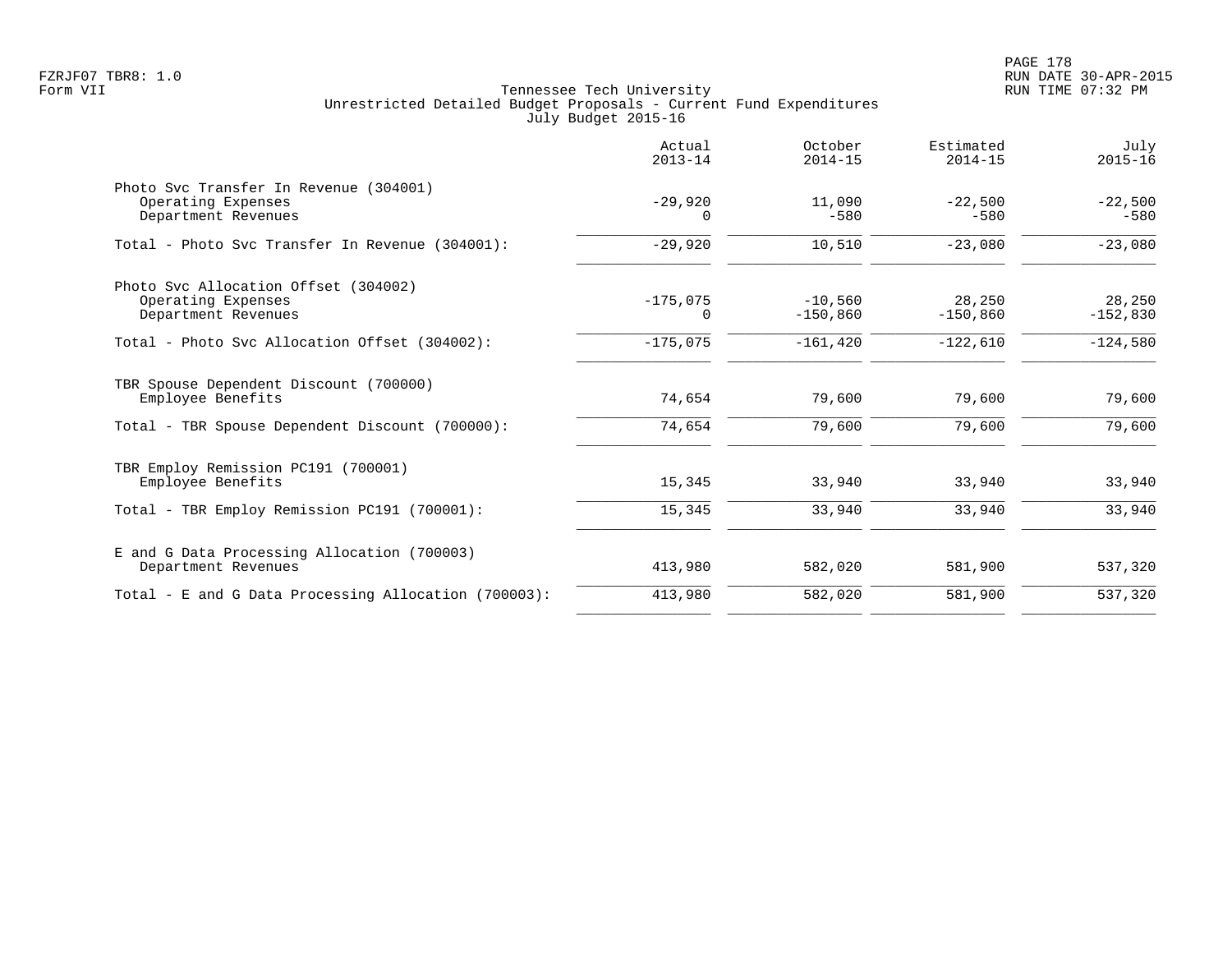Tennessee Tech University
Unrestricted Detailed Budget Proposals - Current Fund Expenditures
July Budget 2015-16

FZRJF07 TBR8: 1.0
Form VII

RUN DATE 30-APR-2015
RUN TIME 07:32 PM

| | Actual 2013-14 | October 2014-15 | Estimated 2014-15 | July 2015-16 |
|---|---|---|---|---|
| **Photo Svc Transfer In Revenue (304001)** | | | | |
| Operating Expenses | -29,920 | 11,090 | -22,500 | -22,500 |
| Department Revenues | 0 | -580 | -580 | -580 |
| Total - Photo Svc Transfer In Revenue (304001): | -29,920 | 10,510 | -23,080 | -23,080 |
| **Photo Svc Allocation Offset (304002)** | | | | |
| Operating Expenses | -175,075 | -10,560 | 28,250 | 28,250 |
| Department Revenues | 0 | -150,860 | -150,860 | -152,830 |
| Total - Photo Svc Allocation Offset (304002): | -175,075 | -161,420 | -122,610 | -124,580 |
| **TBR Spouse Dependent Discount (700000)** | | | | |
| Employee Benefits | 74,654 | 79,600 | 79,600 | 79,600 |
| Total - TBR Spouse Dependent Discount (700000): | 74,654 | 79,600 | 79,600 | 79,600 |
| **TBR Employ Remission PC191 (700001)** | | | | |
| Employee Benefits | 15,345 | 33,940 | 33,940 | 33,940 |
| Total - TBR Employ Remission PC191 (700001): | 15,345 | 33,940 | 33,940 | 33,940 |
| **E and G Data Processing Allocation (700003)** | | | | |
| Department Revenues | 413,980 | 582,020 | 581,900 | 537,320 |
| Total - E and G Data Processing Allocation (700003): | 413,980 | 582,020 | 581,900 | 537,320 |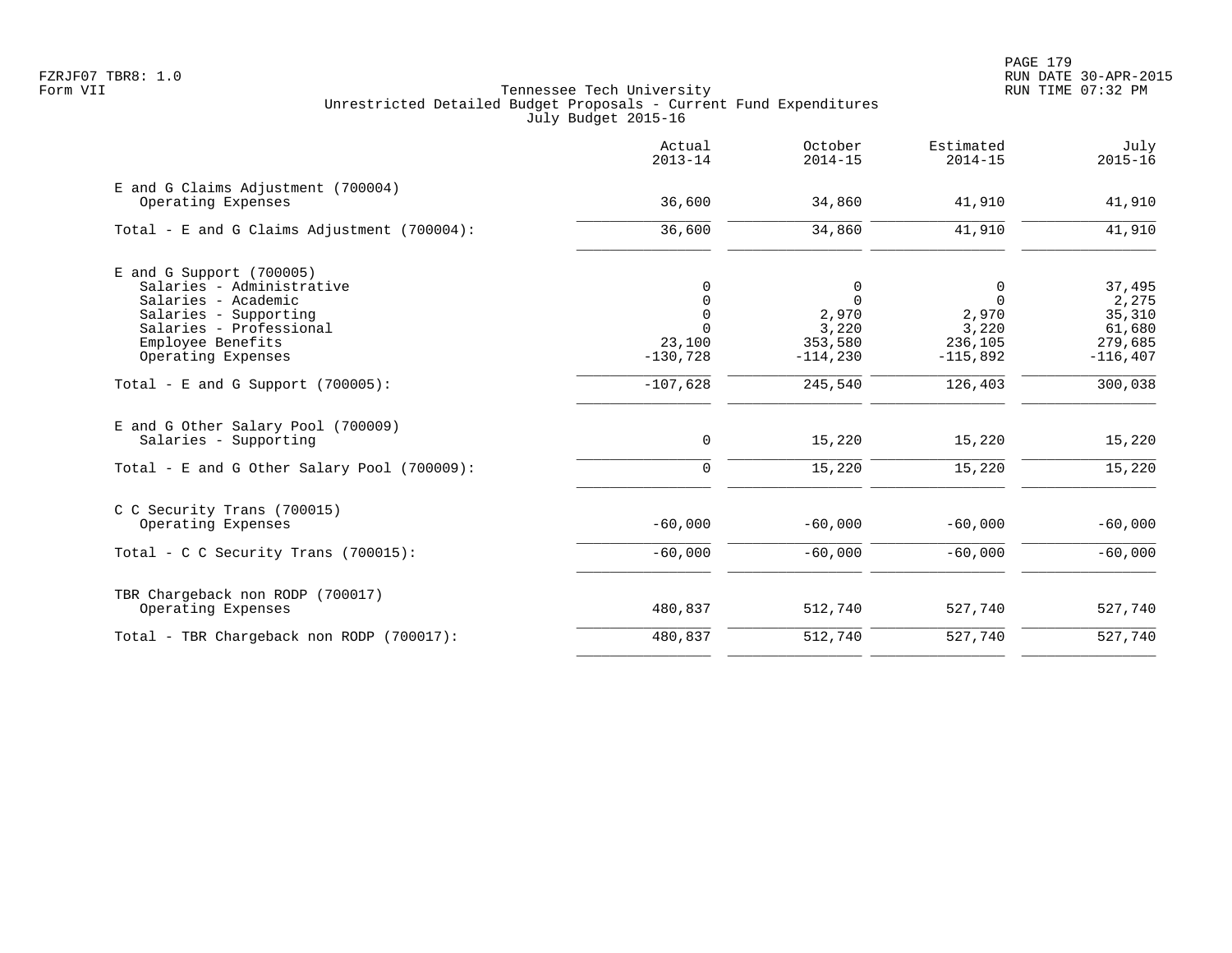Tennessee Tech University
Unrestricted Detailed Budget Proposals - Current Fund Expenditures
July Budget 2015-16

| | Actual 2013-14 | October 2014-15 | Estimated 2014-15 | July 2015-16 |
|---|---:|---:|---:|---:|
| **E and G Claims Adjustment (700004)** | | | | |
| Operating Expenses | 36,600 | 34,860 | 41,910 | 41,910 |
| Total - E and G Claims Adjustment (700004): | 36,600 | 34,860 | 41,910 | 41,910 |
| **E and G Support (700005)** | | | | |
| Salaries - Administrative | 0 | 0 | 0 | 37,495 |
| Salaries - Academic | 0 | 0 | 0 | 2,275 |
| Salaries - Supporting | 0 | 2,970 | 2,970 | 35,310 |
| Salaries - Professional | 0 | 3,220 | 3,220 | 61,680 |
| Employee Benefits | 23,100 | 353,580 | 236,105 | 279,685 |
| Operating Expenses | -130,728 | -114,230 | -115,892 | -116,407 |
| Total - E and G Support (700005): | -107,628 | 245,540 | 126,403 | 300,038 |
| **E and G Other Salary Pool (700009)** | | | | |
| Salaries - Supporting | 0 | 15,220 | 15,220 | 15,220 |
| Total - E and G Other Salary Pool (700009): | 0 | 15,220 | 15,220 | 15,220 |
| **C C Security Trans (700015)** | | | | |
| Operating Expenses | -60,000 | -60,000 | -60,000 | -60,000 |
| Total - C C Security Trans (700015): | -60,000 | -60,000 | -60,000 | -60,000 |
| **TBR Chargeback non RODP (700017)** | | | | |
| Operating Expenses | 480,837 | 512,740 | 527,740 | 527,740 |
| Total - TBR Chargeback non RODP (700017): | 480,837 | 512,740 | 527,740 | 527,740 |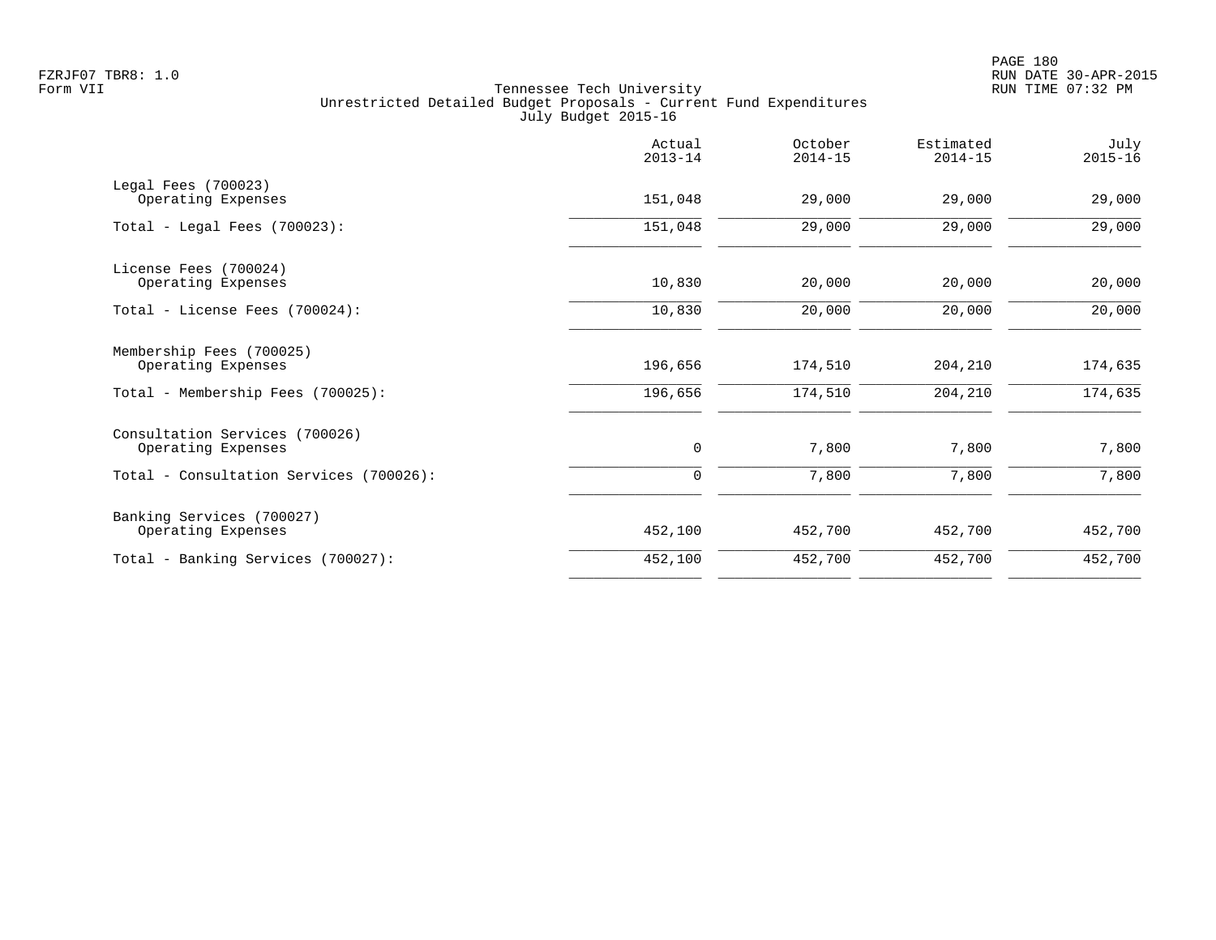FZRJF07 TBR8: 1.0
Form VII

Tennessee Tech University
Unrestricted Detailed Budget Proposals - Current Fund Expenditures
July Budget 2015-16

RUN DATE 30-APR-2015
RUN TIME 07:32 PM

| | Actual 2013-14 | October 2014-15 | Estimated 2014-15 | July 2015-16 |
|---|---|---|---|---|
| Legal Fees (700023) | | | | |
| Operating Expenses | 151,048 | 29,000 | 29,000 | 29,000 |
| Total - Legal Fees (700023): | 151,048 | 29,000 | 29,000 | 29,000 |
| License Fees (700024) | | | | |
| Operating Expenses | 10,830 | 20,000 | 20,000 | 20,000 |
| Total - License Fees (700024): | 10,830 | 20,000 | 20,000 | 20,000 |
| Membership Fees (700025) | | | | |
| Operating Expenses | 196,656 | 174,510 | 204,210 | 174,635 |
| Total - Membership Fees (700025): | 196,656 | 174,510 | 204,210 | 174,635 |
| Consultation Services (700026) | | | | |
| Operating Expenses | 0 | 7,800 | 7,800 | 7,800 |
| Total - Consultation Services (700026): | 0 | 7,800 | 7,800 | 7,800 |
| Banking Services (700027) | | | | |
| Operating Expenses | 452,100 | 452,700 | 452,700 | 452,700 |
| Total - Banking Services (700027): | 452,100 | 452,700 | 452,700 | 452,700 |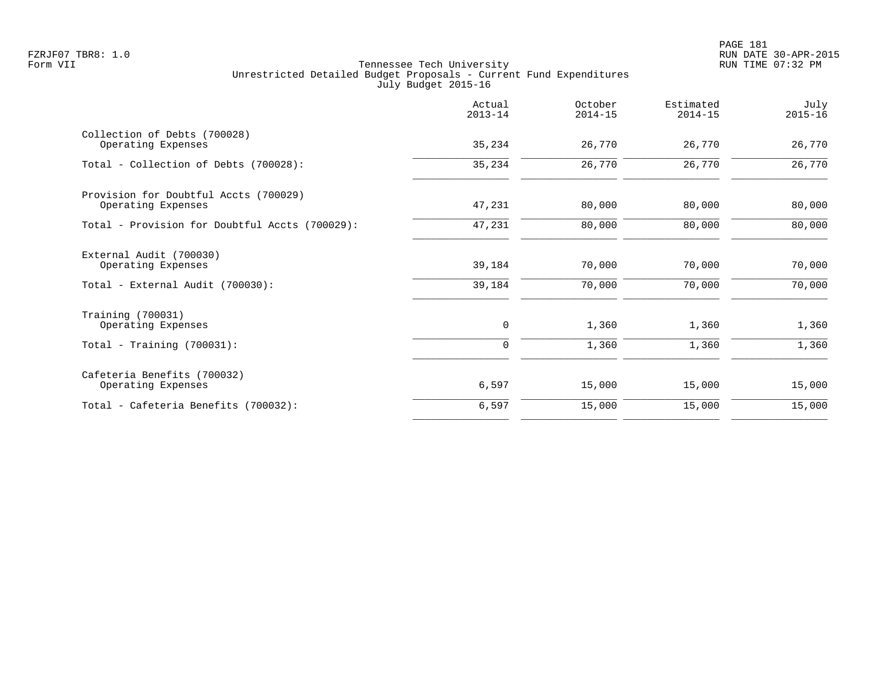Tennessee Tech University
Unrestricted Detailed Budget Proposals - Current Fund Expenditures
July Budget 2015-16

| | Actual 2013-14 | October 2014-15 | Estimated 2014-15 | July 2015-16 |
|---|---|---|---|---|
| Collection of Debts (700028) | | | | |
| Operating Expenses | 35,234 | 26,770 | 26,770 | 26,770 |
| Total - Collection of Debts (700028): | 35,234 | 26,770 | 26,770 | 26,770 |
| Provision for Doubtful Accts (700029) | | | | |
| Operating Expenses | 47,231 | 80,000 | 80,000 | 80,000 |
| Total - Provision for Doubtful Accts (700029): | 47,231 | 80,000 | 80,000 | 80,000 |
| External Audit (700030) | | | | |
| Operating Expenses | 39,184 | 70,000 | 70,000 | 70,000 |
| Total - External Audit (700030): | 39,184 | 70,000 | 70,000 | 70,000 |
| Training (700031) | | | | |
| Operating Expenses | 0 | 1,360 | 1,360 | 1,360 |
| Total - Training (700031): | 0 | 1,360 | 1,360 | 1,360 |
| Cafeteria Benefits (700032) | | | | |
| Operating Expenses | 6,597 | 15,000 | 15,000 | 15,000 |
| Total - Cafeteria Benefits (700032): | 6,597 | 15,000 | 15,000 | 15,000 |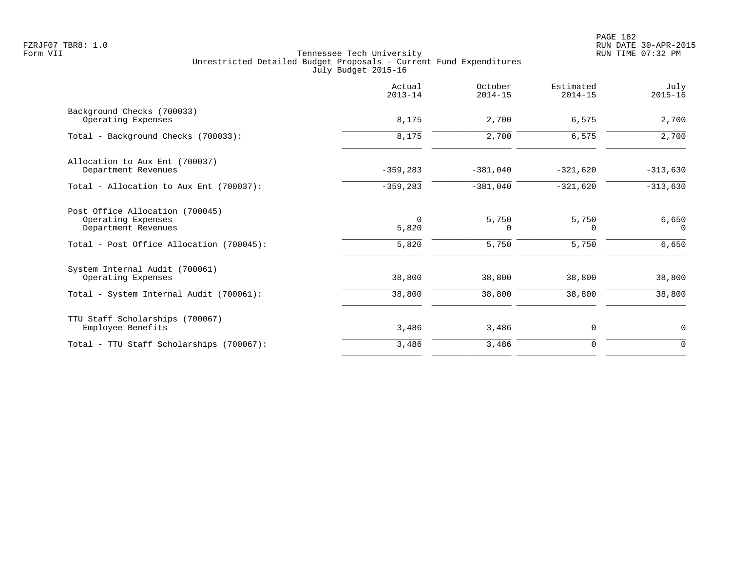Tennessee Tech University
Unrestricted Detailed Budget Proposals - Current Fund Expenditures
July Budget 2015-16

FZRJF07 TBR8: 1.0
Form VII

RUN DATE 30-APR-2015
RUN TIME 07:32 PM

| | Actual 2013-14 | October 2014-15 | Estimated 2014-15 | July 2015-16 |
|---|---|---|---|---|
| Background Checks (700033) | | | | |
| Operating Expenses | 8,175 | 2,700 | 6,575 | 2,700 |
| Total - Background Checks (700033): | 8,175 | 2,700 | 6,575 | 2,700 |
| Allocation to Aux Ent (700037) | | | | |
| Department Revenues | -359,283 | -381,040 | -321,620 | -313,630 |
| Total - Allocation to Aux Ent (700037): | -359,283 | -381,040 | -321,620 | -313,630 |
| Post Office Allocation (700045) | | | | |
| Operating Expenses | 0 | 5,750 | 5,750 | 6,650 |
| Department Revenues | 5,820 | 0 | 0 | 0 |
| Total - Post Office Allocation (700045): | 5,820 | 5,750 | 5,750 | 6,650 |
| System Internal Audit (700061) | | | | |
| Operating Expenses | 38,800 | 38,800 | 38,800 | 38,800 |
| Total - System Internal Audit (700061): | 38,800 | 38,800 | 38,800 | 38,800 |
| TTU Staff Scholarships (700067) | | | | |
| Employee Benefits | 3,486 | 3,486 | 0 | 0 |
| Total - TTU Staff Scholarships (700067): | 3,486 | 3,486 | 0 | 0 |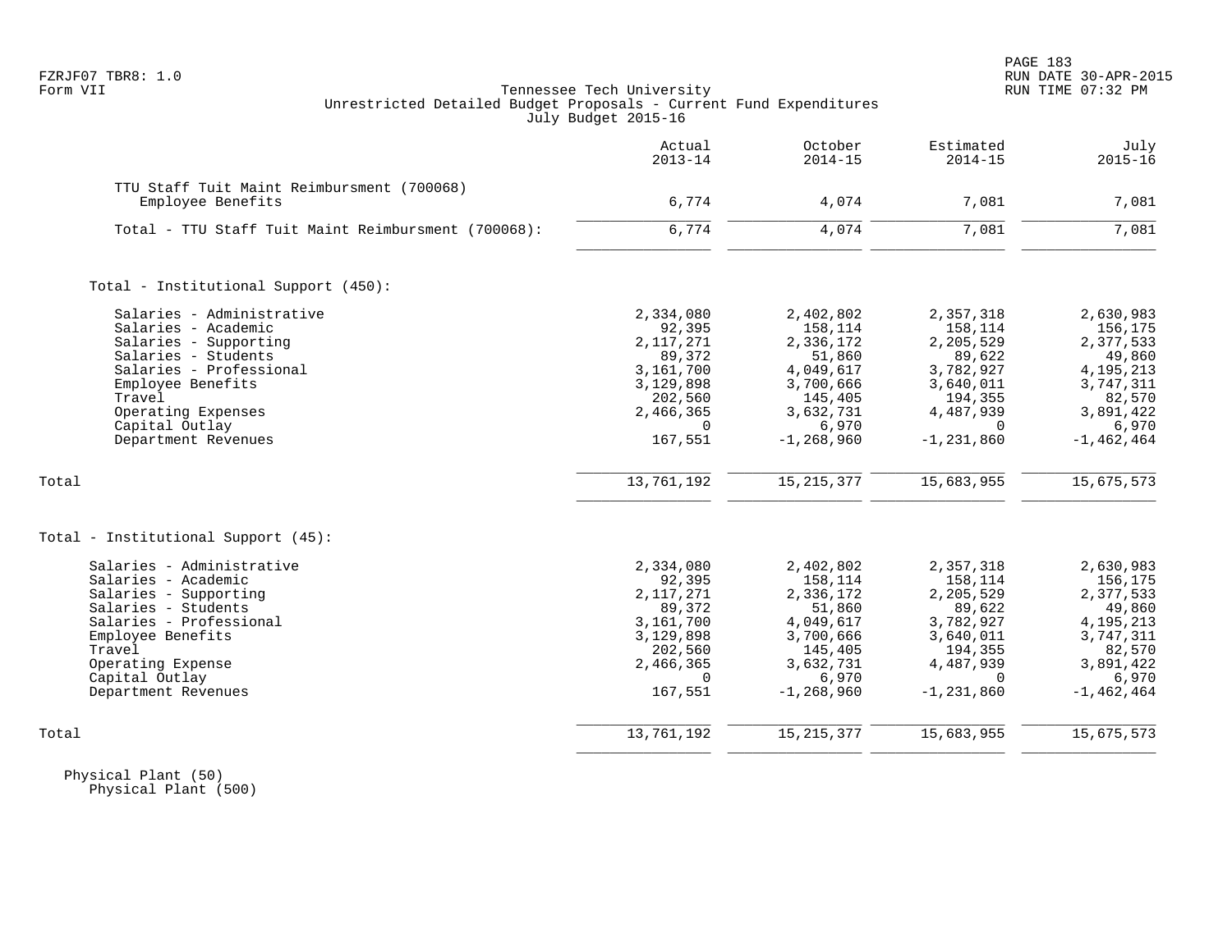FZRJF07 TBR8: 1.0
Form VII

Tennessee Tech University
Unrestricted Detailed Budget Proposals - Current Fund Expenditures
July Budget 2015-16

RUN DATE 30-APR-2015
RUN TIME 07:32 PM

| | Actual 2013-14 | October 2014-15 | Estimated 2014-15 | July 2015-16 |
|---|---|---|---|---|
| TTU Staff Tuit Maint Reimbursment (700068) | | | | |
| Employee Benefits | 6,774 | 4,074 | 7,081 | 7,081 |
| Total - TTU Staff Tuit Maint Reimbursment (700068): | 6,774 | 4,074 | 7,081 | 7,081 |
| Total - Institutional Support (450): | | | | |
| Salaries - Administrative | 2,334,080 | 2,402,802 | 2,357,318 | 2,630,983 |
| Salaries - Academic | 92,395 | 158,114 | 158,114 | 156,175 |
| Salaries - Supporting | 2,117,271 | 2,336,172 | 2,205,529 | 2,377,533 |
| Salaries - Students | 89,372 | 51,860 | 89,622 | 49,860 |
| Salaries - Professional | 3,161,700 | 4,049,617 | 3,782,927 | 4,195,213 |
| Employee Benefits | 3,129,898 | 3,700,666 | 3,640,011 | 3,747,311 |
| Travel | 202,560 | 145,405 | 194,355 | 82,570 |
| Operating Expenses | 2,466,365 | 3,632,731 | 4,487,939 | 3,891,422 |
| Capital Outlay | 0 | 6,970 | 0 | 6,970 |
| Department Revenues | 167,551 | -1,268,960 | -1,231,860 | -1,462,464 |
| Total | 13,761,192 | 15,215,377 | 15,683,955 | 15,675,573 |
| Total - Institutional Support (45): | | | | |
| Salaries - Administrative | 2,334,080 | 2,402,802 | 2,357,318 | 2,630,983 |
| Salaries - Academic | 92,395 | 158,114 | 158,114 | 156,175 |
| Salaries - Supporting | 2,117,271 | 2,336,172 | 2,205,529 | 2,377,533 |
| Salaries - Students | 89,372 | 51,860 | 89,622 | 49,860 |
| Salaries - Professional | 3,161,700 | 4,049,617 | 3,782,927 | 4,195,213 |
| Employee Benefits | 3,129,898 | 3,700,666 | 3,640,011 | 3,747,311 |
| Travel | 202,560 | 145,405 | 194,355 | 82,570 |
| Operating Expense | 2,466,365 | 3,632,731 | 4,487,939 | 3,891,422 |
| Capital Outlay | 0 | 6,970 | 0 | 6,970 |
| Department Revenues | 167,551 | -1,268,960 | -1,231,860 | -1,462,464 |
| Total | 13,761,192 | 15,215,377 | 15,683,955 | 15,675,573 |

Physical Plant (50)
Physical Plant (500)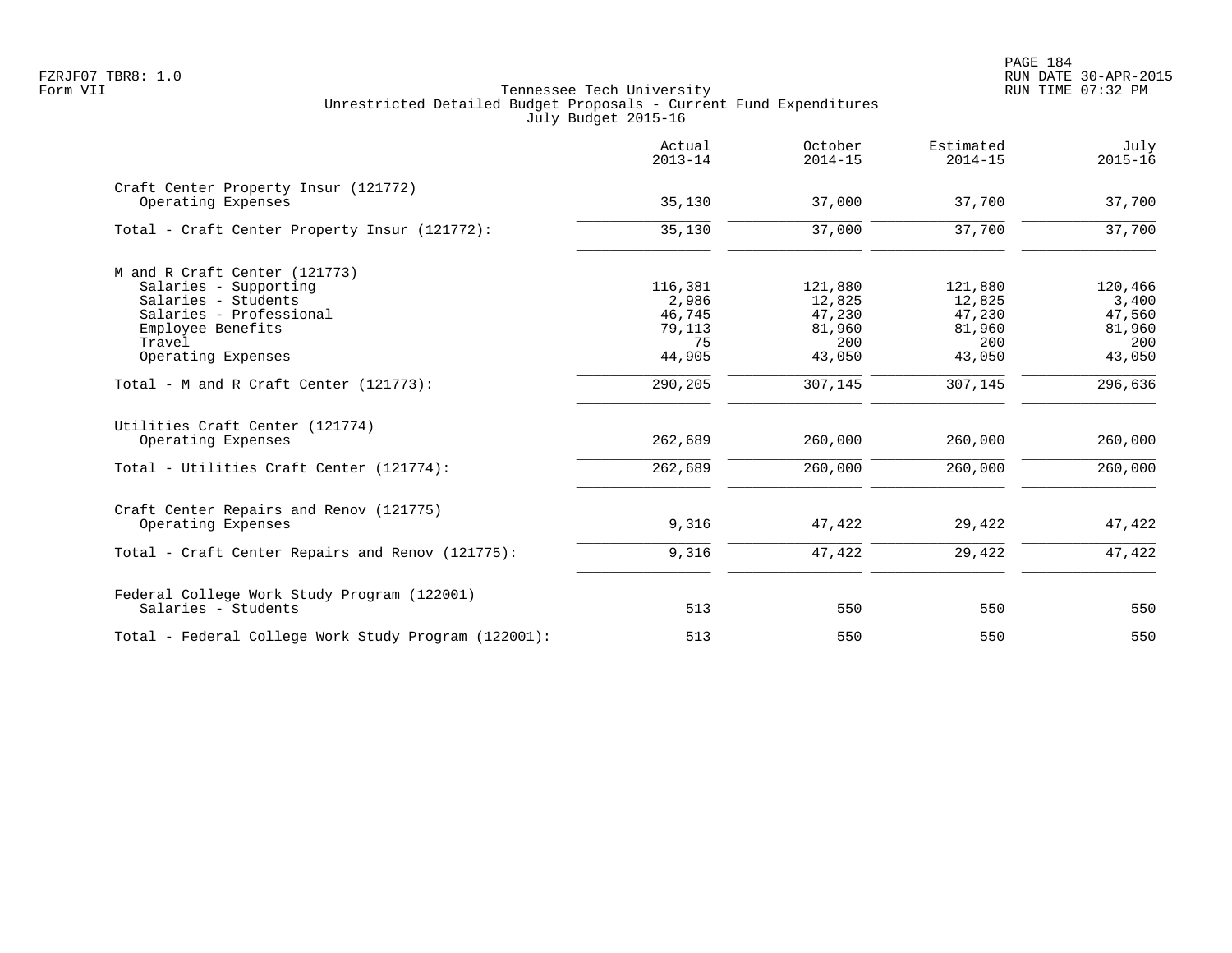Tennessee Tech University
Unrestricted Detailed Budget Proposals - Current Fund Expenditures
July Budget 2015-16

| | Actual 2013-14 | October 2014-15 | Estimated 2014-15 | July 2015-16 |
|---|---|---|---|---|
| **Craft Center Property Insur (121772)** | | | | |
| Operating Expenses | 35,130 | 37,000 | 37,700 | 37,700 |
| Total - Craft Center Property Insur (121772): | 35,130 | 37,000 | 37,700 | 37,700 |
| **M and R Craft Center (121773)** | | | | |
| Salaries - Supporting | 116,381 | 121,880 | 121,880 | 120,466 |
| Salaries - Students | 2,986 | 12,825 | 12,825 | 3,400 |
| Salaries - Professional | 46,745 | 47,230 | 47,230 | 47,560 |
| Employee Benefits | 79,113 | 81,960 | 81,960 | 81,960 |
| Travel | 75 | 200 | 200 | 200 |
| Operating Expenses | 44,905 | 43,050 | 43,050 | 43,050 |
| Total - M and R Craft Center (121773): | 290,205 | 307,145 | 307,145 | 296,636 |
| **Utilities Craft Center (121774)** | | | | |
| Operating Expenses | 262,689 | 260,000 | 260,000 | 260,000 |
| Total - Utilities Craft Center (121774): | 262,689 | 260,000 | 260,000 | 260,000 |
| **Craft Center Repairs and Renov (121775)** | | | | |
| Operating Expenses | 9,316 | 47,422 | 29,422 | 47,422 |
| Total - Craft Center Repairs and Renov (121775): | 9,316 | 47,422 | 29,422 | 47,422 |
| **Federal College Work Study Program (122001)** | | | | |
| Salaries - Students | 513 | 550 | 550 | 550 |
| Total - Federal College Work Study Program (122001): | 513 | 550 | 550 | 550 |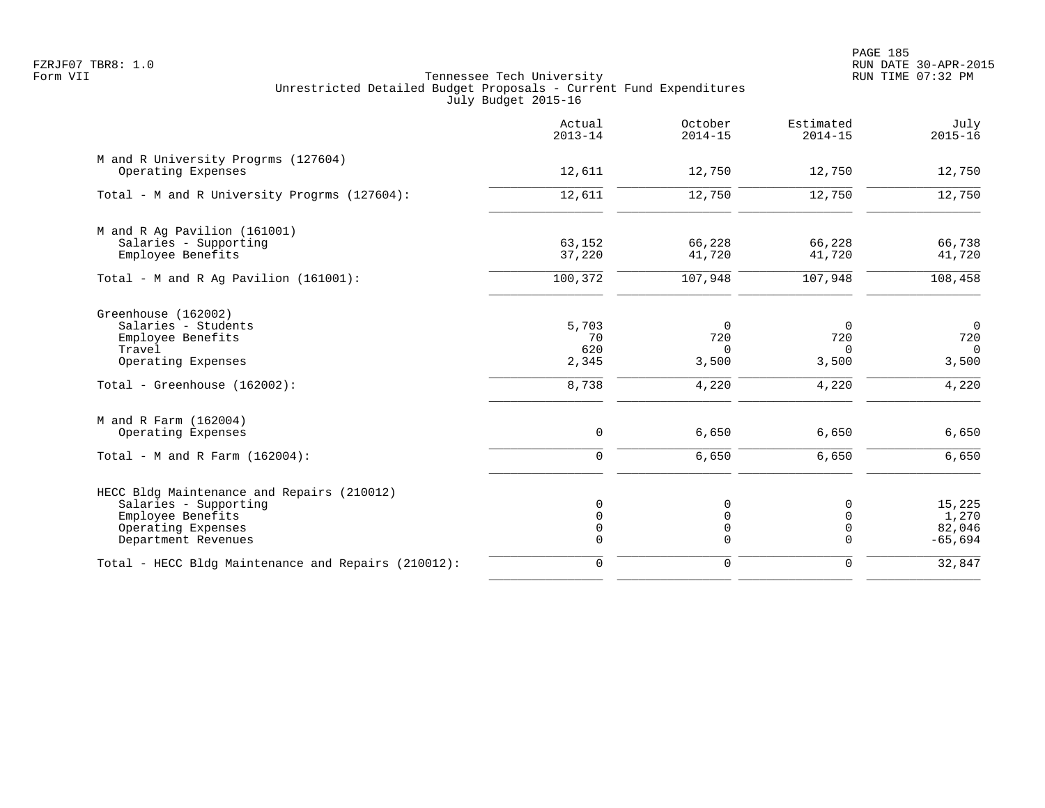Tennessee Tech University
Unrestricted Detailed Budget Proposals - Current Fund Expenditures
July Budget 2015-16

| | Actual 2013-14 | October 2014-15 | Estimated 2014-15 | July 2015-16 |
|---|---|---|---|---|
| **M and R University Progrms (127604)** | | | | |
| Operating Expenses | 12,611 | 12,750 | 12,750 | 12,750 |
| Total - M and R University Progrms (127604): | 12,611 | 12,750 | 12,750 | 12,750 |
| **M and R Ag Pavilion (161001)** | | | | |
| Salaries - Supporting | 63,152 | 66,228 | 66,228 | 66,738 |
| Employee Benefits | 37,220 | 41,720 | 41,720 | 41,720 |
| Total - M and R Ag Pavilion (161001): | 100,372 | 107,948 | 107,948 | 108,458 |
| **Greenhouse (162002)** | | | | |
| Salaries - Students | 5,703 | 0 | 0 | 0 |
| Employee Benefits | 70 | 720 | 720 | 720 |
| Travel | 620 | 0 | 0 | 0 |
| Operating Expenses | 2,345 | 3,500 | 3,500 | 3,500 |
| Total - Greenhouse (162002): | 8,738 | 4,220 | 4,220 | 4,220 |
| **M and R Farm (162004)** | | | | |
| Operating Expenses | 0 | 6,650 | 6,650 | 6,650 |
| Total - M and R Farm (162004): | 0 | 6,650 | 6,650 | 6,650 |
| **HECC Bldg Maintenance and Repairs (210012)** | | | | |
| Salaries - Supporting | 0 | 0 | 0 | 15,225 |
| Employee Benefits | 0 | 0 | 0 | 1,270 |
| Operating Expenses | 0 | 0 | 0 | 82,046 |
| Department Revenues | 0 | 0 | 0 | -65,694 |
| Total - HECC Bldg Maintenance and Repairs (210012): | 0 | 0 | 0 | 32,847 |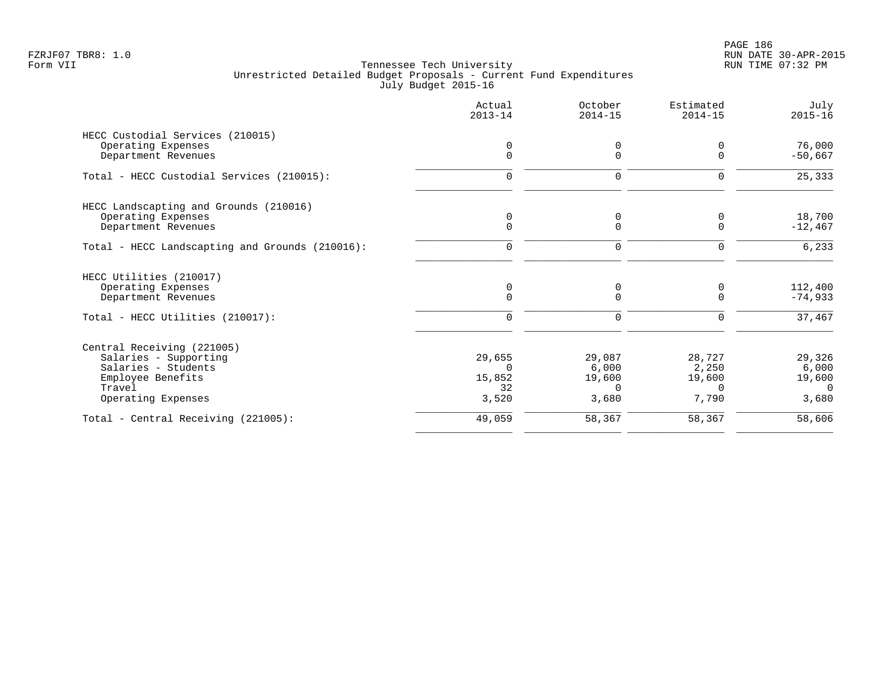Tennessee Tech University
Unrestricted Detailed Budget Proposals - Current Fund Expenditures
July Budget 2015-16

| | Actual 2013-14 | October 2014-15 | Estimated 2014-15 | July 2015-16 |
|---|---|---|---|---|
| HECC Custodial Services (210015) | | | | |
| Operating Expenses | 0 | 0 | 0 | 76,000 |
| Department Revenues | 0 | 0 | 0 | -50,667 |
| Total - HECC Custodial Services (210015): | 0 | 0 | 0 | 25,333 |
| HECC Landscapting and Grounds (210016) | | | | |
| Operating Expenses | 0 | 0 | 0 | 18,700 |
| Department Revenues | 0 | 0 | 0 | -12,467 |
| Total - HECC Landscapting and Grounds (210016): | 0 | 0 | 0 | 6,233 |
| HECC Utilities (210017) | | | | |
| Operating Expenses | 0 | 0 | 0 | 112,400 |
| Department Revenues | 0 | 0 | 0 | -74,933 |
| Total - HECC Utilities (210017): | 0 | 0 | 0 | 37,467 |
| Central Receiving (221005) | | | | |
| Salaries - Supporting | 29,655 | 29,087 | 28,727 | 29,326 |
| Salaries - Students | 0 | 6,000 | 2,250 | 6,000 |
| Employee Benefits | 15,852 | 19,600 | 19,600 | 19,600 |
| Travel | 32 | 0 | 0 | 0 |
| Operating Expenses | 3,520 | 3,680 | 7,790 | 3,680 |
| Total - Central Receiving (221005): | 49,059 | 58,367 | 58,367 | 58,606 |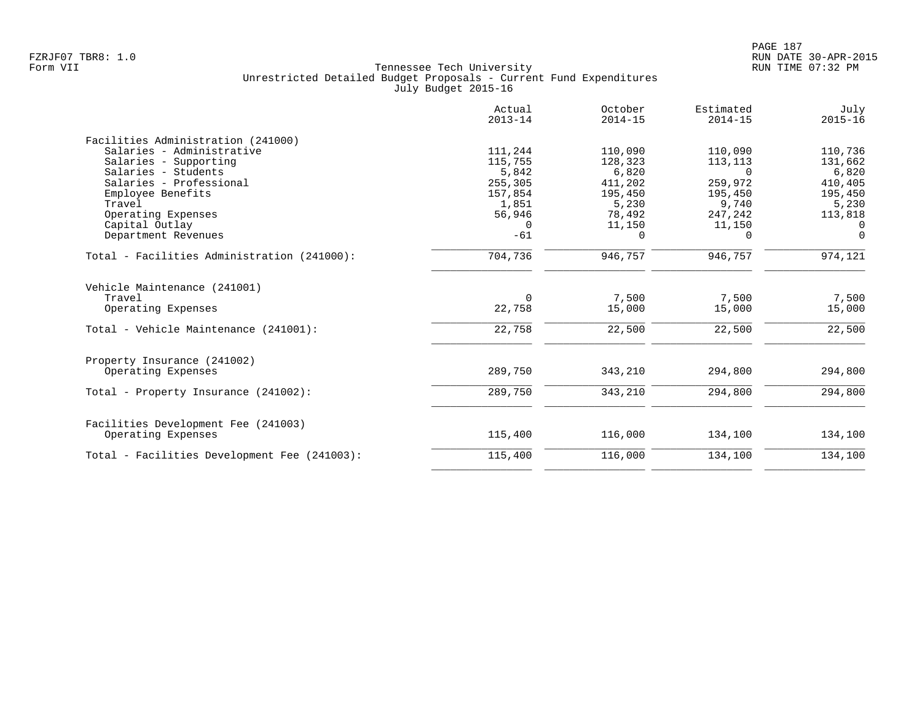Tennessee Tech University
Unrestricted Detailed Budget Proposals - Current Fund Expenditures
July Budget 2015-16

| | Actual 2013-14 | October 2014-15 | Estimated 2014-15 | July 2015-16 |
|---|---|---|---|---|
| **Facilities Administration (241000)** | | | | |
| Salaries - Administrative | 111,244 | 110,090 | 110,090 | 110,736 |
| Salaries - Supporting | 115,755 | 128,323 | 113,113 | 131,662 |
| Salaries - Students | 5,842 | 6,820 | 0 | 6,820 |
| Salaries - Professional | 255,305 | 411,202 | 259,972 | 410,405 |
| Employee Benefits | 157,854 | 195,450 | 195,450 | 195,450 |
| Travel | 1,851 | 5,230 | 9,740 | 5,230 |
| Operating Expenses | 56,946 | 78,492 | 247,242 | 113,818 |
| Capital Outlay | 0 | 11,150 | 11,150 | 0 |
| Department Revenues | -61 | 0 | 0 | 0 |
| Total - Facilities Administration (241000): | 704,736 | 946,757 | 946,757 | 974,121 |
| **Vehicle Maintenance (241001)** | | | | |
| Travel | 0 | 7,500 | 7,500 | 7,500 |
| Operating Expenses | 22,758 | 15,000 | 15,000 | 15,000 |
| Total - Vehicle Maintenance (241001): | 22,758 | 22,500 | 22,500 | 22,500 |
| **Property Insurance (241002)** | | | | |
| Operating Expenses | 289,750 | 343,210 | 294,800 | 294,800 |
| Total - Property Insurance (241002): | 289,750 | 343,210 | 294,800 | 294,800 |
| **Facilities Development Fee (241003)** | | | | |
| Operating Expenses | 115,400 | 116,000 | 134,100 | 134,100 |
| Total - Facilities Development Fee (241003): | 115,400 | 116,000 | 134,100 | 134,100 |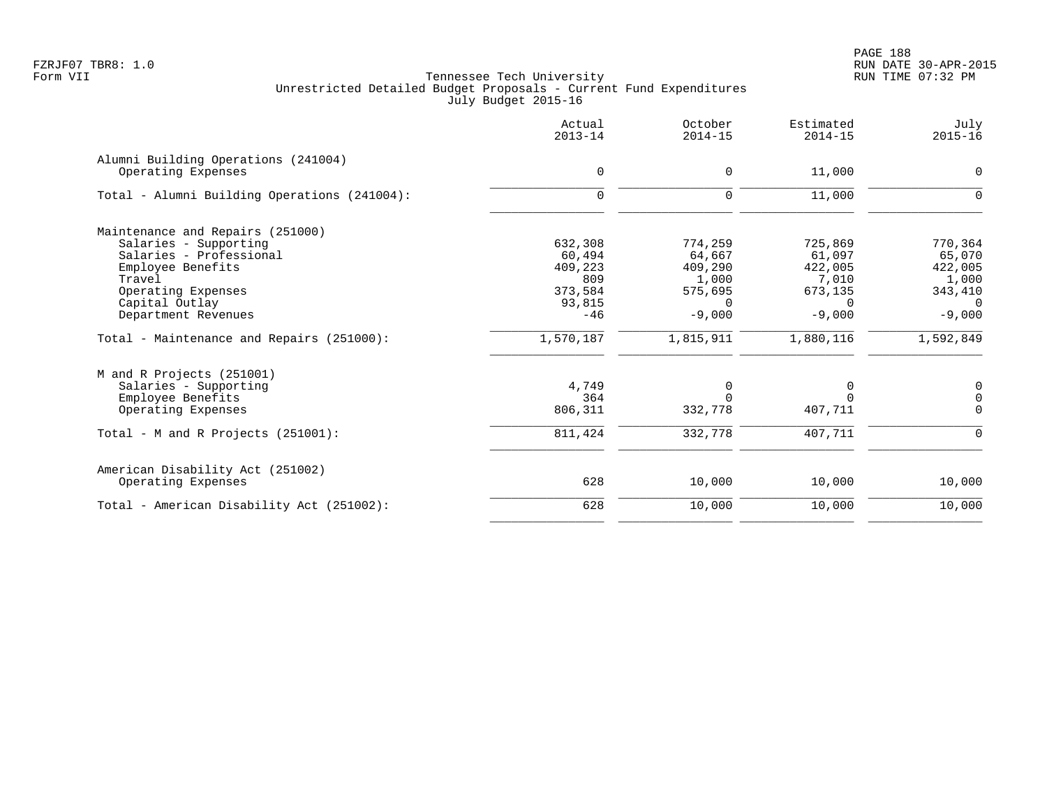Tennessee Tech University
Unrestricted Detailed Budget Proposals - Current Fund Expenditures
July Budget 2015-16

Form VII

| | Actual 2013-14 | October 2014-15 | Estimated 2014-15 | July 2015-16 |
|---|---|---|---|---|
| **Alumni Building Operations (241004)** | | | | |
| Operating Expenses | 0 | 0 | 11,000 | 0 |
| Total - Alumni Building Operations (241004): | 0 | 0 | 11,000 | 0 |
| **Maintenance and Repairs (251000)** | | | | |
| Salaries - Supporting | 632,308 | 774,259 | 725,869 | 770,364 |
| Salaries - Professional | 60,494 | 64,667 | 61,097 | 65,070 |
| Employee Benefits | 409,223 | 409,290 | 422,005 | 422,005 |
| Travel | 809 | 1,000 | 7,010 | 1,000 |
| Operating Expenses | 373,584 | 575,695 | 673,135 | 343,410 |
| Capital Outlay | 93,815 | 0 | 0 | 0 |
| Department Revenues | -46 | -9,000 | -9,000 | -9,000 |
| Total - Maintenance and Repairs (251000): | 1,570,187 | 1,815,911 | 1,880,116 | 1,592,849 |
| **M and R Projects (251001)** | | | | |
| Salaries - Supporting | 4,749 | 0 | 0 | 0 |
| Employee Benefits | 364 | 0 | 0 | 0 |
| Operating Expenses | 806,311 | 332,778 | 407,711 | 0 |
| Total - M and R Projects (251001): | 811,424 | 332,778 | 407,711 | 0 |
| **American Disability Act (251002)** | | | | |
| Operating Expenses | 628 | 10,000 | 10,000 | 10,000 |
| Total - American Disability Act (251002): | 628 | 10,000 | 10,000 | 10,000 |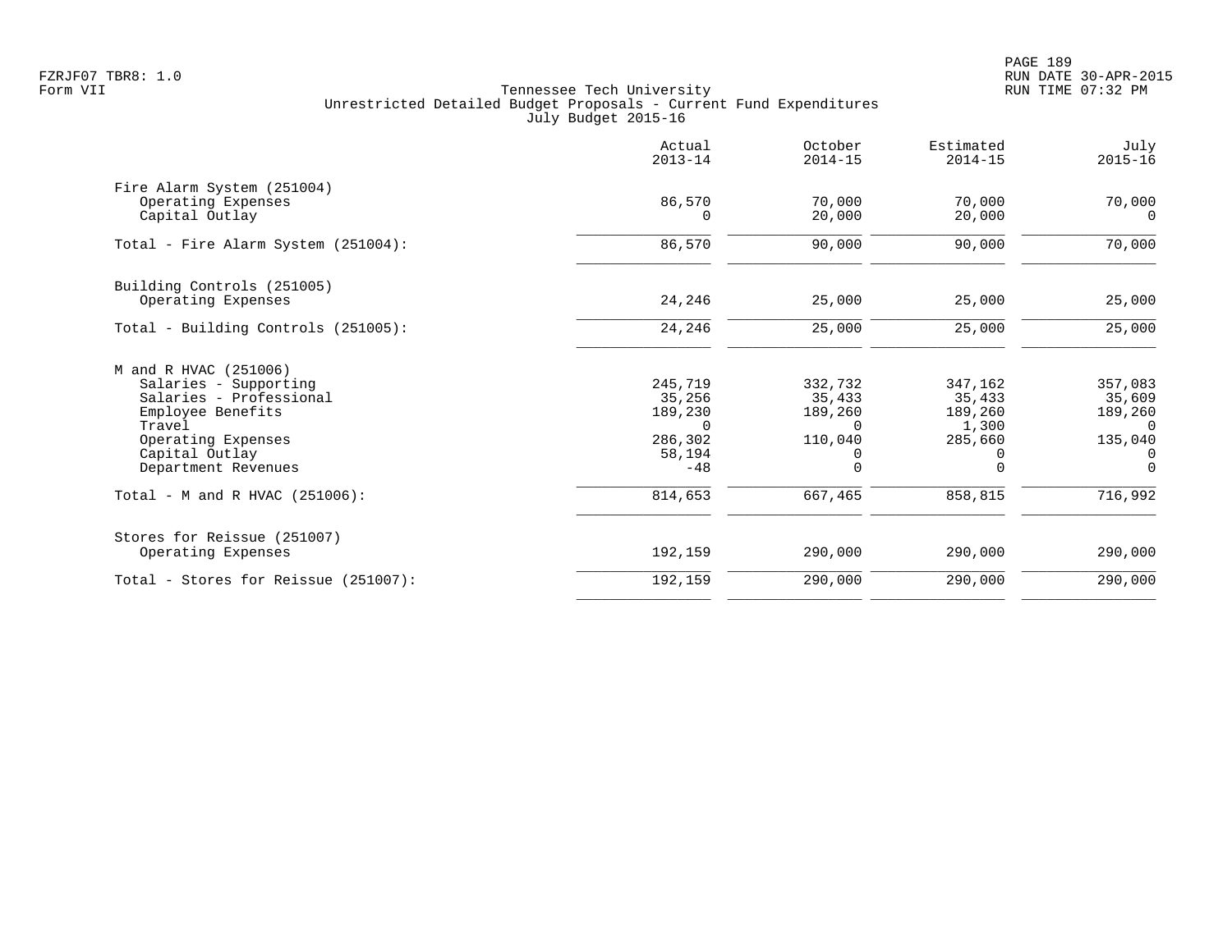FZRJF07 TBR8: 1.0
Form VII

Tennessee Tech University
Unrestricted Detailed Budget Proposals - Current Fund Expenditures
July Budget 2015-16

|  | Actual 2013-14 | October 2014-15 | Estimated 2014-15 | July 2015-16 |
|---|---|---|---|---|
| Fire Alarm System (251004) |  |  |  |  |
| Operating Expenses | 86,570 | 70,000 | 70,000 | 70,000 |
| Capital Outlay | 0 | 20,000 | 20,000 | 0 |
| Total - Fire Alarm System (251004): | 86,570 | 90,000 | 90,000 | 70,000 |
| Building Controls (251005) |  |  |  |  |
| Operating Expenses | 24,246 | 25,000 | 25,000 | 25,000 |
| Total - Building Controls (251005): | 24,246 | 25,000 | 25,000 | 25,000 |
| M and R HVAC (251006) |  |  |  |  |
| Salaries - Supporting | 245,719 | 332,732 | 347,162 | 357,083 |
| Salaries - Professional | 35,256 | 35,433 | 35,433 | 35,609 |
| Employee Benefits | 189,230 | 189,260 | 189,260 | 189,260 |
| Travel | 0 | 0 | 1,300 | 0 |
| Operating Expenses | 286,302 | 110,040 | 285,660 | 135,040 |
| Capital Outlay | 58,194 | 0 | 0 | 0 |
| Department Revenues | -48 | 0 | 0 | 0 |
| Total - M and R HVAC (251006): | 814,653 | 667,465 | 858,815 | 716,992 |
| Stores for Reissue (251007) |  |  |  |  |
| Operating Expenses | 192,159 | 290,000 | 290,000 | 290,000 |
| Total - Stores for Reissue (251007): | 192,159 | 290,000 | 290,000 | 290,000 |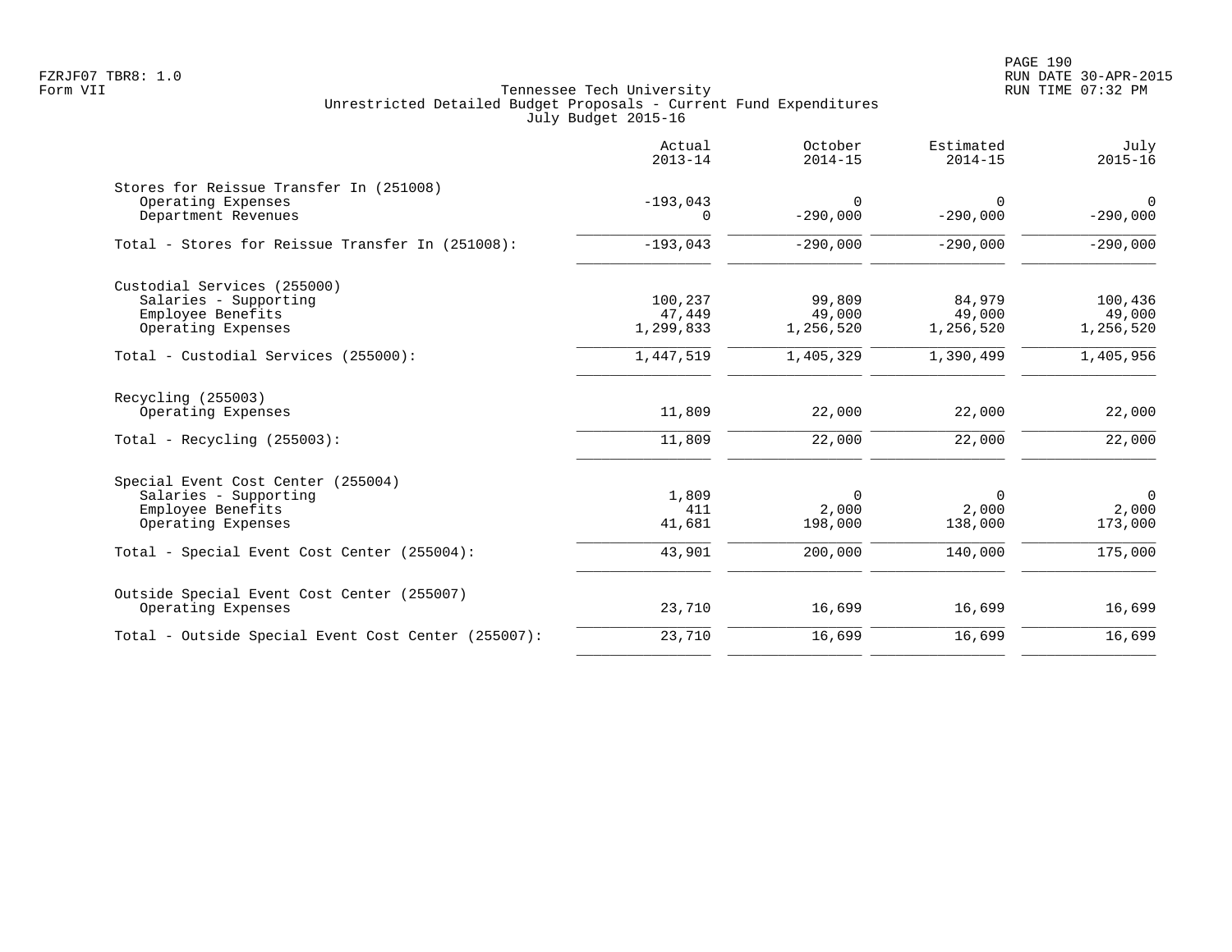Tennessee Tech University
Unrestricted Detailed Budget Proposals - Current Fund Expenditures
July Budget 2015-16

| | Actual 2013-14 | October 2014-15 | Estimated 2014-15 | July 2015-16 |
|---|---|---|---|---|
| **Stores for Reissue Transfer In (251008)** | | | | |
| Operating Expenses | -193,043 | 0 | 0 | 0 |
| Department Revenues | 0 | -290,000 | -290,000 | -290,000 |
| Total - Stores for Reissue Transfer In (251008): | -193,043 | -290,000 | -290,000 | -290,000 |
| **Custodial Services (255000)** | | | | |
| Salaries - Supporting | 100,237 | 99,809 | 84,979 | 100,436 |
| Employee Benefits | 47,449 | 49,000 | 49,000 | 49,000 |
| Operating Expenses | 1,299,833 | 1,256,520 | 1,256,520 | 1,256,520 |
| Total - Custodial Services (255000): | 1,447,519 | 1,405,329 | 1,390,499 | 1,405,956 |
| **Recycling (255003)** | | | | |
| Operating Expenses | 11,809 | 22,000 | 22,000 | 22,000 |
| Total - Recycling (255003): | 11,809 | 22,000 | 22,000 | 22,000 |
| **Special Event Cost Center (255004)** | | | | |
| Salaries - Supporting | 1,809 | 0 | 0 | 0 |
| Employee Benefits | 411 | 2,000 | 2,000 | 2,000 |
| Operating Expenses | 41,681 | 198,000 | 138,000 | 173,000 |
| Total - Special Event Cost Center (255004): | 43,901 | 200,000 | 140,000 | 175,000 |
| **Outside Special Event Cost Center (255007)** | | | | |
| Operating Expenses | 23,710 | 16,699 | 16,699 | 16,699 |
| Total - Outside Special Event Cost Center (255007): | 23,710 | 16,699 | 16,699 | 16,699 |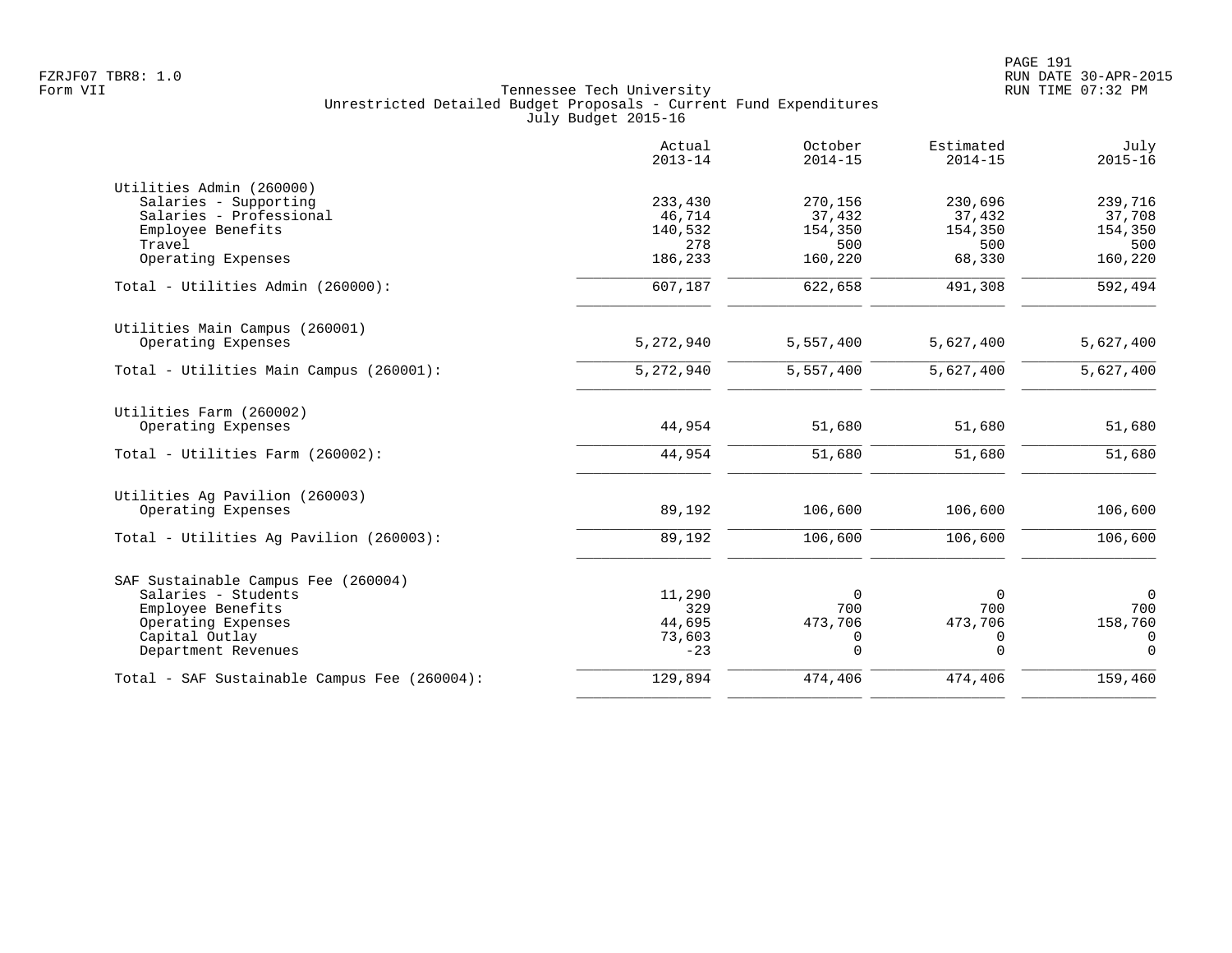Tennessee Tech University
Unrestricted Detailed Budget Proposals - Current Fund Expenditures
July Budget 2015-16

| | Actual 2013-14 | October 2014-15 | Estimated 2014-15 | July 2015-16 |
|---|---|---|---|---|
| **Utilities Admin (260000)** | | | | |
| Salaries - Supporting | 233,430 | 270,156 | 230,696 | 239,716 |
| Salaries - Professional | 46,714 | 37,432 | 37,432 | 37,708 |
| Employee Benefits | 140,532 | 154,350 | 154,350 | 154,350 |
| Travel | 278 | 500 | 500 | 500 |
| Operating Expenses | 186,233 | 160,220 | 68,330 | 160,220 |
| Total - Utilities Admin (260000): | 607,187 | 622,658 | 491,308 | 592,494 |
| **Utilities Main Campus (260001)** | | | | |
| Operating Expenses | 5,272,940 | 5,557,400 | 5,627,400 | 5,627,400 |
| Total - Utilities Main Campus (260001): | 5,272,940 | 5,557,400 | 5,627,400 | 5,627,400 |
| **Utilities Farm (260002)** | | | | |
| Operating Expenses | 44,954 | 51,680 | 51,680 | 51,680 |
| Total - Utilities Farm (260002): | 44,954 | 51,680 | 51,680 | 51,680 |
| **Utilities Ag Pavilion (260003)** | | | | |
| Operating Expenses | 89,192 | 106,600 | 106,600 | 106,600 |
| Total - Utilities Ag Pavilion (260003): | 89,192 | 106,600 | 106,600 | 106,600 |
| **SAF Sustainable Campus Fee (260004)** | | | | |
| Salaries - Students | 11,290 | 0 | 0 | 0 |
| Employee Benefits | 329 | 700 | 700 | 700 |
| Operating Expenses | 44,695 | 473,706 | 473,706 | 158,760 |
| Capital Outlay | 73,603 | 0 | 0 | 0 |
| Department Revenues | -23 | 0 | 0 | 0 |
| Total - SAF Sustainable Campus Fee (260004): | 129,894 | 474,406 | 474,406 | 159,460 |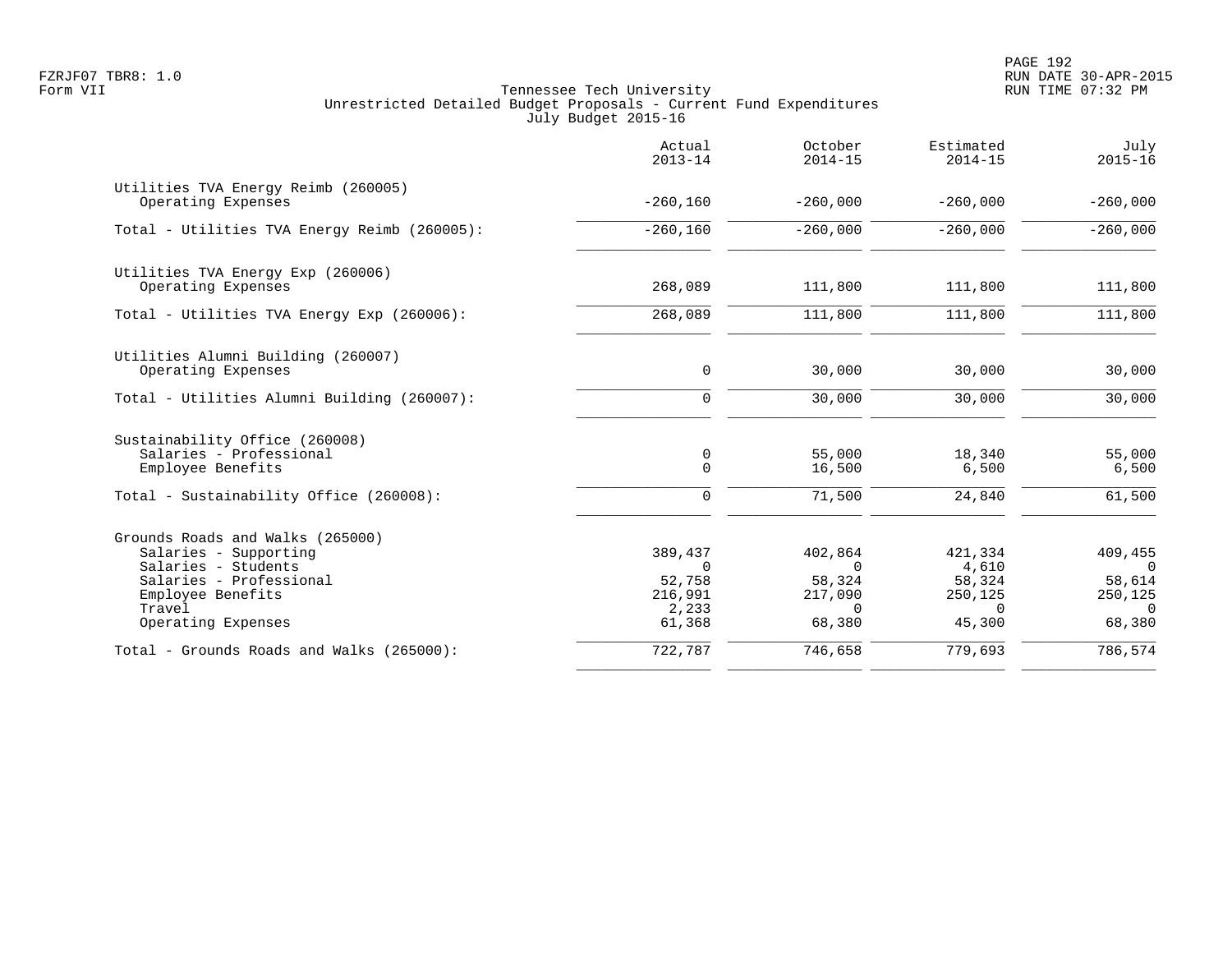Tennessee Tech University
Unrestricted Detailed Budget Proposals - Current Fund Expenditures
July Budget 2015-16

Form VII

| | Actual 2013-14 | October 2014-15 | Estimated 2014-15 | July 2015-16 |
|---|---|---|---|---|
| **Utilities TVA Energy Reimb (260005)** | | | | |
| Operating Expenses | -260,160 | -260,000 | -260,000 | -260,000 |
| Total - Utilities TVA Energy Reimb (260005): | -260,160 | -260,000 | -260,000 | -260,000 |
| **Utilities TVA Energy Exp (260006)** | | | | |
| Operating Expenses | 268,089 | 111,800 | 111,800 | 111,800 |
| Total - Utilities TVA Energy Exp (260006): | 268,089 | 111,800 | 111,800 | 111,800 |
| **Utilities Alumni Building (260007)** | | | | |
| Operating Expenses | 0 | 30,000 | 30,000 | 30,000 |
| Total - Utilities Alumni Building (260007): | 0 | 30,000 | 30,000 | 30,000 |
| **Sustainability Office (260008)** | | | | |
| Salaries - Professional | 0 | 55,000 | 18,340 | 55,000 |
| Employee Benefits | 0 | 16,500 | 6,500 | 6,500 |
| Total - Sustainability Office (260008): | 0 | 71,500 | 24,840 | 61,500 |
| **Grounds Roads and Walks (265000)** | | | | |
| Salaries - Supporting | 389,437 | 402,864 | 421,334 | 409,455 |
| Salaries - Students | 0 | 0 | 4,610 | 0 |
| Salaries - Professional | 52,758 | 58,324 | 58,324 | 58,614 |
| Employee Benefits | 216,991 | 217,090 | 250,125 | 250,125 |
| Travel | 2,233 | 0 | 0 | 0 |
| Operating Expenses | 61,368 | 68,380 | 45,300 | 68,380 |
| Total - Grounds Roads and Walks (265000): | 722,787 | 746,658 | 779,693 | 786,574 |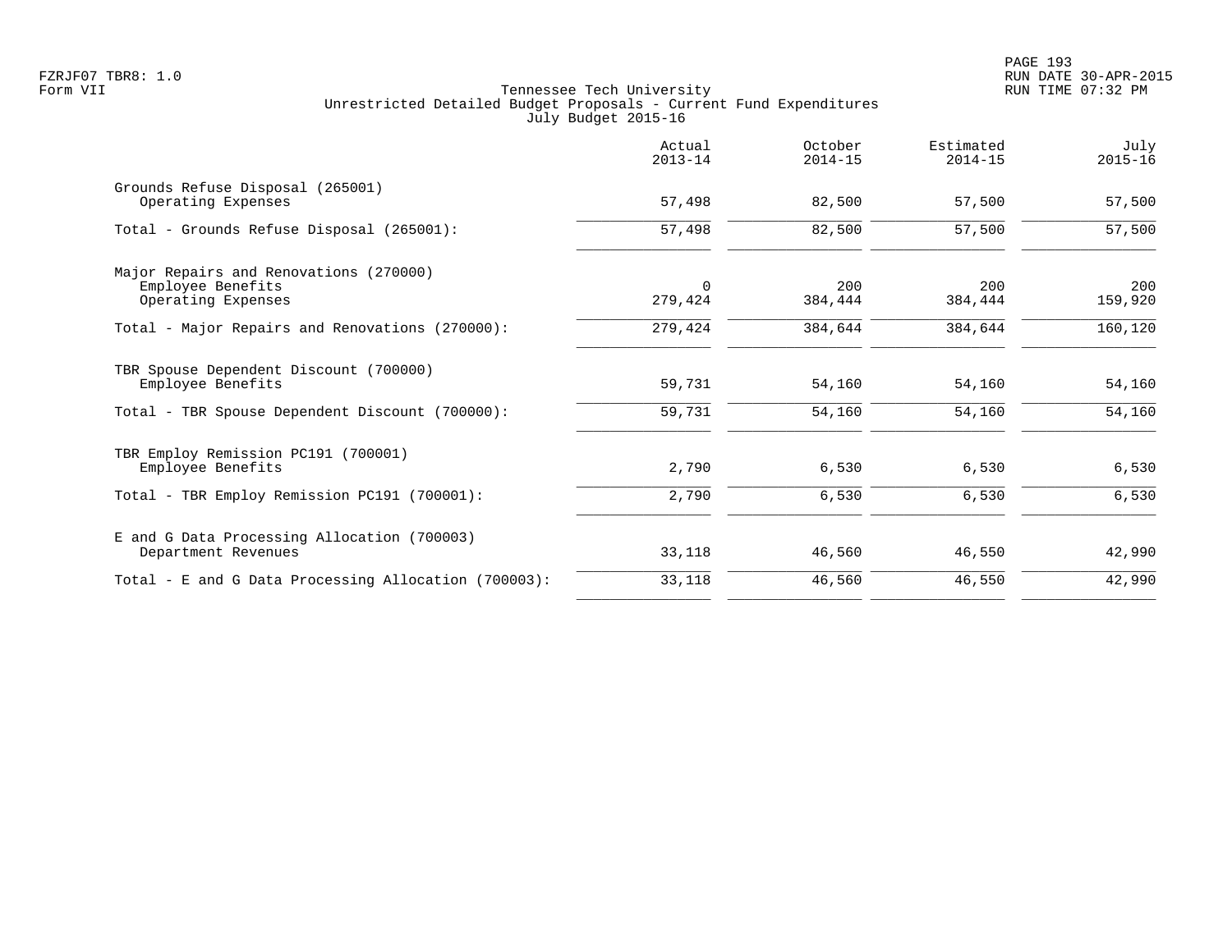Tennessee Tech University
Unrestricted Detailed Budget Proposals - Current Fund Expenditures
July Budget 2015-16

|  | Actual 2013-14 | October 2014-15 | Estimated 2014-15 | July 2015-16 |
|---|---|---|---|---|
| Grounds Refuse Disposal (265001) |  |  |  |  |
| Operating Expenses | 57,498 | 82,500 | 57,500 | 57,500 |
| Total - Grounds Refuse Disposal (265001): | 57,498 | 82,500 | 57,500 | 57,500 |
| Major Repairs and Renovations (270000) |  |  |  |  |
| Employee Benefits | 0 | 200 | 200 | 200 |
| Operating Expenses | 279,424 | 384,444 | 384,444 | 159,920 |
| Total - Major Repairs and Renovations (270000): | 279,424 | 384,644 | 384,644 | 160,120 |
| TBR Spouse Dependent Discount (700000) |  |  |  |  |
| Employee Benefits | 59,731 | 54,160 | 54,160 | 54,160 |
| Total - TBR Spouse Dependent Discount (700000): | 59,731 | 54,160 | 54,160 | 54,160 |
| TBR Employ Remission PC191 (700001) |  |  |  |  |
| Employee Benefits | 2,790 | 6,530 | 6,530 | 6,530 |
| Total - TBR Employ Remission PC191 (700001): | 2,790 | 6,530 | 6,530 | 6,530 |
| E and G Data Processing Allocation (700003) |  |  |  |  |
| Department Revenues | 33,118 | 46,560 | 46,550 | 42,990 |
| Total - E and G Data Processing Allocation (700003): | 33,118 | 46,560 | 46,550 | 42,990 |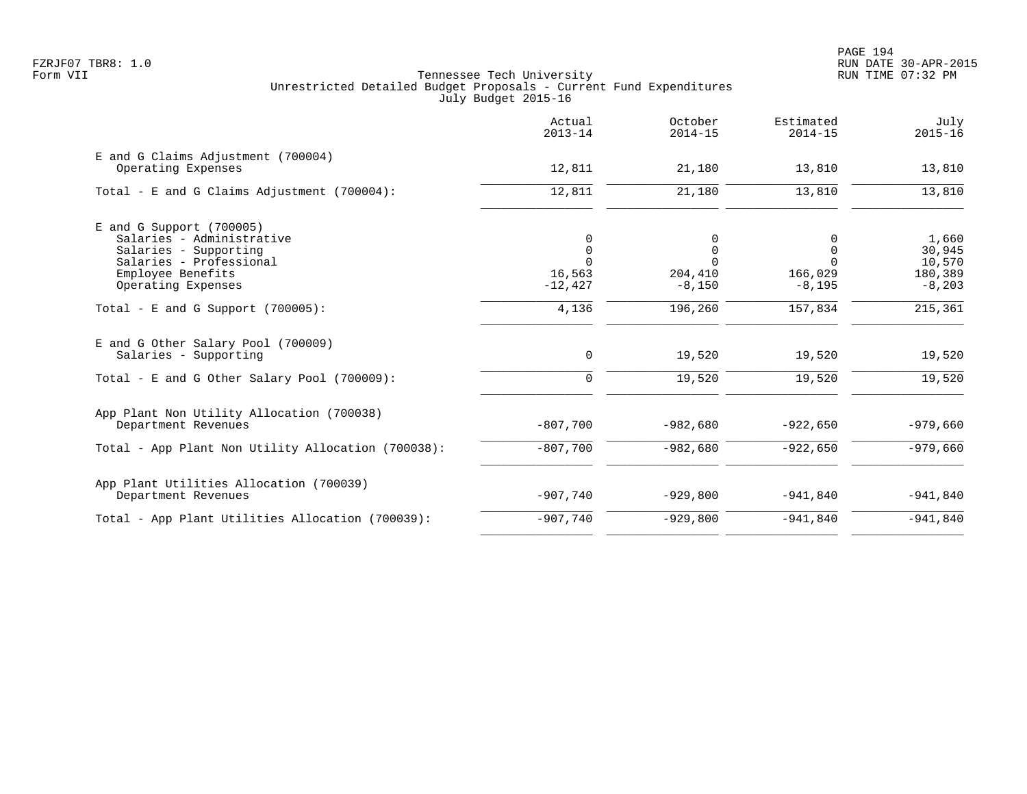Tennessee Tech University
Unrestricted Detailed Budget Proposals - Current Fund Expenditures
July Budget 2015-16

| | Actual 2013-14 | October 2014-15 | Estimated 2014-15 | July 2015-16 |
|---|---|---|---|---|
| **E and G Claims Adjustment (700004)** | | | | |
| Operating Expenses | 12,811 | 21,180 | 13,810 | 13,810 |
| Total - E and G Claims Adjustment (700004): | 12,811 | 21,180 | 13,810 | 13,810 |
| **E and G Support (700005)** | | | | |
| Salaries - Administrative | 0 | 0 | 0 | 1,660 |
| Salaries - Supporting | 0 | 0 | 0 | 30,945 |
| Salaries - Professional | 0 | 0 | 0 | 10,570 |
| Employee Benefits | 16,563 | 204,410 | 166,029 | 180,389 |
| Operating Expenses | -12,427 | -8,150 | -8,195 | -8,203 |
| Total - E and G Support (700005): | 4,136 | 196,260 | 157,834 | 215,361 |
| **E and G Other Salary Pool (700009)** | | | | |
| Salaries - Supporting | 0 | 19,520 | 19,520 | 19,520 |
| Total - E and G Other Salary Pool (700009): | 0 | 19,520 | 19,520 | 19,520 |
| **App Plant Non Utility Allocation (700038)** | | | | |
| Department Revenues | -807,700 | -982,680 | -922,650 | -979,660 |
| Total - App Plant Non Utility Allocation (700038): | -807,700 | -982,680 | -922,650 | -979,660 |
| **App Plant Utilities Allocation (700039)** | | | | |
| Department Revenues | -907,740 | -929,800 | -941,840 | -941,840 |
| Total - App Plant Utilities Allocation (700039): | -907,740 | -929,800 | -941,840 | -941,840 |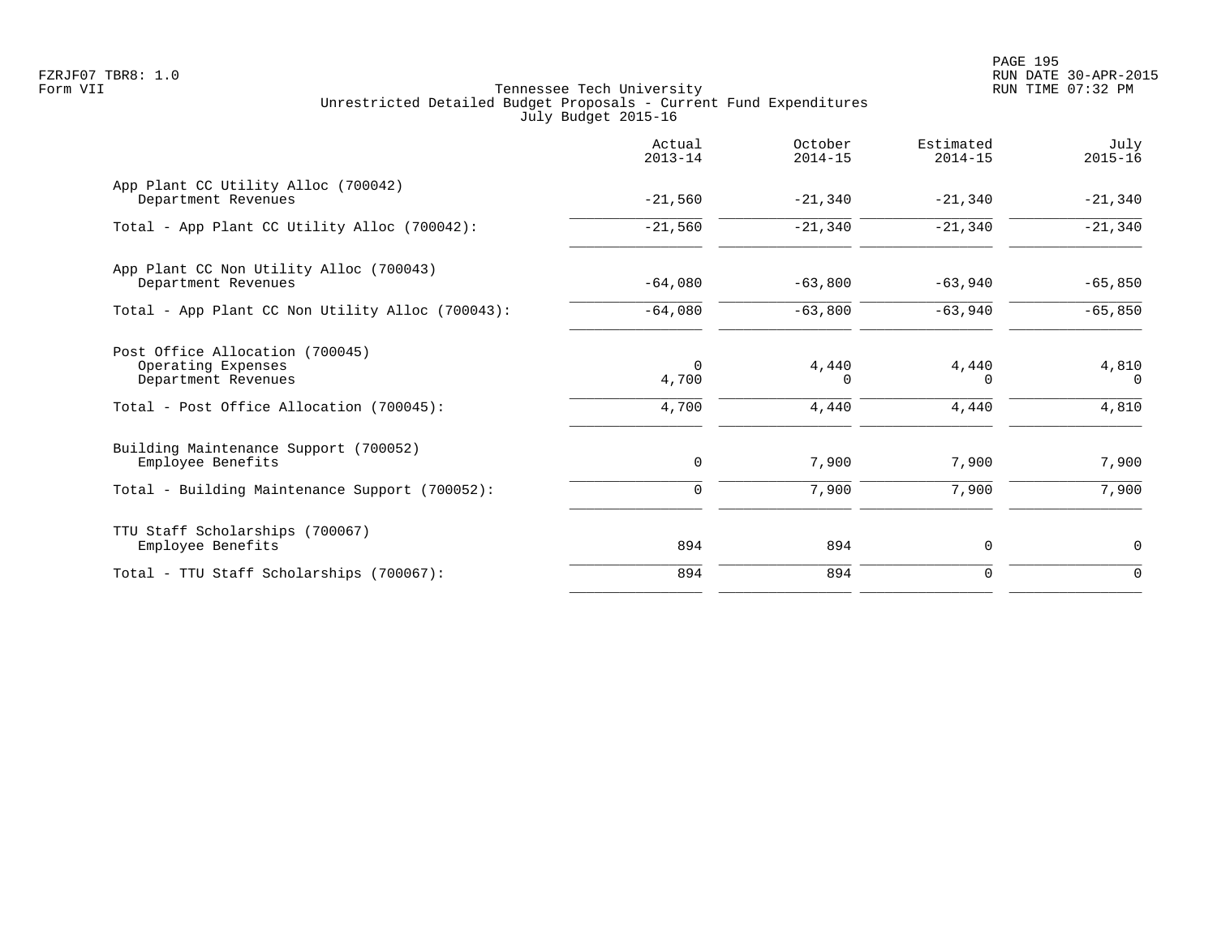Tennessee Tech University
Unrestricted Detailed Budget Proposals - Current Fund Expenditures
July Budget 2015-16

| | Actual 2013-14 | October 2014-15 | Estimated 2014-15 | July 2015-16 |
|---|---|---|---|---|
| App Plant CC Utility Alloc (700042) | | | | |
| Department Revenues | -21,560 | -21,340 | -21,340 | -21,340 |
| Total - App Plant CC Utility Alloc (700042): | -21,560 | -21,340 | -21,340 | -21,340 |
| App Plant CC Non Utility Alloc (700043) | | | | |
| Department Revenues | -64,080 | -63,800 | -63,940 | -65,850 |
| Total - App Plant CC Non Utility Alloc (700043): | -64,080 | -63,800 | -63,940 | -65,850 |
| Post Office Allocation (700045) | | | | |
| Operating Expenses | 0 | 4,440 | 4,440 | 4,810 |
| Department Revenues | 4,700 | 0 | 0 | 0 |
| Total - Post Office Allocation (700045): | 4,700 | 4,440 | 4,440 | 4,810 |
| Building Maintenance Support (700052) | | | | |
| Employee Benefits | 0 | 7,900 | 7,900 | 7,900 |
| Total - Building Maintenance Support (700052): | 0 | 7,900 | 7,900 | 7,900 |
| TTU Staff Scholarships (700067) | | | | |
| Employee Benefits | 894 | 894 | 0 | 0 |
| Total - TTU Staff Scholarships (700067): | 894 | 894 | 0 | 0 |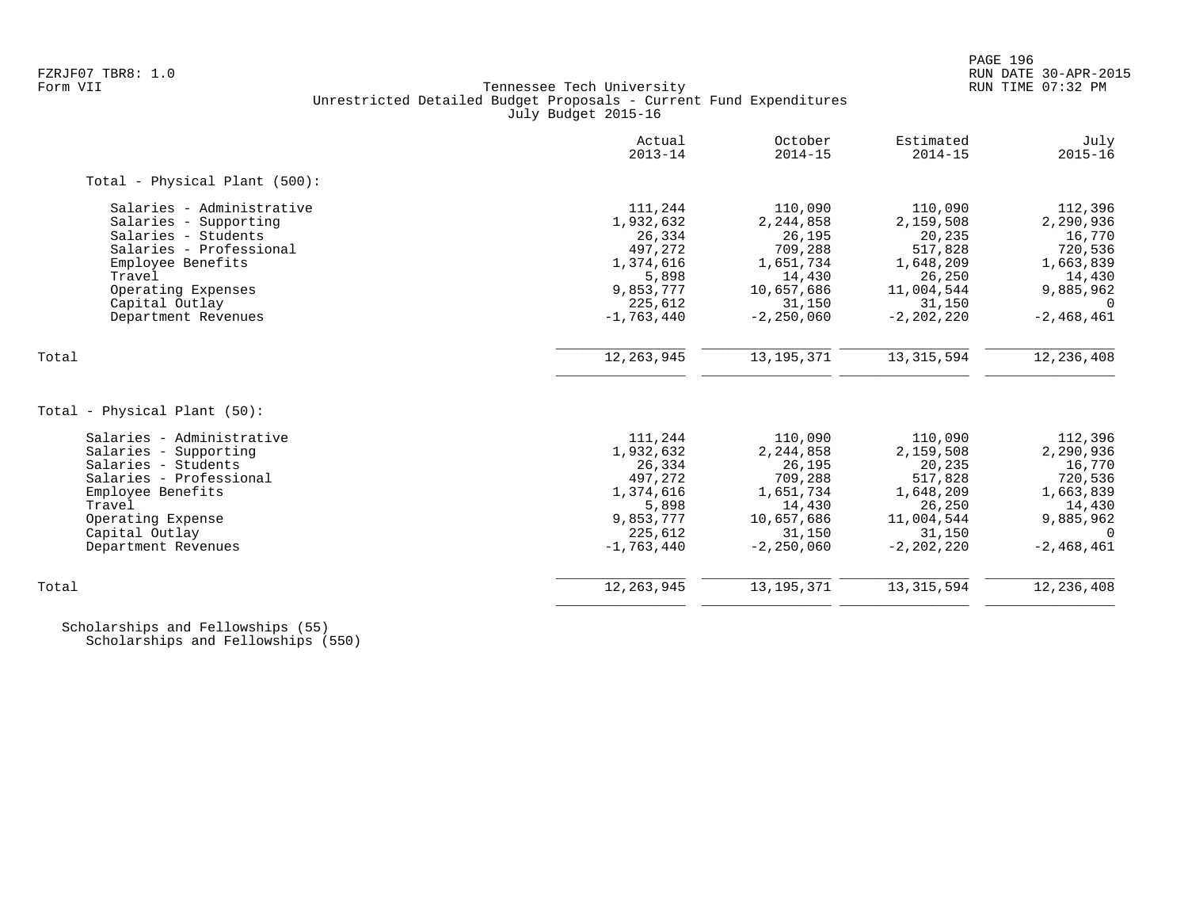Tennessee Tech University
Unrestricted Detailed Budget Proposals - Current Fund Expenditures
July Budget 2015-16

Form VII

| | Actual 2013-14 | October 2014-15 | Estimated 2014-15 | July 2015-16 |
|---|---|---|---|---|
| **Total - Physical Plant (500):** | | | | |
| Salaries - Administrative | 111,244 | 110,090 | 110,090 | 112,396 |
| Salaries - Supporting | 1,932,632 | 2,244,858 | 2,159,508 | 2,290,936 |
| Salaries - Students | 26,334 | 26,195 | 20,235 | 16,770 |
| Salaries - Professional | 497,272 | 709,288 | 517,828 | 720,536 |
| Employee Benefits | 1,374,616 | 1,651,734 | 1,648,209 | 1,663,839 |
| Travel | 5,898 | 14,430 | 26,250 | 14,430 |
| Operating Expenses | 9,853,777 | 10,657,686 | 11,004,544 | 9,885,962 |
| Capital Outlay | 225,612 | 31,150 | 31,150 | 0 |
| Department Revenues | -1,763,440 | -2,250,060 | -2,202,220 | -2,468,461 |
| Total | 12,263,945 | 13,195,371 | 13,315,594 | 12,236,408 |

| | Actual 2013-14 | October 2014-15 | Estimated 2014-15 | July 2015-16 |
|---|---|---|---|---|
| **Total - Physical Plant (50):** | | | | |
| Salaries - Administrative | 111,244 | 110,090 | 110,090 | 112,396 |
| Salaries - Supporting | 1,932,632 | 2,244,858 | 2,159,508 | 2,290,936 |
| Salaries - Students | 26,334 | 26,195 | 20,235 | 16,770 |
| Salaries - Professional | 497,272 | 709,288 | 517,828 | 720,536 |
| Employee Benefits | 1,374,616 | 1,651,734 | 1,648,209 | 1,663,839 |
| Travel | 5,898 | 14,430 | 26,250 | 14,430 |
| Operating Expense | 9,853,777 | 10,657,686 | 11,004,544 | 9,885,962 |
| Capital Outlay | 225,612 | 31,150 | 31,150 | 0 |
| Department Revenues | -1,763,440 | -2,250,060 | -2,202,220 | -2,468,461 |
| Total | 12,263,945 | 13,195,371 | 13,315,594 | 12,236,408 |

Scholarships and Fellowships (55)
Scholarships and Fellowships (550)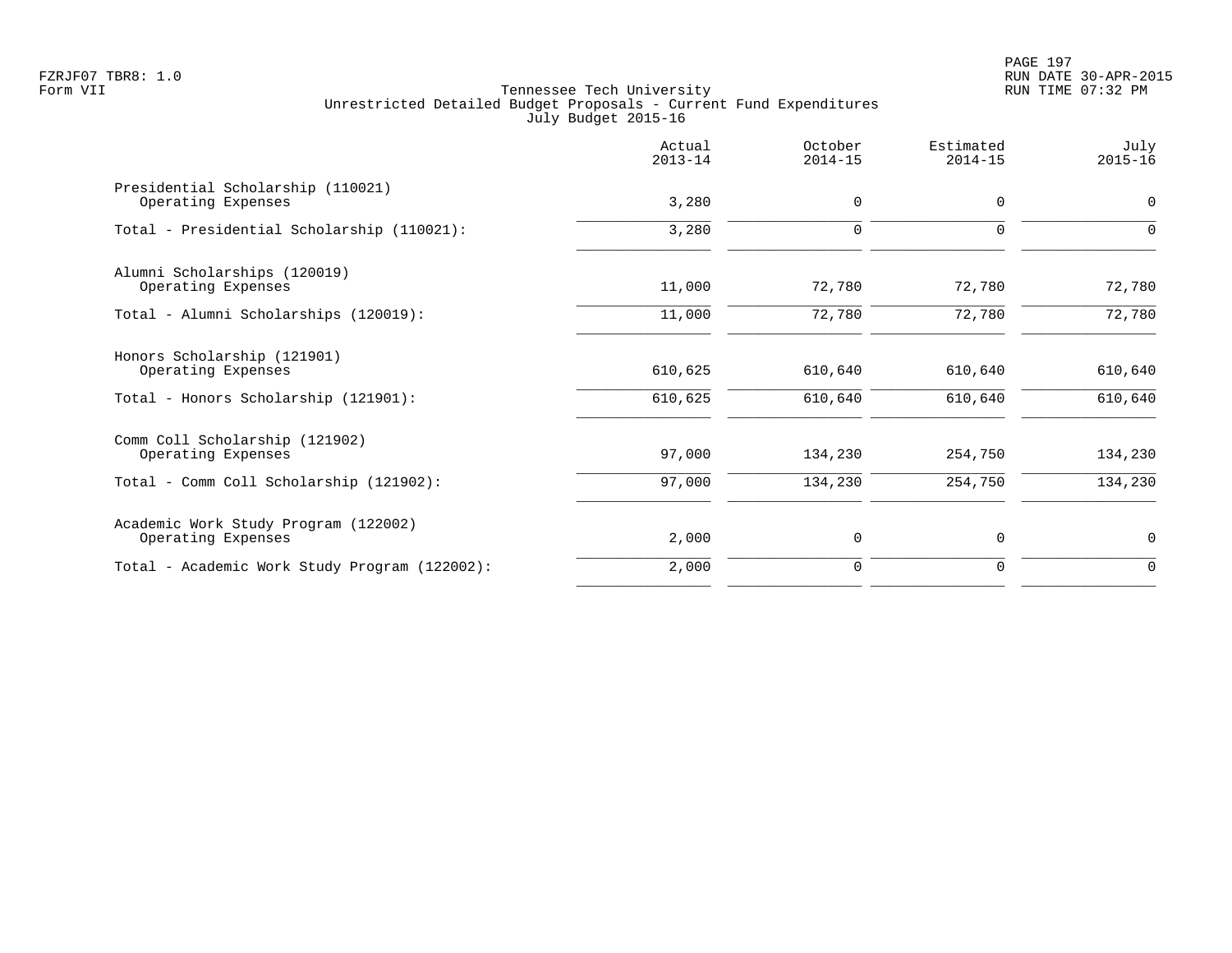Tennessee Tech University
Unrestricted Detailed Budget Proposals - Current Fund Expenditures
July Budget 2015-16

| | Actual 2013-14 | October 2014-15 | Estimated 2014-15 | July 2015-16 |
|---|---:|---:|---:|---:|
| Presidential Scholarship (110021) | | | | |
| Operating Expenses | 3,280 | 0 | 0 | 0 |
| Total - Presidential Scholarship (110021): | 3,280 | 0 | 0 | 0 |
| Alumni Scholarships (120019) | | | | |
| Operating Expenses | 11,000 | 72,780 | 72,780 | 72,780 |
| Total - Alumni Scholarships (120019): | 11,000 | 72,780 | 72,780 | 72,780 |
| Honors Scholarship (121901) | | | | |
| Operating Expenses | 610,625 | 610,640 | 610,640 | 610,640 |
| Total - Honors Scholarship (121901): | 610,625 | 610,640 | 610,640 | 610,640 |
| Comm Coll Scholarship (121902) | | | | |
| Operating Expenses | 97,000 | 134,230 | 254,750 | 134,230 |
| Total - Comm Coll Scholarship (121902): | 97,000 | 134,230 | 254,750 | 134,230 |
| Academic Work Study Program (122002) | | | | |
| Operating Expenses | 2,000 | 0 | 0 | 0 |
| Total - Academic Work Study Program (122002): | 2,000 | 0 | 0 | 0 |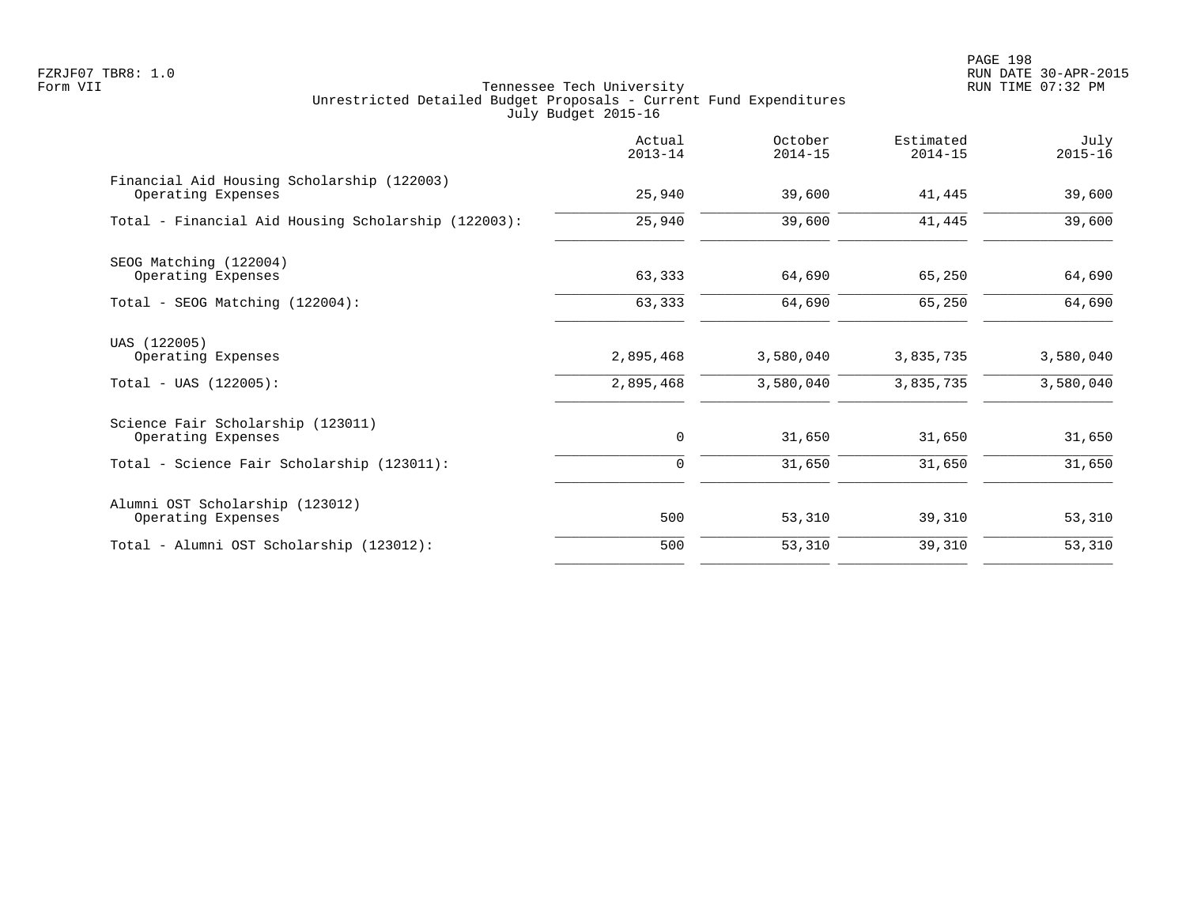Tennessee Tech University
Unrestricted Detailed Budget Proposals - Current Fund Expenditures
July Budget 2015-16

| | Actual 2013-14 | October 2014-15 | Estimated 2014-15 | July 2015-16 |
|---|---|---|---|---|
| Financial Aid Housing Scholarship (122003) | | | | |
| Operating Expenses | 25,940 | 39,600 | 41,445 | 39,600 |
| Total - Financial Aid Housing Scholarship (122003): | 25,940 | 39,600 | 41,445 | 39,600 |
| SEOG Matching (122004) | | | | |
| Operating Expenses | 63,333 | 64,690 | 65,250 | 64,690 |
| Total - SEOG Matching (122004): | 63,333 | 64,690 | 65,250 | 64,690 |
| UAS (122005) | | | | |
| Operating Expenses | 2,895,468 | 3,580,040 | 3,835,735 | 3,580,040 |
| Total - UAS (122005): | 2,895,468 | 3,580,040 | 3,835,735 | 3,580,040 |
| Science Fair Scholarship (123011) | | | | |
| Operating Expenses | 0 | 31,650 | 31,650 | 31,650 |
| Total - Science Fair Scholarship (123011): | 0 | 31,650 | 31,650 | 31,650 |
| Alumni OST Scholarship (123012) | | | | |
| Operating Expenses | 500 | 53,310 | 39,310 | 53,310 |
| Total - Alumni OST Scholarship (123012): | 500 | 53,310 | 39,310 | 53,310 |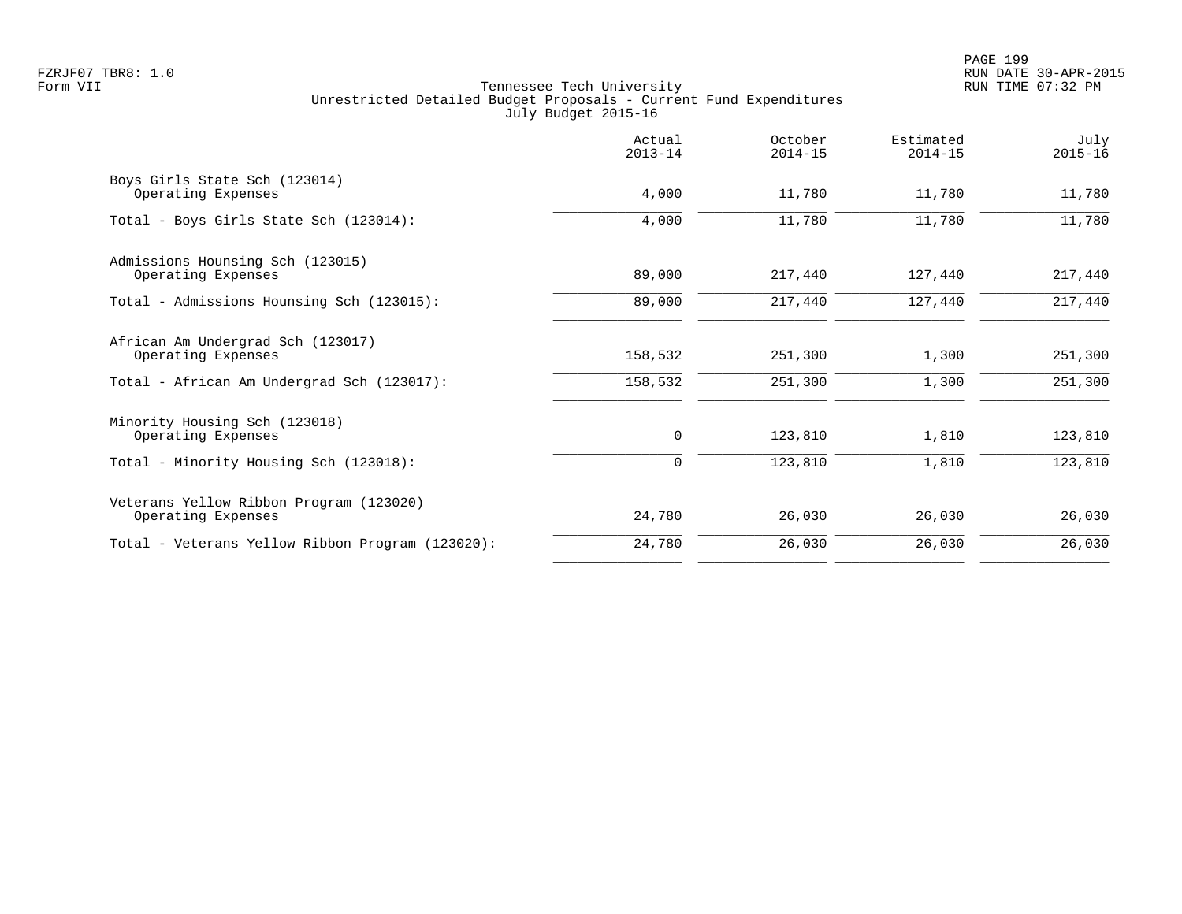Tennessee Tech University
Unrestricted Detailed Budget Proposals - Current Fund Expenditures
July Budget 2015-16

| | Actual 2013-14 | October 2014-15 | Estimated 2014-15 | July 2015-16 |
|---|---|---|---|---|
| Boys Girls State Sch (123014) | | | | |
| Operating Expenses | 4,000 | 11,780 | 11,780 | 11,780 |
| Total - Boys Girls State Sch (123014): | 4,000 | 11,780 | 11,780 | 11,780 |
| Admissions Hounsing Sch (123015) | | | | |
| Operating Expenses | 89,000 | 217,440 | 127,440 | 217,440 |
| Total - Admissions Hounsing Sch (123015): | 89,000 | 217,440 | 127,440 | 217,440 |
| African Am Undergrad Sch (123017) | | | | |
| Operating Expenses | 158,532 | 251,300 | 1,300 | 251,300 |
| Total - African Am Undergrad Sch (123017): | 158,532 | 251,300 | 1,300 | 251,300 |
| Minority Housing Sch (123018) | | | | |
| Operating Expenses | 0 | 123,810 | 1,810 | 123,810 |
| Total - Minority Housing Sch (123018): | 0 | 123,810 | 1,810 | 123,810 |
| Veterans Yellow Ribbon Program (123020) | | | | |
| Operating Expenses | 24,780 | 26,030 | 26,030 | 26,030 |
| Total - Veterans Yellow Ribbon Program (123020): | 24,780 | 26,030 | 26,030 | 26,030 |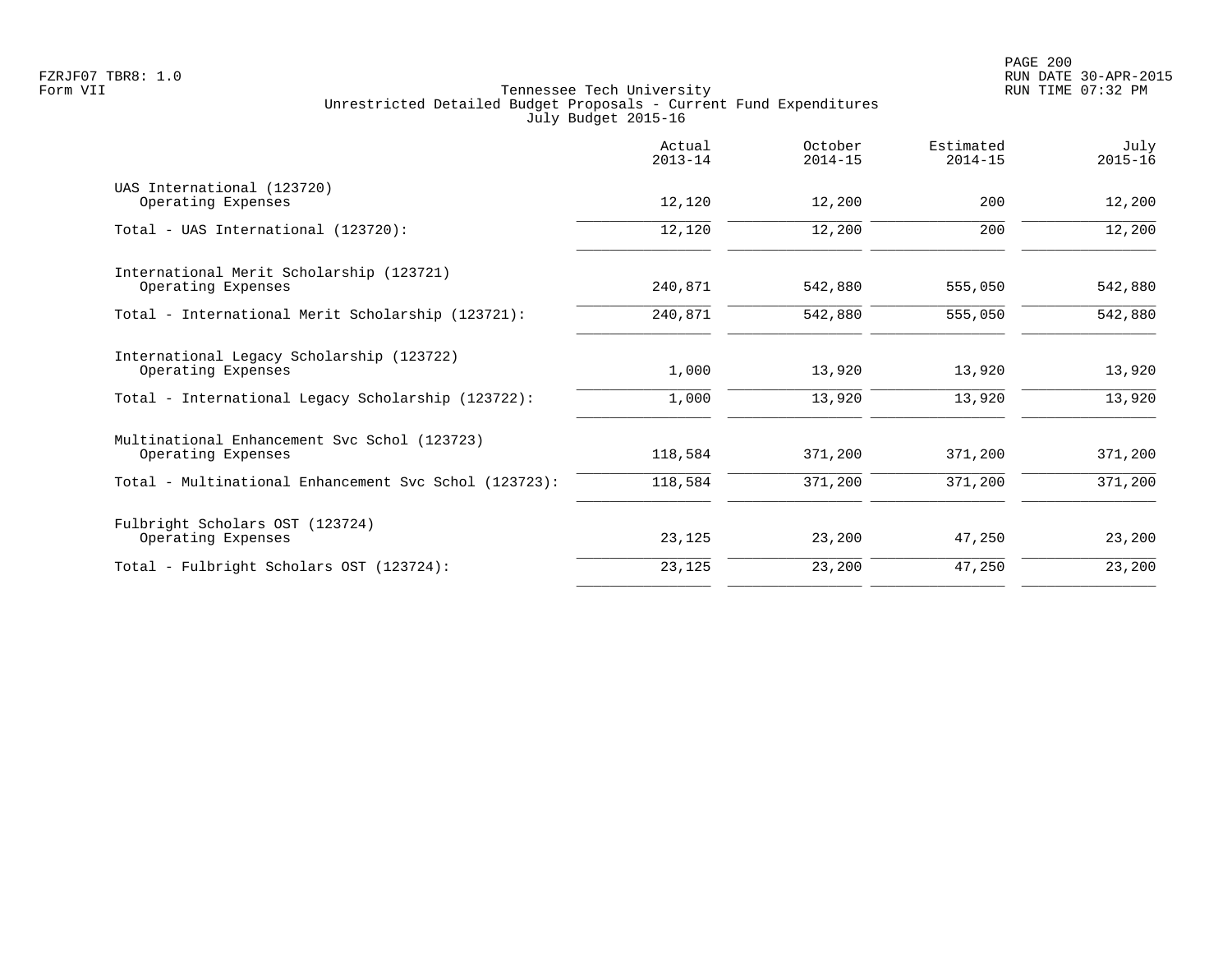Tennessee Tech University
Unrestricted Detailed Budget Proposals - Current Fund Expenditures
July Budget 2015-16

| | Actual 2013-14 | October 2014-15 | Estimated 2014-15 | July 2015-16 |
|---|---|---|---|---|
| UAS International (123720) | | | | |
| Operating Expenses | 12,120 | 12,200 | 200 | 12,200 |
| Total - UAS International (123720): | 12,120 | 12,200 | 200 | 12,200 |
| International Merit Scholarship (123721) | | | | |
| Operating Expenses | 240,871 | 542,880 | 555,050 | 542,880 |
| Total - International Merit Scholarship (123721): | 240,871 | 542,880 | 555,050 | 542,880 |
| International Legacy Scholarship (123722) | | | | |
| Operating Expenses | 1,000 | 13,920 | 13,920 | 13,920 |
| Total - International Legacy Scholarship (123722): | 1,000 | 13,920 | 13,920 | 13,920 |
| Multinational Enhancement Svc Schol (123723) | | | | |
| Operating Expenses | 118,584 | 371,200 | 371,200 | 371,200 |
| Total - Multinational Enhancement Svc Schol (123723): | 118,584 | 371,200 | 371,200 | 371,200 |
| Fulbright Scholars OST (123724) | | | | |
| Operating Expenses | 23,125 | 23,200 | 47,250 | 23,200 |
| Total - Fulbright Scholars OST (123724): | 23,125 | 23,200 | 47,250 | 23,200 |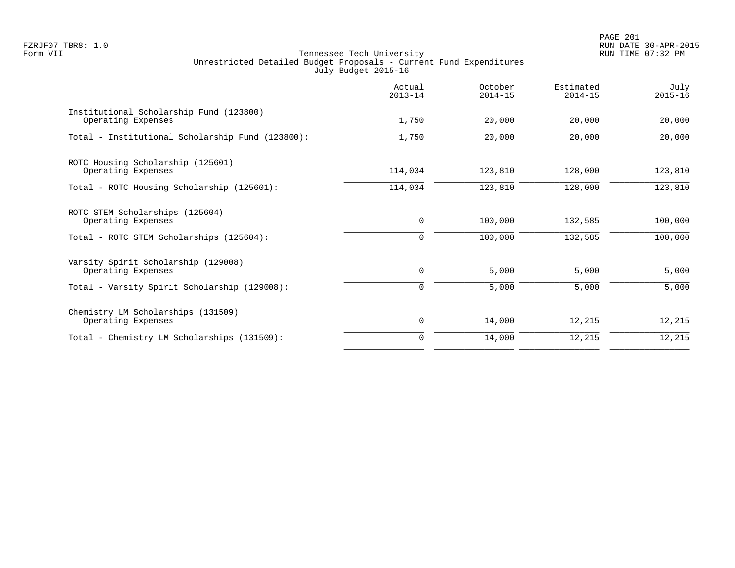FZRJF07 TBR8: 1.0
Form VII

Tennessee Tech University
Unrestricted Detailed Budget Proposals - Current Fund Expenditures
July Budget 2015-16

RUN DATE 30-APR-2015
RUN TIME 07:32 PM

| | Actual 2013-14 | October 2014-15 | Estimated 2014-15 | July 2015-16 |
|---|---|---|---|---|
| **Institutional Scholarship Fund (123800)** | | | | |
| Operating Expenses | 1,750 | 20,000 | 20,000 | 20,000 |
| Total - Institutional Scholarship Fund (123800): | 1,750 | 20,000 | 20,000 | 20,000 |
| **ROTC Housing Scholarship (125601)** | | | | |
| Operating Expenses | 114,034 | 123,810 | 128,000 | 123,810 |
| Total - ROTC Housing Scholarship (125601): | 114,034 | 123,810 | 128,000 | 123,810 |
| **ROTC STEM Scholarships (125604)** | | | | |
| Operating Expenses | 0 | 100,000 | 132,585 | 100,000 |
| Total - ROTC STEM Scholarships (125604): | 0 | 100,000 | 132,585 | 100,000 |
| **Varsity Spirit Scholarship (129008)** | | | | |
| Operating Expenses | 0 | 5,000 | 5,000 | 5,000 |
| Total - Varsity Spirit Scholarship (129008): | 0 | 5,000 | 5,000 | 5,000 |
| **Chemistry LM Scholarships (131509)** | | | | |
| Operating Expenses | 0 | 14,000 | 12,215 | 12,215 |
| Total - Chemistry LM Scholarships (131509): | 0 | 14,000 | 12,215 | 12,215 |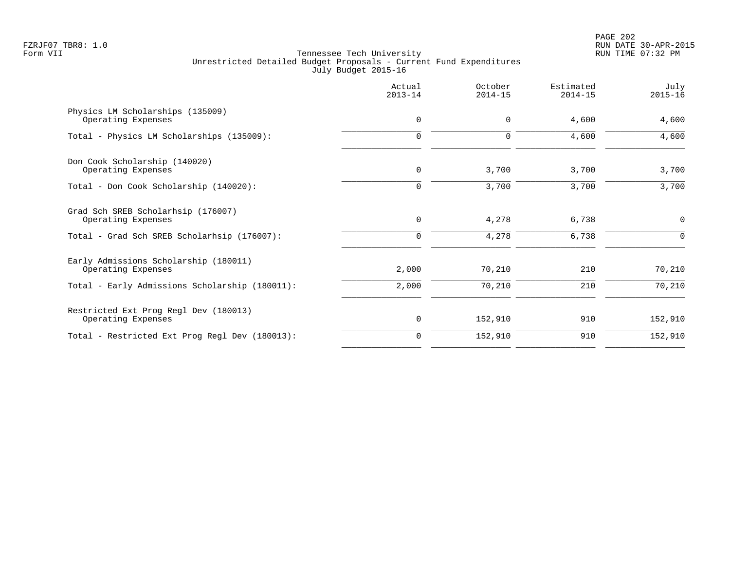Tennessee Tech University
Unrestricted Detailed Budget Proposals - Current Fund Expenditures
July Budget 2015-16

| | Actual 2013-14 | October 2014-15 | Estimated 2014-15 | July 2015-16 |
|---|---|---|---|---|
| Physics LM Scholarships (135009) | | | | |
| Operating Expenses | 0 | 0 | 4,600 | 4,600 |
| Total - Physics LM Scholarships (135009): | 0 | 0 | 4,600 | 4,600 |
| Don Cook Scholarship (140020) | | | | |
| Operating Expenses | 0 | 3,700 | 3,700 | 3,700 |
| Total - Don Cook Scholarship (140020): | 0 | 3,700 | 3,700 | 3,700 |
| Grad Sch SREB Scholarhsip (176007) | | | | |
| Operating Expenses | 0 | 4,278 | 6,738 | 0 |
| Total - Grad Sch SREB Scholarhsip (176007): | 0 | 4,278 | 6,738 | 0 |
| Early Admissions Scholarship (180011) | | | | |
| Operating Expenses | 2,000 | 70,210 | 210 | 70,210 |
| Total - Early Admissions Scholarship (180011): | 2,000 | 70,210 | 210 | 70,210 |
| Restricted Ext Prog Regl Dev (180013) | | | | |
| Operating Expenses | 0 | 152,910 | 910 | 152,910 |
| Total - Restricted Ext Prog Regl Dev (180013): | 0 | 152,910 | 910 | 152,910 |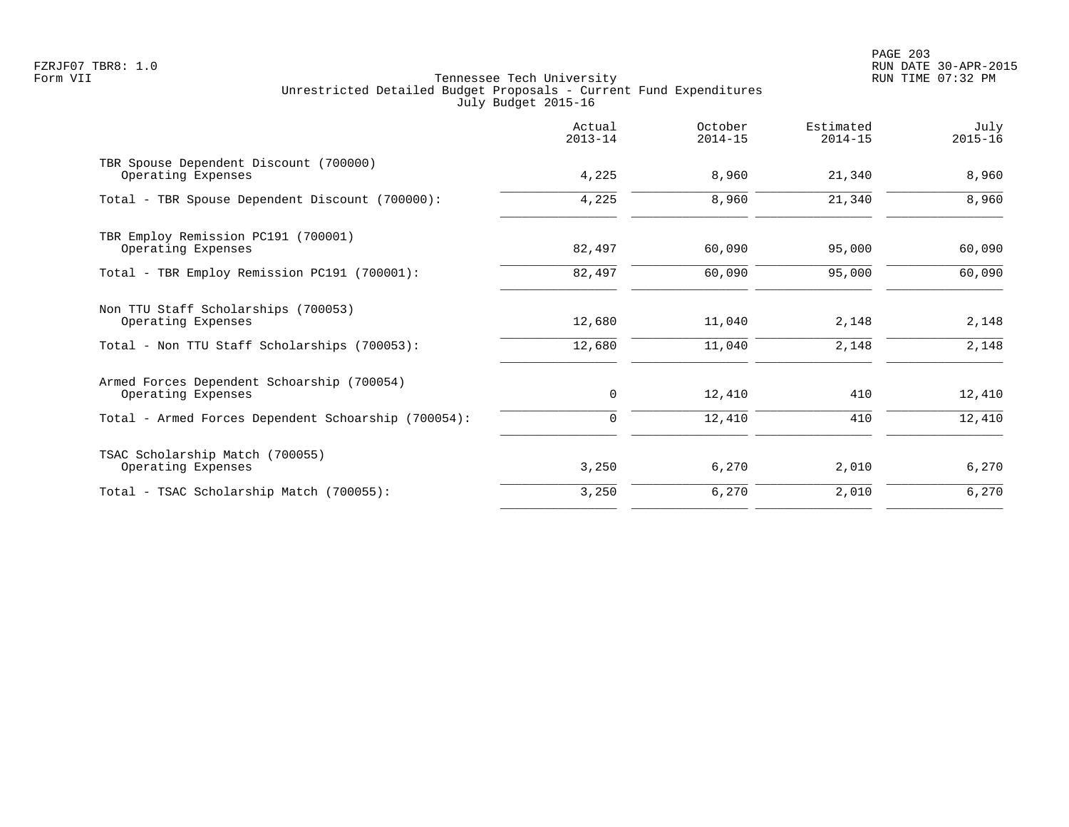Tennessee Tech University
Unrestricted Detailed Budget Proposals - Current Fund Expenditures
July Budget 2015-16

| | Actual 2013-14 | October 2014-15 | Estimated 2014-15 | July 2015-16 |
|---|---|---|---|---|
| TBR Spouse Dependent Discount (700000) | | | | |
| Operating Expenses | 4,225 | 8,960 | 21,340 | 8,960 |
| Total - TBR Spouse Dependent Discount (700000): | 4,225 | 8,960 | 21,340 | 8,960 |
| TBR Employ Remission PC191 (700001) | | | | |
| Operating Expenses | 82,497 | 60,090 | 95,000 | 60,090 |
| Total - TBR Employ Remission PC191 (700001): | 82,497 | 60,090 | 95,000 | 60,090 |
| Non TTU Staff Scholarships (700053) | | | | |
| Operating Expenses | 12,680 | 11,040 | 2,148 | 2,148 |
| Total - Non TTU Staff Scholarships (700053): | 12,680 | 11,040 | 2,148 | 2,148 |
| Armed Forces Dependent Schoarship (700054) | | | | |
| Operating Expenses | 0 | 12,410 | 410 | 12,410 |
| Total - Armed Forces Dependent Schoarship (700054): | 0 | 12,410 | 410 | 12,410 |
| TSAC Scholarship Match (700055) | | | | |
| Operating Expenses | 3,250 | 6,270 | 2,010 | 6,270 |
| Total - TSAC Scholarship Match (700055): | 3,250 | 6,270 | 2,010 | 6,270 |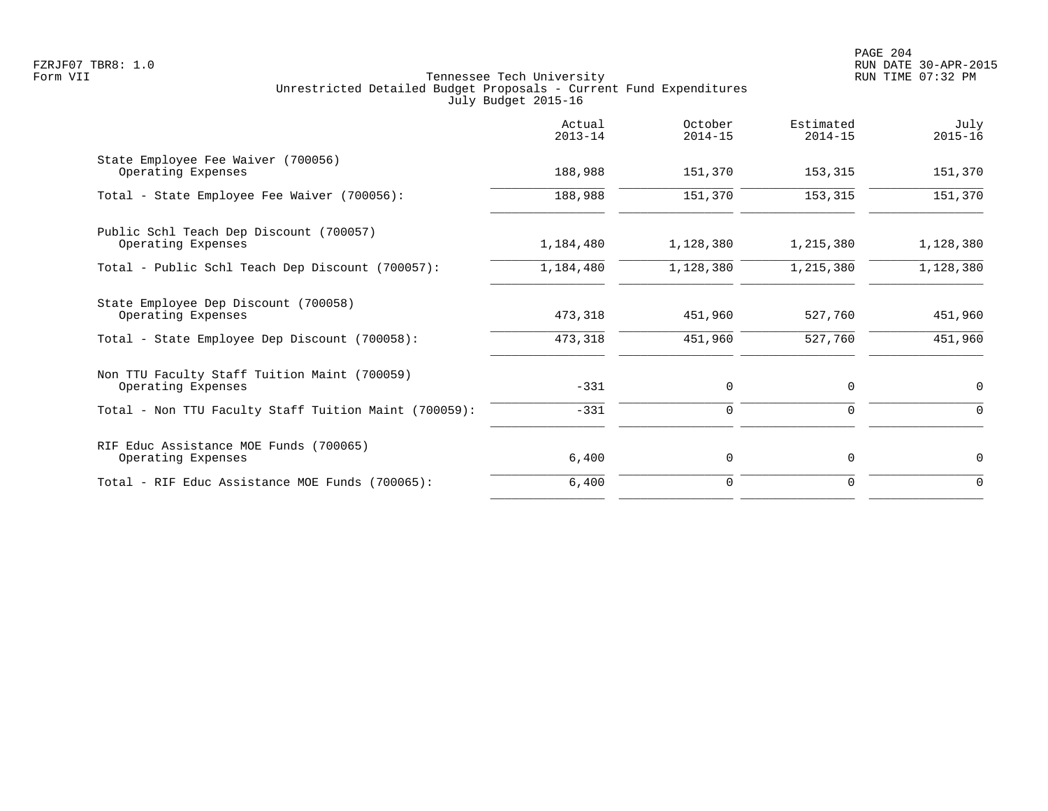Tennessee Tech University
Unrestricted Detailed Budget Proposals - Current Fund Expenditures
July Budget 2015-16

| | Actual 2013-14 | October 2014-15 | Estimated 2014-15 | July 2015-16 |
|---|---|---|---|---|
| State Employee Fee Waiver (700056) | | | | |
| Operating Expenses | 188,988 | 151,370 | 153,315 | 151,370 |
| Total - State Employee Fee Waiver (700056): | 188,988 | 151,370 | 153,315 | 151,370 |
| Public Schl Teach Dep Discount (700057) | | | | |
| Operating Expenses | 1,184,480 | 1,128,380 | 1,215,380 | 1,128,380 |
| Total - Public Schl Teach Dep Discount (700057): | 1,184,480 | 1,128,380 | 1,215,380 | 1,128,380 |
| State Employee Dep Discount (700058) | | | | |
| Operating Expenses | 473,318 | 451,960 | 527,760 | 451,960 |
| Total - State Employee Dep Discount (700058): | 473,318 | 451,960 | 527,760 | 451,960 |
| Non TTU Faculty Staff Tuition Maint (700059) | | | | |
| Operating Expenses | -331 | 0 | 0 | 0 |
| Total - Non TTU Faculty Staff Tuition Maint (700059): | -331 | 0 | 0 | 0 |
| RIF Educ Assistance MOE Funds (700065) | | | | |
| Operating Expenses | 6,400 | 0 | 0 | 0 |
| Total - RIF Educ Assistance MOE Funds (700065): | 6,400 | 0 | 0 | 0 |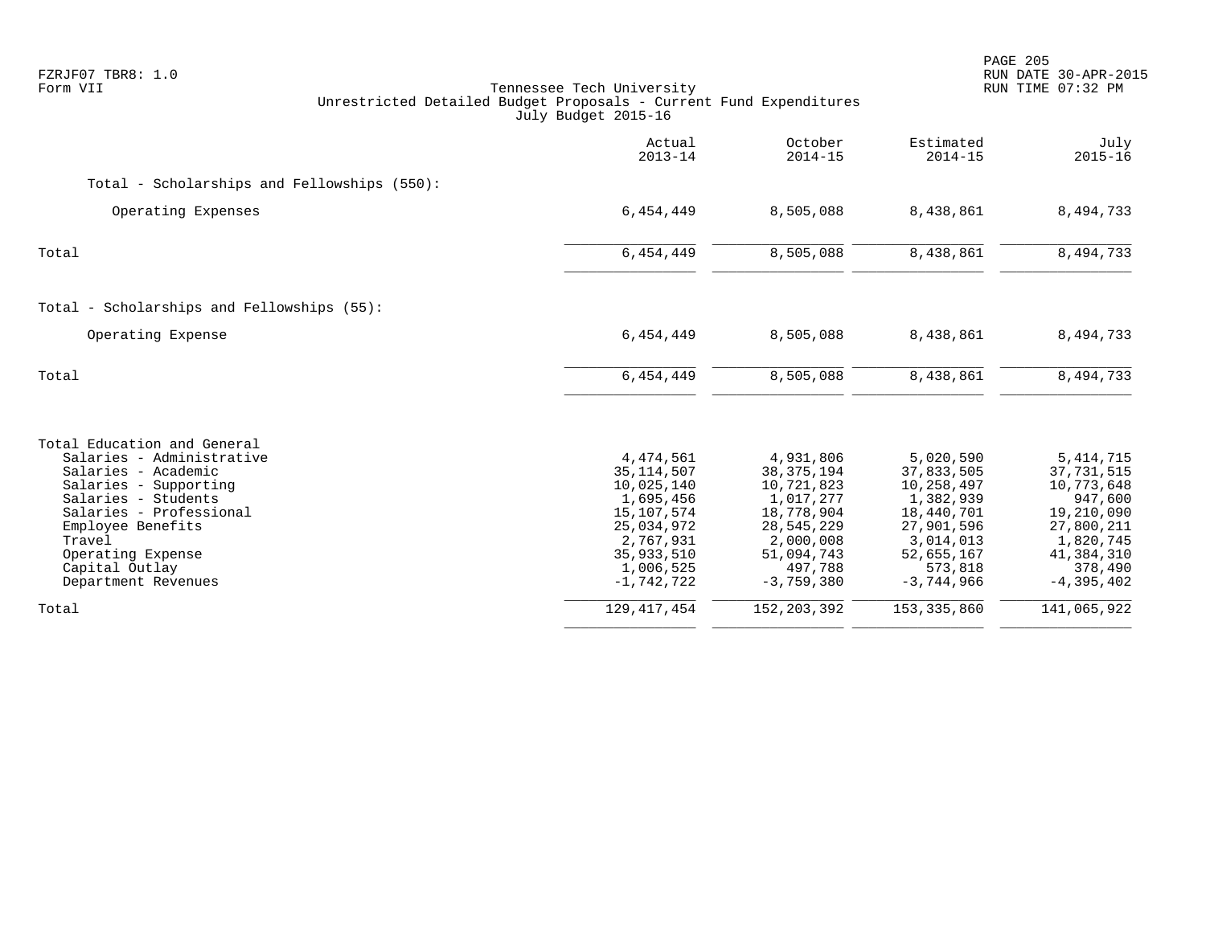Tennessee Tech University
Unrestricted Detailed Budget Proposals - Current Fund Expenditures
July Budget 2015-16

| | Actual 2013-14 | October 2014-15 | Estimated 2014-15 | July 2015-16 |
|---|---|---|---|---|
| Total - Scholarships and Fellowships (550): | | | | |
| Operating Expenses | 6,454,449 | 8,505,088 | 8,438,861 | 8,494,733 |
| Total | 6,454,449 | 8,505,088 | 8,438,861 | 8,494,733 |
| Total - Scholarships and Fellowships (55): | | | | |
| Operating Expense | 6,454,449 | 8,505,088 | 8,438,861 | 8,494,733 |
| Total | 6,454,449 | 8,505,088 | 8,438,861 | 8,494,733 |
| Total Education and General | | | | |
| Salaries - Administrative | 4,474,561 | 4,931,806 | 5,020,590 | 5,414,715 |
| Salaries - Academic | 35,114,507 | 38,375,194 | 37,833,505 | 37,731,515 |
| Salaries - Supporting | 10,025,140 | 10,721,823 | 10,258,497 | 10,773,648 |
| Salaries - Students | 1,695,456 | 1,017,277 | 1,382,939 | 947,600 |
| Salaries - Professional | 15,107,574 | 18,778,904 | 18,440,701 | 19,210,090 |
| Employee Benefits | 25,034,972 | 28,545,229 | 27,901,596 | 27,800,211 |
| Travel | 2,767,931 | 2,000,008 | 3,014,013 | 1,820,745 |
| Operating Expense | 35,933,510 | 51,094,743 | 52,655,167 | 41,384,310 |
| Capital Outlay | 1,006,525 | 497,788 | 573,818 | 378,490 |
| Department Revenues | -1,742,722 | -3,759,380 | -3,744,966 | -4,395,402 |
| Total | 129,417,454 | 152,203,392 | 153,335,860 | 141,065,922 |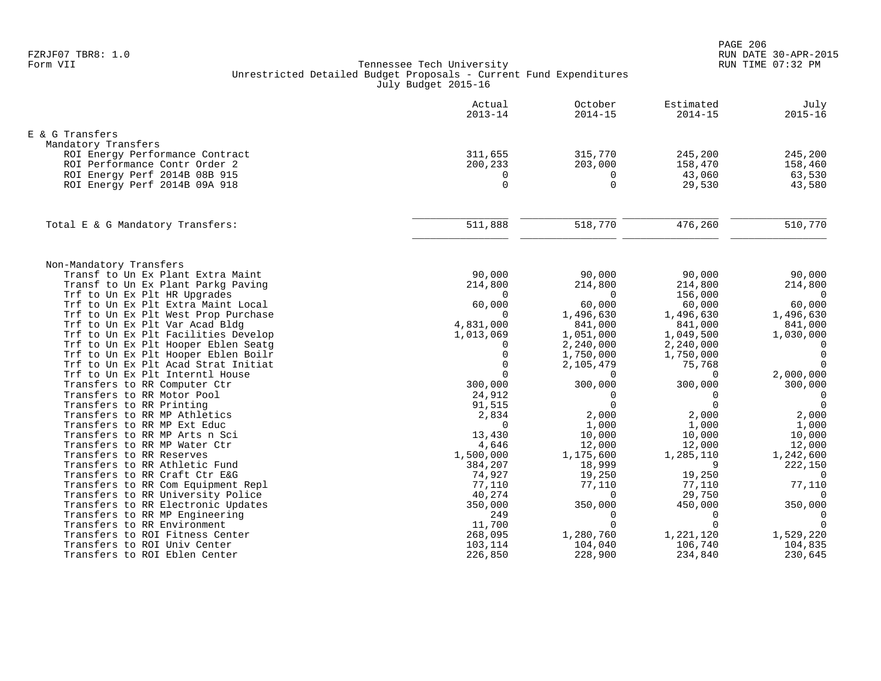FZRJF07 TBR8: 1.0
Form VII

Tennessee Tech University
Unrestricted Detailed Budget Proposals - Current Fund Expenditures
July Budget 2015-16

RUN DATE 30-APR-2015
RUN TIME 07:32 PM

| | Actual 2013-14 | October 2014-15 | Estimated 2014-15 | July 2015-16 |
|---|---|---|---|---|
| **E & G Transfers** | | | | |
| Mandatory Transfers | | | | |
| ROI Energy Performance Contract | 311,655 | 315,770 | 245,200 | 245,200 |
| ROI Performance Contr Order 2 | 200,233 | 203,000 | 158,470 | 158,460 |
| ROI Energy Perf 2014B 08B 915 | 0 | 0 | 43,060 | 63,530 |
| ROI Energy Perf 2014B 09A 918 | 0 | 0 | 29,530 | 43,580 |
| Total E & G Mandatory Transfers: | 511,888 | 518,770 | 476,260 | 510,770 |
| Non-Mandatory Transfers | | | | |
| Transf to Un Ex Plant Extra Maint | 90,000 | 90,000 | 90,000 | 90,000 |
| Transf to Un Ex Plant Parkg Paving | 214,800 | 214,800 | 214,800 | 214,800 |
| Trf to Un Ex Plt HR Upgrades | 0 | 0 | 156,000 | 0 |
| Trf to Un Ex Plt Extra Maint Local | 60,000 | 60,000 | 60,000 | 60,000 |
| Trf to Un Ex Plt West Prop Purchase | 0 | 1,496,630 | 1,496,630 | 1,496,630 |
| Trf to Un Ex Plt Var Acad Bldg | 4,831,000 | 841,000 | 841,000 | 841,000 |
| Trf to Un Ex Plt Facilities Develop | 1,013,069 | 1,051,000 | 1,049,500 | 1,030,000 |
| Trf to Un Ex Plt Hooper Eblen Seatg | 0 | 2,240,000 | 2,240,000 | 0 |
| Trf to Un Ex Plt Hooper Eblen Boilr | 0 | 1,750,000 | 1,750,000 | 0 |
| Trf to Un Ex Plt Acad Strat Initiat | 0 | 2,105,479 | 75,768 | 0 |
| Trf to Un Ex Plt Interntl House | 0 | 0 | 0 | 2,000,000 |
| Transfers to RR Computer Ctr | 300,000 | 300,000 | 300,000 | 300,000 |
| Transfers to RR Motor Pool | 24,912 | 0 | 0 | 0 |
| Transfers to RR Printing | 91,515 | 0 | 0 | 0 |
| Transfers to RR MP Athletics | 2,834 | 2,000 | 2,000 | 2,000 |
| Transfers to RR MP Ext Educ | 0 | 1,000 | 1,000 | 1,000 |
| Transfers to RR MP Arts n Sci | 13,430 | 10,000 | 10,000 | 10,000 |
| Transfers to RR MP Water Ctr | 4,646 | 12,000 | 12,000 | 12,000 |
| Transfers to RR Reserves | 1,500,000 | 1,175,600 | 1,285,110 | 1,242,600 |
| Transfers to RR Athletic Fund | 384,207 | 18,999 | 9 | 222,150 |
| Transfers to RR Craft Ctr E&G | 74,927 | 19,250 | 19,250 | 0 |
| Transfers to RR Com Equipment Repl | 77,110 | 77,110 | 77,110 | 77,110 |
| Transfers to RR University Police | 40,274 | 0 | 29,750 | 0 |
| Transfers to RR Electronic Updates | 350,000 | 350,000 | 450,000 | 350,000 |
| Transfers to RR MP Engineering | 249 | 0 | 0 | 0 |
| Transfers to RR Environment | 11,700 | 0 | 0 | 0 |
| Transfers to ROI Fitness Center | 268,095 | 1,280,760 | 1,221,120 | 1,529,220 |
| Transfers to ROI Univ Center | 103,114 | 104,040 | 106,740 | 104,835 |
| Transfers to ROI Eblen Center | 226,850 | 228,900 | 234,840 | 230,645 |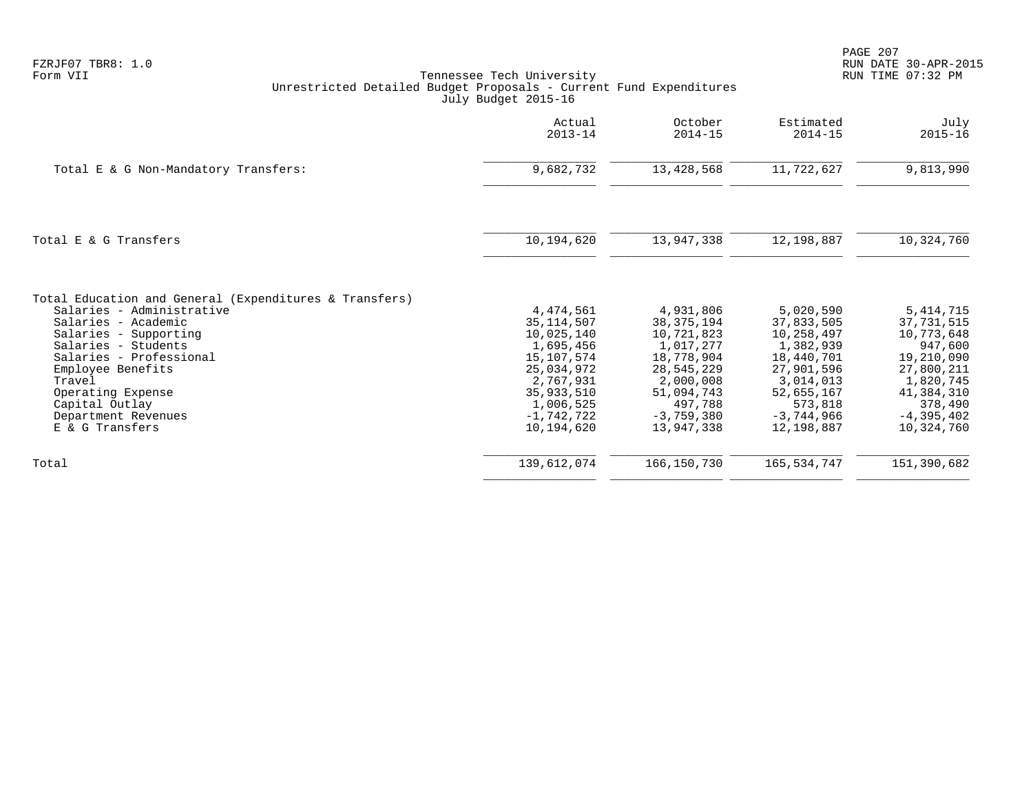FZRJF07 TBR8: 1.0
Form VII

Tennessee Tech University
Unrestricted Detailed Budget Proposals - Current Fund Expenditures
July Budget 2015-16

RUN DATE 30-APR-2015
RUN TIME 07:32 PM

| | Actual 2013-14 | October 2014-15 | Estimated 2014-15 | July 2015-16 |
|---|---|---|---|---|
| Total E & G Non-Mandatory Transfers: | 9,682,732 | 13,428,568 | 11,722,627 | 9,813,990 |
| Total E & G Transfers | 10,194,620 | 13,947,338 | 12,198,887 | 10,324,760 |
| Total Education and General (Expenditures & Transfers) | | | | |
| Salaries - Administrative | 4,474,561 | 4,931,806 | 5,020,590 | 5,414,715 |
| Salaries - Academic | 35,114,507 | 38,375,194 | 37,833,505 | 37,731,515 |
| Salaries - Supporting | 10,025,140 | 10,721,823 | 10,258,497 | 10,773,648 |
| Salaries - Students | 1,695,456 | 1,017,277 | 1,382,939 | 947,600 |
| Salaries - Professional | 15,107,574 | 18,778,904 | 18,440,701 | 19,210,090 |
| Employee Benefits | 25,034,972 | 28,545,229 | 27,901,596 | 27,800,211 |
| Travel | 2,767,931 | 2,000,008 | 3,014,013 | 1,820,745 |
| Operating Expense | 35,933,510 | 51,094,743 | 52,655,167 | 41,384,310 |
| Capital Outlay | 1,006,525 | 497,788 | 573,818 | 378,490 |
| Department Revenues | -1,742,722 | -3,759,380 | -3,744,966 | -4,395,402 |
| E & G Transfers | 10,194,620 | 13,947,338 | 12,198,887 | 10,324,760 |
| Total | 139,612,074 | 166,150,730 | 165,534,747 | 151,390,682 |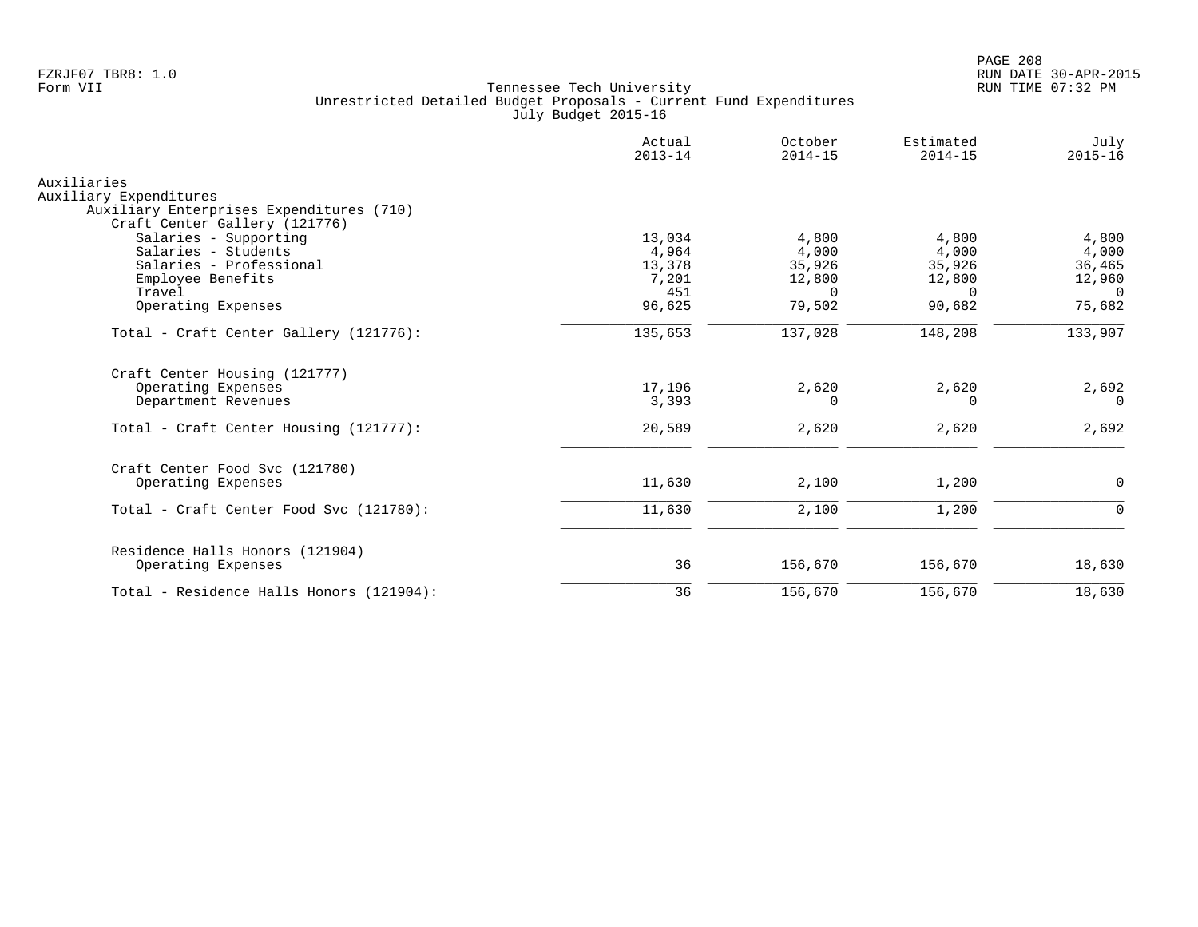FZRJF07 TBR8: 1.0
Form VII

Tennessee Tech University
Unrestricted Detailed Budget Proposals - Current Fund Expenditures
July Budget 2015-16

RUN DATE 30-APR-2015
RUN TIME 07:32 PM

| | Actual 2013-14 | October 2014-15 | Estimated 2014-15 | July 2015-16 |
|---|---|---|---|---|
| Auxiliaries | | | | |
| Auxiliary Expenditures | | | | |
| Auxiliary Enterprises Expenditures (710) | | | | |
| Craft Center Gallery (121776) | | | | |
| Salaries - Supporting | 13,034 | 4,800 | 4,800 | 4,800 |
| Salaries - Students | 4,964 | 4,000 | 4,000 | 4,000 |
| Salaries - Professional | 13,378 | 35,926 | 35,926 | 36,465 |
| Employee Benefits | 7,201 | 12,800 | 12,800 | 12,960 |
| Travel | 451 | 0 | 0 | 0 |
| Operating Expenses | 96,625 | 79,502 | 90,682 | 75,682 |
| Total - Craft Center Gallery (121776): | 135,653 | 137,028 | 148,208 | 133,907 |
| Craft Center Housing (121777) | | | | |
| Operating Expenses | 17,196 | 2,620 | 2,620 | 2,692 |
| Department Revenues | 3,393 | 0 | 0 | 0 |
| Total - Craft Center Housing (121777): | 20,589 | 2,620 | 2,620 | 2,692 |
| Craft Center Food Svc (121780) | | | | |
| Operating Expenses | 11,630 | 2,100 | 1,200 | 0 |
| Total - Craft Center Food Svc (121780): | 11,630 | 2,100 | 1,200 | 0 |
| Residence Halls Honors (121904) | | | | |
| Operating Expenses | 36 | 156,670 | 156,670 | 18,630 |
| Total - Residence Halls Honors (121904): | 36 | 156,670 | 156,670 | 18,630 |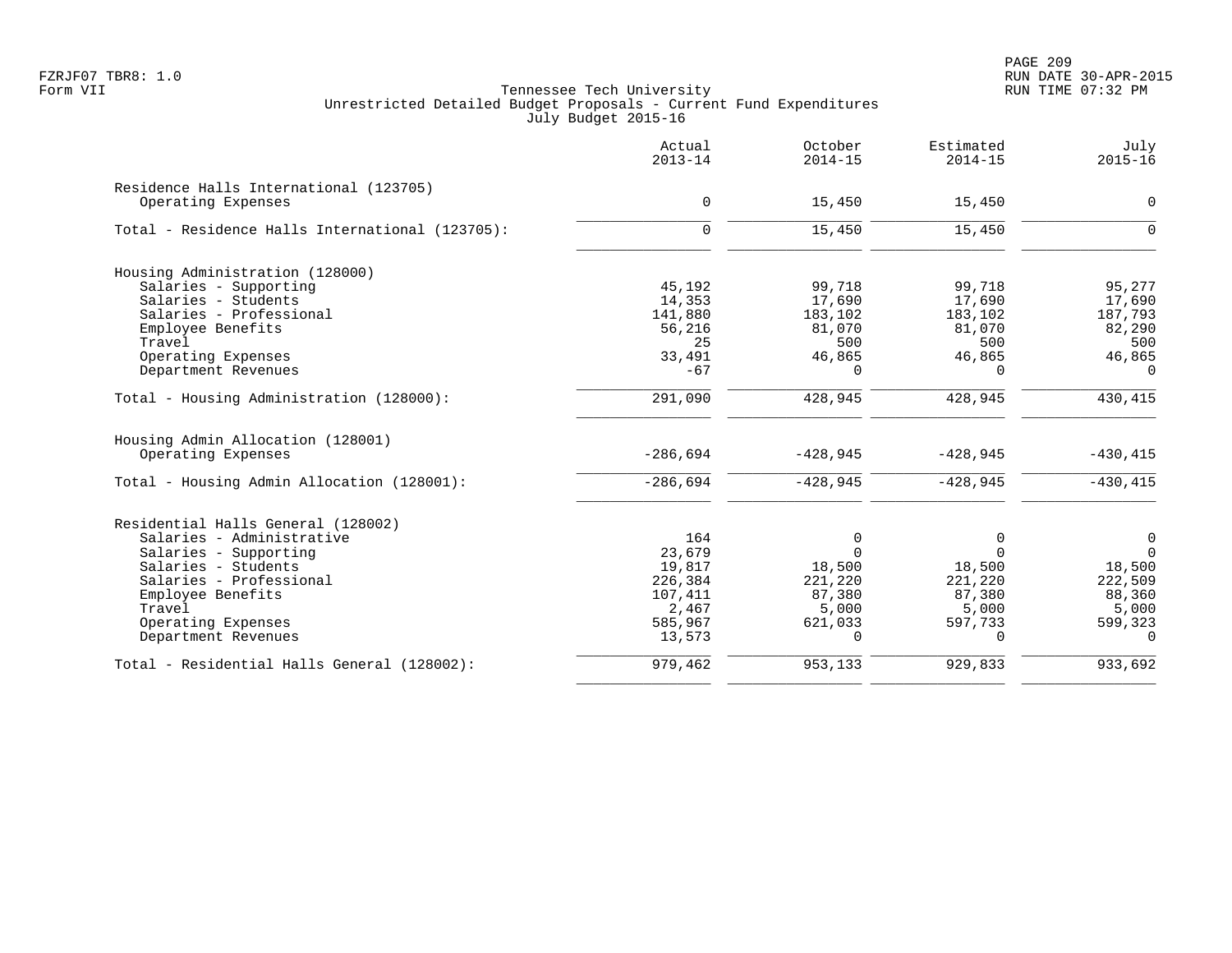Tennessee Tech University
Unrestricted Detailed Budget Proposals - Current Fund Expenditures
July Budget 2015-16

| | Actual 2013-14 | October 2014-15 | Estimated 2014-15 | July 2015-16 |
|---|---:|---:|---:|---:|
| **Residence Halls International (123705)** | | | | |
| Operating Expenses | 0 | 15,450 | 15,450 | 0 |
| Total - Residence Halls International (123705): | 0 | 15,450 | 15,450 | 0 |
| **Housing Administration (128000)** | | | | |
| Salaries - Supporting | 45,192 | 99,718 | 99,718 | 95,277 |
| Salaries - Students | 14,353 | 17,690 | 17,690 | 17,690 |
| Salaries - Professional | 141,880 | 183,102 | 183,102 | 187,793 |
| Employee Benefits | 56,216 | 81,070 | 81,070 | 82,290 |
| Travel | 25 | 500 | 500 | 500 |
| Operating Expenses | 33,491 | 46,865 | 46,865 | 46,865 |
| Department Revenues | -67 | 0 | 0 | 0 |
| Total - Housing Administration (128000): | 291,090 | 428,945 | 428,945 | 430,415 |
| **Housing Admin Allocation (128001)** | | | | |
| Operating Expenses | -286,694 | -428,945 | -428,945 | -430,415 |
| Total - Housing Admin Allocation (128001): | -286,694 | -428,945 | -428,945 | -430,415 |
| **Residential Halls General (128002)** | | | | |
| Salaries - Administrative | 164 | 0 | 0 | 0 |
| Salaries - Supporting | 23,679 | 0 | 0 | 0 |
| Salaries - Students | 19,817 | 18,500 | 18,500 | 18,500 |
| Salaries - Professional | 226,384 | 221,220 | 221,220 | 222,509 |
| Employee Benefits | 107,411 | 87,380 | 87,380 | 88,360 |
| Travel | 2,467 | 5,000 | 5,000 | 5,000 |
| Operating Expenses | 585,967 | 621,033 | 597,733 | 599,323 |
| Department Revenues | 13,573 | 0 | 0 | 0 |
| Total - Residential Halls General (128002): | 979,462 | 953,133 | 929,833 | 933,692 |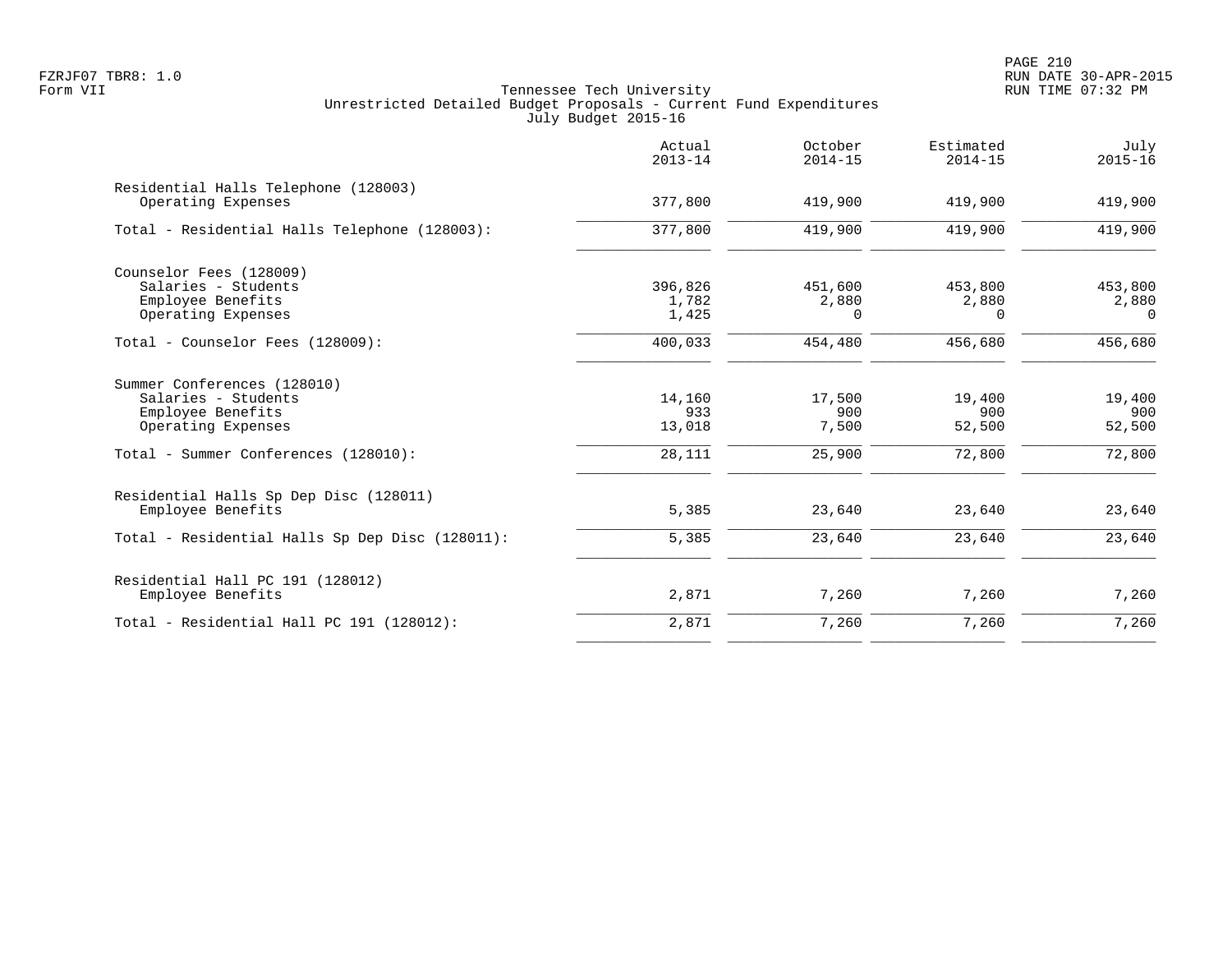Tennessee Tech University
Unrestricted Detailed Budget Proposals - Current Fund Expenditures
July Budget 2015-16

| | Actual 2013-14 | October 2014-15 | Estimated 2014-15 | July 2015-16 |
|---|---|---|---|---|
| Residential Halls Telephone (128003) | | | | |
| Operating Expenses | 377,800 | 419,900 | 419,900 | 419,900 |
| Total - Residential Halls Telephone (128003): | 377,800 | 419,900 | 419,900 | 419,900 |
| Counselor Fees (128009) | | | | |
| Salaries - Students | 396,826 | 451,600 | 453,800 | 453,800 |
| Employee Benefits | 1,782 | 2,880 | 2,880 | 2,880 |
| Operating Expenses | 1,425 | 0 | 0 | 0 |
| Total - Counselor Fees (128009): | 400,033 | 454,480 | 456,680 | 456,680 |
| Summer Conferences (128010) | | | | |
| Salaries - Students | 14,160 | 17,500 | 19,400 | 19,400 |
| Employee Benefits | 933 | 900 | 900 | 900 |
| Operating Expenses | 13,018 | 7,500 | 52,500 | 52,500 |
| Total - Summer Conferences (128010): | 28,111 | 25,900 | 72,800 | 72,800 |
| Residential Halls Sp Dep Disc (128011) | | | | |
| Employee Benefits | 5,385 | 23,640 | 23,640 | 23,640 |
| Total - Residential Halls Sp Dep Disc (128011): | 5,385 | 23,640 | 23,640 | 23,640 |
| Residential Hall PC 191 (128012) | | | | |
| Employee Benefits | 2,871 | 7,260 | 7,260 | 7,260 |
| Total - Residential Hall PC 191 (128012): | 2,871 | 7,260 | 7,260 | 7,260 |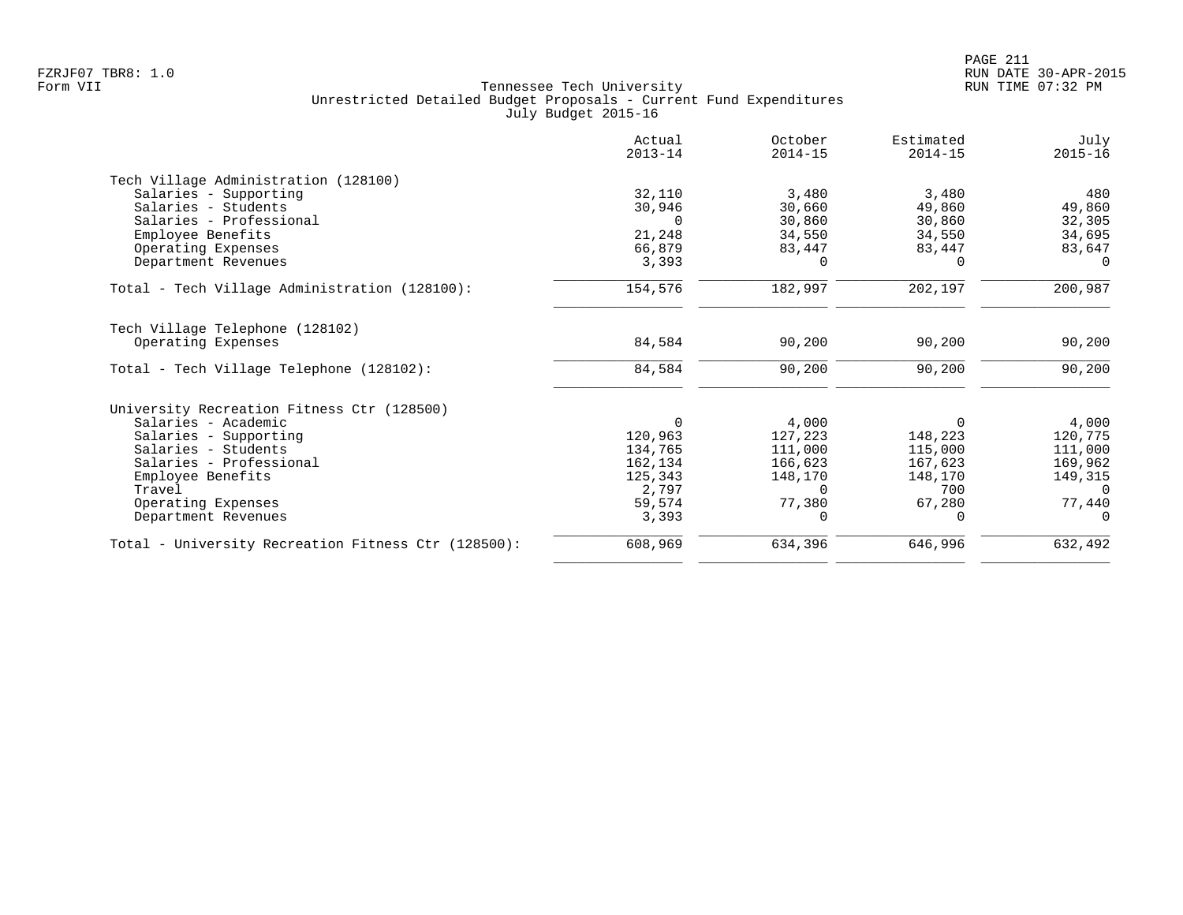Tennessee Tech University
Unrestricted Detailed Budget Proposals - Current Fund Expenditures
July Budget 2015-16

Form VII

| | Actual 2013-14 | October 2014-15 | Estimated 2014-15 | July 2015-16 |
|---|---|---|---|---|
| **Tech Village Administration (128100)** | | | | |
| Salaries - Supporting | 32,110 | 3,480 | 3,480 | 480 |
| Salaries - Students | 30,946 | 30,660 | 49,860 | 49,860 |
| Salaries - Professional | 0 | 30,860 | 30,860 | 32,305 |
| Employee Benefits | 21,248 | 34,550 | 34,550 | 34,695 |
| Operating Expenses | 66,879 | 83,447 | 83,447 | 83,647 |
| Department Revenues | 3,393 | 0 | 0 | 0 |
| Total - Tech Village Administration (128100): | 154,576 | 182,997 | 202,197 | 200,987 |
| **Tech Village Telephone (128102)** | | | | |
| Operating Expenses | 84,584 | 90,200 | 90,200 | 90,200 |
| Total - Tech Village Telephone (128102): | 84,584 | 90,200 | 90,200 | 90,200 |
| **University Recreation Fitness Ctr (128500)** | | | | |
| Salaries - Academic | 0 | 4,000 | 0 | 4,000 |
| Salaries - Supporting | 120,963 | 127,223 | 148,223 | 120,775 |
| Salaries - Students | 134,765 | 111,000 | 115,000 | 111,000 |
| Salaries - Professional | 162,134 | 166,623 | 167,623 | 169,962 |
| Employee Benefits | 125,343 | 148,170 | 148,170 | 149,315 |
| Travel | 2,797 | 0 | 700 | 0 |
| Operating Expenses | 59,574 | 77,380 | 67,280 | 77,440 |
| Department Revenues | 3,393 | 0 | 0 | 0 |
| Total - University Recreation Fitness Ctr (128500): | 608,969 | 634,396 | 646,996 | 632,492 |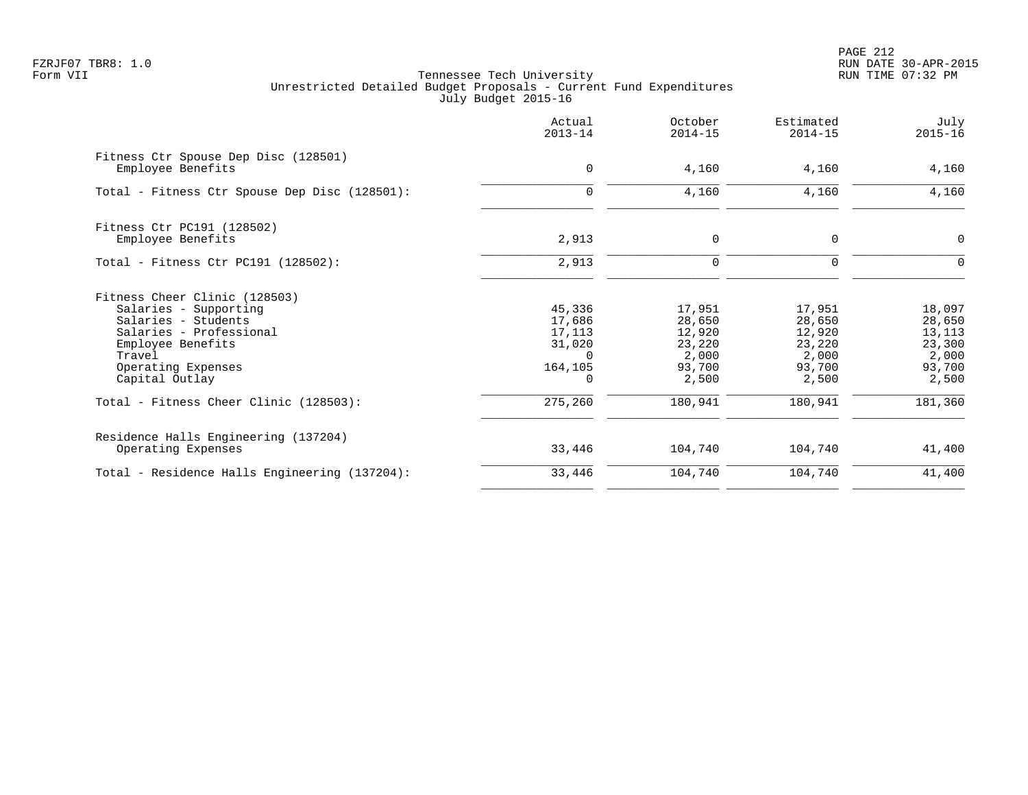FZRJF07 TBR8: 1.0
Form VII

Tennessee Tech University
Unrestricted Detailed Budget Proposals - Current Fund Expenditures
July Budget 2015-16

| | Actual 2013-14 | October 2014-15 | Estimated 2014-15 | July 2015-16 |
|---|---|---|---|---|
| **Fitness Ctr Spouse Dep Disc (128501)** | | | | |
| Employee Benefits | 0 | 4,160 | 4,160 | 4,160 |
| Total - Fitness Ctr Spouse Dep Disc (128501): | 0 | 4,160 | 4,160 | 4,160 |
| **Fitness Ctr PC191 (128502)** | | | | |
| Employee Benefits | 2,913 | 0 | 0 | 0 |
| Total - Fitness Ctr PC191 (128502): | 2,913 | 0 | 0 | 0 |
| **Fitness Cheer Clinic (128503)** | | | | |
| Salaries - Supporting | 45,336 | 17,951 | 17,951 | 18,097 |
| Salaries - Students | 17,686 | 28,650 | 28,650 | 28,650 |
| Salaries - Professional | 17,113 | 12,920 | 12,920 | 13,113 |
| Employee Benefits | 31,020 | 23,220 | 23,220 | 23,300 |
| Travel | 0 | 2,000 | 2,000 | 2,000 |
| Operating Expenses | 164,105 | 93,700 | 93,700 | 93,700 |
| Capital Outlay | 0 | 2,500 | 2,500 | 2,500 |
| Total - Fitness Cheer Clinic (128503): | 275,260 | 180,941 | 180,941 | 181,360 |
| **Residence Halls Engineering (137204)** | | | | |
| Operating Expenses | 33,446 | 104,740 | 104,740 | 41,400 |
| Total - Residence Halls Engineering (137204): | 33,446 | 104,740 | 104,740 | 41,400 |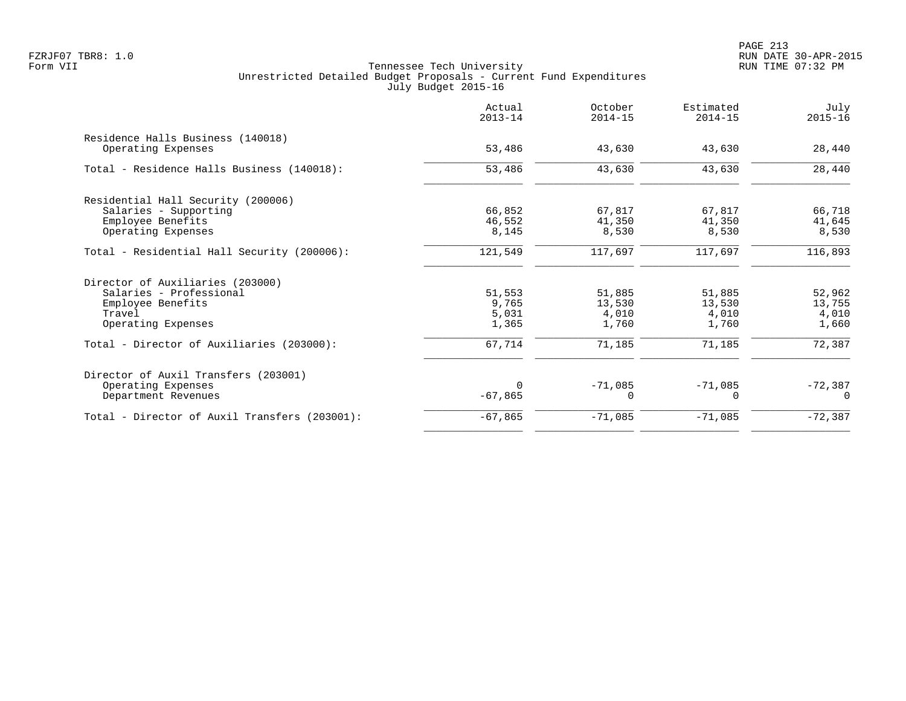Tennessee Tech University
Unrestricted Detailed Budget Proposals - Current Fund Expenditures
July Budget 2015-16

| | Actual 2013-14 | October 2014-15 | Estimated 2014-15 | July 2015-16 |
|---|---|---|---|---|
| **Residence Halls Business (140018)** | | | | |
| Operating Expenses | 53,486 | 43,630 | 43,630 | 28,440 |
| Total - Residence Halls Business (140018): | 53,486 | 43,630 | 43,630 | 28,440 |
| **Residential Hall Security (200006)** | | | | |
| Salaries - Supporting | 66,852 | 67,817 | 67,817 | 66,718 |
| Employee Benefits | 46,552 | 41,350 | 41,350 | 41,645 |
| Operating Expenses | 8,145 | 8,530 | 8,530 | 8,530 |
| Total - Residential Hall Security (200006): | 121,549 | 117,697 | 117,697 | 116,893 |
| **Director of Auxiliaries (203000)** | | | | |
| Salaries - Professional | 51,553 | 51,885 | 51,885 | 52,962 |
| Employee Benefits | 9,765 | 13,530 | 13,530 | 13,755 |
| Travel | 5,031 | 4,010 | 4,010 | 4,010 |
| Operating Expenses | 1,365 | 1,760 | 1,760 | 1,660 |
| Total - Director of Auxiliaries (203000): | 67,714 | 71,185 | 71,185 | 72,387 |
| **Director of Auxil Transfers (203001)** | | | | |
| Operating Expenses | 0 | -71,085 | -71,085 | -72,387 |
| Department Revenues | -67,865 | 0 | 0 | 0 |
| Total - Director of Auxil Transfers (203001): | -67,865 | -71,085 | -71,085 | -72,387 |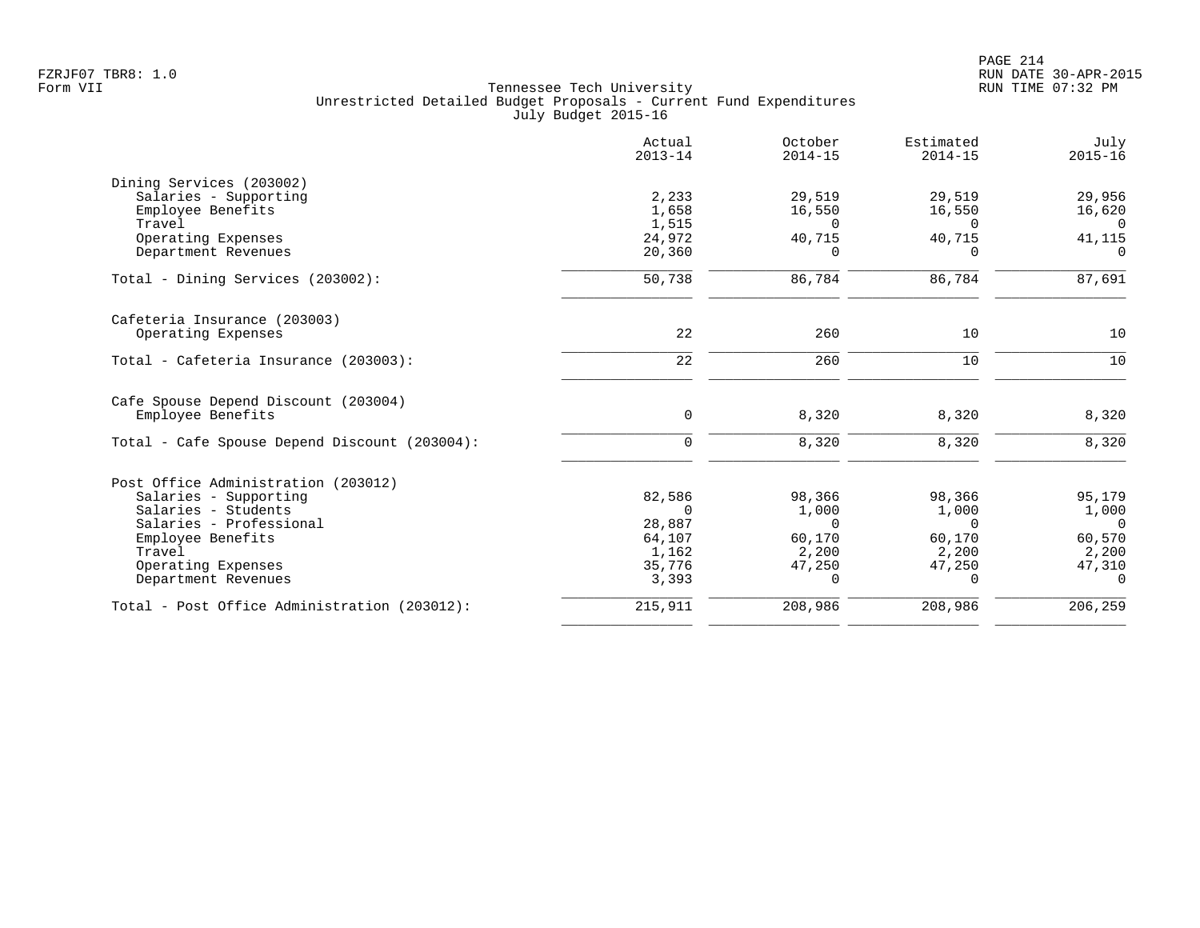Tennessee Tech University
Unrestricted Detailed Budget Proposals - Current Fund Expenditures
July Budget 2015-16

| | Actual 2013-14 | October 2014-15 | Estimated 2014-15 | July 2015-16 |
|---|---|---|---|---|
| **Dining Services (203002)** | | | | |
| Salaries - Supporting | 2,233 | 29,519 | 29,519 | 29,956 |
| Employee Benefits | 1,658 | 16,550 | 16,550 | 16,620 |
| Travel | 1,515 | 0 | 0 | 0 |
| Operating Expenses | 24,972 | 40,715 | 40,715 | 41,115 |
| Department Revenues | 20,360 | 0 | 0 | 0 |
| Total - Dining Services (203002): | 50,738 | 86,784 | 86,784 | 87,691 |
| **Cafeteria Insurance (203003)** | | | | |
| Operating Expenses | 22 | 260 | 10 | 10 |
| Total - Cafeteria Insurance (203003): | 22 | 260 | 10 | 10 |
| **Cafe Spouse Depend Discount (203004)** | | | | |
| Employee Benefits | 0 | 8,320 | 8,320 | 8,320 |
| Total - Cafe Spouse Depend Discount (203004): | 0 | 8,320 | 8,320 | 8,320 |
| **Post Office Administration (203012)** | | | | |
| Salaries - Supporting | 82,586 | 98,366 | 98,366 | 95,179 |
| Salaries - Students | 0 | 1,000 | 1,000 | 1,000 |
| Salaries - Professional | 28,887 | 0 | 0 | 0 |
| Employee Benefits | 64,107 | 60,170 | 60,170 | 60,570 |
| Travel | 1,162 | 2,200 | 2,200 | 2,200 |
| Operating Expenses | 35,776 | 47,250 | 47,250 | 47,310 |
| Department Revenues | 3,393 | 0 | 0 | 0 |
| Total - Post Office Administration (203012): | 215,911 | 208,986 | 208,986 | 206,259 |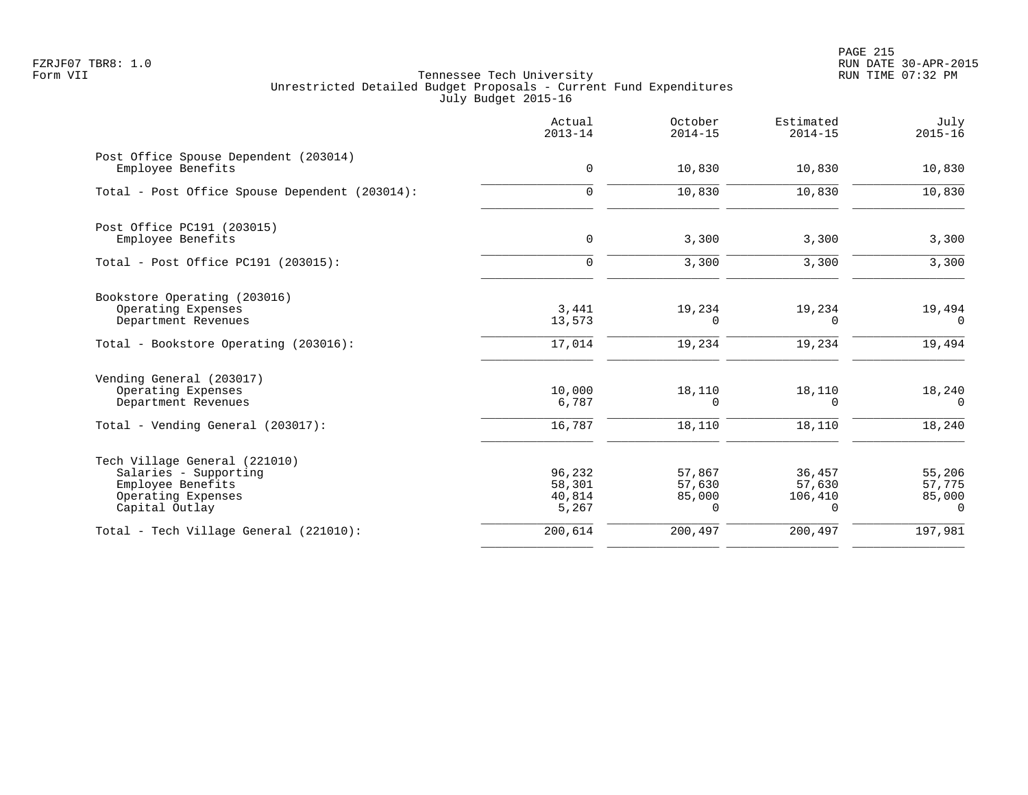Tennessee Tech University
Unrestricted Detailed Budget Proposals - Current Fund Expenditures
July Budget 2015-16

FZRJF07 TBR8: 1.0
Form VII

RUN DATE 30-APR-2015
RUN TIME 07:32 PM

| | Actual 2013-14 | October 2014-15 | Estimated 2014-15 | July 2015-16 |
|---|---|---|---|---|
| Post Office Spouse Dependent (203014) | | | | |
| Employee Benefits | 0 | 10,830 | 10,830 | 10,830 |
| Total - Post Office Spouse Dependent (203014): | 0 | 10,830 | 10,830 | 10,830 |
| Post Office PC191 (203015) | | | | |
| Employee Benefits | 0 | 3,300 | 3,300 | 3,300 |
| Total - Post Office PC191 (203015): | 0 | 3,300 | 3,300 | 3,300 |
| Bookstore Operating (203016) | | | | |
| Operating Expenses | 3,441 | 19,234 | 19,234 | 19,494 |
| Department Revenues | 13,573 | 0 | 0 | 0 |
| Total - Bookstore Operating (203016): | 17,014 | 19,234 | 19,234 | 19,494 |
| Vending General (203017) | | | | |
| Operating Expenses | 10,000 | 18,110 | 18,110 | 18,240 |
| Department Revenues | 6,787 | 0 | 0 | 0 |
| Total - Vending General (203017): | 16,787 | 18,110 | 18,110 | 18,240 |
| Tech Village General (221010) | | | | |
| Salaries - Supporting | 96,232 | 57,867 | 36,457 | 55,206 |
| Employee Benefits | 58,301 | 57,630 | 57,630 | 57,775 |
| Operating Expenses | 40,814 | 85,000 | 106,410 | 85,000 |
| Capital Outlay | 5,267 | 0 | 0 | 0 |
| Total - Tech Village General (221010): | 200,614 | 200,497 | 200,497 | 197,981 |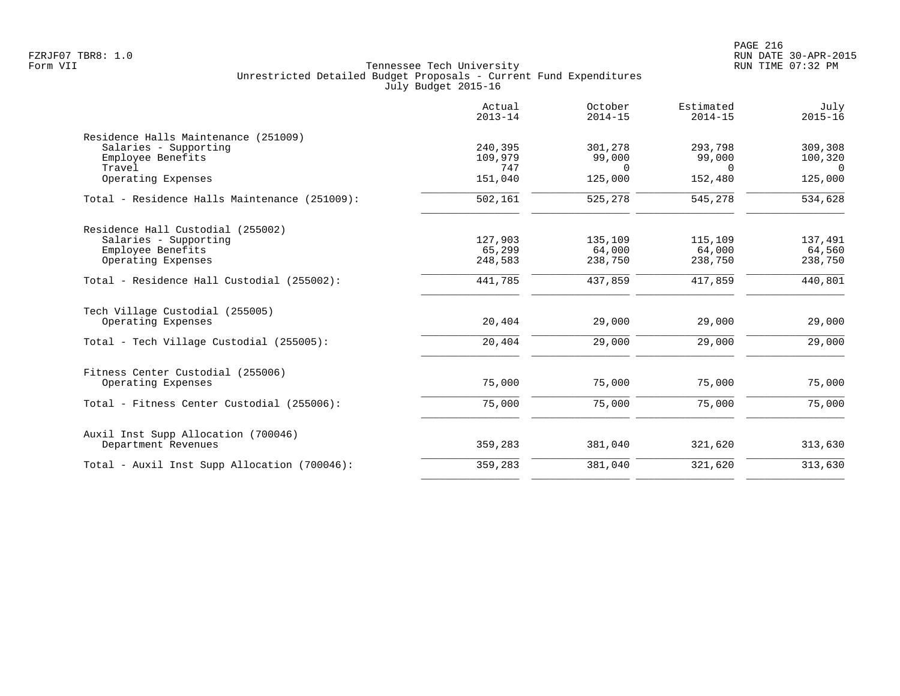Tennessee Tech University
Unrestricted Detailed Budget Proposals - Current Fund Expenditures
July Budget 2015-16

| | Actual 2013-14 | October 2014-15 | Estimated 2014-15 | July 2015-16 |
|---|---|---|---|---|
| **Residence Halls Maintenance (251009)** | | | | |
| Salaries - Supporting | 240,395 | 301,278 | 293,798 | 309,308 |
| Employee Benefits | 109,979 | 99,000 | 99,000 | 100,320 |
| Travel | 747 | 0 | 0 | 0 |
| Operating Expenses | 151,040 | 125,000 | 152,480 | 125,000 |
| Total - Residence Halls Maintenance (251009): | 502,161 | 525,278 | 545,278 | 534,628 |
| **Residence Hall Custodial (255002)** | | | | |
| Salaries - Supporting | 127,903 | 135,109 | 115,109 | 137,491 |
| Employee Benefits | 65,299 | 64,000 | 64,000 | 64,560 |
| Operating Expenses | 248,583 | 238,750 | 238,750 | 238,750 |
| Total - Residence Hall Custodial (255002): | 441,785 | 437,859 | 417,859 | 440,801 |
| **Tech Village Custodial (255005)** | | | | |
| Operating Expenses | 20,404 | 29,000 | 29,000 | 29,000 |
| Total - Tech Village Custodial (255005): | 20,404 | 29,000 | 29,000 | 29,000 |
| **Fitness Center Custodial (255006)** | | | | |
| Operating Expenses | 75,000 | 75,000 | 75,000 | 75,000 |
| Total - Fitness Center Custodial (255006): | 75,000 | 75,000 | 75,000 | 75,000 |
| **Auxil Inst Supp Allocation (700046)** | | | | |
| Department Revenues | 359,283 | 381,040 | 321,620 | 313,630 |
| Total - Auxil Inst Supp Allocation (700046): | 359,283 | 381,040 | 321,620 | 313,630 |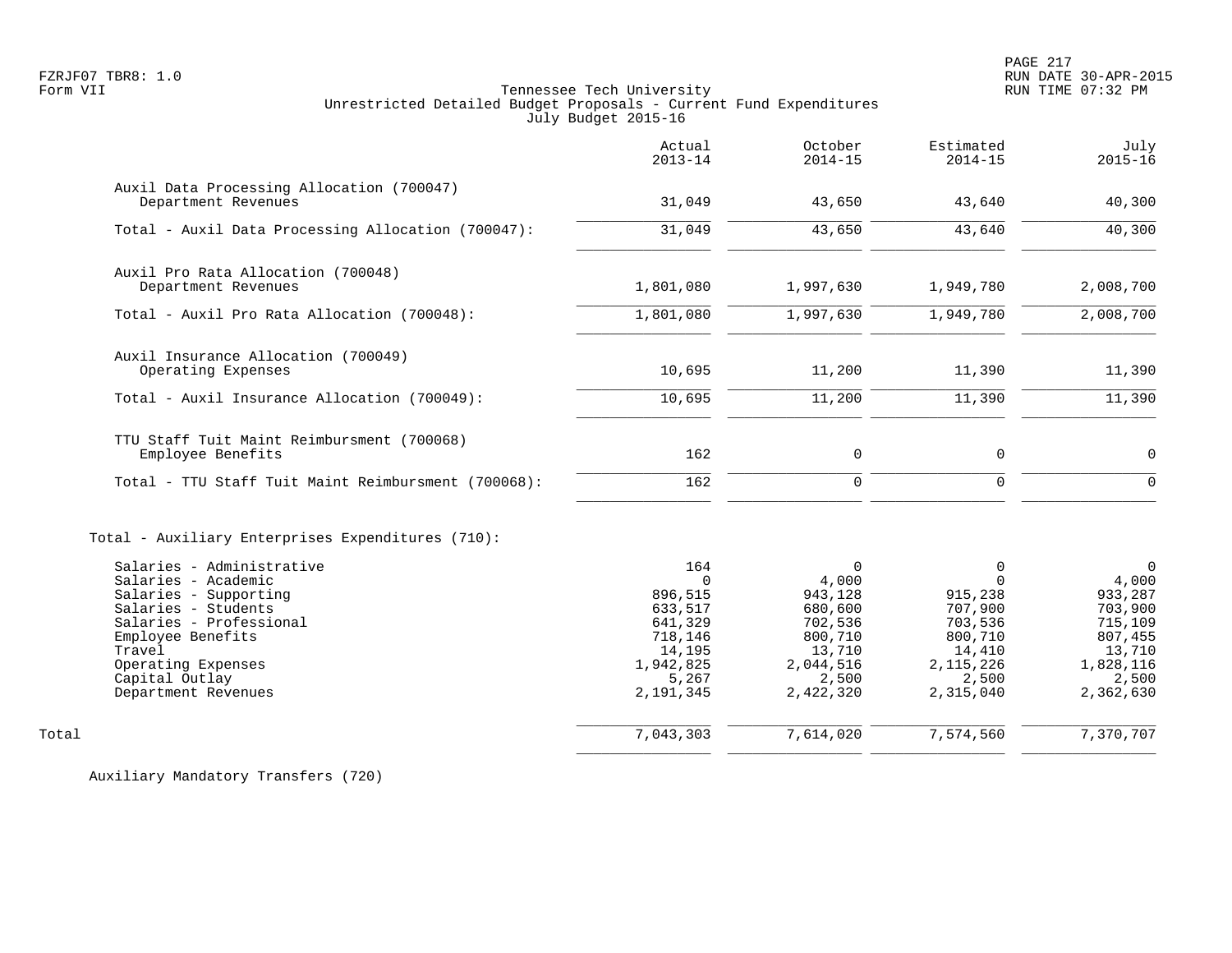Tennessee Tech University
Unrestricted Detailed Budget Proposals - Current Fund Expenditures
July Budget 2015-16

| | Actual 2013-14 | October 2014-15 | Estimated 2014-15 | July 2015-16 |
|---|---|---|---|---|
| **Auxil Data Processing Allocation (700047)** | | | | |
| Department Revenues | 31,049 | 43,650 | 43,640 | 40,300 |
| Total - Auxil Data Processing Allocation (700047): | 31,049 | 43,650 | 43,640 | 40,300 |
| **Auxil Pro Rata Allocation (700048)** | | | | |
| Department Revenues | 1,801,080 | 1,997,630 | 1,949,780 | 2,008,700 |
| Total - Auxil Pro Rata Allocation (700048): | 1,801,080 | 1,997,630 | 1,949,780 | 2,008,700 |
| **Auxil Insurance Allocation (700049)** | | | | |
| Operating Expenses | 10,695 | 11,200 | 11,390 | 11,390 |
| Total - Auxil Insurance Allocation (700049): | 10,695 | 11,200 | 11,390 | 11,390 |
| **TTU Staff Tuit Maint Reimbursment (700068)** | | | | |
| Employee Benefits | 162 | 0 | 0 | 0 |
| Total - TTU Staff Tuit Maint Reimbursment (700068): | 162 | 0 | 0 | 0 |
| **Total - Auxiliary Enterprises Expenditures (710):** | | | | |
| Salaries - Administrative | 164 | 0 | 0 | 0 |
| Salaries - Academic | 0 | 4,000 | 0 | 4,000 |
| Salaries - Supporting | 896,515 | 943,128 | 915,238 | 933,287 |
| Salaries - Students | 633,517 | 680,600 | 707,900 | 703,900 |
| Salaries - Professional | 641,329 | 702,536 | 703,536 | 715,109 |
| Employee Benefits | 718,146 | 800,710 | 800,710 | 807,455 |
| Travel | 14,195 | 13,710 | 14,410 | 13,710 |
| Operating Expenses | 1,942,825 | 2,044,516 | 2,115,226 | 1,828,116 |
| Capital Outlay | 5,267 | 2,500 | 2,500 | 2,500 |
| Department Revenues | 2,191,345 | 2,422,320 | 2,315,040 | 2,362,630 |
| **Total** | 7,043,303 | 7,614,020 | 7,574,560 | 7,370,707 |

Auxiliary Mandatory Transfers (720)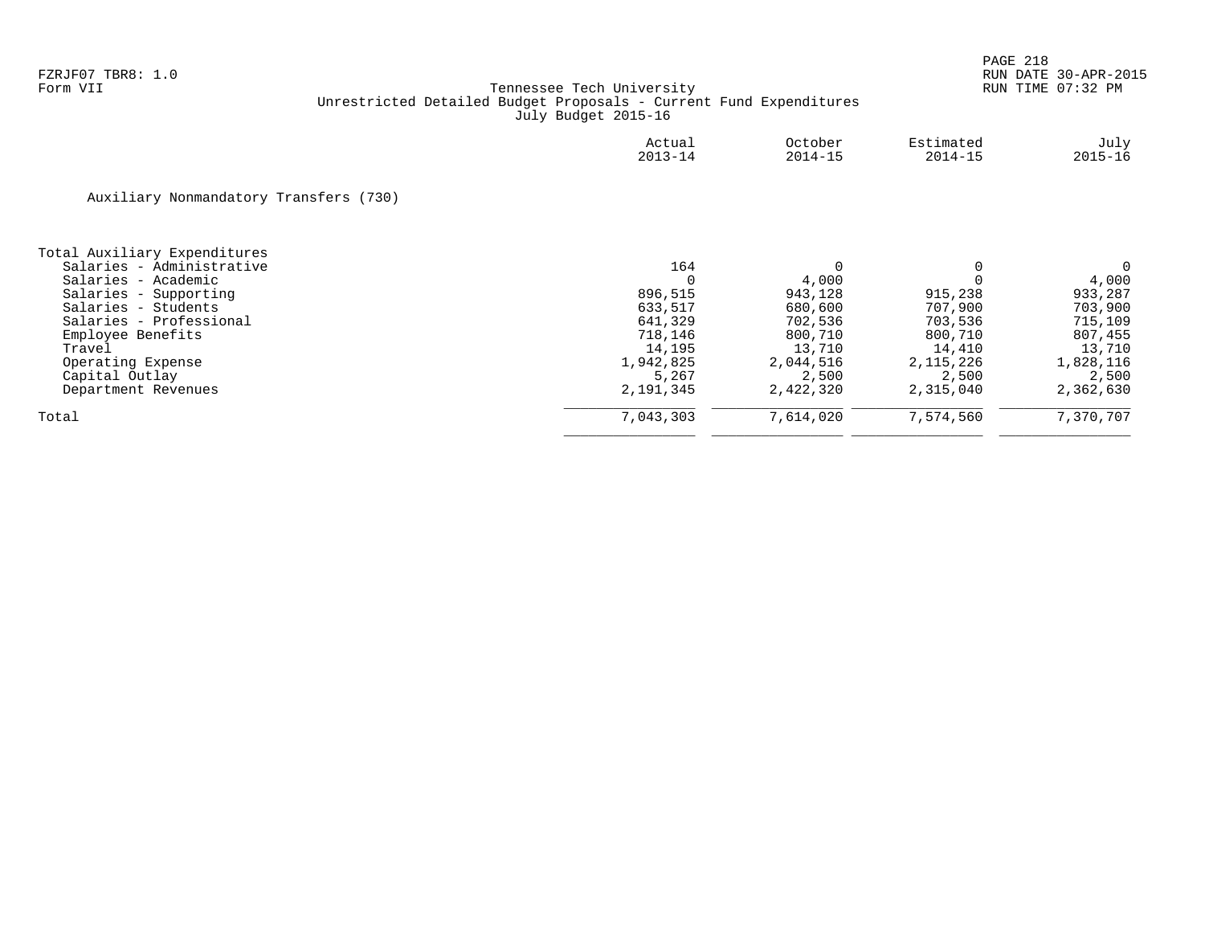Tennessee Tech University
Unrestricted Detailed Budget Proposals - Current Fund Expenditures
July Budget 2015-16

Auxiliary Nonmandatory Transfers (730)

| | Actual 2013-14 | October 2014-15 | Estimated 2014-15 | July 2015-16 |
|---|---|---|---|---|
| Total Auxiliary Expenditures | | | | |
| Salaries - Administrative | 164 | 0 | 0 | 0 |
| Salaries - Academic | 0 | 4,000 | 0 | 4,000 |
| Salaries - Supporting | 896,515 | 943,128 | 915,238 | 933,287 |
| Salaries - Students | 633,517 | 680,600 | 707,900 | 703,900 |
| Salaries - Professional | 641,329 | 702,536 | 703,536 | 715,109 |
| Employee Benefits | 718,146 | 800,710 | 800,710 | 807,455 |
| Travel | 14,195 | 13,710 | 14,410 | 13,710 |
| Operating Expense | 1,942,825 | 2,044,516 | 2,115,226 | 1,828,116 |
| Capital Outlay | 5,267 | 2,500 | 2,500 | 2,500 |
| Department Revenues | 2,191,345 | 2,422,320 | 2,315,040 | 2,362,630 |
| Total | 7,043,303 | 7,614,020 | 7,574,560 | 7,370,707 |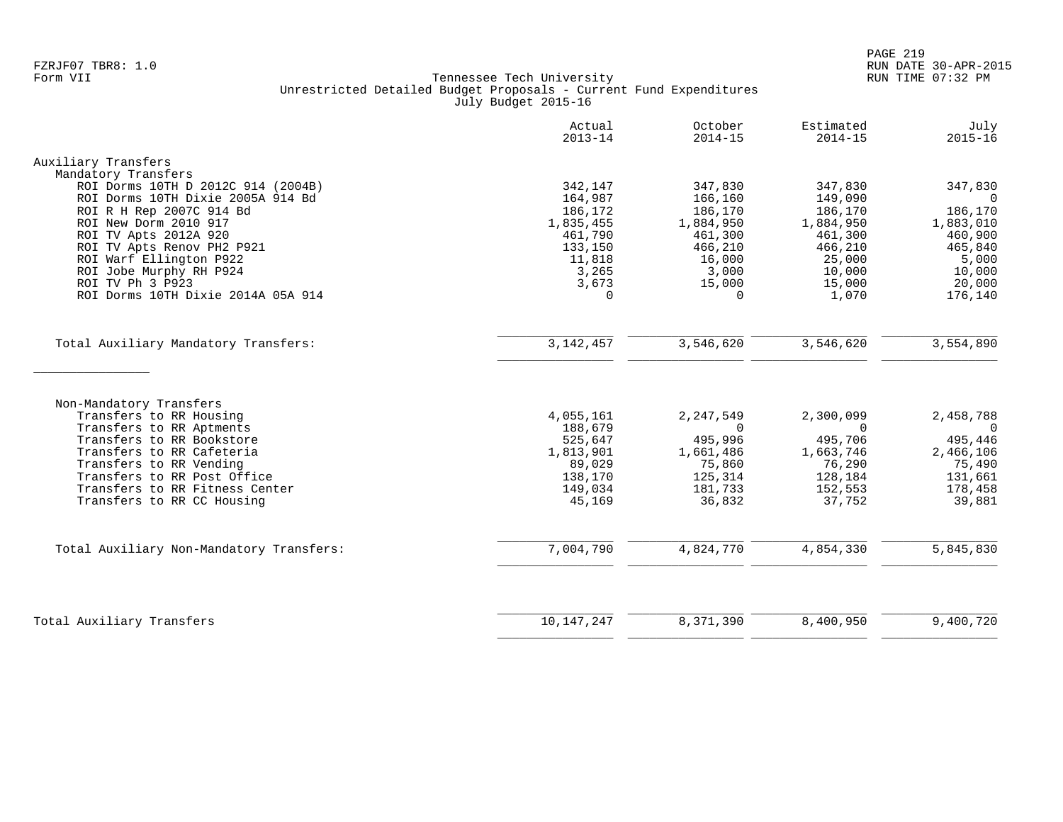Tennessee Tech University
Unrestricted Detailed Budget Proposals - Current Fund Expenditures
July Budget 2015-16

| | Actual 2013-14 | October 2014-15 | Estimated 2014-15 | July 2015-16 |
|---|---|---|---|---|
| **Auxiliary Transfers** | | | | |
| Mandatory Transfers | | | | |
| ROI Dorms 10TH D 2012C 914 (2004B) | 342,147 | 347,830 | 347,830 | 347,830 |
| ROI Dorms 10TH Dixie 2005A 914 Bd | 164,987 | 166,160 | 149,090 | 0 |
| ROI R H Rep 2007C 914 Bd | 186,172 | 186,170 | 186,170 | 186,170 |
| ROI New Dorm 2010 917 | 1,835,455 | 1,884,950 | 1,884,950 | 1,883,010 |
| ROI TV Apts 2012A 920 | 461,790 | 461,300 | 461,300 | 460,900 |
| ROI TV Apts Renov PH2 P921 | 133,150 | 466,210 | 466,210 | 465,840 |
| ROI Warf Ellington P922 | 11,818 | 16,000 | 25,000 | 5,000 |
| ROI Jobe Murphy RH P924 | 3,265 | 3,000 | 10,000 | 10,000 |
| ROI TV Ph 3 P923 | 3,673 | 15,000 | 15,000 | 20,000 |
| ROI Dorms 10TH Dixie 2014A 05A 914 | 0 | 0 | 1,070 | 176,140 |
| Total Auxiliary Mandatory Transfers: | 3,142,457 | 3,546,620 | 3,546,620 | 3,554,890 |
| Non-Mandatory Transfers | | | | |
| Transfers to RR Housing | 4,055,161 | 2,247,549 | 2,300,099 | 2,458,788 |
| Transfers to RR Aptments | 188,679 | 0 | 0 | 0 |
| Transfers to RR Bookstore | 525,647 | 495,996 | 495,706 | 495,446 |
| Transfers to RR Cafeteria | 1,813,901 | 1,661,486 | 1,663,746 | 2,466,106 |
| Transfers to RR Vending | 89,029 | 75,860 | 76,290 | 75,490 |
| Transfers to RR Post Office | 138,170 | 125,314 | 128,184 | 131,661 |
| Transfers to RR Fitness Center | 149,034 | 181,733 | 152,553 | 178,458 |
| Transfers to RR CC Housing | 45,169 | 36,832 | 37,752 | 39,881 |
| Total Auxiliary Non-Mandatory Transfers: | 7,004,790 | 4,824,770 | 4,854,330 | 5,845,830 |
| **Total Auxiliary Transfers** | 10,147,247 | 8,371,390 | 8,400,950 | 9,400,720 |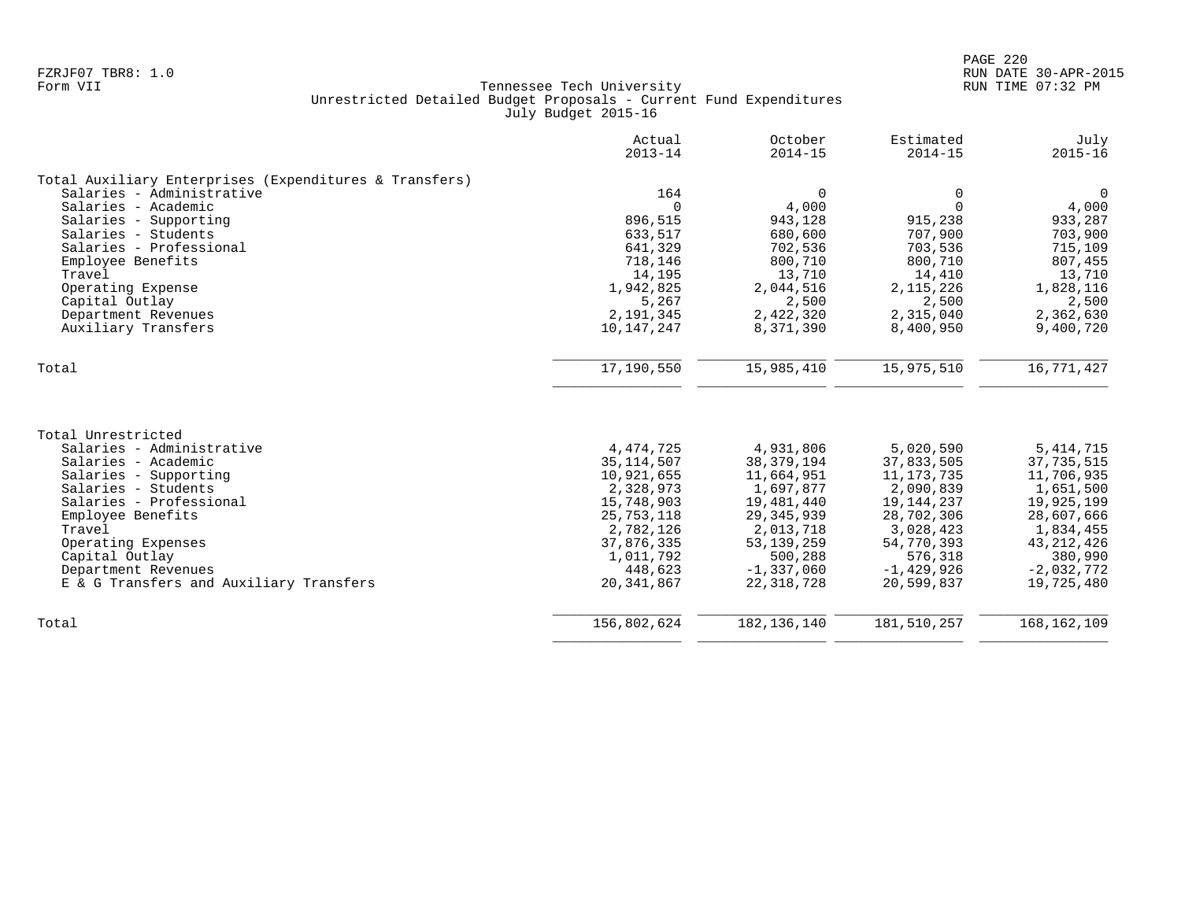FZRJF07 TBR8: 1.0
Form VII

Tennessee Tech University
Unrestricted Detailed Budget Proposals - Current Fund Expenditures
July Budget 2015-16

RUN DATE 30-APR-2015
RUN TIME 07:32 PM

| | Actual 2013-14 | October 2014-15 | Estimated 2014-15 | July 2015-16 |
|---|---|---|---|---|
| **Total Auxiliary Enterprises (Expenditures & Transfers)** | | | | |
| Salaries - Administrative | 164 | 0 | 0 | 0 |
| Salaries - Academic | 0 | 4,000 | 0 | 4,000 |
| Salaries - Supporting | 896,515 | 943,128 | 915,238 | 933,287 |
| Salaries - Students | 633,517 | 680,600 | 707,900 | 703,900 |
| Salaries - Professional | 641,329 | 702,536 | 703,536 | 715,109 |
| Employee Benefits | 718,146 | 800,710 | 800,710 | 807,455 |
| Travel | 14,195 | 13,710 | 14,410 | 13,710 |
| Operating Expense | 1,942,825 | 2,044,516 | 2,115,226 | 1,828,116 |
| Capital Outlay | 5,267 | 2,500 | 2,500 | 2,500 |
| Department Revenues | 2,191,345 | 2,422,320 | 2,315,040 | 2,362,630 |
| Auxiliary Transfers | 10,147,247 | 8,371,390 | 8,400,950 | 9,400,720 |
| Total | 17,190,550 | 15,985,410 | 15,975,510 | 16,771,427 |
| **Total Unrestricted** | | | | |
| Salaries - Administrative | 4,474,725 | 4,931,806 | 5,020,590 | 5,414,715 |
| Salaries - Academic | 35,114,507 | 38,379,194 | 37,833,505 | 37,735,515 |
| Salaries - Supporting | 10,921,655 | 11,664,951 | 11,173,735 | 11,706,935 |
| Salaries - Students | 2,328,973 | 1,697,877 | 2,090,839 | 1,651,500 |
| Salaries - Professional | 15,748,903 | 19,481,440 | 19,144,237 | 19,925,199 |
| Employee Benefits | 25,753,118 | 29,345,939 | 28,702,306 | 28,607,666 |
| Travel | 2,782,126 | 2,013,718 | 3,028,423 | 1,834,455 |
| Operating Expenses | 37,876,335 | 53,139,259 | 54,770,393 | 43,212,426 |
| Capital Outlay | 1,011,792 | 500,288 | 576,318 | 380,990 |
| Department Revenues | 448,623 | -1,337,060 | -1,429,926 | -2,032,772 |
| E & G Transfers and Auxiliary Transfers | 20,341,867 | 22,318,728 | 20,599,837 | 19,725,480 |
| Total | 156,802,624 | 182,136,140 | 181,510,257 | 168,162,109 |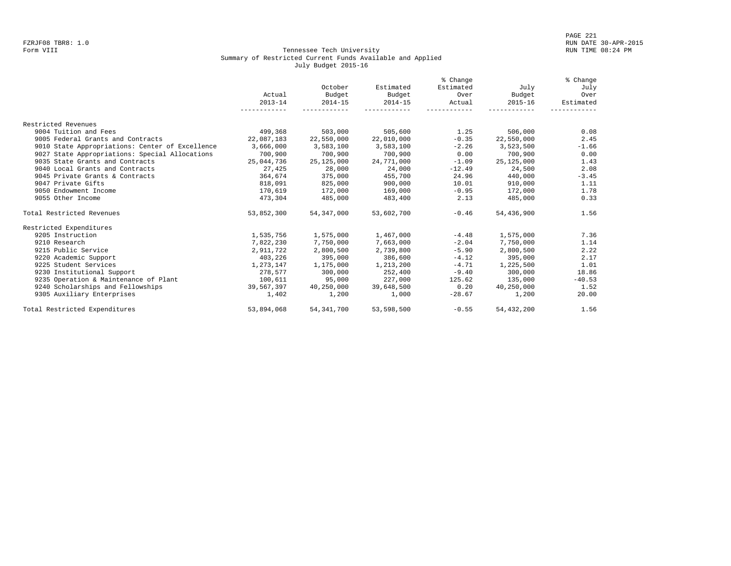Form VIII

# Tennessee Tech University
## Summary of Restricted Current Funds Available and Applied
### July Budget 2015-16

| | Actual 2013-14 | October Budget 2014-15 | Estimated Budget 2014-15 | % Change Estimated Over Actual | July Budget 2015-16 | % Change July Over Estimated |
|---|---|---|---|---|---|---|
| **Restricted Revenues** | | | | | | |
| 9004 Tuition and Fees | 499,368 | 503,000 | 505,600 | 1.25 | 506,000 | 0.08 |
| 9005 Federal Grants and Contracts | 22,087,183 | 22,550,000 | 22,010,000 | -0.35 | 22,550,000 | 2.45 |
| 9010 State Appropriations: Center of Excellence | 3,666,000 | 3,583,100 | 3,583,100 | -2.26 | 3,523,500 | -1.66 |
| 9027 State Appropriations: Special Allocations | 700,900 | 700,900 | 700,900 | 0.00 | 700,900 | 0.00 |
| 9035 State Grants and Contracts | 25,044,736 | 25,125,000 | 24,771,000 | -1.09 | 25,125,000 | 1.43 |
| 9040 Local Grants and Contracts | 27,425 | 28,000 | 24,000 | -12.49 | 24,500 | 2.08 |
| 9045 Private Grants & Contracts | 364,674 | 375,000 | 455,700 | 24.96 | 440,000 | -3.45 |
| 9047 Private Gifts | 818,091 | 825,000 | 900,000 | 10.01 | 910,000 | 1.11 |
| 9050 Endowment Income | 170,619 | 172,000 | 169,000 | -0.95 | 172,000 | 1.78 |
| 9055 Other Income | 473,304 | 485,000 | 483,400 | 2.13 | 485,000 | 0.33 |
| Total Restricted Revenues | 53,852,300 | 54,347,000 | 53,602,700 | -0.46 | 54,436,900 | 1.56 |
| **Restricted Expenditures** | | | | | | |
| 9205 Instruction | 1,535,756 | 1,575,000 | 1,467,000 | -4.48 | 1,575,000 | 7.36 |
| 9210 Research | 7,822,230 | 7,750,000 | 7,663,000 | -2.04 | 7,750,000 | 1.14 |
| 9215 Public Service | 2,911,722 | 2,800,500 | 2,739,800 | -5.90 | 2,800,500 | 2.22 |
| 9220 Academic Support | 403,226 | 395,000 | 386,600 | -4.12 | 395,000 | 2.17 |
| 9225 Student Services | 1,273,147 | 1,175,000 | 1,213,200 | -4.71 | 1,225,500 | 1.01 |
| 9230 Institutional Support | 278,577 | 300,000 | 252,400 | -9.40 | 300,000 | 18.86 |
| 9235 Operation & Maintenance of Plant | 100,611 | 95,000 | 227,000 | 125.62 | 135,000 | -40.53 |
| 9240 Scholarships and Fellowships | 39,567,397 | 40,250,000 | 39,648,500 | 0.20 | 40,250,000 | 1.52 |
| 9305 Auxiliary Enterprises | 1,402 | 1,200 | 1,000 | -28.67 | 1,200 | 20.00 |
| Total Restricted Expenditures | 53,894,068 | 54,341,700 | 53,598,500 | -0.55 | 54,432,200 | 1.56 |